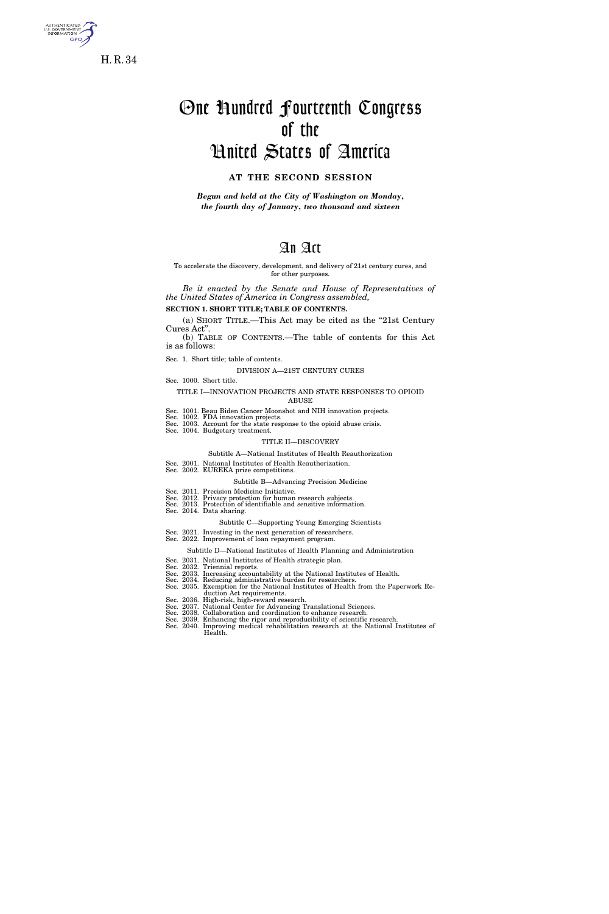H. R. 34

# One Hundred Fourteenth Congress of the United States of America

**AT THE SECOND SESSION**

***Begun and held at the City of Washington on Monday, the fourth day of January, two thousand and sixteen***

# An Act

To accelerate the discovery, development, and delivery of 21st century cures, and for other purposes.

*Be it enacted by the Senate and House of Representatives of the United States of America in Congress assembled,*

**SECTION 1. SHORT TITLE; TABLE OF CONTENTS.**

(a) SHORT TITLE.—This Act may be cited as the "21st Century Cures Act".

(b) TABLE OF CONTENTS.—The table of contents for this Act is as follows:

Sec. 1. Short title; table of contents.

DIVISION A—21ST CENTURY CURES

Sec. 1000. Short title.

TITLE I—INNOVATION PROJECTS AND STATE RESPONSES TO OPIOID ABUSE

Sec. 1001. Beau Biden Cancer Moonshot and NIH innovation projects.
Sec. 1002. FDA innovation projects.
Sec. 1003. Account for the state response to the opioid abuse crisis.
Sec. 1004. Budgetary treatment.

TITLE II—DISCOVERY

Subtitle A—National Institutes of Health Reauthorization

Sec. 2001. National Institutes of Health Reauthorization.
Sec. 2002. EUREKA prize competitions.

Subtitle B—Advancing Precision Medicine

Sec. 2011. Precision Medicine Initiative.
Sec. 2012. Privacy protection for human research subjects.
Sec. 2013. Protection of identifiable and sensitive information.
Sec. 2014. Data sharing.

Subtitle C—Supporting Young Emerging Scientists

Sec. 2021. Investing in the next generation of researchers.
Sec. 2022. Improvement of loan repayment program.

Subtitle D—National Institutes of Health Planning and Administration

Sec. 2031. National Institutes of Health strategic plan.
Sec. 2032. Triennial reports.
Sec. 2033. Increasing accountability at the National Institutes of Health.
Sec. 2034. Reducing administrative burden for researchers.
Sec. 2035. Exemption for the National Institutes of Health from the Paperwork Reduction Act requirements.
Sec. 2036. High-risk, high-reward research.
Sec. 2037. National Center for Advancing Translational Sciences.
Sec. 2038. Collaboration and coordination to enhance research.
Sec. 2039. Enhancing the rigor and reproducibility of scientific research.
Sec. 2040. Improving medical rehabilitation research at the National Institutes of Health.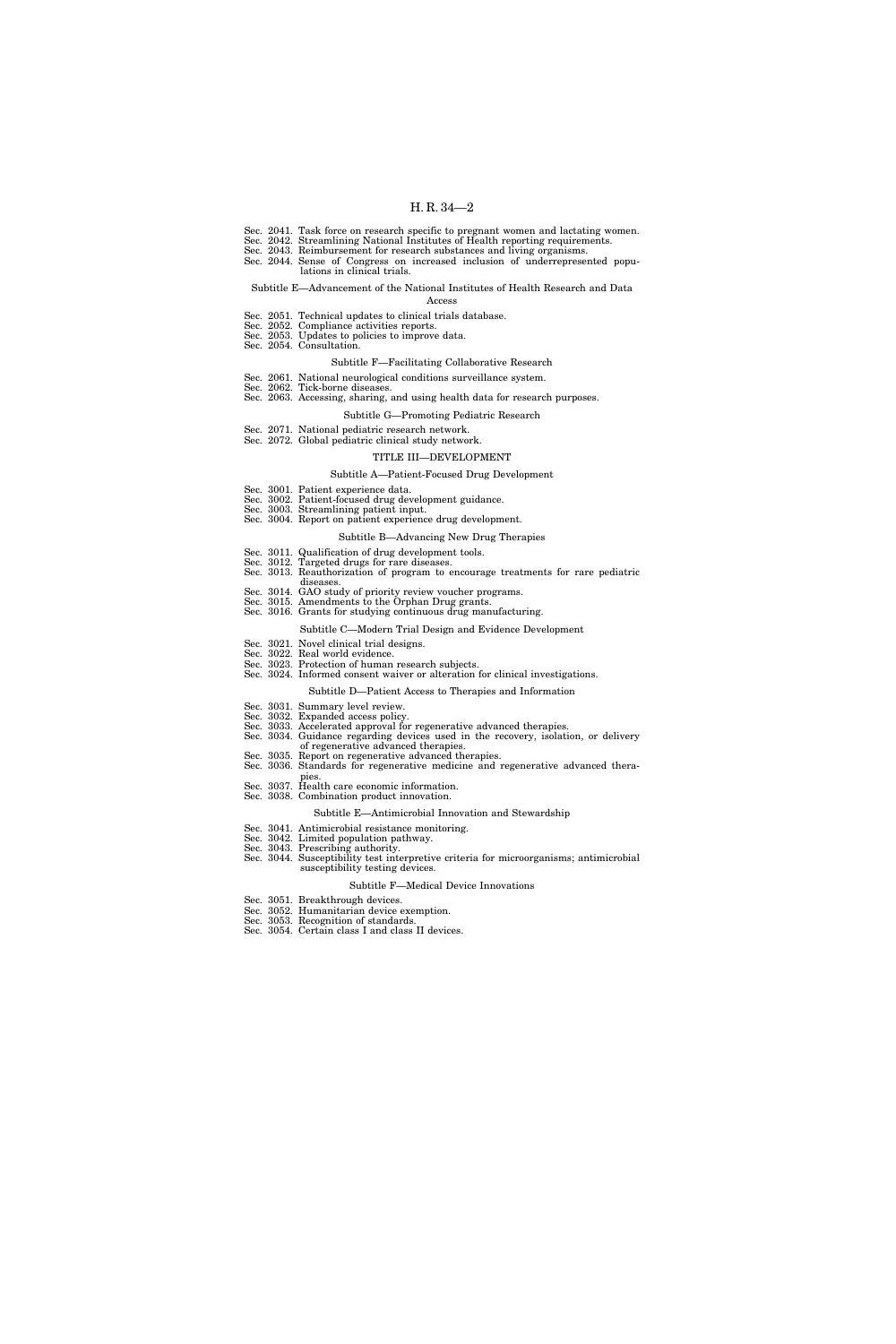Sec. 2041. Task force on research specific to pregnant women and lactating women.
Sec. 2042. Streamlining National Institutes of Health reporting requirements.
Sec. 2043. Reimbursement for research substances and living organisms.
Sec. 2044. Sense of Congress on increased inclusion of underrepresented populations in clinical trials.

Subtitle E—Advancement of the National Institutes of Health Research and Data Access

Sec. 2051. Technical updates to clinical trials database.
Sec. 2052. Compliance activities reports.
Sec. 2053. Updates to policies to improve data.
Sec. 2054. Consultation.

Subtitle F—Facilitating Collaborative Research

Sec. 2061. National neurological conditions surveillance system.
Sec. 2062. Tick-borne diseases.
Sec. 2063. Accessing, sharing, and using health data for research purposes.

Subtitle G—Promoting Pediatric Research

Sec. 2071. National pediatric research network.
Sec. 2072. Global pediatric clinical study network.

TITLE III—DEVELOPMENT

Subtitle A—Patient-Focused Drug Development

Sec. 3001. Patient experience data.
Sec. 3002. Patient-focused drug development guidance.
Sec. 3003. Streamlining patient input.
Sec. 3004. Report on patient experience drug development.

Subtitle B—Advancing New Drug Therapies

Sec. 3011. Qualification of drug development tools.
Sec. 3012. Targeted drugs for rare diseases.
Sec. 3013. Reauthorization of program to encourage treatments for rare pediatric diseases.
Sec. 3014. GAO study of priority review voucher programs.
Sec. 3015. Amendments to the Orphan Drug grants.
Sec. 3016. Grants for studying continuous drug manufacturing.

Subtitle C—Modern Trial Design and Evidence Development

Sec. 3021. Novel clinical trial designs.
Sec. 3022. Real world evidence.
Sec. 3023. Protection of human research subjects.
Sec. 3024. Informed consent waiver or alteration for clinical investigations.

Subtitle D—Patient Access to Therapies and Information

Sec. 3031. Summary level review.
Sec. 3032. Expanded access policy.
Sec. 3033. Accelerated approval for regenerative advanced therapies.
Sec. 3034. Guidance regarding devices used in the recovery, isolation, or delivery of regenerative advanced therapies.
Sec. 3035. Report on regenerative advanced therapies.
Sec. 3036. Standards for regenerative medicine and regenerative advanced therapies.
Sec. 3037. Health care economic information.
Sec. 3038. Combination product innovation.

Subtitle E—Antimicrobial Innovation and Stewardship

Sec. 3041. Antimicrobial resistance monitoring.
Sec. 3042. Limited population pathway.
Sec. 3043. Prescribing authority.
Sec. 3044. Susceptibility test interpretive criteria for microorganisms; antimicrobial susceptibility testing devices.

Subtitle F—Medical Device Innovations

Sec. 3051. Breakthrough devices.
Sec. 3052. Humanitarian device exemption.
Sec. 3053. Recognition of standards.
Sec. 3054. Certain class I and class II devices.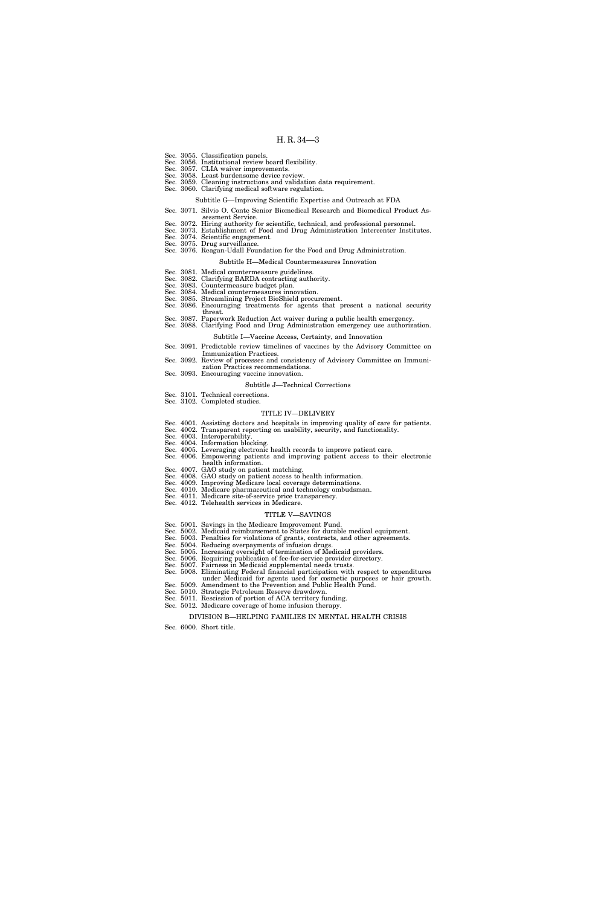Sec. 3055. Classification panels.
Sec. 3056. Institutional review board flexibility.
Sec. 3057. CLIA waiver improvements.
Sec. 3058. Least burdensome device review.
Sec. 3059. Cleaning instructions and validation data requirement.
Sec. 3060. Clarifying medical software regulation.

Subtitle G—Improving Scientific Expertise and Outreach at FDA

Sec. 3071. Silvio O. Conte Senior Biomedical Research and Biomedical Product Assessment Service.
Sec. 3072. Hiring authority for scientific, technical, and professional personnel.
Sec. 3073. Establishment of Food and Drug Administration Intercenter Institutes.
Sec. 3074. Scientific engagement.
Sec. 3075. Drug surveillance.
Sec. 3076. Reagan-Udall Foundation for the Food and Drug Administration.

Subtitle H—Medical Countermeasures Innovation

Sec. 3081. Medical countermeasure guidelines.
Sec. 3082. Clarifying BARDA contracting authority.
Sec. 3083. Countermeasure budget plan.
Sec. 3084. Medical countermeasures innovation.
Sec. 3085. Streamlining Project BioShield procurement.
Sec. 3086. Encouraging treatments for agents that present a national security threat.
Sec. 3087. Paperwork Reduction Act waiver during a public health emergency.
Sec. 3088. Clarifying Food and Drug Administration emergency use authorization.

Subtitle I—Vaccine Access, Certainty, and Innovation

Sec. 3091. Predictable review timelines of vaccines by the Advisory Committee on Immunization Practices.
Sec. 3092. Review of processes and consistency of Advisory Committee on Immunization Practices recommendations.
Sec. 3093. Encouraging vaccine innovation.

Subtitle J—Technical Corrections

Sec. 3101. Technical corrections.
Sec. 3102. Completed studies.

TITLE IV—DELIVERY

Sec. 4001. Assisting doctors and hospitals in improving quality of care for patients.
Sec. 4002. Transparent reporting on usability, security, and functionality.
Sec. 4003. Interoperability.
Sec. 4004. Information blocking.
Sec. 4005. Leveraging electronic health records to improve patient care.
Sec. 4006. Empowering patients and improving patient access to their electronic health information.
Sec. 4007. GAO study on patient matching.
Sec. 4008. GAO study on patient access to health information.
Sec. 4009. Improving Medicare local coverage determinations.
Sec. 4010. Medicare pharmaceutical and technology ombudsman.
Sec. 4011. Medicare site-of-service price transparency.
Sec. 4012. Telehealth services in Medicare.

TITLE V—SAVINGS

Sec. 5001. Savings in the Medicare Improvement Fund.
Sec. 5002. Medicaid reimbursement to States for durable medical equipment.
Sec. 5003. Penalties for violations of grants, contracts, and other agreements.
Sec. 5004. Reducing overpayments of infusion drugs.
Sec. 5005. Increasing oversight of termination of Medicaid providers.
Sec. 5006. Requiring publication of fee-for-service provider directory.
Sec. 5007. Fairness in Medicaid supplemental needs trusts.
Sec. 5008. Eliminating Federal financial participation with respect to expenditures under Medicaid for agents used for cosmetic purposes or hair growth.
Sec. 5009. Amendment to the Prevention and Public Health Fund.
Sec. 5010. Strategic Petroleum Reserve drawdown.
Sec. 5011. Rescission of portion of ACA territory funding.
Sec. 5012. Medicare coverage of home infusion therapy.

DIVISION B—HELPING FAMILIES IN MENTAL HEALTH CRISIS

Sec. 6000. Short title.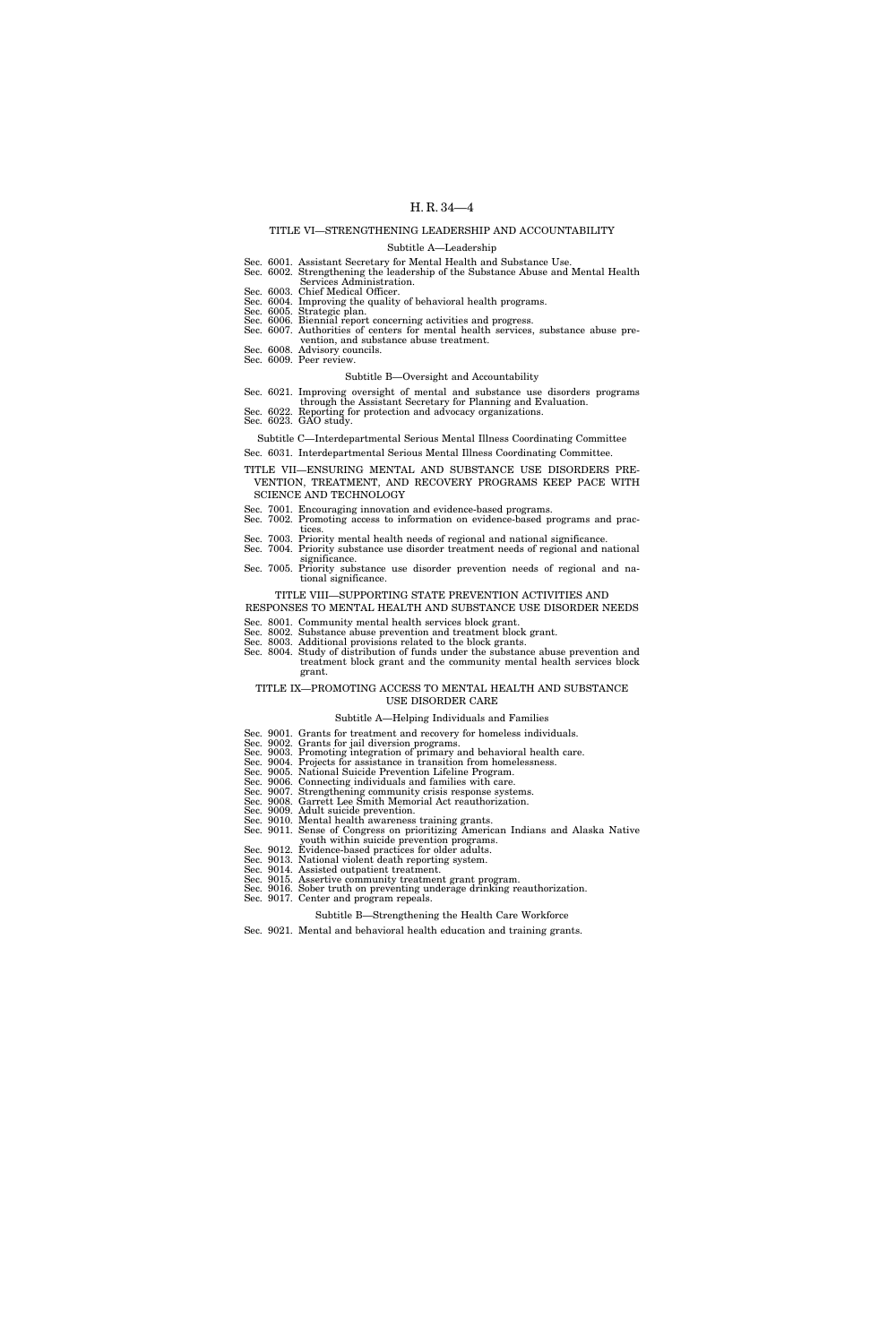## TITLE VI—STRENGTHENING LEADERSHIP AND ACCOUNTABILITY

### Subtitle A—Leadership

Sec. 6001. Assistant Secretary for Mental Health and Substance Use.
Sec. 6002. Strengthening the leadership of the Substance Abuse and Mental Health Services Administration.
Sec. 6003. Chief Medical Officer.
Sec. 6004. Improving the quality of behavioral health programs.
Sec. 6005. Strategic plan.
Sec. 6006. Biennial report concerning activities and progress.
Sec. 6007. Authorities of centers for mental health services, substance abuse prevention, and substance abuse treatment.
Sec. 6008. Advisory councils.
Sec. 6009. Peer review.

### Subtitle B—Oversight and Accountability

Sec. 6021. Improving oversight of mental and substance use disorders programs through the Assistant Secretary for Planning and Evaluation.
Sec. 6022. Reporting for protection and advocacy organizations.
Sec. 6023. GAO study.

### Subtitle C—Interdepartmental Serious Mental Illness Coordinating Committee

Sec. 6031. Interdepartmental Serious Mental Illness Coordinating Committee.

## TITLE VII—ENSURING MENTAL AND SUBSTANCE USE DISORDERS PREVENTION, TREATMENT, AND RECOVERY PROGRAMS KEEP PACE WITH SCIENCE AND TECHNOLOGY

Sec. 7001. Encouraging innovation and evidence-based programs.
Sec. 7002. Promoting access to information on evidence-based programs and practices.
Sec. 7003. Priority mental health needs of regional and national significance.
Sec. 7004. Priority substance use disorder treatment needs of regional and national significance.
Sec. 7005. Priority substance use disorder prevention needs of regional and national significance.

## TITLE VIII—SUPPORTING STATE PREVENTION ACTIVITIES AND RESPONSES TO MENTAL HEALTH AND SUBSTANCE USE DISORDER NEEDS

Sec. 8001. Community mental health services block grant.
Sec. 8002. Substance abuse prevention and treatment block grant.
Sec. 8003. Additional provisions related to the block grants.
Sec. 8004. Study of distribution of funds under the substance abuse prevention and treatment block grant and the community mental health services block grant.

## TITLE IX—PROMOTING ACCESS TO MENTAL HEALTH AND SUBSTANCE USE DISORDER CARE

### Subtitle A—Helping Individuals and Families

Sec. 9001. Grants for treatment and recovery for homeless individuals.
Sec. 9002. Grants for jail diversion programs.
Sec. 9003. Promoting integration of primary and behavioral health care.
Sec. 9004. Projects for assistance in transition from homelessness.
Sec. 9005. National Suicide Prevention Lifeline Program.
Sec. 9006. Connecting individuals and families with care.
Sec. 9007. Strengthening community crisis response systems.
Sec. 9008. Garrett Lee Smith Memorial Act reauthorization.
Sec. 9009. Adult suicide prevention.
Sec. 9010. Mental health awareness training grants.
Sec. 9011. Sense of Congress on prioritizing American Indians and Alaska Native youth within suicide prevention programs.
Sec. 9012. Evidence-based practices for older adults.
Sec. 9013. National violent death reporting system.
Sec. 9014. Assisted outpatient treatment.
Sec. 9015. Assertive community treatment grant program.
Sec. 9016. Sober truth on preventing underage drinking reauthorization.
Sec. 9017. Center and program repeals.

### Subtitle B—Strengthening the Health Care Workforce

Sec. 9021. Mental and behavioral health education and training grants.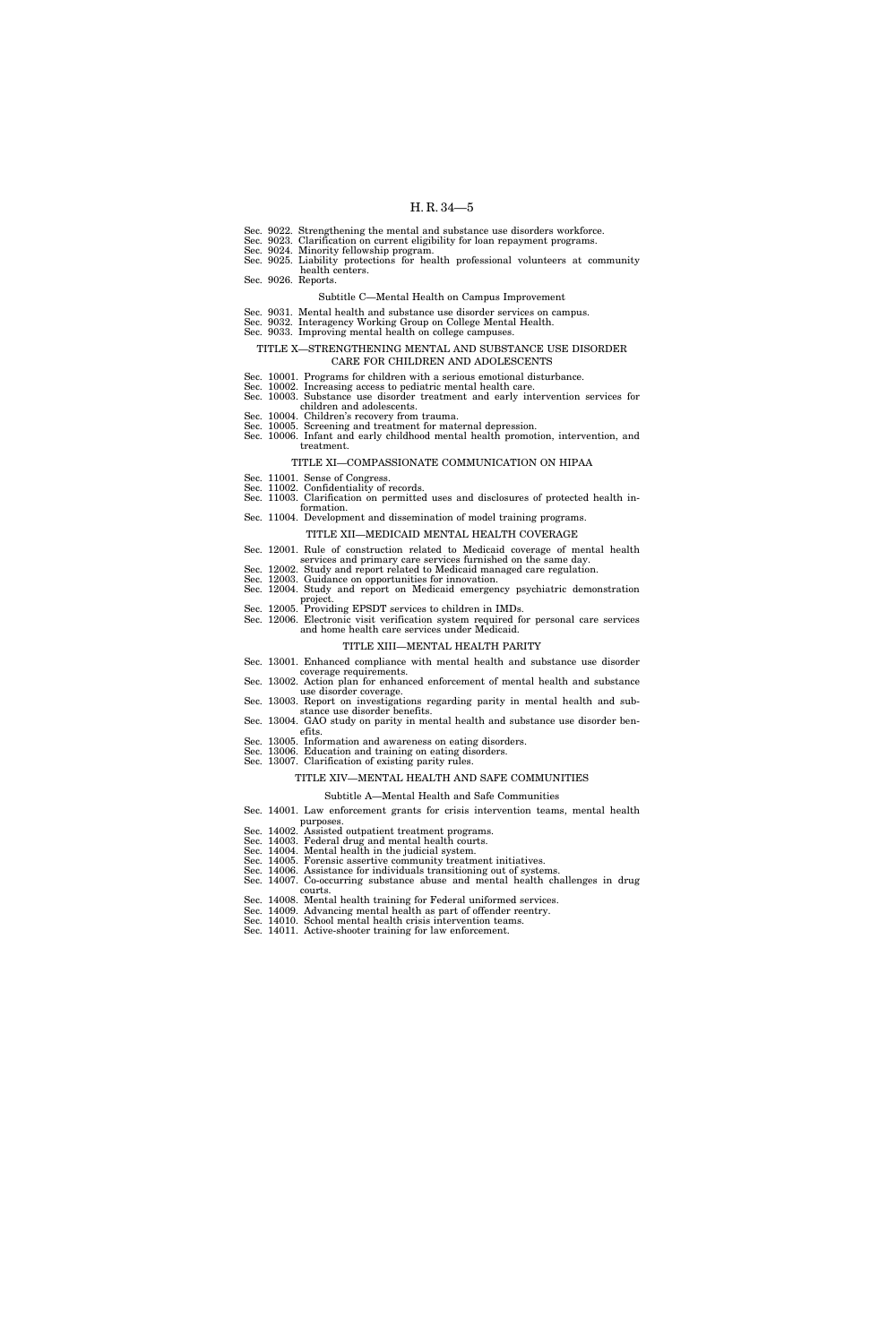Sec. 9022. Strengthening the mental and substance use disorders workforce.
Sec. 9023. Clarification on current eligibility for loan repayment programs.
Sec. 9024. Minority fellowship program.
Sec. 9025. Liability protections for health professional volunteers at community health centers.
Sec. 9026. Reports.

### Subtitle C—Mental Health on Campus Improvement

Sec. 9031. Mental health and substance use disorder services on campus.
Sec. 9032. Interagency Working Group on College Mental Health.
Sec. 9033. Improving mental health on college campuses.

## TITLE X—STRENGTHENING MENTAL AND SUBSTANCE USE DISORDER CARE FOR CHILDREN AND ADOLESCENTS

Sec. 10001. Programs for children with a serious emotional disturbance.
Sec. 10002. Increasing access to pediatric mental health care.
Sec. 10003. Substance use disorder treatment and early intervention services for children and adolescents.
Sec. 10004. Children's recovery from trauma.
Sec. 10005. Screening and treatment for maternal depression.
Sec. 10006. Infant and early childhood mental health promotion, intervention, and treatment.

## TITLE XI—COMPASSIONATE COMMUNICATION ON HIPAA

Sec. 11001. Sense of Congress.
Sec. 11002. Confidentiality of records.
Sec. 11003. Clarification on permitted uses and disclosures of protected health information.
Sec. 11004. Development and dissemination of model training programs.

## TITLE XII—MEDICAID MENTAL HEALTH COVERAGE

Sec. 12001. Rule of construction related to Medicaid coverage of mental health services and primary care services furnished on the same day.
Sec. 12002. Study and report related to Medicaid managed care regulation.
Sec. 12003. Guidance on opportunities for innovation.
Sec. 12004. Study and report on Medicaid emergency psychiatric demonstration project.
Sec. 12005. Providing EPSDT services to children in IMDs.
Sec. 12006. Electronic visit verification system required for personal care services and home health care services under Medicaid.

## TITLE XIII—MENTAL HEALTH PARITY

Sec. 13001. Enhanced compliance with mental health and substance use disorder coverage requirements.
Sec. 13002. Action plan for enhanced enforcement of mental health and substance use disorder coverage.
Sec. 13003. Report on investigations regarding parity in mental health and substance use disorder benefits.
Sec. 13004. GAO study on parity in mental health and substance use disorder benefits.
Sec. 13005. Information and awareness on eating disorders.
Sec. 13006. Education and training on eating disorders.
Sec. 13007. Clarification of existing parity rules.

## TITLE XIV—MENTAL HEALTH AND SAFE COMMUNITIES

### Subtitle A—Mental Health and Safe Communities

Sec. 14001. Law enforcement grants for crisis intervention teams, mental health purposes.
Sec. 14002. Assisted outpatient treatment programs.
Sec. 14003. Federal drug and mental health courts.
Sec. 14004. Mental health in the judicial system.
Sec. 14005. Forensic assertive community treatment initiatives.
Sec. 14006. Assistance for individuals transitioning out of systems.
Sec. 14007. Co-occurring substance abuse and mental health challenges in drug courts.
Sec. 14008. Mental health training for Federal uniformed services.
Sec. 14009. Advancing mental health as part of offender reentry.
Sec. 14010. School mental health crisis intervention teams.
Sec. 14011. Active-shooter training for law enforcement.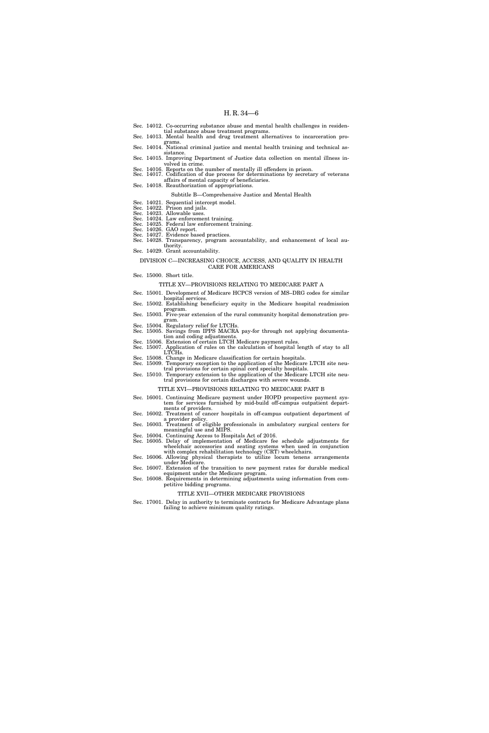Sec. 14012. Co-occurring substance abuse and mental health challenges in residential substance abuse treatment programs.
Sec. 14013. Mental health and drug treatment alternatives to incarceration programs.
Sec. 14014. National criminal justice and mental health training and technical assistance.
Sec. 14015. Improving Department of Justice data collection on mental illness involved in crime.
Sec. 14016. Reports on the number of mentally ill offenders in prison.
Sec. 14017. Codification of due process for determinations by secretary of veterans affairs of mental capacity of beneficiaries.
Sec. 14018. Reauthorization of appropriations.

Subtitle B—Comprehensive Justice and Mental Health

Sec. 14021. Sequential intercept model.
Sec. 14022. Prison and jails.
Sec. 14023. Allowable uses.
Sec. 14024. Law enforcement training.
Sec. 14025. Federal law enforcement training.
Sec. 14026. GAO report.
Sec. 14027. Evidence based practices.
Sec. 14028. Transparency, program accountability, and enhancement of local authority.
Sec. 14029. Grant accountability.

DIVISION C—INCREASING CHOICE, ACCESS, AND QUALITY IN HEALTH CARE FOR AMERICANS

Sec. 15000. Short title.

TITLE XV—PROVISIONS RELATING TO MEDICARE PART A

Sec. 15001. Development of Medicare HCPCS version of MS–DRG codes for similar hospital services.
Sec. 15002. Establishing beneficiary equity in the Medicare hospital readmission program.
Sec. 15003. Five-year extension of the rural community hospital demonstration program.
Sec. 15004. Regulatory relief for LTCHs.
Sec. 15005. Savings from IPPS MACRA pay-for through not applying documentation and coding adjustments.
Sec. 15006. Extension of certain LTCH Medicare payment rules.
Sec. 15007. Application of rules on the calculation of hospital length of stay to all LTCHs.
Sec. 15008. Change in Medicare classification for certain hospitals.
Sec. 15009. Temporary exception to the application of the Medicare LTCH site neutral provisions for certain spinal cord specialty hospitals.
Sec. 15010. Temporary extension to the application of the Medicare LTCH site neutral provisions for certain discharges with severe wounds.

TITLE XVI—PROVISIONS RELATING TO MEDICARE PART B

Sec. 16001. Continuing Medicare payment under HOPD prospective payment system for services furnished by mid-build off-campus outpatient departments of providers.
Sec. 16002. Treatment of cancer hospitals in off-campus outpatient department of a provider policy.
Sec. 16003. Treatment of eligible professionals in ambulatory surgical centers for meaningful use and MIPS.
Sec. 16004. Continuing Access to Hospitals Act of 2016.
Sec. 16005. Delay of implementation of Medicare fee schedule adjustments for wheelchair accessories and seating systems when used in conjunction with complex rehabilitation technology (CRT) wheelchairs.
Sec. 16006. Allowing physical therapists to utilize locum tenens arrangements under Medicare.
Sec. 16007. Extension of the transition to new payment rates for durable medical equipment under the Medicare program.
Sec. 16008. Requirements in determining adjustments using information from competitive bidding programs.

TITLE XVII—OTHER MEDICARE PROVISIONS

Sec. 17001. Delay in authority to terminate contracts for Medicare Advantage plans failing to achieve minimum quality ratings.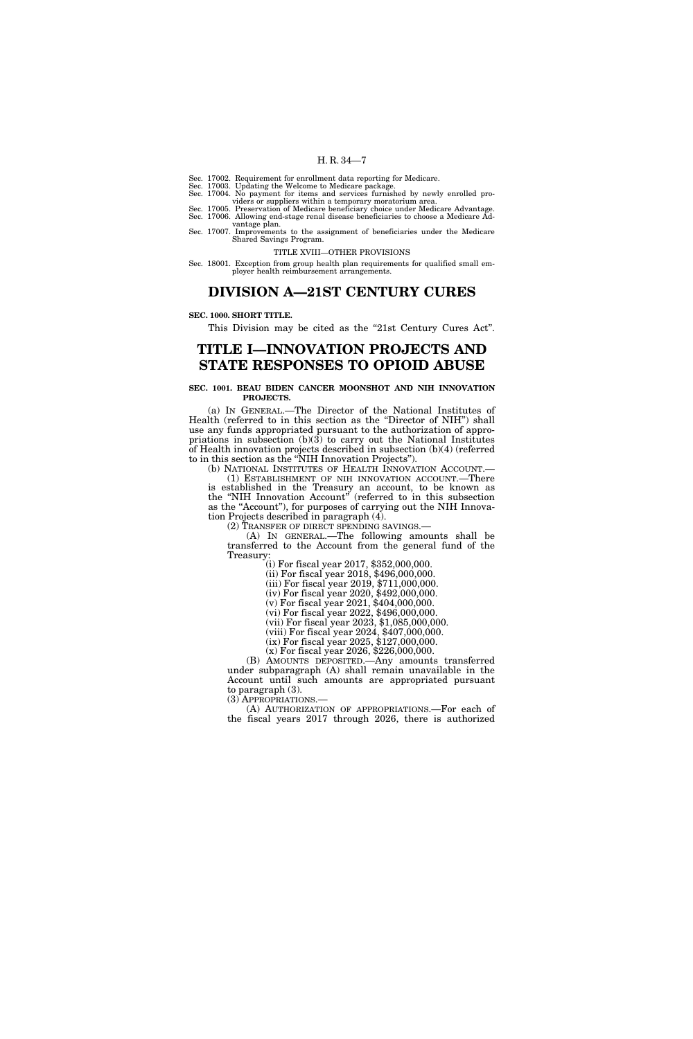Sec. 17002. Requirement for enrollment data reporting for Medicare.
Sec. 17003. Updating the Welcome to Medicare package.
Sec. 17004. No payment for items and services furnished by newly enrolled providers or suppliers within a temporary moratorium area.
Sec. 17005. Preservation of Medicare beneficiary choice under Medicare Advantage.
Sec. 17006. Allowing end-stage renal disease beneficiaries to choose a Medicare Advantage plan.
Sec. 17007. Improvements to the assignment of beneficiaries under the Medicare Shared Savings Program.

TITLE XVIII—OTHER PROVISIONS

Sec. 18001. Exception from group health plan requirements for qualified small employer health reimbursement arrangements.

# DIVISION A—21ST CENTURY CURES

**SEC. 1000. SHORT TITLE.**

This Division may be cited as the "21st Century Cures Act".

# TITLE I—INNOVATION PROJECTS AND STATE RESPONSES TO OPIOID ABUSE

**SEC. 1001. BEAU BIDEN CANCER MOONSHOT AND NIH INNOVATION PROJECTS.**

(a) IN GENERAL.—The Director of the National Institutes of Health (referred to in this section as the "Director of NIH") shall use any funds appropriated pursuant to the authorization of appropriations in subsection (b)(3) to carry out the National Institutes of Health innovation projects described in subsection (b)(4) (referred to in this section as the "NIH Innovation Projects").

(b) NATIONAL INSTITUTES OF HEALTH INNOVATION ACCOUNT.—

(1) ESTABLISHMENT OF NIH INNOVATION ACCOUNT.—There is established in the Treasury an account, to be known as the "NIH Innovation Account" (referred to in this subsection as the "Account"), for purposes of carrying out the NIH Innovation Projects described in paragraph (4).

(2) TRANSFER OF DIRECT SPENDING SAVINGS.—

(A) IN GENERAL.—The following amounts shall be transferred to the Account from the general fund of the Treasury:

(i) For fiscal year 2017, $352,000,000.

(ii) For fiscal year 2018, $496,000,000.

(iii) For fiscal year 2019, $711,000,000.

(iv) For fiscal year 2020, $492,000,000.

(v) For fiscal year 2021, $404,000,000.

(vi) For fiscal year 2022, $496,000,000.

(vii) For fiscal year 2023, $1,085,000,000.

(viii) For fiscal year 2024, $407,000,000.

(ix) For fiscal year 2025, $127,000,000.

(x) For fiscal year 2026, $226,000,000.

(B) AMOUNTS DEPOSITED.—Any amounts transferred under subparagraph (A) shall remain unavailable in the Account until such amounts are appropriated pursuant to paragraph (3).

(3) APPROPRIATIONS.—

(A) AUTHORIZATION OF APPROPRIATIONS.—For each of the fiscal years 2017 through 2026, there is authorized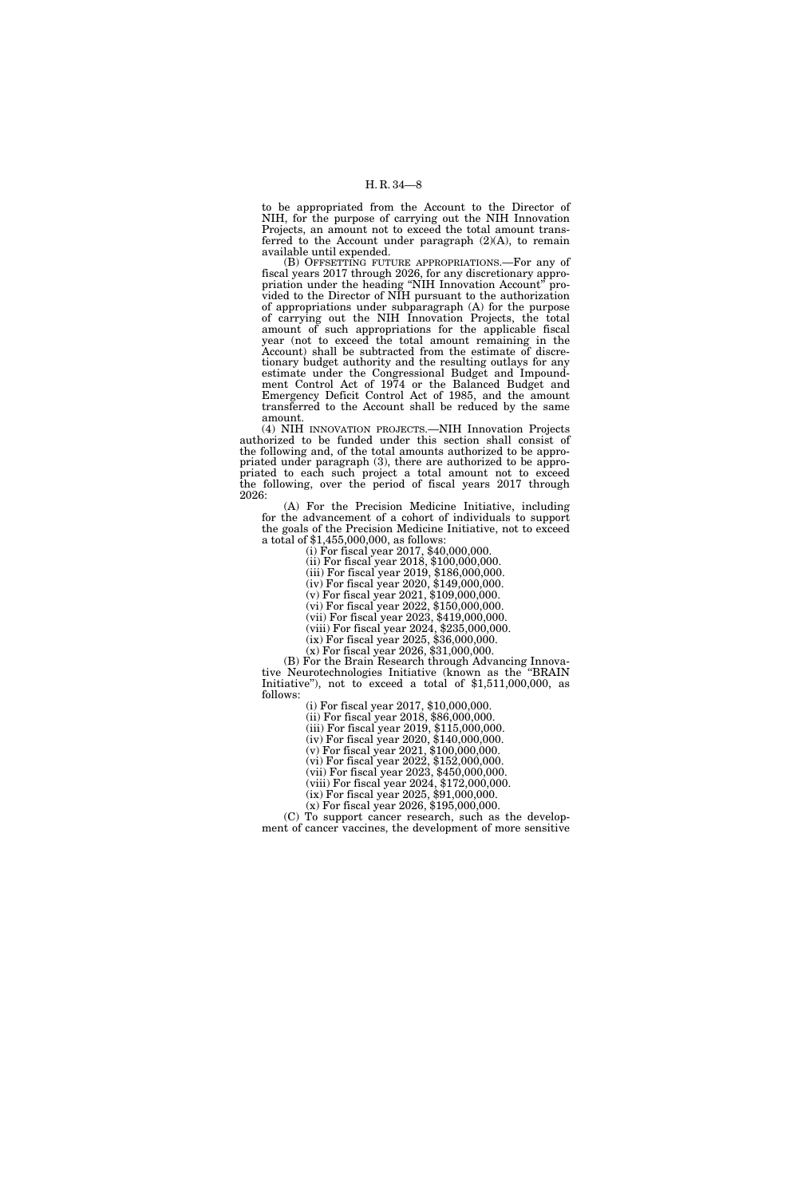to be appropriated from the Account to the Director of NIH, for the purpose of carrying out the NIH Innovation Projects, an amount not to exceed the total amount transferred to the Account under paragraph (2)(A), to remain available until expended.

(B) OFFSETTING FUTURE APPROPRIATIONS.—For any of fiscal years 2017 through 2026, for any discretionary appropriation under the heading "NIH Innovation Account" provided to the Director of NIH pursuant to the authorization of appropriations under subparagraph (A) for the purpose of carrying out the NIH Innovation Projects, the total amount of such appropriations for the applicable fiscal year (not to exceed the total amount remaining in the Account) shall be subtracted from the estimate of discretionary budget authority and the resulting outlays for any estimate under the Congressional Budget and Impoundment Control Act of 1974 or the Balanced Budget and Emergency Deficit Control Act of 1985, and the amount transferred to the Account shall be reduced by the same amount.

(4) NIH INNOVATION PROJECTS.—NIH Innovation Projects authorized to be funded under this section shall consist of the following and, of the total amounts authorized to be appropriated under paragraph (3), there are authorized to be appropriated to each such project a total amount not to exceed the following, over the period of fiscal years 2017 through 2026:

(A) For the Precision Medicine Initiative, including for the advancement of a cohort of individuals to support the goals of the Precision Medicine Initiative, not to exceed a total of $1,455,000,000, as follows:

(i) For fiscal year 2017, $40,000,000.
(ii) For fiscal year 2018, $100,000,000.
(iii) For fiscal year 2019, $186,000,000.
(iv) For fiscal year 2020, $149,000,000.
(v) For fiscal year 2021, $109,000,000.
(vi) For fiscal year 2022, $150,000,000.
(vii) For fiscal year 2023, $419,000,000.
(viii) For fiscal year 2024, $235,000,000.
(ix) For fiscal year 2025, $36,000,000.
(x) For fiscal year 2026, $31,000,000.

(B) For the Brain Research through Advancing Innovative Neurotechnologies Initiative (known as the "BRAIN Initiative"), not to exceed a total of $1,511,000,000, as follows:

(i) For fiscal year 2017, $10,000,000.
(ii) For fiscal year 2018, $86,000,000.
(iii) For fiscal year 2019, $115,000,000.
(iv) For fiscal year 2020, $140,000,000.
(v) For fiscal year 2021, $100,000,000.
(vi) For fiscal year 2022, $152,000,000.
(vii) For fiscal year 2023, $450,000,000.
(viii) For fiscal year 2024, $172,000,000.
(ix) For fiscal year 2025, $91,000,000.
(x) For fiscal year 2026, $195,000,000.

(C) To support cancer research, such as the development of cancer vaccines, the development of more sensitive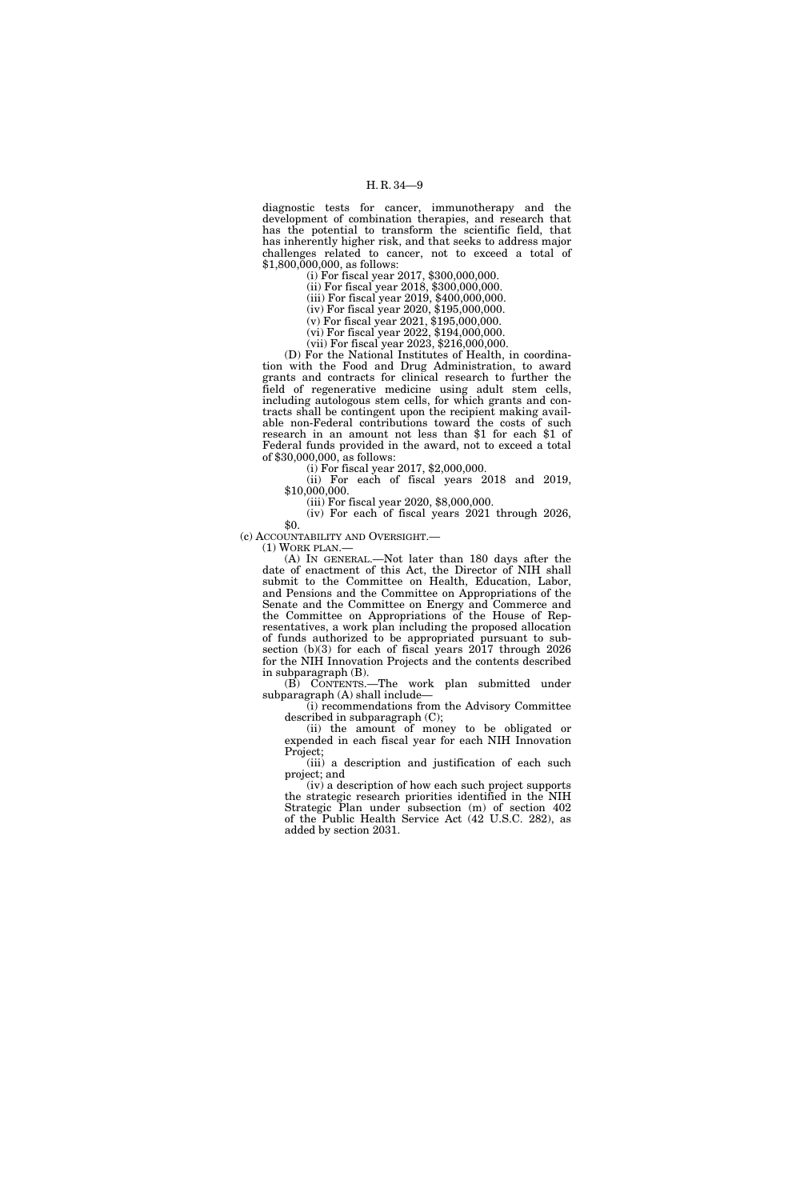diagnostic tests for cancer, immunotherapy and the development of combination therapies, and research that has the potential to transform the scientific field, that has inherently higher risk, and that seeks to address major challenges related to cancer, not to exceed a total of $1,800,000,000, as follows:

(i) For fiscal year 2017, $300,000,000.

(ii) For fiscal year 2018, $300,000,000.

(iii) For fiscal year 2019, $400,000,000.

(iv) For fiscal year 2020, $195,000,000.

(v) For fiscal year 2021, $195,000,000.

(vi) For fiscal year 2022, $194,000,000.

(vii) For fiscal year 2023, $216,000,000.

(D) For the National Institutes of Health, in coordination with the Food and Drug Administration, to award grants and contracts for clinical research to further the field of regenerative medicine using adult stem cells, including autologous stem cells, for which grants and contracts shall be contingent upon the recipient making available non-Federal contributions toward the costs of such research in an amount not less than $1 for each $1 of Federal funds provided in the award, not to exceed a total of $30,000,000, as follows:

(i) For fiscal year 2017, $2,000,000.

(ii) For each of fiscal years 2018 and 2019, $10,000,000.

(iii) For fiscal year 2020, $8,000,000.

(iv) For each of fiscal years 2021 through 2026, $0.

(c) ACCOUNTABILITY AND OVERSIGHT.—

(1) WORK PLAN.—

(A) IN GENERAL.—Not later than 180 days after the date of enactment of this Act, the Director of NIH shall submit to the Committee on Health, Education, Labor, and Pensions and the Committee on Appropriations of the Senate and the Committee on Energy and Commerce and the Committee on Appropriations of the House of Representatives, a work plan including the proposed allocation of funds authorized to be appropriated pursuant to subsection (b)(3) for each of fiscal years 2017 through 2026 for the NIH Innovation Projects and the contents described in subparagraph (B).

(B) CONTENTS.—The work plan submitted under subparagraph (A) shall include—

(i) recommendations from the Advisory Committee described in subparagraph (C);

(ii) the amount of money to be obligated or expended in each fiscal year for each NIH Innovation Project;

(iii) a description and justification of each such project; and

(iv) a description of how each such project supports the strategic research priorities identified in the NIH Strategic Plan under subsection (m) of section 402 of the Public Health Service Act (42 U.S.C. 282), as added by section 2031.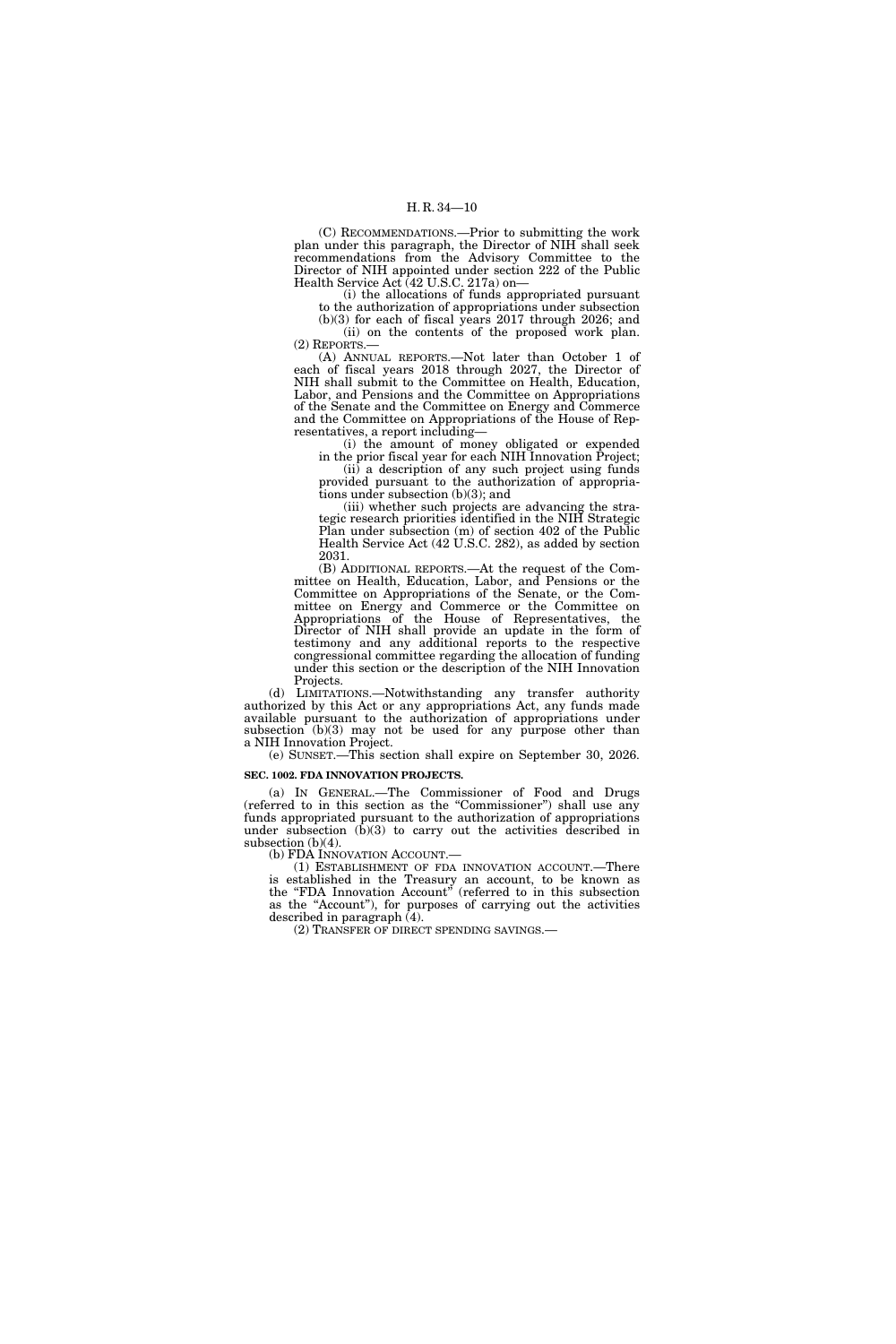(C) RECOMMENDATIONS.—Prior to submitting the work plan under this paragraph, the Director of NIH shall seek recommendations from the Advisory Committee to the Director of NIH appointed under section 222 of the Public Health Service Act (42 U.S.C. 217a) on—

(i) the allocations of funds appropriated pursuant to the authorization of appropriations under subsection (b)(3) for each of fiscal years 2017 through 2026; and

(ii) on the contents of the proposed work plan.

(2) REPORTS.—

(A) ANNUAL REPORTS.—Not later than October 1 of each of fiscal years 2018 through 2027, the Director of NIH shall submit to the Committee on Health, Education, Labor, and Pensions and the Committee on Appropriations of the Senate and the Committee on Energy and Commerce and the Committee on Appropriations of the House of Representatives, a report including—

(i) the amount of money obligated or expended in the prior fiscal year for each NIH Innovation Project;

(ii) a description of any such project using funds provided pursuant to the authorization of appropriations under subsection (b)(3); and

(iii) whether such projects are advancing the strategic research priorities identified in the NIH Strategic Plan under subsection (m) of section 402 of the Public Health Service Act (42 U.S.C. 282), as added by section 2031.

(B) ADDITIONAL REPORTS.—At the request of the Committee on Health, Education, Labor, and Pensions or the Committee on Appropriations of the Senate, or the Committee on Energy and Commerce or the Committee on Appropriations of the House of Representatives, the Director of NIH shall provide an update in the form of testimony and any additional reports to the respective congressional committee regarding the allocation of funding under this section or the description of the NIH Innovation Projects.

(d) LIMITATIONS.—Notwithstanding any transfer authority authorized by this Act or any appropriations Act, any funds made available pursuant to the authorization of appropriations under subsection (b)(3) may not be used for any purpose other than a NIH Innovation Project.

(e) SUNSET.—This section shall expire on September 30, 2026.

**SEC. 1002. FDA INNOVATION PROJECTS.**

(a) IN GENERAL.—The Commissioner of Food and Drugs (referred to in this section as the "Commissioner") shall use any funds appropriated pursuant to the authorization of appropriations under subsection (b)(3) to carry out the activities described in subsection (b)(4).

(b) FDA INNOVATION ACCOUNT.—

(1) ESTABLISHMENT OF FDA INNOVATION ACCOUNT.—There is established in the Treasury an account, to be known as the "FDA Innovation Account" (referred to in this subsection as the "Account"), for purposes of carrying out the activities described in paragraph (4).

(2) TRANSFER OF DIRECT SPENDING SAVINGS.—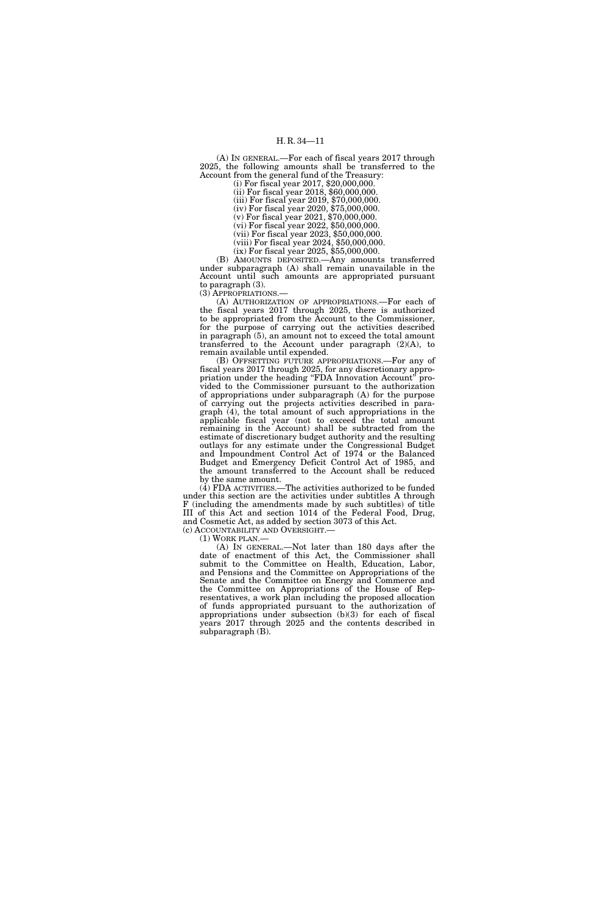(A) IN GENERAL.—For each of fiscal years 2017 through 2025, the following amounts shall be transferred to the Account from the general fund of the Treasury:

(i) For fiscal year 2017, $20,000,000.

(ii) For fiscal year 2018, $60,000,000.

(iii) For fiscal year 2019, $70,000,000.

(iv) For fiscal year 2020, $75,000,000.

(v) For fiscal year 2021, $70,000,000.

(vi) For fiscal year 2022, $50,000,000.

(vii) For fiscal year 2023, $50,000,000.

(viii) For fiscal year 2024, $50,000,000.

(ix) For fiscal year 2025, $55,000,000.

(B) AMOUNTS DEPOSITED.—Any amounts transferred under subparagraph (A) shall remain unavailable in the Account until such amounts are appropriated pursuant to paragraph (3).

(3) APPROPRIATIONS.—

(A) AUTHORIZATION OF APPROPRIATIONS.—For each of the fiscal years 2017 through 2025, there is authorized to be appropriated from the Account to the Commissioner, for the purpose of carrying out the activities described in paragraph (5), an amount not to exceed the total amount transferred to the Account under paragraph (2)(A), to remain available until expended.

(B) OFFSETTING FUTURE APPROPRIATIONS.—For any of fiscal years 2017 through 2025, for any discretionary appropriation under the heading "FDA Innovation Account" provided to the Commissioner pursuant to the authorization of appropriations under subparagraph (A) for the purpose of carrying out the projects activities described in paragraph (4), the total amount of such appropriations in the applicable fiscal year (not to exceed the total amount remaining in the Account) shall be subtracted from the estimate of discretionary budget authority and the resulting outlays for any estimate under the Congressional Budget and Impoundment Control Act of 1974 or the Balanced Budget and Emergency Deficit Control Act of 1985, and the amount transferred to the Account shall be reduced by the same amount.

(4) FDA ACTIVITIES.—The activities authorized to be funded under this section are the activities under subtitles A through F (including the amendments made by such subtitles) of title III of this Act and section 1014 of the Federal Food, Drug, and Cosmetic Act, as added by section 3073 of this Act.

(c) ACCOUNTABILITY AND OVERSIGHT.—

(1) WORK PLAN.—

(A) IN GENERAL.—Not later than 180 days after the date of enactment of this Act, the Commissioner shall submit to the Committee on Health, Education, Labor, and Pensions and the Committee on Appropriations of the Senate and the Committee on Energy and Commerce and the Committee on Appropriations of the House of Representatives, a work plan including the proposed allocation of funds appropriated pursuant to the authorization of appropriations under subsection (b)(3) for each of fiscal years 2017 through 2025 and the contents described in subparagraph (B).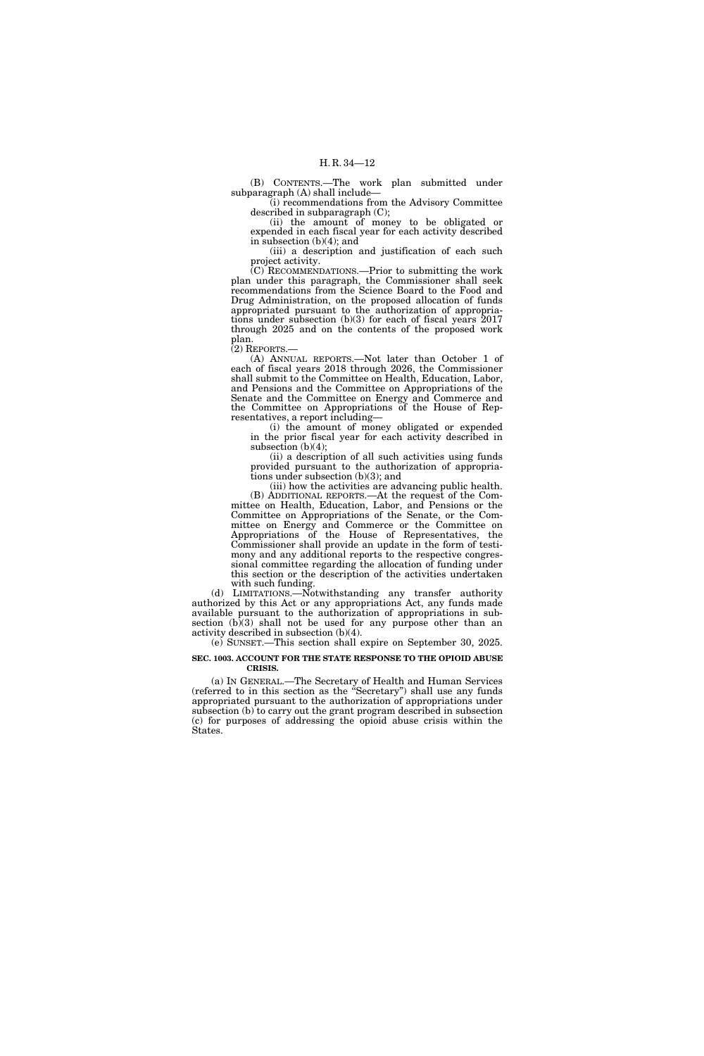(B) CONTENTS.—The work plan submitted under subparagraph (A) shall include—

(i) recommendations from the Advisory Committee described in subparagraph (C);

(ii) the amount of money to be obligated or expended in each fiscal year for each activity described in subsection (b)(4); and

(iii) a description and justification of each such project activity.

(C) RECOMMENDATIONS.—Prior to submitting the work plan under this paragraph, the Commissioner shall seek recommendations from the Science Board to the Food and Drug Administration, on the proposed allocation of funds appropriated pursuant to the authorization of appropriations under subsection (b)(3) for each of fiscal years 2017 through 2025 and on the contents of the proposed work plan.

(2) REPORTS.—

(A) ANNUAL REPORTS.—Not later than October 1 of each of fiscal years 2018 through 2026, the Commissioner shall submit to the Committee on Health, Education, Labor, and Pensions and the Committee on Appropriations of the Senate and the Committee on Energy and Commerce and the Committee on Appropriations of the House of Representatives, a report including—

(i) the amount of money obligated or expended in the prior fiscal year for each activity described in subsection (b)(4);

(ii) a description of all such activities using funds provided pursuant to the authorization of appropriations under subsection (b)(3); and

(iii) how the activities are advancing public health.

(B) ADDITIONAL REPORTS.—At the request of the Committee on Health, Education, Labor, and Pensions or the Committee on Appropriations of the Senate, or the Committee on Energy and Commerce or the Committee on Appropriations of the House of Representatives, the Commissioner shall provide an update in the form of testimony and any additional reports to the respective congressional committee regarding the allocation of funding under this section or the description of the activities undertaken with such funding.

(d) LIMITATIONS.—Notwithstanding any transfer authority authorized by this Act or any appropriations Act, any funds made available pursuant to the authorization of appropriations in subsection (b)(3) shall not be used for any purpose other than an activity described in subsection (b)(4).

(e) SUNSET.—This section shall expire on September 30, 2025.

**SEC. 1003. ACCOUNT FOR THE STATE RESPONSE TO THE OPIOID ABUSE CRISIS.**

(a) IN GENERAL.—The Secretary of Health and Human Services (referred to in this section as the "Secretary") shall use any funds appropriated pursuant to the authorization of appropriations under subsection (b) to carry out the grant program described in subsection (c) for purposes of addressing the opioid abuse crisis within the States.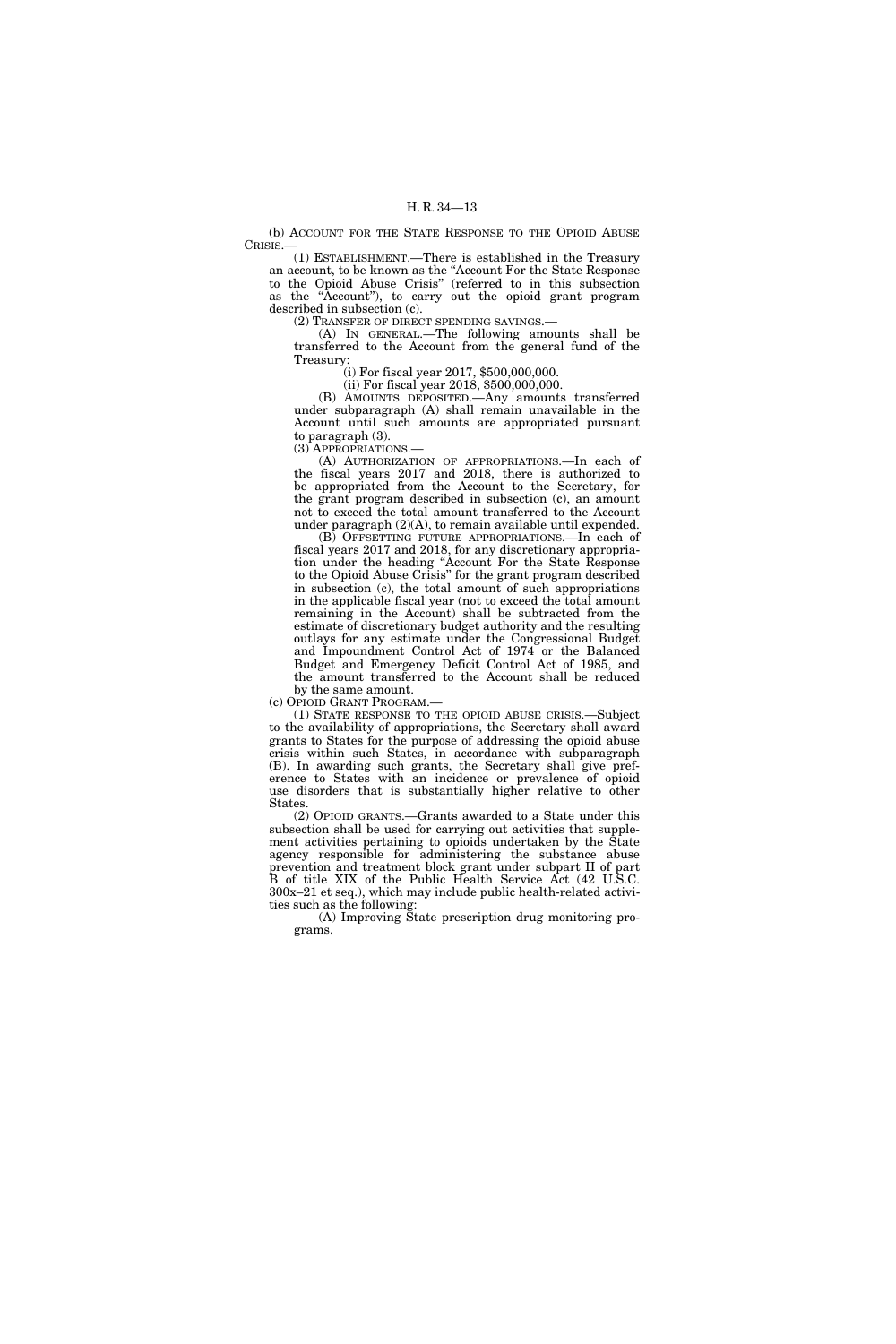(b) ACCOUNT FOR THE STATE RESPONSE TO THE OPIOID ABUSE CRISIS.—

(1) ESTABLISHMENT.—There is established in the Treasury an account, to be known as the "Account For the State Response to the Opioid Abuse Crisis" (referred to in this subsection as the "Account"), to carry out the opioid grant program described in subsection (c).

(2) TRANSFER OF DIRECT SPENDING SAVINGS.—

(A) IN GENERAL.—The following amounts shall be transferred to the Account from the general fund of the Treasury:

(i) For fiscal year 2017, $500,000,000.

(ii) For fiscal year 2018, $500,000,000.

(B) AMOUNTS DEPOSITED.—Any amounts transferred under subparagraph (A) shall remain unavailable in the Account until such amounts are appropriated pursuant to paragraph (3).

(3) APPROPRIATIONS.—

(A) AUTHORIZATION OF APPROPRIATIONS.—In each of the fiscal years 2017 and 2018, there is authorized to be appropriated from the Account to the Secretary, for the grant program described in subsection (c), an amount not to exceed the total amount transferred to the Account under paragraph (2)(A), to remain available until expended.

(B) OFFSETTING FUTURE APPROPRIATIONS.—In each of fiscal years 2017 and 2018, for any discretionary appropriation under the heading "Account For the State Response to the Opioid Abuse Crisis" for the grant program described in subsection (c), the total amount of such appropriations in the applicable fiscal year (not to exceed the total amount remaining in the Account) shall be subtracted from the estimate of discretionary budget authority and the resulting outlays for any estimate under the Congressional Budget and Impoundment Control Act of 1974 or the Balanced Budget and Emergency Deficit Control Act of 1985, and the amount transferred to the Account shall be reduced by the same amount.

(c) OPIOID GRANT PROGRAM.—

(1) STATE RESPONSE TO THE OPIOID ABUSE CRISIS.—Subject to the availability of appropriations, the Secretary shall award grants to States for the purpose of addressing the opioid abuse crisis within such States, in accordance with subparagraph (B). In awarding such grants, the Secretary shall give preference to States with an incidence or prevalence of opioid use disorders that is substantially higher relative to other States.

(2) OPIOID GRANTS.—Grants awarded to a State under this subsection shall be used for carrying out activities that supplement activities pertaining to opioids undertaken by the State agency responsible for administering the substance abuse prevention and treatment block grant under subpart II of part B of title XIX of the Public Health Service Act (42 U.S.C. 300x–21 et seq.), which may include public health-related activities such as the following:

(A) Improving State prescription drug monitoring programs.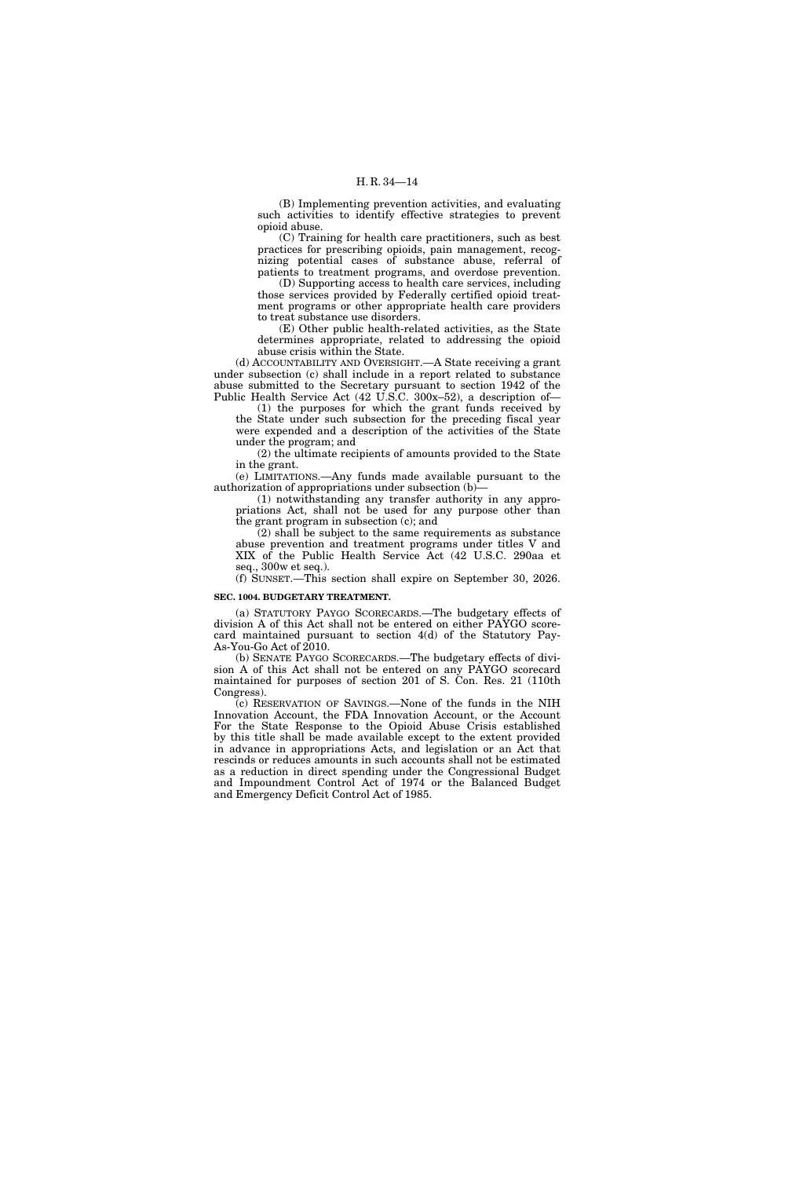(B) Implementing prevention activities, and evaluating such activities to identify effective strategies to prevent opioid abuse.

(C) Training for health care practitioners, such as best practices for prescribing opioids, pain management, recognizing potential cases of substance abuse, referral of patients to treatment programs, and overdose prevention.

(D) Supporting access to health care services, including those services provided by Federally certified opioid treatment programs or other appropriate health care providers to treat substance use disorders.

(E) Other public health-related activities, as the State determines appropriate, related to addressing the opioid abuse crisis within the State.

(d) ACCOUNTABILITY AND OVERSIGHT.—A State receiving a grant under subsection (c) shall include in a report related to substance abuse submitted to the Secretary pursuant to section 1942 of the Public Health Service Act (42 U.S.C. 300x–52), a description of—

(1) the purposes for which the grant funds received by the State under such subsection for the preceding fiscal year were expended and a description of the activities of the State under the program; and

(2) the ultimate recipients of amounts provided to the State in the grant.

(e) LIMITATIONS.—Any funds made available pursuant to the authorization of appropriations under subsection (b)—

(1) notwithstanding any transfer authority in any appropriations Act, shall not be used for any purpose other than the grant program in subsection (c); and

(2) shall be subject to the same requirements as substance abuse prevention and treatment programs under titles V and XIX of the Public Health Service Act (42 U.S.C. 290aa et seq., 300w et seq.).

(f) SUNSET.—This section shall expire on September 30, 2026.

**SEC. 1004. BUDGETARY TREATMENT.**

(a) STATUTORY PAYGO SCORECARDS.—The budgetary effects of division A of this Act shall not be entered on either PAYGO scorecard maintained pursuant to section 4(d) of the Statutory Pay-As-You-Go Act of 2010.

(b) SENATE PAYGO SCORECARDS.—The budgetary effects of division A of this Act shall not be entered on any PAYGO scorecard maintained for purposes of section 201 of S. Con. Res. 21 (110th Congress).

(c) RESERVATION OF SAVINGS.—None of the funds in the NIH Innovation Account, the FDA Innovation Account, or the Account For the State Response to the Opioid Abuse Crisis established by this title shall be made available except to the extent provided in advance in appropriations Acts, and legislation or an Act that rescinds or reduces amounts in such accounts shall not be estimated as a reduction in direct spending under the Congressional Budget and Impoundment Control Act of 1974 or the Balanced Budget and Emergency Deficit Control Act of 1985.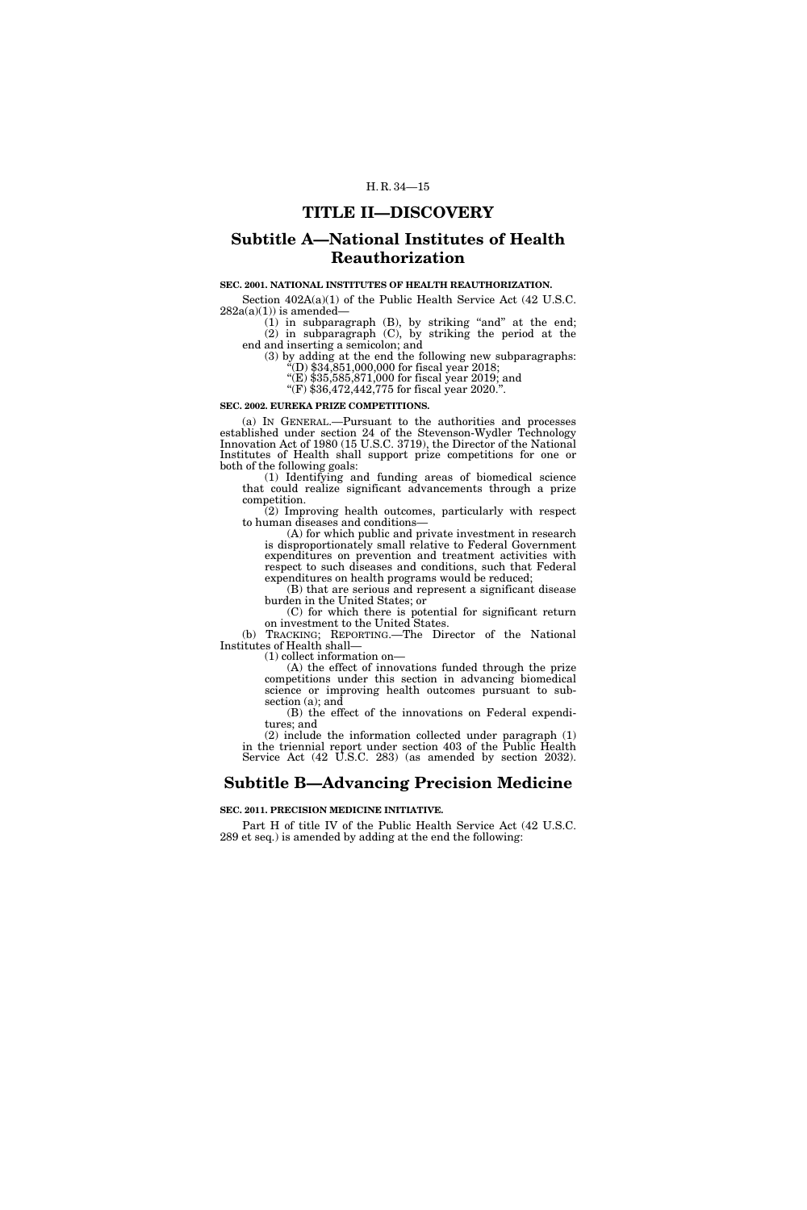# TITLE II—DISCOVERY

## Subtitle A—National Institutes of Health Reauthorization

**SEC. 2001. NATIONAL INSTITUTES OF HEALTH REAUTHORIZATION.**

Section 402A(a)(1) of the Public Health Service Act (42 U.S.C. 282a(a)(1)) is amended—

(1) in subparagraph (B), by striking "and" at the end;

(2) in subparagraph (C), by striking the period at the end and inserting a semicolon; and

(3) by adding at the end the following new subparagraphs:

"(D) $34,851,000,000 for fiscal year 2018;

"(E) $35,585,871,000 for fiscal year 2019; and

"(F) $36,472,442,775 for fiscal year 2020.".

**SEC. 2002. EUREKA PRIZE COMPETITIONS.**

(a) IN GENERAL.—Pursuant to the authorities and processes established under section 24 of the Stevenson-Wydler Technology Innovation Act of 1980 (15 U.S.C. 3719), the Director of the National Institutes of Health shall support prize competitions for one or both of the following goals:

(1) Identifying and funding areas of biomedical science that could realize significant advancements through a prize competition.

(2) Improving health outcomes, particularly with respect to human diseases and conditions—

(A) for which public and private investment in research is disproportionately small relative to Federal Government expenditures on prevention and treatment activities with respect to such diseases and conditions, such that Federal expenditures on health programs would be reduced;

(B) that are serious and represent a significant disease burden in the United States; or

(C) for which there is potential for significant return on investment to the United States.

(b) TRACKING; REPORTING.—The Director of the National Institutes of Health shall—

(1) collect information on—

(A) the effect of innovations funded through the prize competitions under this section in advancing biomedical science or improving health outcomes pursuant to subsection (a); and

(B) the effect of the innovations on Federal expenditures; and

(2) include the information collected under paragraph (1) in the triennial report under section 403 of the Public Health Service Act (42 U.S.C. 283) (as amended by section 2032).

## Subtitle B—Advancing Precision Medicine

**SEC. 2011. PRECISION MEDICINE INITIATIVE.**

Part H of title IV of the Public Health Service Act (42 U.S.C. 289 et seq.) is amended by adding at the end the following: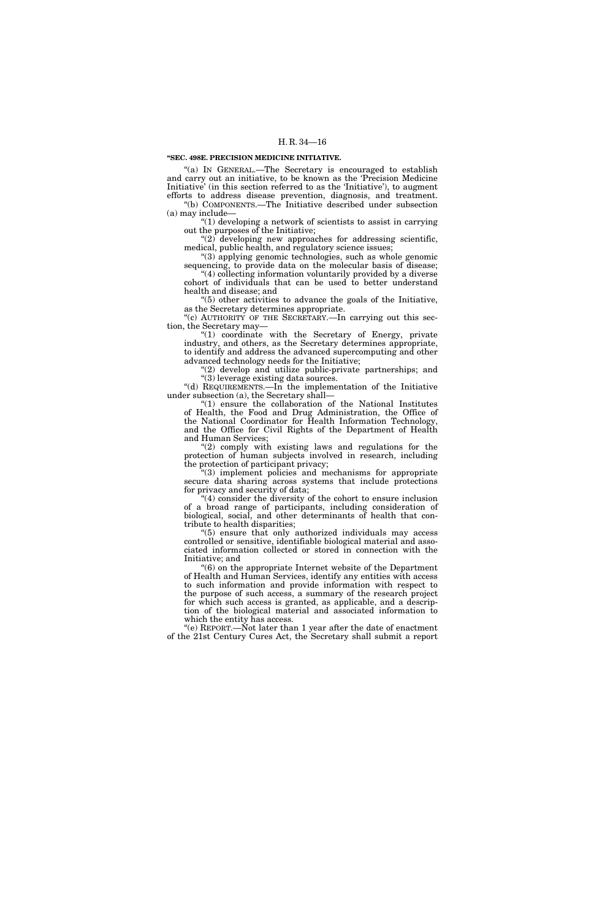**"SEC. 498E. PRECISION MEDICINE INITIATIVE.**

"(a) IN GENERAL.—The Secretary is encouraged to establish and carry out an initiative, to be known as the 'Precision Medicine Initiative' (in this section referred to as the 'Initiative'), to augment efforts to address disease prevention, diagnosis, and treatment.

"(b) COMPONENTS.—The Initiative described under subsection (a) may include—

"(1) developing a network of scientists to assist in carrying out the purposes of the Initiative;

"(2) developing new approaches for addressing scientific, medical, public health, and regulatory science issues;

"(3) applying genomic technologies, such as whole genomic sequencing, to provide data on the molecular basis of disease;

"(4) collecting information voluntarily provided by a diverse cohort of individuals that can be used to better understand health and disease; and

"(5) other activities to advance the goals of the Initiative, as the Secretary determines appropriate.

"(c) AUTHORITY OF THE SECRETARY.—In carrying out this section, the Secretary may—

"(1) coordinate with the Secretary of Energy, private industry, and others, as the Secretary determines appropriate, to identify and address the advanced supercomputing and other advanced technology needs for the Initiative;

"(2) develop and utilize public-private partnerships; and

"(3) leverage existing data sources.

"(d) REQUIREMENTS.—In the implementation of the Initiative under subsection (a), the Secretary shall—

"(1) ensure the collaboration of the National Institutes of Health, the Food and Drug Administration, the Office of the National Coordinator for Health Information Technology, and the Office for Civil Rights of the Department of Health and Human Services;

"(2) comply with existing laws and regulations for the protection of human subjects involved in research, including the protection of participant privacy;

"(3) implement policies and mechanisms for appropriate secure data sharing across systems that include protections for privacy and security of data;

"(4) consider the diversity of the cohort to ensure inclusion of a broad range of participants, including consideration of biological, social, and other determinants of health that contribute to health disparities;

"(5) ensure that only authorized individuals may access controlled or sensitive, identifiable biological material and associated information collected or stored in connection with the Initiative; and

"(6) on the appropriate Internet website of the Department of Health and Human Services, identify any entities with access to such information and provide information with respect to the purpose of such access, a summary of the research project for which such access is granted, as applicable, and a description of the biological material and associated information to which the entity has access.

"(e) REPORT.—Not later than 1 year after the date of enactment of the 21st Century Cures Act, the Secretary shall submit a report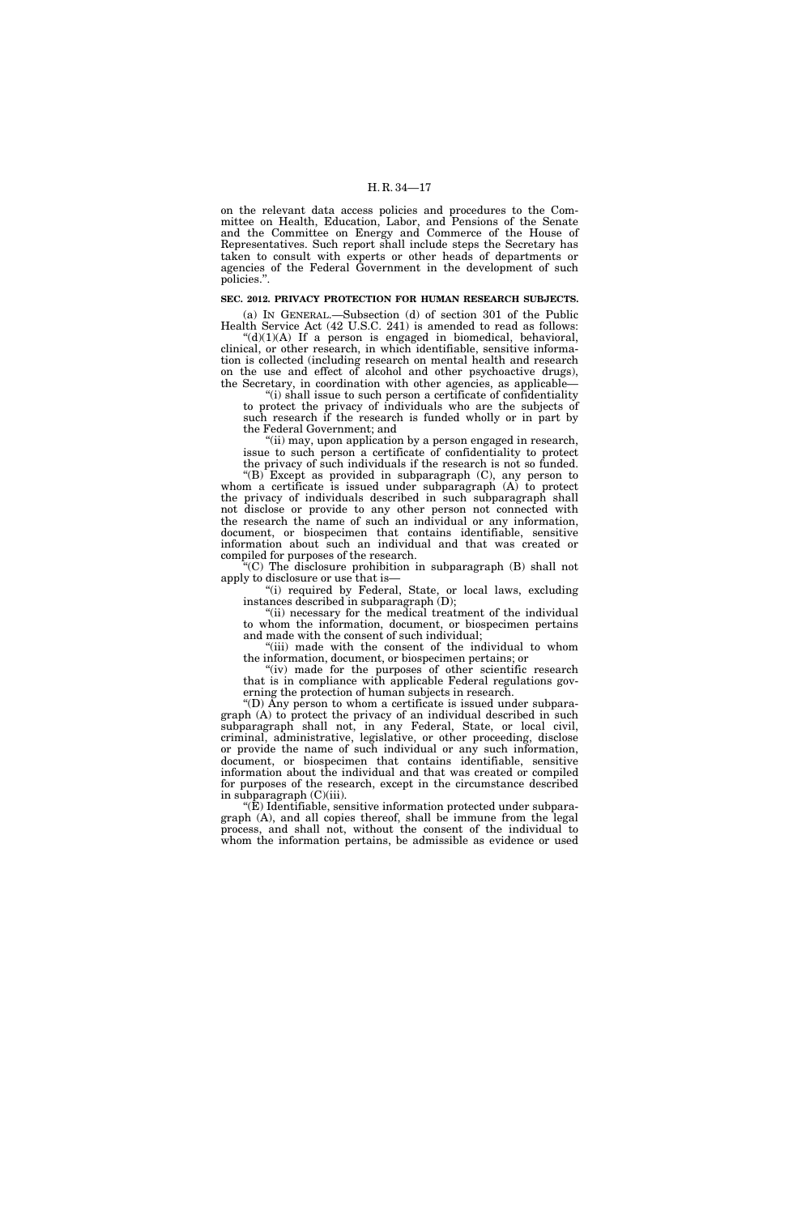on the relevant data access policies and procedures to the Committee on Health, Education, Labor, and Pensions of the Senate and the Committee on Energy and Commerce of the House of Representatives. Such report shall include steps the Secretary has taken to consult with experts or other heads of departments or agencies of the Federal Government in the development of such policies.''.

**SEC. 2012. PRIVACY PROTECTION FOR HUMAN RESEARCH SUBJECTS.**

(a) IN GENERAL.—Subsection (d) of section 301 of the Public Health Service Act (42 U.S.C. 241) is amended to read as follows:

''(d)(1)(A) If a person is engaged in biomedical, behavioral, clinical, or other research, in which identifiable, sensitive information is collected (including research on mental health and research on the use and effect of alcohol and other psychoactive drugs), the Secretary, in coordination with other agencies, as applicable—

''(i) shall issue to such person a certificate of confidentiality to protect the privacy of individuals who are the subjects of such research if the research is funded wholly or in part by the Federal Government; and

''(ii) may, upon application by a person engaged in research, issue to such person a certificate of confidentiality to protect the privacy of such individuals if the research is not so funded.

''(B) Except as provided in subparagraph (C), any person to whom a certificate is issued under subparagraph (A) to protect the privacy of individuals described in such subparagraph shall not disclose or provide to any other person not connected with the research the name of such an individual or any information, document, or biospecimen that contains identifiable, sensitive information about such an individual and that was created or compiled for purposes of the research.

''(C) The disclosure prohibition in subparagraph (B) shall not apply to disclosure or use that is—

''(i) required by Federal, State, or local laws, excluding instances described in subparagraph (D);

''(ii) necessary for the medical treatment of the individual to whom the information, document, or biospecimen pertains and made with the consent of such individual;

''(iii) made with the consent of the individual to whom the information, document, or biospecimen pertains; or

''(iv) made for the purposes of other scientific research that is in compliance with applicable Federal regulations governing the protection of human subjects in research.

''(D) Any person to whom a certificate is issued under subparagraph (A) to protect the privacy of an individual described in such subparagraph shall not, in any Federal, State, or local civil, criminal, administrative, legislative, or other proceeding, disclose or provide the name of such individual or any such information, document, or biospecimen that contains identifiable, sensitive information about the individual and that was created or compiled for purposes of the research, except in the circumstance described in subparagraph (C)(iii).

''(E) Identifiable, sensitive information protected under subparagraph (A), and all copies thereof, shall be immune from the legal process, and shall not, without the consent of the individual to whom the information pertains, be admissible as evidence or used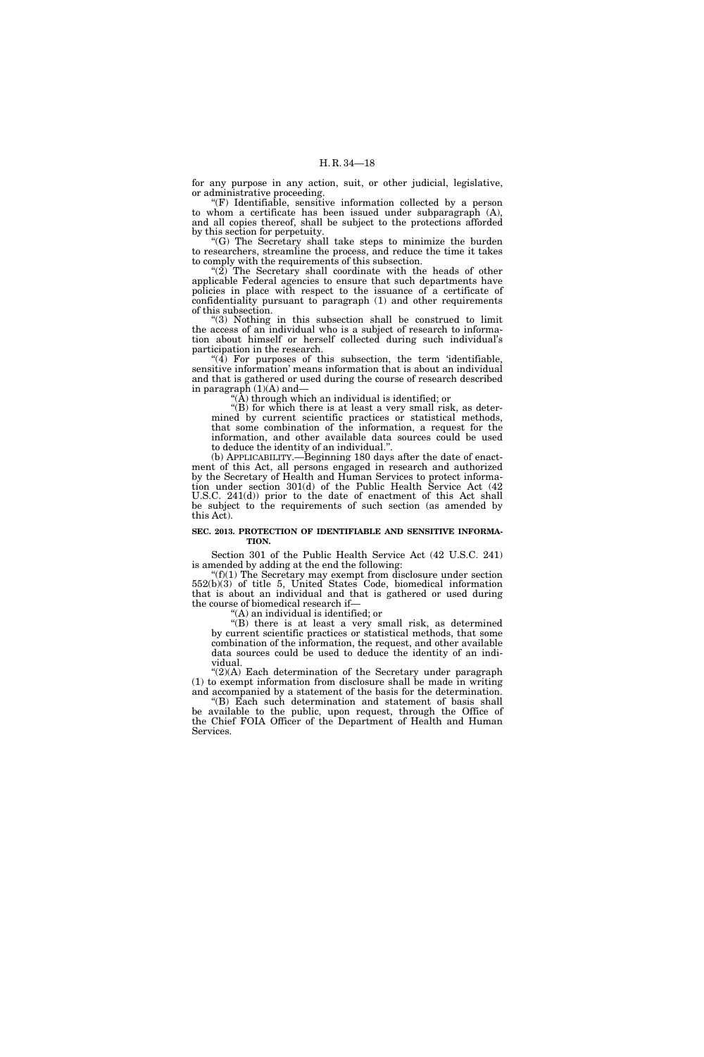for any purpose in any action, suit, or other judicial, legislative, or administrative proceeding.

"(F) Identifiable, sensitive information collected by a person to whom a certificate has been issued under subparagraph (A), and all copies thereof, shall be subject to the protections afforded by this section for perpetuity.

"(G) The Secretary shall take steps to minimize the burden to researchers, streamline the process, and reduce the time it takes to comply with the requirements of this subsection.

"(2) The Secretary shall coordinate with the heads of other applicable Federal agencies to ensure that such departments have policies in place with respect to the issuance of a certificate of confidentiality pursuant to paragraph (1) and other requirements of this subsection.

"(3) Nothing in this subsection shall be construed to limit the access of an individual who is a subject of research to information about himself or herself collected during such individual's participation in the research.

"(4) For purposes of this subsection, the term 'identifiable, sensitive information' means information that is about an individual and that is gathered or used during the course of research described in paragraph (1)(A) and—

"(A) through which an individual is identified; or

"(B) for which there is at least a very small risk, as determined by current scientific practices or statistical methods, that some combination of the information, a request for the information, and other available data sources could be used to deduce the identity of an individual.".

(b) APPLICABILITY.—Beginning 180 days after the date of enactment of this Act, all persons engaged in research and authorized by the Secretary of Health and Human Services to protect information under section 301(d) of the Public Health Service Act (42 U.S.C. 241(d)) prior to the date of enactment of this Act shall be subject to the requirements of such section (as amended by this Act).

**SEC. 2013. PROTECTION OF IDENTIFIABLE AND SENSITIVE INFORMATION.**

Section 301 of the Public Health Service Act (42 U.S.C. 241) is amended by adding at the end the following:

"(f)(1) The Secretary may exempt from disclosure under section 552(b)(3) of title 5, United States Code, biomedical information that is about an individual and that is gathered or used during the course of biomedical research if—

"(A) an individual is identified; or

"(B) there is at least a very small risk, as determined by current scientific practices or statistical methods, that some combination of the information, the request, and other available data sources could be used to deduce the identity of an individual.

"(2)(A) Each determination of the Secretary under paragraph (1) to exempt information from disclosure shall be made in writing and accompanied by a statement of the basis for the determination.

"(B) Each such determination and statement of basis shall be available to the public, upon request, through the Office of the Chief FOIA Officer of the Department of Health and Human Services.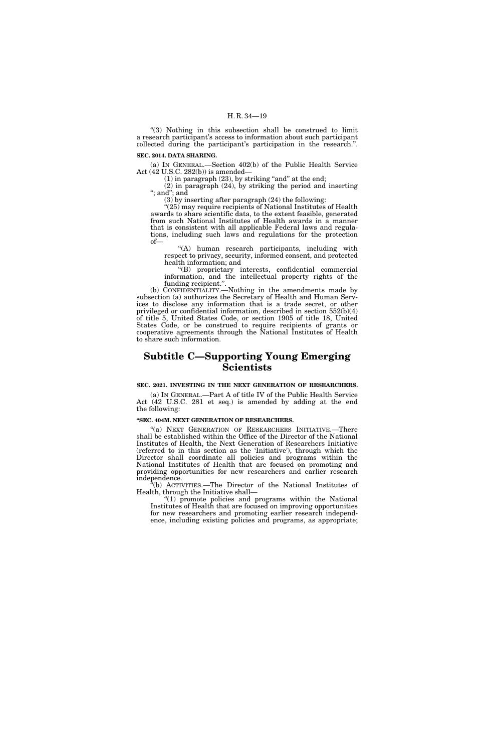"(3) Nothing in this subsection shall be construed to limit a research participant's access to information about such participant collected during the participant's participation in the research.".

**SEC. 2014. DATA SHARING.**

(a) IN GENERAL.—Section 402(b) of the Public Health Service Act (42 U.S.C. 282(b)) is amended—

(1) in paragraph (23), by striking "and" at the end;

(2) in paragraph (24), by striking the period and inserting "; and"; and

(3) by inserting after paragraph (24) the following:

"(25) may require recipients of National Institutes of Health awards to share scientific data, to the extent feasible, generated from such National Institutes of Health awards in a manner that is consistent with all applicable Federal laws and regulations, including such laws and regulations for the protection of—

"(A) human research participants, including with respect to privacy, security, informed consent, and protected health information; and

"(B) proprietary interests, confidential commercial information, and the intellectual property rights of the funding recipient.".

(b) CONFIDENTIALITY.—Nothing in the amendments made by subsection (a) authorizes the Secretary of Health and Human Services to disclose any information that is a trade secret, or other privileged or confidential information, described in section 552(b)(4) of title 5, United States Code, or section 1905 of title 18, United States Code, or be construed to require recipients of grants or cooperative agreements through the National Institutes of Health to share such information.

## Subtitle C—Supporting Young Emerging Scientists

**SEC. 2021. INVESTING IN THE NEXT GENERATION OF RESEARCHERS.**

(a) IN GENERAL.—Part A of title IV of the Public Health Service Act (42 U.S.C. 281 et seq.) is amended by adding at the end the following:

**"SEC. 404M. NEXT GENERATION OF RESEARCHERS.**

"(a) NEXT GENERATION OF RESEARCHERS INITIATIVE.—There shall be established within the Office of the Director of the National Institutes of Health, the Next Generation of Researchers Initiative (referred to in this section as the 'Initiative'), through which the Director shall coordinate all policies and programs within the National Institutes of Health that are focused on promoting and providing opportunities for new researchers and earlier research independence.

"(b) ACTIVITIES.—The Director of the National Institutes of Health, through the Initiative shall—

"(1) promote policies and programs within the National Institutes of Health that are focused on improving opportunities for new researchers and promoting earlier research independence, including existing policies and programs, as appropriate;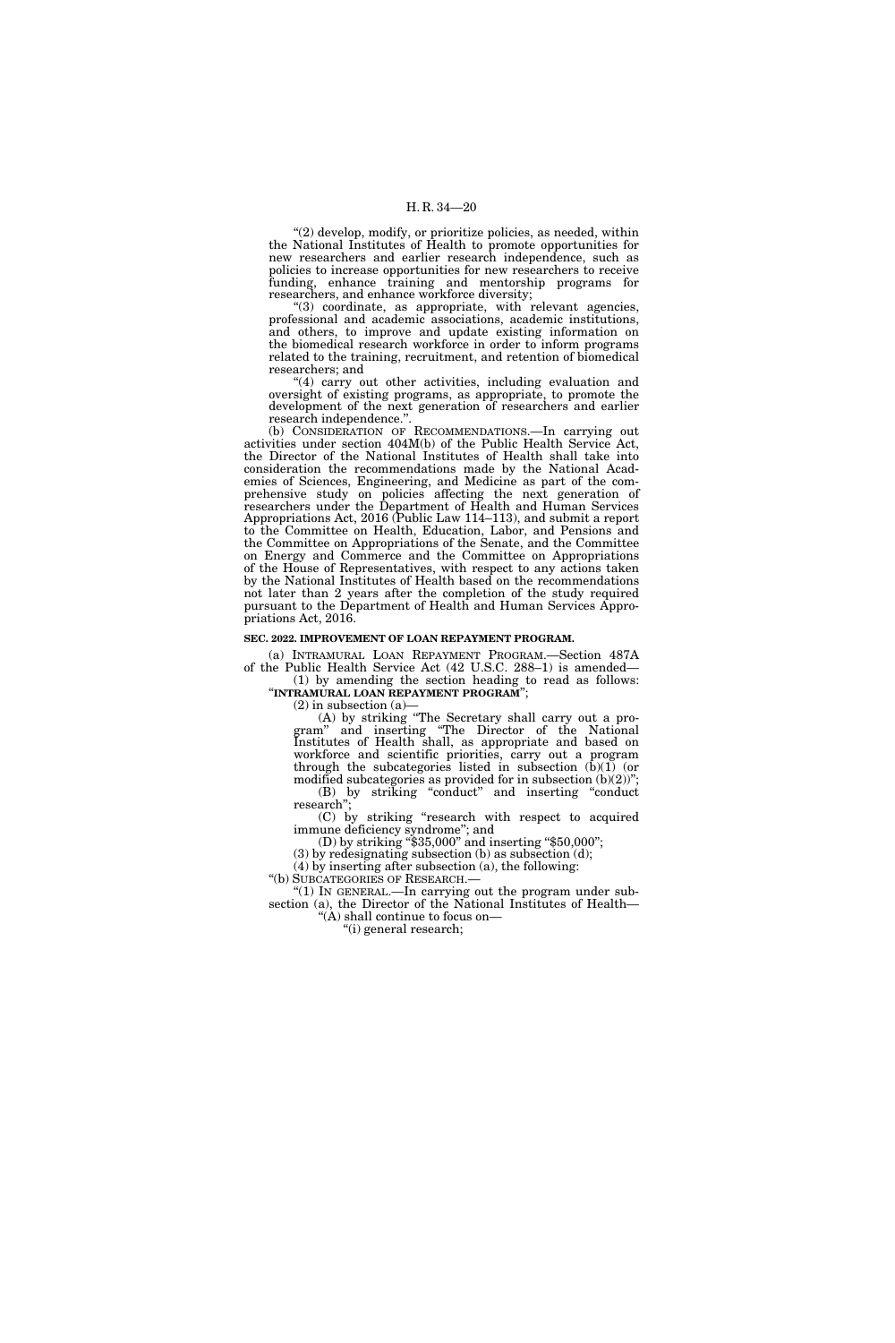"(2) develop, modify, or prioritize policies, as needed, within the National Institutes of Health to promote opportunities for new researchers and earlier research independence, such as policies to increase opportunities for new researchers to receive funding, enhance training and mentorship programs for researchers, and enhance workforce diversity;

"(3) coordinate, as appropriate, with relevant agencies, professional and academic associations, academic institutions, and others, to improve and update existing information on the biomedical research workforce in order to inform programs related to the training, recruitment, and retention of biomedical researchers; and

"(4) carry out other activities, including evaluation and oversight of existing programs, as appropriate, to promote the development of the next generation of researchers and earlier research independence.".

(b) CONSIDERATION OF RECOMMENDATIONS.—In carrying out activities under section 404M(b) of the Public Health Service Act, the Director of the National Institutes of Health shall take into consideration the recommendations made by the National Academies of Sciences, Engineering, and Medicine as part of the comprehensive study on policies affecting the next generation of researchers under the Department of Health and Human Services Appropriations Act, 2016 (Public Law 114–113), and submit a report to the Committee on Health, Education, Labor, and Pensions and the Committee on Appropriations of the Senate, and the Committee on Energy and Commerce and the Committee on Appropriations of the House of Representatives, with respect to any actions taken by the National Institutes of Health based on the recommendations not later than 2 years after the completion of the study required pursuant to the Department of Health and Human Services Appropriations Act, 2016.

**SEC. 2022. IMPROVEMENT OF LOAN REPAYMENT PROGRAM.**

(a) INTRAMURAL LOAN REPAYMENT PROGRAM.—Section 487A of the Public Health Service Act (42 U.S.C. 288–1) is amended—

(1) by amending the section heading to read as follows: "**INTRAMURAL LOAN REPAYMENT PROGRAM**";

(2) in subsection (a)—

(A) by striking "The Secretary shall carry out a program" and inserting "The Director of the National Institutes of Health shall, as appropriate and based on workforce and scientific priorities, carry out a program through the subcategories listed in subsection (b)(1) (or modified subcategories as provided for in subsection (b)(2))";

(B) by striking "conduct" and inserting "conduct research";

(C) by striking "research with respect to acquired immune deficiency syndrome"; and

(D) by striking "$35,000" and inserting "$50,000";

(3) by redesignating subsection (b) as subsection (d);

(4) by inserting after subsection (a), the following:

"(b) SUBCATEGORIES OF RESEARCH.—

"(1) IN GENERAL.—In carrying out the program under subsection (a), the Director of the National Institutes of Health—

"(A) shall continue to focus on—

"(i) general research;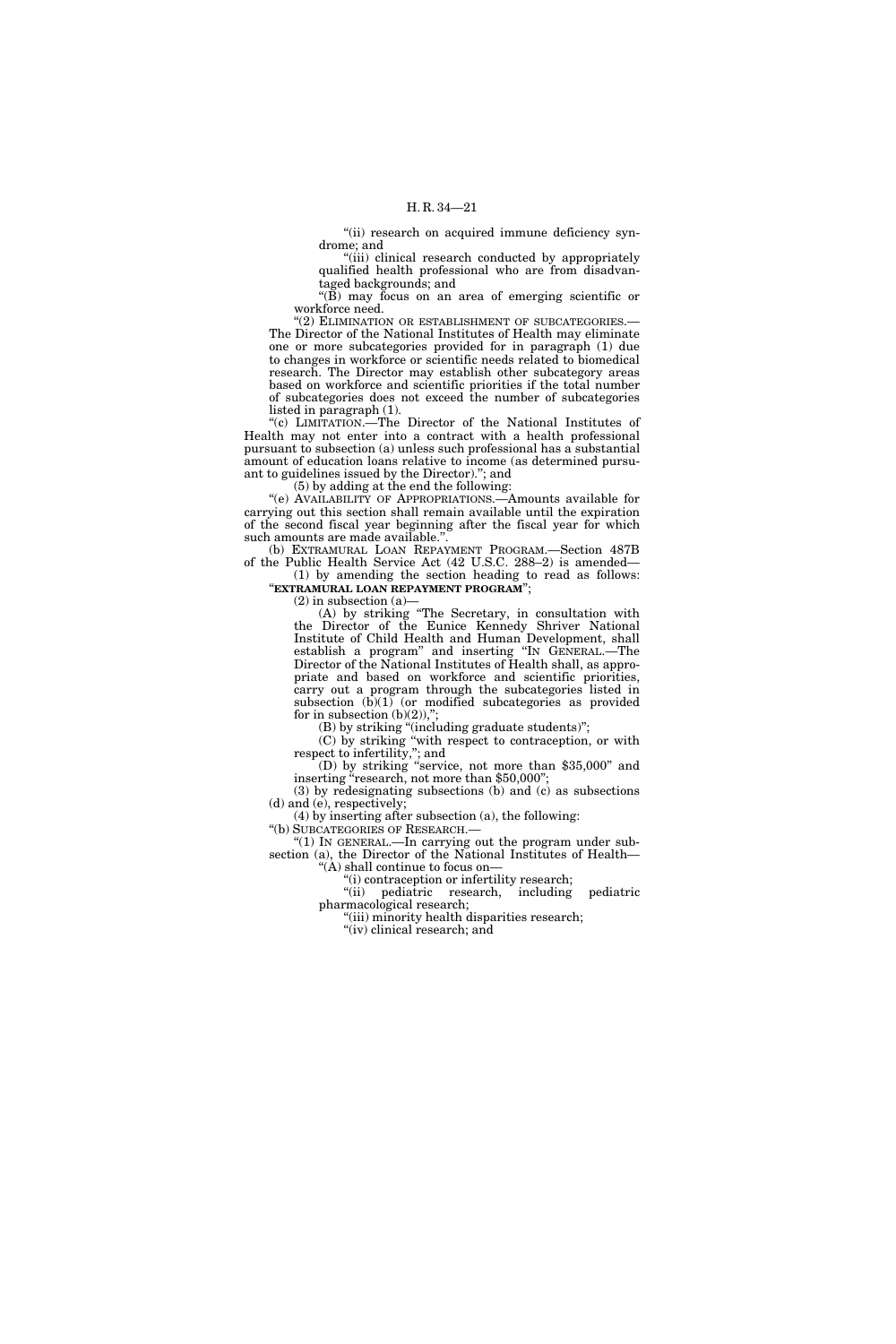"(ii) research on acquired immune deficiency syndrome; and

"(iii) clinical research conducted by appropriately qualified health professional who are from disadvantaged backgrounds; and

"(B) may focus on an area of emerging scientific or workforce need.

"(2) ELIMINATION OR ESTABLISHMENT OF SUBCATEGORIES.—The Director of the National Institutes of Health may eliminate one or more subcategories provided for in paragraph (1) due to changes in workforce or scientific needs related to biomedical research. The Director may establish other subcategory areas based on workforce and scientific priorities if the total number of subcategories does not exceed the number of subcategories listed in paragraph (1).

"(c) LIMITATION.—The Director of the National Institutes of Health may not enter into a contract with a health professional pursuant to subsection (a) unless such professional has a substantial amount of education loans relative to income (as determined pursuant to guidelines issued by the Director)."; and

(5) by adding at the end the following:

"(e) AVAILABILITY OF APPROPRIATIONS.—Amounts available for carrying out this section shall remain available until the expiration of the second fiscal year beginning after the fiscal year for which such amounts are made available.".

(b) EXTRAMURAL LOAN REPAYMENT PROGRAM.—Section 487B of the Public Health Service Act (42 U.S.C. 288–2) is amended—

(1) by amending the section heading to read as follows: "**EXTRAMURAL LOAN REPAYMENT PROGRAM**";

(2) in subsection (a)—

(A) by striking "The Secretary, in consultation with the Director of the Eunice Kennedy Shriver National Institute of Child Health and Human Development, shall establish a program" and inserting "IN GENERAL.—The Director of the National Institutes of Health shall, as appropriate and based on workforce and scientific priorities, carry out a program through the subcategories listed in subsection (b)(1) (or modified subcategories as provided for in subsection (b)(2)),";

(B) by striking "(including graduate students)";

(C) by striking "with respect to contraception, or with respect to infertility,"; and

(D) by striking "service, not more than $35,000" and inserting "research, not more than $50,000";

(3) by redesignating subsections (b) and (c) as subsections (d) and (e), respectively;

(4) by inserting after subsection (a), the following:

"(b) SUBCATEGORIES OF RESEARCH.—

"(1) IN GENERAL.—In carrying out the program under subsection (a), the Director of the National Institutes of Health—

"(A) shall continue to focus on—

"(i) contraception or infertility research;

"(ii) pediatric research, including pediatric pharmacological research;

"(iii) minority health disparities research;

"(iv) clinical research; and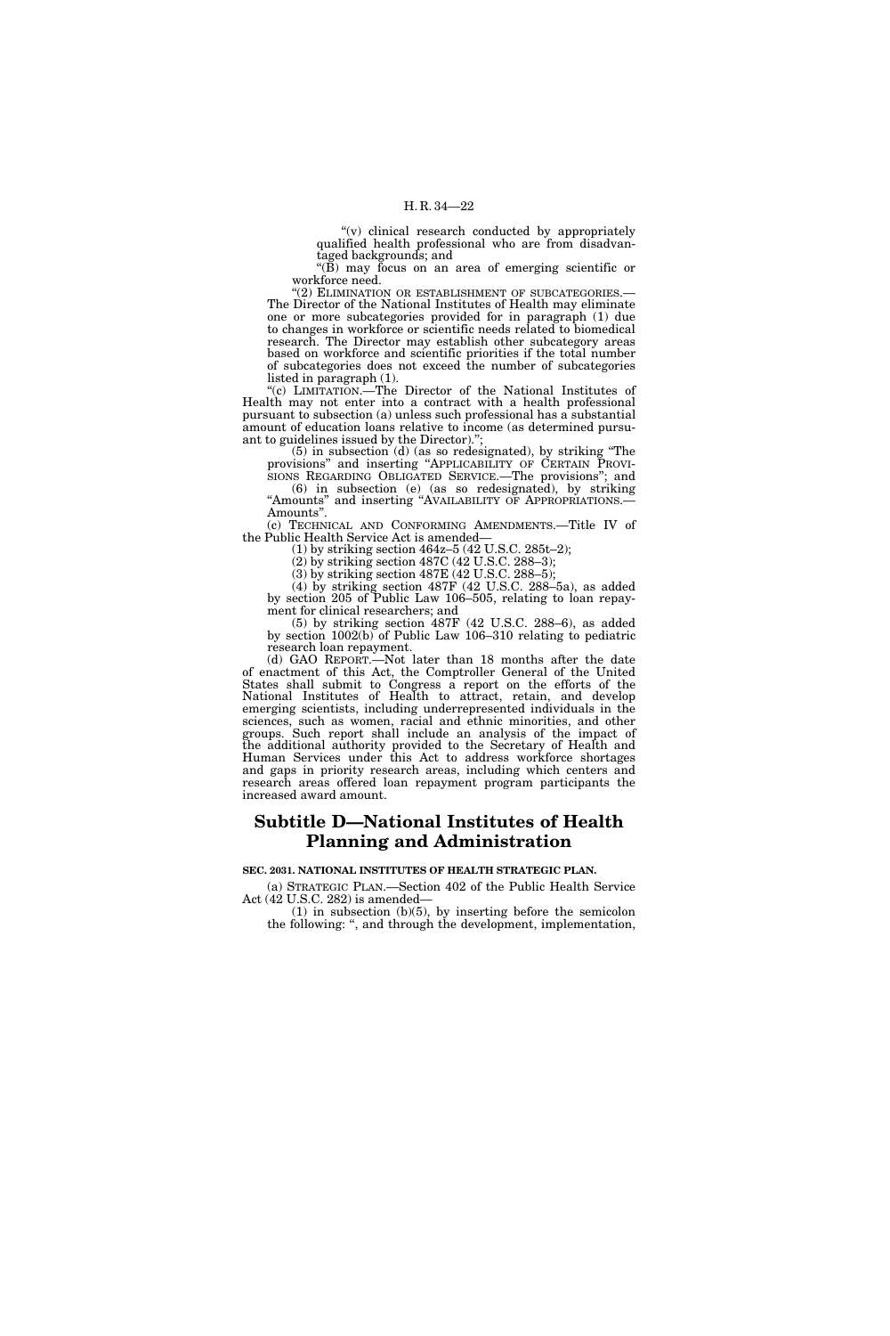"(v) clinical research conducted by appropriately qualified health professional who are from disadvantaged backgrounds; and

"(B) may focus on an area of emerging scientific or workforce need.

"(2) ELIMINATION OR ESTABLISHMENT OF SUBCATEGORIES.—The Director of the National Institutes of Health may eliminate one or more subcategories provided for in paragraph (1) due to changes in workforce or scientific needs related to biomedical research. The Director may establish other subcategory areas based on workforce and scientific priorities if the total number of subcategories does not exceed the number of subcategories listed in paragraph (1).

"(c) LIMITATION.—The Director of the National Institutes of Health may not enter into a contract with a health professional pursuant to subsection (a) unless such professional has a substantial amount of education loans relative to income (as determined pursuant to guidelines issued by the Director).";

(5) in subsection (d) (as so redesignated), by striking "The provisions" and inserting "APPLICABILITY OF CERTAIN PROVISIONS REGARDING OBLIGATED SERVICE.—The provisions"; and

(6) in subsection (e) (as so redesignated), by striking "Amounts" and inserting "AVAILABILITY OF APPROPRIATIONS.—Amounts".

(c) TECHNICAL AND CONFORMING AMENDMENTS.—Title IV of the Public Health Service Act is amended—

(1) by striking section 464z–5 (42 U.S.C. 285t–2);

(2) by striking section 487C (42 U.S.C. 288–3);

(3) by striking section 487E (42 U.S.C. 288–5);

(4) by striking section 487F (42 U.S.C. 288–5a), as added by section 205 of Public Law 106–505, relating to loan repayment for clinical researchers; and

(5) by striking section 487F (42 U.S.C. 288–6), as added by section 1002(b) of Public Law 106–310 relating to pediatric research loan repayment.

(d) GAO REPORT.—Not later than 18 months after the date of enactment of this Act, the Comptroller General of the United States shall submit to Congress a report on the efforts of the National Institutes of Health to attract, retain, and develop emerging scientists, including underrepresented individuals in the sciences, such as women, racial and ethnic minorities, and other groups. Such report shall include an analysis of the impact of the additional authority provided to the Secretary of Health and Human Services under this Act to address workforce shortages and gaps in priority research areas, including which centers and research areas offered loan repayment program participants the increased award amount.

## Subtitle D—National Institutes of Health Planning and Administration

**SEC. 2031. NATIONAL INSTITUTES OF HEALTH STRATEGIC PLAN.**

(a) STRATEGIC PLAN.—Section 402 of the Public Health Service Act (42 U.S.C. 282) is amended—

(1) in subsection (b)(5), by inserting before the semicolon the following: ", and through the development, implementation,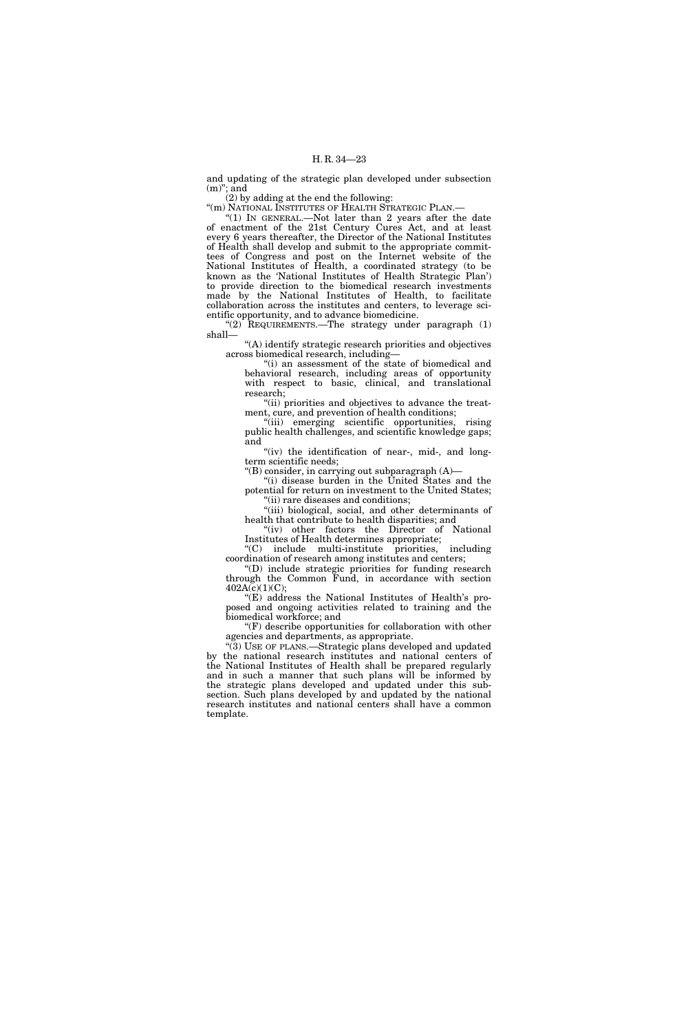and updating of the strategic plan developed under subsection (m)''; and

(2) by adding at the end the following:

''(m) NATIONAL INSTITUTES OF HEALTH STRATEGIC PLAN.—

''(1) IN GENERAL.—Not later than 2 years after the date of enactment of the 21st Century Cures Act, and at least every 6 years thereafter, the Director of the National Institutes of Health shall develop and submit to the appropriate committees of Congress and post on the Internet website of the National Institutes of Health, a coordinated strategy (to be known as the 'National Institutes of Health Strategic Plan') to provide direction to the biomedical research investments made by the National Institutes of Health, to facilitate collaboration across the institutes and centers, to leverage scientific opportunity, and to advance biomedicine.

''(2) REQUIREMENTS.—The strategy under paragraph (1) shall—

''(A) identify strategic research priorities and objectives across biomedical research, including—

''(i) an assessment of the state of biomedical and behavioral research, including areas of opportunity with respect to basic, clinical, and translational research;

''(ii) priorities and objectives to advance the treatment, cure, and prevention of health conditions;

''(iii) emerging scientific opportunities, rising public health challenges, and scientific knowledge gaps; and

''(iv) the identification of near-, mid-, and long-term scientific needs;

''(B) consider, in carrying out subparagraph (A)—

''(i) disease burden in the United States and the potential for return on investment to the United States;

''(ii) rare diseases and conditions;

''(iii) biological, social, and other determinants of health that contribute to health disparities; and

''(iv) other factors the Director of National Institutes of Health determines appropriate;

''(C) include multi-institute priorities, including coordination of research among institutes and centers;

''(D) include strategic priorities for funding research through the Common Fund, in accordance with section 402A(c)(1)(C);

''(E) address the National Institutes of Health's proposed and ongoing activities related to training and the biomedical workforce; and

''(F) describe opportunities for collaboration with other agencies and departments, as appropriate.

''(3) USE OF PLANS.—Strategic plans developed and updated by the national research institutes and national centers of the National Institutes of Health shall be prepared regularly and in such a manner that such plans will be informed by the strategic plans developed and updated under this subsection. Such plans developed by and updated by the national research institutes and national centers shall have a common template.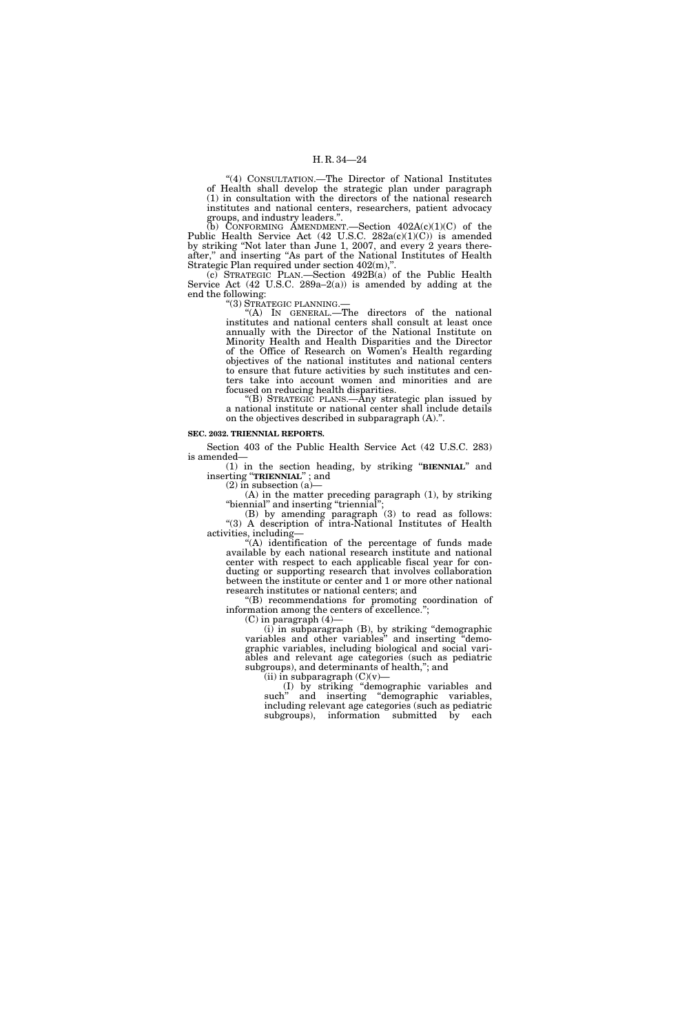"(4) CONSULTATION.—The Director of National Institutes of Health shall develop the strategic plan under paragraph (1) in consultation with the directors of the national research institutes and national centers, researchers, patient advocacy groups, and industry leaders.".

(b) CONFORMING AMENDMENT.—Section 402A(c)(1)(C) of the Public Health Service Act (42 U.S.C. 282a(c)(1)(C)) is amended by striking "Not later than June 1, 2007, and every 2 years thereafter," and inserting "As part of the National Institutes of Health Strategic Plan required under section 402(m),".

(c) STRATEGIC PLAN.—Section 492B(a) of the Public Health Service Act (42 U.S.C. 289a–2(a)) is amended by adding at the end the following:

"(3) STRATEGIC PLANNING.—

"(A) IN GENERAL.—The directors of the national institutes and national centers shall consult at least once annually with the Director of the National Institute on Minority Health and Health Disparities and the Director of the Office of Research on Women's Health regarding objectives of the national institutes and national centers to ensure that future activities by such institutes and centers take into account women and minorities and are focused on reducing health disparities.

"(B) STRATEGIC PLANS.—Any strategic plan issued by a national institute or national center shall include details on the objectives described in subparagraph (A).".

**SEC. 2032. TRIENNIAL REPORTS.**

Section 403 of the Public Health Service Act (42 U.S.C. 283) is amended—

(1) in the section heading, by striking "**BIENNIAL**" and inserting "**TRIENNIAL**"; and

(2) in subsection (a)—

(A) in the matter preceding paragraph (1), by striking "biennial" and inserting "triennial";

(B) by amending paragraph (3) to read as follows:

"(3) A description of intra-National Institutes of Health activities, including—

"(A) identification of the percentage of funds made available by each national research institute and national center with respect to each applicable fiscal year for conducting or supporting research that involves collaboration between the institute or center and 1 or more other national research institutes or national centers; and

"(B) recommendations for promoting coordination of information among the centers of excellence.";

(C) in paragraph (4)—

(i) in subparagraph (B), by striking "demographic variables and other variables" and inserting "demographic variables, including biological and social variables and relevant age categories (such as pediatric subgroups), and determinants of health,"; and

(ii) in subparagraph (C)(v)—

(I) by striking "demographic variables and such" and inserting "demographic variables, including relevant age categories (such as pediatric subgroups), information submitted by each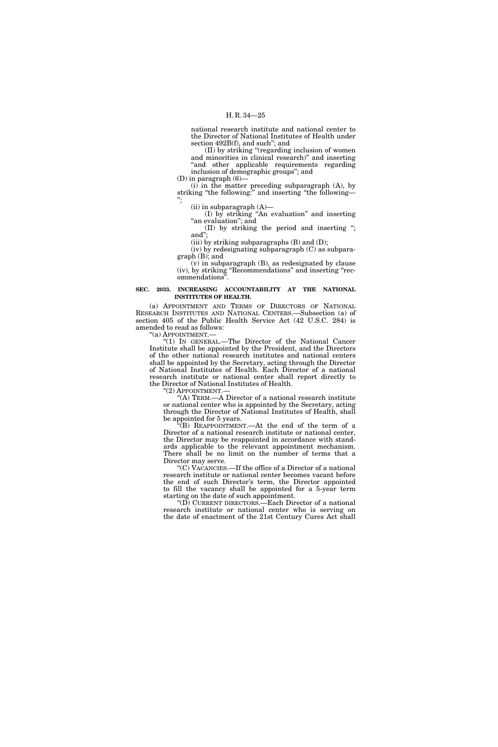national research institute and national center to the Director of National Institutes of Health under section 492B(f), and such"; and

(II) by striking "(regarding inclusion of women and minorities in clinical research)" and inserting "and other applicable requirements regarding inclusion of demographic groups"; and

(D) in paragraph (6)—

(i) in the matter preceding subparagraph (A), by striking "the following:" and inserting "the following—";

(ii) in subparagraph (A)—

(I) by striking "An evaluation" and inserting "an evaluation"; and

(II) by striking the period and inserting "; and";

(iii) by striking subparagraphs (B) and (D);

(iv) by redesignating subparagraph (C) as subparagraph (B); and

(v) in subparagraph (B), as redesignated by clause (iv), by striking "Recommendations" and inserting "recommendations".

**SEC. 2033. INCREASING ACCOUNTABILITY AT THE NATIONAL INSTITUTES OF HEALTH.**

(a) APPOINTMENT AND TERMS OF DIRECTORS OF NATIONAL RESEARCH INSTITUTES AND NATIONAL CENTERS.—Subsection (a) of section 405 of the Public Health Service Act (42 U.S.C. 284) is amended to read as follows:

"(a) APPOINTMENT.—

"(1) IN GENERAL.—The Director of the National Cancer Institute shall be appointed by the President, and the Directors of the other national research institutes and national centers shall be appointed by the Secretary, acting through the Director of National Institutes of Health. Each Director of a national research institute or national center shall report directly to the Director of National Institutes of Health.

"(2) APPOINTMENT.—

"(A) TERM.—A Director of a national research institute or national center who is appointed by the Secretary, acting through the Director of National Institutes of Health, shall be appointed for 5 years.

"(B) REAPPOINTMENT.—At the end of the term of a Director of a national research institute or national center, the Director may be reappointed in accordance with standards applicable to the relevant appointment mechanism. There shall be no limit on the number of terms that a Director may serve.

"(C) VACANCIES.—If the office of a Director of a national research institute or national center becomes vacant before the end of such Director's term, the Director appointed to fill the vacancy shall be appointed for a 5-year term starting on the date of such appointment.

"(D) CURRENT DIRECTORS.—Each Director of a national research institute or national center who is serving on the date of enactment of the 21st Century Cures Act shall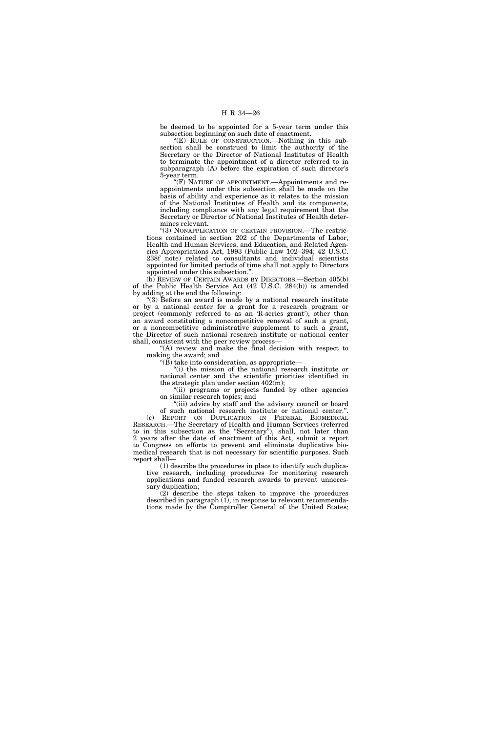be deemed to be appointed for a 5-year term under this subsection beginning on such date of enactment.

"(E) RULE OF CONSTRUCTION.—Nothing in this subsection shall be construed to limit the authority of the Secretary or the Director of National Institutes of Health to terminate the appointment of a director referred to in subparagraph (A) before the expiration of such director's 5-year term.

"(F) NATURE OF APPOINTMENT.—Appointments and reappointments under this subsection shall be made on the basis of ability and experience as it relates to the mission of the National Institutes of Health and its components, including compliance with any legal requirement that the Secretary or Director of National Institutes of Health determines relevant.

"(3) NONAPPLICATION OF CERTAIN PROVISION.—The restrictions contained in section 202 of the Departments of Labor, Health and Human Services, and Education, and Related Agencies Appropriations Act, 1993 (Public Law 102–394; 42 U.S.C. 238f note) related to consultants and individual scientists appointed for limited periods of time shall not apply to Directors appointed under this subsection.".

(b) REVIEW OF CERTAIN AWARDS BY DIRECTORS.—Section 405(b) of the Public Health Service Act (42 U.S.C. 284(b)) is amended by adding at the end the following:

"(3) Before an award is made by a national research institute or by a national center for a grant for a research program or project (commonly referred to as an 'R-series grant'), other than an award constituting a noncompetitive renewal of such a grant, or a noncompetitive administrative supplement to such a grant, the Director of such national research institute or national center shall, consistent with the peer review process—

"(A) review and make the final decision with respect to making the award; and

"(B) take into consideration, as appropriate—

"(i) the mission of the national research institute or national center and the scientific priorities identified in the strategic plan under section 402(m);

"(ii) programs or projects funded by other agencies on similar research topics; and

"(iii) advice by staff and the advisory council or board of such national research institute or national center.".

(c) REPORT ON DUPLICATION IN FEDERAL BIOMEDICAL RESEARCH.—The Secretary of Health and Human Services (referred to in this subsection as the "Secretary"), shall, not later than 2 years after the date of enactment of this Act, submit a report to Congress on efforts to prevent and eliminate duplicative biomedical research that is not necessary for scientific purposes. Such report shall—

(1) describe the procedures in place to identify such duplicative research, including procedures for monitoring research applications and funded research awards to prevent unnecessary duplication;

(2) describe the steps taken to improve the procedures described in paragraph (1), in response to relevant recommendations made by the Comptroller General of the United States;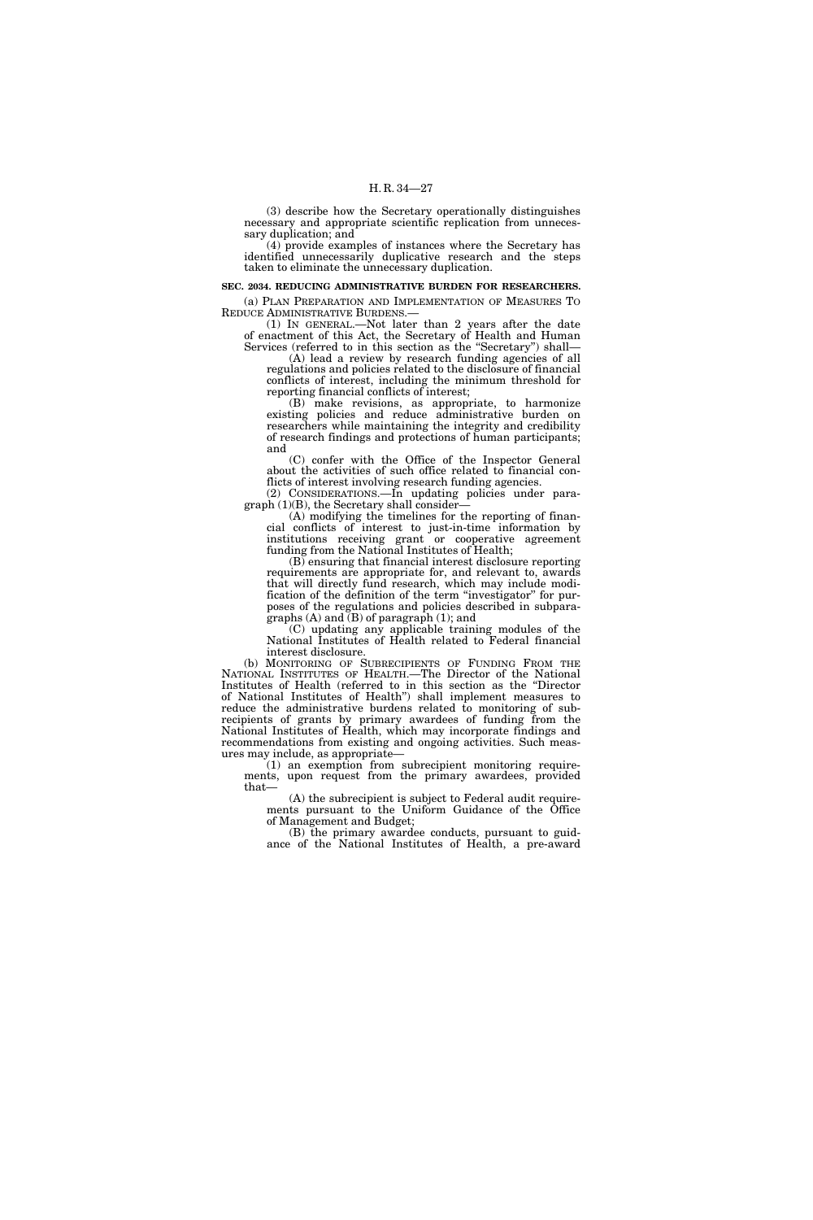(3) describe how the Secretary operationally distinguishes necessary and appropriate scientific replication from unnecessary duplication; and

(4) provide examples of instances where the Secretary has identified unnecessarily duplicative research and the steps taken to eliminate the unnecessary duplication.

**SEC. 2034. REDUCING ADMINISTRATIVE BURDEN FOR RESEARCHERS.**

(a) PLAN PREPARATION AND IMPLEMENTATION OF MEASURES TO REDUCE ADMINISTRATIVE BURDENS.—

(1) IN GENERAL.—Not later than 2 years after the date of enactment of this Act, the Secretary of Health and Human Services (referred to in this section as the "Secretary") shall—

(A) lead a review by research funding agencies of all regulations and policies related to the disclosure of financial conflicts of interest, including the minimum threshold for reporting financial conflicts of interest;

(B) make revisions, as appropriate, to harmonize existing policies and reduce administrative burden on researchers while maintaining the integrity and credibility of research findings and protections of human participants; and

(C) confer with the Office of the Inspector General about the activities of such office related to financial conflicts of interest involving research funding agencies.

(2) CONSIDERATIONS.—In updating policies under paragraph (1)(B), the Secretary shall consider—

(A) modifying the timelines for the reporting of financial conflicts of interest to just-in-time information by institutions receiving grant or cooperative agreement funding from the National Institutes of Health;

(B) ensuring that financial interest disclosure reporting requirements are appropriate for, and relevant to, awards that will directly fund research, which may include modification of the definition of the term "investigator" for purposes of the regulations and policies described in subparagraphs (A) and (B) of paragraph (1); and

(C) updating any applicable training modules of the National Institutes of Health related to Federal financial interest disclosure.

(b) MONITORING OF SUBRECIPIENTS OF FUNDING FROM THE NATIONAL INSTITUTES OF HEALTH.—The Director of the National Institutes of Health (referred to in this section as the "Director of National Institutes of Health") shall implement measures to reduce the administrative burdens related to monitoring of subrecipients of grants by primary awardees of funding from the National Institutes of Health, which may incorporate findings and recommendations from existing and ongoing activities. Such measures may include, as appropriate—

(1) an exemption from subrecipient monitoring requirements, upon request from the primary awardees, provided that—

(A) the subrecipient is subject to Federal audit requirements pursuant to the Uniform Guidance of the Office of Management and Budget;

(B) the primary awardee conducts, pursuant to guidance of the National Institutes of Health, a pre-award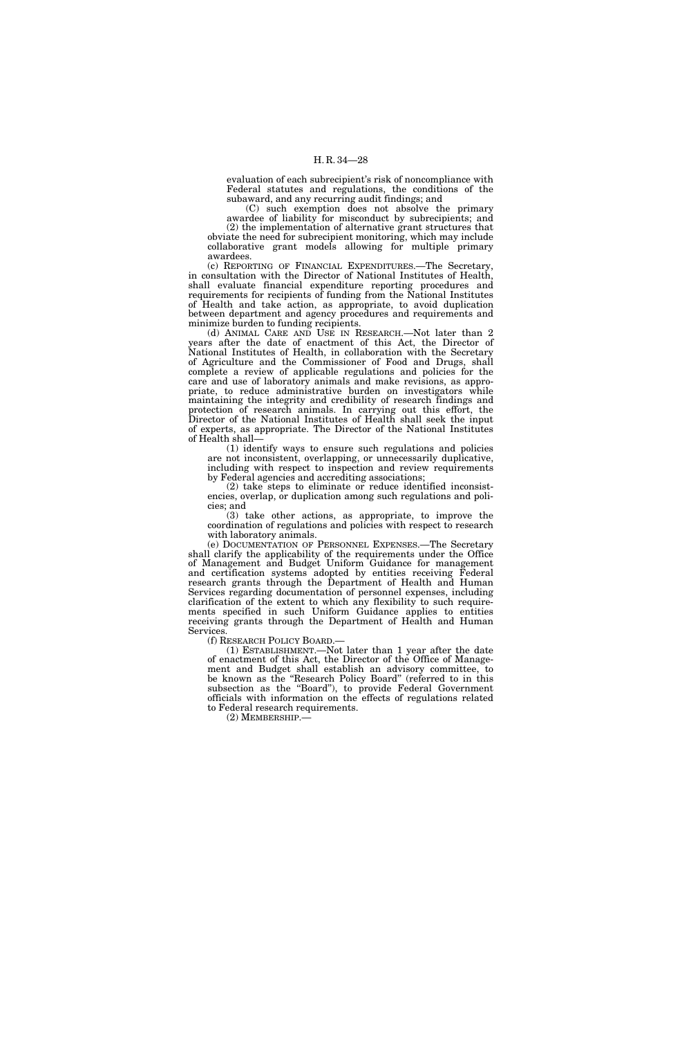evaluation of each subrecipient's risk of noncompliance with Federal statutes and regulations, the conditions of the subaward, and any recurring audit findings; and

(C) such exemption does not absolve the primary awardee of liability for misconduct by subrecipients; and

(2) the implementation of alternative grant structures that obviate the need for subrecipient monitoring, which may include collaborative grant models allowing for multiple primary awardees.

(c) REPORTING OF FINANCIAL EXPENDITURES.—The Secretary, in consultation with the Director of National Institutes of Health, shall evaluate financial expenditure reporting procedures and requirements for recipients of funding from the National Institutes of Health and take action, as appropriate, to avoid duplication between department and agency procedures and requirements and minimize burden to funding recipients.

(d) ANIMAL CARE AND USE IN RESEARCH.—Not later than 2 years after the date of enactment of this Act, the Director of National Institutes of Health, in collaboration with the Secretary of Agriculture and the Commissioner of Food and Drugs, shall complete a review of applicable regulations and policies for the care and use of laboratory animals and make revisions, as appropriate, to reduce administrative burden on investigators while maintaining the integrity and credibility of research findings and protection of research animals. In carrying out this effort, the Director of the National Institutes of Health shall seek the input of experts, as appropriate. The Director of the National Institutes of Health shall—

(1) identify ways to ensure such regulations and policies are not inconsistent, overlapping, or unnecessarily duplicative, including with respect to inspection and review requirements by Federal agencies and accrediting associations;

(2) take steps to eliminate or reduce identified inconsistencies, overlap, or duplication among such regulations and policies; and

(3) take other actions, as appropriate, to improve the coordination of regulations and policies with respect to research with laboratory animals.

(e) DOCUMENTATION OF PERSONNEL EXPENSES.—The Secretary shall clarify the applicability of the requirements under the Office of Management and Budget Uniform Guidance for management and certification systems adopted by entities receiving Federal research grants through the Department of Health and Human Services regarding documentation of personnel expenses, including clarification of the extent to which any flexibility to such requirements specified in such Uniform Guidance applies to entities receiving grants through the Department of Health and Human Services.

(f) RESEARCH POLICY BOARD.—

(1) ESTABLISHMENT.—Not later than 1 year after the date of enactment of this Act, the Director of the Office of Management and Budget shall establish an advisory committee, to be known as the "Research Policy Board" (referred to in this subsection as the "Board"), to provide Federal Government officials with information on the effects of regulations related to Federal research requirements.

(2) MEMBERSHIP.—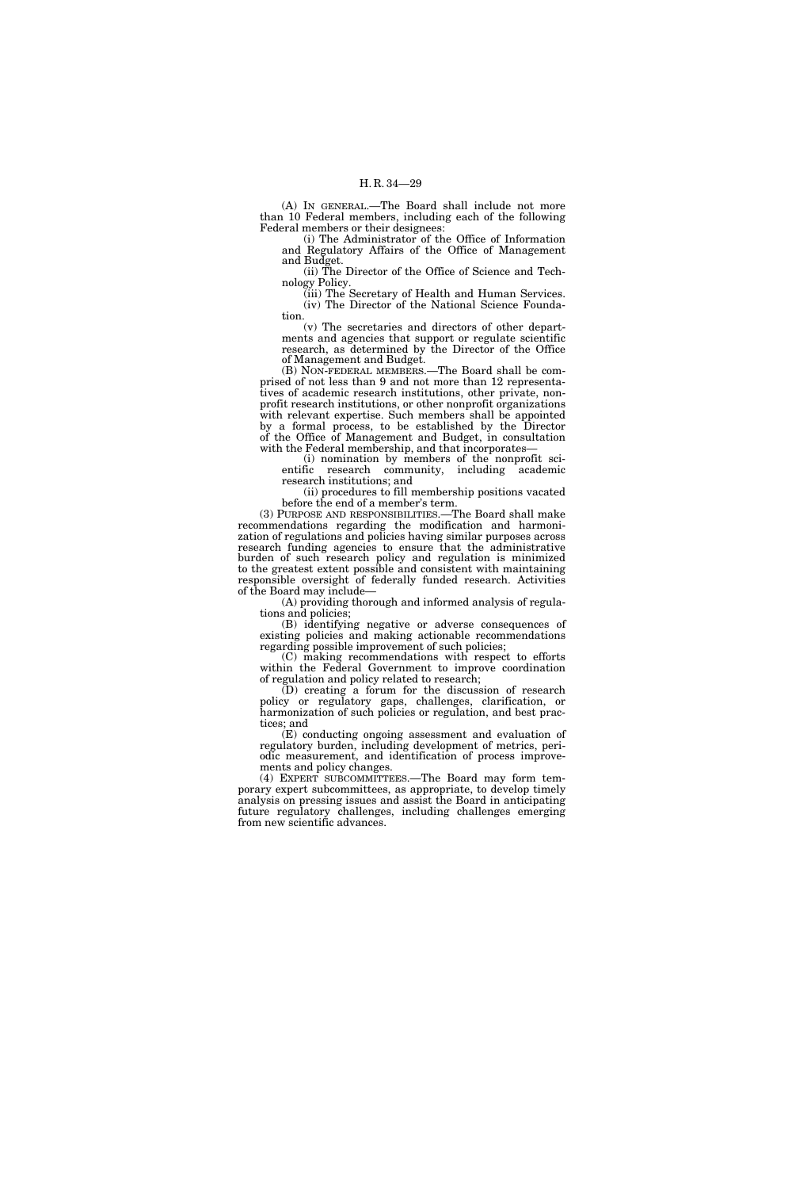(A) IN GENERAL.—The Board shall include not more than 10 Federal members, including each of the following Federal members or their designees:

(i) The Administrator of the Office of Information and Regulatory Affairs of the Office of Management and Budget.

(ii) The Director of the Office of Science and Technology Policy.

(iii) The Secretary of Health and Human Services.

(iv) The Director of the National Science Foundation.

(v) The secretaries and directors of other departments and agencies that support or regulate scientific research, as determined by the Director of the Office of Management and Budget.

(B) NON-FEDERAL MEMBERS.—The Board shall be comprised of not less than 9 and not more than 12 representatives of academic research institutions, other private, nonprofit research institutions, or other nonprofit organizations with relevant expertise. Such members shall be appointed by a formal process, to be established by the Director of the Office of Management and Budget, in consultation with the Federal membership, and that incorporates—

(i) nomination by members of the nonprofit scientific research community, including academic research institutions; and

(ii) procedures to fill membership positions vacated before the end of a member's term.

(3) PURPOSE AND RESPONSIBILITIES.—The Board shall make recommendations regarding the modification and harmonization of regulations and policies having similar purposes across research funding agencies to ensure that the administrative burden of such research policy and regulation is minimized to the greatest extent possible and consistent with maintaining responsible oversight of federally funded research. Activities of the Board may include—

(A) providing thorough and informed analysis of regulations and policies;

(B) identifying negative or adverse consequences of existing policies and making actionable recommendations regarding possible improvement of such policies;

(C) making recommendations with respect to efforts within the Federal Government to improve coordination of regulation and policy related to research;

(D) creating a forum for the discussion of research policy or regulatory gaps, challenges, clarification, or harmonization of such policies or regulation, and best practices; and

(E) conducting ongoing assessment and evaluation of regulatory burden, including development of metrics, periodic measurement, and identification of process improvements and policy changes.

(4) EXPERT SUBCOMMITTEES.—The Board may form temporary expert subcommittees, as appropriate, to develop timely analysis on pressing issues and assist the Board in anticipating future regulatory challenges, including challenges emerging from new scientific advances.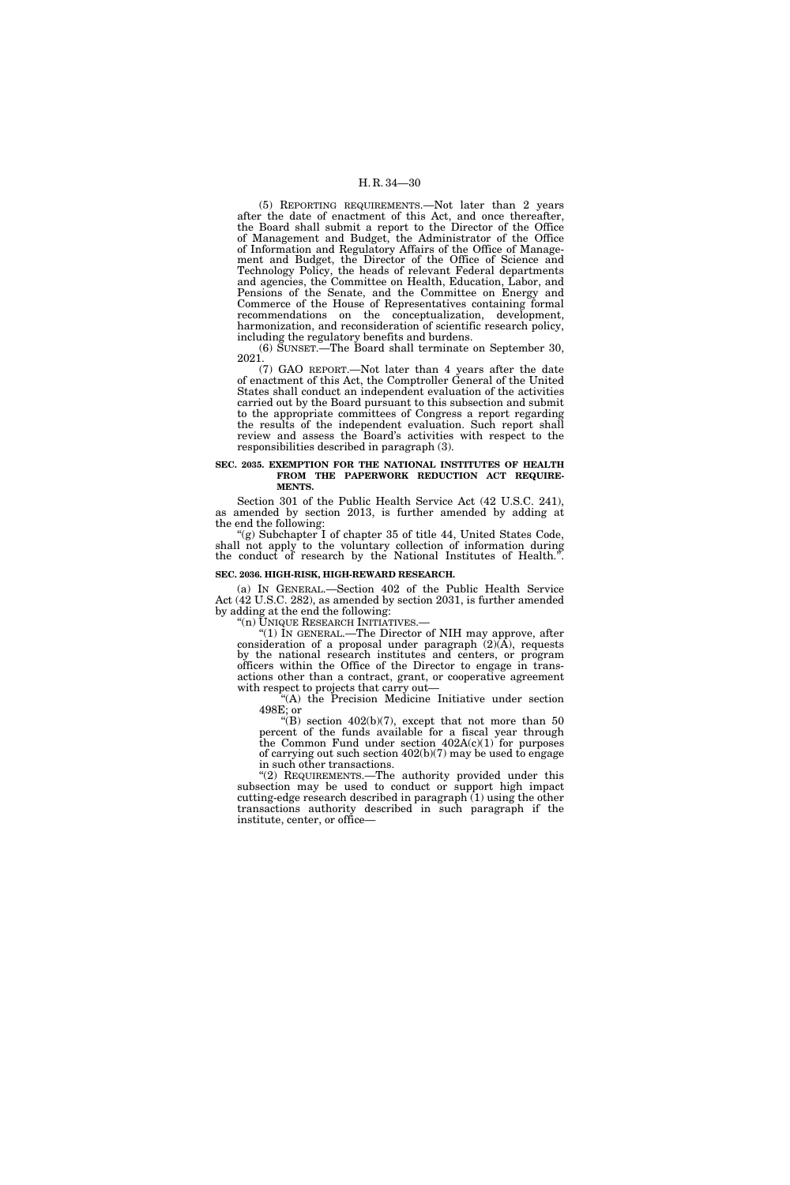(5) REPORTING REQUIREMENTS.—Not later than 2 years after the date of enactment of this Act, and once thereafter, the Board shall submit a report to the Director of the Office of Management and Budget, the Administrator of the Office of Information and Regulatory Affairs of the Office of Management and Budget, the Director of the Office of Science and Technology Policy, the heads of relevant Federal departments and agencies, the Committee on Health, Education, Labor, and Pensions of the Senate, and the Committee on Energy and Commerce of the House of Representatives containing formal recommendations on the conceptualization, development, harmonization, and reconsideration of scientific research policy, including the regulatory benefits and burdens.

(6) SUNSET.—The Board shall terminate on September 30, 2021.

(7) GAO REPORT.—Not later than 4 years after the date of enactment of this Act, the Comptroller General of the United States shall conduct an independent evaluation of the activities carried out by the Board pursuant to this subsection and submit to the appropriate committees of Congress a report regarding the results of the independent evaluation. Such report shall review and assess the Board's activities with respect to the responsibilities described in paragraph (3).

**SEC. 2035. EXEMPTION FOR THE NATIONAL INSTITUTES OF HEALTH FROM THE PAPERWORK REDUCTION ACT REQUIREMENTS.**

Section 301 of the Public Health Service Act (42 U.S.C. 241), as amended by section 2013, is further amended by adding at the end the following:

"(g) Subchapter I of chapter 35 of title 44, United States Code, shall not apply to the voluntary collection of information during the conduct of research by the National Institutes of Health.".

**SEC. 2036. HIGH-RISK, HIGH-REWARD RESEARCH.**

(a) IN GENERAL.—Section 402 of the Public Health Service Act (42 U.S.C. 282), as amended by section 2031, is further amended by adding at the end the following:

"(n) UNIQUE RESEARCH INITIATIVES.—

"(1) IN GENERAL.—The Director of NIH may approve, after consideration of a proposal under paragraph (2)(A), requests by the national research institutes and centers, or program officers within the Office of the Director to engage in transactions other than a contract, grant, or cooperative agreement with respect to projects that carry out—

"(A) the Precision Medicine Initiative under section 498E; or

"(B) section 402(b)(7), except that not more than 50 percent of the funds available for a fiscal year through the Common Fund under section 402A(c)(1) for purposes of carrying out such section 402(b)(7) may be used to engage in such other transactions.

"(2) REQUIREMENTS.—The authority provided under this subsection may be used to conduct or support high impact cutting-edge research described in paragraph (1) using the other transactions authority described in such paragraph if the institute, center, or office—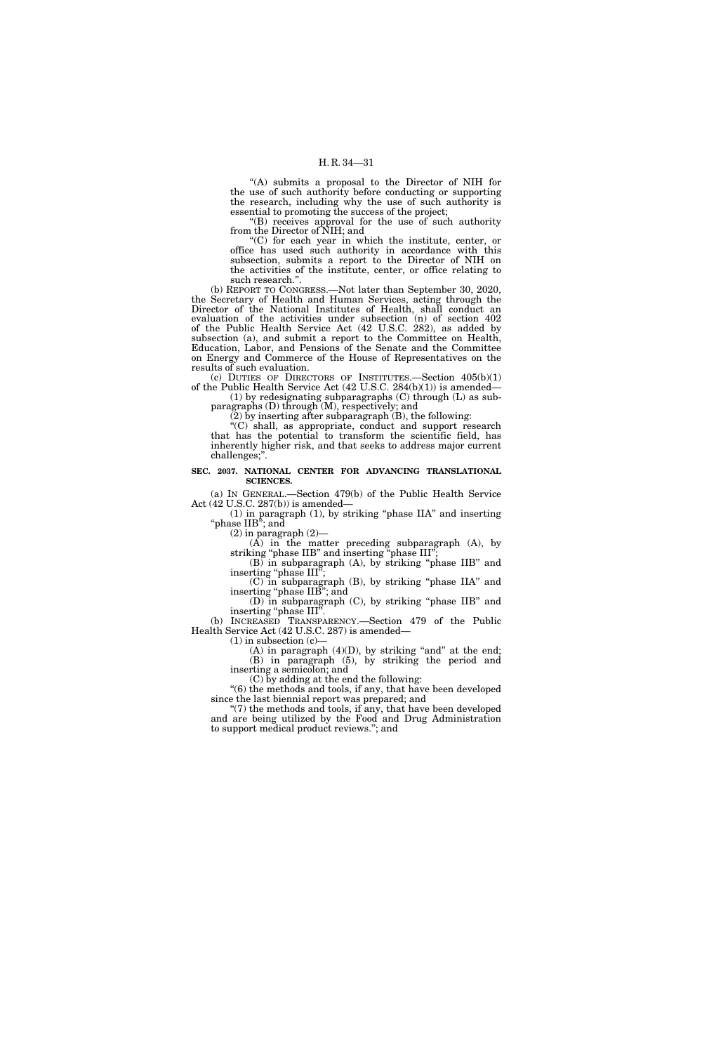"(A) submits a proposal to the Director of NIH for the use of such authority before conducting or supporting the research, including why the use of such authority is essential to promoting the success of the project;

"(B) receives approval for the use of such authority from the Director of NIH; and

"(C) for each year in which the institute, center, or office has used such authority in accordance with this subsection, submits a report to the Director of NIH on the activities of the institute, center, or office relating to such research.".

(b) REPORT TO CONGRESS.—Not later than September 30, 2020, the Secretary of Health and Human Services, acting through the Director of the National Institutes of Health, shall conduct an evaluation of the activities under subsection (n) of section 402 of the Public Health Service Act (42 U.S.C. 282), as added by subsection (a), and submit a report to the Committee on Health, Education, Labor, and Pensions of the Senate and the Committee on Energy and Commerce of the House of Representatives on the results of such evaluation.

(c) DUTIES OF DIRECTORS OF INSTITUTES.—Section 405(b)(1) of the Public Health Service Act (42 U.S.C. 284(b)(1)) is amended—

(1) by redesignating subparagraphs (C) through (L) as subparagraphs (D) through (M), respectively; and

(2) by inserting after subparagraph (B), the following:

"(C) shall, as appropriate, conduct and support research that has the potential to transform the scientific field, has inherently higher risk, and that seeks to address major current challenges;".

**SEC. 2037. NATIONAL CENTER FOR ADVANCING TRANSLATIONAL SCIENCES.**

(a) IN GENERAL.—Section 479(b) of the Public Health Service Act (42 U.S.C. 287(b)) is amended—

(1) in paragraph (1), by striking "phase IIA" and inserting "phase IIB"; and

(2) in paragraph (2)—

(A) in the matter preceding subparagraph (A), by striking "phase IIB" and inserting "phase III";

(B) in subparagraph (A), by striking "phase IIB" and inserting "phase III";

(C) in subparagraph (B), by striking "phase IIA" and inserting "phase IIB"; and

(D) in subparagraph (C), by striking "phase IIB" and inserting "phase III".

(b) INCREASED TRANSPARENCY.—Section 479 of the Public Health Service Act (42 U.S.C. 287) is amended—

(1) in subsection (c)—

(A) in paragraph (4)(D), by striking "and" at the end;

(B) in paragraph (5), by striking the period and inserting a semicolon; and

(C) by adding at the end the following:

"(6) the methods and tools, if any, that have been developed since the last biennial report was prepared; and

"(7) the methods and tools, if any, that have been developed and are being utilized by the Food and Drug Administration to support medical product reviews."; and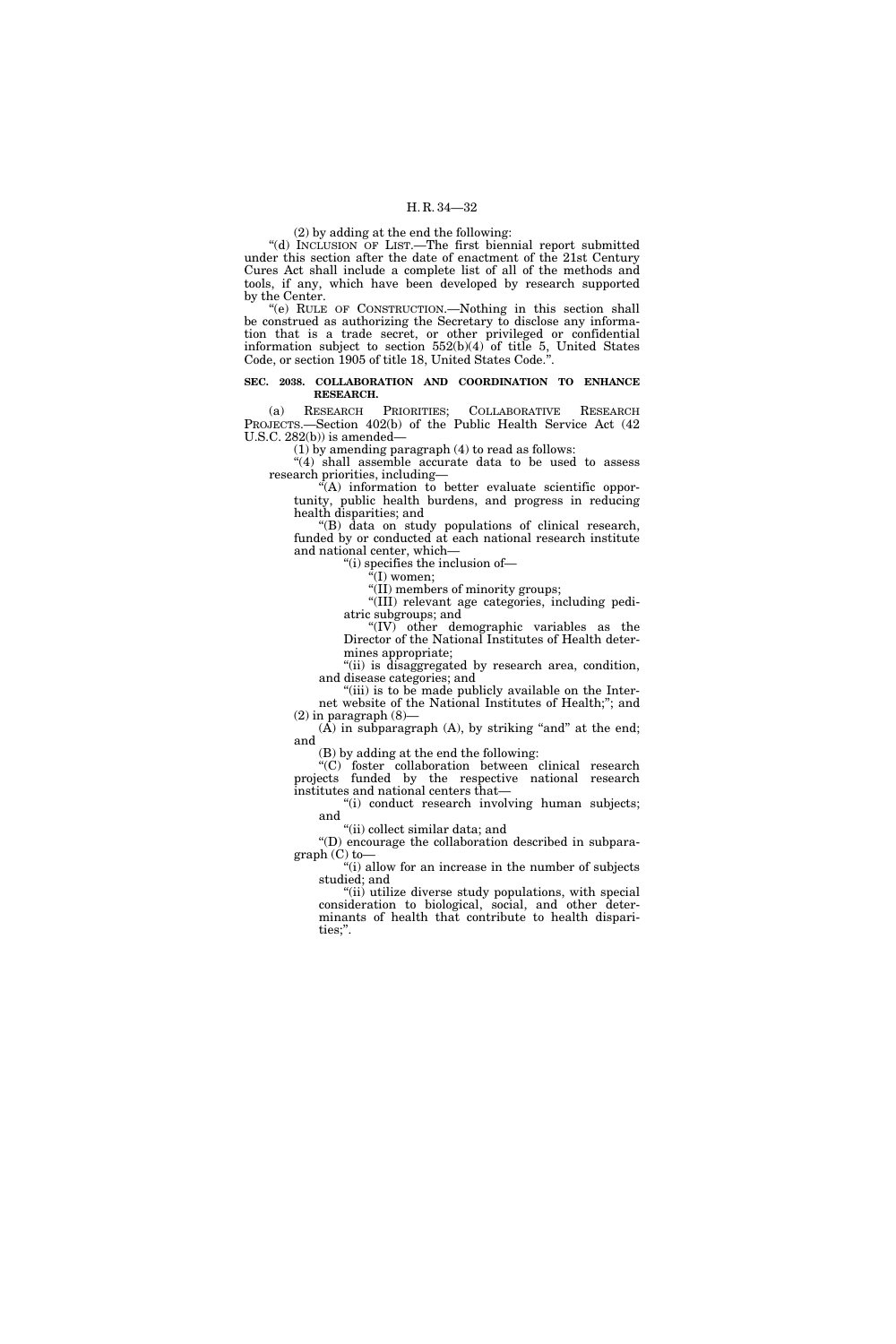(2) by adding at the end the following:

"(d) INCLUSION OF LIST.—The first biennial report submitted under this section after the date of enactment of the 21st Century Cures Act shall include a complete list of all of the methods and tools, if any, which have been developed by research supported by the Center.

"(e) RULE OF CONSTRUCTION.—Nothing in this section shall be construed as authorizing the Secretary to disclose any information that is a trade secret, or other privileged or confidential information subject to section 552(b)(4) of title 5, United States Code, or section 1905 of title 18, United States Code.".

**SEC. 2038. COLLABORATION AND COORDINATION TO ENHANCE RESEARCH.**

(a) RESEARCH PRIORITIES; COLLABORATIVE RESEARCH PROJECTS.—Section 402(b) of the Public Health Service Act (42 U.S.C. 282(b)) is amended—

(1) by amending paragraph (4) to read as follows:

"(4) shall assemble accurate data to be used to assess research priorities, including—

"(A) information to better evaluate scientific opportunity, public health burdens, and progress in reducing health disparities; and

"(B) data on study populations of clinical research, funded by or conducted at each national research institute and national center, which—

"(i) specifies the inclusion of—

"(I) women;

"(II) members of minority groups;

"(III) relevant age categories, including pediatric subgroups; and

"(IV) other demographic variables as the Director of the National Institutes of Health determines appropriate;

"(ii) is disaggregated by research area, condition, and disease categories; and

"(iii) is to be made publicly available on the Internet website of the National Institutes of Health;"; and

(2) in paragraph (8)—

(A) in subparagraph (A), by striking "and" at the end; and

(B) by adding at the end the following:

"(C) foster collaboration between clinical research projects funded by the respective national research institutes and national centers that—

"(i) conduct research involving human subjects; and

"(ii) collect similar data; and

"(D) encourage the collaboration described in subparagraph (C) to—

"(i) allow for an increase in the number of subjects studied; and

"(ii) utilize diverse study populations, with special consideration to biological, social, and other determinants of health that contribute to health disparities;".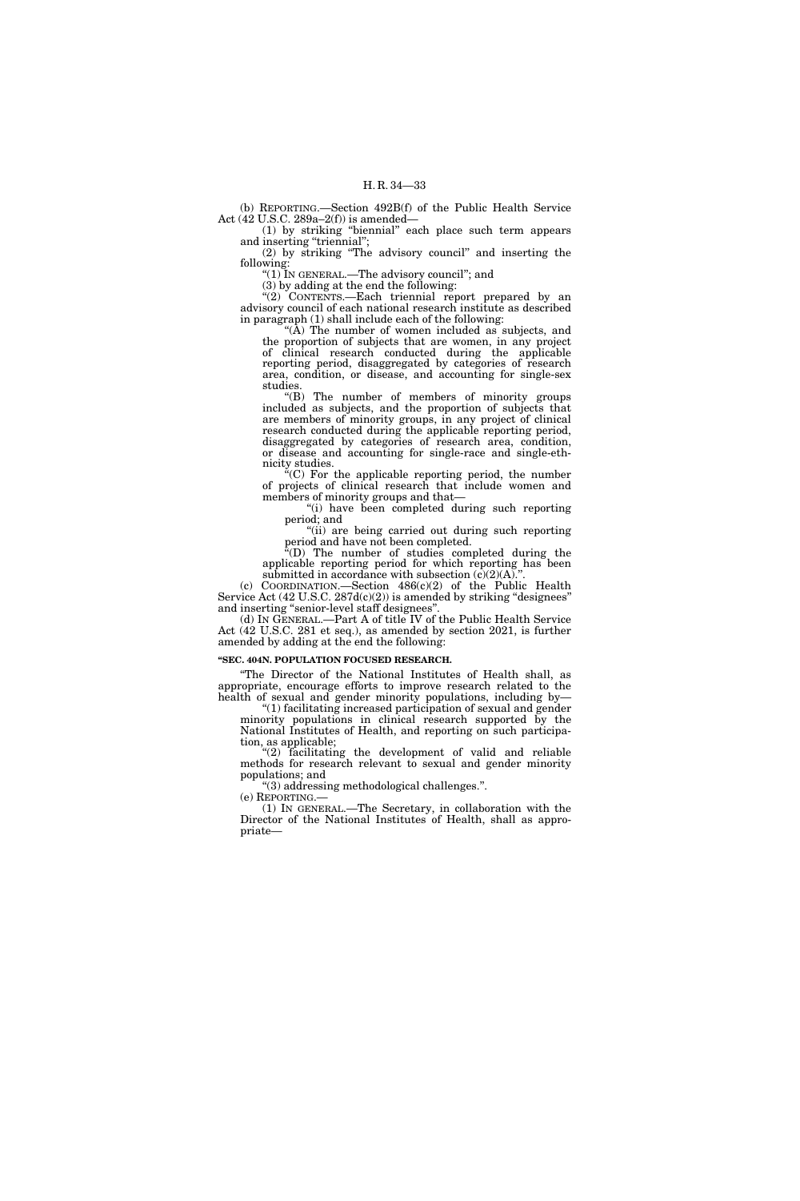(b) REPORTING.—Section 492B(f) of the Public Health Service Act (42 U.S.C. 289a–2(f)) is amended—

(1) by striking "biennial" each place such term appears and inserting "triennial";

(2) by striking "The advisory council" and inserting the following:

"(1) IN GENERAL.—The advisory council"; and

(3) by adding at the end the following:

"(2) CONTENTS.—Each triennial report prepared by an advisory council of each national research institute as described in paragraph (1) shall include each of the following:

"(A) The number of women included as subjects, and the proportion of subjects that are women, in any project of clinical research conducted during the applicable reporting period, disaggregated by categories of research area, condition, or disease, and accounting for single-sex studies.

"(B) The number of members of minority groups included as subjects, and the proportion of subjects that are members of minority groups, in any project of clinical research conducted during the applicable reporting period, disaggregated by categories of research area, condition, or disease and accounting for single-race and single-ethnicity studies.

"(C) For the applicable reporting period, the number of projects of clinical research that include women and members of minority groups and that—

"(i) have been completed during such reporting period; and

"(ii) are being carried out during such reporting period and have not been completed.

"(D) The number of studies completed during the applicable reporting period for which reporting has been submitted in accordance with subsection (c)(2)(A).".

(c) COORDINATION.—Section 486(c)(2) of the Public Health Service Act (42 U.S.C. 287d(c)(2)) is amended by striking "designees" and inserting "senior-level staff designees".

(d) IN GENERAL.—Part A of title IV of the Public Health Service Act (42 U.S.C. 281 et seq.), as amended by section 2021, is further amended by adding at the end the following:

**"SEC. 404N. POPULATION FOCUSED RESEARCH.**

"The Director of the National Institutes of Health shall, as appropriate, encourage efforts to improve research related to the health of sexual and gender minority populations, including by—

"(1) facilitating increased participation of sexual and gender minority populations in clinical research supported by the National Institutes of Health, and reporting on such participation, as applicable;

"(2) facilitating the development of valid and reliable methods for research relevant to sexual and gender minority populations; and

"(3) addressing methodological challenges.".

(e) REPORTING.—

(1) IN GENERAL.—The Secretary, in collaboration with the Director of the National Institutes of Health, shall as appropriate—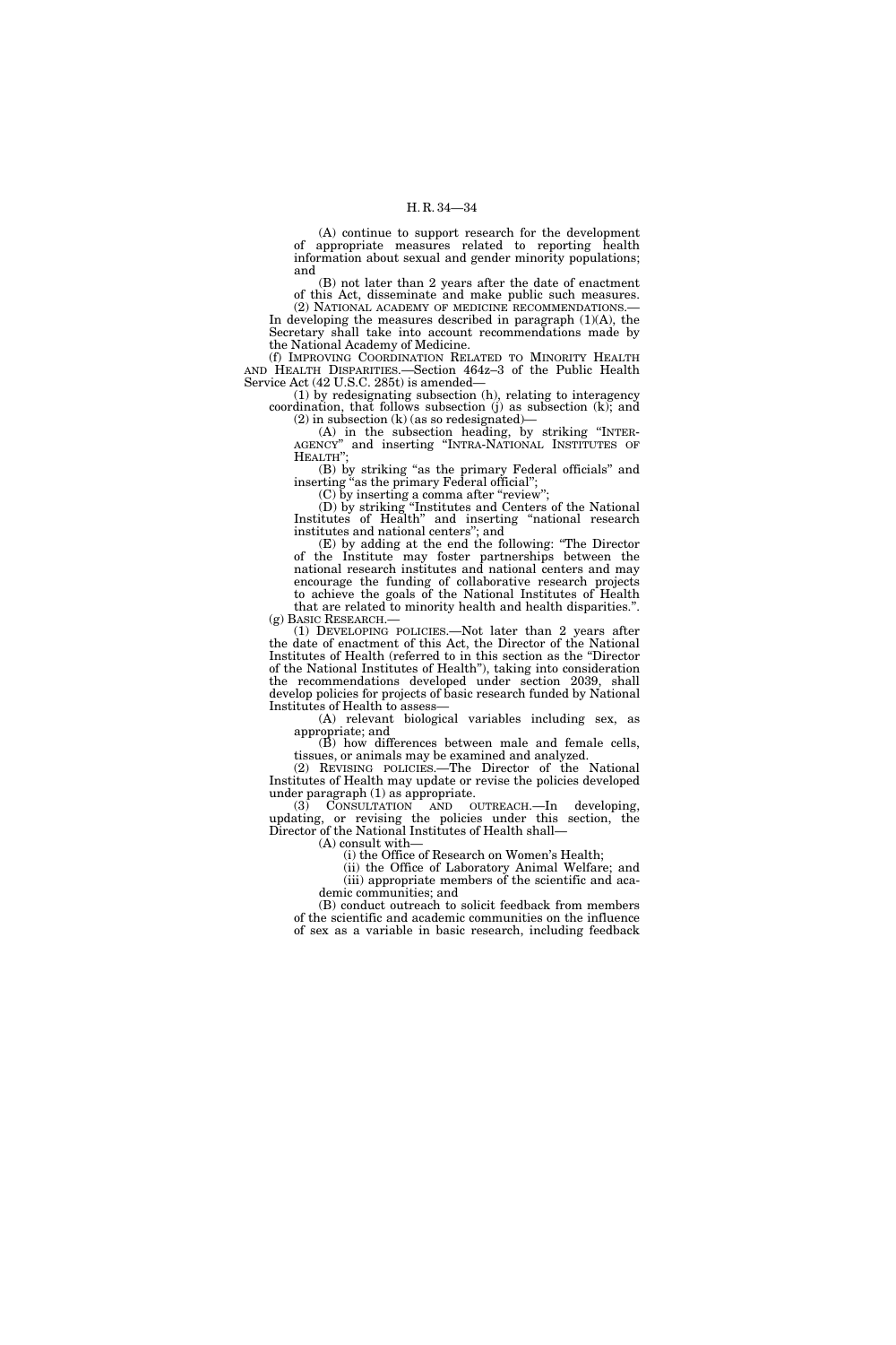(A) continue to support research for the development of appropriate measures related to reporting health information about sexual and gender minority populations; and

(B) not later than 2 years after the date of enactment of this Act, disseminate and make public such measures.

(2) NATIONAL ACADEMY OF MEDICINE RECOMMENDATIONS.—In developing the measures described in paragraph (1)(A), the Secretary shall take into account recommendations made by the National Academy of Medicine.

(f) IMPROVING COORDINATION RELATED TO MINORITY HEALTH AND HEALTH DISPARITIES.—Section 464z–3 of the Public Health Service Act (42 U.S.C. 285t) is amended—

(1) by redesignating subsection (h), relating to interagency coordination, that follows subsection (j) as subsection (k); and

(2) in subsection (k) (as so redesignated)—

(A) in the subsection heading, by striking "INTERAGENCY" and inserting "INTRA-NATIONAL INSTITUTES OF HEALTH";

(B) by striking "as the primary Federal officials" and inserting "as the primary Federal official";

(C) by inserting a comma after "review";

(D) by striking "Institutes and Centers of the National Institutes of Health" and inserting "national research institutes and national centers"; and

(E) by adding at the end the following: "The Director of the Institute may foster partnerships between the national research institutes and national centers and may encourage the funding of collaborative research projects to achieve the goals of the National Institutes of Health that are related to minority health and health disparities.".

(g) BASIC RESEARCH.—

(1) DEVELOPING POLICIES.—Not later than 2 years after the date of enactment of this Act, the Director of the National Institutes of Health (referred to in this section as the "Director of the National Institutes of Health"), taking into consideration the recommendations developed under section 2039, shall develop policies for projects of basic research funded by National Institutes of Health to assess—

(A) relevant biological variables including sex, as appropriate; and

(B) how differences between male and female cells, tissues, or animals may be examined and analyzed.

(2) REVISING POLICIES.—The Director of the National Institutes of Health may update or revise the policies developed under paragraph (1) as appropriate.

(3) CONSULTATION AND OUTREACH.—In developing, updating, or revising the policies under this section, the Director of the National Institutes of Health shall—

(A) consult with—

(i) the Office of Research on Women's Health;

(ii) the Office of Laboratory Animal Welfare; and

(iii) appropriate members of the scientific and academic communities; and

(B) conduct outreach to solicit feedback from members of the scientific and academic communities on the influence of sex as a variable in basic research, including feedback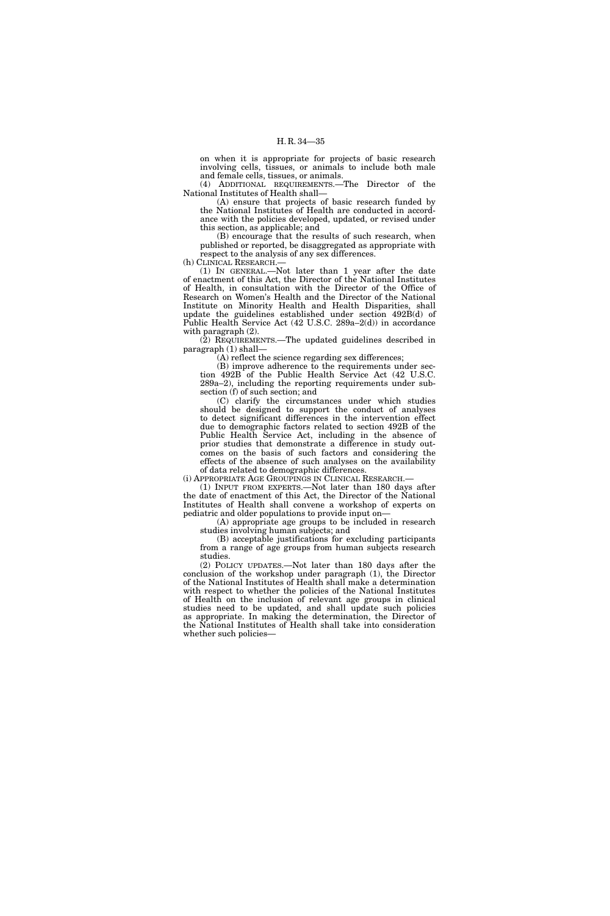on when it is appropriate for projects of basic research involving cells, tissues, or animals to include both male and female cells, tissues, or animals.

(4) ADDITIONAL REQUIREMENTS.—The Director of the National Institutes of Health shall—

(A) ensure that projects of basic research funded by the National Institutes of Health are conducted in accordance with the policies developed, updated, or revised under this section, as applicable; and

(B) encourage that the results of such research, when published or reported, be disaggregated as appropriate with respect to the analysis of any sex differences.

(h) CLINICAL RESEARCH.—

(1) IN GENERAL.—Not later than 1 year after the date of enactment of this Act, the Director of the National Institutes of Health, in consultation with the Director of the Office of Research on Women's Health and the Director of the National Institute on Minority Health and Health Disparities, shall update the guidelines established under section 492B(d) of Public Health Service Act (42 U.S.C. 289a–2(d)) in accordance with paragraph (2).

(2) REQUIREMENTS.—The updated guidelines described in paragraph (1) shall—

(A) reflect the science regarding sex differences;

(B) improve adherence to the requirements under section 492B of the Public Health Service Act (42 U.S.C. 289a–2), including the reporting requirements under subsection (f) of such section; and

(C) clarify the circumstances under which studies should be designed to support the conduct of analyses to detect significant differences in the intervention effect due to demographic factors related to section 492B of the Public Health Service Act, including in the absence of prior studies that demonstrate a difference in study outcomes on the basis of such factors and considering the effects of the absence of such analyses on the availability of data related to demographic differences.

(i) APPROPRIATE AGE GROUPINGS IN CLINICAL RESEARCH.—

(1) INPUT FROM EXPERTS.—Not later than 180 days after the date of enactment of this Act, the Director of the National Institutes of Health shall convene a workshop of experts on pediatric and older populations to provide input on—

(A) appropriate age groups to be included in research studies involving human subjects; and

(B) acceptable justifications for excluding participants from a range of age groups from human subjects research studies.

(2) POLICY UPDATES.—Not later than 180 days after the conclusion of the workshop under paragraph (1), the Director of the National Institutes of Health shall make a determination with respect to whether the policies of the National Institutes of Health on the inclusion of relevant age groups in clinical studies need to be updated, and shall update such policies as appropriate. In making the determination, the Director of the National Institutes of Health shall take into consideration whether such policies—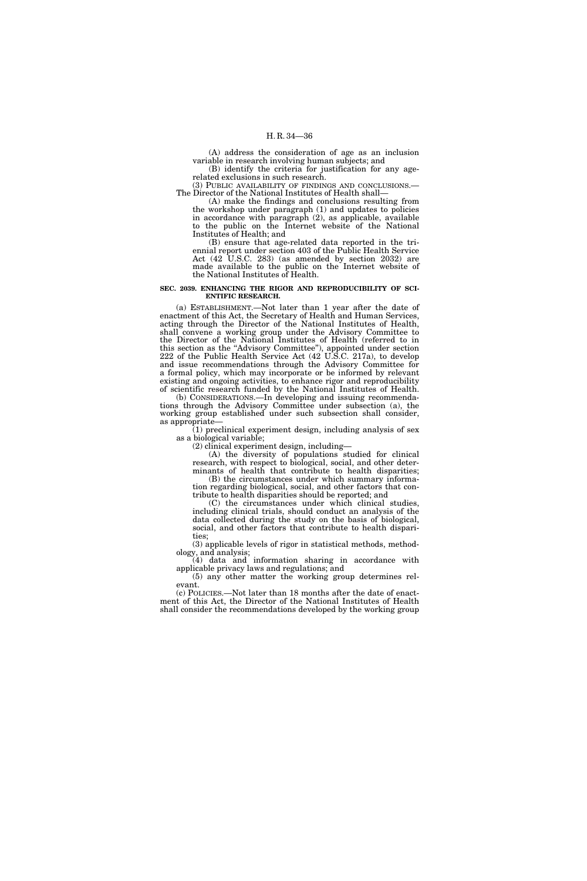(A) address the consideration of age as an inclusion variable in research involving human subjects; and

(B) identify the criteria for justification for any age-related exclusions in such research.

(3) PUBLIC AVAILABILITY OF FINDINGS AND CONCLUSIONS.—The Director of the National Institutes of Health shall—

(A) make the findings and conclusions resulting from the workshop under paragraph (1) and updates to policies in accordance with paragraph (2), as applicable, available to the public on the Internet website of the National Institutes of Health; and

(B) ensure that age-related data reported in the triennial report under section 403 of the Public Health Service Act (42 U.S.C. 283) (as amended by section 2032) are made available to the public on the Internet website of the National Institutes of Health.

**SEC. 2039. ENHANCING THE RIGOR AND REPRODUCIBILITY OF SCIENTIFIC RESEARCH.**

(a) ESTABLISHMENT.—Not later than 1 year after the date of enactment of this Act, the Secretary of Health and Human Services, acting through the Director of the National Institutes of Health, shall convene a working group under the Advisory Committee to the Director of the National Institutes of Health (referred to in this section as the "Advisory Committee"), appointed under section 222 of the Public Health Service Act (42 U.S.C. 217a), to develop and issue recommendations through the Advisory Committee for a formal policy, which may incorporate or be informed by relevant existing and ongoing activities, to enhance rigor and reproducibility of scientific research funded by the National Institutes of Health.

(b) CONSIDERATIONS.—In developing and issuing recommendations through the Advisory Committee under subsection (a), the working group established under such subsection shall consider, as appropriate—

(1) preclinical experiment design, including analysis of sex as a biological variable;

(2) clinical experiment design, including—

(A) the diversity of populations studied for clinical research, with respect to biological, social, and other determinants of health that contribute to health disparities;

(B) the circumstances under which summary information regarding biological, social, and other factors that contribute to health disparities should be reported; and

(C) the circumstances under which clinical studies, including clinical trials, should conduct an analysis of the data collected during the study on the basis of biological, social, and other factors that contribute to health disparities;

(3) applicable levels of rigor in statistical methods, methodology, and analysis;

(4) data and information sharing in accordance with applicable privacy laws and regulations; and

(5) any other matter the working group determines relevant.

(c) POLICIES.—Not later than 18 months after the date of enactment of this Act, the Director of the National Institutes of Health shall consider the recommendations developed by the working group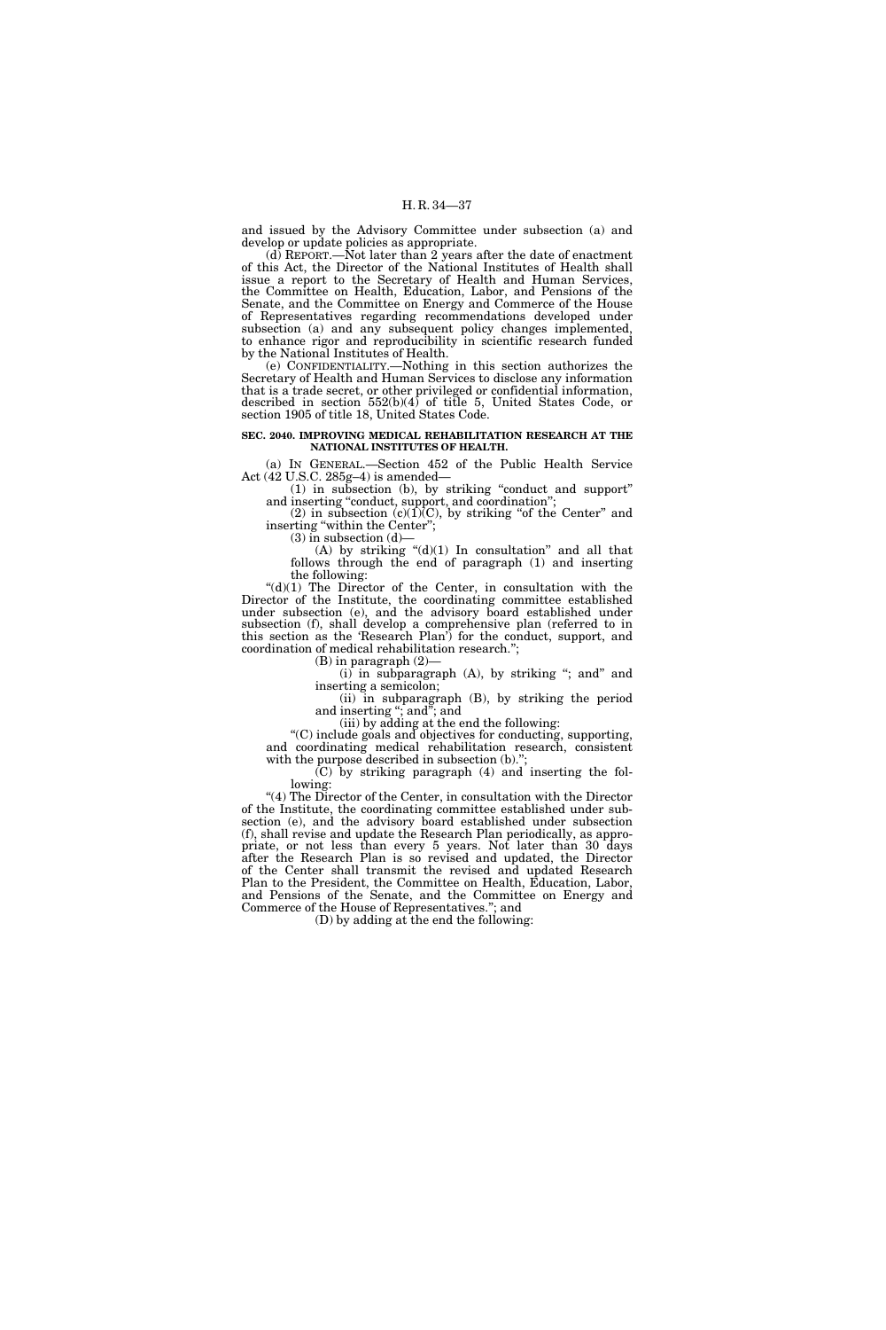and issued by the Advisory Committee under subsection (a) and develop or update policies as appropriate.

(d) REPORT.—Not later than 2 years after the date of enactment of this Act, the Director of the National Institutes of Health shall issue a report to the Secretary of Health and Human Services, the Committee on Health, Education, Labor, and Pensions of the Senate, and the Committee on Energy and Commerce of the House of Representatives regarding recommendations developed under subsection (a) and any subsequent policy changes implemented, to enhance rigor and reproducibility in scientific research funded by the National Institutes of Health.

(e) CONFIDENTIALITY.—Nothing in this section authorizes the Secretary of Health and Human Services to disclose any information that is a trade secret, or other privileged or confidential information, described in section 552(b)(4) of title 5, United States Code, or section 1905 of title 18, United States Code.

**SEC. 2040. IMPROVING MEDICAL REHABILITATION RESEARCH AT THE NATIONAL INSTITUTES OF HEALTH.**

(a) IN GENERAL.—Section 452 of the Public Health Service Act (42 U.S.C. 285g–4) is amended—

(1) in subsection (b), by striking "conduct and support" and inserting "conduct, support, and coordination";

(2) in subsection (c)(1)(C), by striking "of the Center" and inserting "within the Center";

(3) in subsection (d)—

(A) by striking "(d)(1) In consultation" and all that follows through the end of paragraph (1) and inserting the following:

"(d)(1) The Director of the Center, in consultation with the Director of the Institute, the coordinating committee established under subsection (e), and the advisory board established under subsection (f), shall develop a comprehensive plan (referred to in this section as the 'Research Plan') for the conduct, support, and coordination of medical rehabilitation research.";

(B) in paragraph (2)—

(i) in subparagraph (A), by striking "; and" and inserting a semicolon;

(ii) in subparagraph (B), by striking the period and inserting "; and"; and

(iii) by adding at the end the following:

"(C) include goals and objectives for conducting, supporting, and coordinating medical rehabilitation research, consistent with the purpose described in subsection (b).";

(C) by striking paragraph (4) and inserting the following:

"(4) The Director of the Center, in consultation with the Director of the Institute, the coordinating committee established under subsection (e), and the advisory board established under subsection (f), shall revise and update the Research Plan periodically, as appropriate, or not less than every 5 years. Not later than 30 days after the Research Plan is so revised and updated, the Director of the Center shall transmit the revised and updated Research Plan to the President, the Committee on Health, Education, Labor, and Pensions of the Senate, and the Committee on Energy and Commerce of the House of Representatives."; and

(D) by adding at the end the following: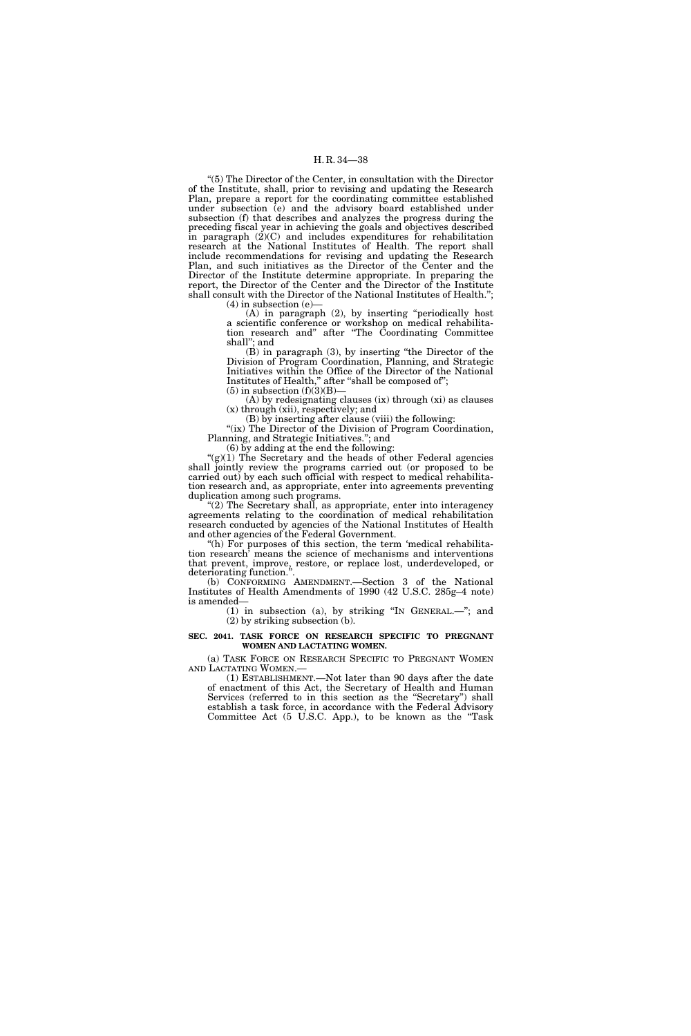"(5) The Director of the Center, in consultation with the Director of the Institute, shall, prior to revising and updating the Research Plan, prepare a report for the coordinating committee established under subsection (e) and the advisory board established under subsection (f) that describes and analyzes the progress during the preceding fiscal year in achieving the goals and objectives described in paragraph (2)(C) and includes expenditures for rehabilitation research at the National Institutes of Health. The report shall include recommendations for revising and updating the Research Plan, and such initiatives as the Director of the Center and the Director of the Institute determine appropriate. In preparing the report, the Director of the Center and the Director of the Institute shall consult with the Director of the National Institutes of Health.";

(4) in subsection (e)—

(A) in paragraph (2), by inserting "periodically host a scientific conference or workshop on medical rehabilitation research and" after "The Coordinating Committee shall"; and

(B) in paragraph (3), by inserting "the Director of the Division of Program Coordination, Planning, and Strategic Initiatives within the Office of the Director of the National Institutes of Health," after "shall be composed of";

(5) in subsection (f)(3)(B)—

(A) by redesignating clauses (ix) through (xi) as clauses (x) through (xii), respectively; and

(B) by inserting after clause (viii) the following:

"(ix) The Director of the Division of Program Coordination, Planning, and Strategic Initiatives."; and

(6) by adding at the end the following:

"(g)(1) The Secretary and the heads of other Federal agencies shall jointly review the programs carried out (or proposed to be carried out) by each such official with respect to medical rehabilitation research and, as appropriate, enter into agreements preventing duplication among such programs.

"(2) The Secretary shall, as appropriate, enter into interagency agreements relating to the coordination of medical rehabilitation research conducted by agencies of the National Institutes of Health and other agencies of the Federal Government.

"(h) For purposes of this section, the term 'medical rehabilitation research' means the science of mechanisms and interventions that prevent, improve, restore, or replace lost, underdeveloped, or deteriorating function.".

(b) CONFORMING AMENDMENT.—Section 3 of the National Institutes of Health Amendments of 1990 (42 U.S.C. 285g–4 note) is amended—

(1) in subsection (a), by striking "IN GENERAL.—"; and

(2) by striking subsection (b).

**SEC. 2041. TASK FORCE ON RESEARCH SPECIFIC TO PREGNANT WOMEN AND LACTATING WOMEN.**

(a) TASK FORCE ON RESEARCH SPECIFIC TO PREGNANT WOMEN AND LACTATING WOMEN.—

(1) ESTABLISHMENT.—Not later than 90 days after the date of enactment of this Act, the Secretary of Health and Human Services (referred to in this section as the "Secretary") shall establish a task force, in accordance with the Federal Advisory Committee Act (5 U.S.C. App.), to be known as the "Task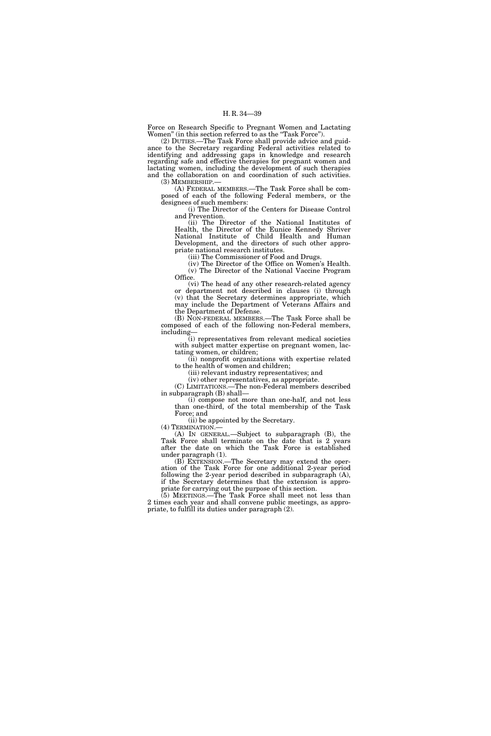Force on Research Specific to Pregnant Women and Lactating Women" (in this section referred to as the "Task Force").

(2) DUTIES.—The Task Force shall provide advice and guidance to the Secretary regarding Federal activities related to identifying and addressing gaps in knowledge and research regarding safe and effective therapies for pregnant women and lactating women, including the development of such therapies and the collaboration on and coordination of such activities.

(3) MEMBERSHIP.—

(A) FEDERAL MEMBERS.—The Task Force shall be composed of each of the following Federal members, or the designees of such members:

(i) The Director of the Centers for Disease Control and Prevention.

(ii) The Director of the National Institutes of Health, the Director of the Eunice Kennedy Shriver National Institute of Child Health and Human Development, and the directors of such other appropriate national research institutes.

(iii) The Commissioner of Food and Drugs.

(iv) The Director of the Office on Women's Health.

(v) The Director of the National Vaccine Program Office.

(vi) The head of any other research-related agency or department not described in clauses (i) through (v) that the Secretary determines appropriate, which may include the Department of Veterans Affairs and the Department of Defense.

(B) NON-FEDERAL MEMBERS.—The Task Force shall be composed of each of the following non-Federal members, including—

(i) representatives from relevant medical societies with subject matter expertise on pregnant women, lactating women, or children;

(ii) nonprofit organizations with expertise related to the health of women and children;

(iii) relevant industry representatives; and

(iv) other representatives, as appropriate.

(C) LIMITATIONS.—The non-Federal members described in subparagraph (B) shall—

(i) compose not more than one-half, and not less than one-third, of the total membership of the Task Force; and

(ii) be appointed by the Secretary.

(4) TERMINATION.—

(A) IN GENERAL.—Subject to subparagraph (B), the Task Force shall terminate on the date that is 2 years after the date on which the Task Force is established under paragraph (1).

(B) EXTENSION.—The Secretary may extend the operation of the Task Force for one additional 2-year period following the 2-year period described in subparagraph (A), if the Secretary determines that the extension is appropriate for carrying out the purpose of this section.

(5) MEETINGS.—The Task Force shall meet not less than 2 times each year and shall convene public meetings, as appropriate, to fulfill its duties under paragraph (2).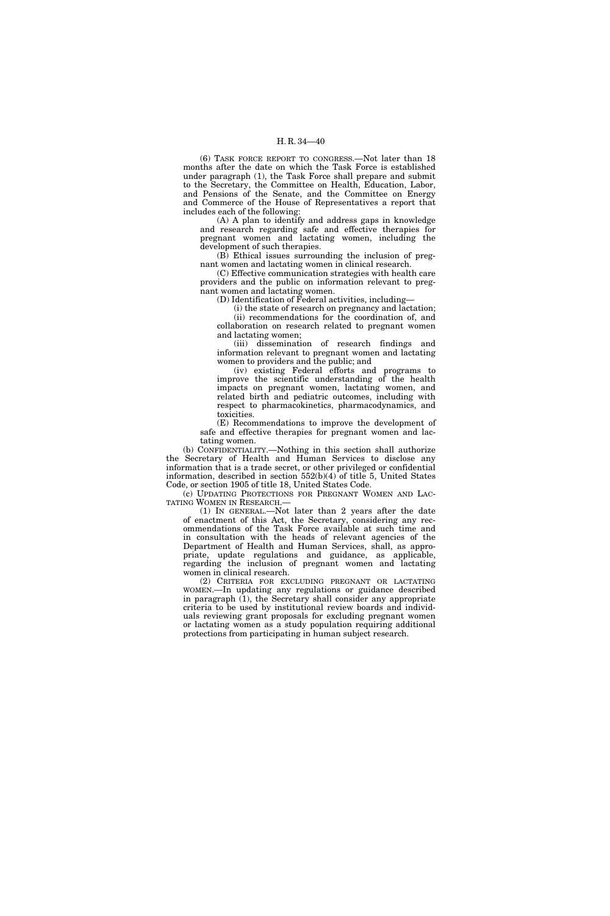(6) TASK FORCE REPORT TO CONGRESS.—Not later than 18 months after the date on which the Task Force is established under paragraph (1), the Task Force shall prepare and submit to the Secretary, the Committee on Health, Education, Labor, and Pensions of the Senate, and the Committee on Energy and Commerce of the House of Representatives a report that includes each of the following:

(A) A plan to identify and address gaps in knowledge and research regarding safe and effective therapies for pregnant women and lactating women, including the development of such therapies.

(B) Ethical issues surrounding the inclusion of pregnant women and lactating women in clinical research.

(C) Effective communication strategies with health care providers and the public on information relevant to pregnant women and lactating women.

(D) Identification of Federal activities, including—

(i) the state of research on pregnancy and lactation;

(ii) recommendations for the coordination of, and collaboration on research related to pregnant women and lactating women;

(iii) dissemination of research findings and information relevant to pregnant women and lactating women to providers and the public; and

(iv) existing Federal efforts and programs to improve the scientific understanding of the health impacts on pregnant women, lactating women, and related birth and pediatric outcomes, including with respect to pharmacokinetics, pharmacodynamics, and toxicities.

(E) Recommendations to improve the development of safe and effective therapies for pregnant women and lactating women.

(b) CONFIDENTIALITY.—Nothing in this section shall authorize the Secretary of Health and Human Services to disclose any information that is a trade secret, or other privileged or confidential information, described in section 552(b)(4) of title 5, United States Code, or section 1905 of title 18, United States Code.

(c) UPDATING PROTECTIONS FOR PREGNANT WOMEN AND LACTATING WOMEN IN RESEARCH.—

(1) IN GENERAL.—Not later than 2 years after the date of enactment of this Act, the Secretary, considering any recommendations of the Task Force available at such time and in consultation with the heads of relevant agencies of the Department of Health and Human Services, shall, as appropriate, update regulations and guidance, as applicable, regarding the inclusion of pregnant women and lactating women in clinical research.

(2) CRITERIA FOR EXCLUDING PREGNANT OR LACTATING WOMEN.—In updating any regulations or guidance described in paragraph (1), the Secretary shall consider any appropriate criteria to be used by institutional review boards and individuals reviewing grant proposals for excluding pregnant women or lactating women as a study population requiring additional protections from participating in human subject research.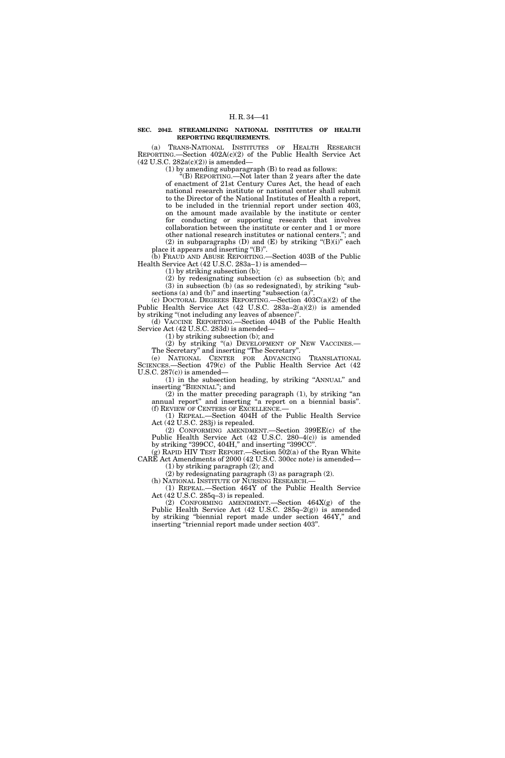**SEC. 2042. STREAMLINING NATIONAL INSTITUTES OF HEALTH REPORTING REQUIREMENTS.**

(a) TRANS-NATIONAL INSTITUTES OF HEALTH RESEARCH REPORTING.—Section 402A(c)(2) of the Public Health Service Act (42 U.S.C. 282a(c)(2)) is amended—

(1) by amending subparagraph (B) to read as follows:

"(B) REPORTING.—Not later than 2 years after the date of enactment of 21st Century Cures Act, the head of each national research institute or national center shall submit to the Director of the National Institutes of Health a report, to be included in the triennial report under section 403, on the amount made available by the institute or center for conducting or supporting research that involves collaboration between the institute or center and 1 or more other national research institutes or national centers."; and

(2) in subparagraphs (D) and (E) by striking "(B)(i)" each place it appears and inserting "(B)".

(b) FRAUD AND ABUSE REPORTING.—Section 403B of the Public Health Service Act (42 U.S.C. 283a–1) is amended—

(1) by striking subsection (b);

(2) by redesignating subsection (c) as subsection (b); and

(3) in subsection (b) (as so redesignated), by striking "subsections (a) and (b)" and inserting "subsection (a)".

(c) DOCTORAL DEGREES REPORTING.—Section 403C(a)(2) of the Public Health Service Act (42 U.S.C. 283a–2(a)(2)) is amended by striking "(not including any leaves of absence)".

(d) VACCINE REPORTING.—Section 404B of the Public Health Service Act (42 U.S.C. 283d) is amended—

(1) by striking subsection (b); and

(2) by striking "(a) DEVELOPMENT OF NEW VACCINES.—The Secretary" and inserting "The Secretary".

(e) NATIONAL CENTER FOR ADVANCING TRANSLATIONAL SCIENCES.—Section 479(c) of the Public Health Service Act (42 U.S.C. 287(c)) is amended—

(1) in the subsection heading, by striking "ANNUAL" and inserting "BIENNIAL"; and

(2) in the matter preceding paragraph (1), by striking "an annual report" and inserting "a report on a biennial basis".

(f) REVIEW OF CENTERS OF EXCELLENCE.—

(1) REPEAL.—Section 404H of the Public Health Service Act (42 U.S.C. 283j) is repealed.

(2) CONFORMING AMENDMENT.—Section 399EE(c) of the Public Health Service Act (42 U.S.C. 280–4(c)) is amended by striking "399CC, 404H," and inserting "399CC".

(g) RAPID HIV TEST REPORT.—Section 502(a) of the Ryan White CARE Act Amendments of 2000 (42 U.S.C. 300cc note) is amended—

(1) by striking paragraph (2); and

(2) by redesignating paragraph (3) as paragraph (2).

(h) NATIONAL INSTITUTE OF NURSING RESEARCH.—

(1) REPEAL.—Section 464Y of the Public Health Service Act (42 U.S.C. 285q–3) is repealed.

(2) CONFORMING AMENDMENT.—Section 464X(g) of the Public Health Service Act (42 U.S.C. 285q–2(g)) is amended by striking "biennial report made under section 464Y," and inserting "triennial report made under section 403".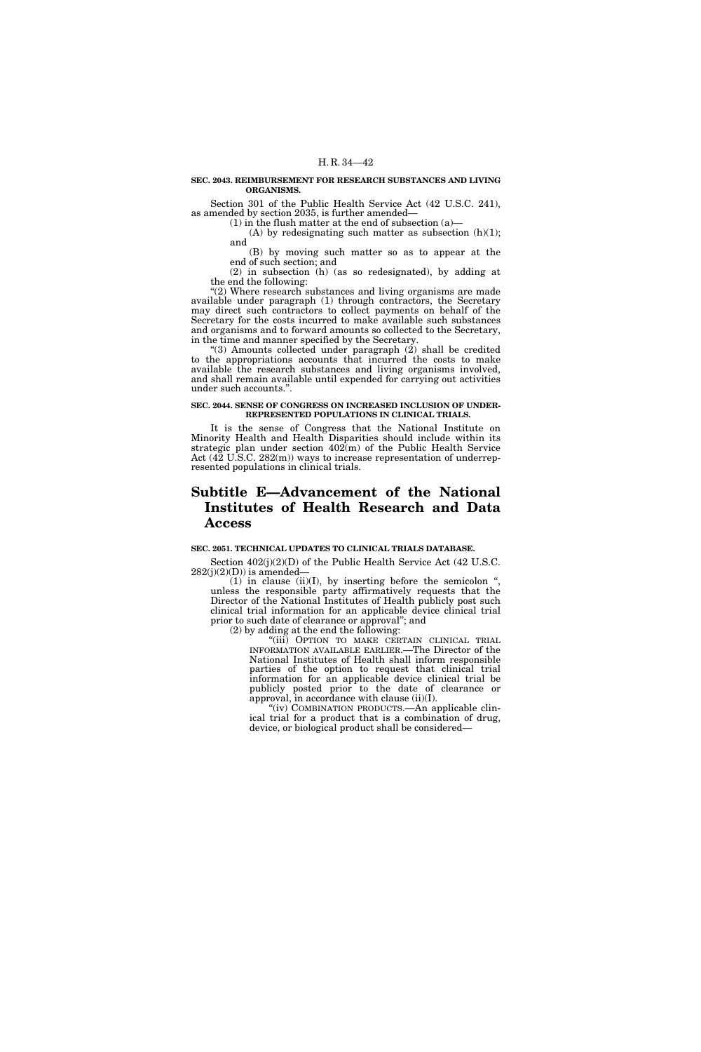**SEC. 2043. REIMBURSEMENT FOR RESEARCH SUBSTANCES AND LIVING ORGANISMS.**

Section 301 of the Public Health Service Act (42 U.S.C. 241), as amended by section 2035, is further amended—

(1) in the flush matter at the end of subsection (a)—

(A) by redesignating such matter as subsection (h)(1); and

(B) by moving such matter so as to appear at the end of such section; and

(2) in subsection (h) (as so redesignated), by adding at the end the following:

"(2) Where research substances and living organisms are made available under paragraph (1) through contractors, the Secretary may direct such contractors to collect payments on behalf of the Secretary for the costs incurred to make available such substances and organisms and to forward amounts so collected to the Secretary, in the time and manner specified by the Secretary.

"(3) Amounts collected under paragraph (2) shall be credited to the appropriations accounts that incurred the costs to make available the research substances and living organisms involved, and shall remain available until expended for carrying out activities under such accounts.".

**SEC. 2044. SENSE OF CONGRESS ON INCREASED INCLUSION OF UNDERREPRESENTED POPULATIONS IN CLINICAL TRIALS.**

It is the sense of Congress that the National Institute on Minority Health and Health Disparities should include within its strategic plan under section 402(m) of the Public Health Service Act (42 U.S.C. 282(m)) ways to increase representation of underrepresented populations in clinical trials.

# Subtitle E—Advancement of the National Institutes of Health Research and Data Access

**SEC. 2051. TECHNICAL UPDATES TO CLINICAL TRIALS DATABASE.**

Section 402(j)(2)(D) of the Public Health Service Act (42 U.S.C. 282(j)(2)(D)) is amended—

(1) in clause (ii)(I), by inserting before the semicolon ", unless the responsible party affirmatively requests that the Director of the National Institutes of Health publicly post such clinical trial information for an applicable device clinical trial prior to such date of clearance or approval"; and

(2) by adding at the end the following:

"(iii) OPTION TO MAKE CERTAIN CLINICAL TRIAL INFORMATION AVAILABLE EARLIER.—The Director of the National Institutes of Health shall inform responsible parties of the option to request that clinical trial information for an applicable device clinical trial be publicly posted prior to the date of clearance or approval, in accordance with clause (ii)(I).

"(iv) COMBINATION PRODUCTS.—An applicable clinical trial for a product that is a combination of drug, device, or biological product shall be considered—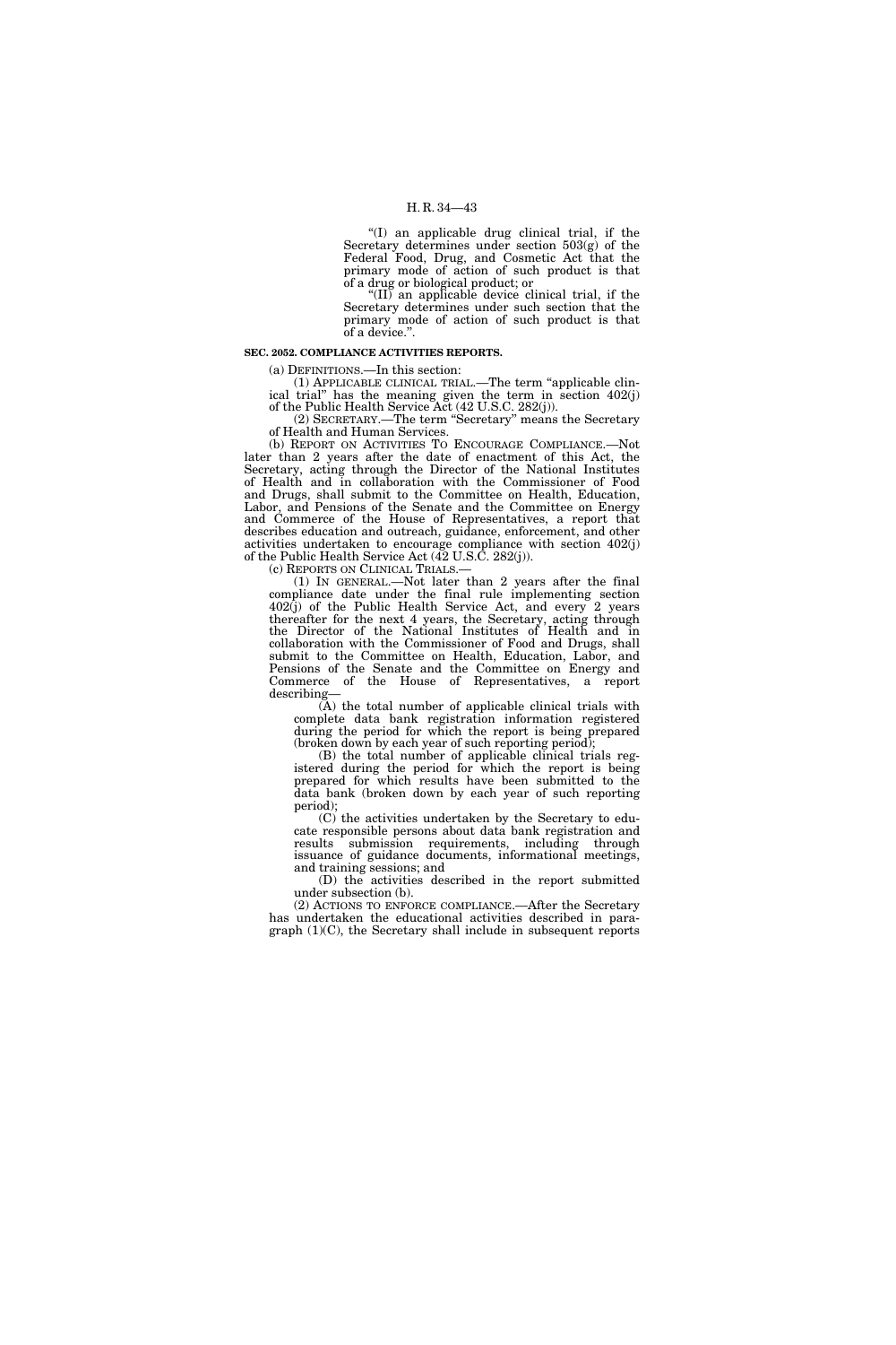"(I) an applicable drug clinical trial, if the Secretary determines under section 503(g) of the Federal Food, Drug, and Cosmetic Act that the primary mode of action of such product is that of a drug or biological product; or

"(II) an applicable device clinical trial, if the Secretary determines under such section that the primary mode of action of such product is that of a device.".

**SEC. 2052. COMPLIANCE ACTIVITIES REPORTS.**

(a) DEFINITIONS.—In this section:

(1) APPLICABLE CLINICAL TRIAL.—The term "applicable clinical trial" has the meaning given the term in section 402(j) of the Public Health Service Act (42 U.S.C. 282(j)).

(2) SECRETARY.—The term "Secretary" means the Secretary of Health and Human Services.

(b) REPORT ON ACTIVITIES TO ENCOURAGE COMPLIANCE.—Not later than 2 years after the date of enactment of this Act, the Secretary, acting through the Director of the National Institutes of Health and in collaboration with the Commissioner of Food and Drugs, shall submit to the Committee on Health, Education, Labor, and Pensions of the Senate and the Committee on Energy and Commerce of the House of Representatives, a report that describes education and outreach, guidance, enforcement, and other activities undertaken to encourage compliance with section 402(j) of the Public Health Service Act (42 U.S.C. 282(j)).

(c) REPORTS ON CLINICAL TRIALS.—

(1) IN GENERAL.—Not later than 2 years after the final compliance date under the final rule implementing section 402(j) of the Public Health Service Act, and every 2 years thereafter for the next 4 years, the Secretary, acting through the Director of the National Institutes of Health and in collaboration with the Commissioner of Food and Drugs, shall submit to the Committee on Health, Education, Labor, and Pensions of the Senate and the Committee on Energy and Commerce of the House of Representatives, a report describing—

(A) the total number of applicable clinical trials with complete data bank registration information registered during the period for which the report is being prepared (broken down by each year of such reporting period);

(B) the total number of applicable clinical trials registered during the period for which the report is being prepared for which results have been submitted to the data bank (broken down by each year of such reporting period);

(C) the activities undertaken by the Secretary to educate responsible persons about data bank registration and results submission requirements, including through issuance of guidance documents, informational meetings, and training sessions; and

(D) the activities described in the report submitted under subsection (b).

(2) ACTIONS TO ENFORCE COMPLIANCE.—After the Secretary has undertaken the educational activities described in paragraph (1)(C), the Secretary shall include in subsequent reports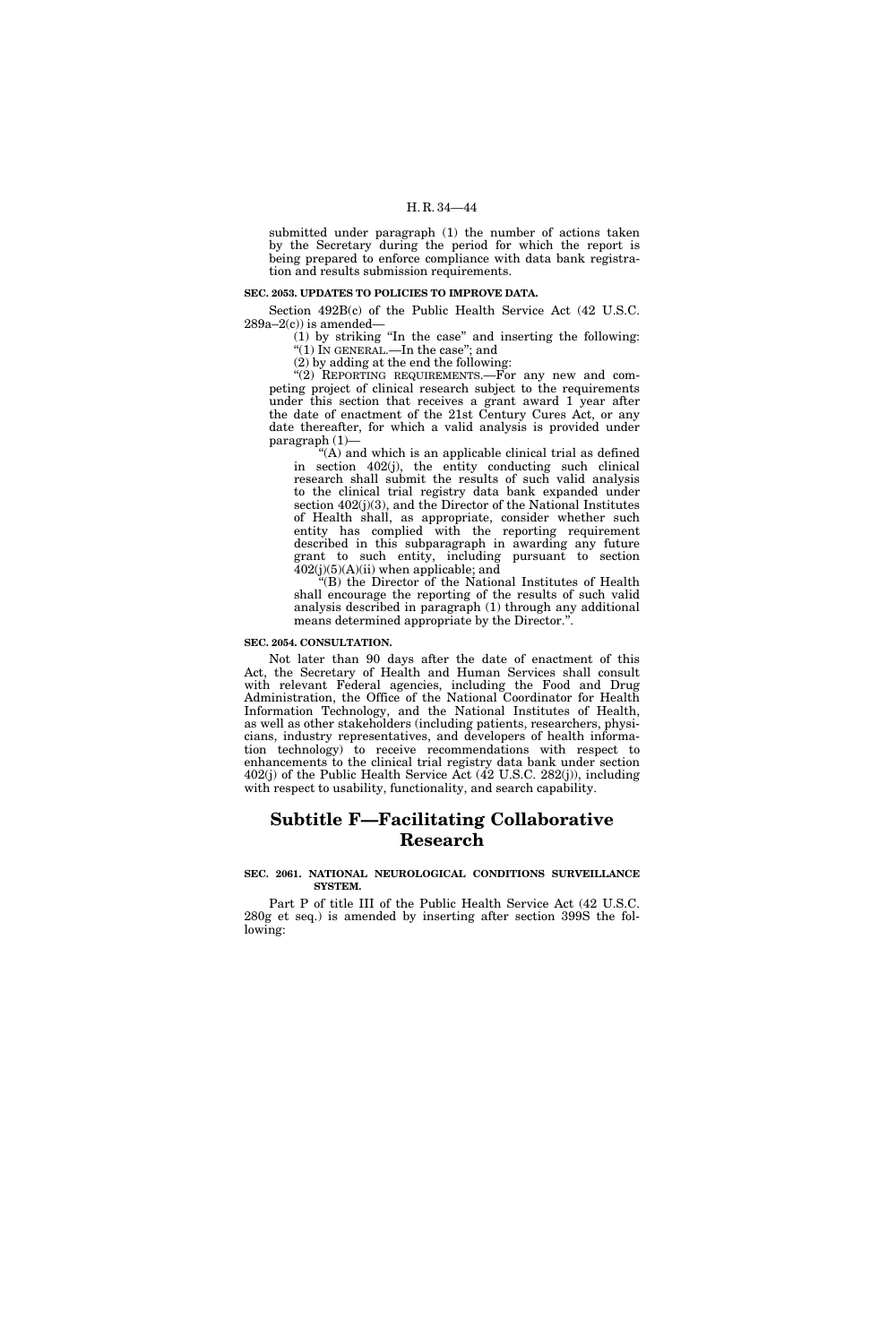submitted under paragraph (1) the number of actions taken by the Secretary during the period for which the report is being prepared to enforce compliance with data bank registration and results submission requirements.

**SEC. 2053. UPDATES TO POLICIES TO IMPROVE DATA.**

Section 492B(c) of the Public Health Service Act (42 U.S.C. 289a–2(c)) is amended—

(1) by striking "In the case" and inserting the following: "(1) IN GENERAL.—In the case"; and

(2) by adding at the end the following:

"(2) REPORTING REQUIREMENTS.—For any new and competing project of clinical research subject to the requirements under this section that receives a grant award 1 year after the date of enactment of the 21st Century Cures Act, or any date thereafter, for which a valid analysis is provided under paragraph (1)—

"(A) and which is an applicable clinical trial as defined in section 402(j), the entity conducting such clinical research shall submit the results of such valid analysis to the clinical trial registry data bank expanded under section 402(j)(3), and the Director of the National Institutes of Health shall, as appropriate, consider whether such entity has complied with the reporting requirement described in this subparagraph in awarding any future grant to such entity, including pursuant to section 402(j)(5)(A)(ii) when applicable; and

"(B) the Director of the National Institutes of Health shall encourage the reporting of the results of such valid analysis described in paragraph (1) through any additional means determined appropriate by the Director.".

**SEC. 2054. CONSULTATION.**

Not later than 90 days after the date of enactment of this Act, the Secretary of Health and Human Services shall consult with relevant Federal agencies, including the Food and Drug Administration, the Office of the National Coordinator for Health Information Technology, and the National Institutes of Health, as well as other stakeholders (including patients, researchers, physicians, industry representatives, and developers of health information technology) to receive recommendations with respect to enhancements to the clinical trial registry data bank under section 402(j) of the Public Health Service Act (42 U.S.C. 282(j)), including with respect to usability, functionality, and search capability.

# Subtitle F—Facilitating Collaborative Research

**SEC. 2061. NATIONAL NEUROLOGICAL CONDITIONS SURVEILLANCE SYSTEM.**

Part P of title III of the Public Health Service Act (42 U.S.C. 280g et seq.) is amended by inserting after section 399S the following: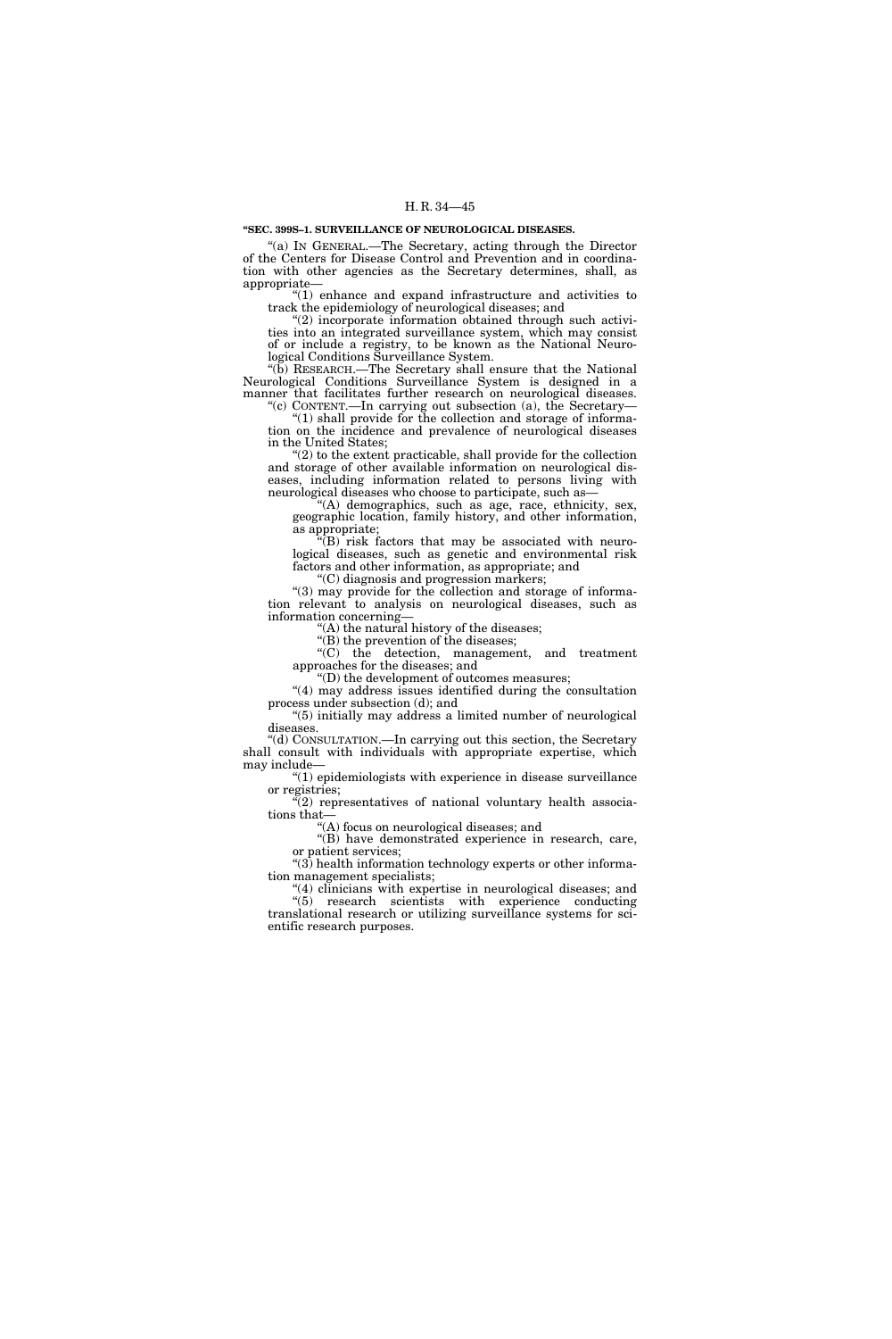**"SEC. 399S–1. SURVEILLANCE OF NEUROLOGICAL DISEASES.**

"(a) IN GENERAL.—The Secretary, acting through the Director of the Centers for Disease Control and Prevention and in coordination with other agencies as the Secretary determines, shall, as appropriate—

"(1) enhance and expand infrastructure and activities to track the epidemiology of neurological diseases; and

"(2) incorporate information obtained through such activities into an integrated surveillance system, which may consist of or include a registry, to be known as the National Neurological Conditions Surveillance System.

"(b) RESEARCH.—The Secretary shall ensure that the National Neurological Conditions Surveillance System is designed in a manner that facilitates further research on neurological diseases.

"(c) CONTENT.—In carrying out subsection (a), the Secretary—

"(1) shall provide for the collection and storage of information on the incidence and prevalence of neurological diseases in the United States;

"(2) to the extent practicable, shall provide for the collection and storage of other available information on neurological diseases, including information related to persons living with neurological diseases who choose to participate, such as—

"(A) demographics, such as age, race, ethnicity, sex, geographic location, family history, and other information, as appropriate;

"(B) risk factors that may be associated with neurological diseases, such as genetic and environmental risk factors and other information, as appropriate; and

"(C) diagnosis and progression markers;

"(3) may provide for the collection and storage of information relevant to analysis on neurological diseases, such as information concerning—

"(A) the natural history of the diseases;

"(B) the prevention of the diseases;

"(C) the detection, management, and treatment approaches for the diseases; and

"(D) the development of outcomes measures;

"(4) may address issues identified during the consultation process under subsection (d); and

"(5) initially may address a limited number of neurological diseases.

"(d) CONSULTATION.—In carrying out this section, the Secretary shall consult with individuals with appropriate expertise, which may include—

"(1) epidemiologists with experience in disease surveillance or registries;

"(2) representatives of national voluntary health associations that—

"(A) focus on neurological diseases; and

"(B) have demonstrated experience in research, care, or patient services;

"(3) health information technology experts or other information management specialists;

"(4) clinicians with expertise in neurological diseases; and

"(5) research scientists with experience conducting translational research or utilizing surveillance systems for scientific research purposes.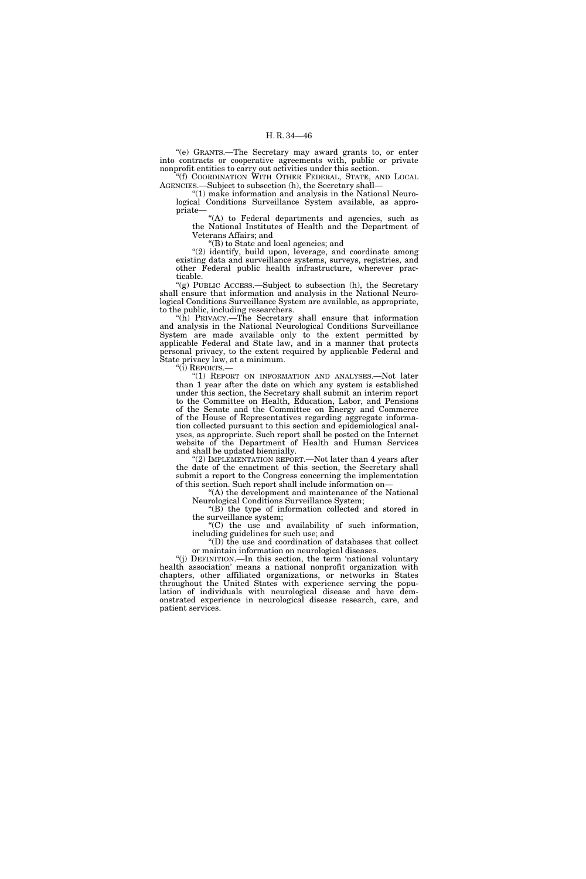"(e) GRANTS.—The Secretary may award grants to, or enter into contracts or cooperative agreements with, public or private nonprofit entities to carry out activities under this section.

"(f) COORDINATION WITH OTHER FEDERAL, STATE, AND LOCAL AGENCIES.—Subject to subsection (h), the Secretary shall—

"(1) make information and analysis in the National Neurological Conditions Surveillance System available, as appropriate—

"(A) to Federal departments and agencies, such as the National Institutes of Health and the Department of Veterans Affairs; and

"(B) to State and local agencies; and

"(2) identify, build upon, leverage, and coordinate among existing data and surveillance systems, surveys, registries, and other Federal public health infrastructure, wherever practicable.

"(g) PUBLIC ACCESS.—Subject to subsection (h), the Secretary shall ensure that information and analysis in the National Neurological Conditions Surveillance System are available, as appropriate, to the public, including researchers.

"(h) PRIVACY.—The Secretary shall ensure that information and analysis in the National Neurological Conditions Surveillance System are made available only to the extent permitted by applicable Federal and State law, and in a manner that protects personal privacy, to the extent required by applicable Federal and State privacy law, at a minimum.

"(i) REPORTS.—

"(1) REPORT ON INFORMATION AND ANALYSES.—Not later than 1 year after the date on which any system is established under this section, the Secretary shall submit an interim report to the Committee on Health, Education, Labor, and Pensions of the Senate and the Committee on Energy and Commerce of the House of Representatives regarding aggregate information collected pursuant to this section and epidemiological analyses, as appropriate. Such report shall be posted on the Internet website of the Department of Health and Human Services and shall be updated biennially.

"(2) IMPLEMENTATION REPORT.—Not later than 4 years after the date of the enactment of this section, the Secretary shall submit a report to the Congress concerning the implementation of this section. Such report shall include information on—

"(A) the development and maintenance of the National Neurological Conditions Surveillance System;

"(B) the type of information collected and stored in the surveillance system;

"(C) the use and availability of such information, including guidelines for such use; and

"(D) the use and coordination of databases that collect or maintain information on neurological diseases.

"(j) DEFINITION.—In this section, the term 'national voluntary health association' means a national nonprofit organization with chapters, other affiliated organizations, or networks in States throughout the United States with experience serving the population of individuals with neurological disease and have demonstrated experience in neurological disease research, care, and patient services.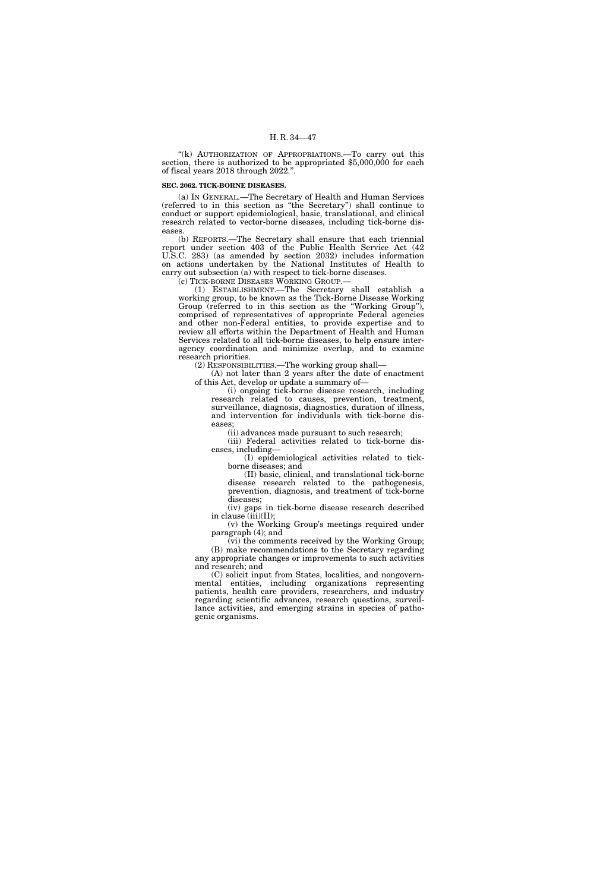"(k) AUTHORIZATION OF APPROPRIATIONS.—To carry out this section, there is authorized to be appropriated $5,000,000 for each of fiscal years 2018 through 2022.".

**SEC. 2062. TICK-BORNE DISEASES.**

(a) IN GENERAL.—The Secretary of Health and Human Services (referred to in this section as "the Secretary") shall continue to conduct or support epidemiological, basic, translational, and clinical research related to vector-borne diseases, including tick-borne diseases.

(b) REPORTS.—The Secretary shall ensure that each triennial report under section 403 of the Public Health Service Act (42 U.S.C. 283) (as amended by section 2032) includes information on actions undertaken by the National Institutes of Health to carry out subsection (a) with respect to tick-borne diseases.

(c) TICK-BORNE DISEASES WORKING GROUP.—

(1) ESTABLISHMENT.—The Secretary shall establish a working group, to be known as the Tick-Borne Disease Working Group (referred to in this section as the "Working Group"), comprised of representatives of appropriate Federal agencies and other non-Federal entities, to provide expertise and to review all efforts within the Department of Health and Human Services related to all tick-borne diseases, to help ensure interagency coordination and minimize overlap, and to examine research priorities.

(2) RESPONSIBILITIES.—The working group shall—

(A) not later than 2 years after the date of enactment of this Act, develop or update a summary of—

(i) ongoing tick-borne disease research, including research related to causes, prevention, treatment, surveillance, diagnosis, diagnostics, duration of illness, and intervention for individuals with tick-borne diseases;

(ii) advances made pursuant to such research;

(iii) Federal activities related to tick-borne diseases, including—

(I) epidemiological activities related to tick-borne diseases; and

(II) basic, clinical, and translational tick-borne disease research related to the pathogenesis, prevention, diagnosis, and treatment of tick-borne diseases;

(iv) gaps in tick-borne disease research described in clause (iii)(II);

(v) the Working Group's meetings required under paragraph (4); and

(vi) the comments received by the Working Group;

(B) make recommendations to the Secretary regarding any appropriate changes or improvements to such activities and research; and

(C) solicit input from States, localities, and nongovernmental entities, including organizations representing patients, health care providers, researchers, and industry regarding scientific advances, research questions, surveillance activities, and emerging strains in species of pathogenic organisms.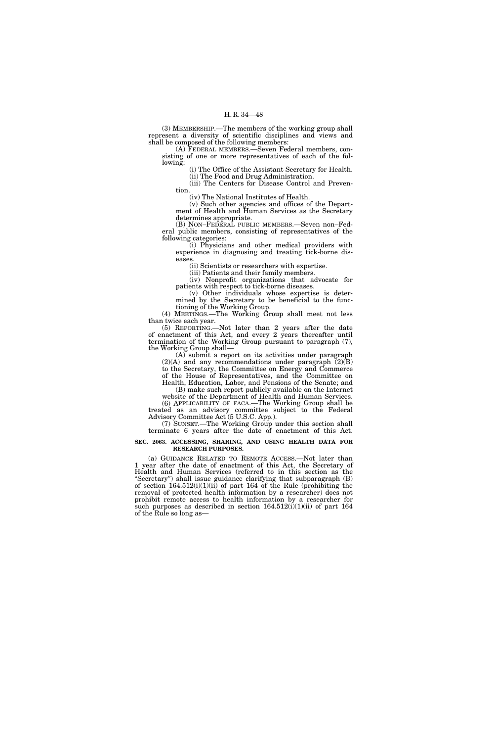(3) MEMBERSHIP.—The members of the working group shall represent a diversity of scientific disciplines and views and shall be composed of the following members:

(A) FEDERAL MEMBERS.—Seven Federal members, consisting of one or more representatives of each of the following:

(i) The Office of the Assistant Secretary for Health.

(ii) The Food and Drug Administration.

(iii) The Centers for Disease Control and Prevention.

(iv) The National Institutes of Health.

(v) Such other agencies and offices of the Department of Health and Human Services as the Secretary determines appropriate.

(B) NON–FEDERAL PUBLIC MEMBERS.—Seven non–Federal public members, consisting of representatives of the following categories:

(i) Physicians and other medical providers with experience in diagnosing and treating tick-borne diseases.

(ii) Scientists or researchers with expertise.

(iii) Patients and their family members.

(iv) Nonprofit organizations that advocate for patients with respect to tick-borne diseases.

(v) Other individuals whose expertise is determined by the Secretary to be beneficial to the functioning of the Working Group.

(4) MEETINGS.—The Working Group shall meet not less than twice each year.

(5) REPORTING.—Not later than 2 years after the date of enactment of this Act, and every 2 years thereafter until termination of the Working Group pursuant to paragraph (7), the Working Group shall—

(A) submit a report on its activities under paragraph (2)(A) and any recommendations under paragraph (2)(B) to the Secretary, the Committee on Energy and Commerce of the House of Representatives, and the Committee on Health, Education, Labor, and Pensions of the Senate; and

(B) make such report publicly available on the Internet website of the Department of Health and Human Services.

(6) APPLICABILITY OF FACA.—The Working Group shall be treated as an advisory committee subject to the Federal Advisory Committee Act (5 U.S.C. App.).

(7) SUNSET.—The Working Group under this section shall terminate 6 years after the date of enactment of this Act.

**SEC. 2063. ACCESSING, SHARING, AND USING HEALTH DATA FOR RESEARCH PURPOSES.**

(a) GUIDANCE RELATED TO REMOTE ACCESS.—Not later than 1 year after the date of enactment of this Act, the Secretary of Health and Human Services (referred to in this section as the "Secretary") shall issue guidance clarifying that subparagraph (B) of section 164.512(i)(1)(ii) of part 164 of the Rule (prohibiting the removal of protected health information by a researcher) does not prohibit remote access to health information by a researcher for such purposes as described in section 164.512(i)(1)(ii) of part 164 of the Rule so long as—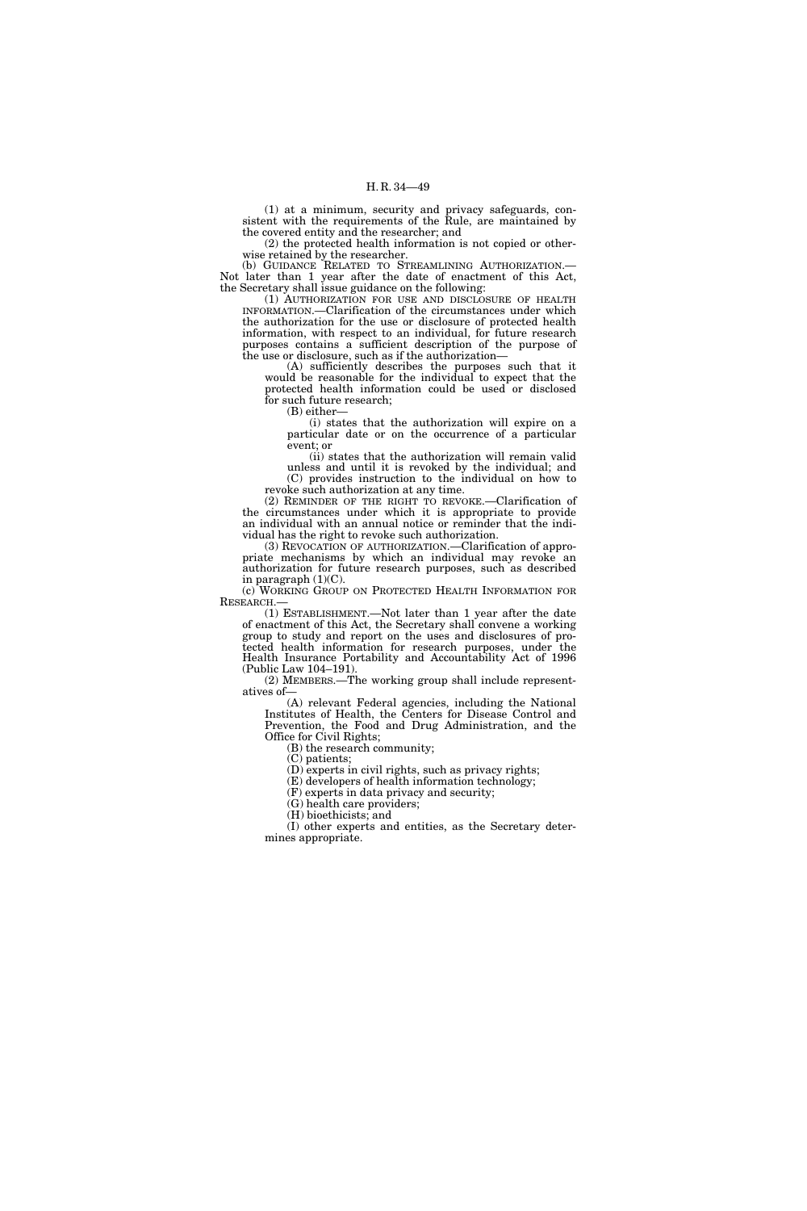(1) at a minimum, security and privacy safeguards, consistent with the requirements of the Rule, are maintained by the covered entity and the researcher; and

(2) the protected health information is not copied or otherwise retained by the researcher.

(b) GUIDANCE RELATED TO STREAMLINING AUTHORIZATION.—Not later than 1 year after the date of enactment of this Act, the Secretary shall issue guidance on the following:

(1) AUTHORIZATION FOR USE AND DISCLOSURE OF HEALTH INFORMATION.—Clarification of the circumstances under which the authorization for the use or disclosure of protected health information, with respect to an individual, for future research purposes contains a sufficient description of the purpose of the use or disclosure, such as if the authorization—

(A) sufficiently describes the purposes such that it would be reasonable for the individual to expect that the protected health information could be used or disclosed for such future research;

(B) either—

(i) states that the authorization will expire on a particular date or on the occurrence of a particular event; or

(ii) states that the authorization will remain valid unless and until it is revoked by the individual; and

(C) provides instruction to the individual on how to revoke such authorization at any time.

(2) REMINDER OF THE RIGHT TO REVOKE.—Clarification of the circumstances under which it is appropriate to provide an individual with an annual notice or reminder that the individual has the right to revoke such authorization.

(3) REVOCATION OF AUTHORIZATION.—Clarification of appropriate mechanisms by which an individual may revoke an authorization for future research purposes, such as described in paragraph (1)(C).

(c) WORKING GROUP ON PROTECTED HEALTH INFORMATION FOR RESEARCH.—

(1) ESTABLISHMENT.—Not later than 1 year after the date of enactment of this Act, the Secretary shall convene a working group to study and report on the uses and disclosures of protected health information for research purposes, under the Health Insurance Portability and Accountability Act of 1996 (Public Law 104–191).

(2) MEMBERS.—The working group shall include representatives of—

(A) relevant Federal agencies, including the National Institutes of Health, the Centers for Disease Control and Prevention, the Food and Drug Administration, and the Office for Civil Rights;

(B) the research community;

(C) patients;

(D) experts in civil rights, such as privacy rights;

(E) developers of health information technology;

(F) experts in data privacy and security;

(G) health care providers;

(H) bioethicists; and

(I) other experts and entities, as the Secretary determines appropriate.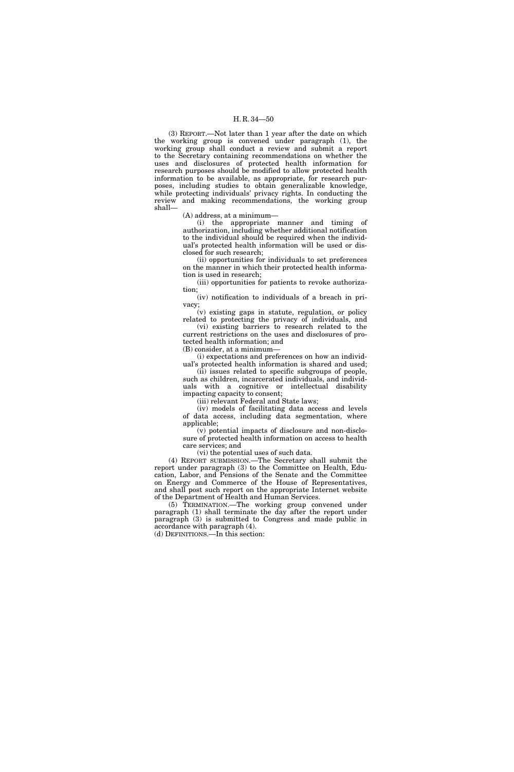(3) REPORT.—Not later than 1 year after the date on which the working group is convened under paragraph (1), the working group shall conduct a review and submit a report to the Secretary containing recommendations on whether the uses and disclosures of protected health information for research purposes should be modified to allow protected health information to be available, as appropriate, for research purposes, including studies to obtain generalizable knowledge, while protecting individuals' privacy rights. In conducting the review and making recommendations, the working group shall—

(A) address, at a minimum—

(i) the appropriate manner and timing of authorization, including whether additional notification to the individual should be required when the individual's protected health information will be used or disclosed for such research;

(ii) opportunities for individuals to set preferences on the manner in which their protected health information is used in research;

(iii) opportunities for patients to revoke authorization;

(iv) notification to individuals of a breach in privacy;

(v) existing gaps in statute, regulation, or policy related to protecting the privacy of individuals, and

(vi) existing barriers to research related to the current restrictions on the uses and disclosures of protected health information; and

(B) consider, at a minimum—

(i) expectations and preferences on how an individual's protected health information is shared and used;

(ii) issues related to specific subgroups of people, such as children, incarcerated individuals, and individuals with a cognitive or intellectual disability impacting capacity to consent;

(iii) relevant Federal and State laws;

(iv) models of facilitating data access and levels of data access, including data segmentation, where applicable;

(v) potential impacts of disclosure and non-disclosure of protected health information on access to health care services; and

(vi) the potential uses of such data.

(4) REPORT SUBMISSION.—The Secretary shall submit the report under paragraph (3) to the Committee on Health, Education, Labor, and Pensions of the Senate and the Committee on Energy and Commerce of the House of Representatives, and shall post such report on the appropriate Internet website of the Department of Health and Human Services.

(5) TERMINATION.—The working group convened under paragraph (1) shall terminate the day after the report under paragraph (3) is submitted to Congress and made public in accordance with paragraph (4).

(d) DEFINITIONS.—In this section: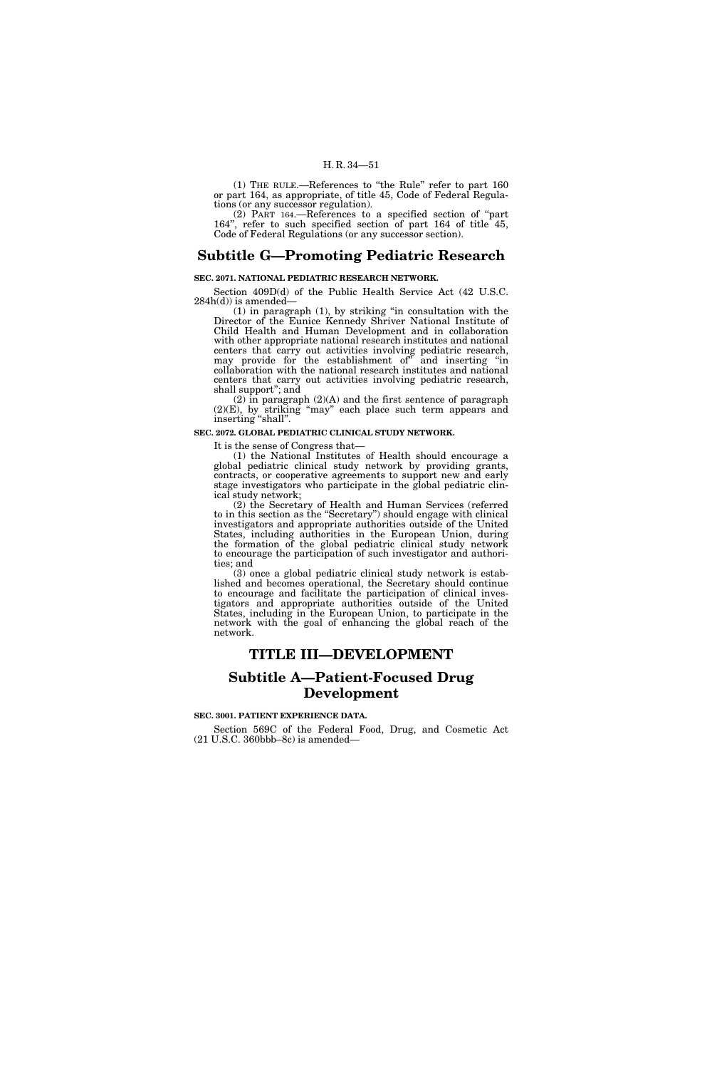(1) THE RULE.—References to "the Rule" refer to part 160 or part 164, as appropriate, of title 45, Code of Federal Regulations (or any successor regulation).

(2) PART 164.—References to a specified section of "part 164", refer to such specified section of part 164 of title 45, Code of Federal Regulations (or any successor section).

## Subtitle G—Promoting Pediatric Research

**SEC. 2071. NATIONAL PEDIATRIC RESEARCH NETWORK.**

Section 409D(d) of the Public Health Service Act (42 U.S.C. 284h(d)) is amended—

(1) in paragraph (1), by striking "in consultation with the Director of the Eunice Kennedy Shriver National Institute of Child Health and Human Development and in collaboration with other appropriate national research institutes and national centers that carry out activities involving pediatric research, may provide for the establishment of" and inserting "in collaboration with the national research institutes and national centers that carry out activities involving pediatric research, shall support"; and

(2) in paragraph (2)(A) and the first sentence of paragraph (2)(E), by striking "may" each place such term appears and inserting "shall".

**SEC. 2072. GLOBAL PEDIATRIC CLINICAL STUDY NETWORK.**

It is the sense of Congress that—

(1) the National Institutes of Health should encourage a global pediatric clinical study network by providing grants, contracts, or cooperative agreements to support new and early stage investigators who participate in the global pediatric clinical study network;

(2) the Secretary of Health and Human Services (referred to in this section as the "Secretary") should engage with clinical investigators and appropriate authorities outside of the United States, including authorities in the European Union, during the formation of the global pediatric clinical study network to encourage the participation of such investigator and authorities; and

(3) once a global pediatric clinical study network is established and becomes operational, the Secretary should continue to encourage and facilitate the participation of clinical investigators and appropriate authorities outside of the United States, including in the European Union, to participate in the network with the goal of enhancing the global reach of the network.

# TITLE III—DEVELOPMENT

## Subtitle A—Patient-Focused Drug Development

**SEC. 3001. PATIENT EXPERIENCE DATA.**

Section 569C of the Federal Food, Drug, and Cosmetic Act (21 U.S.C. 360bbb–8c) is amended—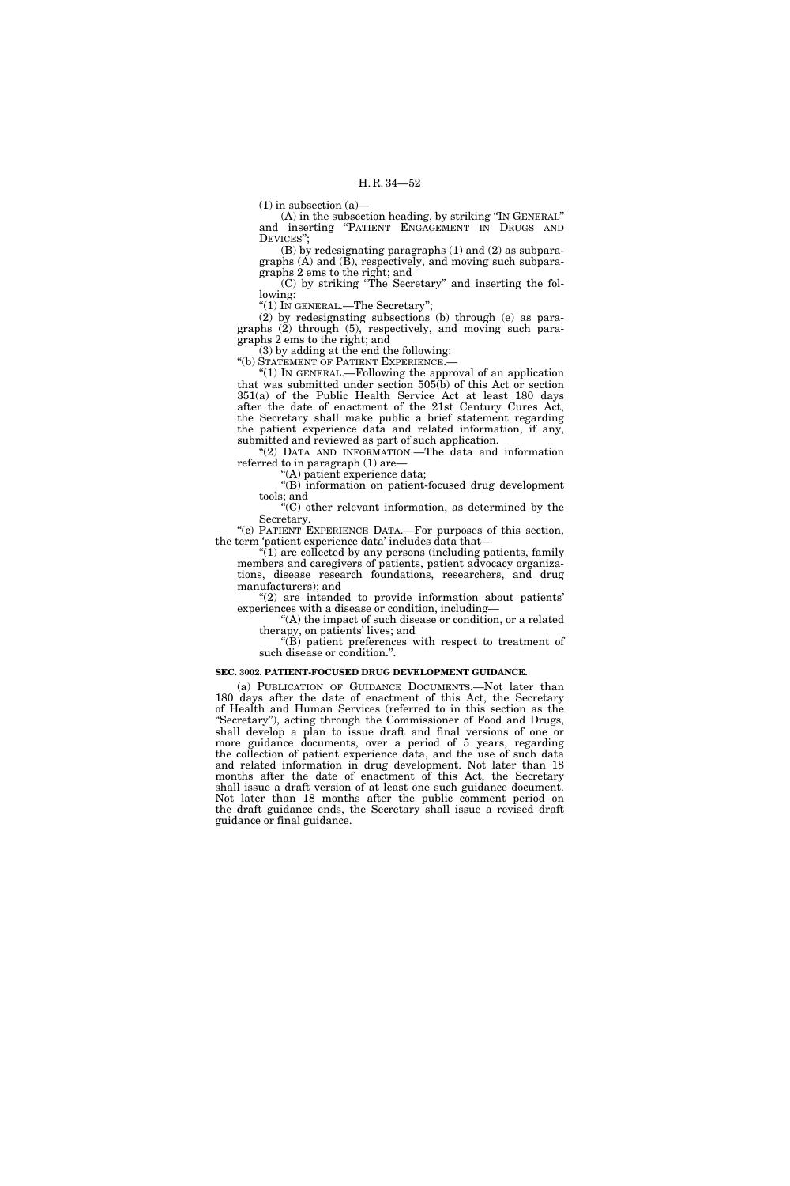(1) in subsection (a)—

(A) in the subsection heading, by striking "IN GENERAL" and inserting "PATIENT ENGAGEMENT IN DRUGS AND DEVICES";

(B) by redesignating paragraphs (1) and (2) as subparagraphs (A) and (B), respectively, and moving such subparagraphs 2 ems to the right; and

(C) by striking "The Secretary" and inserting the following:

"(1) IN GENERAL.—The Secretary";

(2) by redesignating subsections (b) through (e) as paragraphs (2) through (5), respectively, and moving such paragraphs 2 ems to the right; and

(3) by adding at the end the following:

"(b) STATEMENT OF PATIENT EXPERIENCE.—

"(1) IN GENERAL.—Following the approval of an application that was submitted under section 505(b) of this Act or section 351(a) of the Public Health Service Act at least 180 days after the date of enactment of the 21st Century Cures Act, the Secretary shall make public a brief statement regarding the patient experience data and related information, if any, submitted and reviewed as part of such application.

"(2) DATA AND INFORMATION.—The data and information referred to in paragraph (1) are—

"(A) patient experience data;

"(B) information on patient-focused drug development tools; and

"(C) other relevant information, as determined by the Secretary.

"(c) PATIENT EXPERIENCE DATA.—For purposes of this section, the term 'patient experience data' includes data that—

"(1) are collected by any persons (including patients, family members and caregivers of patients, patient advocacy organizations, disease research foundations, researchers, and drug manufacturers); and

"(2) are intended to provide information about patients' experiences with a disease or condition, including—

"(A) the impact of such disease or condition, or a related therapy, on patients' lives; and

"(B) patient preferences with respect to treatment of such disease or condition.".

**SEC. 3002. PATIENT-FOCUSED DRUG DEVELOPMENT GUIDANCE.**

(a) PUBLICATION OF GUIDANCE DOCUMENTS.—Not later than 180 days after the date of enactment of this Act, the Secretary of Health and Human Services (referred to in this section as the "Secretary"), acting through the Commissioner of Food and Drugs, shall develop a plan to issue draft and final versions of one or more guidance documents, over a period of 5 years, regarding the collection of patient experience data, and the use of such data and related information in drug development. Not later than 18 months after the date of enactment of this Act, the Secretary shall issue a draft version of at least one such guidance document. Not later than 18 months after the public comment period on the draft guidance ends, the Secretary shall issue a revised draft guidance or final guidance.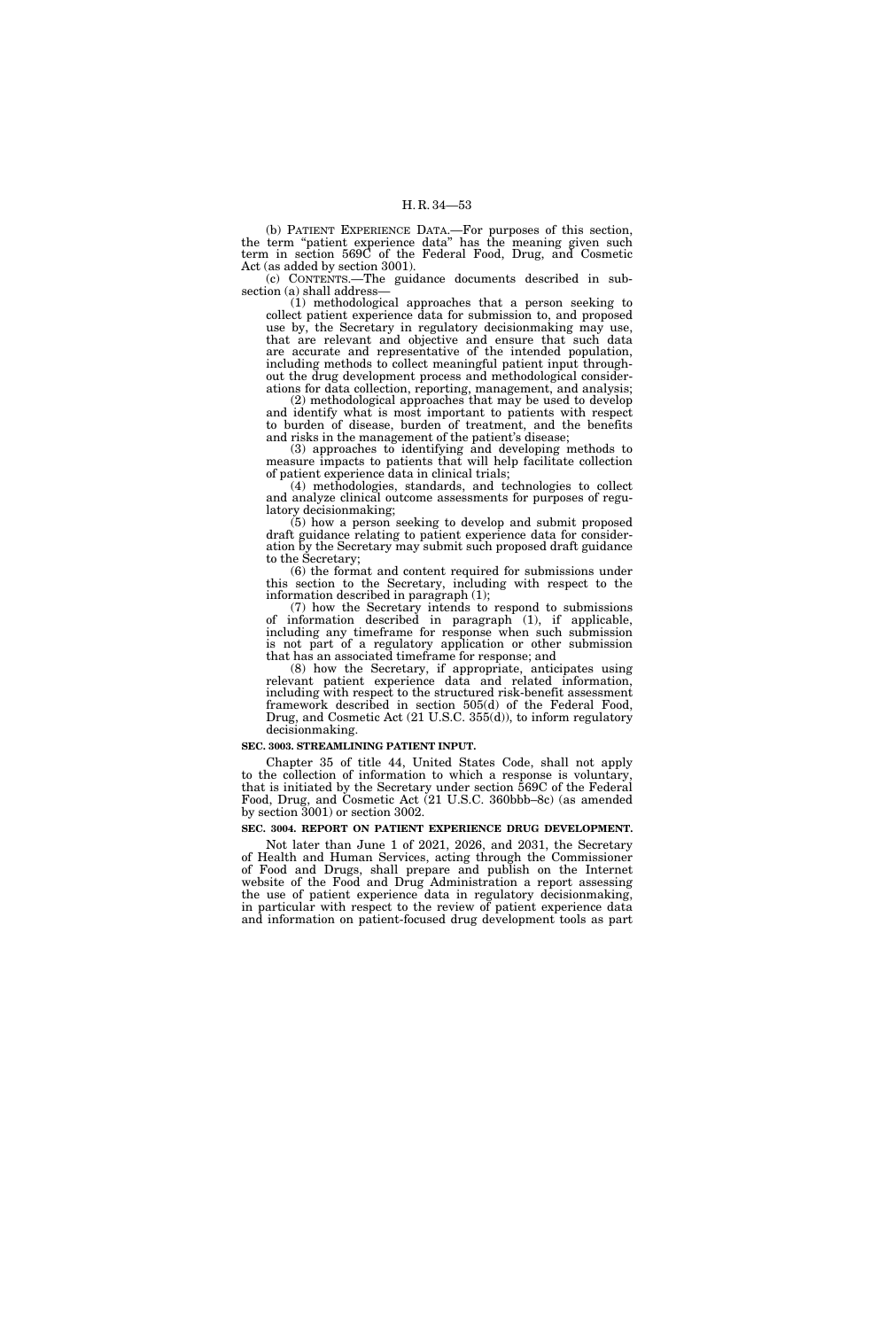(b) PATIENT EXPERIENCE DATA.—For purposes of this section, the term "patient experience data" has the meaning given such term in section 569C of the Federal Food, Drug, and Cosmetic Act (as added by section 3001).

(c) CONTENTS.—The guidance documents described in subsection (a) shall address—

(1) methodological approaches that a person seeking to collect patient experience data for submission to, and proposed use by, the Secretary in regulatory decisionmaking may use, that are relevant and objective and ensure that such data are accurate and representative of the intended population, including methods to collect meaningful patient input throughout the drug development process and methodological considerations for data collection, reporting, management, and analysis;

(2) methodological approaches that may be used to develop and identify what is most important to patients with respect to burden of disease, burden of treatment, and the benefits and risks in the management of the patient's disease;

(3) approaches to identifying and developing methods to measure impacts to patients that will help facilitate collection of patient experience data in clinical trials;

(4) methodologies, standards, and technologies to collect and analyze clinical outcome assessments for purposes of regulatory decisionmaking;

(5) how a person seeking to develop and submit proposed draft guidance relating to patient experience data for consideration by the Secretary may submit such proposed draft guidance to the Secretary;

(6) the format and content required for submissions under this section to the Secretary, including with respect to the information described in paragraph (1);

(7) how the Secretary intends to respond to submissions of information described in paragraph (1), if applicable, including any timeframe for response when such submission is not part of a regulatory application or other submission that has an associated timeframe for response; and

(8) how the Secretary, if appropriate, anticipates using relevant patient experience data and related information, including with respect to the structured risk-benefit assessment framework described in section 505(d) of the Federal Food, Drug, and Cosmetic Act (21 U.S.C. 355(d)), to inform regulatory decisionmaking.

**SEC. 3003. STREAMLINING PATIENT INPUT.**

Chapter 35 of title 44, United States Code, shall not apply to the collection of information to which a response is voluntary, that is initiated by the Secretary under section 569C of the Federal Food, Drug, and Cosmetic Act (21 U.S.C. 360bbb–8c) (as amended by section 3001) or section 3002.

**SEC. 3004. REPORT ON PATIENT EXPERIENCE DRUG DEVELOPMENT.**

Not later than June 1 of 2021, 2026, and 2031, the Secretary of Health and Human Services, acting through the Commissioner of Food and Drugs, shall prepare and publish on the Internet website of the Food and Drug Administration a report assessing the use of patient experience data in regulatory decisionmaking, in particular with respect to the review of patient experience data and information on patient-focused drug development tools as part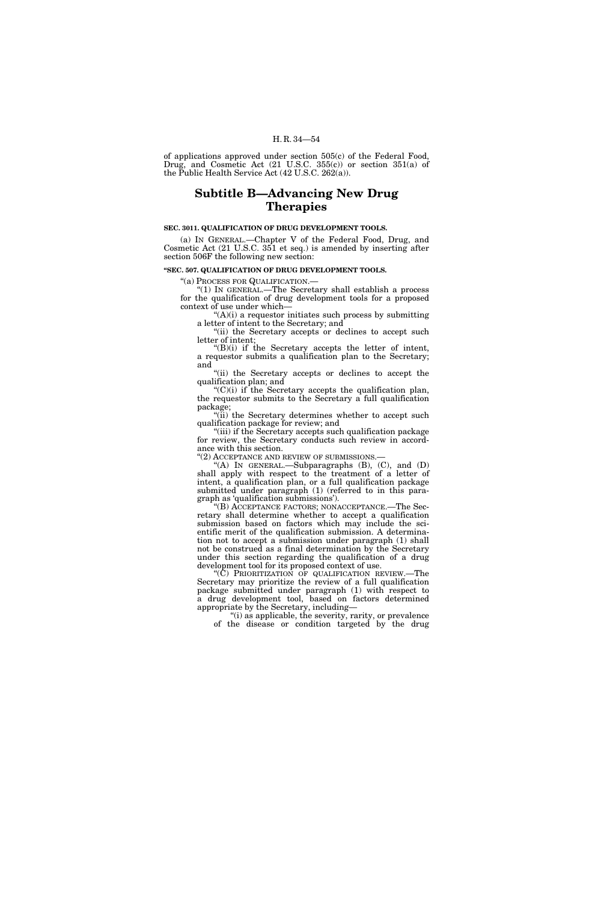of applications approved under section 505(c) of the Federal Food, Drug, and Cosmetic Act (21 U.S.C. 355(c)) or section 351(a) of the Public Health Service Act (42 U.S.C. 262(a)).

## Subtitle B—Advancing New Drug Therapies

**SEC. 3011. QUALIFICATION OF DRUG DEVELOPMENT TOOLS.**

(a) IN GENERAL.—Chapter V of the Federal Food, Drug, and Cosmetic Act (21 U.S.C. 351 et seq.) is amended by inserting after section 506F the following new section:

**"SEC. 507. QUALIFICATION OF DRUG DEVELOPMENT TOOLS.**

"(a) PROCESS FOR QUALIFICATION.—

"(1) IN GENERAL.—The Secretary shall establish a process for the qualification of drug development tools for a proposed context of use under which—

"(A)(i) a requestor initiates such process by submitting a letter of intent to the Secretary; and

"(ii) the Secretary accepts or declines to accept such letter of intent;

"(B)(i) if the Secretary accepts the letter of intent, a requestor submits a qualification plan to the Secretary; and

"(ii) the Secretary accepts or declines to accept the qualification plan; and

"(C)(i) if the Secretary accepts the qualification plan, the requestor submits to the Secretary a full qualification package;

"(ii) the Secretary determines whether to accept such qualification package for review; and

"(iii) if the Secretary accepts such qualification package for review, the Secretary conducts such review in accordance with this section.

"(2) ACCEPTANCE AND REVIEW OF SUBMISSIONS.—

"(A) IN GENERAL.—Subparagraphs (B), (C), and (D) shall apply with respect to the treatment of a letter of intent, a qualification plan, or a full qualification package submitted under paragraph (1) (referred to in this paragraph as 'qualification submissions').

"(B) ACCEPTANCE FACTORS; NONACCEPTANCE.—The Secretary shall determine whether to accept a qualification submission based on factors which may include the scientific merit of the qualification submission. A determination not to accept a submission under paragraph (1) shall not be construed as a final determination by the Secretary under this section regarding the qualification of a drug development tool for its proposed context of use.

"(C) PRIORITIZATION OF QUALIFICATION REVIEW.—The Secretary may prioritize the review of a full qualification package submitted under paragraph (1) with respect to a drug development tool, based on factors determined appropriate by the Secretary, including—

"(i) as applicable, the severity, rarity, or prevalence of the disease or condition targeted by the drug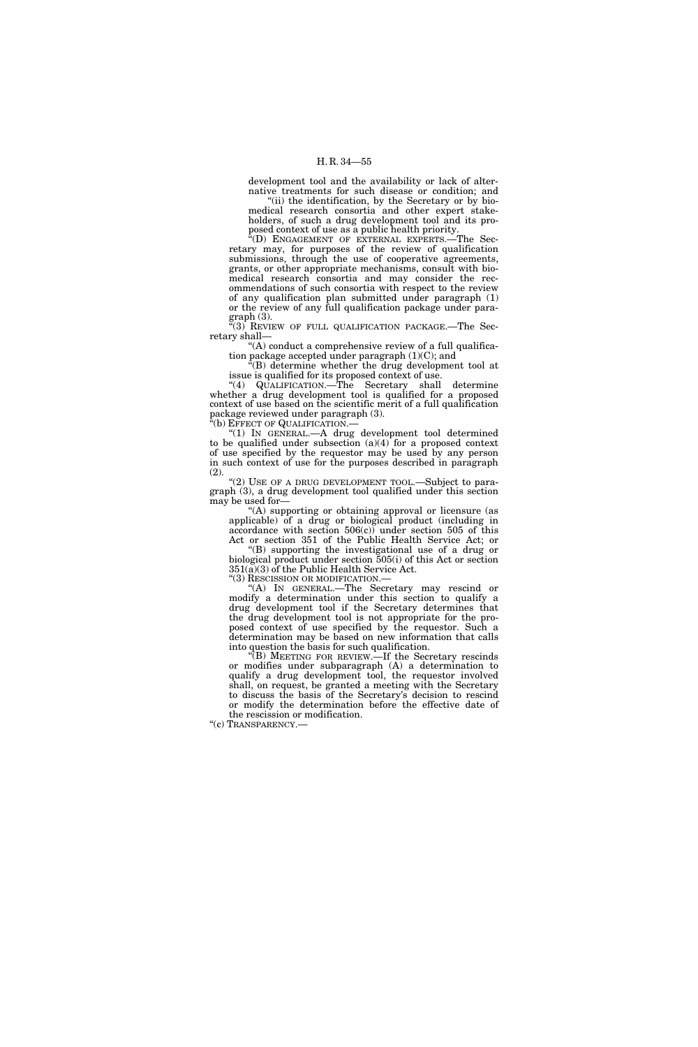development tool and the availability or lack of alternative treatments for such disease or condition; and

"(ii) the identification, by the Secretary or by biomedical research consortia and other expert stakeholders, of such a drug development tool and its proposed context of use as a public health priority.

"(D) ENGAGEMENT OF EXTERNAL EXPERTS.—The Secretary may, for purposes of the review of qualification submissions, through the use of cooperative agreements, grants, or other appropriate mechanisms, consult with biomedical research consortia and may consider the recommendations of such consortia with respect to the review of any qualification plan submitted under paragraph (1) or the review of any full qualification package under paragraph (3).

"(3) REVIEW OF FULL QUALIFICATION PACKAGE.—The Secretary shall—

"(A) conduct a comprehensive review of a full qualification package accepted under paragraph (1)(C); and

"(B) determine whether the drug development tool at issue is qualified for its proposed context of use.

"(4) QUALIFICATION.—The Secretary shall determine whether a drug development tool is qualified for a proposed context of use based on the scientific merit of a full qualification package reviewed under paragraph (3).

"(b) EFFECT OF QUALIFICATION.—

"(1) IN GENERAL.—A drug development tool determined to be qualified under subsection (a)(4) for a proposed context of use specified by the requestor may be used by any person in such context of use for the purposes described in paragraph (2).

"(2) USE OF A DRUG DEVELOPMENT TOOL.—Subject to paragraph (3), a drug development tool qualified under this section may be used for—

"(A) supporting or obtaining approval or licensure (as applicable) of a drug or biological product (including in accordance with section 506(c)) under section 505 of this Act or section 351 of the Public Health Service Act; or

"(B) supporting the investigational use of a drug or biological product under section 505(i) of this Act or section 351(a)(3) of the Public Health Service Act.

"(3) RESCISSION OR MODIFICATION.—

"(A) IN GENERAL.—The Secretary may rescind or modify a determination under this section to qualify a drug development tool if the Secretary determines that the drug development tool is not appropriate for the proposed context of use specified by the requestor. Such a determination may be based on new information that calls into question the basis for such qualification.

"(B) MEETING FOR REVIEW.—If the Secretary rescinds or modifies under subparagraph (A) a determination to qualify a drug development tool, the requestor involved shall, on request, be granted a meeting with the Secretary to discuss the basis of the Secretary's decision to rescind or modify the determination before the effective date of the rescission or modification.

"(c) TRANSPARENCY.—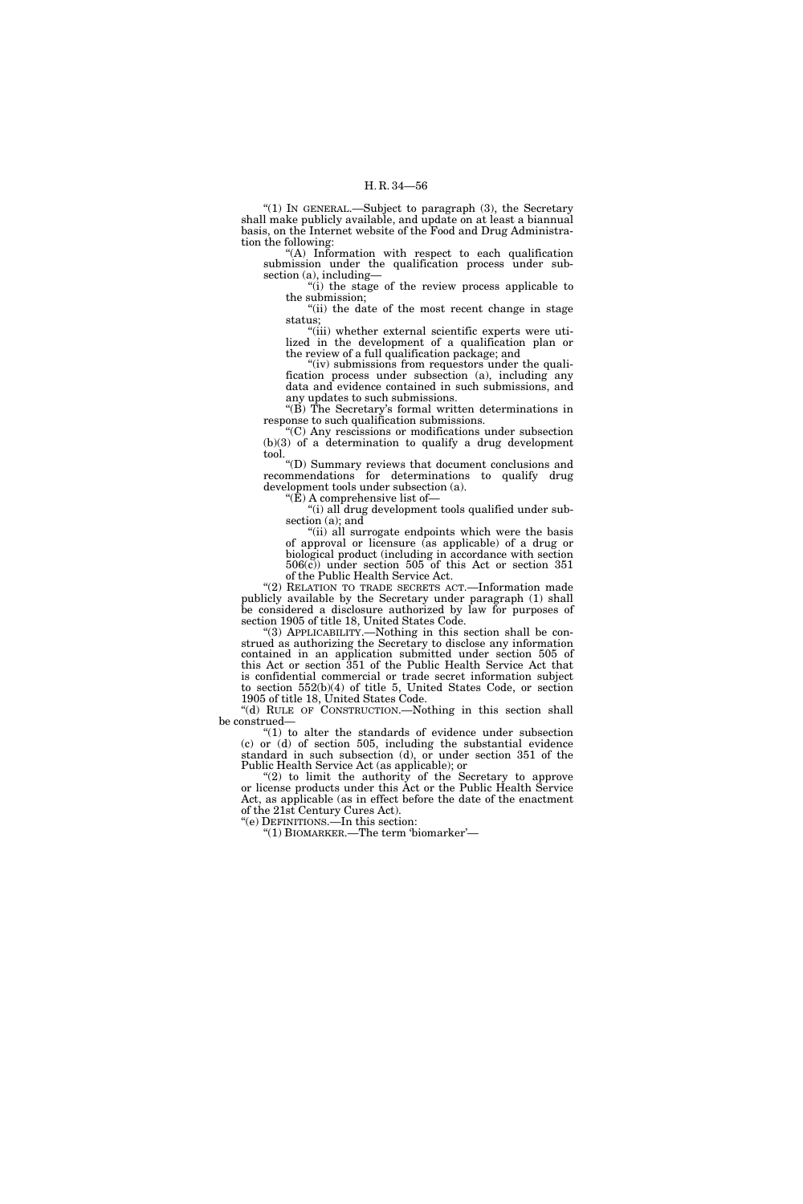"(1) IN GENERAL.—Subject to paragraph (3), the Secretary shall make publicly available, and update on at least a biannual basis, on the Internet website of the Food and Drug Administration the following:

"(A) Information with respect to each qualification submission under the qualification process under subsection (a), including—

"(i) the stage of the review process applicable to the submission;

"(ii) the date of the most recent change in stage status;

"(iii) whether external scientific experts were utilized in the development of a qualification plan or the review of a full qualification package; and

"(iv) submissions from requestors under the qualification process under subsection (a), including any data and evidence contained in such submissions, and any updates to such submissions.

"(B) The Secretary's formal written determinations in response to such qualification submissions.

"(C) Any rescissions or modifications under subsection (b)(3) of a determination to qualify a drug development tool.

"(D) Summary reviews that document conclusions and recommendations for determinations to qualify drug development tools under subsection (a).

"(E) A comprehensive list of—

"(i) all drug development tools qualified under subsection (a); and

"(ii) all surrogate endpoints which were the basis of approval or licensure (as applicable) of a drug or biological product (including in accordance with section 506(c)) under section 505 of this Act or section 351 of the Public Health Service Act.

"(2) RELATION TO TRADE SECRETS ACT.—Information made publicly available by the Secretary under paragraph (1) shall be considered a disclosure authorized by law for purposes of section 1905 of title 18, United States Code.

"(3) APPLICABILITY.—Nothing in this section shall be construed as authorizing the Secretary to disclose any information contained in an application submitted under section 505 of this Act or section 351 of the Public Health Service Act that is confidential commercial or trade secret information subject to section 552(b)(4) of title 5, United States Code, or section 1905 of title 18, United States Code.

"(d) RULE OF CONSTRUCTION.—Nothing in this section shall be construed—

"(1) to alter the standards of evidence under subsection (c) or (d) of section 505, including the substantial evidence standard in such subsection (d), or under section 351 of the Public Health Service Act (as applicable); or

"(2) to limit the authority of the Secretary to approve or license products under this Act or the Public Health Service Act, as applicable (as in effect before the date of the enactment of the 21st Century Cures Act).

"(e) DEFINITIONS.—In this section:

"(1) BIOMARKER.—The term 'biomarker'—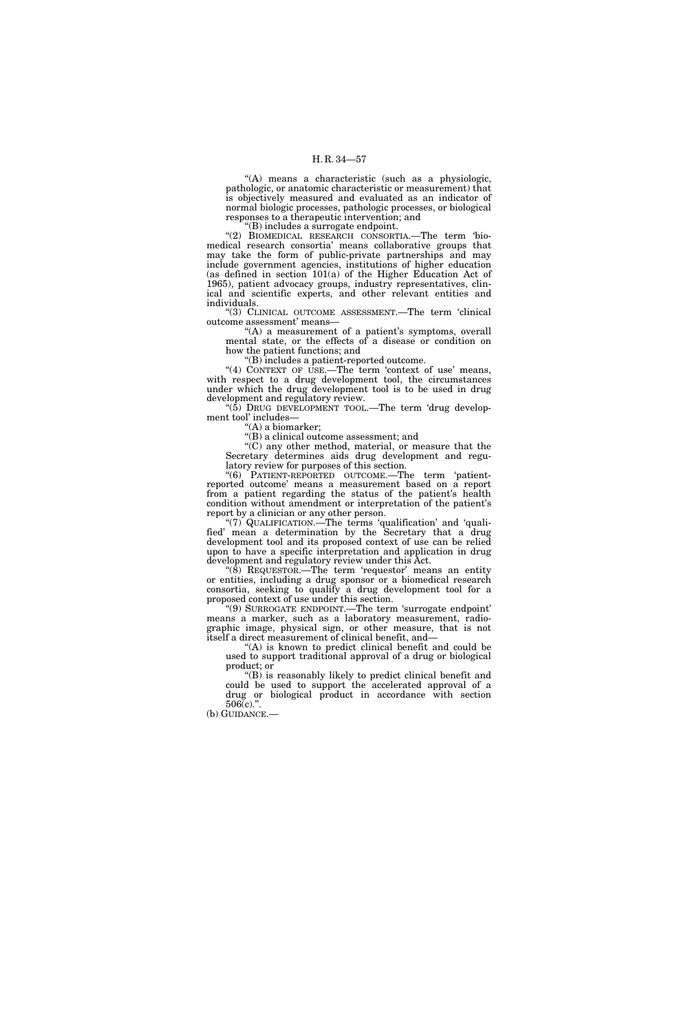"(A) means a characteristic (such as a physiologic, pathologic, or anatomic characteristic or measurement) that is objectively measured and evaluated as an indicator of normal biologic processes, pathologic processes, or biological responses to a therapeutic intervention; and

"(B) includes a surrogate endpoint.

"(2) BIOMEDICAL RESEARCH CONSORTIA.—The term 'biomedical research consortia' means collaborative groups that may take the form of public-private partnerships and may include government agencies, institutions of higher education (as defined in section 101(a) of the Higher Education Act of 1965), patient advocacy groups, industry representatives, clinical and scientific experts, and other relevant entities and individuals.

"(3) CLINICAL OUTCOME ASSESSMENT.—The term 'clinical outcome assessment' means—

"(A) a measurement of a patient's symptoms, overall mental state, or the effects of a disease or condition on how the patient functions; and

"(B) includes a patient-reported outcome.

"(4) CONTEXT OF USE.—The term 'context of use' means, with respect to a drug development tool, the circumstances under which the drug development tool is to be used in drug development and regulatory review.

"(5) DRUG DEVELOPMENT TOOL.—The term 'drug development tool' includes—

"(A) a biomarker;

"(B) a clinical outcome assessment; and

"(C) any other method, material, or measure that the Secretary determines aids drug development and regulatory review for purposes of this section.

"(6) PATIENT-REPORTED OUTCOME.—The term 'patient-reported outcome' means a measurement based on a report from a patient regarding the status of the patient's health condition without amendment or interpretation of the patient's report by a clinician or any other person.

"(7) QUALIFICATION.—The terms 'qualification' and 'qualified' mean a determination by the Secretary that a drug development tool and its proposed context of use can be relied upon to have a specific interpretation and application in drug development and regulatory review under this Act.

"(8) REQUESTOR.—The term 'requestor' means an entity or entities, including a drug sponsor or a biomedical research consortia, seeking to qualify a drug development tool for a proposed context of use under this section.

"(9) SURROGATE ENDPOINT.—The term 'surrogate endpoint' means a marker, such as a laboratory measurement, radiographic image, physical sign, or other measure, that is not itself a direct measurement of clinical benefit, and—

"(A) is known to predict clinical benefit and could be used to support traditional approval of a drug or biological product; or

"(B) is reasonably likely to predict clinical benefit and could be used to support the accelerated approval of a drug or biological product in accordance with section 506(c).".

(b) GUIDANCE.—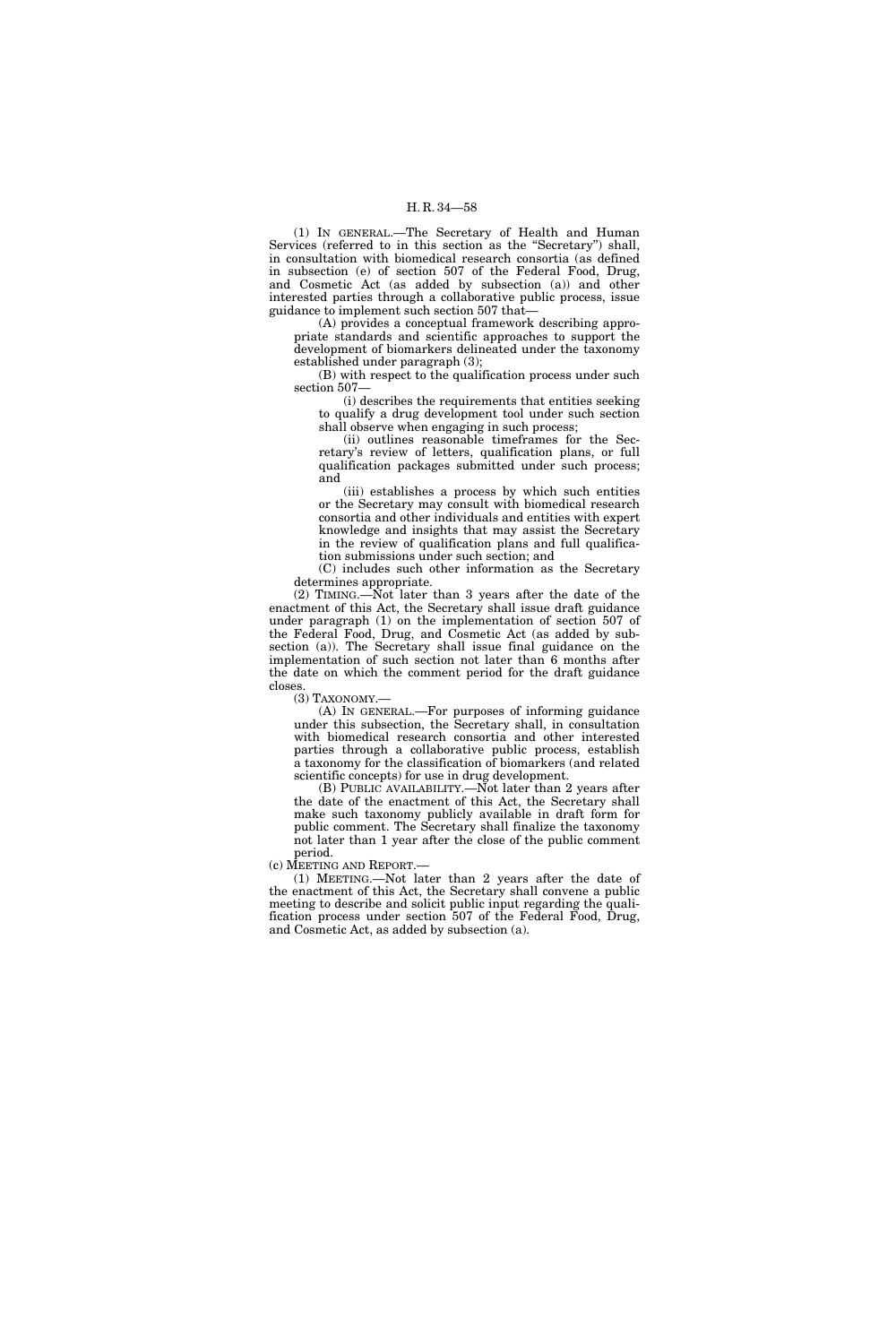(1) IN GENERAL.—The Secretary of Health and Human Services (referred to in this section as the "Secretary") shall, in consultation with biomedical research consortia (as defined in subsection (e) of section 507 of the Federal Food, Drug, and Cosmetic Act (as added by subsection (a)) and other interested parties through a collaborative public process, issue guidance to implement such section 507 that—

(A) provides a conceptual framework describing appropriate standards and scientific approaches to support the development of biomarkers delineated under the taxonomy established under paragraph (3);

(B) with respect to the qualification process under such section 507—

(i) describes the requirements that entities seeking to qualify a drug development tool under such section shall observe when engaging in such process;

(ii) outlines reasonable timeframes for the Secretary's review of letters, qualification plans, or full qualification packages submitted under such process; and

(iii) establishes a process by which such entities or the Secretary may consult with biomedical research consortia and other individuals and entities with expert knowledge and insights that may assist the Secretary in the review of qualification plans and full qualification submissions under such section; and

(C) includes such other information as the Secretary determines appropriate.

(2) TIMING.—Not later than 3 years after the date of the enactment of this Act, the Secretary shall issue draft guidance under paragraph (1) on the implementation of section 507 of the Federal Food, Drug, and Cosmetic Act (as added by subsection (a)). The Secretary shall issue final guidance on the implementation of such section not later than 6 months after the date on which the comment period for the draft guidance closes.

(3) TAXONOMY.—

(A) IN GENERAL.—For purposes of informing guidance under this subsection, the Secretary shall, in consultation with biomedical research consortia and other interested parties through a collaborative public process, establish a taxonomy for the classification of biomarkers (and related scientific concepts) for use in drug development.

(B) PUBLIC AVAILABILITY.—Not later than 2 years after the date of the enactment of this Act, the Secretary shall make such taxonomy publicly available in draft form for public comment. The Secretary shall finalize the taxonomy not later than 1 year after the close of the public comment period.

(c) MEETING AND REPORT.—

(1) MEETING.—Not later than 2 years after the date of the enactment of this Act, the Secretary shall convene a public meeting to describe and solicit public input regarding the qualification process under section 507 of the Federal Food, Drug, and Cosmetic Act, as added by subsection (a).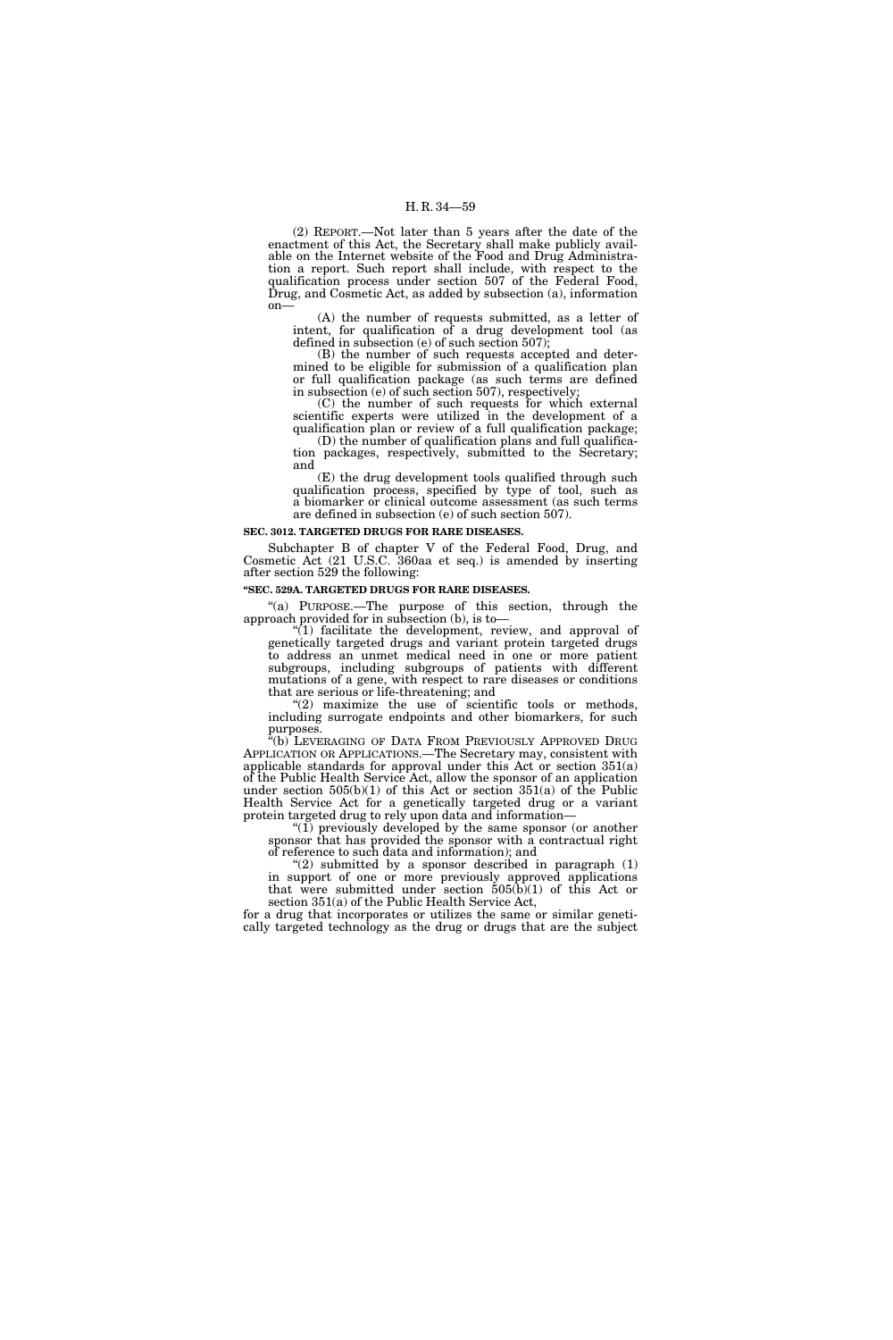(2) REPORT.—Not later than 5 years after the date of the enactment of this Act, the Secretary shall make publicly available on the Internet website of the Food and Drug Administration a report. Such report shall include, with respect to the qualification process under section 507 of the Federal Food, Drug, and Cosmetic Act, as added by subsection (a), information on—

(A) the number of requests submitted, as a letter of intent, for qualification of a drug development tool (as defined in subsection (e) of such section 507);

(B) the number of such requests accepted and determined to be eligible for submission of a qualification plan or full qualification package (as such terms are defined in subsection (e) of such section 507), respectively;

(C) the number of such requests for which external scientific experts were utilized in the development of a qualification plan or review of a full qualification package;

(D) the number of qualification plans and full qualification packages, respectively, submitted to the Secretary; and

(E) the drug development tools qualified through such qualification process, specified by type of tool, such as a biomarker or clinical outcome assessment (as such terms are defined in subsection (e) of such section 507).

**SEC. 3012. TARGETED DRUGS FOR RARE DISEASES.**

Subchapter B of chapter V of the Federal Food, Drug, and Cosmetic Act (21 U.S.C. 360aa et seq.) is amended by inserting after section 529 the following:

**"SEC. 529A. TARGETED DRUGS FOR RARE DISEASES.**

"(a) PURPOSE.—The purpose of this section, through the approach provided for in subsection (b), is to—

"(1) facilitate the development, review, and approval of genetically targeted drugs and variant protein targeted drugs to address an unmet medical need in one or more patient subgroups, including subgroups of patients with different mutations of a gene, with respect to rare diseases or conditions that are serious or life-threatening; and

"(2) maximize the use of scientific tools or methods, including surrogate endpoints and other biomarkers, for such purposes.

"(b) LEVERAGING OF DATA FROM PREVIOUSLY APPROVED DRUG APPLICATION OR APPLICATIONS.—The Secretary may, consistent with applicable standards for approval under this Act or section 351(a) of the Public Health Service Act, allow the sponsor of an application under section 505(b)(1) of this Act or section 351(a) of the Public Health Service Act for a genetically targeted drug or a variant protein targeted drug to rely upon data and information—

"(1) previously developed by the same sponsor (or another sponsor that has provided the sponsor with a contractual right of reference to such data and information); and

"(2) submitted by a sponsor described in paragraph (1) in support of one or more previously approved applications that were submitted under section 505(b)(1) of this Act or section 351(a) of the Public Health Service Act,

for a drug that incorporates or utilizes the same or similar genetically targeted technology as the drug or drugs that are the subject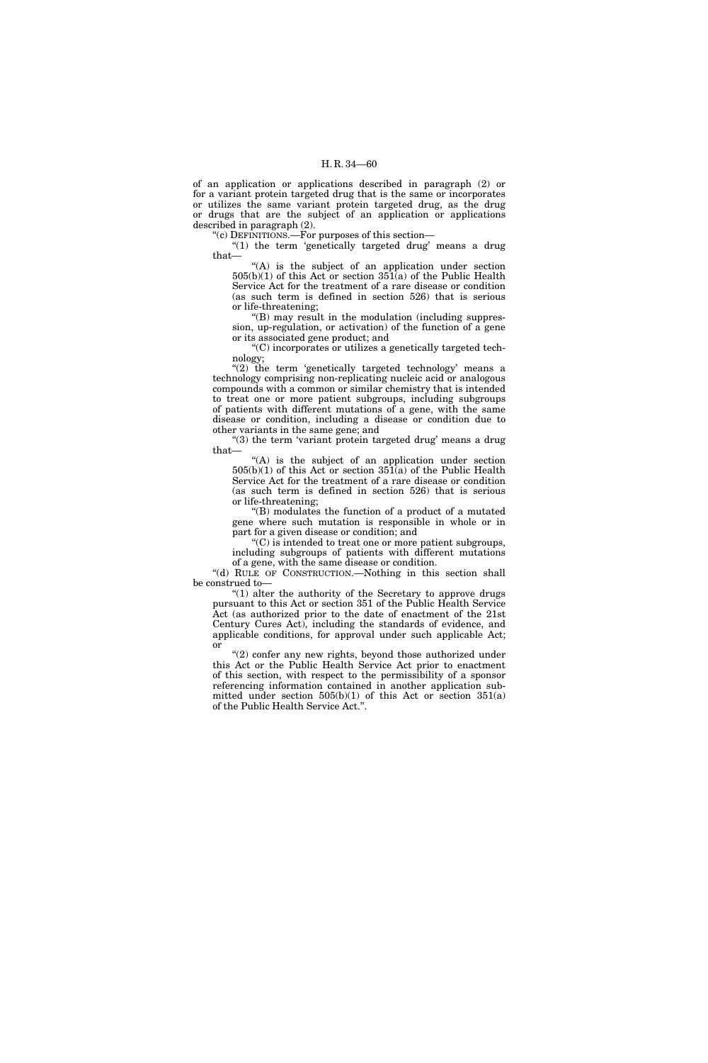of an application or applications described in paragraph (2) or for a variant protein targeted drug that is the same or incorporates or utilizes the same variant protein targeted drug, as the drug or drugs that are the subject of an application or applications described in paragraph (2).

"(c) DEFINITIONS.—For purposes of this section—

"(1) the term 'genetically targeted drug' means a drug that—

"(A) is the subject of an application under section 505(b)(1) of this Act or section 351(a) of the Public Health Service Act for the treatment of a rare disease or condition (as such term is defined in section 526) that is serious or life-threatening;

"(B) may result in the modulation (including suppression, up-regulation, or activation) of the function of a gene or its associated gene product; and

"(C) incorporates or utilizes a genetically targeted technology;

"(2) the term 'genetically targeted technology' means a technology comprising non-replicating nucleic acid or analogous compounds with a common or similar chemistry that is intended to treat one or more patient subgroups, including subgroups of patients with different mutations of a gene, with the same disease or condition, including a disease or condition due to other variants in the same gene; and

"(3) the term 'variant protein targeted drug' means a drug that—

"(A) is the subject of an application under section 505(b)(1) of this Act or section 351(a) of the Public Health Service Act for the treatment of a rare disease or condition (as such term is defined in section 526) that is serious or life-threatening;

"(B) modulates the function of a product of a mutated gene where such mutation is responsible in whole or in part for a given disease or condition; and

"(C) is intended to treat one or more patient subgroups, including subgroups of patients with different mutations of a gene, with the same disease or condition.

"(d) RULE OF CONSTRUCTION.—Nothing in this section shall be construed to—

"(1) alter the authority of the Secretary to approve drugs pursuant to this Act or section 351 of the Public Health Service Act (as authorized prior to the date of enactment of the 21st Century Cures Act), including the standards of evidence, and applicable conditions, for approval under such applicable Act; or

"(2) confer any new rights, beyond those authorized under this Act or the Public Health Service Act prior to enactment of this section, with respect to the permissibility of a sponsor referencing information contained in another application submitted under section 505(b)(1) of this Act or section 351(a) of the Public Health Service Act.".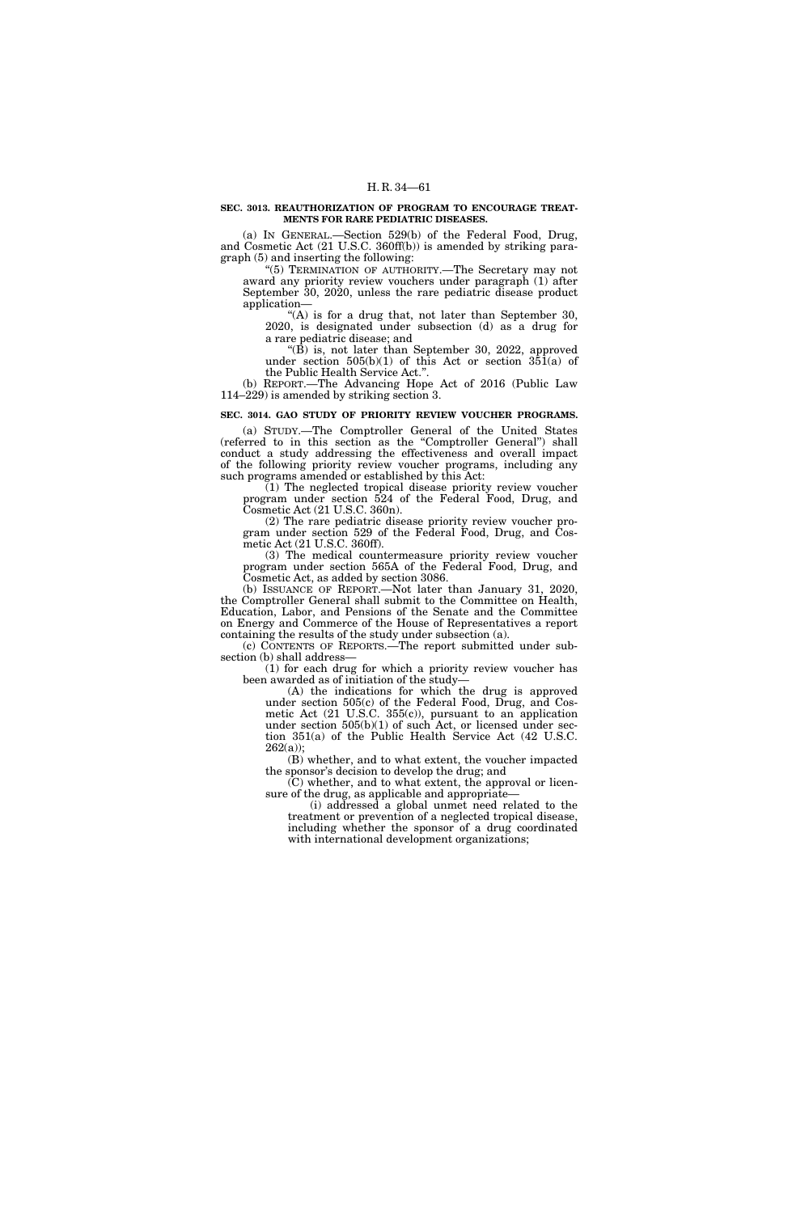**SEC. 3013. REAUTHORIZATION OF PROGRAM TO ENCOURAGE TREATMENTS FOR RARE PEDIATRIC DISEASES.**

(a) IN GENERAL.—Section 529(b) of the Federal Food, Drug, and Cosmetic Act (21 U.S.C. 360ff(b)) is amended by striking paragraph (5) and inserting the following:

"(5) TERMINATION OF AUTHORITY.—The Secretary may not award any priority review vouchers under paragraph (1) after September 30, 2020, unless the rare pediatric disease product application—

"(A) is for a drug that, not later than September 30, 2020, is designated under subsection (d) as a drug for a rare pediatric disease; and

"(B) is, not later than September 30, 2022, approved under section 505(b)(1) of this Act or section 351(a) of the Public Health Service Act.".

(b) REPORT.—The Advancing Hope Act of 2016 (Public Law 114–229) is amended by striking section 3.

**SEC. 3014. GAO STUDY OF PRIORITY REVIEW VOUCHER PROGRAMS.**

(a) STUDY.—The Comptroller General of the United States (referred to in this section as the "Comptroller General") shall conduct a study addressing the effectiveness and overall impact of the following priority review voucher programs, including any such programs amended or established by this Act:

(1) The neglected tropical disease priority review voucher program under section 524 of the Federal Food, Drug, and Cosmetic Act (21 U.S.C. 360n).

(2) The rare pediatric disease priority review voucher program under section 529 of the Federal Food, Drug, and Cosmetic Act (21 U.S.C. 360ff).

(3) The medical countermeasure priority review voucher program under section 565A of the Federal Food, Drug, and Cosmetic Act, as added by section 3086.

(b) ISSUANCE OF REPORT.—Not later than January 31, 2020, the Comptroller General shall submit to the Committee on Health, Education, Labor, and Pensions of the Senate and the Committee on Energy and Commerce of the House of Representatives a report containing the results of the study under subsection (a).

(c) CONTENTS OF REPORTS.—The report submitted under subsection (b) shall address—

(1) for each drug for which a priority review voucher has been awarded as of initiation of the study—

(A) the indications for which the drug is approved under section 505(c) of the Federal Food, Drug, and Cosmetic Act (21 U.S.C. 355(c)), pursuant to an application under section 505(b)(1) of such Act, or licensed under section 351(a) of the Public Health Service Act (42 U.S.C. 262(a));

(B) whether, and to what extent, the voucher impacted the sponsor's decision to develop the drug; and

(C) whether, and to what extent, the approval or licensure of the drug, as applicable and appropriate—

(i) addressed a global unmet need related to the treatment or prevention of a neglected tropical disease, including whether the sponsor of a drug coordinated with international development organizations;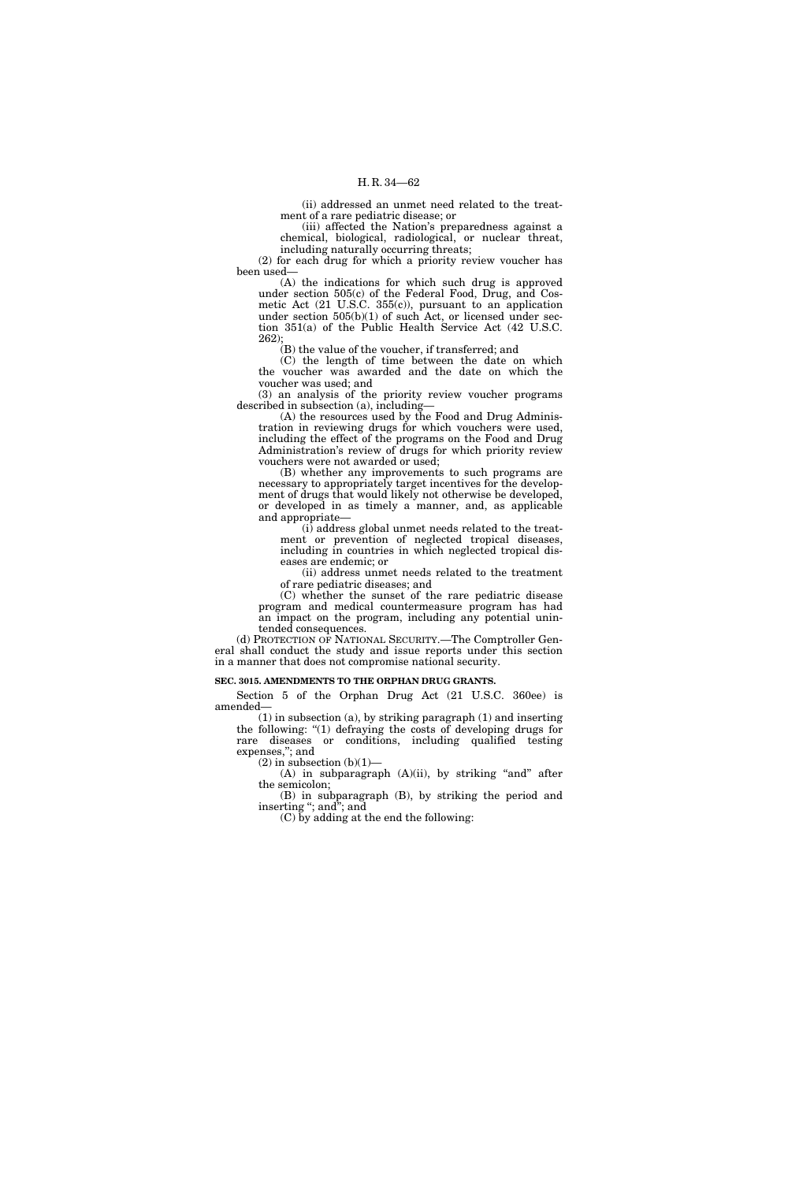(ii) addressed an unmet need related to the treatment of a rare pediatric disease; or

(iii) affected the Nation's preparedness against a chemical, biological, radiological, or nuclear threat, including naturally occurring threats;

(2) for each drug for which a priority review voucher has been used—

(A) the indications for which such drug is approved under section 505(c) of the Federal Food, Drug, and Cosmetic Act (21 U.S.C. 355(c)), pursuant to an application under section 505(b)(1) of such Act, or licensed under section 351(a) of the Public Health Service Act (42 U.S.C. 262);

(B) the value of the voucher, if transferred; and

(C) the length of time between the date on which the voucher was awarded and the date on which the voucher was used; and

(3) an analysis of the priority review voucher programs described in subsection (a), including—

(A) the resources used by the Food and Drug Administration in reviewing drugs for which vouchers were used, including the effect of the programs on the Food and Drug Administration's review of drugs for which priority review vouchers were not awarded or used;

(B) whether any improvements to such programs are necessary to appropriately target incentives for the development of drugs that would likely not otherwise be developed, or developed in as timely a manner, and, as applicable and appropriate—

(i) address global unmet needs related to the treatment or prevention of neglected tropical diseases, including in countries in which neglected tropical diseases are endemic; or

(ii) address unmet needs related to the treatment of rare pediatric diseases; and

(C) whether the sunset of the rare pediatric disease program and medical countermeasure program has had an impact on the program, including any potential unintended consequences.

(d) PROTECTION OF NATIONAL SECURITY.—The Comptroller General shall conduct the study and issue reports under this section in a manner that does not compromise national security.

**SEC. 3015. AMENDMENTS TO THE ORPHAN DRUG GRANTS.**

Section 5 of the Orphan Drug Act (21 U.S.C. 360ee) is amended—

(1) in subsection (a), by striking paragraph (1) and inserting the following: "(1) defraying the costs of developing drugs for rare diseases or conditions, including qualified testing expenses,"; and

(2) in subsection (b)(1)—

(A) in subparagraph (A)(ii), by striking "and" after the semicolon;

(B) in subparagraph (B), by striking the period and inserting "; and"; and

(C) by adding at the end the following: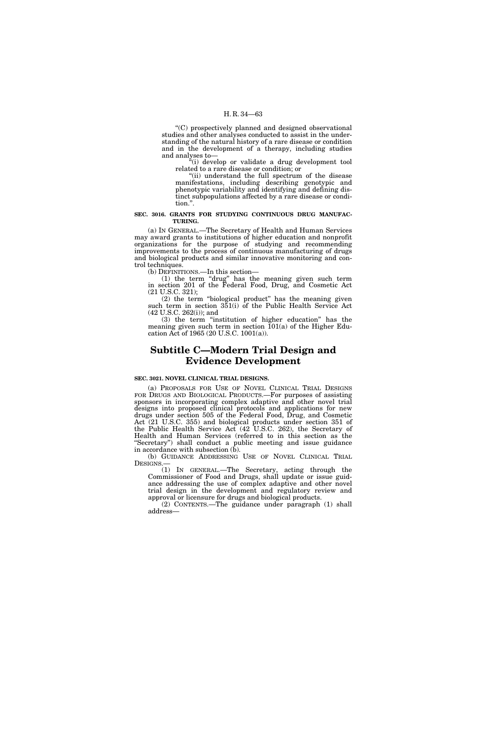"(C) prospectively planned and designed observational studies and other analyses conducted to assist in the understanding of the natural history of a rare disease or condition and in the development of a therapy, including studies and analyses to—

"(i) develop or validate a drug development tool related to a rare disease or condition; or

"(ii) understand the full spectrum of the disease manifestations, including describing genotypic and phenotypic variability and identifying and defining distinct subpopulations affected by a rare disease or condition.".

**SEC. 3016. GRANTS FOR STUDYING CONTINUOUS DRUG MANUFACTURING.**

(a) IN GENERAL.—The Secretary of Health and Human Services may award grants to institutions of higher education and nonprofit organizations for the purpose of studying and recommending improvements to the process of continuous manufacturing of drugs and biological products and similar innovative monitoring and control techniques.

(b) DEFINITIONS.—In this section—

(1) the term "drug" has the meaning given such term in section 201 of the Federal Food, Drug, and Cosmetic Act (21 U.S.C. 321);

(2) the term "biological product" has the meaning given such term in section 351(i) of the Public Health Service Act (42 U.S.C. 262(i)); and

(3) the term "institution of higher education" has the meaning given such term in section 101(a) of the Higher Education Act of 1965 (20 U.S.C. 1001(a)).

## Subtitle C—Modern Trial Design and Evidence Development

**SEC. 3021. NOVEL CLINICAL TRIAL DESIGNS.**

(a) PROPOSALS FOR USE OF NOVEL CLINICAL TRIAL DESIGNS FOR DRUGS AND BIOLOGICAL PRODUCTS.—For purposes of assisting sponsors in incorporating complex adaptive and other novel trial designs into proposed clinical protocols and applications for new drugs under section 505 of the Federal Food, Drug, and Cosmetic Act (21 U.S.C. 355) and biological products under section 351 of the Public Health Service Act (42 U.S.C. 262), the Secretary of Health and Human Services (referred to in this section as the "Secretary") shall conduct a public meeting and issue guidance in accordance with subsection (b).

(b) GUIDANCE ADDRESSING USE OF NOVEL CLINICAL TRIAL DESIGNS.—

(1) IN GENERAL.—The Secretary, acting through the Commissioner of Food and Drugs, shall update or issue guidance addressing the use of complex adaptive and other novel trial design in the development and regulatory review and approval or licensure for drugs and biological products.

(2) CONTENTS.—The guidance under paragraph (1) shall address—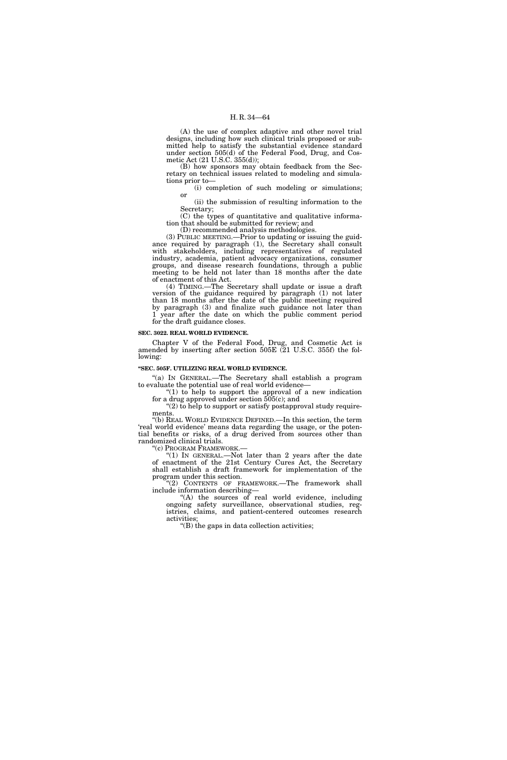(A) the use of complex adaptive and other novel trial designs, including how such clinical trials proposed or submitted help to satisfy the substantial evidence standard under section 505(d) of the Federal Food, Drug, and Cosmetic Act (21 U.S.C. 355(d));

(B) how sponsors may obtain feedback from the Secretary on technical issues related to modeling and simulations prior to—

(i) completion of such modeling or simulations; or

(ii) the submission of resulting information to the Secretary;

(C) the types of quantitative and qualitative information that should be submitted for review; and

(D) recommended analysis methodologies.

(3) PUBLIC MEETING.—Prior to updating or issuing the guidance required by paragraph (1), the Secretary shall consult with stakeholders, including representatives of regulated industry, academia, patient advocacy organizations, consumer groups, and disease research foundations, through a public meeting to be held not later than 18 months after the date of enactment of this Act.

(4) TIMING.—The Secretary shall update or issue a draft version of the guidance required by paragraph (1) not later than 18 months after the date of the public meeting required by paragraph (3) and finalize such guidance not later than 1 year after the date on which the public comment period for the draft guidance closes.

**SEC. 3022. REAL WORLD EVIDENCE.**

Chapter V of the Federal Food, Drug, and Cosmetic Act is amended by inserting after section 505E (21 U.S.C. 355f) the following:

**"SEC. 505F. UTILIZING REAL WORLD EVIDENCE.**

"(a) IN GENERAL.—The Secretary shall establish a program to evaluate the potential use of real world evidence—

"(1) to help to support the approval of a new indication for a drug approved under section 505(c); and

"(2) to help to support or satisfy postapproval study requirements.

"(b) REAL WORLD EVIDENCE DEFINED.—In this section, the term 'real world evidence' means data regarding the usage, or the potential benefits or risks, of a drug derived from sources other than randomized clinical trials.

"(c) PROGRAM FRAMEWORK.—

"(1) IN GENERAL.—Not later than 2 years after the date of enactment of the 21st Century Cures Act, the Secretary shall establish a draft framework for implementation of the program under this section.

"(2) CONTENTS OF FRAMEWORK.—The framework shall include information describing—

"(A) the sources of real world evidence, including ongoing safety surveillance, observational studies, registries, claims, and patient-centered outcomes research activities;

"(B) the gaps in data collection activities;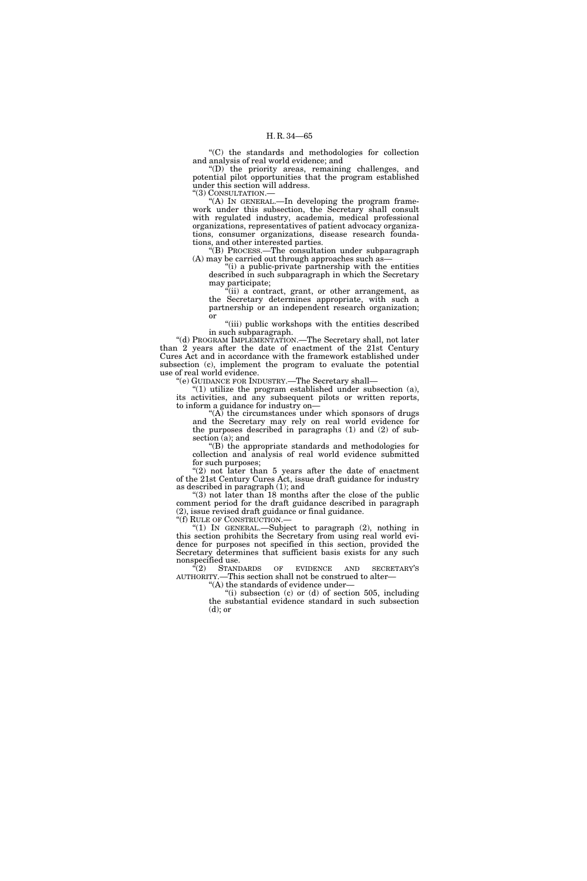"(C) the standards and methodologies for collection and analysis of real world evidence; and

"(D) the priority areas, remaining challenges, and potential pilot opportunities that the program established under this section will address.

"(3) CONSULTATION.—

"(A) IN GENERAL.—In developing the program framework under this subsection, the Secretary shall consult with regulated industry, academia, medical professional organizations, representatives of patient advocacy organizations, consumer organizations, disease research foundations, and other interested parties.

"(B) PROCESS.—The consultation under subparagraph (A) may be carried out through approaches such as—

"(i) a public-private partnership with the entities described in such subparagraph in which the Secretary may participate;

"(ii) a contract, grant, or other arrangement, as the Secretary determines appropriate, with such a partnership or an independent research organization; or

"(iii) public workshops with the entities described in such subparagraph.

"(d) PROGRAM IMPLEMENTATION.—The Secretary shall, not later than 2 years after the date of enactment of the 21st Century Cures Act and in accordance with the framework established under subsection (c), implement the program to evaluate the potential use of real world evidence.

"(e) GUIDANCE FOR INDUSTRY.—The Secretary shall—

"(1) utilize the program established under subsection (a), its activities, and any subsequent pilots or written reports, to inform a guidance for industry on—

"(A) the circumstances under which sponsors of drugs and the Secretary may rely on real world evidence for the purposes described in paragraphs (1) and (2) of subsection (a); and

"(B) the appropriate standards and methodologies for collection and analysis of real world evidence submitted for such purposes;

"(2) not later than 5 years after the date of enactment of the 21st Century Cures Act, issue draft guidance for industry as described in paragraph (1); and

"(3) not later than 18 months after the close of the public comment period for the draft guidance described in paragraph (2), issue revised draft guidance or final guidance.

"(f) RULE OF CONSTRUCTION.—

"(1) IN GENERAL.—Subject to paragraph (2), nothing in this section prohibits the Secretary from using real world evidence for purposes not specified in this section, provided the Secretary determines that sufficient basis exists for any such nonspecified use.

"(2) STANDARDS OF EVIDENCE AND SECRETARY'S AUTHORITY.—This section shall not be construed to alter—

"(A) the standards of evidence under—

"(i) subsection (c) or (d) of section 505, including the substantial evidence standard in such subsection (d); or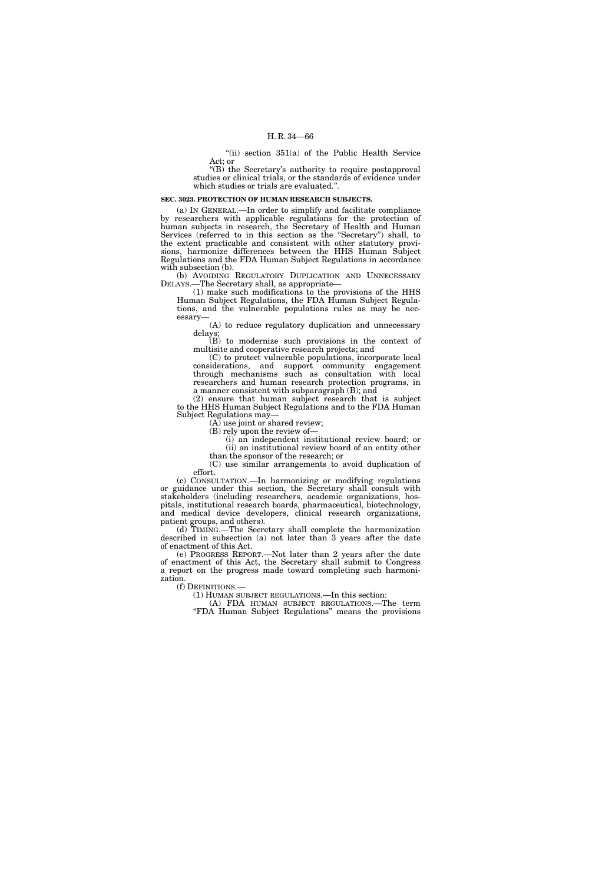"(ii) section 351(a) of the Public Health Service Act; or

"(B) the Secretary's authority to require postapproval studies or clinical trials, or the standards of evidence under which studies or trials are evaluated.".

**SEC. 3023. PROTECTION OF HUMAN RESEARCH SUBJECTS.**

(a) IN GENERAL.—In order to simplify and facilitate compliance by researchers with applicable regulations for the protection of human subjects in research, the Secretary of Health and Human Services (referred to in this section as the "Secretary") shall, to the extent practicable and consistent with other statutory provisions, harmonize differences between the HHS Human Subject Regulations and the FDA Human Subject Regulations in accordance with subsection (b).

(b) AVOIDING REGULATORY DUPLICATION AND UNNECESSARY DELAYS.—The Secretary shall, as appropriate—

(1) make such modifications to the provisions of the HHS Human Subject Regulations, the FDA Human Subject Regulations, and the vulnerable populations rules as may be necessary—

(A) to reduce regulatory duplication and unnecessary delays;

(B) to modernize such provisions in the context of multisite and cooperative research projects; and

(C) to protect vulnerable populations, incorporate local considerations, and support community engagement through mechanisms such as consultation with local researchers and human research protection programs, in a manner consistent with subparagraph (B); and

(2) ensure that human subject research that is subject to the HHS Human Subject Regulations and to the FDA Human Subject Regulations may—

(A) use joint or shared review;

(B) rely upon the review of—

(i) an independent institutional review board; or

(ii) an institutional review board of an entity other than the sponsor of the research; or

(C) use similar arrangements to avoid duplication of effort.

(c) CONSULTATION.—In harmonizing or modifying regulations or guidance under this section, the Secretary shall consult with stakeholders (including researchers, academic organizations, hospitals, institutional research boards, pharmaceutical, biotechnology, and medical device developers, clinical research organizations, patient groups, and others).

(d) TIMING.—The Secretary shall complete the harmonization described in subsection (a) not later than 3 years after the date of enactment of this Act.

(e) PROGRESS REPORT.—Not later than 2 years after the date of enactment of this Act, the Secretary shall submit to Congress a report on the progress made toward completing such harmonization.

(f) DEFINITIONS.—

(1) HUMAN SUBJECT REGULATIONS.—In this section:

(A) FDA HUMAN SUBJECT REGULATIONS.—The term "FDA Human Subject Regulations" means the provisions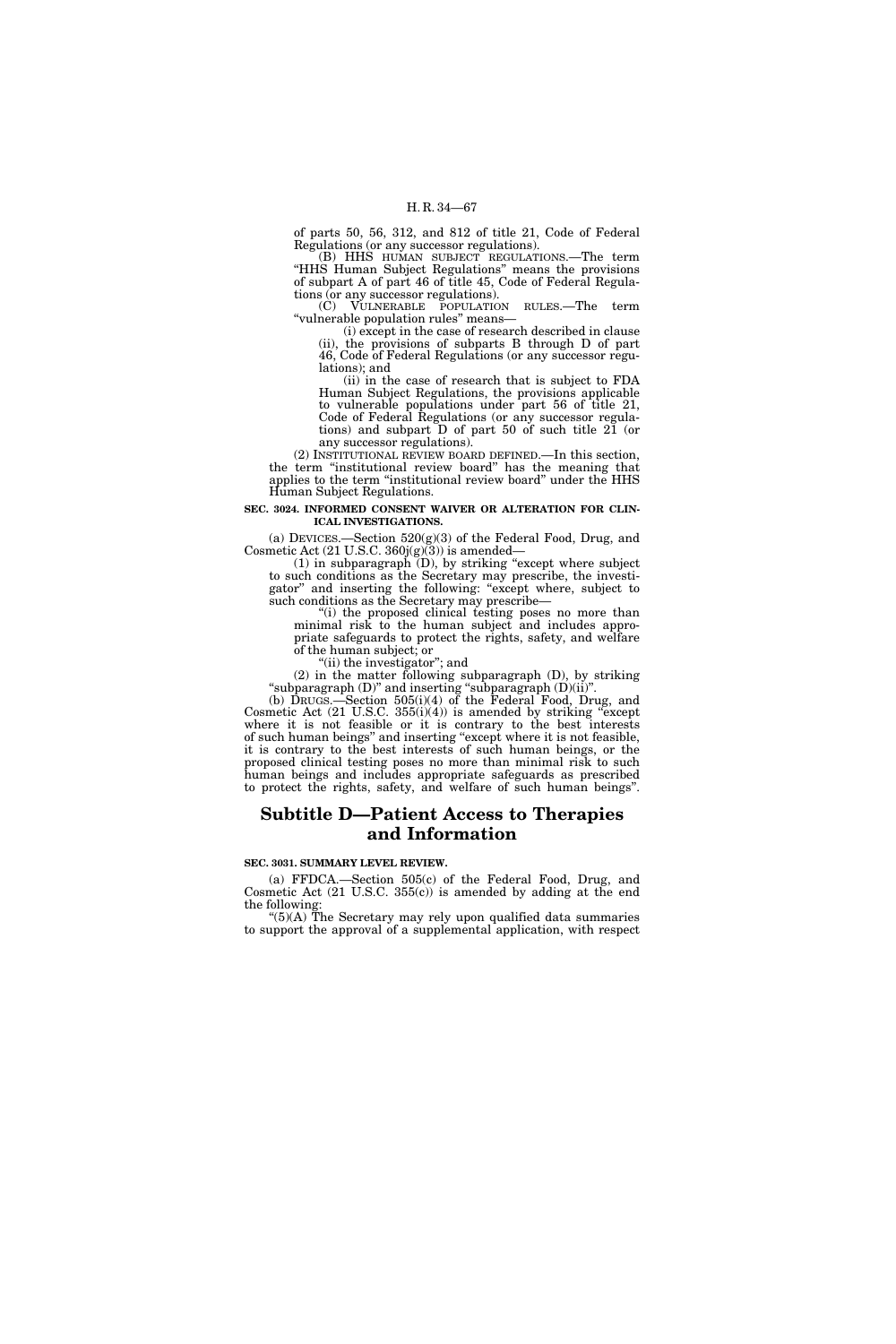of parts 50, 56, 312, and 812 of title 21, Code of Federal Regulations (or any successor regulations).

(B) HHS HUMAN SUBJECT REGULATIONS.—The term "HHS Human Subject Regulations" means the provisions of subpart A of part 46 of title 45, Code of Federal Regulations (or any successor regulations).

(C) VULNERABLE POPULATION RULES.—The term "vulnerable population rules" means—

(i) except in the case of research described in clause (ii), the provisions of subparts B through D of part 46, Code of Federal Regulations (or any successor regulations); and

(ii) in the case of research that is subject to FDA Human Subject Regulations, the provisions applicable to vulnerable populations under part 56 of title 21, Code of Federal Regulations (or any successor regulations) and subpart D of part 50 of such title 21 (or any successor regulations).

(2) INSTITUTIONAL REVIEW BOARD DEFINED.—In this section, the term "institutional review board" has the meaning that applies to the term "institutional review board" under the HHS Human Subject Regulations.

**SEC. 3024. INFORMED CONSENT WAIVER OR ALTERATION FOR CLINICAL INVESTIGATIONS.**

(a) DEVICES.—Section 520(g)(3) of the Federal Food, Drug, and Cosmetic Act (21 U.S.C. 360j(g)(3)) is amended—

(1) in subparagraph (D), by striking "except where subject to such conditions as the Secretary may prescribe, the investigator" and inserting the following: "except where, subject to such conditions as the Secretary may prescribe—

"(i) the proposed clinical testing poses no more than minimal risk to the human subject and includes appropriate safeguards to protect the rights, safety, and welfare of the human subject; or

"(ii) the investigator"; and

(2) in the matter following subparagraph (D), by striking "subparagraph (D)" and inserting "subparagraph (D)(ii)".

(b) DRUGS.—Section 505(i)(4) of the Federal Food, Drug, and Cosmetic Act (21 U.S.C. 355(i)(4)) is amended by striking "except where it is not feasible or it is contrary to the best interests of such human beings" and inserting "except where it is not feasible, it is contrary to the best interests of such human beings, or the proposed clinical testing poses no more than minimal risk to such human beings and includes appropriate safeguards as prescribed to protect the rights, safety, and welfare of such human beings".

## Subtitle D—Patient Access to Therapies and Information

**SEC. 3031. SUMMARY LEVEL REVIEW.**

(a) FFDCA.—Section 505(c) of the Federal Food, Drug, and Cosmetic Act (21 U.S.C. 355(c)) is amended by adding at the end the following:

"(5)(A) The Secretary may rely upon qualified data summaries to support the approval of a supplemental application, with respect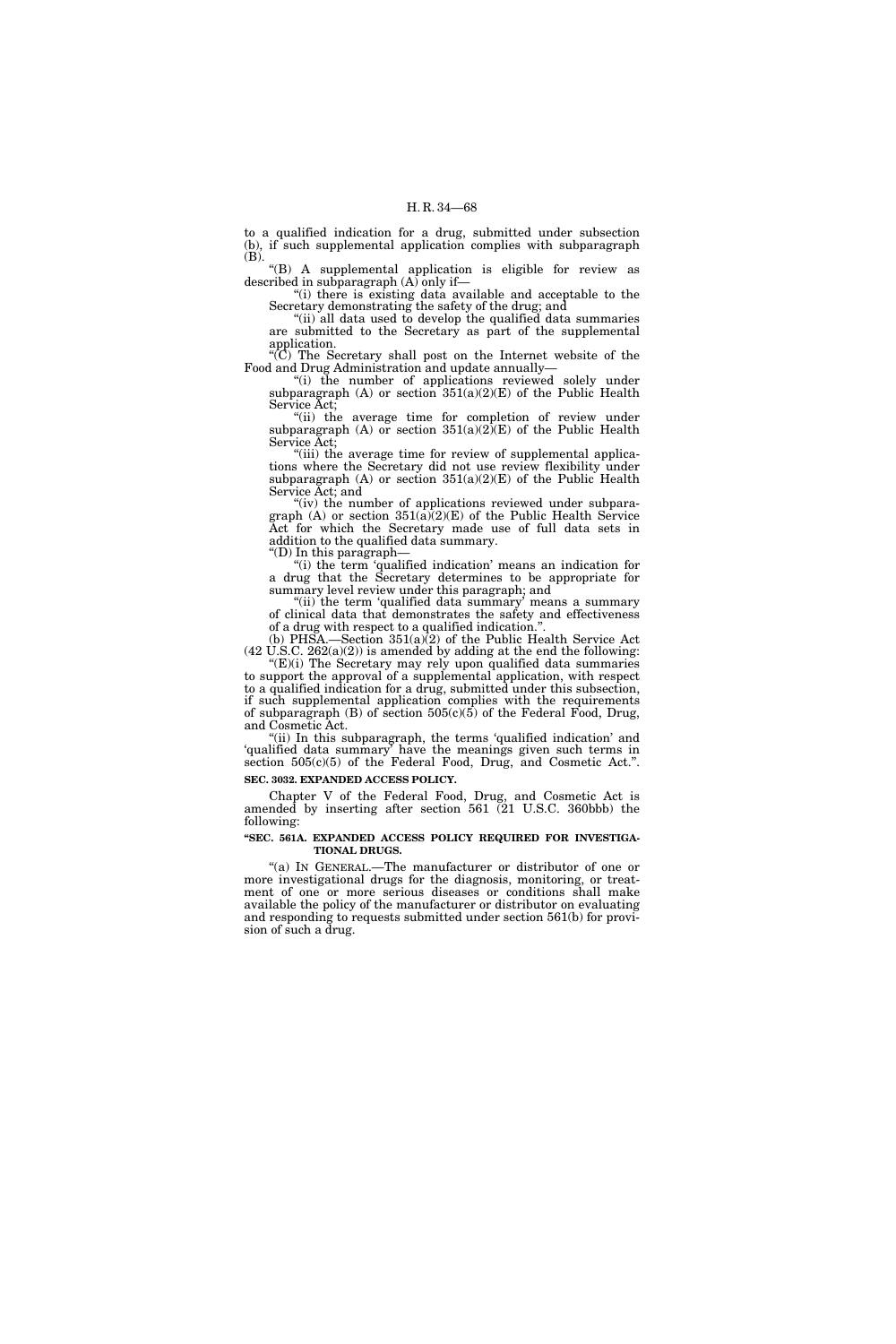to a qualified indication for a drug, submitted under subsection (b), if such supplemental application complies with subparagraph (B).

"(B) A supplemental application is eligible for review as described in subparagraph (A) only if—

"(i) there is existing data available and acceptable to the Secretary demonstrating the safety of the drug; and

"(ii) all data used to develop the qualified data summaries are submitted to the Secretary as part of the supplemental application.

"(C) The Secretary shall post on the Internet website of the Food and Drug Administration and update annually—

"(i) the number of applications reviewed solely under subparagraph (A) or section 351(a)(2)(E) of the Public Health Service Act;

"(ii) the average time for completion of review under subparagraph (A) or section 351(a)(2)(E) of the Public Health Service Act;

"(iii) the average time for review of supplemental applications where the Secretary did not use review flexibility under subparagraph (A) or section 351(a)(2)(E) of the Public Health Service Act; and

"(iv) the number of applications reviewed under subparagraph (A) or section 351(a)(2)(E) of the Public Health Service Act for which the Secretary made use of full data sets in addition to the qualified data summary.

"(D) In this paragraph—

"(i) the term 'qualified indication' means an indication for a drug that the Secretary determines to be appropriate for summary level review under this paragraph; and

"(ii) the term 'qualified data summary' means a summary of clinical data that demonstrates the safety and effectiveness of a drug with respect to a qualified indication.".

(b) PHSA.—Section 351(a)(2) of the Public Health Service Act (42 U.S.C. 262(a)(2)) is amended by adding at the end the following:

"(E)(i) The Secretary may rely upon qualified data summaries to support the approval of a supplemental application, with respect to a qualified indication for a drug, submitted under this subsection, if such supplemental application complies with the requirements of subparagraph (B) of section 505(c)(5) of the Federal Food, Drug, and Cosmetic Act.

"(ii) In this subparagraph, the terms 'qualified indication' and 'qualified data summary' have the meanings given such terms in section 505(c)(5) of the Federal Food, Drug, and Cosmetic Act.".

**SEC. 3032. EXPANDED ACCESS POLICY.**

Chapter V of the Federal Food, Drug, and Cosmetic Act is amended by inserting after section 561 (21 U.S.C. 360bbb) the following:

**"SEC. 561A. EXPANDED ACCESS POLICY REQUIRED FOR INVESTIGATIONAL DRUGS.**

"(a) IN GENERAL.—The manufacturer or distributor of one or more investigational drugs for the diagnosis, monitoring, or treatment of one or more serious diseases or conditions shall make available the policy of the manufacturer or distributor on evaluating and responding to requests submitted under section 561(b) for provision of such a drug.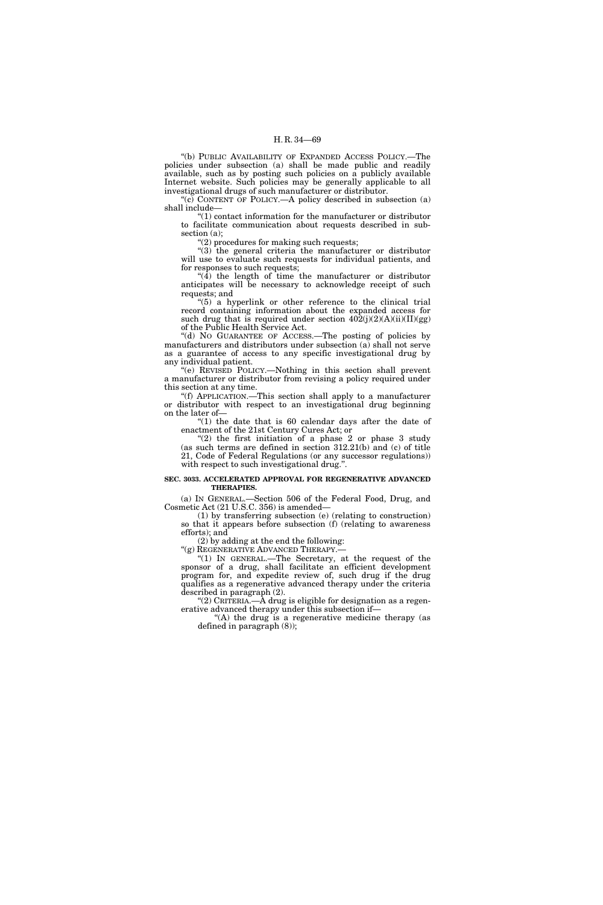"(b) PUBLIC AVAILABILITY OF EXPANDED ACCESS POLICY.—The policies under subsection (a) shall be made public and readily available, such as by posting such policies on a publicly available Internet website. Such policies may be generally applicable to all investigational drugs of such manufacturer or distributor.

"(c) CONTENT OF POLICY.—A policy described in subsection (a) shall include—

"(1) contact information for the manufacturer or distributor to facilitate communication about requests described in subsection (a);

"(2) procedures for making such requests;

"(3) the general criteria the manufacturer or distributor will use to evaluate such requests for individual patients, and for responses to such requests;

"(4) the length of time the manufacturer or distributor anticipates will be necessary to acknowledge receipt of such requests; and

"(5) a hyperlink or other reference to the clinical trial record containing information about the expanded access for such drug that is required under section 402(j)(2)(A)(ii)(II)(gg) of the Public Health Service Act.

"(d) NO GUARANTEE OF ACCESS.—The posting of policies by manufacturers and distributors under subsection (a) shall not serve as a guarantee of access to any specific investigational drug by any individual patient.

"(e) REVISED POLICY.—Nothing in this section shall prevent a manufacturer or distributor from revising a policy required under this section at any time.

"(f) APPLICATION.—This section shall apply to a manufacturer or distributor with respect to an investigational drug beginning on the later of—

"(1) the date that is 60 calendar days after the date of enactment of the 21st Century Cures Act; or

"(2) the first initiation of a phase 2 or phase 3 study (as such terms are defined in section 312.21(b) and (c) of title 21, Code of Federal Regulations (or any successor regulations)) with respect to such investigational drug.".

**SEC. 3033. ACCELERATED APPROVAL FOR REGENERATIVE ADVANCED THERAPIES.**

(a) IN GENERAL.—Section 506 of the Federal Food, Drug, and Cosmetic Act (21 U.S.C. 356) is amended—

(1) by transferring subsection (e) (relating to construction) so that it appears before subsection (f) (relating to awareness efforts); and

(2) by adding at the end the following:

"(g) REGENERATIVE ADVANCED THERAPY.—

"(1) IN GENERAL.—The Secretary, at the request of the sponsor of a drug, shall facilitate an efficient development program for, and expedite review of, such drug if the drug qualifies as a regenerative advanced therapy under the criteria described in paragraph (2).

"(2) CRITERIA.—A drug is eligible for designation as a regenerative advanced therapy under this subsection if—

"(A) the drug is a regenerative medicine therapy (as defined in paragraph (8));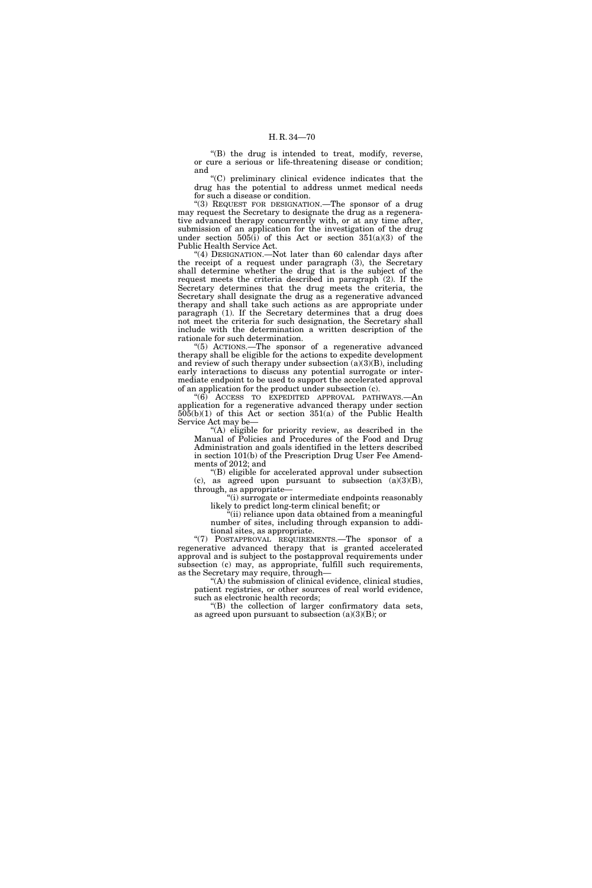"(B) the drug is intended to treat, modify, reverse, or cure a serious or life-threatening disease or condition; and

"(C) preliminary clinical evidence indicates that the drug has the potential to address unmet medical needs for such a disease or condition.

"(3) REQUEST FOR DESIGNATION.—The sponsor of a drug may request the Secretary to designate the drug as a regenerative advanced therapy concurrently with, or at any time after, submission of an application for the investigation of the drug under section 505(i) of this Act or section 351(a)(3) of the Public Health Service Act.

"(4) DESIGNATION.—Not later than 60 calendar days after the receipt of a request under paragraph (3), the Secretary shall determine whether the drug that is the subject of the request meets the criteria described in paragraph (2). If the Secretary determines that the drug meets the criteria, the Secretary shall designate the drug as a regenerative advanced therapy and shall take such actions as are appropriate under paragraph (1). If the Secretary determines that a drug does not meet the criteria for such designation, the Secretary shall include with the determination a written description of the rationale for such determination.

"(5) ACTIONS.—The sponsor of a regenerative advanced therapy shall be eligible for the actions to expedite development and review of such therapy under subsection (a)(3)(B), including early interactions to discuss any potential surrogate or intermediate endpoint to be used to support the accelerated approval of an application for the product under subsection (c).

"(6) ACCESS TO EXPEDITED APPROVAL PATHWAYS.—An application for a regenerative advanced therapy under section 505(b)(1) of this Act or section 351(a) of the Public Health Service Act may be—

"(A) eligible for priority review, as described in the Manual of Policies and Procedures of the Food and Drug Administration and goals identified in the letters described in section 101(b) of the Prescription Drug User Fee Amendments of 2012; and

"(B) eligible for accelerated approval under subsection (c), as agreed upon pursuant to subsection (a)(3)(B), through, as appropriate—

"(i) surrogate or intermediate endpoints reasonably likely to predict long-term clinical benefit; or

"(ii) reliance upon data obtained from a meaningful number of sites, including through expansion to additional sites, as appropriate.

"(7) POSTAPPROVAL REQUIREMENTS.—The sponsor of a regenerative advanced therapy that is granted accelerated approval and is subject to the postapproval requirements under subsection (c) may, as appropriate, fulfill such requirements, as the Secretary may require, through—

"(A) the submission of clinical evidence, clinical studies, patient registries, or other sources of real world evidence, such as electronic health records;

"(B) the collection of larger confirmatory data sets, as agreed upon pursuant to subsection (a)(3)(B); or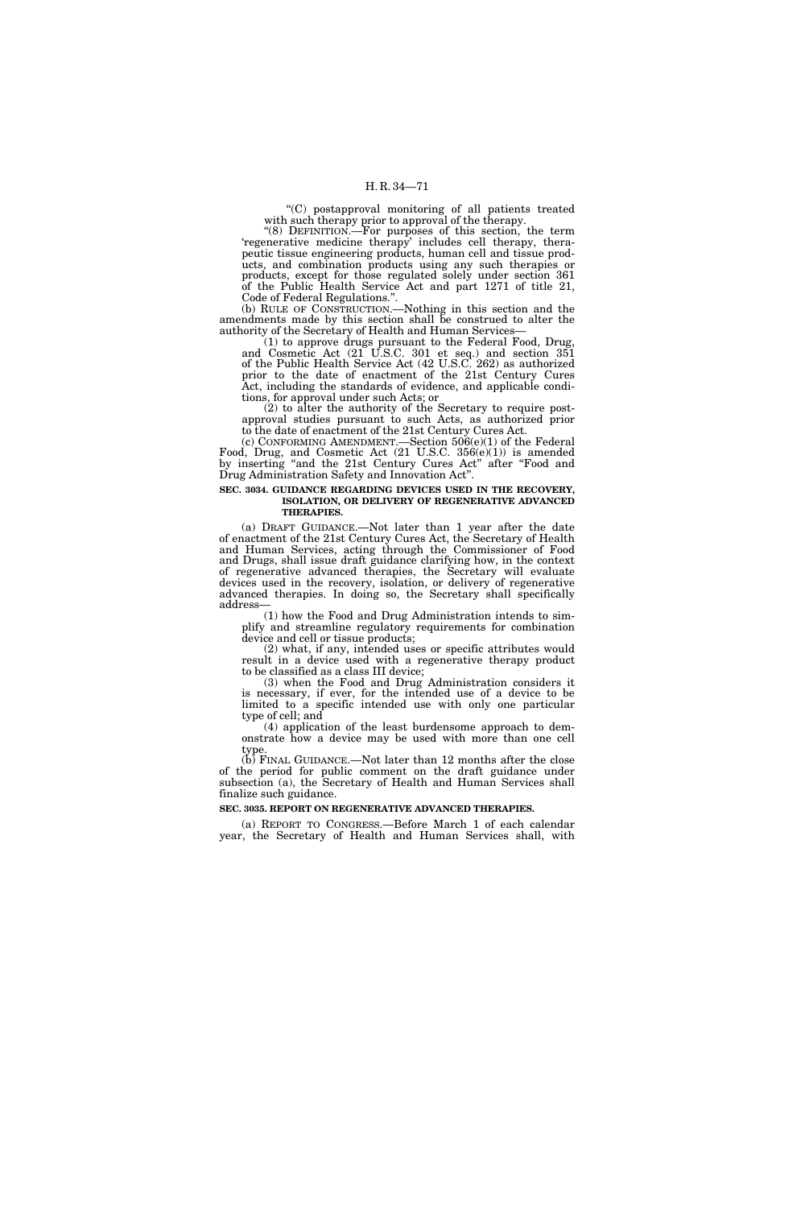"(C) postapproval monitoring of all patients treated with such therapy prior to approval of the therapy.

"(8) DEFINITION.—For purposes of this section, the term 'regenerative medicine therapy' includes cell therapy, therapeutic tissue engineering products, human cell and tissue products, and combination products using any such therapies or products, except for those regulated solely under section 361 of the Public Health Service Act and part 1271 of title 21, Code of Federal Regulations.".

(b) RULE OF CONSTRUCTION.—Nothing in this section and the amendments made by this section shall be construed to alter the authority of the Secretary of Health and Human Services—

(1) to approve drugs pursuant to the Federal Food, Drug, and Cosmetic Act (21 U.S.C. 301 et seq.) and section 351 of the Public Health Service Act (42 U.S.C. 262) as authorized prior to the date of enactment of the 21st Century Cures Act, including the standards of evidence, and applicable conditions, for approval under such Acts; or

(2) to alter the authority of the Secretary to require postapproval studies pursuant to such Acts, as authorized prior to the date of enactment of the 21st Century Cures Act.

(c) CONFORMING AMENDMENT.—Section 506(e)(1) of the Federal Food, Drug, and Cosmetic Act (21 U.S.C. 356(e)(1)) is amended by inserting "and the 21st Century Cures Act" after "Food and Drug Administration Safety and Innovation Act".

**SEC. 3034. GUIDANCE REGARDING DEVICES USED IN THE RECOVERY, ISOLATION, OR DELIVERY OF REGENERATIVE ADVANCED THERAPIES.**

(a) DRAFT GUIDANCE.—Not later than 1 year after the date of enactment of the 21st Century Cures Act, the Secretary of Health and Human Services, acting through the Commissioner of Food and Drugs, shall issue draft guidance clarifying how, in the context of regenerative advanced therapies, the Secretary will evaluate devices used in the recovery, isolation, or delivery of regenerative advanced therapies. In doing so, the Secretary shall specifically address—

(1) how the Food and Drug Administration intends to simplify and streamline regulatory requirements for combination device and cell or tissue products;

(2) what, if any, intended uses or specific attributes would result in a device used with a regenerative therapy product to be classified as a class III device;

(3) when the Food and Drug Administration considers it is necessary, if ever, for the intended use of a device to be limited to a specific intended use with only one particular type of cell; and

(4) application of the least burdensome approach to demonstrate how a device may be used with more than one cell type.

(b) FINAL GUIDANCE.—Not later than 12 months after the close of the period for public comment on the draft guidance under subsection (a), the Secretary of Health and Human Services shall finalize such guidance.

**SEC. 3035. REPORT ON REGENERATIVE ADVANCED THERAPIES.**

(a) REPORT TO CONGRESS.—Before March 1 of each calendar year, the Secretary of Health and Human Services shall, with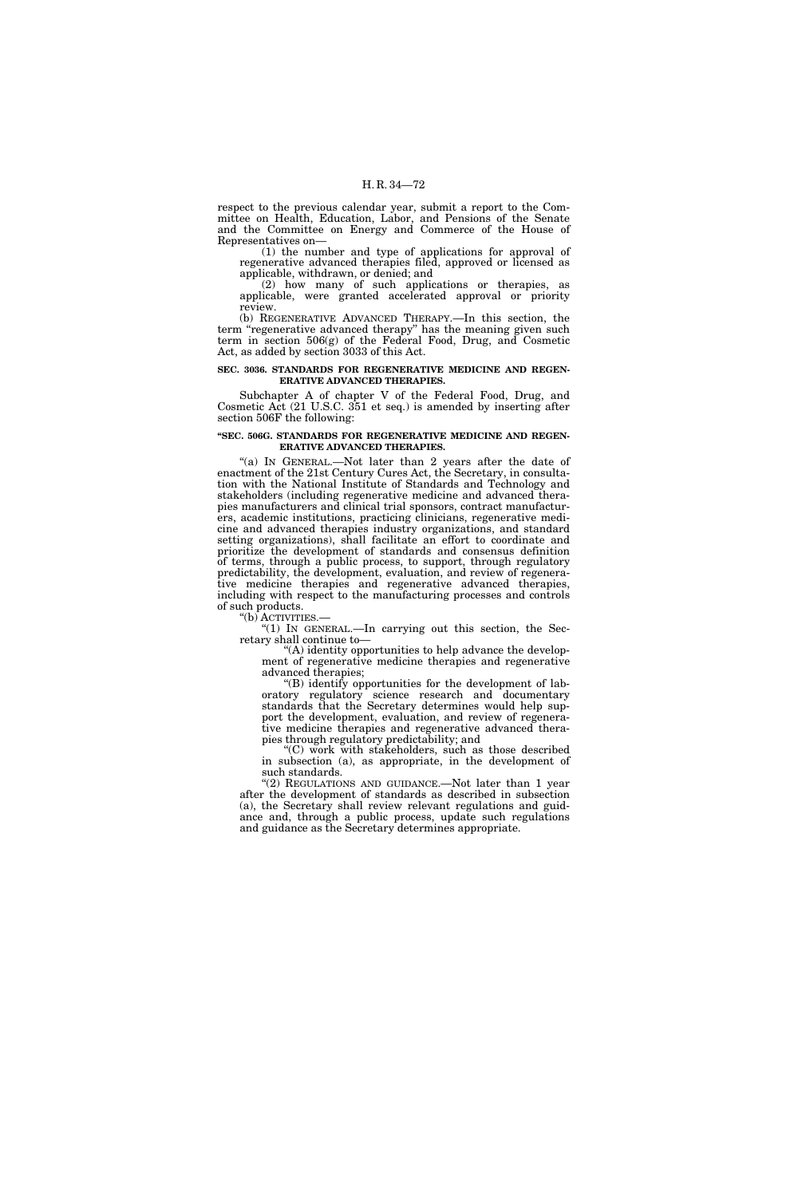respect to the previous calendar year, submit a report to the Committee on Health, Education, Labor, and Pensions of the Senate and the Committee on Energy and Commerce of the House of Representatives on—

(1) the number and type of applications for approval of regenerative advanced therapies filed, approved or licensed as applicable, withdrawn, or denied; and

(2) how many of such applications or therapies, as applicable, were granted accelerated approval or priority review.

(b) REGENERATIVE ADVANCED THERAPY.—In this section, the term "regenerative advanced therapy" has the meaning given such term in section 506(g) of the Federal Food, Drug, and Cosmetic Act, as added by section 3033 of this Act.

**SEC. 3036. STANDARDS FOR REGENERATIVE MEDICINE AND REGENERATIVE ADVANCED THERAPIES.**

Subchapter A of chapter V of the Federal Food, Drug, and Cosmetic Act (21 U.S.C. 351 et seq.) is amended by inserting after section 506F the following:

**"SEC. 506G. STANDARDS FOR REGENERATIVE MEDICINE AND REGENERATIVE ADVANCED THERAPIES.**

"(a) IN GENERAL.—Not later than 2 years after the date of enactment of the 21st Century Cures Act, the Secretary, in consultation with the National Institute of Standards and Technology and stakeholders (including regenerative medicine and advanced therapies manufacturers and clinical trial sponsors, contract manufacturers, academic institutions, practicing clinicians, regenerative medicine and advanced therapies industry organizations, and standard setting organizations), shall facilitate an effort to coordinate and prioritize the development of standards and consensus definition of terms, through a public process, to support, through regulatory predictability, the development, evaluation, and review of regenerative medicine therapies and regenerative advanced therapies, including with respect to the manufacturing processes and controls of such products.

"(b) ACTIVITIES.—

"(1) IN GENERAL.—In carrying out this section, the Secretary shall continue to—

"(A) identity opportunities to help advance the development of regenerative medicine therapies and regenerative advanced therapies;

"(B) identify opportunities for the development of laboratory regulatory science research and documentary standards that the Secretary determines would help support the development, evaluation, and review of regenerative medicine therapies and regenerative advanced therapies through regulatory predictability; and

"(C) work with stakeholders, such as those described in subsection (a), as appropriate, in the development of such standards.

"(2) REGULATIONS AND GUIDANCE.—Not later than 1 year after the development of standards as described in subsection (a), the Secretary shall review relevant regulations and guidance and, through a public process, update such regulations and guidance as the Secretary determines appropriate.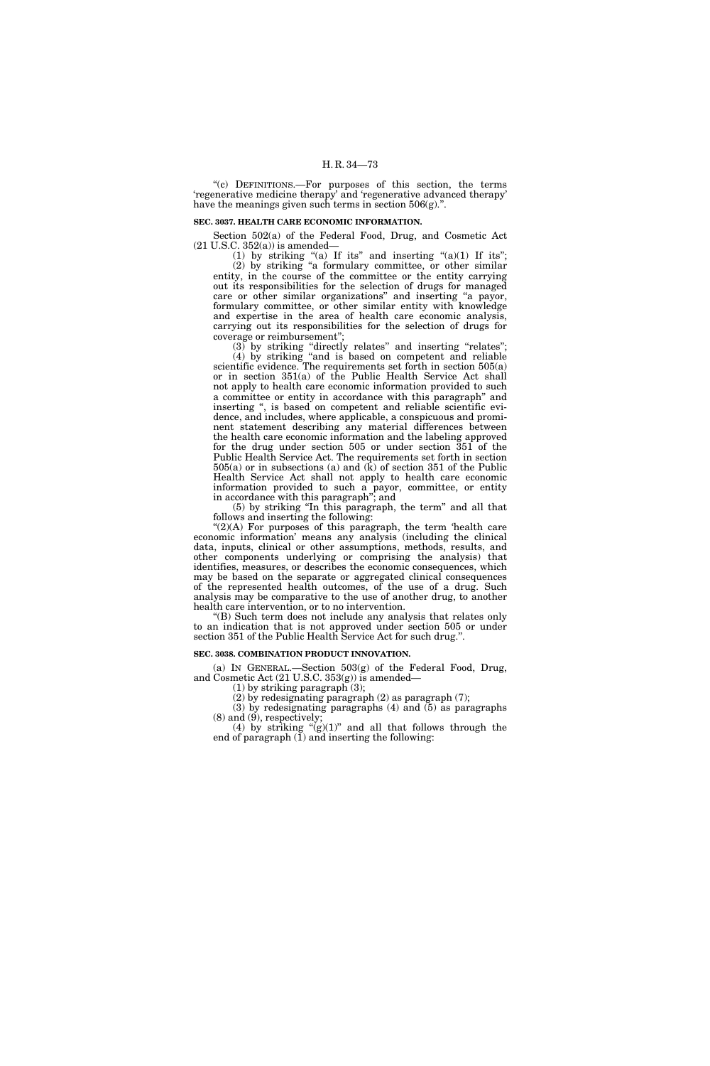"(c) DEFINITIONS.—For purposes of this section, the terms 'regenerative medicine therapy' and 'regenerative advanced therapy' have the meanings given such terms in section 506(g).".

**SEC. 3037. HEALTH CARE ECONOMIC INFORMATION.**

Section 502(a) of the Federal Food, Drug, and Cosmetic Act (21 U.S.C. 352(a)) is amended—

(1) by striking "(a) If its" and inserting "(a)(1) If its";

(2) by striking "a formulary committee, or other similar entity, in the course of the committee or the entity carrying out its responsibilities for the selection of drugs for managed care or other similar organizations" and inserting "a payor, formulary committee, or other similar entity with knowledge and expertise in the area of health care economic analysis, carrying out its responsibilities for the selection of drugs for coverage or reimbursement";

(3) by striking "directly relates" and inserting "relates";

(4) by striking "and is based on competent and reliable scientific evidence. The requirements set forth in section 505(a) or in section 351(a) of the Public Health Service Act shall not apply to health care economic information provided to such a committee or entity in accordance with this paragraph" and inserting ", is based on competent and reliable scientific evidence, and includes, where applicable, a conspicuous and prominent statement describing any material differences between the health care economic information and the labeling approved for the drug under section 505 or under section 351 of the Public Health Service Act. The requirements set forth in section 505(a) or in subsections (a) and (k) of section 351 of the Public Health Service Act shall not apply to health care economic information provided to such a payor, committee, or entity in accordance with this paragraph"; and

(5) by striking "In this paragraph, the term" and all that follows and inserting the following:

"(2)(A) For purposes of this paragraph, the term 'health care economic information' means any analysis (including the clinical data, inputs, clinical or other assumptions, methods, results, and other components underlying or comprising the analysis) that identifies, measures, or describes the economic consequences, which may be based on the separate or aggregated clinical consequences of the represented health outcomes, of the use of a drug. Such analysis may be comparative to the use of another drug, to another health care intervention, or to no intervention.

"(B) Such term does not include any analysis that relates only to an indication that is not approved under section 505 or under section 351 of the Public Health Service Act for such drug.".

**SEC. 3038. COMBINATION PRODUCT INNOVATION.**

(a) IN GENERAL.—Section 503(g) of the Federal Food, Drug, and Cosmetic Act (21 U.S.C. 353(g)) is amended—

(1) by striking paragraph (3);

(2) by redesignating paragraph (2) as paragraph (7);

(3) by redesignating paragraphs (4) and (5) as paragraphs (8) and (9), respectively;

(4) by striking "(g)(1)" and all that follows through the end of paragraph (1) and inserting the following: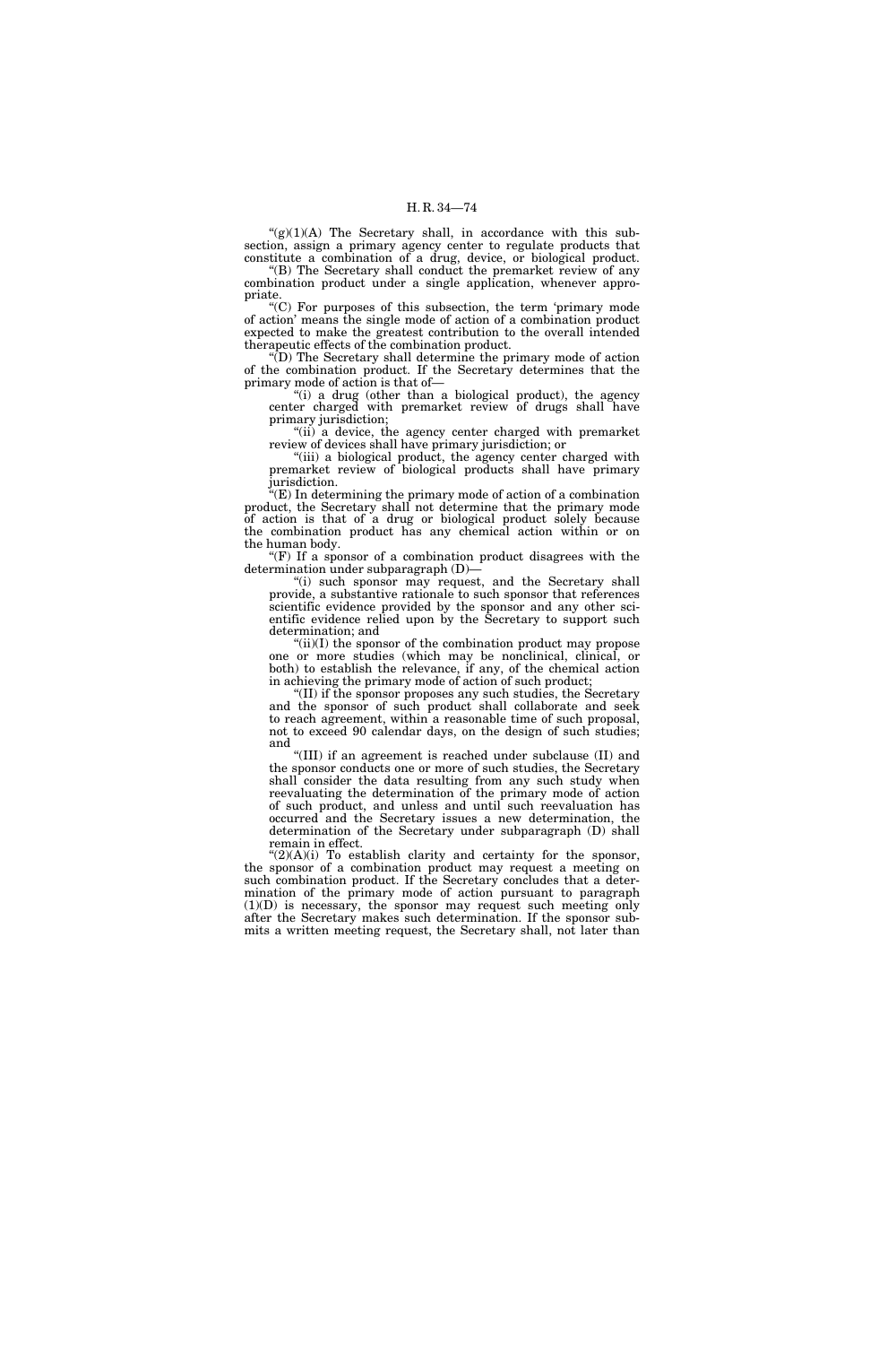"(g)(1)(A) The Secretary shall, in accordance with this subsection, assign a primary agency center to regulate products that constitute a combination of a drug, device, or biological product.

"(B) The Secretary shall conduct the premarket review of any combination product under a single application, whenever appropriate.

"(C) For purposes of this subsection, the term 'primary mode of action' means the single mode of action of a combination product expected to make the greatest contribution to the overall intended therapeutic effects of the combination product.

"(D) The Secretary shall determine the primary mode of action of the combination product. If the Secretary determines that the primary mode of action is that of—

"(i) a drug (other than a biological product), the agency center charged with premarket review of drugs shall have primary jurisdiction;

"(ii) a device, the agency center charged with premarket review of devices shall have primary jurisdiction; or

"(iii) a biological product, the agency center charged with premarket review of biological products shall have primary jurisdiction.

"(E) In determining the primary mode of action of a combination product, the Secretary shall not determine that the primary mode of action is that of a drug or biological product solely because the combination product has any chemical action within or on the human body.

"(F) If a sponsor of a combination product disagrees with the determination under subparagraph (D)—

"(i) such sponsor may request, and the Secretary shall provide, a substantive rationale to such sponsor that references scientific evidence provided by the sponsor and any other scientific evidence relied upon by the Secretary to support such determination; and

"(ii)(I) the sponsor of the combination product may propose one or more studies (which may be nonclinical, clinical, or both) to establish the relevance, if any, of the chemical action in achieving the primary mode of action of such product;

"(II) if the sponsor proposes any such studies, the Secretary and the sponsor of such product shall collaborate and seek to reach agreement, within a reasonable time of such proposal, not to exceed 90 calendar days, on the design of such studies; and

"(III) if an agreement is reached under subclause (II) and the sponsor conducts one or more of such studies, the Secretary shall consider the data resulting from any such study when reevaluating the determination of the primary mode of action of such product, and unless and until such reevaluation has occurred and the Secretary issues a new determination, the determination of the Secretary under subparagraph (D) shall remain in effect.

"(2)(A)(i) To establish clarity and certainty for the sponsor, the sponsor of a combination product may request a meeting on such combination product. If the Secretary concludes that a determination of the primary mode of action pursuant to paragraph (1)(D) is necessary, the sponsor may request such meeting only after the Secretary makes such determination. If the sponsor submits a written meeting request, the Secretary shall, not later than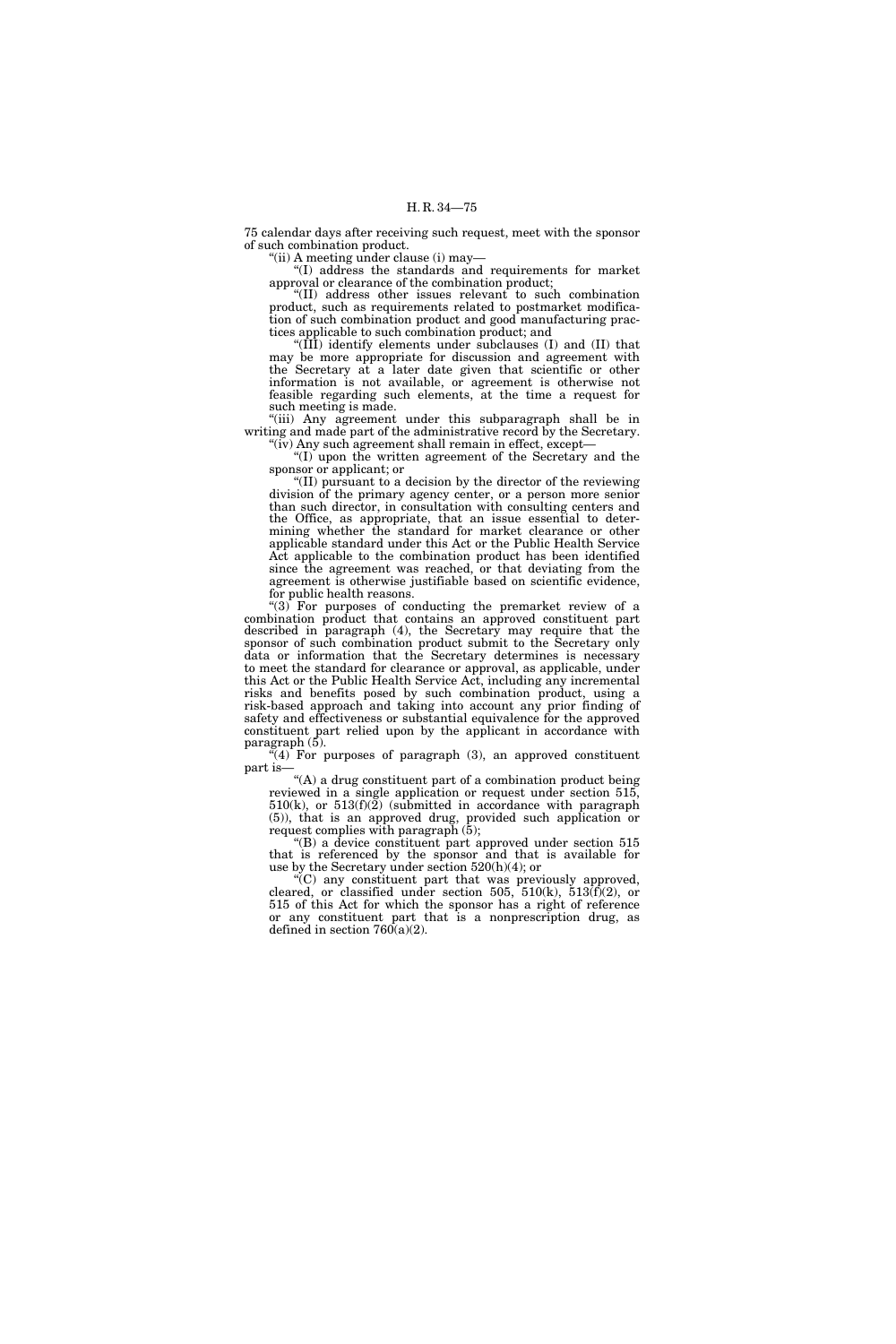75 calendar days after receiving such request, meet with the sponsor of such combination product.

"(ii) A meeting under clause (i) may—

"(I) address the standards and requirements for market approval or clearance of the combination product;

"(II) address other issues relevant to such combination product, such as requirements related to postmarket modification of such combination product and good manufacturing practices applicable to such combination product; and

"(III) identify elements under subclauses (I) and (II) that may be more appropriate for discussion and agreement with the Secretary at a later date given that scientific or other information is not available, or agreement is otherwise not feasible regarding such elements, at the time a request for such meeting is made.

"(iii) Any agreement under this subparagraph shall be in writing and made part of the administrative record by the Secretary.

"(iv) Any such agreement shall remain in effect, except—

"(I) upon the written agreement of the Secretary and the sponsor or applicant; or

"(II) pursuant to a decision by the director of the reviewing division of the primary agency center, or a person more senior than such director, in consultation with consulting centers and the Office, as appropriate, that an issue essential to determining whether the standard for market clearance or other applicable standard under this Act or the Public Health Service Act applicable to the combination product has been identified since the agreement was reached, or that deviating from the agreement is otherwise justifiable based on scientific evidence, for public health reasons.

"(3) For purposes of conducting the premarket review of a combination product that contains an approved constituent part described in paragraph (4), the Secretary may require that the sponsor of such combination product submit to the Secretary only data or information that the Secretary determines is necessary to meet the standard for clearance or approval, as applicable, under this Act or the Public Health Service Act, including any incremental risks and benefits posed by such combination product, using a risk-based approach and taking into account any prior finding of safety and effectiveness or substantial equivalence for the approved constituent part relied upon by the applicant in accordance with paragraph (5).

"(4) For purposes of paragraph (3), an approved constituent part is—

"(A) a drug constituent part of a combination product being reviewed in a single application or request under section 515, 510(k), or 513(f)(2) (submitted in accordance with paragraph (5)), that is an approved drug, provided such application or request complies with paragraph (5);

"(B) a device constituent part approved under section 515 that is referenced by the sponsor and that is available for use by the Secretary under section 520(h)(4); or

"(C) any constituent part that was previously approved, cleared, or classified under section 505, 510(k), 513(f)(2), or 515 of this Act for which the sponsor has a right of reference or any constituent part that is a nonprescription drug, as defined in section 760(a)(2).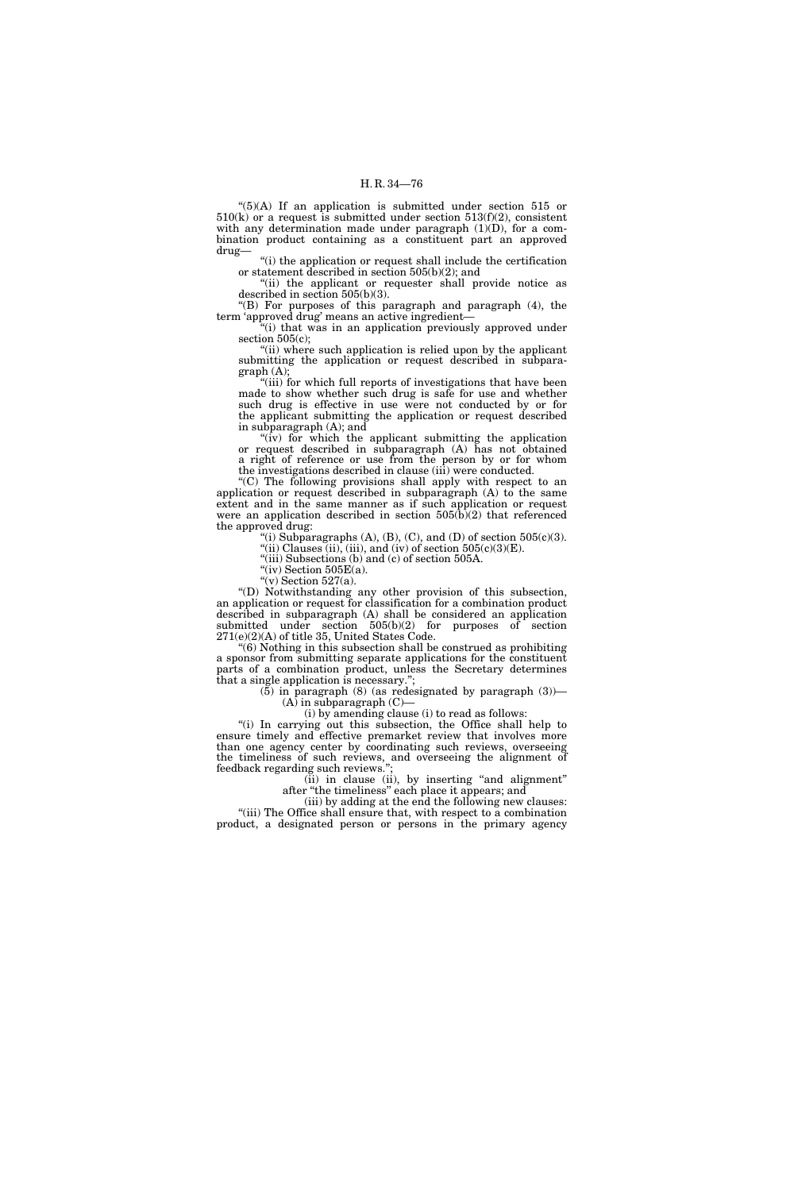"(5)(A) If an application is submitted under section 515 or 510(k) or a request is submitted under section 513(f)(2), consistent with any determination made under paragraph (1)(D), for a combination product containing as a constituent part an approved drug—

"(i) the application or request shall include the certification or statement described in section 505(b)(2); and

"(ii) the applicant or requester shall provide notice as described in section 505(b)(3).

"(B) For purposes of this paragraph and paragraph (4), the term 'approved drug' means an active ingredient—

"(i) that was in an application previously approved under section 505(c);

"(ii) where such application is relied upon by the applicant submitting the application or request described in subparagraph (A);

"(iii) for which full reports of investigations that have been made to show whether such drug is safe for use and whether such drug is effective in use were not conducted by or for the applicant submitting the application or request described in subparagraph (A); and

"(iv) for which the applicant submitting the application or request described in subparagraph (A) has not obtained a right of reference or use from the person by or for whom the investigations described in clause (iii) were conducted.

"(C) The following provisions shall apply with respect to an application or request described in subparagraph (A) to the same extent and in the same manner as if such application or request were an application described in section 505(b)(2) that referenced the approved drug:

"(i) Subparagraphs (A), (B), (C), and (D) of section 505(c)(3).

"(ii) Clauses (ii), (iii), and (iv) of section 505(c)(3)(E).

"(iii) Subsections (b) and (c) of section 505A.

"(iv) Section 505E(a).

"(v) Section 527(a).

"(D) Notwithstanding any other provision of this subsection, an application or request for classification for a combination product described in subparagraph (A) shall be considered an application submitted under section 505(b)(2) for purposes of section 271(e)(2)(A) of title 35, United States Code.

"(6) Nothing in this subsection shall be construed as prohibiting a sponsor from submitting separate applications for the constituent parts of a combination product, unless the Secretary determines that a single application is necessary.";

(5) in paragraph (8) (as redesignated by paragraph (3))—

(A) in subparagraph (C)—

(i) by amending clause (i) to read as follows:

"(i) In carrying out this subsection, the Office shall help to ensure timely and effective premarket review that involves more than one agency center by coordinating such reviews, overseeing the timeliness of such reviews, and overseeing the alignment of feedback regarding such reviews.";

(ii) in clause (ii), by inserting "and alignment" after "the timeliness" each place it appears; and

(iii) by adding at the end the following new clauses:

"(iii) The Office shall ensure that, with respect to a combination product, a designated person or persons in the primary agency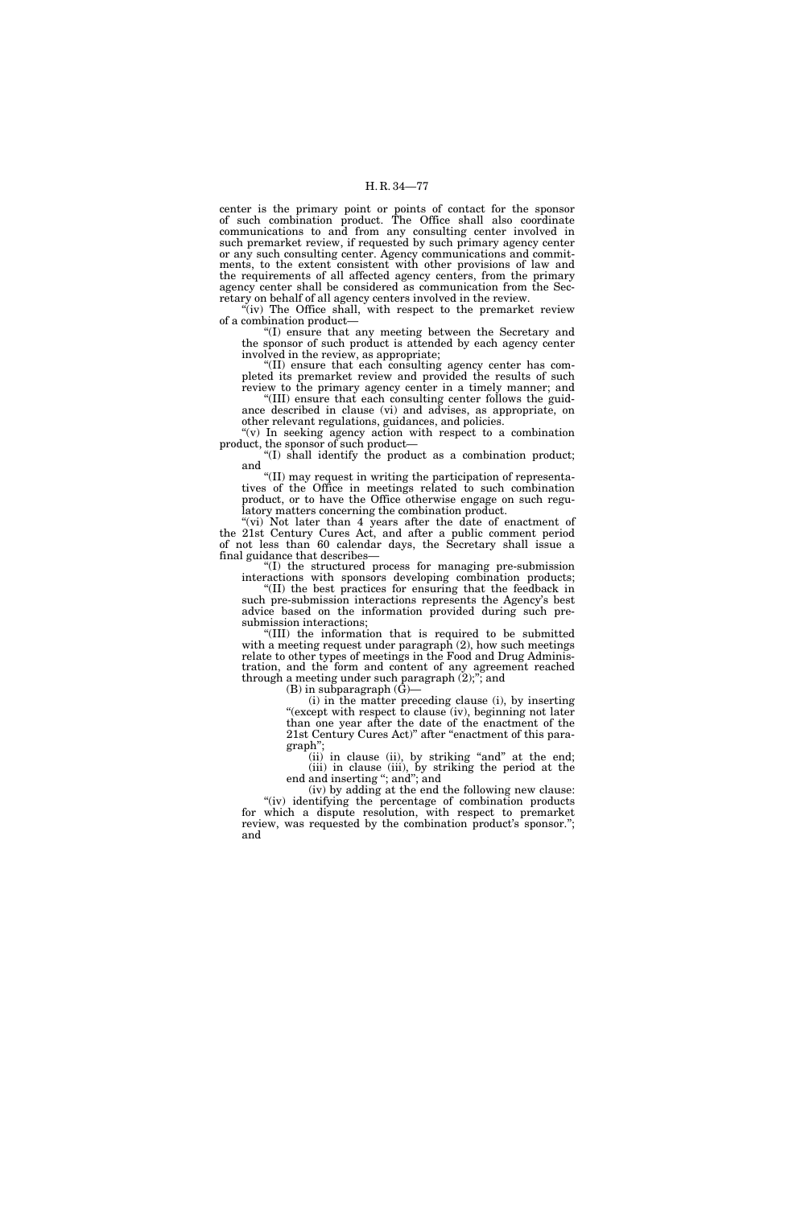center is the primary point or points of contact for the sponsor of such combination product. The Office shall also coordinate communications to and from any consulting center involved in such premarket review, if requested by such primary agency center or any such consulting center. Agency communications and commitments, to the extent consistent with other provisions of law and the requirements of all affected agency centers, from the primary agency center shall be considered as communication from the Secretary on behalf of all agency centers involved in the review.

"(iv) The Office shall, with respect to the premarket review of a combination product—

"(I) ensure that any meeting between the Secretary and the sponsor of such product is attended by each agency center involved in the review, as appropriate;

"(II) ensure that each consulting agency center has completed its premarket review and provided the results of such review to the primary agency center in a timely manner; and

"(III) ensure that each consulting center follows the guidance described in clause (vi) and advises, as appropriate, on other relevant regulations, guidances, and policies.

"(v) In seeking agency action with respect to a combination product, the sponsor of such product—

"(I) shall identify the product as a combination product; and

"(II) may request in writing the participation of representatives of the Office in meetings related to such combination product, or to have the Office otherwise engage on such regulatory matters concerning the combination product.

"(vi) Not later than 4 years after the date of enactment of the 21st Century Cures Act, and after a public comment period of not less than 60 calendar days, the Secretary shall issue a final guidance that describes—

"(I) the structured process for managing pre-submission interactions with sponsors developing combination products;

"(II) the best practices for ensuring that the feedback in such pre-submission interactions represents the Agency's best advice based on the information provided during such pre-submission interactions;

"(III) the information that is required to be submitted with a meeting request under paragraph (2), how such meetings relate to other types of meetings in the Food and Drug Administration, and the form and content of any agreement reached through a meeting under such paragraph (2);"; and

(B) in subparagraph (G)—

(i) in the matter preceding clause (i), by inserting "(except with respect to clause (iv), beginning not later than one year after the date of the enactment of the 21st Century Cures Act)" after "enactment of this paragraph";

(ii) in clause (ii), by striking "and" at the end;

(iii) in clause (iii), by striking the period at the end and inserting "; and"; and

(iv) by adding at the end the following new clause:

"(iv) identifying the percentage of combination products for which a dispute resolution, with respect to premarket review, was requested by the combination product's sponsor."; and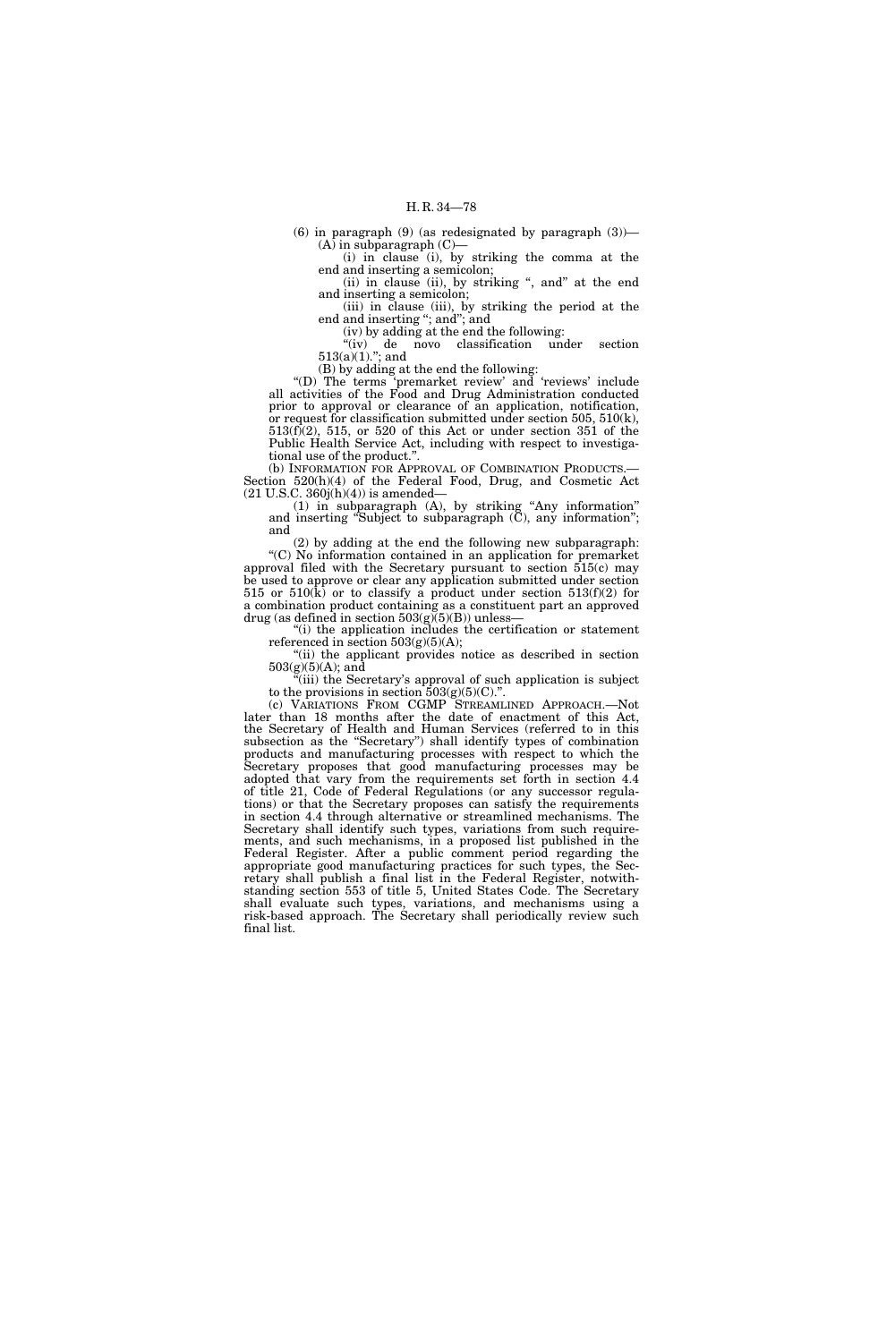(6) in paragraph (9) (as redesignated by paragraph (3))—

(A) in subparagraph (C)—

(i) in clause (i), by striking the comma at the end and inserting a semicolon;

(ii) in clause (ii), by striking ", and" at the end and inserting a semicolon;

(iii) in clause (iii), by striking the period at the end and inserting "; and"; and

(iv) by adding at the end the following:

"(iv) de novo classification under section 513(a)(1)."; and

(B) by adding at the end the following:

"(D) The terms 'premarket review' and 'reviews' include all activities of the Food and Drug Administration conducted prior to approval or clearance of an application, notification, or request for classification submitted under section 505, 510(k), 513(f)(2), 515, or 520 of this Act or under section 351 of the Public Health Service Act, including with respect to investigational use of the product.".

(b) INFORMATION FOR APPROVAL OF COMBINATION PRODUCTS.—Section 520(h)(4) of the Federal Food, Drug, and Cosmetic Act (21 U.S.C. 360j(h)(4)) is amended—

(1) in subparagraph (A), by striking "Any information" and inserting "Subject to subparagraph (C), any information"; and

(2) by adding at the end the following new subparagraph:

"(C) No information contained in an application for premarket approval filed with the Secretary pursuant to section 515(c) may be used to approve or clear any application submitted under section 515 or 510(k) or to classify a product under section 513(f)(2) for a combination product containing as a constituent part an approved drug (as defined in section 503(g)(5)(B)) unless—

"(i) the application includes the certification or statement referenced in section 503(g)(5)(A);

"(ii) the applicant provides notice as described in section 503(g)(5)(A); and

"(iii) the Secretary's approval of such application is subject to the provisions in section 503(g)(5)(C).".

(c) VARIATIONS FROM CGMP STREAMLINED APPROACH.—Not later than 18 months after the date of enactment of this Act, the Secretary of Health and Human Services (referred to in this subsection as the "Secretary") shall identify types of combination products and manufacturing processes with respect to which the Secretary proposes that good manufacturing processes may be adopted that vary from the requirements set forth in section 4.4 of title 21, Code of Federal Regulations (or any successor regulations) or that the Secretary proposes can satisfy the requirements in section 4.4 through alternative or streamlined mechanisms. The Secretary shall identify such types, variations from such requirements, and such mechanisms, in a proposed list published in the Federal Register. After a public comment period regarding the appropriate good manufacturing practices for such types, the Secretary shall publish a final list in the Federal Register, notwithstanding section 553 of title 5, United States Code. The Secretary shall evaluate such types, variations, and mechanisms using a risk-based approach. The Secretary shall periodically review such final list.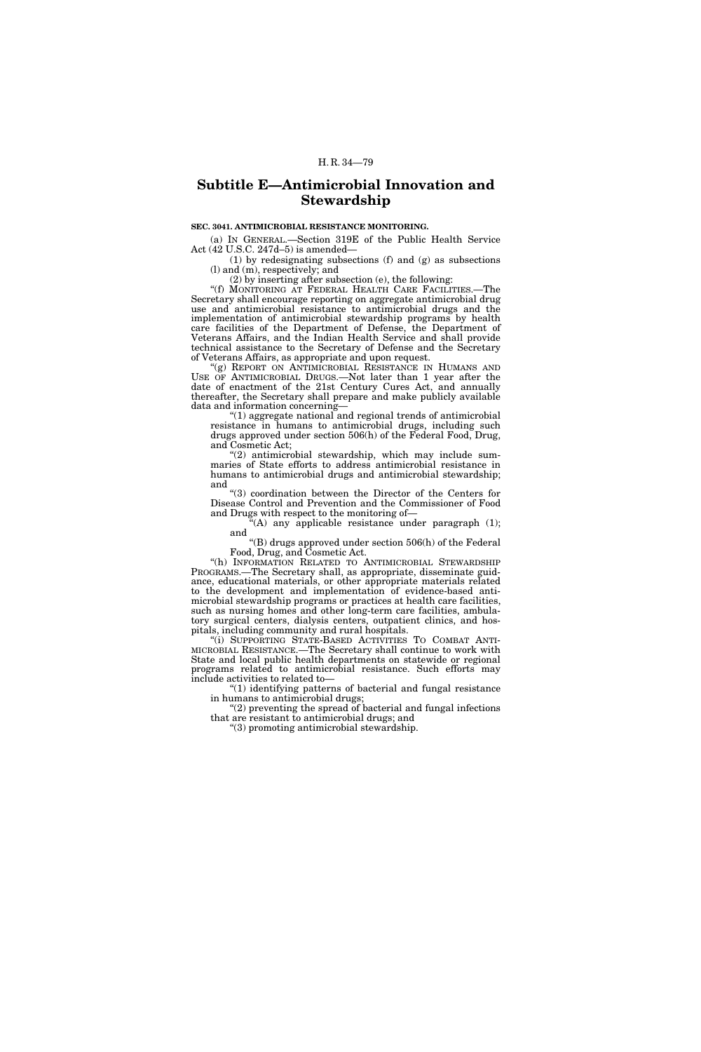## Subtitle E—Antimicrobial Innovation and Stewardship

**SEC. 3041. ANTIMICROBIAL RESISTANCE MONITORING.**

(a) IN GENERAL.—Section 319E of the Public Health Service Act (42 U.S.C. 247d–5) is amended—

(1) by redesignating subsections (f) and (g) as subsections (l) and (m), respectively; and

(2) by inserting after subsection (e), the following:

"(f) MONITORING AT FEDERAL HEALTH CARE FACILITIES.—The Secretary shall encourage reporting on aggregate antimicrobial drug use and antimicrobial resistance to antimicrobial drugs and the implementation of antimicrobial stewardship programs by health care facilities of the Department of Defense, the Department of Veterans Affairs, and the Indian Health Service and shall provide technical assistance to the Secretary of Defense and the Secretary of Veterans Affairs, as appropriate and upon request.

"(g) REPORT ON ANTIMICROBIAL RESISTANCE IN HUMANS AND USE OF ANTIMICROBIAL DRUGS.—Not later than 1 year after the date of enactment of the 21st Century Cures Act, and annually thereafter, the Secretary shall prepare and make publicly available data and information concerning—

"(1) aggregate national and regional trends of antimicrobial resistance in humans to antimicrobial drugs, including such drugs approved under section 506(h) of the Federal Food, Drug, and Cosmetic Act;

"(2) antimicrobial stewardship, which may include summaries of State efforts to address antimicrobial resistance in humans to antimicrobial drugs and antimicrobial stewardship; and

"(3) coordination between the Director of the Centers for Disease Control and Prevention and the Commissioner of Food and Drugs with respect to the monitoring of—

"(A) any applicable resistance under paragraph (1); and

"(B) drugs approved under section 506(h) of the Federal Food, Drug, and Cosmetic Act.

"(h) INFORMATION RELATED TO ANTIMICROBIAL STEWARDSHIP PROGRAMS.—The Secretary shall, as appropriate, disseminate guidance, educational materials, or other appropriate materials related to the development and implementation of evidence-based antimicrobial stewardship programs or practices at health care facilities, such as nursing homes and other long-term care facilities, ambulatory surgical centers, dialysis centers, outpatient clinics, and hospitals, including community and rural hospitals.

"(i) SUPPORTING STATE-BASED ACTIVITIES TO COMBAT ANTIMICROBIAL RESISTANCE.—The Secretary shall continue to work with State and local public health departments on statewide or regional programs related to antimicrobial resistance. Such efforts may include activities to related to—

"(1) identifying patterns of bacterial and fungal resistance in humans to antimicrobial drugs;

"(2) preventing the spread of bacterial and fungal infections that are resistant to antimicrobial drugs; and

"(3) promoting antimicrobial stewardship.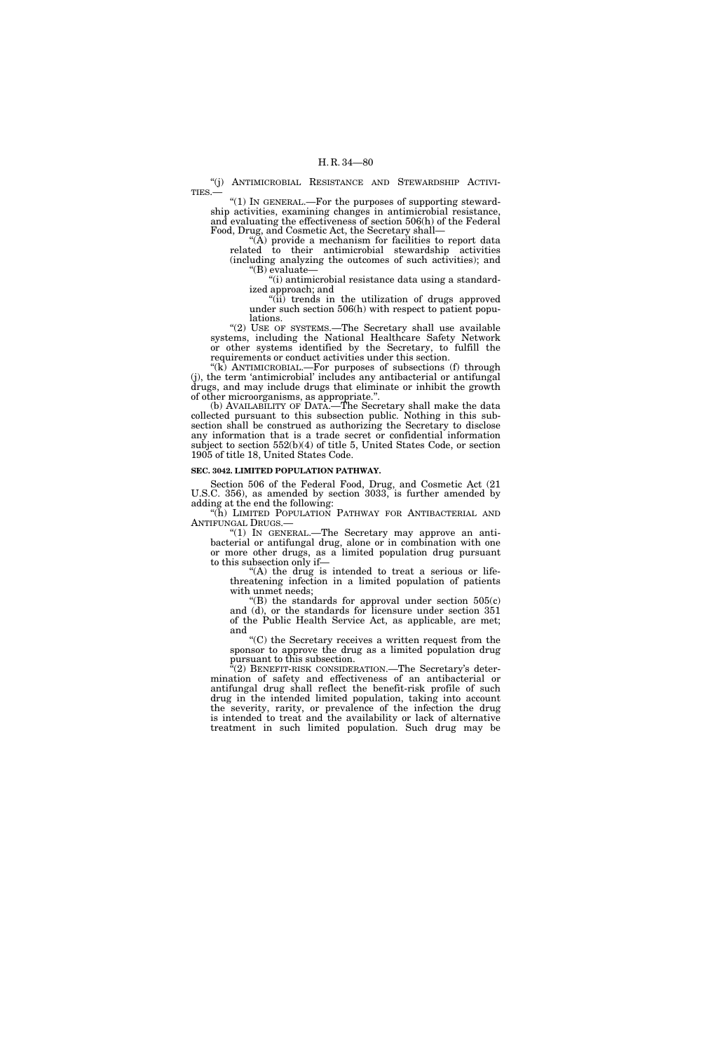"(j) ANTIMICROBIAL RESISTANCE AND STEWARDSHIP ACTIVITIES.—

"(1) IN GENERAL.—For the purposes of supporting stewardship activities, examining changes in antimicrobial resistance, and evaluating the effectiveness of section 506(h) of the Federal Food, Drug, and Cosmetic Act, the Secretary shall—

"(A) provide a mechanism for facilities to report data related to their antimicrobial stewardship activities (including analyzing the outcomes of such activities); and

"(B) evaluate—

"(i) antimicrobial resistance data using a standardized approach; and

"(ii) trends in the utilization of drugs approved under such section 506(h) with respect to patient populations.

"(2) USE OF SYSTEMS.—The Secretary shall use available systems, including the National Healthcare Safety Network or other systems identified by the Secretary, to fulfill the requirements or conduct activities under this section.

"(k) ANTIMICROBIAL.—For purposes of subsections (f) through (j), the term 'antimicrobial' includes any antibacterial or antifungal drugs, and may include drugs that eliminate or inhibit the growth of other microorganisms, as appropriate.".

(b) AVAILABILITY OF DATA.—The Secretary shall make the data collected pursuant to this subsection public. Nothing in this subsection shall be construed as authorizing the Secretary to disclose any information that is a trade secret or confidential information subject to section 552(b)(4) of title 5, United States Code, or section 1905 of title 18, United States Code.

**SEC. 3042. LIMITED POPULATION PATHWAY.**

Section 506 of the Federal Food, Drug, and Cosmetic Act (21 U.S.C. 356), as amended by section 3033, is further amended by adding at the end the following:

"(h) LIMITED POPULATION PATHWAY FOR ANTIBACTERIAL AND ANTIFUNGAL DRUGS.—

"(1) IN GENERAL.—The Secretary may approve an antibacterial or antifungal drug, alone or in combination with one or more other drugs, as a limited population drug pursuant to this subsection only if—

"(A) the drug is intended to treat a serious or life-threatening infection in a limited population of patients with unmet needs;

"(B) the standards for approval under section 505(c) and (d), or the standards for licensure under section 351 of the Public Health Service Act, as applicable, are met; and

"(C) the Secretary receives a written request from the sponsor to approve the drug as a limited population drug pursuant to this subsection.

"(2) BENEFIT-RISK CONSIDERATION.—The Secretary's determination of safety and effectiveness of an antibacterial or antifungal drug shall reflect the benefit-risk profile of such drug in the intended limited population, taking into account the severity, rarity, or prevalence of the infection the drug is intended to treat and the availability or lack of alternative treatment in such limited population. Such drug may be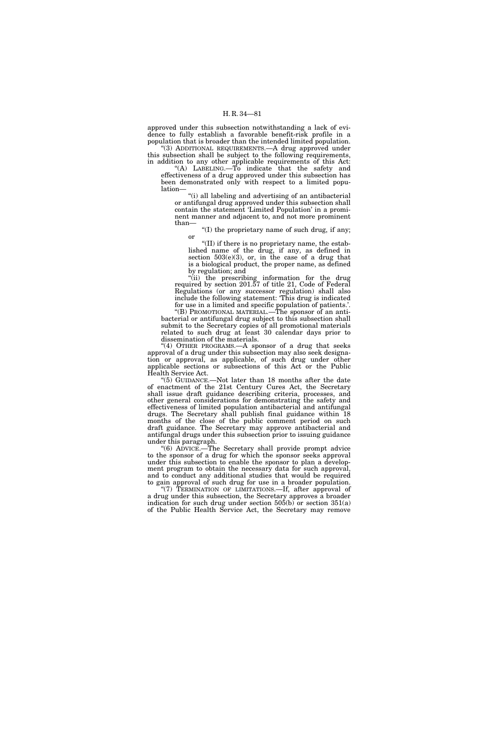approved under this subsection notwithstanding a lack of evidence to fully establish a favorable benefit-risk profile in a population that is broader than the intended limited population.

"(3) ADDITIONAL REQUIREMENTS.—A drug approved under this subsection shall be subject to the following requirements, in addition to any other applicable requirements of this Act:

"(A) LABELING.—To indicate that the safety and effectiveness of a drug approved under this subsection has been demonstrated only with respect to a limited population—

"(i) all labeling and advertising of an antibacterial or antifungal drug approved under this subsection shall contain the statement 'Limited Population' in a prominent manner and adjacent to, and not more prominent than—

"(I) the proprietary name of such drug, if any; or

"(II) if there is no proprietary name, the established name of the drug, if any, as defined in section 503(e)(3), or, in the case of a drug that is a biological product, the proper name, as defined by regulation; and

"(ii) the prescribing information for the drug required by section 201.57 of title 21, Code of Federal Regulations (or any successor regulation) shall also include the following statement: 'This drug is indicated for use in a limited and specific population of patients.'.

"(B) PROMOTIONAL MATERIAL.—The sponsor of an antibacterial or antifungal drug subject to this subsection shall submit to the Secretary copies of all promotional materials related to such drug at least 30 calendar days prior to dissemination of the materials.

"(4) OTHER PROGRAMS.—A sponsor of a drug that seeks approval of a drug under this subsection may also seek designation or approval, as applicable, of such drug under other applicable sections or subsections of this Act or the Public Health Service Act.

"(5) GUIDANCE.—Not later than 18 months after the date of enactment of the 21st Century Cures Act, the Secretary shall issue draft guidance describing criteria, processes, and other general considerations for demonstrating the safety and effectiveness of limited population antibacterial and antifungal drugs. The Secretary shall publish final guidance within 18 months of the close of the public comment period on such draft guidance. The Secretary may approve antibacterial and antifungal drugs under this subsection prior to issuing guidance under this paragraph.

"(6) ADVICE.—The Secretary shall provide prompt advice to the sponsor of a drug for which the sponsor seeks approval under this subsection to enable the sponsor to plan a development program to obtain the necessary data for such approval, and to conduct any additional studies that would be required to gain approval of such drug for use in a broader population.

"(7) TERMINATION OF LIMITATIONS.—If, after approval of a drug under this subsection, the Secretary approves a broader indication for such drug under section 505(b) or section 351(a) of the Public Health Service Act, the Secretary may remove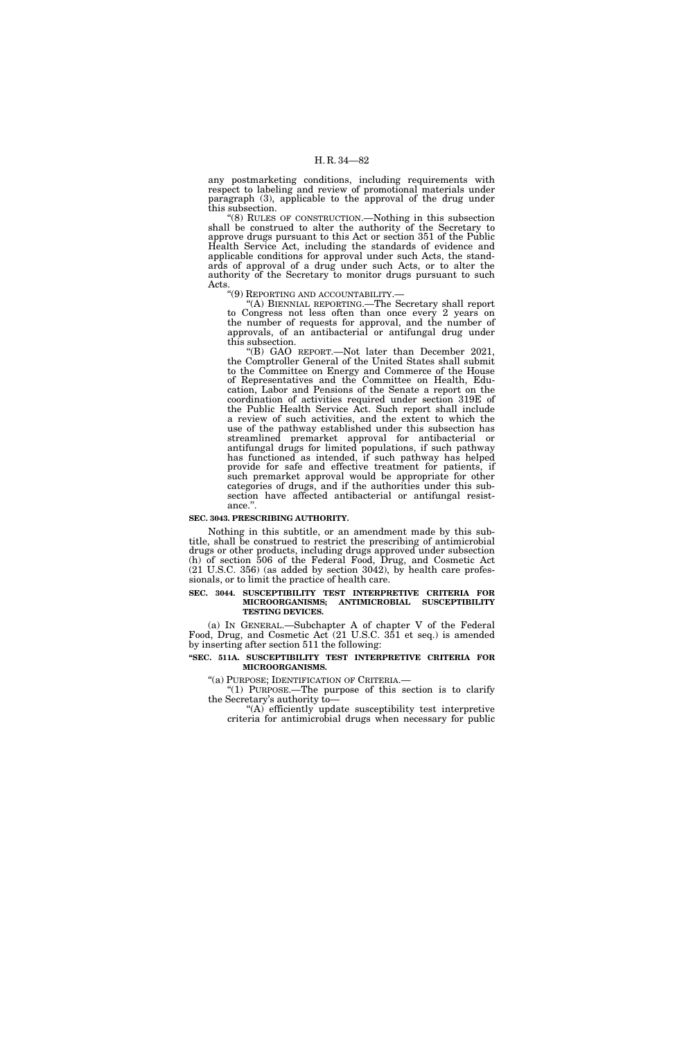any postmarketing conditions, including requirements with respect to labeling and review of promotional materials under paragraph (3), applicable to the approval of the drug under this subsection.

"(8) RULES OF CONSTRUCTION.—Nothing in this subsection shall be construed to alter the authority of the Secretary to approve drugs pursuant to this Act or section 351 of the Public Health Service Act, including the standards of evidence and applicable conditions for approval under such Acts, the standards of approval of a drug under such Acts, or to alter the authority of the Secretary to monitor drugs pursuant to such Acts.

"(9) REPORTING AND ACCOUNTABILITY.—

"(A) BIENNIAL REPORTING.—The Secretary shall report to Congress not less often than once every 2 years on the number of requests for approval, and the number of approvals, of an antibacterial or antifungal drug under this subsection.

"(B) GAO REPORT.—Not later than December 2021, the Comptroller General of the United States shall submit to the Committee on Energy and Commerce of the House of Representatives and the Committee on Health, Education, Labor and Pensions of the Senate a report on the coordination of activities required under section 319E of the Public Health Service Act. Such report shall include a review of such activities, and the extent to which the use of the pathway established under this subsection has streamlined premarket approval for antibacterial or antifungal drugs for limited populations, if such pathway has functioned as intended, if such pathway has helped provide for safe and effective treatment for patients, if such premarket approval would be appropriate for other categories of drugs, and if the authorities under this subsection have affected antibacterial or antifungal resistance.".

**SEC. 3043. PRESCRIBING AUTHORITY.**

Nothing in this subtitle, or an amendment made by this subtitle, shall be construed to restrict the prescribing of antimicrobial drugs or other products, including drugs approved under subsection (h) of section 506 of the Federal Food, Drug, and Cosmetic Act (21 U.S.C. 356) (as added by section 3042), by health care professionals, or to limit the practice of health care.

**SEC. 3044. SUSCEPTIBILITY TEST INTERPRETIVE CRITERIA FOR MICROORGANISMS; ANTIMICROBIAL SUSCEPTIBILITY TESTING DEVICES.**

(a) IN GENERAL.—Subchapter A of chapter V of the Federal Food, Drug, and Cosmetic Act (21 U.S.C. 351 et seq.) is amended by inserting after section 511 the following:

**"SEC. 511A. SUSCEPTIBILITY TEST INTERPRETIVE CRITERIA FOR MICROORGANISMS.**

"(a) PURPOSE; IDENTIFICATION OF CRITERIA.—

"(1) PURPOSE.—The purpose of this section is to clarify the Secretary's authority to—

"(A) efficiently update susceptibility test interpretive criteria for antimicrobial drugs when necessary for public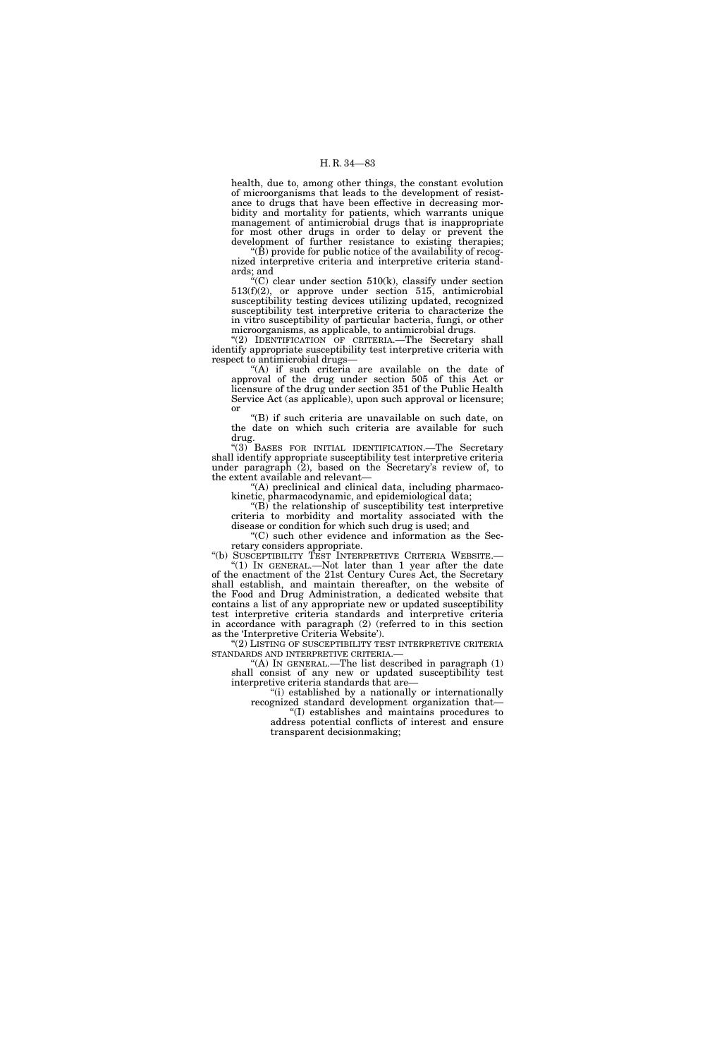health, due to, among other things, the constant evolution of microorganisms that leads to the development of resistance to drugs that have been effective in decreasing morbidity and mortality for patients, which warrants unique management of antimicrobial drugs that is inappropriate for most other drugs in order to delay or prevent the development of further resistance to existing therapies;

"(B) provide for public notice of the availability of recognized interpretive criteria and interpretive criteria standards; and

"(C) clear under section 510(k), classify under section 513(f)(2), or approve under section 515, antimicrobial susceptibility testing devices utilizing updated, recognized susceptibility test interpretive criteria to characterize the in vitro susceptibility of particular bacteria, fungi, or other microorganisms, as applicable, to antimicrobial drugs.

"(2) IDENTIFICATION OF CRITERIA.—The Secretary shall identify appropriate susceptibility test interpretive criteria with respect to antimicrobial drugs—

"(A) if such criteria are available on the date of approval of the drug under section 505 of this Act or licensure of the drug under section 351 of the Public Health Service Act (as applicable), upon such approval or licensure; or

"(B) if such criteria are unavailable on such date, on the date on which such criteria are available for such drug.

"(3) BASES FOR INITIAL IDENTIFICATION.—The Secretary shall identify appropriate susceptibility test interpretive criteria under paragraph (2), based on the Secretary's review of, to the extent available and relevant—

"(A) preclinical and clinical data, including pharmacokinetic, pharmacodynamic, and epidemiological data;

"(B) the relationship of susceptibility test interpretive criteria to morbidity and mortality associated with the disease or condition for which such drug is used; and

"(C) such other evidence and information as the Secretary considers appropriate.

"(b) SUSCEPTIBILITY TEST INTERPRETIVE CRITERIA WEBSITE.—

"(1) IN GENERAL.—Not later than 1 year after the date of the enactment of the 21st Century Cures Act, the Secretary shall establish, and maintain thereafter, on the website of the Food and Drug Administration, a dedicated website that contains a list of any appropriate new or updated susceptibility test interpretive criteria standards and interpretive criteria in accordance with paragraph (2) (referred to in this section as the 'Interpretive Criteria Website').

"(2) LISTING OF SUSCEPTIBILITY TEST INTERPRETIVE CRITERIA STANDARDS AND INTERPRETIVE CRITERIA.—

"(A) IN GENERAL.—The list described in paragraph (1) shall consist of any new or updated susceptibility test interpretive criteria standards that are—

"(i) established by a nationally or internationally recognized standard development organization that—

"(I) establishes and maintains procedures to address potential conflicts of interest and ensure transparent decisionmaking;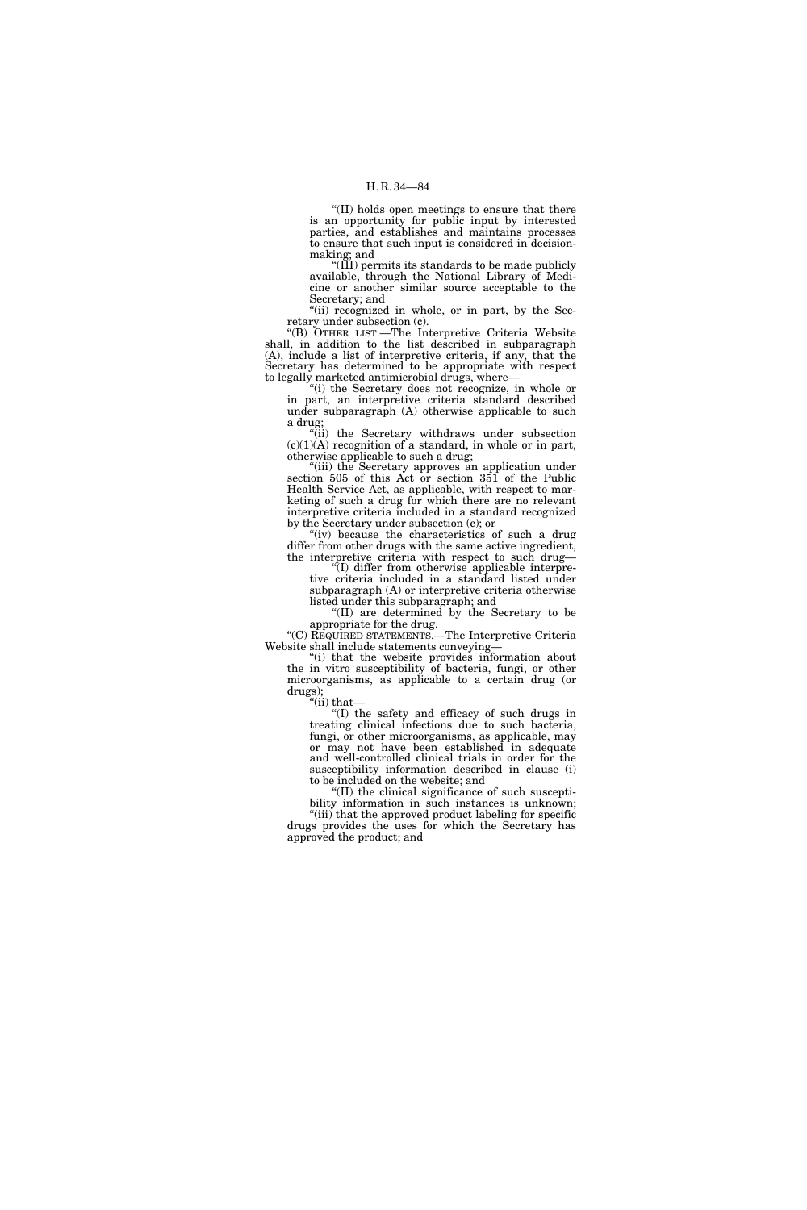"(II) holds open meetings to ensure that there is an opportunity for public input by interested parties, and establishes and maintains processes to ensure that such input is considered in decision-making; and

"(III) permits its standards to be made publicly available, through the National Library of Medicine or another similar source acceptable to the Secretary; and

"(ii) recognized in whole, or in part, by the Secretary under subsection (c).

"(B) OTHER LIST.—The Interpretive Criteria Website shall, in addition to the list described in subparagraph (A), include a list of interpretive criteria, if any, that the Secretary has determined to be appropriate with respect to legally marketed antimicrobial drugs, where—

"(i) the Secretary does not recognize, in whole or in part, an interpretive criteria standard described under subparagraph (A) otherwise applicable to such a drug;

"(ii) the Secretary withdraws under subsection (c)(1)(A) recognition of a standard, in whole or in part, otherwise applicable to such a drug;

"(iii) the Secretary approves an application under section 505 of this Act or section 351 of the Public Health Service Act, as applicable, with respect to marketing of such a drug for which there are no relevant interpretive criteria included in a standard recognized by the Secretary under subsection (c); or

"(iv) because the characteristics of such a drug differ from other drugs with the same active ingredient, the interpretive criteria with respect to such drug—

"(I) differ from otherwise applicable interpretive criteria included in a standard listed under subparagraph (A) or interpretive criteria otherwise listed under this subparagraph; and

"(II) are determined by the Secretary to be appropriate for the drug.

"(C) REQUIRED STATEMENTS.—The Interpretive Criteria Website shall include statements conveying—

"(i) that the website provides information about the in vitro susceptibility of bacteria, fungi, or other microorganisms, as applicable to a certain drug (or drugs);

"(ii) that—

"(I) the safety and efficacy of such drugs in treating clinical infections due to such bacteria, fungi, or other microorganisms, as applicable, may or may not have been established in adequate and well-controlled clinical trials in order for the susceptibility information described in clause (i) to be included on the website; and

"(II) the clinical significance of such susceptibility information in such instances is unknown;

"(iii) that the approved product labeling for specific drugs provides the uses for which the Secretary has approved the product; and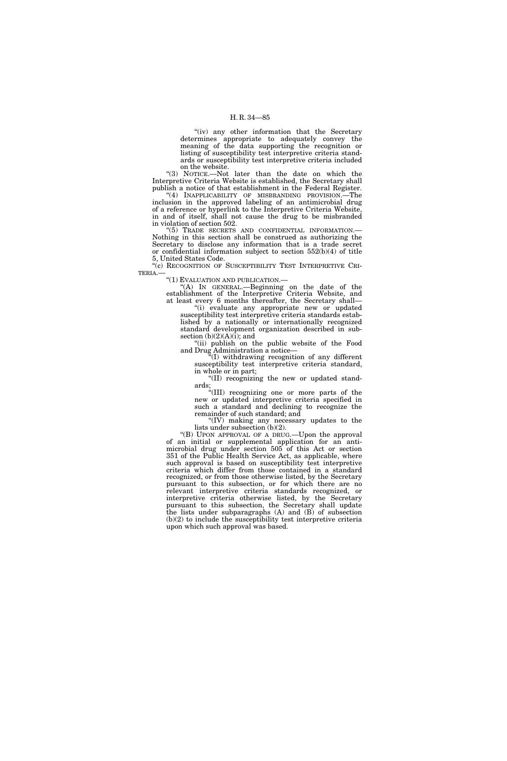"(iv) any other information that the Secretary determines appropriate to adequately convey the meaning of the data supporting the recognition or listing of susceptibility test interpretive criteria standards or susceptibility test interpretive criteria included on the website.

"(3) NOTICE.—Not later than the date on which the Interpretive Criteria Website is established, the Secretary shall publish a notice of that establishment in the Federal Register.

"(4) INAPPLICABILITY OF MISBRANDING PROVISION.—The inclusion in the approved labeling of an antimicrobial drug of a reference or hyperlink to the Interpretive Criteria Website, in and of itself, shall not cause the drug to be misbranded in violation of section 502.

"(5) TRADE SECRETS AND CONFIDENTIAL INFORMATION.—Nothing in this section shall be construed as authorizing the Secretary to disclose any information that is a trade secret or confidential information subject to section 552(b)(4) of title 5, United States Code.

"(c) RECOGNITION OF SUSCEPTIBILITY TEST INTERPRETIVE CRITERIA.—

"(1) EVALUATION AND PUBLICATION.—

"(A) IN GENERAL.—Beginning on the date of the establishment of the Interpretive Criteria Website, and at least every 6 months thereafter, the Secretary shall—

"(i) evaluate any appropriate new or updated susceptibility test interpretive criteria standards established by a nationally or internationally recognized standard development organization described in subsection (b)(2)(A)(i); and

"(ii) publish on the public website of the Food and Drug Administration a notice—

"(I) withdrawing recognition of any different susceptibility test interpretive criteria standard, in whole or in part;

"(II) recognizing the new or updated standards;

"(III) recognizing one or more parts of the new or updated interpretive criteria specified in such a standard and declining to recognize the remainder of such standard; and

"(IV) making any necessary updates to the lists under subsection (b)(2).

"(B) UPON APPROVAL OF A DRUG.—Upon the approval of an initial or supplemental application for an antimicrobial drug under section 505 of this Act or section 351 of the Public Health Service Act, as applicable, where such approval is based on susceptibility test interpretive criteria which differ from those contained in a standard recognized, or from those otherwise listed, by the Secretary pursuant to this subsection, or for which there are no relevant interpretive criteria standards recognized, or interpretive criteria otherwise listed, by the Secretary pursuant to this subsection, the Secretary shall update the lists under subparagraphs (A) and (B) of subsection (b)(2) to include the susceptibility test interpretive criteria upon which such approval was based.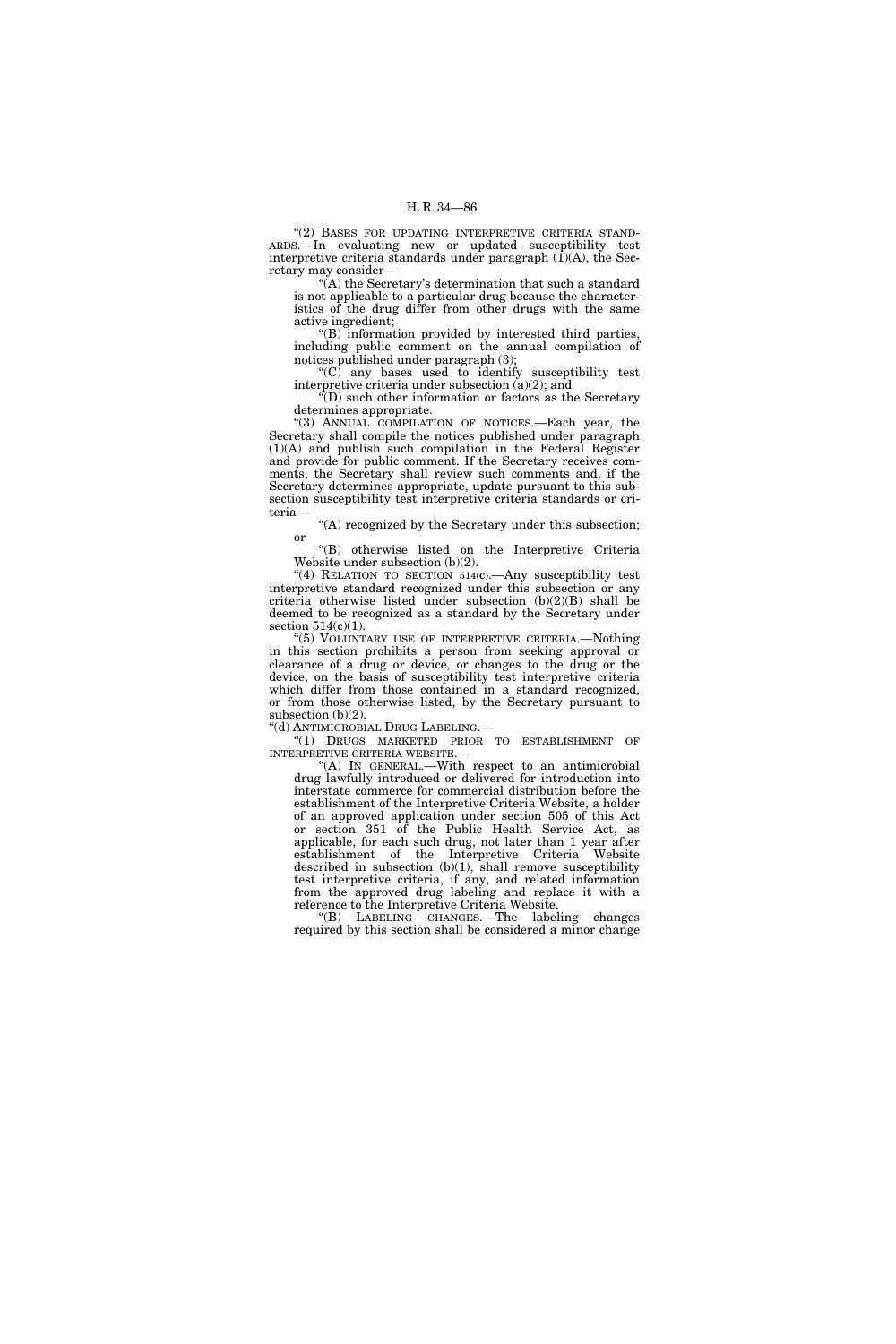"(2) BASES FOR UPDATING INTERPRETIVE CRITERIA STANDARDS.—In evaluating new or updated susceptibility test interpretive criteria standards under paragraph (1)(A), the Secretary may consider—

"(A) the Secretary's determination that such a standard is not applicable to a particular drug because the characteristics of the drug differ from other drugs with the same active ingredient;

"(B) information provided by interested third parties, including public comment on the annual compilation of notices published under paragraph (3);

"(C) any bases used to identify susceptibility test interpretive criteria under subsection (a)(2); and

"(D) such other information or factors as the Secretary determines appropriate.

"(3) ANNUAL COMPILATION OF NOTICES.—Each year, the Secretary shall compile the notices published under paragraph (1)(A) and publish such compilation in the Federal Register and provide for public comment. If the Secretary receives comments, the Secretary shall review such comments and, if the Secretary determines appropriate, update pursuant to this subsection susceptibility test interpretive criteria standards or criteria—

"(A) recognized by the Secretary under this subsection; or

"(B) otherwise listed on the Interpretive Criteria Website under subsection (b)(2).

"(4) RELATION TO SECTION 514(C).—Any susceptibility test interpretive standard recognized under this subsection or any criteria otherwise listed under subsection (b)(2)(B) shall be deemed to be recognized as a standard by the Secretary under section 514(c)(1).

"(5) VOLUNTARY USE OF INTERPRETIVE CRITERIA.—Nothing in this section prohibits a person from seeking approval or clearance of a drug or device, or changes to the drug or the device, on the basis of susceptibility test interpretive criteria which differ from those contained in a standard recognized, or from those otherwise listed, by the Secretary pursuant to subsection (b)(2).

"(d) ANTIMICROBIAL DRUG LABELING.—

"(1) DRUGS MARKETED PRIOR TO ESTABLISHMENT OF INTERPRETIVE CRITERIA WEBSITE.—

"(A) IN GENERAL.—With respect to an antimicrobial drug lawfully introduced or delivered for introduction into interstate commerce for commercial distribution before the establishment of the Interpretive Criteria Website, a holder of an approved application under section 505 of this Act or section 351 of the Public Health Service Act, as applicable, for each such drug, not later than 1 year after establishment of the Interpretive Criteria Website described in subsection (b)(1), shall remove susceptibility test interpretive criteria, if any, and related information from the approved drug labeling and replace it with a reference to the Interpretive Criteria Website.

"(B) LABELING CHANGES.—The labeling changes required by this section shall be considered a minor change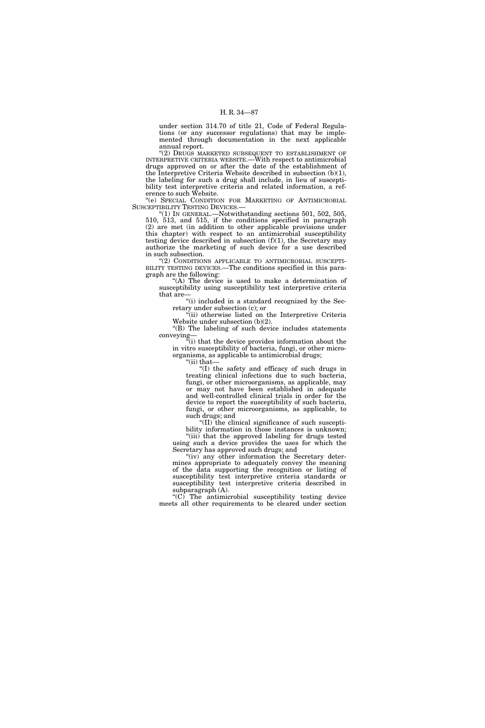under section 314.70 of title 21, Code of Federal Regulations (or any successor regulations) that may be implemented through documentation in the next applicable annual report.

"(2) DRUGS MARKETED SUBSEQUENT TO ESTABLISHMENT OF INTERPRETIVE CRITERIA WEBSITE.—With respect to antimicrobial drugs approved on or after the date of the establishment of the Interpretive Criteria Website described in subsection (b)(1), the labeling for such a drug shall include, in lieu of susceptibility test interpretive criteria and related information, a reference to such Website.

"(e) SPECIAL CONDITION FOR MARKETING OF ANTIMICROBIAL SUSCEPTIBILITY TESTING DEVICES.—

"(1) IN GENERAL.—Notwithstanding sections 501, 502, 505, 510, 513, and 515, if the conditions specified in paragraph (2) are met (in addition to other applicable provisions under this chapter) with respect to an antimicrobial susceptibility testing device described in subsection (f)(1), the Secretary may authorize the marketing of such device for a use described in such subsection.

"(2) CONDITIONS APPLICABLE TO ANTIMICROBIAL SUSCEPTIBILITY TESTING DEVICES.—The conditions specified in this paragraph are the following:

"(A) The device is used to make a determination of susceptibility using susceptibility test interpretive criteria that are—

"(i) included in a standard recognized by the Secretary under subsection (c); or

"(ii) otherwise listed on the Interpretive Criteria Website under subsection (b)(2).

"(B) The labeling of such device includes statements conveying—

"(i) that the device provides information about the in vitro susceptibility of bacteria, fungi, or other microorganisms, as applicable to antimicrobial drugs;

"(ii) that—

"(I) the safety and efficacy of such drugs in treating clinical infections due to such bacteria, fungi, or other microorganisms, as applicable, may or may not have been established in adequate and well-controlled clinical trials in order for the device to report the susceptibility of such bacteria, fungi, or other microorganisms, as applicable, to such drugs; and

"(II) the clinical significance of such susceptibility information in those instances is unknown;

"(iii) that the approved labeling for drugs tested using such a device provides the uses for which the Secretary has approved such drugs; and

"(iv) any other information the Secretary determines appropriate to adequately convey the meaning of the data supporting the recognition or listing of susceptibility test interpretive criteria standards or susceptibility test interpretive criteria described in subparagraph (A).

"(C) The antimicrobial susceptibility testing device meets all other requirements to be cleared under section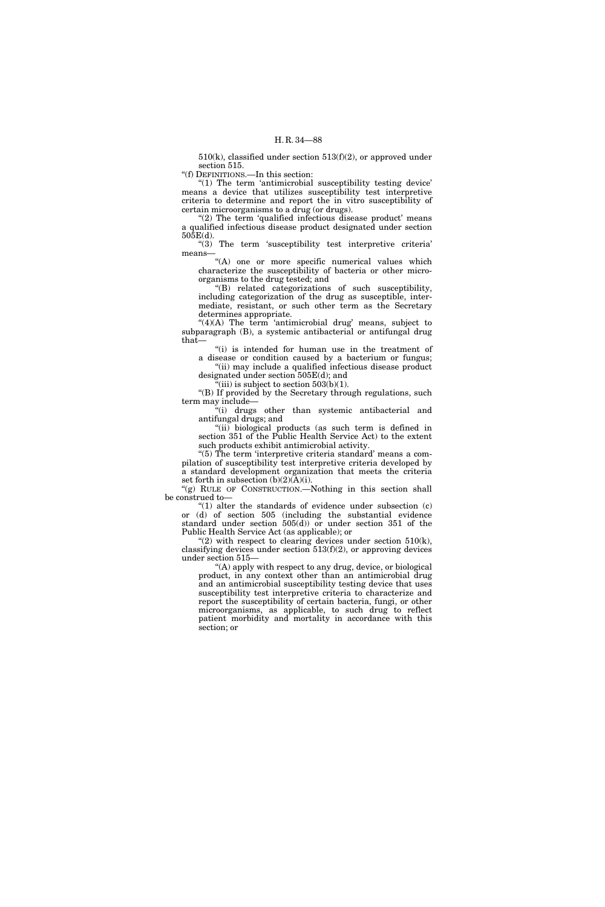510(k), classified under section 513(f)(2), or approved under section 515.

"(f) DEFINITIONS.—In this section:

"(1) The term 'antimicrobial susceptibility testing device' means a device that utilizes susceptibility test interpretive criteria to determine and report the in vitro susceptibility of certain microorganisms to a drug (or drugs).

"(2) The term 'qualified infectious disease product' means a qualified infectious disease product designated under section 505E(d).

"(3) The term 'susceptibility test interpretive criteria' means—

"(A) one or more specific numerical values which characterize the susceptibility of bacteria or other microorganisms to the drug tested; and

"(B) related categorizations of such susceptibility, including categorization of the drug as susceptible, intermediate, resistant, or such other term as the Secretary determines appropriate.

"(4)(A) The term 'antimicrobial drug' means, subject to subparagraph (B), a systemic antibacterial or antifungal drug that—

"(i) is intended for human use in the treatment of a disease or condition caused by a bacterium or fungus;

"(ii) may include a qualified infectious disease product designated under section 505E(d); and

"(iii) is subject to section 503(b)(1).

"(B) If provided by the Secretary through regulations, such term may include—

"(i) drugs other than systemic antibacterial and antifungal drugs; and

"(ii) biological products (as such term is defined in section 351 of the Public Health Service Act) to the extent such products exhibit antimicrobial activity.

"(5) The term 'interpretive criteria standard' means a compilation of susceptibility test interpretive criteria developed by a standard development organization that meets the criteria set forth in subsection (b)(2)(A)(i).

"(g) RULE OF CONSTRUCTION.—Nothing in this section shall be construed to—

"(1) alter the standards of evidence under subsection (c) or (d) of section 505 (including the substantial evidence standard under section 505(d)) or under section 351 of the Public Health Service Act (as applicable); or

"(2) with respect to clearing devices under section 510(k), classifying devices under section 513(f)(2), or approving devices under section 515—

"(A) apply with respect to any drug, device, or biological product, in any context other than an antimicrobial drug and an antimicrobial susceptibility testing device that uses susceptibility test interpretive criteria to characterize and report the susceptibility of certain bacteria, fungi, or other microorganisms, as applicable, to such drug to reflect patient morbidity and mortality in accordance with this section; or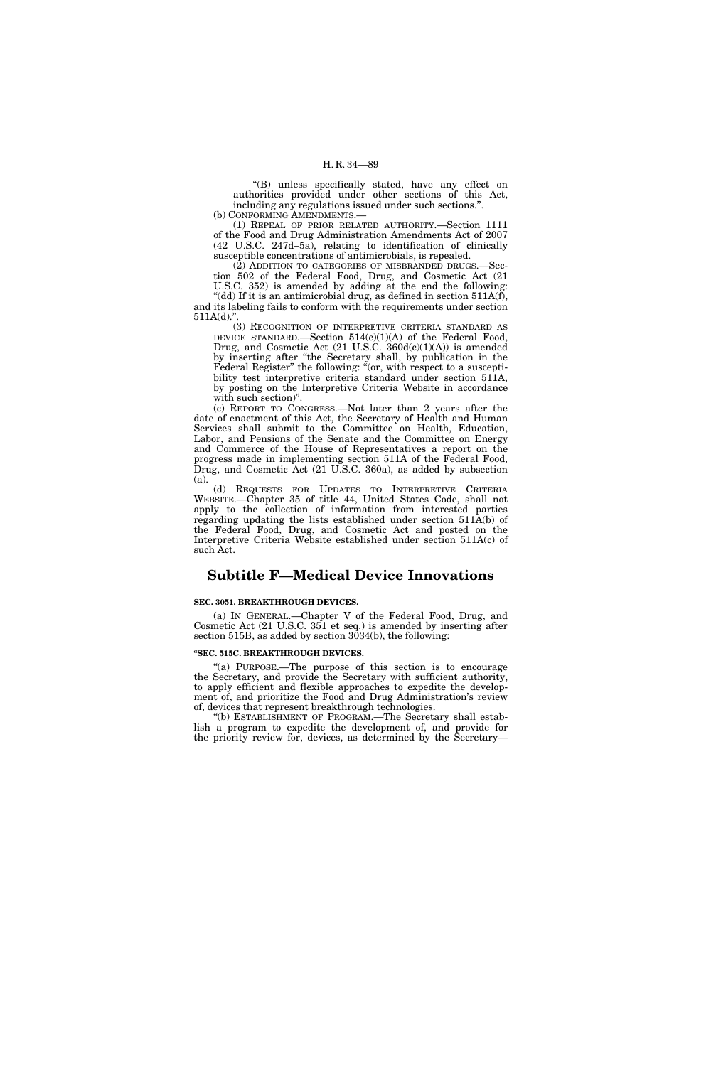"(B) unless specifically stated, have any effect on authorities provided under other sections of this Act, including any regulations issued under such sections.".

(b) CONFORMING AMENDMENTS.—

(1) REPEAL OF PRIOR RELATED AUTHORITY.—Section 1111 of the Food and Drug Administration Amendments Act of 2007 (42 U.S.C. 247d–5a), relating to identification of clinically susceptible concentrations of antimicrobials, is repealed.

(2) ADDITION TO CATEGORIES OF MISBRANDED DRUGS.—Section 502 of the Federal Food, Drug, and Cosmetic Act (21 U.S.C. 352) is amended by adding at the end the following:

"(dd) If it is an antimicrobial drug, as defined in section 511A(f), and its labeling fails to conform with the requirements under section 511A(d).".

(3) RECOGNITION OF INTERPRETIVE CRITERIA STANDARD AS DEVICE STANDARD.—Section 514(c)(1)(A) of the Federal Food, Drug, and Cosmetic Act (21 U.S.C. 360d(c)(1)(A)) is amended by inserting after "the Secretary shall, by publication in the Federal Register" the following: "(or, with respect to a susceptibility test interpretive criteria standard under section 511A, by posting on the Interpretive Criteria Website in accordance with such section)".

(c) REPORT TO CONGRESS.—Not later than 2 years after the date of enactment of this Act, the Secretary of Health and Human Services shall submit to the Committee on Health, Education, Labor, and Pensions of the Senate and the Committee on Energy and Commerce of the House of Representatives a report on the progress made in implementing section 511A of the Federal Food, Drug, and Cosmetic Act (21 U.S.C. 360a), as added by subsection (a).

(d) REQUESTS FOR UPDATES TO INTERPRETIVE CRITERIA WEBSITE.—Chapter 35 of title 44, United States Code, shall not apply to the collection of information from interested parties regarding updating the lists established under section 511A(b) of the Federal Food, Drug, and Cosmetic Act and posted on the Interpretive Criteria Website established under section 511A(c) of such Act.

## Subtitle F—Medical Device Innovations

**SEC. 3051. BREAKTHROUGH DEVICES.**

(a) IN GENERAL.—Chapter V of the Federal Food, Drug, and Cosmetic Act (21 U.S.C. 351 et seq.) is amended by inserting after section 515B, as added by section 3034(b), the following:

**"SEC. 515C. BREAKTHROUGH DEVICES.**

"(a) PURPOSE.—The purpose of this section is to encourage the Secretary, and provide the Secretary with sufficient authority, to apply efficient and flexible approaches to expedite the development of, and prioritize the Food and Drug Administration's review of, devices that represent breakthrough technologies.

"(b) ESTABLISHMENT OF PROGRAM.—The Secretary shall establish a program to expedite the development of, and provide for the priority review for, devices, as determined by the Secretary—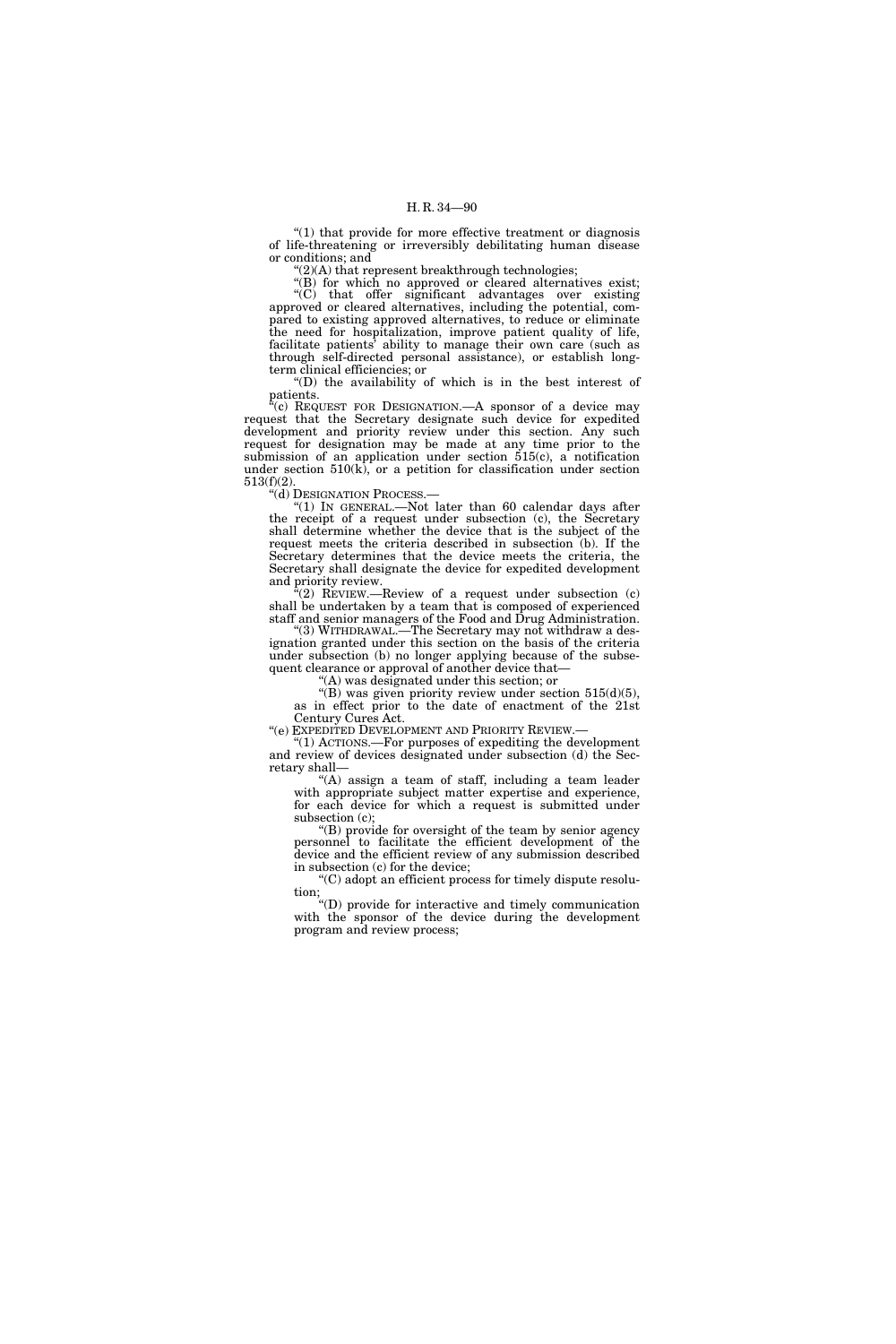"(1) that provide for more effective treatment or diagnosis of life-threatening or irreversibly debilitating human disease or conditions; and

"(2)(A) that represent breakthrough technologies;

"(B) for which no approved or cleared alternatives exist;

"(C) that offer significant advantages over existing approved or cleared alternatives, including the potential, compared to existing approved alternatives, to reduce or eliminate the need for hospitalization, improve patient quality of life, facilitate patients' ability to manage their own care (such as through self-directed personal assistance), or establish long-term clinical efficiencies; or

"(D) the availability of which is in the best interest of patients.

"(c) REQUEST FOR DESIGNATION.—A sponsor of a device may request that the Secretary designate such device for expedited development and priority review under this section. Any such request for designation may be made at any time prior to the submission of an application under section 515(c), a notification under section 510(k), or a petition for classification under section 513(f)(2).

"(d) DESIGNATION PROCESS.—

"(1) IN GENERAL.—Not later than 60 calendar days after the receipt of a request under subsection (c), the Secretary shall determine whether the device that is the subject of the request meets the criteria described in subsection (b). If the Secretary determines that the device meets the criteria, the Secretary shall designate the device for expedited development and priority review.

"(2) REVIEW.—Review of a request under subsection (c) shall be undertaken by a team that is composed of experienced staff and senior managers of the Food and Drug Administration.

"(3) WITHDRAWAL.—The Secretary may not withdraw a designation granted under this section on the basis of the criteria under subsection (b) no longer applying because of the subsequent clearance or approval of another device that—

"(A) was designated under this section; or

"(B) was given priority review under section 515(d)(5), as in effect prior to the date of enactment of the 21st Century Cures Act.

"(e) EXPEDITED DEVELOPMENT AND PRIORITY REVIEW.—

"(1) ACTIONS.—For purposes of expediting the development and review of devices designated under subsection (d) the Secretary shall—

"(A) assign a team of staff, including a team leader with appropriate subject matter expertise and experience, for each device for which a request is submitted under subsection (c);

"(B) provide for oversight of the team by senior agency personnel to facilitate the efficient development of the device and the efficient review of any submission described in subsection (c) for the device;

"(C) adopt an efficient process for timely dispute resolution;

"(D) provide for interactive and timely communication with the sponsor of the device during the development program and review process;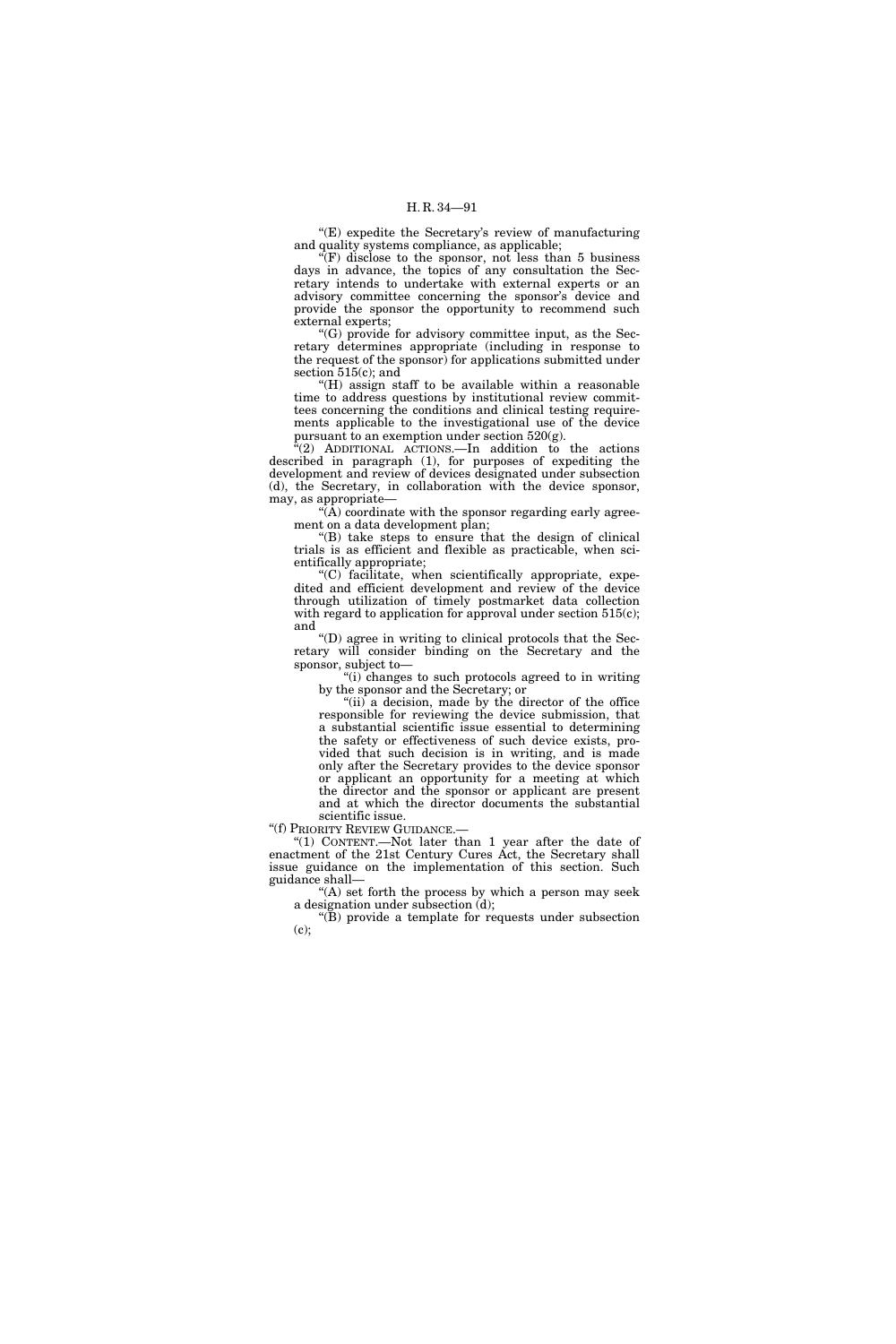"(E) expedite the Secretary's review of manufacturing and quality systems compliance, as applicable;

"(F) disclose to the sponsor, not less than 5 business days in advance, the topics of any consultation the Secretary intends to undertake with external experts or an advisory committee concerning the sponsor's device and provide the sponsor the opportunity to recommend such external experts;

"(G) provide for advisory committee input, as the Secretary determines appropriate (including in response to the request of the sponsor) for applications submitted under section 515(c); and

"(H) assign staff to be available within a reasonable time to address questions by institutional review committees concerning the conditions and clinical testing requirements applicable to the investigational use of the device pursuant to an exemption under section 520(g).

"(2) ADDITIONAL ACTIONS.—In addition to the actions described in paragraph (1), for purposes of expediting the development and review of devices designated under subsection (d), the Secretary, in collaboration with the device sponsor, may, as appropriate—

"(A) coordinate with the sponsor regarding early agreement on a data development plan;

"(B) take steps to ensure that the design of clinical trials is as efficient and flexible as practicable, when scientifically appropriate;

"(C) facilitate, when scientifically appropriate, expedited and efficient development and review of the device through utilization of timely postmarket data collection with regard to application for approval under section 515(c); and

"(D) agree in writing to clinical protocols that the Secretary will consider binding on the Secretary and the sponsor, subject to—

"(i) changes to such protocols agreed to in writing by the sponsor and the Secretary; or

"(ii) a decision, made by the director of the office responsible for reviewing the device submission, that a substantial scientific issue essential to determining the safety or effectiveness of such device exists, provided that such decision is in writing, and is made only after the Secretary provides to the device sponsor or applicant an opportunity for a meeting at which the director and the sponsor or applicant are present and at which the director documents the substantial scientific issue.

"(f) PRIORITY REVIEW GUIDANCE.—

"(1) CONTENT.—Not later than 1 year after the date of enactment of the 21st Century Cures Act, the Secretary shall issue guidance on the implementation of this section. Such guidance shall—

"(A) set forth the process by which a person may seek a designation under subsection (d);

"(B) provide a template for requests under subsection (c);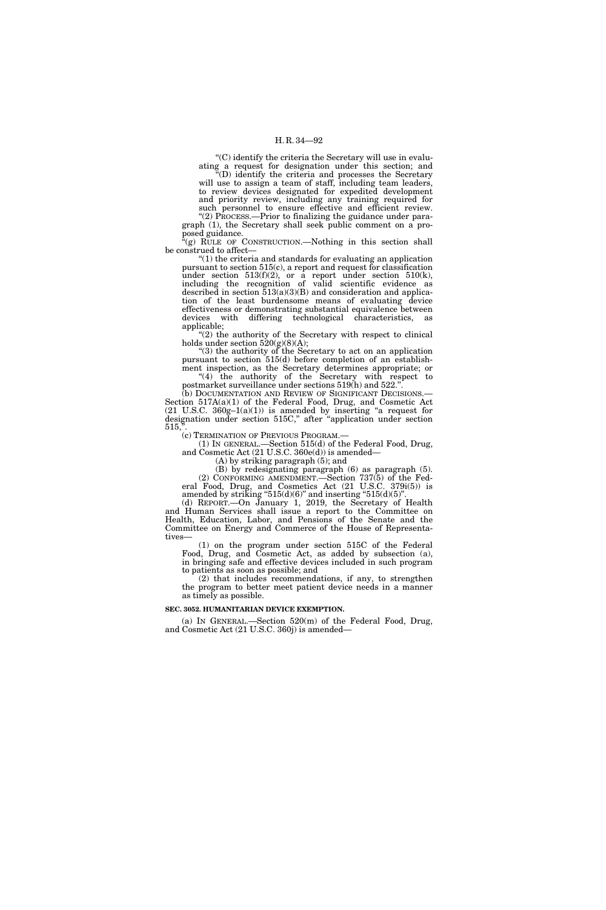"(C) identify the criteria the Secretary will use in evaluating a request for designation under this section; and

"(D) identify the criteria and processes the Secretary will use to assign a team of staff, including team leaders, to review devices designated for expedited development and priority review, including any training required for such personnel to ensure effective and efficient review.

"(2) PROCESS.—Prior to finalizing the guidance under paragraph (1), the Secretary shall seek public comment on a proposed guidance.

"(g) RULE OF CONSTRUCTION.—Nothing in this section shall be construed to affect—

"(1) the criteria and standards for evaluating an application pursuant to section 515(c), a report and request for classification under section 513(f)(2), or a report under section 510(k), including the recognition of valid scientific evidence as described in section 513(a)(3)(B) and consideration and application of the least burdensome means of evaluating device effectiveness or demonstrating substantial equivalence between devices with differing technological characteristics, as applicable;

"(2) the authority of the Secretary with respect to clinical holds under section 520(g)(8)(A);

"(3) the authority of the Secretary to act on an application pursuant to section 515(d) before completion of an establishment inspection, as the Secretary determines appropriate; or

"(4) the authority of the Secretary with respect to postmarket surveillance under sections 519(h) and 522.".

(b) DOCUMENTATION AND REVIEW OF SIGNIFICANT DECISIONS.—Section 517A(a)(1) of the Federal Food, Drug, and Cosmetic Act (21 U.S.C. 360g–1(a)(1)) is amended by inserting "a request for designation under section 515C," after "application under section 515,".

(c) TERMINATION OF PREVIOUS PROGRAM.—

(1) IN GENERAL.—Section 515(d) of the Federal Food, Drug, and Cosmetic Act (21 U.S.C. 360e(d)) is amended—

(A) by striking paragraph (5); and

(B) by redesignating paragraph (6) as paragraph (5).

(2) CONFORMING AMENDMENT.—Section 737(5) of the Federal Food, Drug, and Cosmetics Act (21 U.S.C. 379i(5)) is amended by striking "515(d)(6)" and inserting "515(d)(5)".

(d) REPORT.—On January 1, 2019, the Secretary of Health and Human Services shall issue a report to the Committee on Health, Education, Labor, and Pensions of the Senate and the Committee on Energy and Commerce of the House of Representatives—

(1) on the program under section 515C of the Federal Food, Drug, and Cosmetic Act, as added by subsection (a), in bringing safe and effective devices included in such program to patients as soon as possible; and

(2) that includes recommendations, if any, to strengthen the program to better meet patient device needs in a manner as timely as possible.

**SEC. 3052. HUMANITARIAN DEVICE EXEMPTION.**

(a) IN GENERAL.—Section 520(m) of the Federal Food, Drug, and Cosmetic Act (21 U.S.C. 360j) is amended—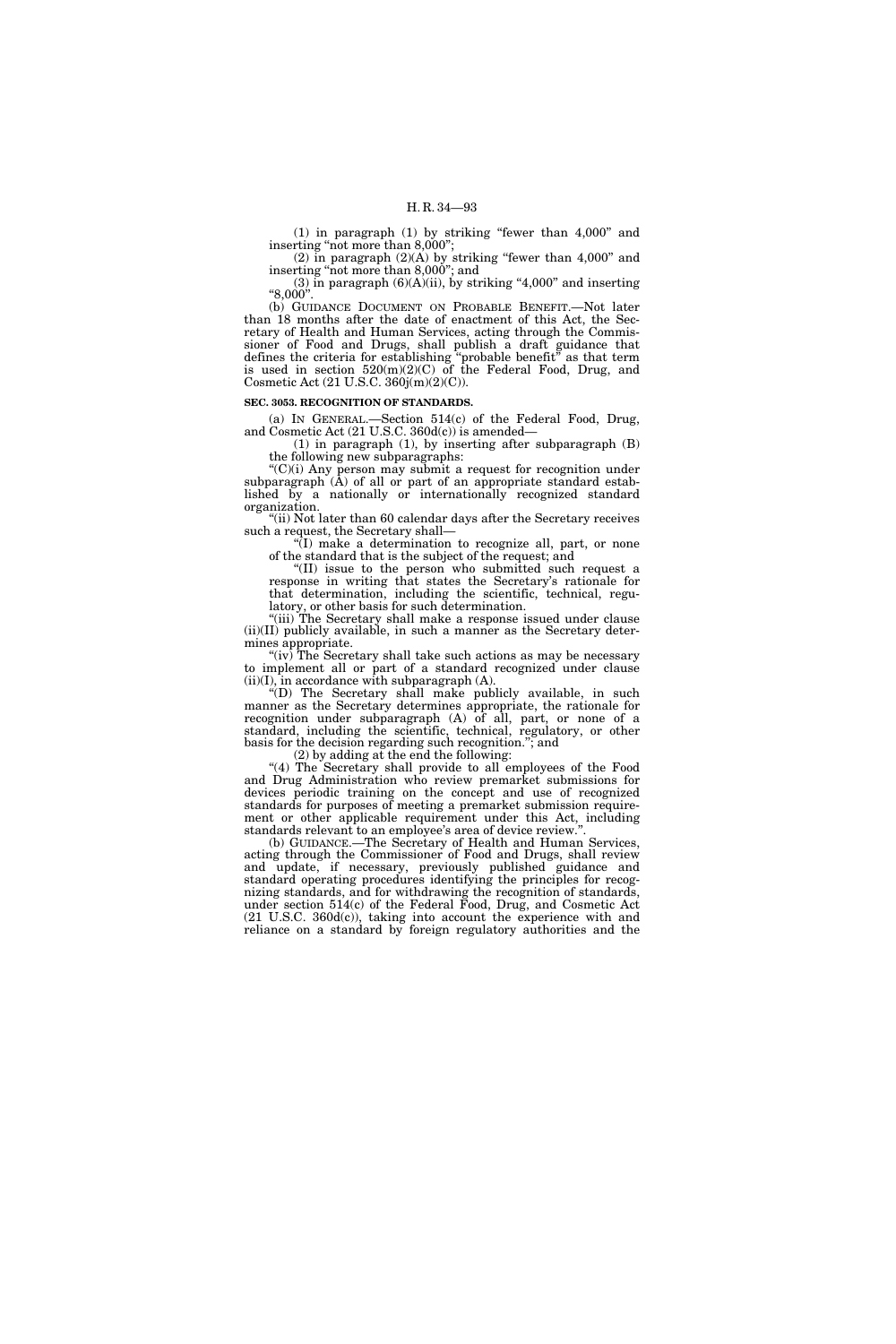(1) in paragraph (1) by striking "fewer than 4,000" and inserting "not more than 8,000";

(2) in paragraph (2)(A) by striking "fewer than 4,000" and inserting "not more than 8,000"; and

(3) in paragraph (6)(A)(ii), by striking "4,000" and inserting "8,000".

(b) GUIDANCE DOCUMENT ON PROBABLE BENEFIT.—Not later than 18 months after the date of enactment of this Act, the Secretary of Health and Human Services, acting through the Commissioner of Food and Drugs, shall publish a draft guidance that defines the criteria for establishing "probable benefit" as that term is used in section 520(m)(2)(C) of the Federal Food, Drug, and Cosmetic Act (21 U.S.C. 360j(m)(2)(C)).

**SEC. 3053. RECOGNITION OF STANDARDS.**

(a) IN GENERAL.—Section 514(c) of the Federal Food, Drug, and Cosmetic Act (21 U.S.C. 360d(c)) is amended—

(1) in paragraph (1), by inserting after subparagraph (B) the following new subparagraphs:

"(C)(i) Any person may submit a request for recognition under subparagraph (A) of all or part of an appropriate standard established by a nationally or internationally recognized standard organization.

"(ii) Not later than 60 calendar days after the Secretary receives such a request, the Secretary shall—

"(I) make a determination to recognize all, part, or none of the standard that is the subject of the request; and

"(II) issue to the person who submitted such request a response in writing that states the Secretary's rationale for that determination, including the scientific, technical, regulatory, or other basis for such determination.

"(iii) The Secretary shall make a response issued under clause (ii)(II) publicly available, in such a manner as the Secretary determines appropriate.

"(iv) The Secretary shall take such actions as may be necessary to implement all or part of a standard recognized under clause (ii)(I), in accordance with subparagraph (A).

"(D) The Secretary shall make publicly available, in such manner as the Secretary determines appropriate, the rationale for recognition under subparagraph (A) of all, part, or none of a standard, including the scientific, technical, regulatory, or other basis for the decision regarding such recognition."; and

(2) by adding at the end the following:

"(4) The Secretary shall provide to all employees of the Food and Drug Administration who review premarket submissions for devices periodic training on the concept and use of recognized standards for purposes of meeting a premarket submission requirement or other applicable requirement under this Act, including standards relevant to an employee's area of device review.".

(b) GUIDANCE.—The Secretary of Health and Human Services, acting through the Commissioner of Food and Drugs, shall review and update, if necessary, previously published guidance and standard operating procedures identifying the principles for recognizing standards, and for withdrawing the recognition of standards, under section 514(c) of the Federal Food, Drug, and Cosmetic Act (21 U.S.C. 360d(c)), taking into account the experience with and reliance on a standard by foreign regulatory authorities and the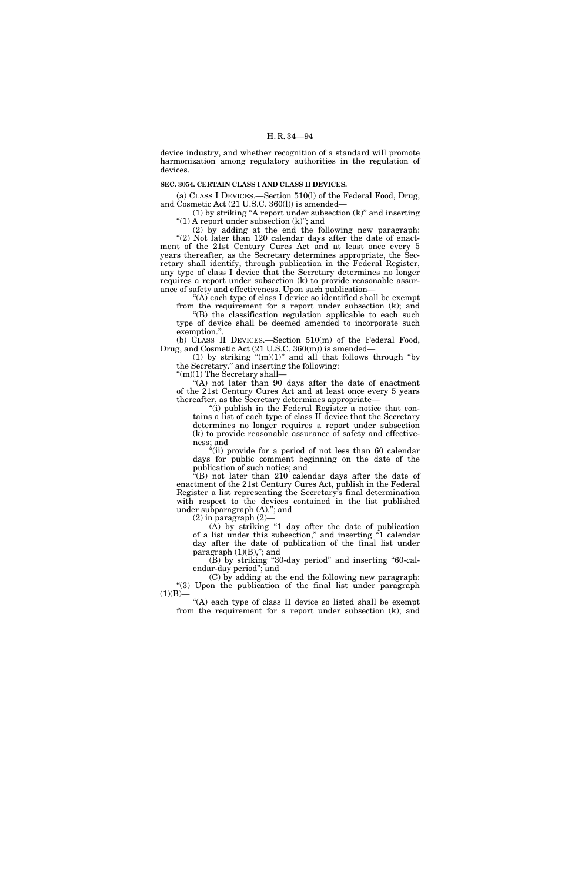device industry, and whether recognition of a standard will promote harmonization among regulatory authorities in the regulation of devices.

**SEC. 3054. CERTAIN CLASS I AND CLASS II DEVICES.**

(a) CLASS I DEVICES.—Section 510(l) of the Federal Food, Drug, and Cosmetic Act (21 U.S.C. 360(l)) is amended—

(1) by striking "A report under subsection (k)" and inserting "(1) A report under subsection (k)"; and

(2) by adding at the end the following new paragraph: "(2) Not later than 120 calendar days after the date of enactment of the 21st Century Cures Act and at least once every 5 years thereafter, as the Secretary determines appropriate, the Secretary shall identify, through publication in the Federal Register, any type of class I device that the Secretary determines no longer requires a report under subsection (k) to provide reasonable assurance of safety and effectiveness. Upon such publication—

"(A) each type of class I device so identified shall be exempt from the requirement for a report under subsection (k); and

"(B) the classification regulation applicable to each such type of device shall be deemed amended to incorporate such exemption.".

(b) CLASS II DEVICES.—Section 510(m) of the Federal Food, Drug, and Cosmetic Act (21 U.S.C. 360(m)) is amended—

(1) by striking "(m)(1)" and all that follows through "by the Secretary." and inserting the following:

"(m)(1) The Secretary shall—

"(A) not later than 90 days after the date of enactment of the 21st Century Cures Act and at least once every 5 years thereafter, as the Secretary determines appropriate—

"(i) publish in the Federal Register a notice that contains a list of each type of class II device that the Secretary determines no longer requires a report under subsection (k) to provide reasonable assurance of safety and effectiveness; and

"(ii) provide for a period of not less than 60 calendar days for public comment beginning on the date of the publication of such notice; and

"(B) not later than 210 calendar days after the date of enactment of the 21st Century Cures Act, publish in the Federal Register a list representing the Secretary's final determination with respect to the devices contained in the list published under subparagraph (A)."; and

(2) in paragraph (2)—

(A) by striking "1 day after the date of publication of a list under this subsection," and inserting "1 calendar day after the date of publication of the final list under paragraph (1)(B),"; and

(B) by striking "30-day period" and inserting "60-calendar-day period"; and

(C) by adding at the end the following new paragraph:

"(3) Upon the publication of the final list under paragraph (1)(B)—

"(A) each type of class II device so listed shall be exempt from the requirement for a report under subsection (k); and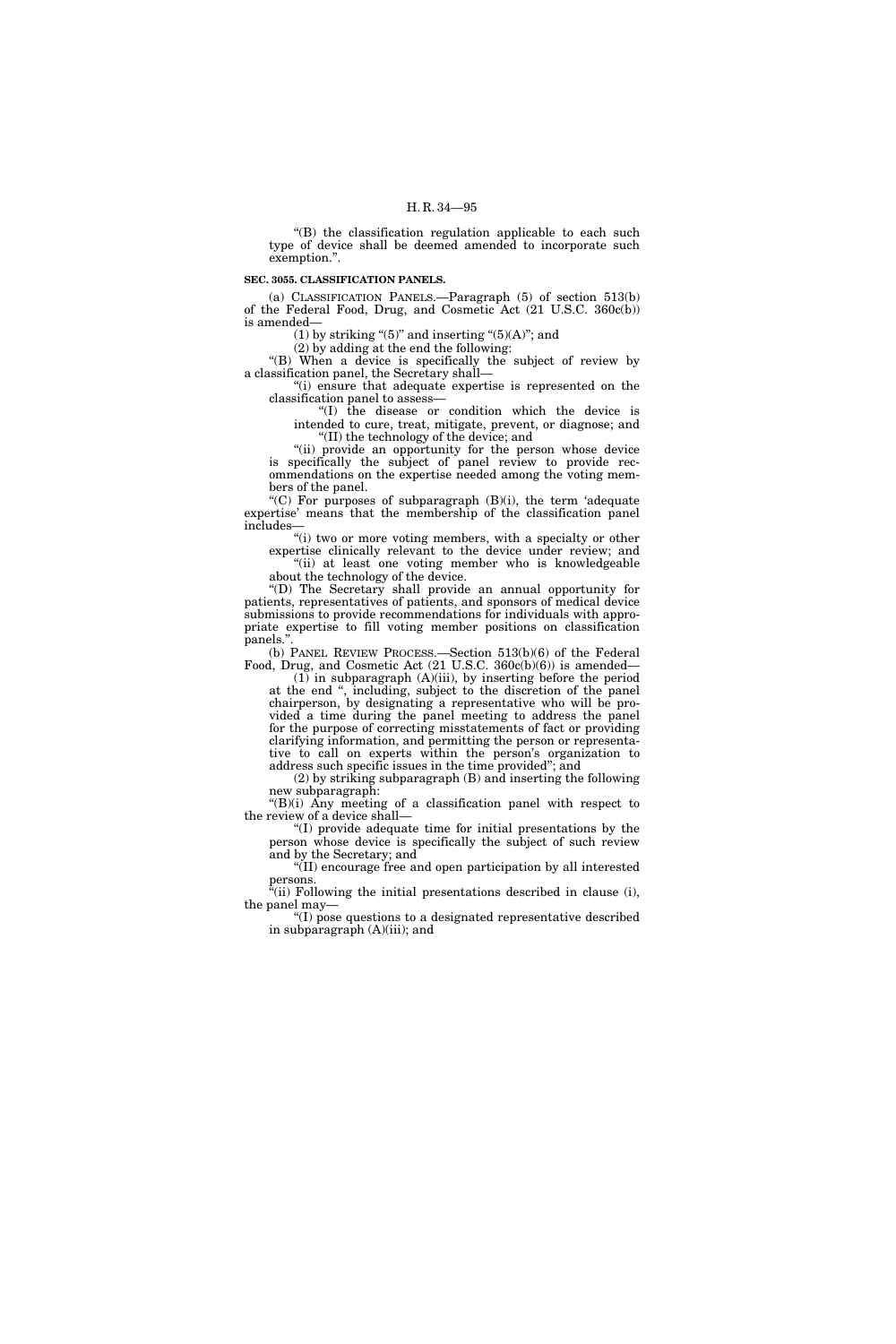"(B) the classification regulation applicable to each such type of device shall be deemed amended to incorporate such exemption.".

**SEC. 3055. CLASSIFICATION PANELS.**

(a) CLASSIFICATION PANELS.—Paragraph (5) of section 513(b) of the Federal Food, Drug, and Cosmetic Act (21 U.S.C. 360c(b)) is amended—

(1) by striking "(5)" and inserting "(5)(A)"; and

(2) by adding at the end the following:

"(B) When a device is specifically the subject of review by a classification panel, the Secretary shall—

"(i) ensure that adequate expertise is represented on the classification panel to assess—

"(I) the disease or condition which the device is intended to cure, treat, mitigate, prevent, or diagnose; and

"(II) the technology of the device; and

"(ii) provide an opportunity for the person whose device is specifically the subject of panel review to provide recommendations on the expertise needed among the voting members of the panel.

"(C) For purposes of subparagraph (B)(i), the term 'adequate expertise' means that the membership of the classification panel includes—

"(i) two or more voting members, with a specialty or other expertise clinically relevant to the device under review; and

"(ii) at least one voting member who is knowledgeable about the technology of the device.

"(D) The Secretary shall provide an annual opportunity for patients, representatives of patients, and sponsors of medical device submissions to provide recommendations for individuals with appropriate expertise to fill voting member positions on classification panels.".

(b) PANEL REVIEW PROCESS.—Section 513(b)(6) of the Federal Food, Drug, and Cosmetic Act (21 U.S.C. 360c(b)(6)) is amended—

(1) in subparagraph (A)(iii), by inserting before the period at the end ", including, subject to the discretion of the panel chairperson, by designating a representative who will be provided a time during the panel meeting to address the panel for the purpose of correcting misstatements of fact or providing clarifying information, and permitting the person or representative to call on experts within the person's organization to address such specific issues in the time provided"; and

(2) by striking subparagraph (B) and inserting the following new subparagraph:

"(B)(i) Any meeting of a classification panel with respect to the review of a device shall—

"(I) provide adequate time for initial presentations by the person whose device is specifically the subject of such review and by the Secretary; and

"(II) encourage free and open participation by all interested persons.

"(ii) Following the initial presentations described in clause (i), the panel may—

"(I) pose questions to a designated representative described in subparagraph (A)(iii); and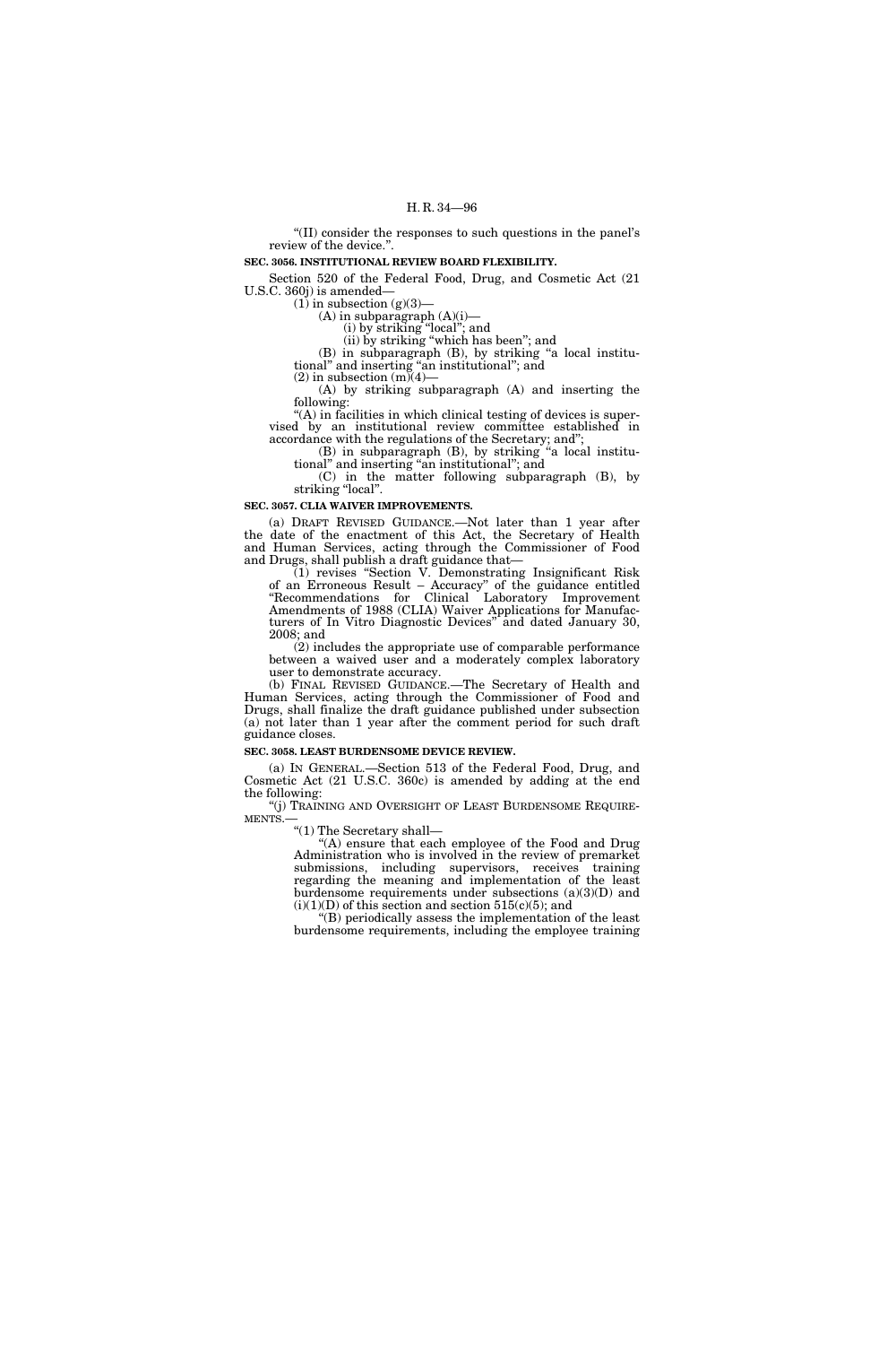"(II) consider the responses to such questions in the panel's review of the device.".

**SEC. 3056. INSTITUTIONAL REVIEW BOARD FLEXIBILITY.**

Section 520 of the Federal Food, Drug, and Cosmetic Act (21 U.S.C. 360j) is amended—

(1) in subsection (g)(3)—

(A) in subparagraph (A)(i)—

(i) by striking "local"; and

(ii) by striking "which has been"; and

(B) in subparagraph (B), by striking "a local institutional" and inserting "an institutional"; and

(2) in subsection (m)(4)—

(A) by striking subparagraph (A) and inserting the following:

"(A) in facilities in which clinical testing of devices is supervised by an institutional review committee established in accordance with the regulations of the Secretary; and";

(B) in subparagraph (B), by striking "a local institutional" and inserting "an institutional"; and

(C) in the matter following subparagraph (B), by striking "local".

**SEC. 3057. CLIA WAIVER IMPROVEMENTS.**

(a) DRAFT REVISED GUIDANCE.—Not later than 1 year after the date of the enactment of this Act, the Secretary of Health and Human Services, acting through the Commissioner of Food and Drugs, shall publish a draft guidance that—

(1) revises "Section V. Demonstrating Insignificant Risk of an Erroneous Result – Accuracy" of the guidance entitled "Recommendations for Clinical Laboratory Improvement Amendments of 1988 (CLIA) Waiver Applications for Manufacturers of In Vitro Diagnostic Devices" and dated January 30, 2008; and

(2) includes the appropriate use of comparable performance between a waived user and a moderately complex laboratory user to demonstrate accuracy.

(b) FINAL REVISED GUIDANCE.—The Secretary of Health and Human Services, acting through the Commissioner of Food and Drugs, shall finalize the draft guidance published under subsection (a) not later than 1 year after the comment period for such draft guidance closes.

**SEC. 3058. LEAST BURDENSOME DEVICE REVIEW.**

(a) IN GENERAL.—Section 513 of the Federal Food, Drug, and Cosmetic Act (21 U.S.C. 360c) is amended by adding at the end the following:

"(j) TRAINING AND OVERSIGHT OF LEAST BURDENSOME REQUIREMENTS.—

"(1) The Secretary shall—

"(A) ensure that each employee of the Food and Drug Administration who is involved in the review of premarket submissions, including supervisors, receives training regarding the meaning and implementation of the least burdensome requirements under subsections (a)(3)(D) and (i)(1)(D) of this section and section 515(c)(5); and

"(B) periodically assess the implementation of the least burdensome requirements, including the employee training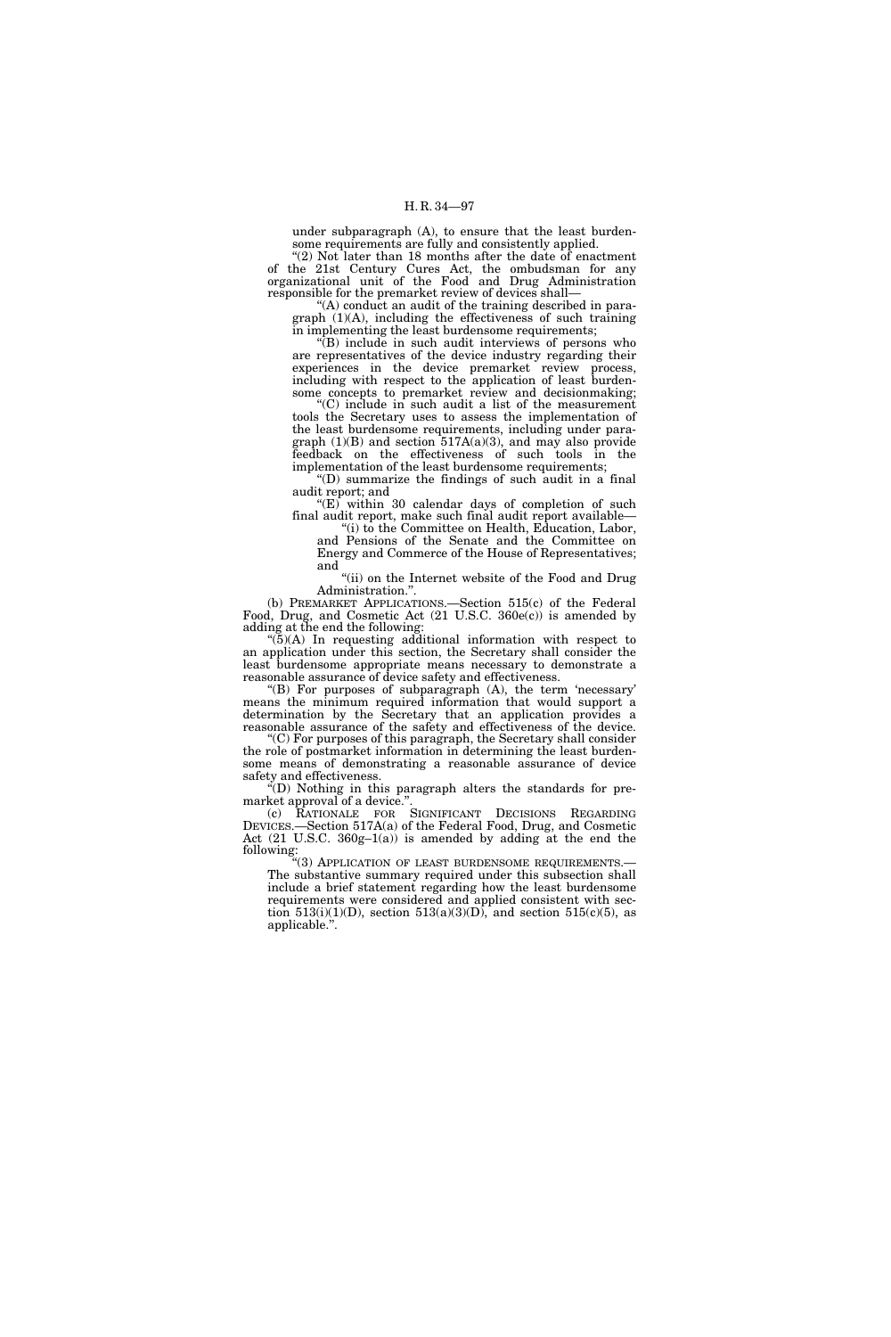under subparagraph (A), to ensure that the least burdensome requirements are fully and consistently applied.

"(2) Not later than 18 months after the date of enactment of the 21st Century Cures Act, the ombudsman for any organizational unit of the Food and Drug Administration responsible for the premarket review of devices shall—

"(A) conduct an audit of the training described in paragraph (1)(A), including the effectiveness of such training in implementing the least burdensome requirements;

"(B) include in such audit interviews of persons who are representatives of the device industry regarding their experiences in the device premarket review process, including with respect to the application of least burdensome concepts to premarket review and decisionmaking;

"(C) include in such audit a list of the measurement tools the Secretary uses to assess the implementation of the least burdensome requirements, including under paragraph (1)(B) and section 517A(a)(3), and may also provide feedback on the effectiveness of such tools in the implementation of the least burdensome requirements;

"(D) summarize the findings of such audit in a final audit report; and

"(E) within 30 calendar days of completion of such final audit report, make such final audit report available—

"(i) to the Committee on Health, Education, Labor, and Pensions of the Senate and the Committee on Energy and Commerce of the House of Representatives; and

"(ii) on the Internet website of the Food and Drug Administration.".

(b) PREMARKET APPLICATIONS.—Section 515(c) of the Federal Food, Drug, and Cosmetic Act (21 U.S.C. 360e(c)) is amended by adding at the end the following:

"(5)(A) In requesting additional information with respect to an application under this section, the Secretary shall consider the least burdensome appropriate means necessary to demonstrate a reasonable assurance of device safety and effectiveness.

"(B) For purposes of subparagraph (A), the term 'necessary' means the minimum required information that would support a determination by the Secretary that an application provides a reasonable assurance of the safety and effectiveness of the device.

"(C) For purposes of this paragraph, the Secretary shall consider the role of postmarket information in determining the least burdensome means of demonstrating a reasonable assurance of device safety and effectiveness.

"(D) Nothing in this paragraph alters the standards for premarket approval of a device.".

(c) RATIONALE FOR SIGNIFICANT DECISIONS REGARDING DEVICES.—Section 517A(a) of the Federal Food, Drug, and Cosmetic Act (21 U.S.C. 360g–1(a)) is amended by adding at the end the following:

"(3) APPLICATION OF LEAST BURDENSOME REQUIREMENTS.—The substantive summary required under this subsection shall include a brief statement regarding how the least burdensome requirements were considered and applied consistent with section 513(i)(1)(D), section 513(a)(3)(D), and section 515(c)(5), as applicable.".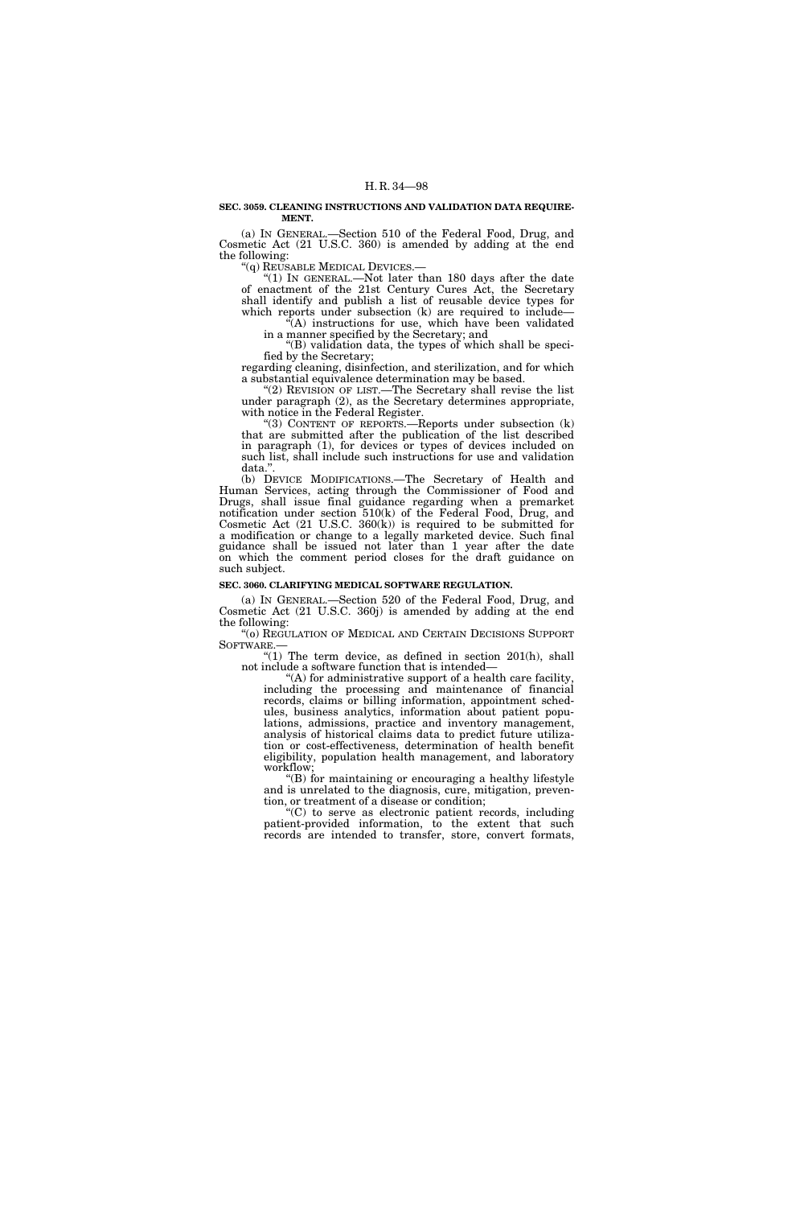**SEC. 3059. CLEANING INSTRUCTIONS AND VALIDATION DATA REQUIREMENT.**

(a) IN GENERAL.—Section 510 of the Federal Food, Drug, and Cosmetic Act (21 U.S.C. 360) is amended by adding at the end the following:

"(q) REUSABLE MEDICAL DEVICES.—

"(1) IN GENERAL.—Not later than 180 days after the date of enactment of the 21st Century Cures Act, the Secretary shall identify and publish a list of reusable device types for which reports under subsection (k) are required to include—

"(A) instructions for use, which have been validated in a manner specified by the Secretary; and

"(B) validation data, the types of which shall be specified by the Secretary;

regarding cleaning, disinfection, and sterilization, and for which a substantial equivalence determination may be based.

"(2) REVISION OF LIST.—The Secretary shall revise the list under paragraph (2), as the Secretary determines appropriate, with notice in the Federal Register.

"(3) CONTENT OF REPORTS.—Reports under subsection (k) that are submitted after the publication of the list described in paragraph (1), for devices or types of devices included on such list, shall include such instructions for use and validation data.".

(b) DEVICE MODIFICATIONS.—The Secretary of Health and Human Services, acting through the Commissioner of Food and Drugs, shall issue final guidance regarding when a premarket notification under section 510(k) of the Federal Food, Drug, and Cosmetic Act (21 U.S.C. 360(k)) is required to be submitted for a modification or change to a legally marketed device. Such final guidance shall be issued not later than 1 year after the date on which the comment period closes for the draft guidance on such subject.

**SEC. 3060. CLARIFYING MEDICAL SOFTWARE REGULATION.**

(a) IN GENERAL.—Section 520 of the Federal Food, Drug, and Cosmetic Act (21 U.S.C. 360j) is amended by adding at the end the following:

"(o) REGULATION OF MEDICAL AND CERTAIN DECISIONS SUPPORT SOFTWARE.—

"(1) The term device, as defined in section 201(h), shall not include a software function that is intended—

"(A) for administrative support of a health care facility, including the processing and maintenance of financial records, claims or billing information, appointment schedules, business analytics, information about patient populations, admissions, practice and inventory management, analysis of historical claims data to predict future utilization or cost-effectiveness, determination of health benefit eligibility, population health management, and laboratory workflow;

"(B) for maintaining or encouraging a healthy lifestyle and is unrelated to the diagnosis, cure, mitigation, prevention, or treatment of a disease or condition;

"(C) to serve as electronic patient records, including patient-provided information, to the extent that such records are intended to transfer, store, convert formats,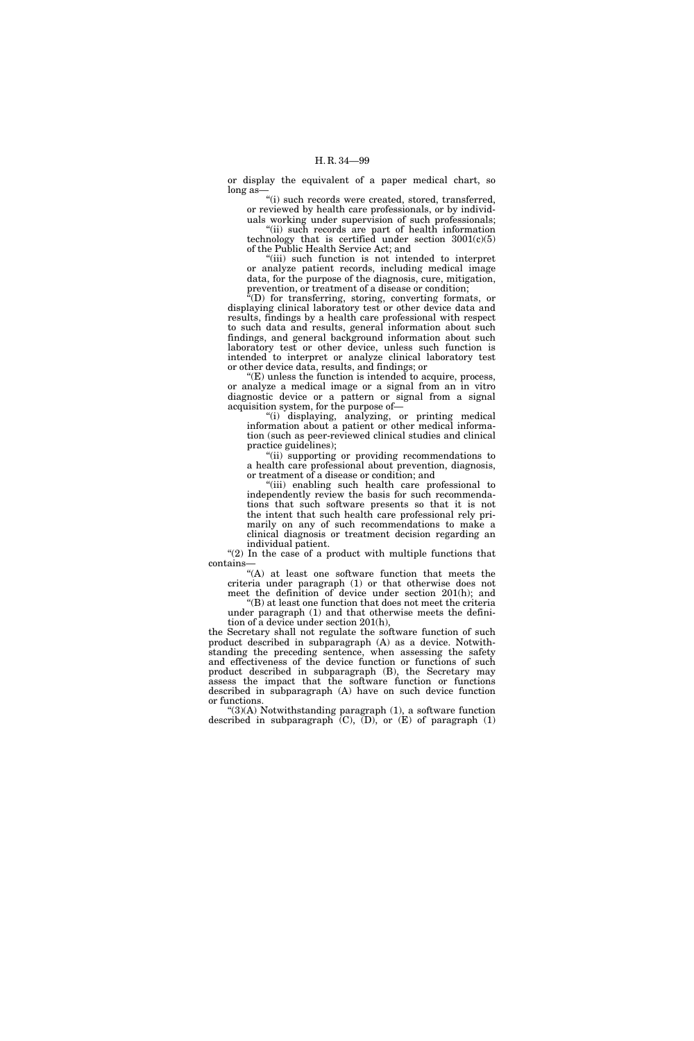or display the equivalent of a paper medical chart, so long as—

"(i) such records were created, stored, transferred, or reviewed by health care professionals, or by individuals working under supervision of such professionals;

"(ii) such records are part of health information technology that is certified under section 3001(c)(5) of the Public Health Service Act; and

"(iii) such function is not intended to interpret or analyze patient records, including medical image data, for the purpose of the diagnosis, cure, mitigation, prevention, or treatment of a disease or condition;

"(D) for transferring, storing, converting formats, or displaying clinical laboratory test or other device data and results, findings by a health care professional with respect to such data and results, general information about such findings, and general background information about such laboratory test or other device, unless such function is intended to interpret or analyze clinical laboratory test or other device data, results, and findings; or

"(E) unless the function is intended to acquire, process, or analyze a medical image or a signal from an in vitro diagnostic device or a pattern or signal from a signal acquisition system, for the purpose of—

"(i) displaying, analyzing, or printing medical information about a patient or other medical information (such as peer-reviewed clinical studies and clinical practice guidelines);

"(ii) supporting or providing recommendations to a health care professional about prevention, diagnosis, or treatment of a disease or condition; and

"(iii) enabling such health care professional to independently review the basis for such recommendations that such software presents so that it is not the intent that such health care professional rely primarily on any of such recommendations to make a clinical diagnosis or treatment decision regarding an individual patient.

"(2) In the case of a product with multiple functions that contains—

"(A) at least one software function that meets the criteria under paragraph (1) or that otherwise does not meet the definition of device under section 201(h); and

"(B) at least one function that does not meet the criteria under paragraph (1) and that otherwise meets the definition of a device under section 201(h),

the Secretary shall not regulate the software function of such product described in subparagraph (A) as a device. Notwithstanding the preceding sentence, when assessing the safety and effectiveness of the device function or functions of such product described in subparagraph (B), the Secretary may assess the impact that the software function or functions described in subparagraph (A) have on such device function or functions.

"(3)(A) Notwithstanding paragraph (1), a software function described in subparagraph (C), (D), or (E) of paragraph (1)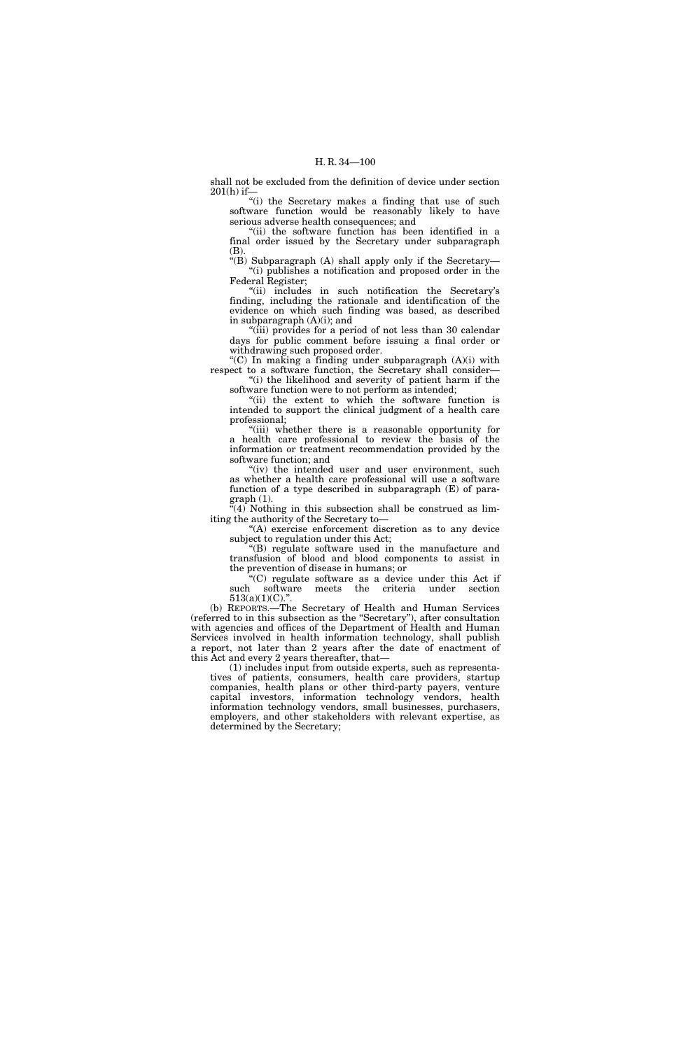shall not be excluded from the definition of device under section 201(h) if—

"(i) the Secretary makes a finding that use of such software function would be reasonably likely to have serious adverse health consequences; and

"(ii) the software function has been identified in a final order issued by the Secretary under subparagraph (B).

"(B) Subparagraph (A) shall apply only if the Secretary—

"(i) publishes a notification and proposed order in the Federal Register;

"(ii) includes in such notification the Secretary's finding, including the rationale and identification of the evidence on which such finding was based, as described in subparagraph (A)(i); and

"(iii) provides for a period of not less than 30 calendar days for public comment before issuing a final order or withdrawing such proposed order.

"(C) In making a finding under subparagraph (A)(i) with respect to a software function, the Secretary shall consider—

"(i) the likelihood and severity of patient harm if the software function were to not perform as intended;

"(ii) the extent to which the software function is intended to support the clinical judgment of a health care professional;

"(iii) whether there is a reasonable opportunity for a health care professional to review the basis of the information or treatment recommendation provided by the software function; and

"(iv) the intended user and user environment, such as whether a health care professional will use a software function of a type described in subparagraph (E) of paragraph (1).

"(4) Nothing in this subsection shall be construed as limiting the authority of the Secretary to—

"(A) exercise enforcement discretion as to any device subject to regulation under this Act;

"(B) regulate software used in the manufacture and transfusion of blood and blood components to assist in the prevention of disease in humans; or

"(C) regulate software as a device under this Act if such software meets the criteria under section 513(a)(1)(C).".

(b) REPORTS.—The Secretary of Health and Human Services (referred to in this subsection as the "Secretary"), after consultation with agencies and offices of the Department of Health and Human Services involved in health information technology, shall publish a report, not later than 2 years after the date of enactment of this Act and every 2 years thereafter, that—

(1) includes input from outside experts, such as representatives of patients, consumers, health care providers, startup companies, health plans or other third-party payers, venture capital investors, information technology vendors, health information technology vendors, small businesses, purchasers, employers, and other stakeholders with relevant expertise, as determined by the Secretary;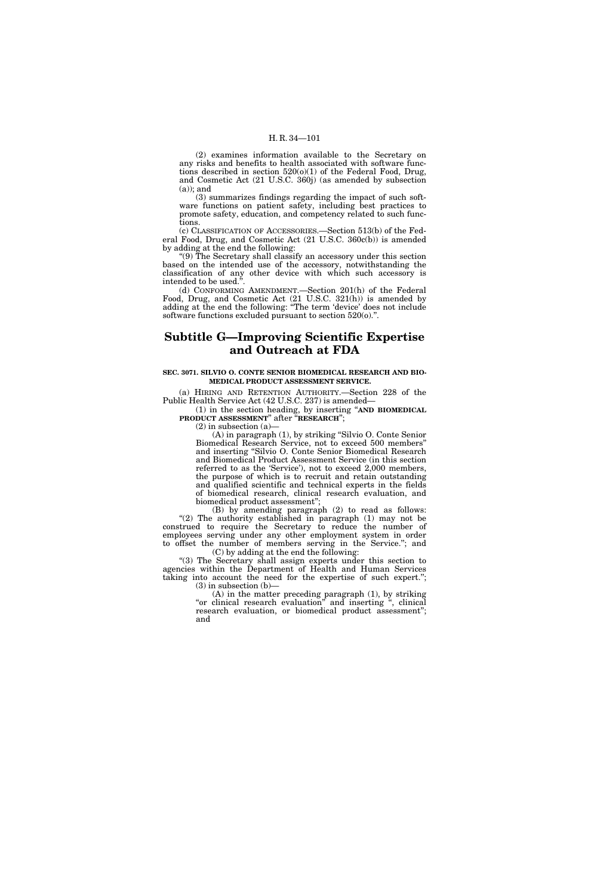(2) examines information available to the Secretary on any risks and benefits to health associated with software functions described in section 520(o)(1) of the Federal Food, Drug, and Cosmetic Act (21 U.S.C. 360j) (as amended by subsection (a)); and

(3) summarizes findings regarding the impact of such software functions on patient safety, including best practices to promote safety, education, and competency related to such functions.

(c) CLASSIFICATION OF ACCESSORIES.—Section 513(b) of the Federal Food, Drug, and Cosmetic Act (21 U.S.C. 360c(b)) is amended by adding at the end the following:

"(9) The Secretary shall classify an accessory under this section based on the intended use of the accessory, notwithstanding the classification of any other device with which such accessory is intended to be used.".

(d) CONFORMING AMENDMENT.—Section 201(h) of the Federal Food, Drug, and Cosmetic Act (21 U.S.C. 321(h)) is amended by adding at the end the following: "The term 'device' does not include software functions excluded pursuant to section 520(o).".

## Subtitle G—Improving Scientific Expertise and Outreach at FDA

### SEC. 3071. SILVIO O. CONTE SENIOR BIOMEDICAL RESEARCH AND BIOMEDICAL PRODUCT ASSESSMENT SERVICE.

(a) HIRING AND RETENTION AUTHORITY.—Section 228 of the Public Health Service Act (42 U.S.C. 237) is amended—

(1) in the section heading, by inserting "**AND BIOMEDICAL PRODUCT ASSESSMENT**" after "**RESEARCH**";

(2) in subsection (a)—

(A) in paragraph (1), by striking "Silvio O. Conte Senior Biomedical Research Service, not to exceed 500 members" and inserting "Silvio O. Conte Senior Biomedical Research and Biomedical Product Assessment Service (in this section referred to as the 'Service'), not to exceed 2,000 members, the purpose of which is to recruit and retain outstanding and qualified scientific and technical experts in the fields of biomedical research, clinical research evaluation, and biomedical product assessment";

(B) by amending paragraph (2) to read as follows:

"(2) The authority established in paragraph (1) may not be construed to require the Secretary to reduce the number of employees serving under any other employment system in order to offset the number of members serving in the Service."; and

(C) by adding at the end the following:

"(3) The Secretary shall assign experts under this section to agencies within the Department of Health and Human Services taking into account the need for the expertise of such expert.";

(3) in subsection (b)—

(A) in the matter preceding paragraph (1), by striking "or clinical research evaluation" and inserting ", clinical research evaluation, or biomedical product assessment"; and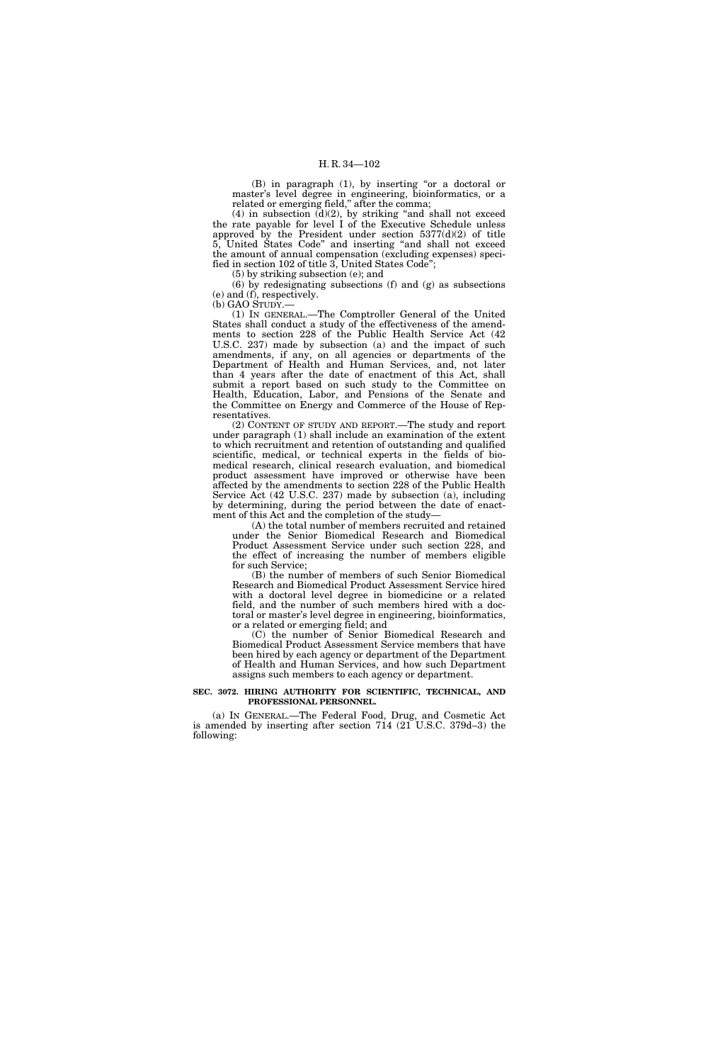(B) in paragraph (1), by inserting "or a doctoral or master's level degree in engineering, bioinformatics, or a related or emerging field," after the comma;

(4) in subsection (d)(2), by striking "and shall not exceed the rate payable for level I of the Executive Schedule unless approved by the President under section 5377(d)(2) of title 5, United States Code" and inserting "and shall not exceed the amount of annual compensation (excluding expenses) specified in section 102 of title 3, United States Code";

(5) by striking subsection (e); and

(6) by redesignating subsections (f) and (g) as subsections (e) and (f), respectively.

(b) GAO STUDY.—

(1) IN GENERAL.—The Comptroller General of the United States shall conduct a study of the effectiveness of the amendments to section 228 of the Public Health Service Act (42 U.S.C. 237) made by subsection (a) and the impact of such amendments, if any, on all agencies or departments of the Department of Health and Human Services, and, not later than 4 years after the date of enactment of this Act, shall submit a report based on such study to the Committee on Health, Education, Labor, and Pensions of the Senate and the Committee on Energy and Commerce of the House of Representatives.

(2) CONTENT OF STUDY AND REPORT.—The study and report under paragraph (1) shall include an examination of the extent to which recruitment and retention of outstanding and qualified scientific, medical, or technical experts in the fields of biomedical research, clinical research evaluation, and biomedical product assessment have improved or otherwise have been affected by the amendments to section 228 of the Public Health Service Act (42 U.S.C. 237) made by subsection (a), including by determining, during the period between the date of enactment of this Act and the completion of the study—

(A) the total number of members recruited and retained under the Senior Biomedical Research and Biomedical Product Assessment Service under such section 228, and the effect of increasing the number of members eligible for such Service;

(B) the number of members of such Senior Biomedical Research and Biomedical Product Assessment Service hired with a doctoral level degree in biomedicine or a related field, and the number of such members hired with a doctoral or master's level degree in engineering, bioinformatics, or a related or emerging field; and

(C) the number of Senior Biomedical Research and Biomedical Product Assessment Service members that have been hired by each agency or department of the Department of Health and Human Services, and how such Department assigns such members to each agency or department.

**SEC. 3072. HIRING AUTHORITY FOR SCIENTIFIC, TECHNICAL, AND PROFESSIONAL PERSONNEL.**

(a) IN GENERAL.—The Federal Food, Drug, and Cosmetic Act is amended by inserting after section 714 (21 U.S.C. 379d–3) the following: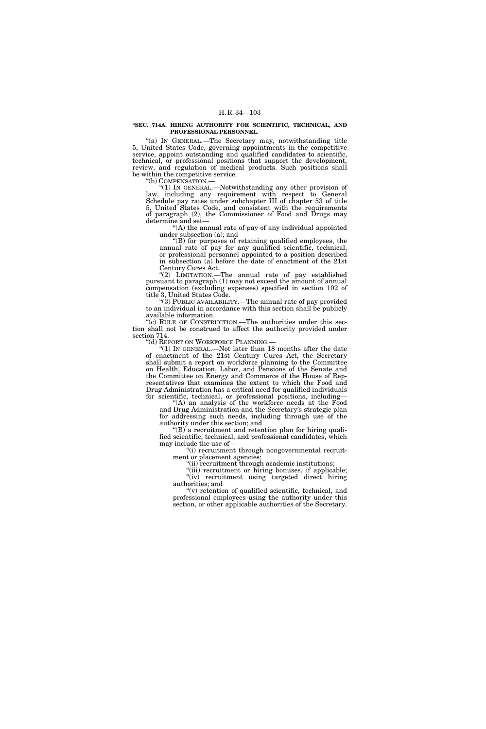**"SEC. 714A. HIRING AUTHORITY FOR SCIENTIFIC, TECHNICAL, AND PROFESSIONAL PERSONNEL.**

"(a) IN GENERAL.—The Secretary may, notwithstanding title 5, United States Code, governing appointments in the competitive service, appoint outstanding and qualified candidates to scientific, technical, or professional positions that support the development, review, and regulation of medical products. Such positions shall be within the competitive service.

"(b) COMPENSATION.—

"(1) IN GENERAL.—Notwithstanding any other provision of law, including any requirement with respect to General Schedule pay rates under subchapter III of chapter 53 of title 5, United States Code, and consistent with the requirements of paragraph (2), the Commissioner of Food and Drugs may determine and set—

"(A) the annual rate of pay of any individual appointed under subsection (a); and

"(B) for purposes of retaining qualified employees, the annual rate of pay for any qualified scientific, technical, or professional personnel appointed to a position described in subsection (a) before the date of enactment of the 21st Century Cures Act.

"(2) LIMITATION.—The annual rate of pay established pursuant to paragraph (1) may not exceed the amount of annual compensation (excluding expenses) specified in section 102 of title 3, United States Code.

"(3) PUBLIC AVAILABILITY.—The annual rate of pay provided to an individual in accordance with this section shall be publicly available information.

"(c) RULE OF CONSTRUCTION.—The authorities under this section shall not be construed to affect the authority provided under section 714.

"(d) REPORT ON WORKFORCE PLANNING.—

"(1) IN GENERAL.—Not later than 18 months after the date of enactment of the 21st Century Cures Act, the Secretary shall submit a report on workforce planning to the Committee on Health, Education, Labor, and Pensions of the Senate and the Committee on Energy and Commerce of the House of Representatives that examines the extent to which the Food and Drug Administration has a critical need for qualified individuals for scientific, technical, or professional positions, including—

"(A) an analysis of the workforce needs at the Food and Drug Administration and the Secretary's strategic plan for addressing such needs, including through use of the authority under this section; and

"(B) a recruitment and retention plan for hiring qualified scientific, technical, and professional candidates, which may include the use of—

"(i) recruitment through nongovernmental recruitment or placement agencies;

"(ii) recruitment through academic institutions;

"(iii) recruitment or hiring bonuses, if applicable;

"(iv) recruitment using targeted direct hiring authorities; and

"(v) retention of qualified scientific, technical, and professional employees using the authority under this section, or other applicable authorities of the Secretary.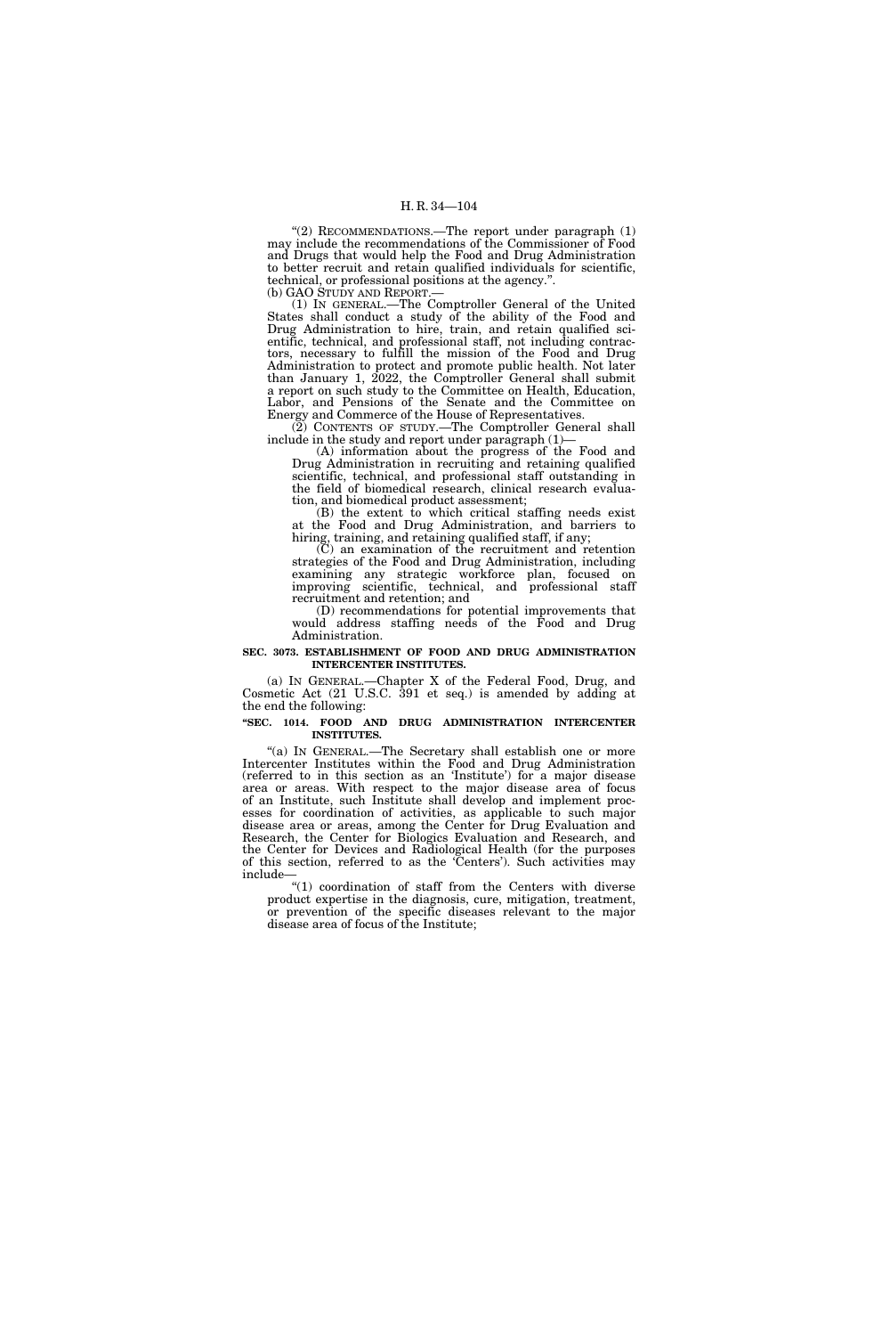"(2) RECOMMENDATIONS.—The report under paragraph (1) may include the recommendations of the Commissioner of Food and Drugs that would help the Food and Drug Administration to better recruit and retain qualified individuals for scientific, technical, or professional positions at the agency.".

(b) GAO STUDY AND REPORT.—

(1) IN GENERAL.—The Comptroller General of the United States shall conduct a study of the ability of the Food and Drug Administration to hire, train, and retain qualified scientific, technical, and professional staff, not including contractors, necessary to fulfill the mission of the Food and Drug Administration to protect and promote public health. Not later than January 1, 2022, the Comptroller General shall submit a report on such study to the Committee on Health, Education, Labor, and Pensions of the Senate and the Committee on Energy and Commerce of the House of Representatives.

(2) CONTENTS OF STUDY.—The Comptroller General shall include in the study and report under paragraph (1)—

(A) information about the progress of the Food and Drug Administration in recruiting and retaining qualified scientific, technical, and professional staff outstanding in the field of biomedical research, clinical research evaluation, and biomedical product assessment;

(B) the extent to which critical staffing needs exist at the Food and Drug Administration, and barriers to hiring, training, and retaining qualified staff, if any;

(C) an examination of the recruitment and retention strategies of the Food and Drug Administration, including examining any strategic workforce plan, focused on improving scientific, technical, and professional staff recruitment and retention; and

(D) recommendations for potential improvements that would address staffing needs of the Food and Drug Administration.

**SEC. 3073. ESTABLISHMENT OF FOOD AND DRUG ADMINISTRATION INTERCENTER INSTITUTES.**

(a) IN GENERAL.—Chapter X of the Federal Food, Drug, and Cosmetic Act (21 U.S.C. 391 et seq.) is amended by adding at the end the following:

**"SEC. 1014. FOOD AND DRUG ADMINISTRATION INTERCENTER INSTITUTES.**

"(a) IN GENERAL.—The Secretary shall establish one or more Intercenter Institutes within the Food and Drug Administration (referred to in this section as an 'Institute') for a major disease area or areas. With respect to the major disease area of focus of an Institute, such Institute shall develop and implement processes for coordination of activities, as applicable to such major disease area or areas, among the Center for Drug Evaluation and Research, the Center for Biologics Evaluation and Research, and the Center for Devices and Radiological Health (for the purposes of this section, referred to as the 'Centers'). Such activities may include—

"(1) coordination of staff from the Centers with diverse product expertise in the diagnosis, cure, mitigation, treatment, or prevention of the specific diseases relevant to the major disease area of focus of the Institute;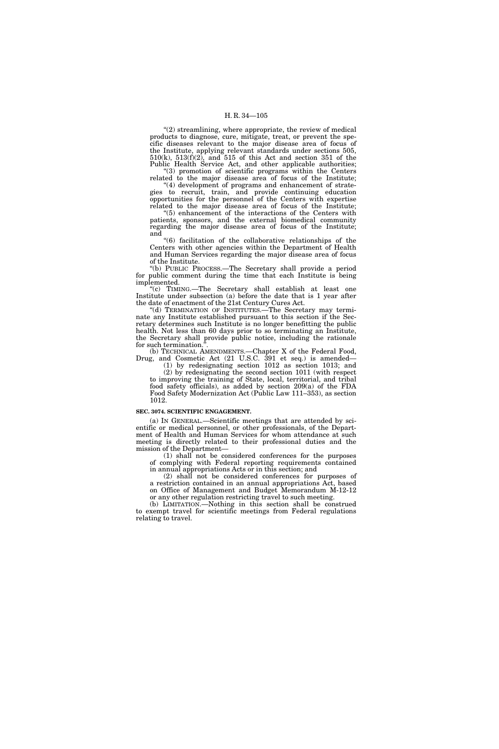"(2) streamlining, where appropriate, the review of medical products to diagnose, cure, mitigate, treat, or prevent the specific diseases relevant to the major disease area of focus of the Institute, applying relevant standards under sections 505, 510(k), 513(f)(2), and 515 of this Act and section 351 of the Public Health Service Act, and other applicable authorities;

"(3) promotion of scientific programs within the Centers related to the major disease area of focus of the Institute;

"(4) development of programs and enhancement of strategies to recruit, train, and provide continuing education opportunities for the personnel of the Centers with expertise related to the major disease area of focus of the Institute;

"(5) enhancement of the interactions of the Centers with patients, sponsors, and the external biomedical community regarding the major disease area of focus of the Institute; and

"(6) facilitation of the collaborative relationships of the Centers with other agencies within the Department of Health and Human Services regarding the major disease area of focus of the Institute.

"(b) PUBLIC PROCESS.—The Secretary shall provide a period for public comment during the time that each Institute is being implemented.

"(c) TIMING.—The Secretary shall establish at least one Institute under subsection (a) before the date that is 1 year after the date of enactment of the 21st Century Cures Act.

"(d) TERMINATION OF INSTITUTES.—The Secretary may terminate any Institute established pursuant to this section if the Secretary determines such Institute is no longer benefitting the public health. Not less than 60 days prior to so terminating an Institute, the Secretary shall provide public notice, including the rationale for such termination.".

(b) TECHNICAL AMENDMENTS.—Chapter X of the Federal Food, Drug, and Cosmetic Act (21 U.S.C. 391 et seq.) is amended—

(1) by redesignating section 1012 as section 1013; and

(2) by redesignating the second section 1011 (with respect to improving the training of State, local, territorial, and tribal food safety officials), as added by section 209(a) of the FDA Food Safety Modernization Act (Public Law 111–353), as section 1012.

**SEC. 3074. SCIENTIFIC ENGAGEMENT.**

(a) IN GENERAL.—Scientific meetings that are attended by scientific or medical personnel, or other professionals, of the Department of Health and Human Services for whom attendance at such meeting is directly related to their professional duties and the mission of the Department—

(1) shall not be considered conferences for the purposes of complying with Federal reporting requirements contained in annual appropriations Acts or in this section; and

(2) shall not be considered conferences for purposes of a restriction contained in an annual appropriations Act, based on Office of Management and Budget Memorandum M-12-12 or any other regulation restricting travel to such meeting.

(b) LIMITATION.—Nothing in this section shall be construed to exempt travel for scientific meetings from Federal regulations relating to travel.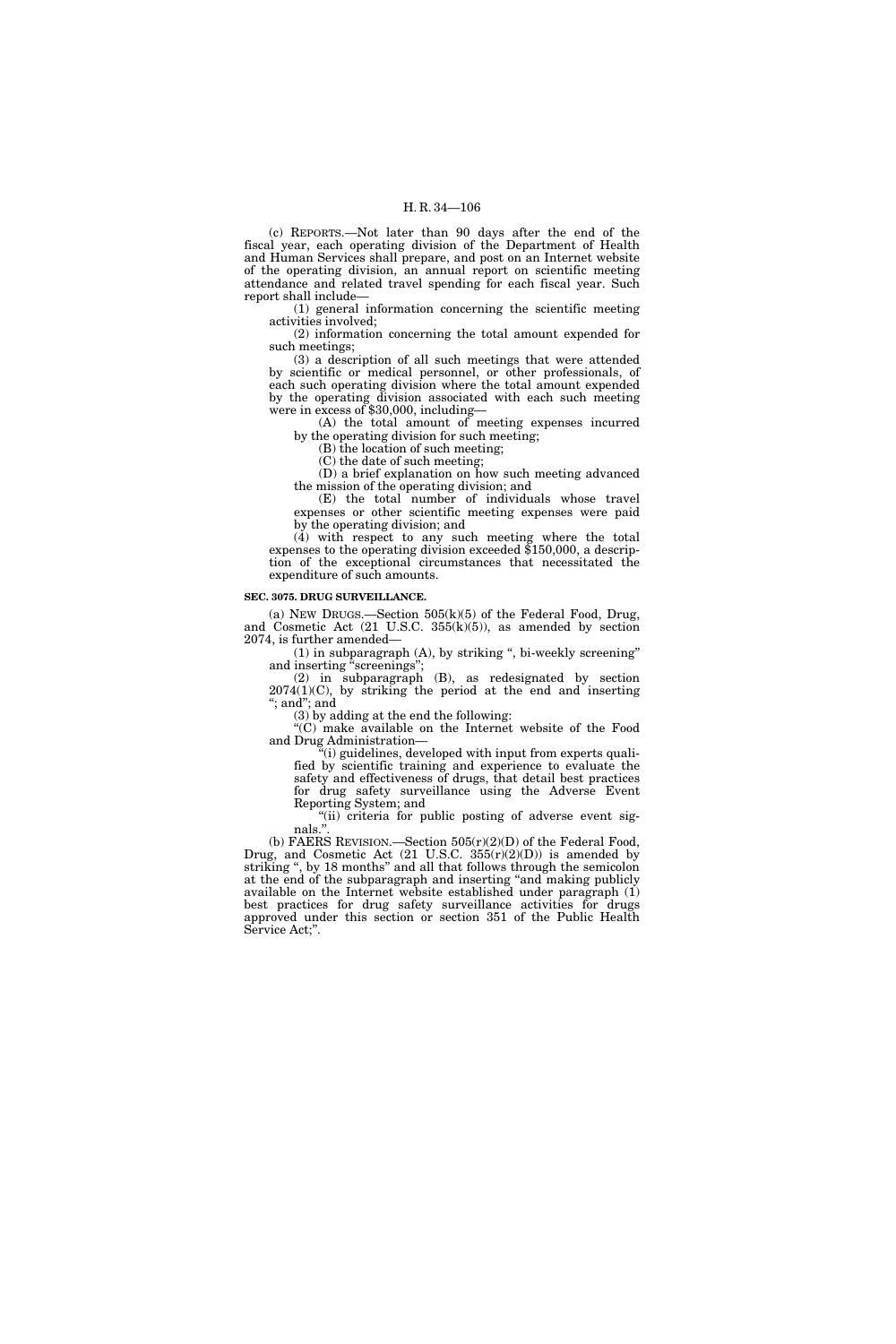(c) REPORTS.—Not later than 90 days after the end of the fiscal year, each operating division of the Department of Health and Human Services shall prepare, and post on an Internet website of the operating division, an annual report on scientific meeting attendance and related travel spending for each fiscal year. Such report shall include—

(1) general information concerning the scientific meeting activities involved;

(2) information concerning the total amount expended for such meetings;

(3) a description of all such meetings that were attended by scientific or medical personnel, or other professionals, of each such operating division where the total amount expended by the operating division associated with each such meeting were in excess of $30,000, including—

(A) the total amount of meeting expenses incurred by the operating division for such meeting;

(B) the location of such meeting;

(C) the date of such meeting;

(D) a brief explanation on how such meeting advanced the mission of the operating division; and

(E) the total number of individuals whose travel expenses or other scientific meeting expenses were paid by the operating division; and

(4) with respect to any such meeting where the total expenses to the operating division exceeded $150,000, a description of the exceptional circumstances that necessitated the expenditure of such amounts.

**SEC. 3075. DRUG SURVEILLANCE.**

(a) NEW DRUGS.—Section 505(k)(5) of the Federal Food, Drug, and Cosmetic Act (21 U.S.C. 355(k)(5)), as amended by section 2074, is further amended—

(1) in subparagraph (A), by striking ", bi-weekly screening" and inserting "screenings";

(2) in subparagraph (B), as redesignated by section 2074(1)(C), by striking the period at the end and inserting "; and"; and

(3) by adding at the end the following:

"(C) make available on the Internet website of the Food and Drug Administration—

"(i) guidelines, developed with input from experts qualified by scientific training and experience to evaluate the safety and effectiveness of drugs, that detail best practices for drug safety surveillance using the Adverse Event Reporting System; and

"(ii) criteria for public posting of adverse event signals.".

(b) FAERS REVISION.—Section 505(r)(2)(D) of the Federal Food, Drug, and Cosmetic Act (21 U.S.C. 355(r)(2)(D)) is amended by striking ", by 18 months" and all that follows through the semicolon at the end of the subparagraph and inserting "and making publicly available on the Internet website established under paragraph (1) best practices for drug safety surveillance activities for drugs approved under this section or section 351 of the Public Health Service Act;".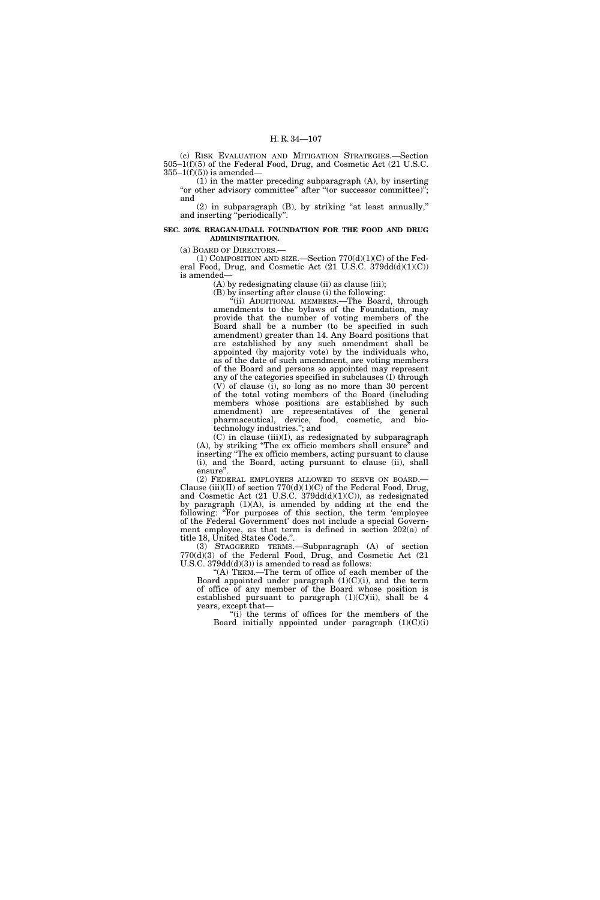(c) RISK EVALUATION AND MITIGATION STRATEGIES.—Section 505–1(f)(5) of the Federal Food, Drug, and Cosmetic Act (21 U.S.C. 355–1(f)(5)) is amended—

(1) in the matter preceding subparagraph (A), by inserting "or other advisory committee" after "(or successor committee)"; and

(2) in subparagraph (B), by striking "at least annually," and inserting "periodically".

**SEC. 3076. REAGAN-UDALL FOUNDATION FOR THE FOOD AND DRUG ADMINISTRATION.**

(a) BOARD OF DIRECTORS.—

(1) COMPOSITION AND SIZE.—Section 770(d)(1)(C) of the Federal Food, Drug, and Cosmetic Act (21 U.S.C. 379dd(d)(1)(C)) is amended—

(A) by redesignating clause (ii) as clause (iii);

(B) by inserting after clause (i) the following:

"(ii) ADDITIONAL MEMBERS.—The Board, through amendments to the bylaws of the Foundation, may provide that the number of voting members of the Board shall be a number (to be specified in such amendment) greater than 14. Any Board positions that are established by any such amendment shall be appointed (by majority vote) by the individuals who, as of the date of such amendment, are voting members of the Board and persons so appointed may represent any of the categories specified in subclauses (I) through (V) of clause (i), so long as no more than 30 percent of the total voting members of the Board (including members whose positions are established by such amendment) are representatives of the general pharmaceutical, device, food, cosmetic, and biotechnology industries."; and

(C) in clause (iii)(I), as redesignated by subparagraph (A), by striking "The ex officio members shall ensure" and inserting "The ex officio members, acting pursuant to clause (i), and the Board, acting pursuant to clause (ii), shall ensure".

(2) FEDERAL EMPLOYEES ALLOWED TO SERVE ON BOARD.—Clause (iii)(II) of section 770(d)(1)(C) of the Federal Food, Drug, and Cosmetic Act (21 U.S.C. 379dd(d)(1)(C)), as redesignated by paragraph (1)(A), is amended by adding at the end the following: "For purposes of this section, the term 'employee of the Federal Government' does not include a special Government employee, as that term is defined in section 202(a) of title 18, United States Code.".

(3) STAGGERED TERMS.—Subparagraph (A) of section 770(d)(3) of the Federal Food, Drug, and Cosmetic Act (21 U.S.C. 379dd(d)(3)) is amended to read as follows:

"(A) TERM.—The term of office of each member of the Board appointed under paragraph (1)(C)(i), and the term of office of any member of the Board whose position is established pursuant to paragraph (1)(C)(ii), shall be 4 years, except that—

"(i) the terms of offices for the members of the Board initially appointed under paragraph (1)(C)(i)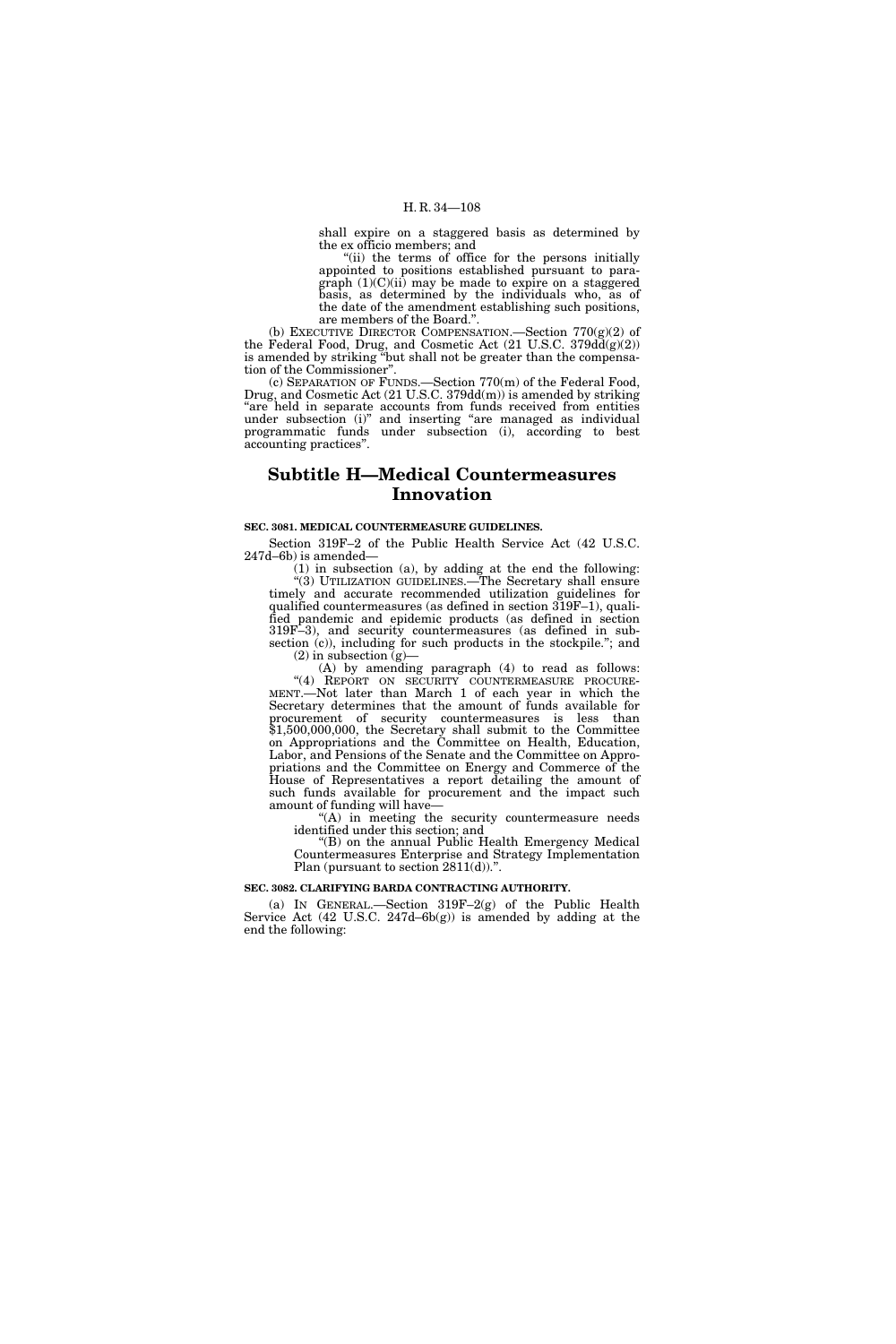shall expire on a staggered basis as determined by the ex officio members; and

"(ii) the terms of office for the persons initially appointed to positions established pursuant to paragraph (1)(C)(ii) may be made to expire on a staggered basis, as determined by the individuals who, as of the date of the amendment establishing such positions, are members of the Board.".

(b) EXECUTIVE DIRECTOR COMPENSATION.—Section 770(g)(2) of the Federal Food, Drug, and Cosmetic Act (21 U.S.C. 379dd(g)(2)) is amended by striking "but shall not be greater than the compensation of the Commissioner".

(c) SEPARATION OF FUNDS.—Section 770(m) of the Federal Food, Drug, and Cosmetic Act (21 U.S.C. 379dd(m)) is amended by striking "are held in separate accounts from funds received from entities under subsection (i)" and inserting "are managed as individual programmatic funds under subsection (i), according to best accounting practices".

## Subtitle H—Medical Countermeasures Innovation

**SEC. 3081. MEDICAL COUNTERMEASURE GUIDELINES.**

Section 319F–2 of the Public Health Service Act (42 U.S.C. 247d–6b) is amended—

(1) in subsection (a), by adding at the end the following:

"(3) UTILIZATION GUIDELINES.—The Secretary shall ensure timely and accurate recommended utilization guidelines for qualified countermeasures (as defined in section 319F–1), qualified pandemic and epidemic products (as defined in section 319F–3), and security countermeasures (as defined in subsection (c)), including for such products in the stockpile."; and

(2) in subsection (g)—

(A) by amending paragraph (4) to read as follows:

"(4) REPORT ON SECURITY COUNTERMEASURE PROCUREMENT.—Not later than March 1 of each year in which the Secretary determines that the amount of funds available for procurement of security countermeasures is less than $1,500,000,000, the Secretary shall submit to the Committee on Appropriations and the Committee on Health, Education, Labor, and Pensions of the Senate and the Committee on Appropriations and the Committee on Energy and Commerce of the House of Representatives a report detailing the amount of such funds available for procurement and the impact such amount of funding will have—

"(A) in meeting the security countermeasure needs identified under this section; and

"(B) on the annual Public Health Emergency Medical Countermeasures Enterprise and Strategy Implementation Plan (pursuant to section 2811(d)).".

**SEC. 3082. CLARIFYING BARDA CONTRACTING AUTHORITY.**

(a) IN GENERAL.—Section 319F–2(g) of the Public Health Service Act (42 U.S.C. 247d–6b(g)) is amended by adding at the end the following: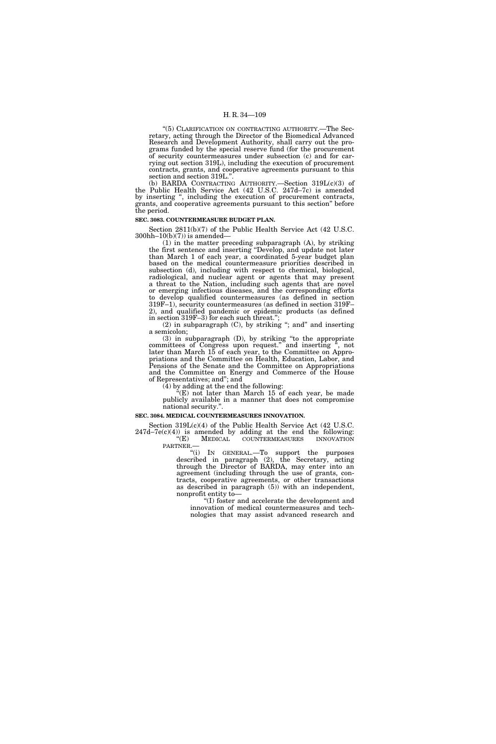"(5) CLARIFICATION ON CONTRACTING AUTHORITY.—The Secretary, acting through the Director of the Biomedical Advanced Research and Development Authority, shall carry out the programs funded by the special reserve fund (for the procurement of security countermeasures under subsection (c) and for carrying out section 319L), including the execution of procurement contracts, grants, and cooperative agreements pursuant to this section and section 319L.".

(b) BARDA CONTRACTING AUTHORITY.—Section 319L(c)(3) of the Public Health Service Act (42 U.S.C. 247d–7c) is amended by inserting ", including the execution of procurement contracts, grants, and cooperative agreements pursuant to this section" before the period.

**SEC. 3083. COUNTERMEASURE BUDGET PLAN.**

Section 2811(b)(7) of the Public Health Service Act (42 U.S.C. 300hh–10(b)(7)) is amended—

(1) in the matter preceding subparagraph (A), by striking the first sentence and inserting "Develop, and update not later than March 1 of each year, a coordinated 5-year budget plan based on the medical countermeasure priorities described in subsection (d), including with respect to chemical, biological, radiological, and nuclear agent or agents that may present a threat to the Nation, including such agents that are novel or emerging infectious diseases, and the corresponding efforts to develop qualified countermeasures (as defined in section 319F–1), security countermeasures (as defined in section 319F–2), and qualified pandemic or epidemic products (as defined in section 319F–3) for each such threat.";

(2) in subparagraph (C), by striking "; and" and inserting a semicolon;

(3) in subparagraph (D), by striking "to the appropriate committees of Congress upon request." and inserting ", not later than March 15 of each year, to the Committee on Appropriations and the Committee on Health, Education, Labor, and Pensions of the Senate and the Committee on Appropriations and the Committee on Energy and Commerce of the House of Representatives; and"; and

(4) by adding at the end the following:

"(E) not later than March 15 of each year, be made publicly available in a manner that does not compromise national security.".

**SEC. 3084. MEDICAL COUNTERMEASURES INNOVATION.**

Section 319L(c)(4) of the Public Health Service Act (42 U.S.C. 247d–7e(c)(4)) is amended by adding at the end the following:

"(E) MEDICAL COUNTERMEASURES INNOVATION PARTNER.—

"(i) IN GENERAL.—To support the purposes described in paragraph (2), the Secretary, acting through the Director of BARDA, may enter into an agreement (including through the use of grants, contracts, cooperative agreements, or other transactions as described in paragraph (5)) with an independent, nonprofit entity to—

"(I) foster and accelerate the development and innovation of medical countermeasures and technologies that may assist advanced research and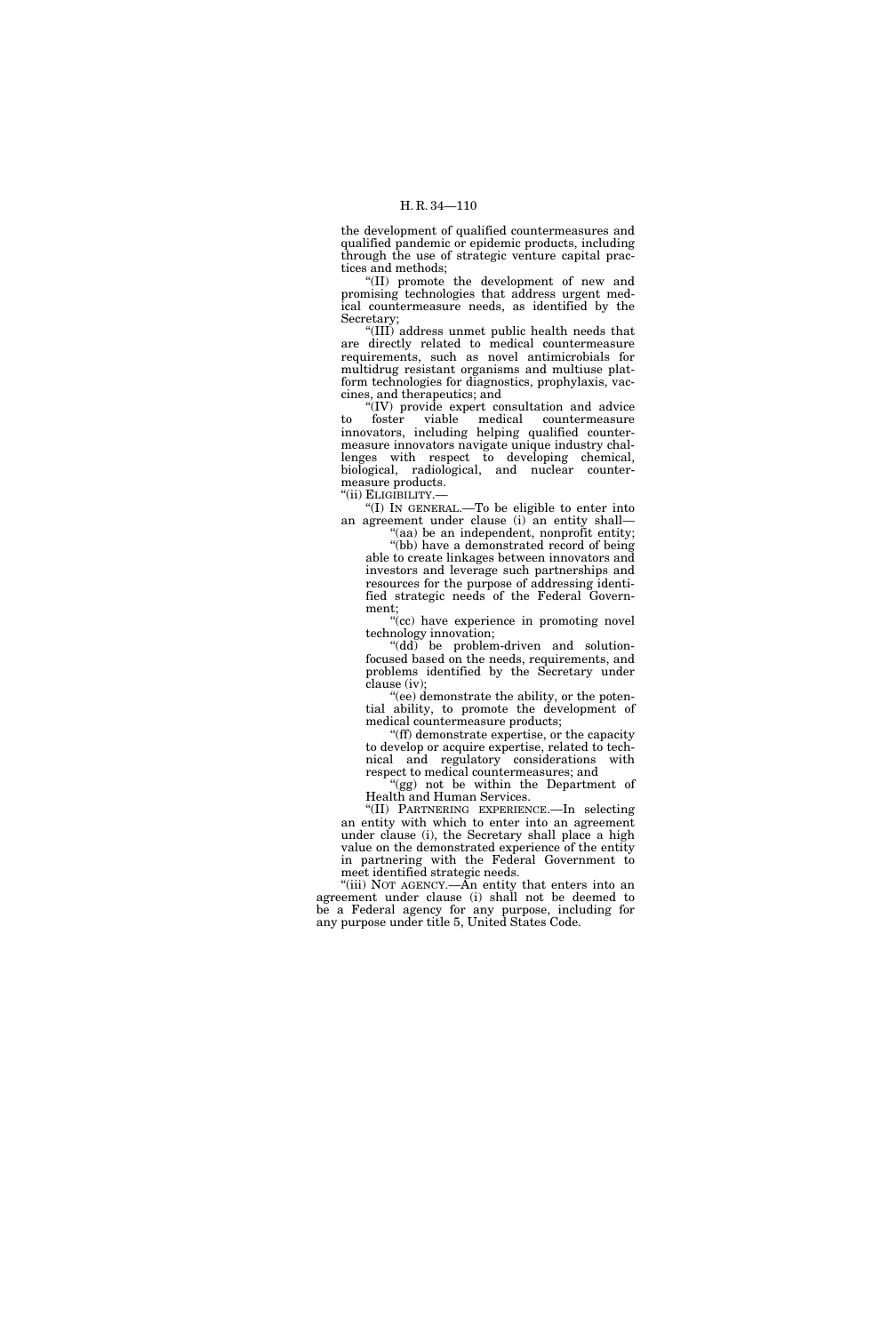the development of qualified countermeasures and qualified pandemic or epidemic products, including through the use of strategic venture capital practices and methods;

"(II) promote the development of new and promising technologies that address urgent medical countermeasure needs, as identified by the Secretary;

"(III) address unmet public health needs that are directly related to medical countermeasure requirements, such as novel antimicrobials for multidrug resistant organisms and multiuse platform technologies for diagnostics, prophylaxis, vaccines, and therapeutics; and

"(IV) provide expert consultation and advice to foster viable medical countermeasure innovators, including helping qualified countermeasure innovators navigate unique industry challenges with respect to developing chemical, biological, radiological, and nuclear countermeasure products.

"(ii) ELIGIBILITY.—

"(I) IN GENERAL.—To be eligible to enter into an agreement under clause (i) an entity shall—

"(aa) be an independent, nonprofit entity;

"(bb) have a demonstrated record of being able to create linkages between innovators and investors and leverage such partnerships and resources for the purpose of addressing identified strategic needs of the Federal Government;

"(cc) have experience in promoting novel technology innovation;

"(dd) be problem-driven and solution-focused based on the needs, requirements, and problems identified by the Secretary under clause (iv);

"(ee) demonstrate the ability, or the potential ability, to promote the development of medical countermeasure products;

"(ff) demonstrate expertise, or the capacity to develop or acquire expertise, related to technical and regulatory considerations with respect to medical countermeasures; and

"(gg) not be within the Department of Health and Human Services.

"(II) PARTNERING EXPERIENCE.—In selecting an entity with which to enter into an agreement under clause (i), the Secretary shall place a high value on the demonstrated experience of the entity in partnering with the Federal Government to meet identified strategic needs.

"(iii) NOT AGENCY.—An entity that enters into an agreement under clause (i) shall not be deemed to be a Federal agency for any purpose, including for any purpose under title 5, United States Code.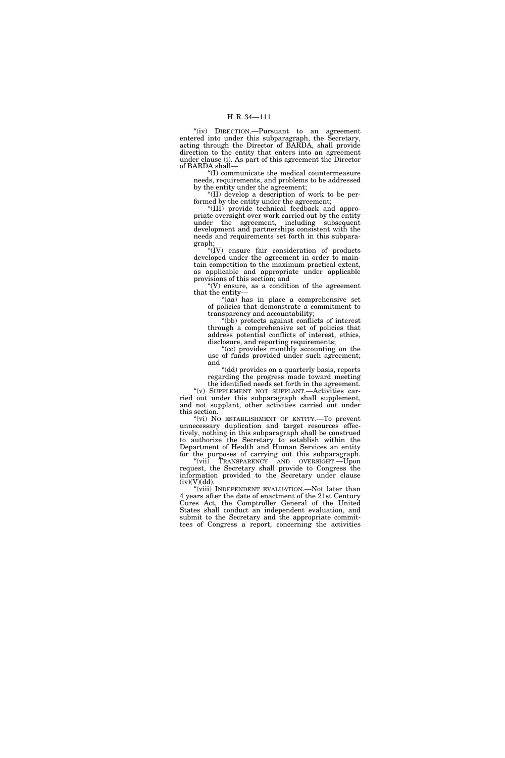"(iv) DIRECTION.—Pursuant to an agreement entered into under this subparagraph, the Secretary, acting through the Director of BARDA, shall provide direction to the entity that enters into an agreement under clause (i). As part of this agreement the Director of BARDA shall—

"(I) communicate the medical countermeasure needs, requirements, and problems to be addressed by the entity under the agreement;

"(II) develop a description of work to be performed by the entity under the agreement;

"(III) provide technical feedback and appropriate oversight over work carried out by the entity under the agreement, including subsequent development and partnerships consistent with the needs and requirements set forth in this subparagraph;

"(IV) ensure fair consideration of products developed under the agreement in order to maintain competition to the maximum practical extent, as applicable and appropriate under applicable provisions of this section; and

"(V) ensure, as a condition of the agreement that the entity—

"(aa) has in place a comprehensive set of policies that demonstrate a commitment to transparency and accountability;

"(bb) protects against conflicts of interest through a comprehensive set of policies that address potential conflicts of interest, ethics, disclosure, and reporting requirements;

"(cc) provides monthly accounting on the use of funds provided under such agreement; and

"(dd) provides on a quarterly basis, reports regarding the progress made toward meeting the identified needs set forth in the agreement.

"(v) SUPPLEMENT NOT SUPPLANT.—Activities carried out under this subparagraph shall supplement, and not supplant, other activities carried out under this section.

"(vi) NO ESTABLISHMENT OF ENTITY.—To prevent unnecessary duplication and target resources effectively, nothing in this subparagraph shall be construed to authorize the Secretary to establish within the Department of Health and Human Services an entity for the purposes of carrying out this subparagraph.

"(vii) TRANSPARENCY AND OVERSIGHT.—Upon request, the Secretary shall provide to Congress the information provided to the Secretary under clause (iv)(V)(dd).

"(viii) INDEPENDENT EVALUATION.—Not later than 4 years after the date of enactment of the 21st Century Cures Act, the Comptroller General of the United States shall conduct an independent evaluation, and submit to the Secretary and the appropriate committees of Congress a report, concerning the activities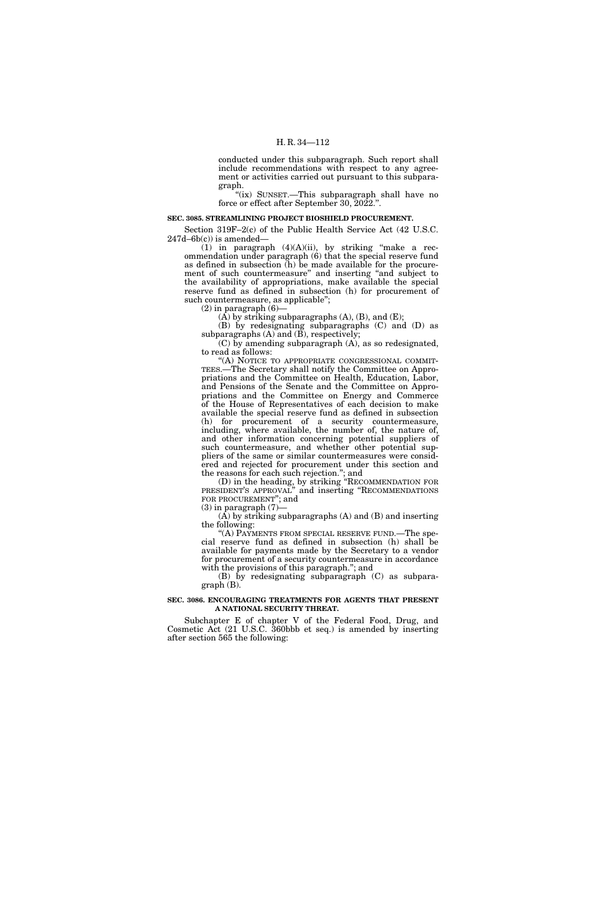conducted under this subparagraph. Such report shall include recommendations with respect to any agreement or activities carried out pursuant to this subparagraph.

"(ix) SUNSET.—This subparagraph shall have no force or effect after September 30, 2022.".

**SEC. 3085. STREAMLINING PROJECT BIOSHIELD PROCUREMENT.**

Section 319F–2(c) of the Public Health Service Act (42 U.S.C. 247d–6b(c)) is amended—

(1) in paragraph (4)(A)(ii), by striking "make a recommendation under paragraph (6) that the special reserve fund as defined in subsection (h) be made available for the procurement of such countermeasure" and inserting "and subject to the availability of appropriations, make available the special reserve fund as defined in subsection (h) for procurement of such countermeasure, as applicable";

(2) in paragraph (6)—

(A) by striking subparagraphs (A), (B), and (E);

(B) by redesignating subparagraphs (C) and (D) as subparagraphs (A) and (B), respectively;

(C) by amending subparagraph (A), as so redesignated, to read as follows:

"(A) NOTICE TO APPROPRIATE CONGRESSIONAL COMMITTEES.—The Secretary shall notify the Committee on Appropriations and the Committee on Health, Education, Labor, and Pensions of the Senate and the Committee on Appropriations and the Committee on Energy and Commerce of the House of Representatives of each decision to make available the special reserve fund as defined in subsection (h) for procurement of a security countermeasure, including, where available, the number of, the nature of, and other information concerning potential suppliers of such countermeasure, and whether other potential suppliers of the same or similar countermeasures were considered and rejected for procurement under this section and the reasons for each such rejection."; and

(D) in the heading, by striking "RECOMMENDATION FOR PRESIDENT'S APPROVAL" and inserting "RECOMMENDATIONS FOR PROCUREMENT"; and

(3) in paragraph (7)—

(A) by striking subparagraphs (A) and (B) and inserting the following:

"(A) PAYMENTS FROM SPECIAL RESERVE FUND.—The special reserve fund as defined in subsection (h) shall be available for payments made by the Secretary to a vendor for procurement of a security countermeasure in accordance with the provisions of this paragraph."; and

(B) by redesignating subparagraph (C) as subparagraph (B).

**SEC. 3086. ENCOURAGING TREATMENTS FOR AGENTS THAT PRESENT A NATIONAL SECURITY THREAT.**

Subchapter E of chapter V of the Federal Food, Drug, and Cosmetic Act (21 U.S.C. 360bbb et seq.) is amended by inserting after section 565 the following: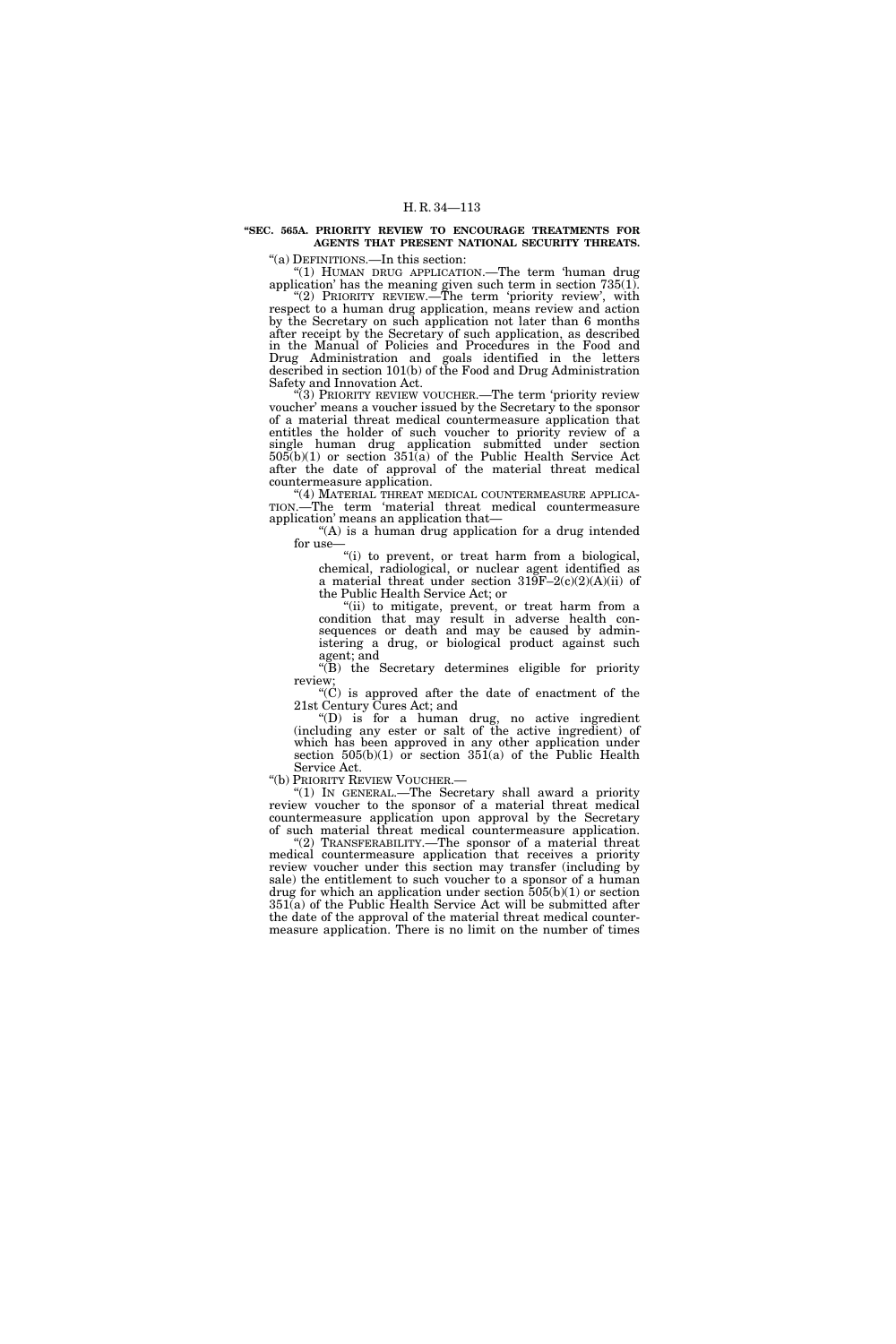**"SEC. 565A. PRIORITY REVIEW TO ENCOURAGE TREATMENTS FOR AGENTS THAT PRESENT NATIONAL SECURITY THREATS.**

"(a) DEFINITIONS.—In this section:

"(1) HUMAN DRUG APPLICATION.—The term 'human drug application' has the meaning given such term in section 735(1).

"(2) PRIORITY REVIEW.—The term 'priority review', with respect to a human drug application, means review and action by the Secretary on such application not later than 6 months after receipt by the Secretary of such application, as described in the Manual of Policies and Procedures in the Food and Drug Administration and goals identified in the letters described in section 101(b) of the Food and Drug Administration Safety and Innovation Act.

"(3) PRIORITY REVIEW VOUCHER.—The term 'priority review voucher' means a voucher issued by the Secretary to the sponsor of a material threat medical countermeasure application that entitles the holder of such voucher to priority review of a single human drug application submitted under section 505(b)(1) or section 351(a) of the Public Health Service Act after the date of approval of the material threat medical countermeasure application.

"(4) MATERIAL THREAT MEDICAL COUNTERMEASURE APPLICATION.—The term 'material threat medical countermeasure application' means an application that—

"(A) is a human drug application for a drug intended for use—

"(i) to prevent, or treat harm from a biological, chemical, radiological, or nuclear agent identified as a material threat under section 319F–2(c)(2)(A)(ii) of the Public Health Service Act; or

"(ii) to mitigate, prevent, or treat harm from a condition that may result in adverse health consequences or death and may be caused by administering a drug, or biological product against such agent; and

"(B) the Secretary determines eligible for priority review;

"(C) is approved after the date of enactment of the 21st Century Cures Act; and

"(D) is for a human drug, no active ingredient (including any ester or salt of the active ingredient) of which has been approved in any other application under section 505(b)(1) or section 351(a) of the Public Health Service Act.

"(b) PRIORITY REVIEW VOUCHER.—

"(1) IN GENERAL.—The Secretary shall award a priority review voucher to the sponsor of a material threat medical countermeasure application upon approval by the Secretary of such material threat medical countermeasure application.

"(2) TRANSFERABILITY.—The sponsor of a material threat medical countermeasure application that receives a priority review voucher under this section may transfer (including by sale) the entitlement to such voucher to a sponsor of a human drug for which an application under section 505(b)(1) or section 351(a) of the Public Health Service Act will be submitted after the date of the approval of the material threat medical countermeasure application. There is no limit on the number of times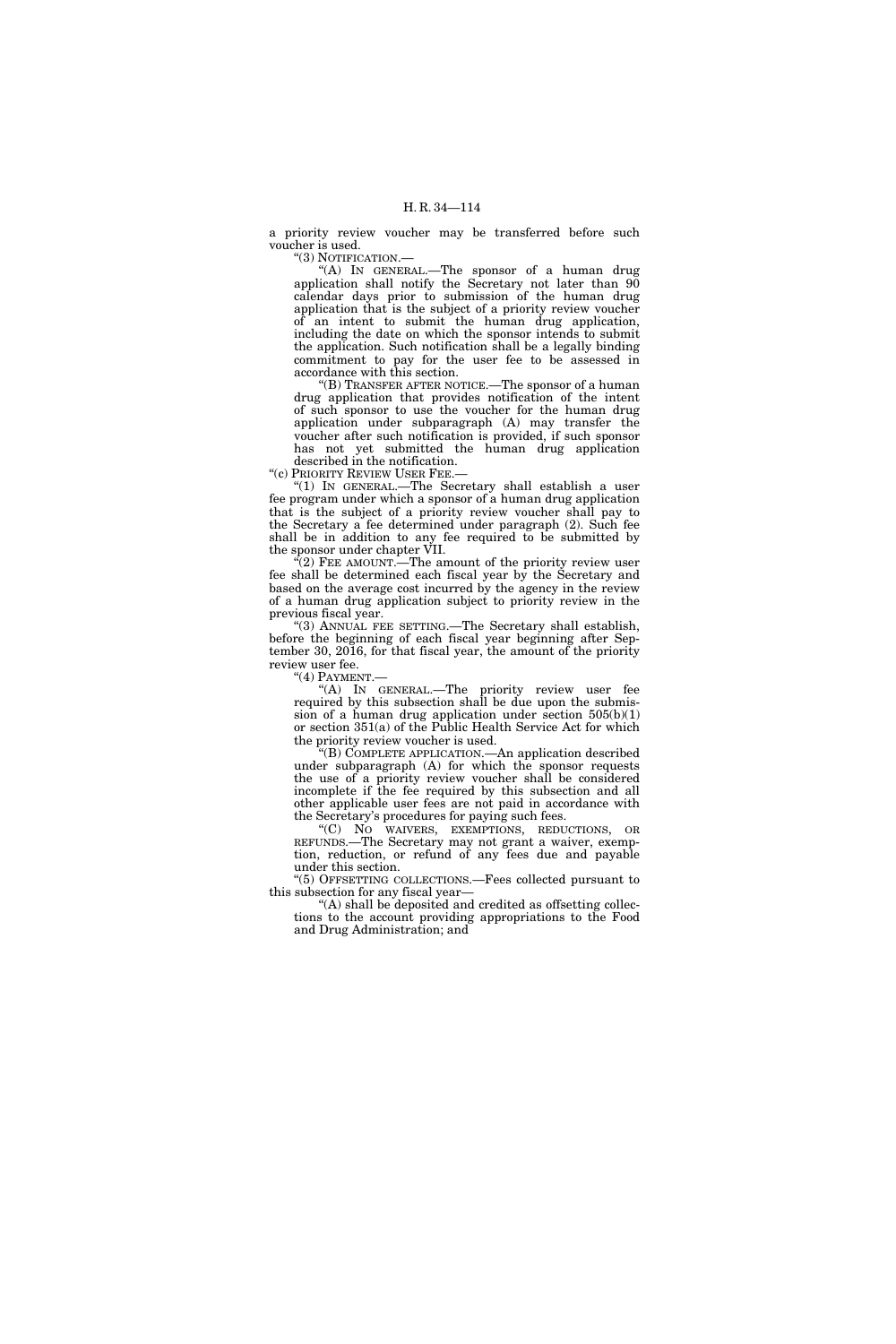a priority review voucher may be transferred before such voucher is used.

"(3) NOTIFICATION.—

"(A) IN GENERAL.—The sponsor of a human drug application shall notify the Secretary not later than 90 calendar days prior to submission of the human drug application that is the subject of a priority review voucher of an intent to submit the human drug application, including the date on which the sponsor intends to submit the application. Such notification shall be a legally binding commitment to pay for the user fee to be assessed in accordance with this section.

"(B) TRANSFER AFTER NOTICE.—The sponsor of a human drug application that provides notification of the intent of such sponsor to use the voucher for the human drug application under subparagraph (A) may transfer the voucher after such notification is provided, if such sponsor has not yet submitted the human drug application described in the notification.

"(c) PRIORITY REVIEW USER FEE.—

"(1) IN GENERAL.—The Secretary shall establish a user fee program under which a sponsor of a human drug application that is the subject of a priority review voucher shall pay to the Secretary a fee determined under paragraph (2). Such fee shall be in addition to any fee required to be submitted by the sponsor under chapter VII.

"(2) FEE AMOUNT.—The amount of the priority review user fee shall be determined each fiscal year by the Secretary and based on the average cost incurred by the agency in the review of a human drug application subject to priority review in the previous fiscal year.

"(3) ANNUAL FEE SETTING.—The Secretary shall establish, before the beginning of each fiscal year beginning after September 30, 2016, for that fiscal year, the amount of the priority review user fee.

"(4) PAYMENT.—

"(A) IN GENERAL.—The priority review user fee required by this subsection shall be due upon the submission of a human drug application under section 505(b)(1) or section 351(a) of the Public Health Service Act for which the priority review voucher is used.

"(B) COMPLETE APPLICATION.—An application described under subparagraph (A) for which the sponsor requests the use of a priority review voucher shall be considered incomplete if the fee required by this subsection and all other applicable user fees are not paid in accordance with the Secretary's procedures for paying such fees.

"(C) NO WAIVERS, EXEMPTIONS, REDUCTIONS, OR REFUNDS.—The Secretary may not grant a waiver, exemption, reduction, or refund of any fees due and payable under this section.

"(5) OFFSETTING COLLECTIONS.—Fees collected pursuant to this subsection for any fiscal year—

"(A) shall be deposited and credited as offsetting collections to the account providing appropriations to the Food and Drug Administration; and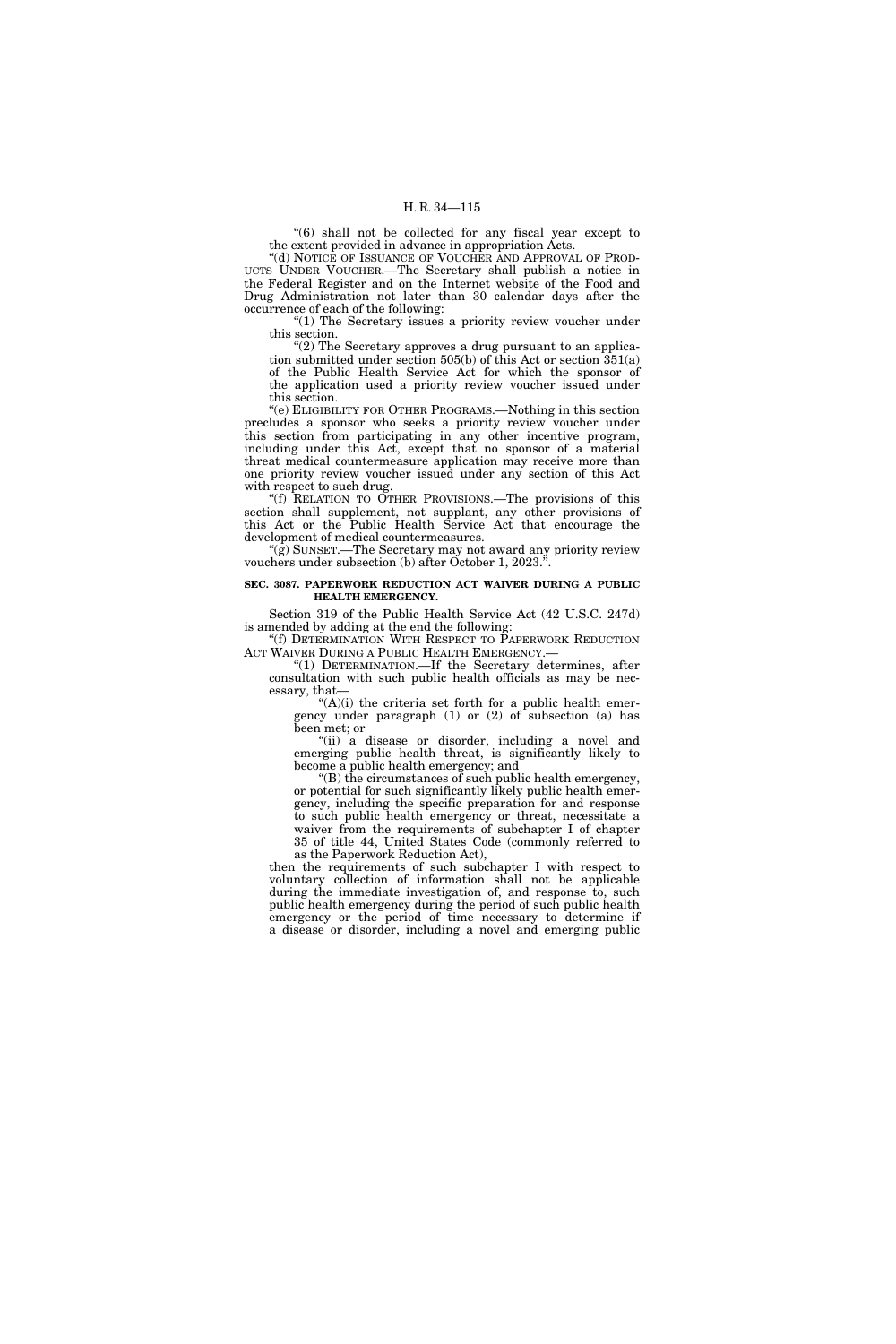"(6) shall not be collected for any fiscal year except to the extent provided in advance in appropriation Acts.

"(d) NOTICE OF ISSUANCE OF VOUCHER AND APPROVAL OF PRODUCTS UNDER VOUCHER.—The Secretary shall publish a notice in the Federal Register and on the Internet website of the Food and Drug Administration not later than 30 calendar days after the occurrence of each of the following:

"(1) The Secretary issues a priority review voucher under this section.

"(2) The Secretary approves a drug pursuant to an application submitted under section 505(b) of this Act or section 351(a) of the Public Health Service Act for which the sponsor of the application used a priority review voucher issued under this section.

"(e) ELIGIBILITY FOR OTHER PROGRAMS.—Nothing in this section precludes a sponsor who seeks a priority review voucher under this section from participating in any other incentive program, including under this Act, except that no sponsor of a material threat medical countermeasure application may receive more than one priority review voucher issued under any section of this Act with respect to such drug.

"(f) RELATION TO OTHER PROVISIONS.—The provisions of this section shall supplement, not supplant, any other provisions of this Act or the Public Health Service Act that encourage the development of medical countermeasures.

"(g) SUNSET.—The Secretary may not award any priority review vouchers under subsection (b) after October 1, 2023.".

**SEC. 3087. PAPERWORK REDUCTION ACT WAIVER DURING A PUBLIC HEALTH EMERGENCY.**

Section 319 of the Public Health Service Act (42 U.S.C. 247d) is amended by adding at the end the following:

"(f) DETERMINATION WITH RESPECT TO PAPERWORK REDUCTION ACT WAIVER DURING A PUBLIC HEALTH EMERGENCY.—

"(1) DETERMINATION.—If the Secretary determines, after consultation with such public health officials as may be necessary, that—

"(A)(i) the criteria set forth for a public health emergency under paragraph (1) or (2) of subsection (a) has been met; or

"(ii) a disease or disorder, including a novel and emerging public health threat, is significantly likely to become a public health emergency; and

"(B) the circumstances of such public health emergency, or potential for such significantly likely public health emergency, including the specific preparation for and response to such public health emergency or threat, necessitate a waiver from the requirements of subchapter I of chapter 35 of title 44, United States Code (commonly referred to as the Paperwork Reduction Act),

then the requirements of such subchapter I with respect to voluntary collection of information shall not be applicable during the immediate investigation of, and response to, such public health emergency during the period of such public health emergency or the period of time necessary to determine if a disease or disorder, including a novel and emerging public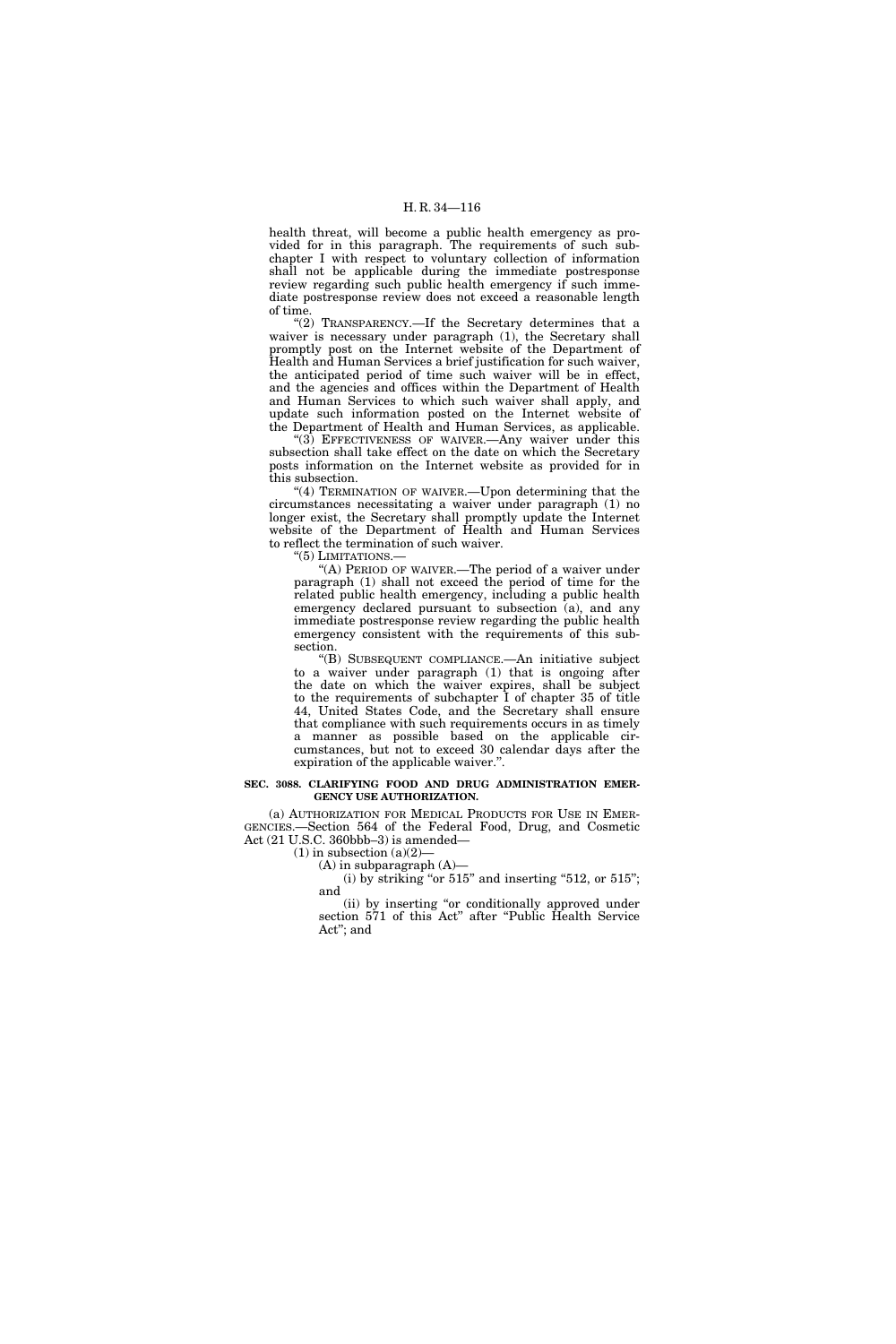health threat, will become a public health emergency as provided for in this paragraph. The requirements of such subchapter I with respect to voluntary collection of information shall not be applicable during the immediate postresponse review regarding such public health emergency if such immediate postresponse review does not exceed a reasonable length of time.

"(2) TRANSPARENCY.—If the Secretary determines that a waiver is necessary under paragraph (1), the Secretary shall promptly post on the Internet website of the Department of Health and Human Services a brief justification for such waiver, the anticipated period of time such waiver will be in effect, and the agencies and offices within the Department of Health and Human Services to which such waiver shall apply, and update such information posted on the Internet website of the Department of Health and Human Services, as applicable.

"(3) EFFECTIVENESS OF WAIVER.—Any waiver under this subsection shall take effect on the date on which the Secretary posts information on the Internet website as provided for in this subsection.

"(4) TERMINATION OF WAIVER.—Upon determining that the circumstances necessitating a waiver under paragraph (1) no longer exist, the Secretary shall promptly update the Internet website of the Department of Health and Human Services to reflect the termination of such waiver.

"(5) LIMITATIONS.—

"(A) PERIOD OF WAIVER.—The period of a waiver under paragraph (1) shall not exceed the period of time for the related public health emergency, including a public health emergency declared pursuant to subsection (a), and any immediate postresponse review regarding the public health emergency consistent with the requirements of this subsection.

"(B) SUBSEQUENT COMPLIANCE.—An initiative subject to a waiver under paragraph (1) that is ongoing after the date on which the waiver expires, shall be subject to the requirements of subchapter I of chapter 35 of title 44, United States Code, and the Secretary shall ensure that compliance with such requirements occurs in as timely a manner as possible based on the applicable circumstances, but not to exceed 30 calendar days after the expiration of the applicable waiver.".

**SEC. 3088. CLARIFYING FOOD AND DRUG ADMINISTRATION EMERGENCY USE AUTHORIZATION.**

(a) AUTHORIZATION FOR MEDICAL PRODUCTS FOR USE IN EMERGENCIES.—Section 564 of the Federal Food, Drug, and Cosmetic Act (21 U.S.C. 360bbb–3) is amended—

(1) in subsection (a)(2)—

(A) in subparagraph (A)—

(i) by striking "or 515" and inserting "512, or 515"; and

(ii) by inserting "or conditionally approved under section 571 of this Act" after "Public Health Service Act"; and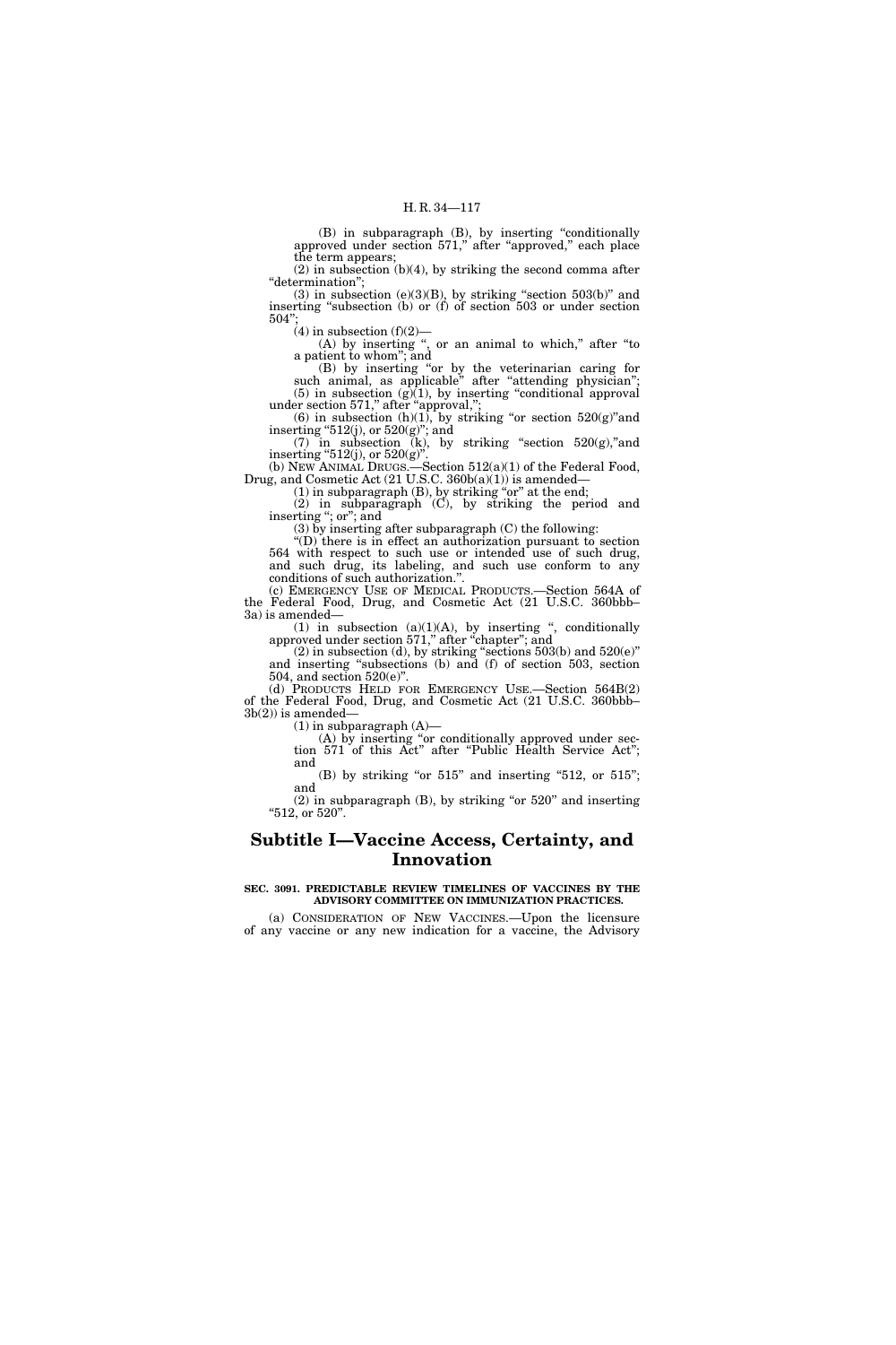(B) in subparagraph (B), by inserting "conditionally approved under section 571," after "approved," each place the term appears;

(2) in subsection (b)(4), by striking the second comma after "determination";

(3) in subsection (e)(3)(B), by striking "section 503(b)" and inserting "subsection (b) or (f) of section 503 or under section 504";

(4) in subsection (f)(2)—

(A) by inserting ", or an animal to which," after "to a patient to whom"; and

(B) by inserting "or by the veterinarian caring for such animal, as applicable" after "attending physician";

(5) in subsection (g)(1), by inserting "conditional approval under section 571," after "approval,";

(6) in subsection (h)(1), by striking "or section 520(g)"and inserting "512(j), or 520(g)"; and

(7) in subsection (k), by striking "section 520(g),"and inserting "512(j), or 520(g)".

(b) NEW ANIMAL DRUGS.—Section 512(a)(1) of the Federal Food, Drug, and Cosmetic Act (21 U.S.C. 360b(a)(1)) is amended—

(1) in subparagraph (B), by striking "or" at the end;

(2) in subparagraph (C), by striking the period and inserting "; or"; and

(3) by inserting after subparagraph (C) the following:

"(D) there is in effect an authorization pursuant to section 564 with respect to such use or intended use of such drug, and such drug, its labeling, and such use conform to any conditions of such authorization.".

(c) EMERGENCY USE OF MEDICAL PRODUCTS.—Section 564A of the Federal Food, Drug, and Cosmetic Act (21 U.S.C. 360bbb–3a) is amended—

(1) in subsection (a)(1)(A), by inserting ", conditionally approved under section 571," after "chapter"; and

(2) in subsection (d), by striking "sections 503(b) and 520(e)" and inserting "subsections (b) and (f) of section 503, section 504, and section 520(e)".

(d) PRODUCTS HELD FOR EMERGENCY USE.—Section 564B(2) of the Federal Food, Drug, and Cosmetic Act (21 U.S.C. 360bbb–3b(2)) is amended—

(1) in subparagraph (A)—

(A) by inserting "or conditionally approved under section 571 of this Act" after "Public Health Service Act"; and

(B) by striking "or 515" and inserting "512, or 515"; and

(2) in subparagraph (B), by striking "or 520" and inserting "512, or 520".

## Subtitle I—Vaccine Access, Certainty, and Innovation

### SEC. 3091. PREDICTABLE REVIEW TIMELINES OF VACCINES BY THE ADVISORY COMMITTEE ON IMMUNIZATION PRACTICES.

(a) CONSIDERATION OF NEW VACCINES.—Upon the licensure of any vaccine or any new indication for a vaccine, the Advisory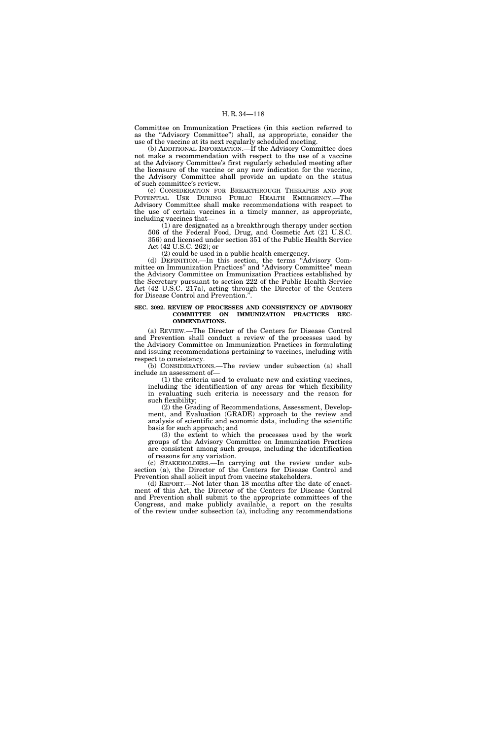Committee on Immunization Practices (in this section referred to as the "Advisory Committee") shall, as appropriate, consider the use of the vaccine at its next regularly scheduled meeting.

(b) ADDITIONAL INFORMATION.—If the Advisory Committee does not make a recommendation with respect to the use of a vaccine at the Advisory Committee's first regularly scheduled meeting after the licensure of the vaccine or any new indication for the vaccine, the Advisory Committee shall provide an update on the status of such committee's review.

(c) CONSIDERATION FOR BREAKTHROUGH THERAPIES AND FOR POTENTIAL USE DURING PUBLIC HEALTH EMERGENCY.—The Advisory Committee shall make recommendations with respect to the use of certain vaccines in a timely manner, as appropriate, including vaccines that—

(1) are designated as a breakthrough therapy under section 506 of the Federal Food, Drug, and Cosmetic Act (21 U.S.C. 356) and licensed under section 351 of the Public Health Service Act (42 U.S.C. 262); or

(2) could be used in a public health emergency.

(d) DEFINITION.—In this section, the terms "Advisory Committee on Immunization Practices" and "Advisory Committee" mean the Advisory Committee on Immunization Practices established by the Secretary pursuant to section 222 of the Public Health Service Act (42 U.S.C. 217a), acting through the Director of the Centers for Disease Control and Prevention.".

**SEC. 3092. REVIEW OF PROCESSES AND CONSISTENCY OF ADVISORY COMMITTEE ON IMMUNIZATION PRACTICES RECOMMENDATIONS.**

(a) REVIEW.—The Director of the Centers for Disease Control and Prevention shall conduct a review of the processes used by the Advisory Committee on Immunization Practices in formulating and issuing recommendations pertaining to vaccines, including with respect to consistency.

(b) CONSIDERATIONS.—The review under subsection (a) shall include an assessment of—

(1) the criteria used to evaluate new and existing vaccines, including the identification of any areas for which flexibility in evaluating such criteria is necessary and the reason for such flexibility;

(2) the Grading of Recommendations, Assessment, Development, and Evaluation (GRADE) approach to the review and analysis of scientific and economic data, including the scientific basis for such approach; and

(3) the extent to which the processes used by the work groups of the Advisory Committee on Immunization Practices are consistent among such groups, including the identification of reasons for any variation.

(c) STAKEHOLDERS.—In carrying out the review under subsection (a), the Director of the Centers for Disease Control and Prevention shall solicit input from vaccine stakeholders.

(d) REPORT.—Not later than 18 months after the date of enactment of this Act, the Director of the Centers for Disease Control and Prevention shall submit to the appropriate committees of the Congress, and make publicly available, a report on the results of the review under subsection (a), including any recommendations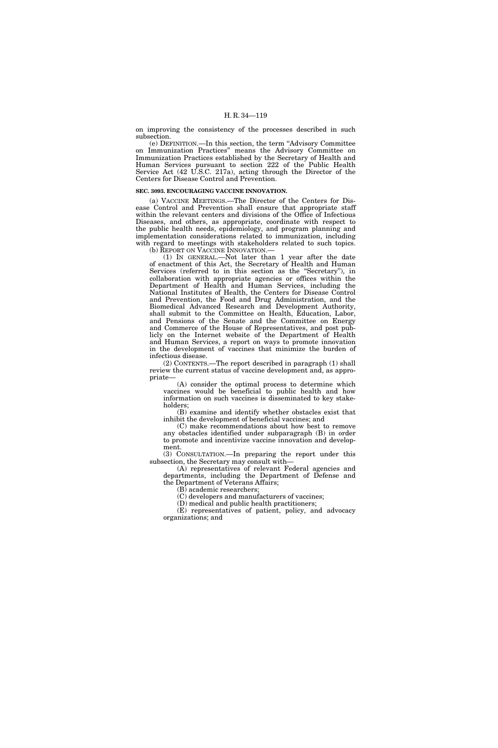on improving the consistency of the processes described in such subsection.

(e) DEFINITION.—In this section, the term "Advisory Committee on Immunization Practices" means the Advisory Committee on Immunization Practices established by the Secretary of Health and Human Services pursuant to section 222 of the Public Health Service Act (42 U.S.C. 217a), acting through the Director of the Centers for Disease Control and Prevention.

**SEC. 3093. ENCOURAGING VACCINE INNOVATION.**

(a) VACCINE MEETINGS.—The Director of the Centers for Disease Control and Prevention shall ensure that appropriate staff within the relevant centers and divisions of the Office of Infectious Diseases, and others, as appropriate, coordinate with respect to the public health needs, epidemiology, and program planning and implementation considerations related to immunization, including with regard to meetings with stakeholders related to such topics.

(b) REPORT ON VACCINE INNOVATION.—

(1) IN GENERAL.—Not later than 1 year after the date of enactment of this Act, the Secretary of Health and Human Services (referred to in this section as the "Secretary"), in collaboration with appropriate agencies or offices within the Department of Health and Human Services, including the National Institutes of Health, the Centers for Disease Control and Prevention, the Food and Drug Administration, and the Biomedical Advanced Research and Development Authority, shall submit to the Committee on Health, Education, Labor, and Pensions of the Senate and the Committee on Energy and Commerce of the House of Representatives, and post publicly on the Internet website of the Department of Health and Human Services, a report on ways to promote innovation in the development of vaccines that minimize the burden of infectious disease.

(2) CONTENTS.—The report described in paragraph (1) shall review the current status of vaccine development and, as appropriate—

(A) consider the optimal process to determine which vaccines would be beneficial to public health and how information on such vaccines is disseminated to key stakeholders;

(B) examine and identify whether obstacles exist that inhibit the development of beneficial vaccines; and

(C) make recommendations about how best to remove any obstacles identified under subparagraph (B) in order to promote and incentivize vaccine innovation and development.

(3) CONSULTATION.—In preparing the report under this subsection, the Secretary may consult with—

(A) representatives of relevant Federal agencies and departments, including the Department of Defense and the Department of Veterans Affairs;

(B) academic researchers;

(C) developers and manufacturers of vaccines;

(D) medical and public health practitioners;

(E) representatives of patient, policy, and advocacy organizations; and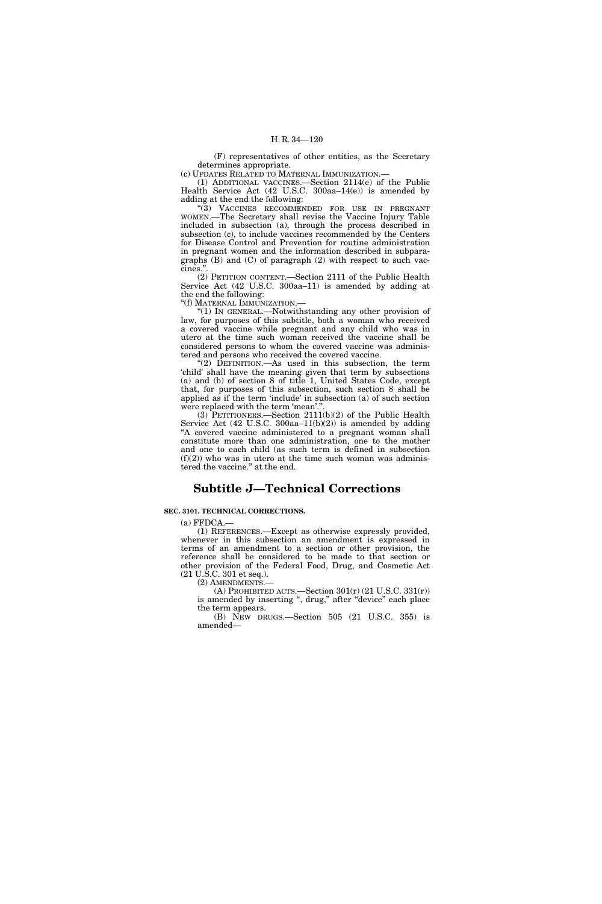(F) representatives of other entities, as the Secretary determines appropriate.

(c) UPDATES RELATED TO MATERNAL IMMUNIZATION.—

(1) ADDITIONAL VACCINES.—Section 2114(e) of the Public Health Service Act (42 U.S.C. 300aa–14(e)) is amended by adding at the end the following:

"(3) VACCINES RECOMMENDED FOR USE IN PREGNANT WOMEN.—The Secretary shall revise the Vaccine Injury Table included in subsection (a), through the process described in subsection (c), to include vaccines recommended by the Centers for Disease Control and Prevention for routine administration in pregnant women and the information described in subparagraphs (B) and (C) of paragraph (2) with respect to such vaccines.".

(2) PETITION CONTENT.—Section 2111 of the Public Health Service Act (42 U.S.C. 300aa–11) is amended by adding at the end the following:

"(f) MATERNAL IMMUNIZATION.—

"(1) IN GENERAL.—Notwithstanding any other provision of law, for purposes of this subtitle, both a woman who received a covered vaccine while pregnant and any child who was in utero at the time such woman received the vaccine shall be considered persons to whom the covered vaccine was administered and persons who received the covered vaccine.

"(2) DEFINITION.—As used in this subsection, the term 'child' shall have the meaning given that term by subsections (a) and (b) of section 8 of title 1, United States Code, except that, for purposes of this subsection, such section 8 shall be applied as if the term 'include' in subsection (a) of such section were replaced with the term 'mean'.".

(3) PETITIONERS.—Section 2111(b)(2) of the Public Health Service Act (42 U.S.C. 300aa–11(b)(2)) is amended by adding "A covered vaccine administered to a pregnant woman shall constitute more than one administration, one to the mother and one to each child (as such term is defined in subsection (f)(2)) who was in utero at the time such woman was administered the vaccine." at the end.

## Subtitle J—Technical Corrections

**SEC. 3101. TECHNICAL CORRECTIONS.**

(a) FFDCA.—

(1) REFERENCES.—Except as otherwise expressly provided, whenever in this subsection an amendment is expressed in terms of an amendment to a section or other provision, the reference shall be considered to be made to that section or other provision of the Federal Food, Drug, and Cosmetic Act (21 U.S.C. 301 et seq.).

(2) AMENDMENTS.—

(A) PROHIBITED ACTS.—Section 301(r) (21 U.S.C. 331(r)) is amended by inserting ", drug," after "device" each place the term appears.

(B) NEW DRUGS.—Section 505 (21 U.S.C. 355) is amended—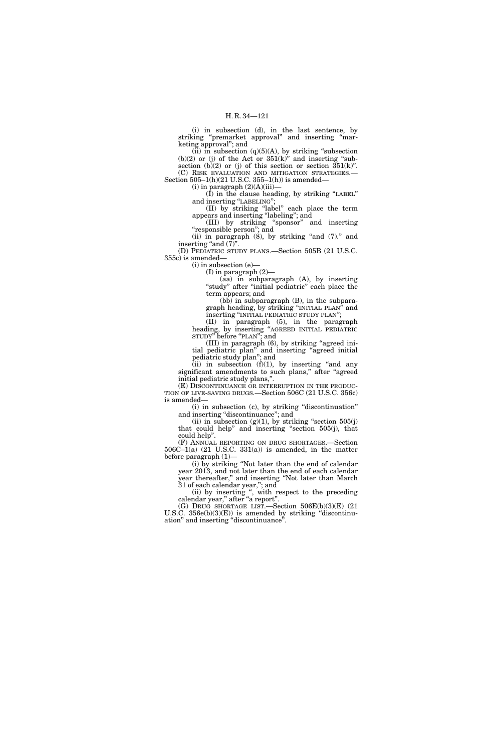(i) in subsection (d), in the last sentence, by striking "premarket approval" and inserting "marketing approval"; and

(ii) in subsection (q)(5)(A), by striking "subsection (b)(2) or (j) of the Act or 351(k)" and inserting "subsection (b)(2) or (j) of this section or section 351(k)".

(C) RISK EVALUATION AND MITIGATION STRATEGIES.—Section 505–1(h)(21 U.S.C. 355–1(h)) is amended—

(i) in paragraph (2)(A)(iii)—

(I) in the clause heading, by striking "LABEL" and inserting "LABELING";

(II) by striking "label" each place the term appears and inserting "labeling"; and

(III) by striking "sponsor" and inserting "responsible person"; and

(ii) in paragraph (8), by striking "and (7)." and inserting "and (7)".

(D) PEDIATRIC STUDY PLANS.—Section 505B (21 U.S.C. 355c) is amended—

(i) in subsection (e)—

(I) in paragraph (2)—

(aa) in subparagraph (A), by inserting "study" after "initial pediatric" each place the term appears; and

(bb) in subparagraph (B), in the subparagraph heading, by striking "INITIAL PLAN" and inserting "INITIAL PEDIATRIC STUDY PLAN";

(II) in paragraph (5), in the paragraph heading, by inserting "AGREED INITIAL PEDIATRIC STUDY" before "PLAN"; and

(III) in paragraph (6), by striking "agreed initial pediatric plan" and inserting "agreed initial pediatric study plan"; and

(ii) in subsection (f)(1), by inserting "and any significant amendments to such plans," after "agreed initial pediatric study plans,".

(E) DISCONTINUANCE OR INTERRUPTION IN THE PRODUCTION OF LIVE-SAVING DRUGS.—Section 506C (21 U.S.C. 356c) is amended—

(i) in subsection (c), by striking "discontinuation" and inserting "discontinuance"; and

(ii) in subsection (g)(1), by striking "section 505(j) that could help" and inserting "section 505(j), that could help".

(F) ANNUAL REPORTING ON DRUG SHORTAGES.—Section 506C–1(a) (21 U.S.C. 331(a)) is amended, in the matter before paragraph (1)—

(i) by striking "Not later than the end of calendar year 2013, and not later than the end of each calendar year thereafter," and inserting "Not later than March 31 of each calendar year,"; and

(ii) by inserting ", with respect to the preceding calendar year," after "a report".

(G) DRUG SHORTAGE LIST.—Section 506E(b)(3)(E) (21 U.S.C. 356e(b)(3)(E)) is amended by striking "discontinuation" and inserting "discontinuance".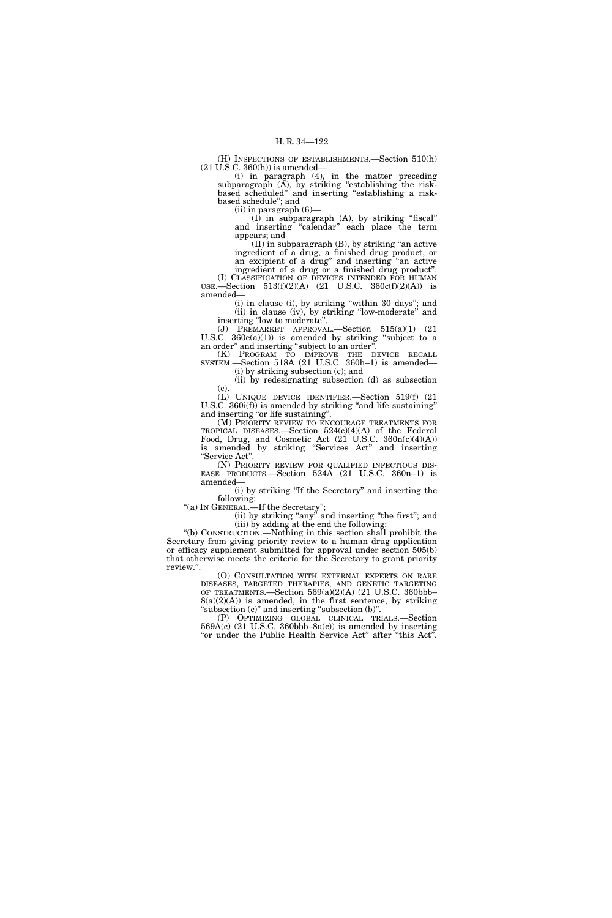(H) INSPECTIONS OF ESTABLISHMENTS.—Section 510(h) (21 U.S.C. 360(h)) is amended—

(i) in paragraph (4), in the matter preceding subparagraph (A), by striking "establishing the risk-based scheduled" and inserting "establishing a risk-based schedule"; and

(ii) in paragraph (6)—

(I) in subparagraph (A), by striking "fiscal" and inserting "calendar" each place the term appears; and

(II) in subparagraph (B), by striking "an active ingredient of a drug, a finished drug product, or an excipient of a drug" and inserting "an active ingredient of a drug or a finished drug product".

(I) CLASSIFICATION OF DEVICES INTENDED FOR HUMAN USE.—Section 513(f)(2)(A) (21 U.S.C. 360c(f)(2)(A)) is amended—

(i) in clause (i), by striking "within 30 days"; and

(ii) in clause (iv), by striking "low-moderate" and inserting "low to moderate".

(J) PREMARKET APPROVAL.—Section 515(a)(1) (21 U.S.C. 360e(a)(1)) is amended by striking "subject to a an order" and inserting "subject to an order".

(K) PROGRAM TO IMPROVE THE DEVICE RECALL SYSTEM.—Section 518A (21 U.S.C. 360h–1) is amended—

(i) by striking subsection (c); and

(ii) by redesignating subsection (d) as subsection (c).

(L) UNIQUE DEVICE IDENTIFIER.—Section 519(f) (21 U.S.C. 360i(f)) is amended by striking "and life sustaining" and inserting "or life sustaining".

(M) PRIORITY REVIEW TO ENCOURAGE TREATMENTS FOR TROPICAL DISEASES.—Section 524(c)(4)(A) of the Federal Food, Drug, and Cosmetic Act (21 U.S.C. 360n(c)(4)(A)) is amended by striking "Services Act" and inserting "Service Act".

(N) PRIORITY REVIEW FOR QUALIFIED INFECTIOUS DISEASE PRODUCTS.—Section 524A (21 U.S.C. 360n–1) is amended—

(i) by striking "If the Secretary" and inserting the following:

"(a) IN GENERAL.—If the Secretary";

(ii) by striking "any" and inserting "the first"; and

(iii) by adding at the end the following:

"(b) CONSTRUCTION.—Nothing in this section shall prohibit the Secretary from giving priority review to a human drug application or efficacy supplement submitted for approval under section 505(b) that otherwise meets the criteria for the Secretary to grant priority review.".

(O) CONSULTATION WITH EXTERNAL EXPERTS ON RARE DISEASES, TARGETED THERAPIES, AND GENETIC TARGETING OF TREATMENTS.—Section 569(a)(2)(A) (21 U.S.C. 360bbb–8(a)(2)(A)) is amended, in the first sentence, by striking "subsection (c)" and inserting "subsection (b)".

(P) OPTIMIZING GLOBAL CLINICAL TRIALS.—Section 569A(c) (21 U.S.C. 360bbb–8a(c)) is amended by inserting "or under the Public Health Service Act" after "this Act".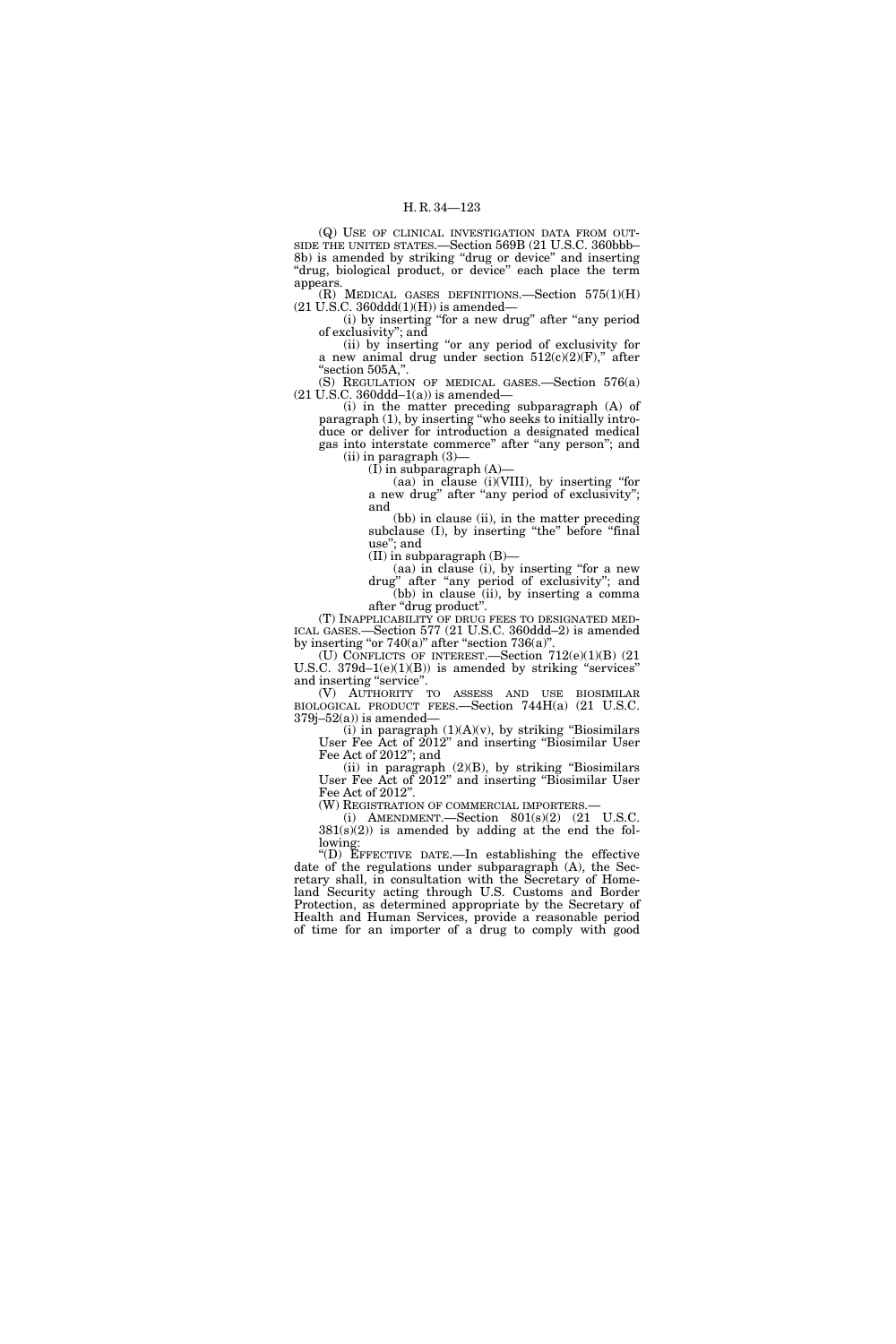(Q) USE OF CLINICAL INVESTIGATION DATA FROM OUTSIDE THE UNITED STATES.—Section 569B (21 U.S.C. 360bbb–8b) is amended by striking "drug or device" and inserting "drug, biological product, or device" each place the term appears.

(R) MEDICAL GASES DEFINITIONS.—Section 575(1)(H) (21 U.S.C. 360ddd(1)(H)) is amended—

(i) by inserting "for a new drug" after "any period of exclusivity"; and

(ii) by inserting "or any period of exclusivity for a new animal drug under section 512(c)(2)(F)," after "section 505A,".

(S) REGULATION OF MEDICAL GASES.—Section 576(a) (21 U.S.C. 360ddd–1(a)) is amended—

(i) in the matter preceding subparagraph (A) of paragraph (1), by inserting "who seeks to initially introduce or deliver for introduction a designated medical gas into interstate commerce" after "any person"; and

(ii) in paragraph (3)—

(I) in subparagraph (A)—

(aa) in clause (i)(VIII), by inserting "for a new drug" after "any period of exclusivity"; and

(bb) in clause (ii), in the matter preceding subclause (I), by inserting "the" before "final use"; and

(II) in subparagraph (B)—

(aa) in clause (i), by inserting "for a new drug" after "any period of exclusivity"; and

(bb) in clause (ii), by inserting a comma after "drug product".

(T) INAPPLICABILITY OF DRUG FEES TO DESIGNATED MEDICAL GASES.—Section 577 (21 U.S.C. 360ddd–2) is amended by inserting "or 740(a)" after "section 736(a)".

(U) CONFLICTS OF INTEREST.—Section 712(e)(1)(B) (21 U.S.C. 379d–1(e)(1)(B)) is amended by striking "services" and inserting "service".

(V) AUTHORITY TO ASSESS AND USE BIOSIMILAR BIOLOGICAL PRODUCT FEES.—Section 744H(a) (21 U.S.C. 379j–52(a)) is amended—

(i) in paragraph (1)(A)(v), by striking "Biosimilars User Fee Act of 2012" and inserting "Biosimilar User Fee Act of 2012"; and

(ii) in paragraph (2)(B), by striking "Biosimilars User Fee Act of 2012" and inserting "Biosimilar User Fee Act of 2012".

(W) REGISTRATION OF COMMERCIAL IMPORTERS.—

(i) AMENDMENT.—Section 801(s)(2) (21 U.S.C. 381(s)(2)) is amended by adding at the end the following:

"(D) EFFECTIVE DATE.—In establishing the effective date of the regulations under subparagraph (A), the Secretary shall, in consultation with the Secretary of Homeland Security acting through U.S. Customs and Border Protection, as determined appropriate by the Secretary of Health and Human Services, provide a reasonable period of time for an importer of a drug to comply with good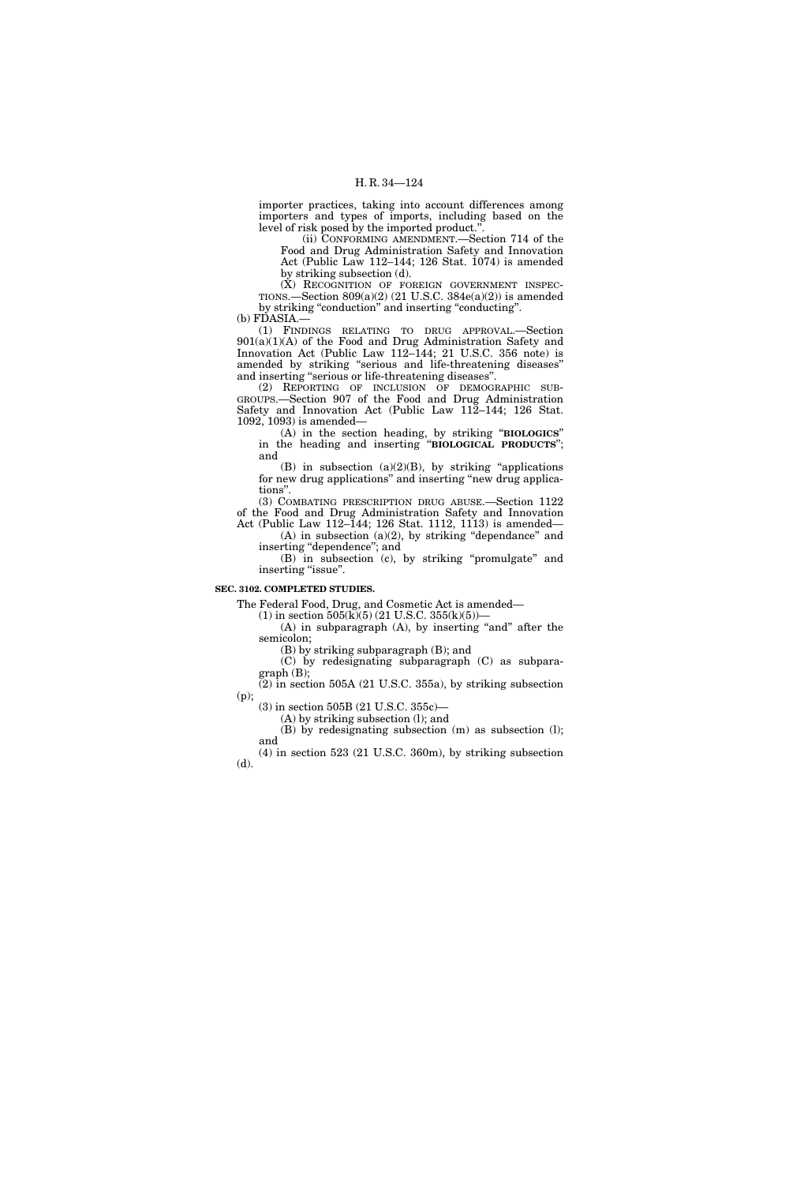importer practices, taking into account differences among importers and types of imports, including based on the level of risk posed by the imported product.".

(ii) CONFORMING AMENDMENT.—Section 714 of the Food and Drug Administration Safety and Innovation Act (Public Law 112–144; 126 Stat. 1074) is amended by striking subsection (d).

(X) RECOGNITION OF FOREIGN GOVERNMENT INSPECTIONS.—Section 809(a)(2) (21 U.S.C. 384e(a)(2)) is amended by striking "conduction" and inserting "conducting".

(b) FDASIA.—

(1) FINDINGS RELATING TO DRUG APPROVAL.—Section 901(a)(1)(A) of the Food and Drug Administration Safety and Innovation Act (Public Law 112–144; 21 U.S.C. 356 note) is amended by striking "serious and life-threatening diseases" and inserting "serious or life-threatening diseases".

(2) REPORTING OF INCLUSION OF DEMOGRAPHIC SUBGROUPS.—Section 907 of the Food and Drug Administration Safety and Innovation Act (Public Law 112–144; 126 Stat. 1092, 1093) is amended—

(A) in the section heading, by striking "**BIOLOGICS**" in the heading and inserting "**BIOLOGICAL PRODUCTS**"; and

(B) in subsection (a)(2)(B), by striking "applications for new drug applications" and inserting "new drug applications".

(3) COMBATING PRESCRIPTION DRUG ABUSE.—Section 1122 of the Food and Drug Administration Safety and Innovation Act (Public Law 112–144; 126 Stat. 1112, 1113) is amended—

(A) in subsection (a)(2), by striking "dependance" and inserting "dependence"; and

(B) in subsection (c), by striking "promulgate" and inserting "issue".

**SEC. 3102. COMPLETED STUDIES.**

The Federal Food, Drug, and Cosmetic Act is amended—

(1) in section 505(k)(5) (21 U.S.C. 355(k)(5))—

(A) in subparagraph (A), by inserting "and" after the semicolon;

(B) by striking subparagraph (B); and

(C) by redesignating subparagraph (C) as subparagraph (B);

(2) in section 505A (21 U.S.C. 355a), by striking subsection (p);

(3) in section 505B (21 U.S.C. 355c)—

(A) by striking subsection (l); and

(B) by redesignating subsection (m) as subsection (l); and

(4) in section 523 (21 U.S.C. 360m), by striking subsection (d).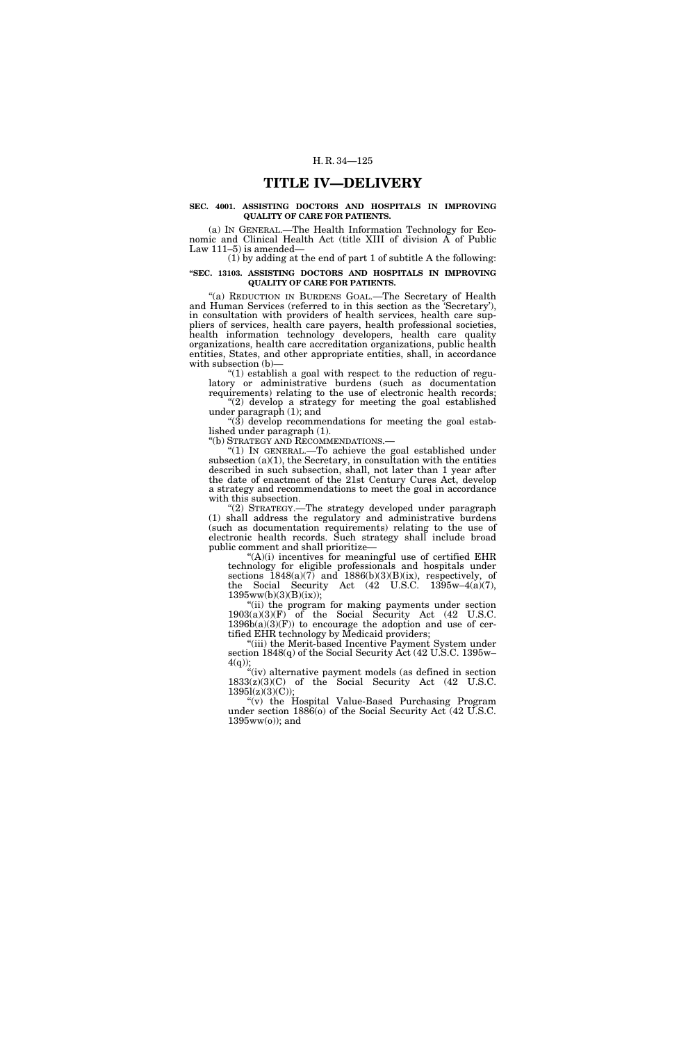# TITLE IV—DELIVERY

**SEC. 4001. ASSISTING DOCTORS AND HOSPITALS IN IMPROVING QUALITY OF CARE FOR PATIENTS.**

(a) IN GENERAL.—The Health Information Technology for Economic and Clinical Health Act (title XIII of division A of Public Law 111–5) is amended—

(1) by adding at the end of part 1 of subtitle A the following:

**"SEC. 13103. ASSISTING DOCTORS AND HOSPITALS IN IMPROVING QUALITY OF CARE FOR PATIENTS.**

"(a) REDUCTION IN BURDENS GOAL.—The Secretary of Health and Human Services (referred to in this section as the 'Secretary'), in consultation with providers of health services, health care suppliers of services, health care payers, health professional societies, health information technology developers, health care quality organizations, health care accreditation organizations, public health entities, States, and other appropriate entities, shall, in accordance with subsection (b)—

"(1) establish a goal with respect to the reduction of regulatory or administrative burdens (such as documentation requirements) relating to the use of electronic health records;

"(2) develop a strategy for meeting the goal established under paragraph (1); and

"(3) develop recommendations for meeting the goal established under paragraph (1).

"(b) STRATEGY AND RECOMMENDATIONS.—

"(1) IN GENERAL.—To achieve the goal established under subsection (a)(1), the Secretary, in consultation with the entities described in such subsection, shall, not later than 1 year after the date of enactment of the 21st Century Cures Act, develop a strategy and recommendations to meet the goal in accordance with this subsection.

"(2) STRATEGY.—The strategy developed under paragraph (1) shall address the regulatory and administrative burdens (such as documentation requirements) relating to the use of electronic health records. Such strategy shall include broad public comment and shall prioritize—

"(A)(i) incentives for meaningful use of certified EHR technology for eligible professionals and hospitals under sections 1848(a)(7) and 1886(b)(3)(B)(ix), respectively, of the Social Security Act (42 U.S.C. 1395w–4(a)(7), 1395ww(b)(3)(B)(ix));

"(ii) the program for making payments under section 1903(a)(3)(F) of the Social Security Act (42 U.S.C. 1396b(a)(3)(F)) to encourage the adoption and use of certified EHR technology by Medicaid providers;

"(iii) the Merit-based Incentive Payment System under section 1848(q) of the Social Security Act (42 U.S.C. 1395w–4(q));

"(iv) alternative payment models (as defined in section 1833(z)(3)(C) of the Social Security Act (42 U.S.C. 1395l(z)(3)(C));

"(v) the Hospital Value-Based Purchasing Program under section 1886(o) of the Social Security Act (42 U.S.C. 1395ww(o)); and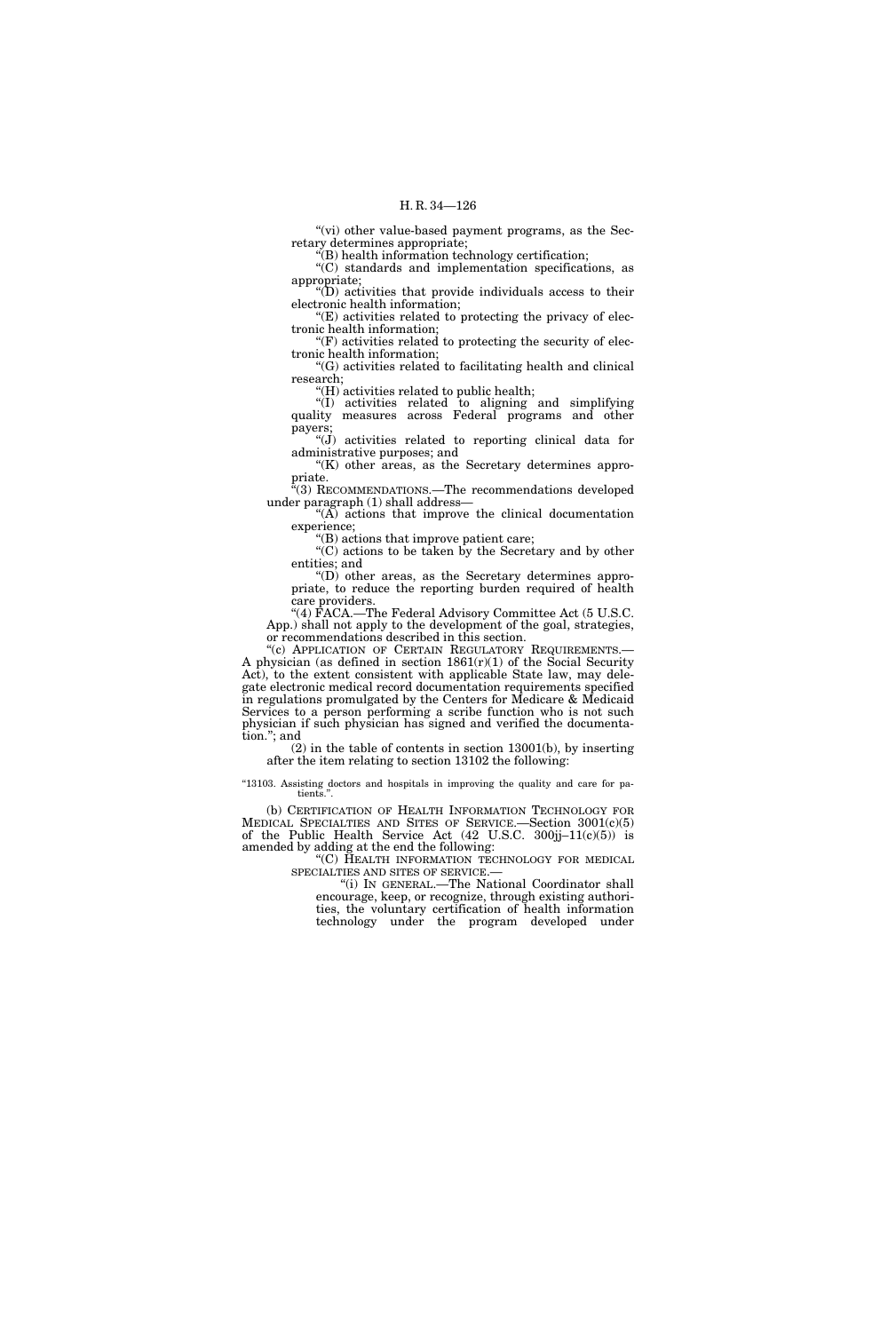"(vi) other value-based payment programs, as the Secretary determines appropriate;

"(B) health information technology certification;

"(C) standards and implementation specifications, as appropriate;

"(D) activities that provide individuals access to their electronic health information;

"(E) activities related to protecting the privacy of electronic health information;

"(F) activities related to protecting the security of electronic health information;

"(G) activities related to facilitating health and clinical research;

"(H) activities related to public health;

"(I) activities related to aligning and simplifying quality measures across Federal programs and other payers;

"(J) activities related to reporting clinical data for administrative purposes; and

"(K) other areas, as the Secretary determines appropriate.

"(3) RECOMMENDATIONS.—The recommendations developed under paragraph (1) shall address—

"(A) actions that improve the clinical documentation experience;

"(B) actions that improve patient care;

"(C) actions to be taken by the Secretary and by other entities; and

"(D) other areas, as the Secretary determines appropriate, to reduce the reporting burden required of health care providers.

"(4) FACA.—The Federal Advisory Committee Act (5 U.S.C. App.) shall not apply to the development of the goal, strategies, or recommendations described in this section.

"(c) APPLICATION OF CERTAIN REGULATORY REQUIREMENTS.—A physician (as defined in section 1861(r)(1) of the Social Security Act), to the extent consistent with applicable State law, may delegate electronic medical record documentation requirements specified in regulations promulgated by the Centers for Medicare & Medicaid Services to a person performing a scribe function who is not such physician if such physician has signed and verified the documentation."; and

(2) in the table of contents in section 13001(b), by inserting after the item relating to section 13102 the following:

"13103. Assisting doctors and hospitals in improving the quality and care for patients.".

(b) CERTIFICATION OF HEALTH INFORMATION TECHNOLOGY FOR MEDICAL SPECIALTIES AND SITES OF SERVICE.—Section 3001(c)(5) of the Public Health Service Act (42 U.S.C. 300jj–11(c)(5)) is amended by adding at the end the following:

"(C) HEALTH INFORMATION TECHNOLOGY FOR MEDICAL SPECIALTIES AND SITES OF SERVICE.—

"(i) IN GENERAL.—The National Coordinator shall encourage, keep, or recognize, through existing authorities, the voluntary certification of health information technology under the program developed under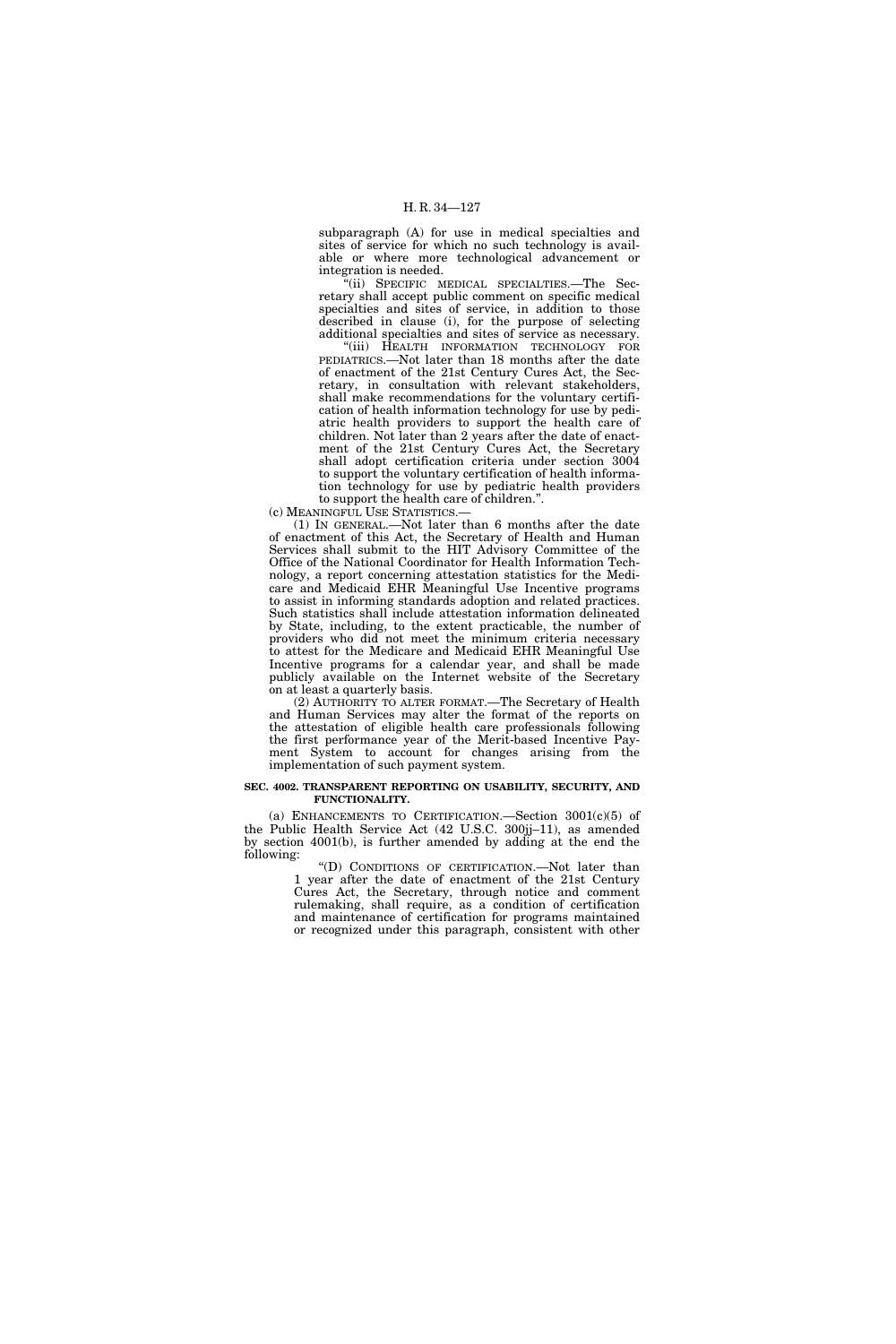subparagraph (A) for use in medical specialties and sites of service for which no such technology is available or where more technological advancement or integration is needed.

"(ii) SPECIFIC MEDICAL SPECIALTIES.—The Secretary shall accept public comment on specific medical specialties and sites of service, in addition to those described in clause (i), for the purpose of selecting additional specialties and sites of service as necessary.

"(iii) HEALTH INFORMATION TECHNOLOGY FOR PEDIATRICS.—Not later than 18 months after the date of enactment of the 21st Century Cures Act, the Secretary, in consultation with relevant stakeholders, shall make recommendations for the voluntary certification of health information technology for use by pediatric health providers to support the health care of children. Not later than 2 years after the date of enactment of the 21st Century Cures Act, the Secretary shall adopt certification criteria under section 3004 to support the voluntary certification of health information technology for use by pediatric health providers to support the health care of children.".

(c) MEANINGFUL USE STATISTICS.—

(1) IN GENERAL.—Not later than 6 months after the date of enactment of this Act, the Secretary of Health and Human Services shall submit to the HIT Advisory Committee of the Office of the National Coordinator for Health Information Technology, a report concerning attestation statistics for the Medicare and Medicaid EHR Meaningful Use Incentive programs to assist in informing standards adoption and related practices. Such statistics shall include attestation information delineated by State, including, to the extent practicable, the number of providers who did not meet the minimum criteria necessary to attest for the Medicare and Medicaid EHR Meaningful Use Incentive programs for a calendar year, and shall be made publicly available on the Internet website of the Secretary on at least a quarterly basis.

(2) AUTHORITY TO ALTER FORMAT.—The Secretary of Health and Human Services may alter the format of the reports on the attestation of eligible health care professionals following the first performance year of the Merit-based Incentive Payment System to account for changes arising from the implementation of such payment system.

**SEC. 4002. TRANSPARENT REPORTING ON USABILITY, SECURITY, AND FUNCTIONALITY.**

(a) ENHANCEMENTS TO CERTIFICATION.—Section 3001(c)(5) of the Public Health Service Act (42 U.S.C. 300jj–11), as amended by section 4001(b), is further amended by adding at the end the following:

"(D) CONDITIONS OF CERTIFICATION.—Not later than 1 year after the date of enactment of the 21st Century Cures Act, the Secretary, through notice and comment rulemaking, shall require, as a condition of certification and maintenance of certification for programs maintained or recognized under this paragraph, consistent with other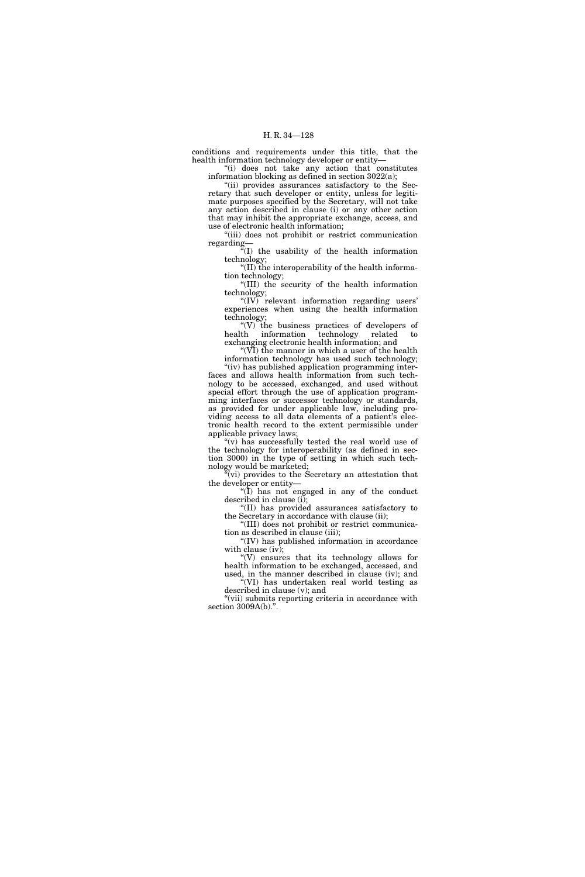conditions and requirements under this title, that the health information technology developer or entity—

"(i) does not take any action that constitutes information blocking as defined in section 3022(a);

"(ii) provides assurances satisfactory to the Secretary that such developer or entity, unless for legitimate purposes specified by the Secretary, will not take any action described in clause (i) or any other action that may inhibit the appropriate exchange, access, and use of electronic health information;

"(iii) does not prohibit or restrict communication regarding—

"(I) the usability of the health information technology;

"(II) the interoperability of the health information technology;

"(III) the security of the health information technology;

"(IV) relevant information regarding users' experiences when using the health information technology;

"(V) the business practices of developers of health information technology related to exchanging electronic health information; and

"(VI) the manner in which a user of the health information technology has used such technology;

"(iv) has published application programming interfaces and allows health information from such technology to be accessed, exchanged, and used without special effort through the use of application programming interfaces or successor technology or standards, as provided for under applicable law, including providing access to all data elements of a patient's electronic health record to the extent permissible under applicable privacy laws;

"(v) has successfully tested the real world use of the technology for interoperability (as defined in section 3000) in the type of setting in which such technology would be marketed;

"(vi) provides to the Secretary an attestation that the developer or entity—

"(I) has not engaged in any of the conduct described in clause (i);

"(II) has provided assurances satisfactory to the Secretary in accordance with clause (ii);

"(III) does not prohibit or restrict communication as described in clause (iii);

"(IV) has published information in accordance with clause (iv);

"(V) ensures that its technology allows for health information to be exchanged, accessed, and used, in the manner described in clause (iv); and

"(VI) has undertaken real world testing as described in clause (v); and

"(vii) submits reporting criteria in accordance with section 3009A(b).".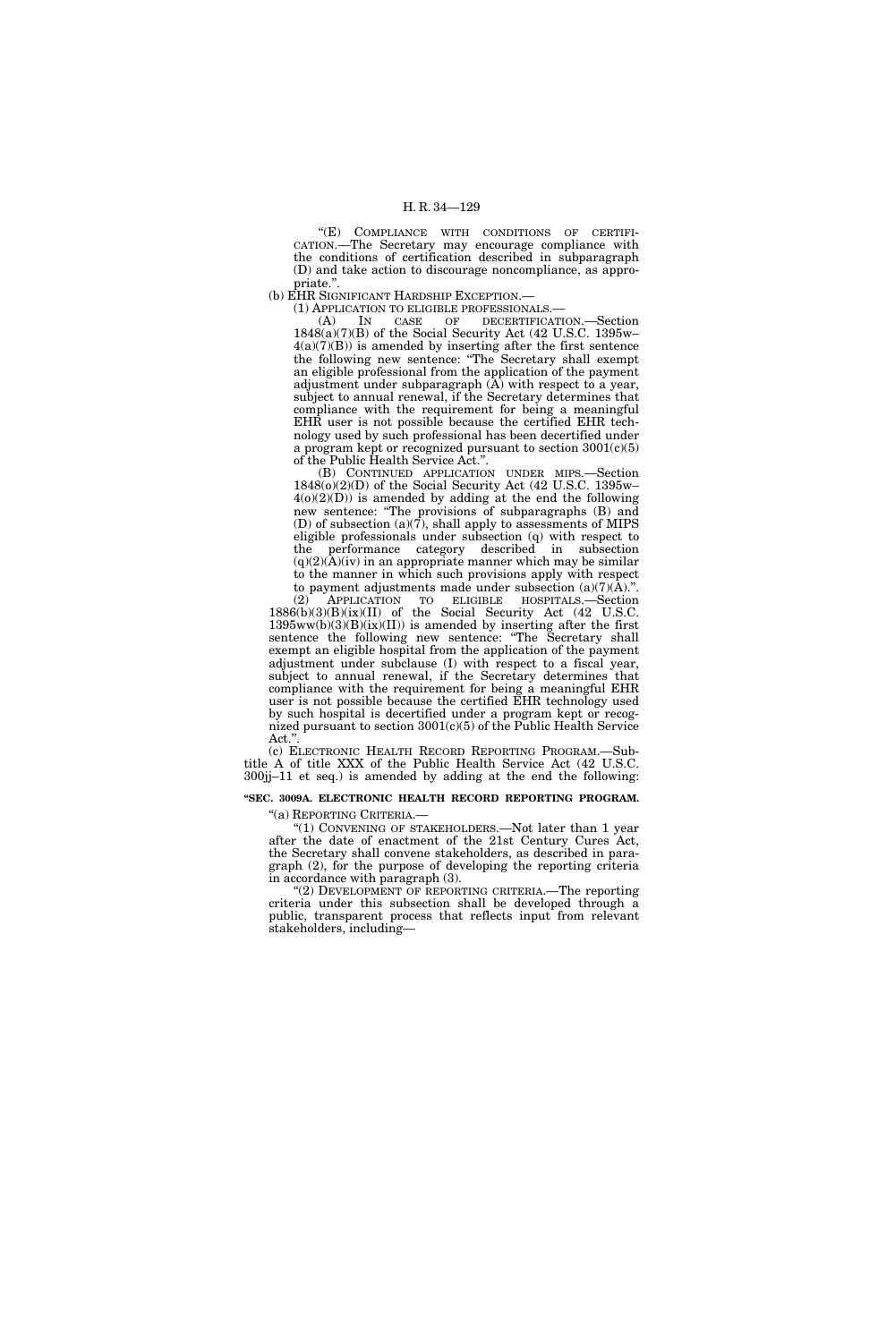"(E) COMPLIANCE WITH CONDITIONS OF CERTIFICATION.—The Secretary may encourage compliance with the conditions of certification described in subparagraph (D) and take action to discourage noncompliance, as appropriate.".

(b) EHR SIGNIFICANT HARDSHIP EXCEPTION.—

(1) APPLICATION TO ELIGIBLE PROFESSIONALS.—

(A) IN CASE OF DECERTIFICATION.—Section 1848(a)(7)(B) of the Social Security Act (42 U.S.C. 1395w–4(a)(7)(B)) is amended by inserting after the first sentence the following new sentence: "The Secretary shall exempt an eligible professional from the application of the payment adjustment under subparagraph (A) with respect to a year, subject to annual renewal, if the Secretary determines that compliance with the requirement for being a meaningful EHR user is not possible because the certified EHR technology used by such professional has been decertified under a program kept or recognized pursuant to section 3001(c)(5) of the Public Health Service Act.".

(B) CONTINUED APPLICATION UNDER MIPS.—Section 1848(o)(2)(D) of the Social Security Act (42 U.S.C. 1395w–4(o)(2)(D)) is amended by adding at the end the following new sentence: "The provisions of subparagraphs (B) and (D) of subsection (a)(7), shall apply to assessments of MIPS eligible professionals under subsection (q) with respect to the performance category described in subsection (q)(2)(A)(iv) in an appropriate manner which may be similar to the manner in which such provisions apply with respect to payment adjustments made under subsection (a)(7)(A).".

(2) APPLICATION TO ELIGIBLE HOSPITALS.—Section 1886(b)(3)(B)(ix)(II) of the Social Security Act (42 U.S.C. 1395ww(b)(3)(B)(ix)(II)) is amended by inserting after the first sentence the following new sentence: "The Secretary shall exempt an eligible hospital from the application of the payment adjustment under subclause (I) with respect to a fiscal year, subject to annual renewal, if the Secretary determines that compliance with the requirement for being a meaningful EHR user is not possible because the certified EHR technology used by such hospital is decertified under a program kept or recognized pursuant to section 3001(c)(5) of the Public Health Service Act.".

(c) ELECTRONIC HEALTH RECORD REPORTING PROGRAM.—Subtitle A of title XXX of the Public Health Service Act (42 U.S.C. 300jj–11 et seq.) is amended by adding at the end the following:

**"SEC. 3009A. ELECTRONIC HEALTH RECORD REPORTING PROGRAM.**

"(a) REPORTING CRITERIA.—

"(1) CONVENING OF STAKEHOLDERS.—Not later than 1 year after the date of enactment of the 21st Century Cures Act, the Secretary shall convene stakeholders, as described in paragraph (2), for the purpose of developing the reporting criteria in accordance with paragraph (3).

"(2) DEVELOPMENT OF REPORTING CRITERIA.—The reporting criteria under this subsection shall be developed through a public, transparent process that reflects input from relevant stakeholders, including—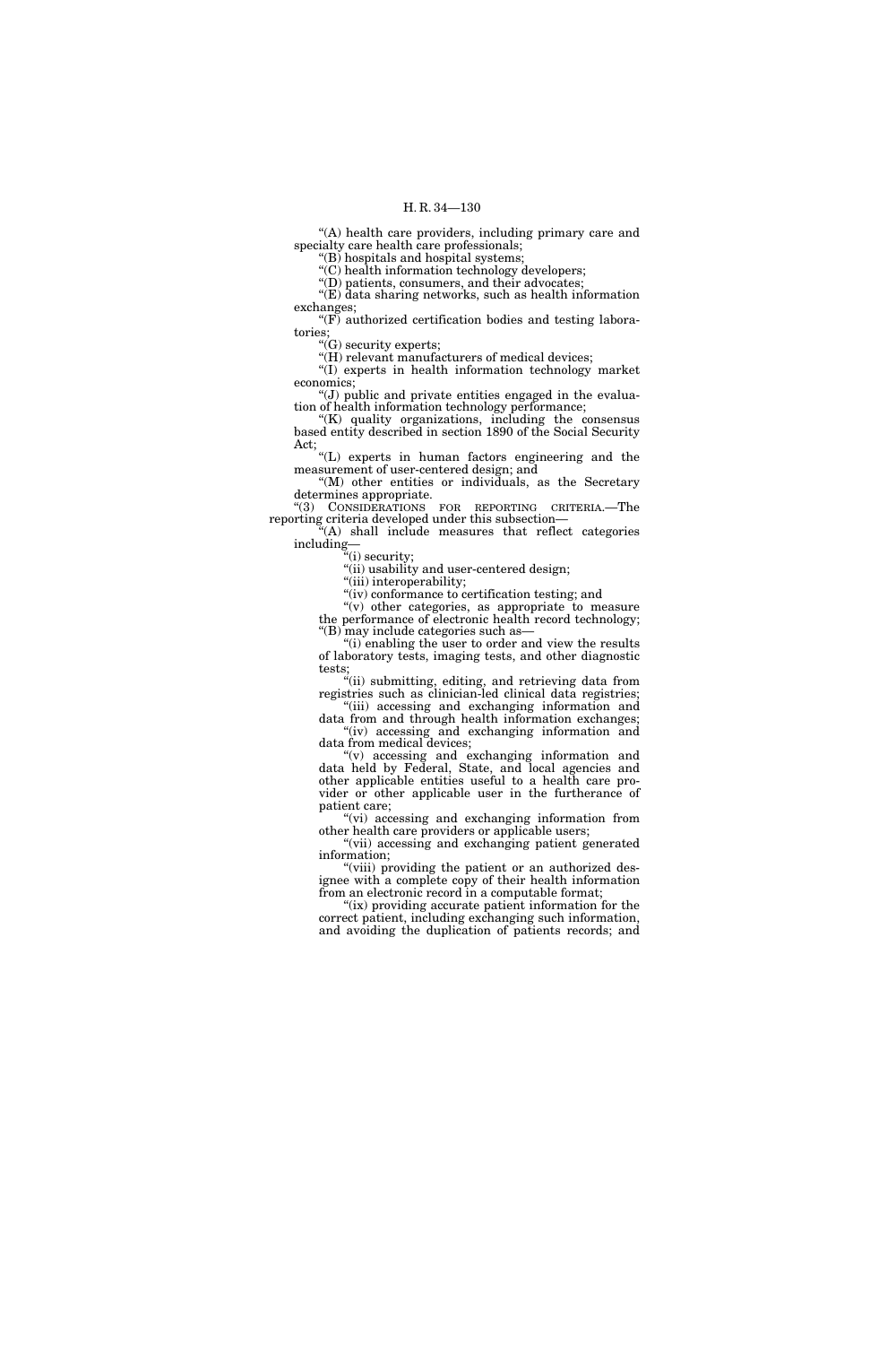"(A) health care providers, including primary care and specialty care health care professionals;

"(B) hospitals and hospital systems;

"(C) health information technology developers;

"(D) patients, consumers, and their advocates;

"(E) data sharing networks, such as health information exchanges;

"(F) authorized certification bodies and testing laboratories;

"(G) security experts;

"(H) relevant manufacturers of medical devices;

"(I) experts in health information technology market economics;

"(J) public and private entities engaged in the evaluation of health information technology performance;

"(K) quality organizations, including the consensus based entity described in section 1890 of the Social Security Act;

"(L) experts in human factors engineering and the measurement of user-centered design; and

"(M) other entities or individuals, as the Secretary determines appropriate.

"(3) CONSIDERATIONS FOR REPORTING CRITERIA.—The reporting criteria developed under this subsection—

"(A) shall include measures that reflect categories including—

"(i) security;

"(ii) usability and user-centered design;

"(iii) interoperability;

"(iv) conformance to certification testing; and

"(v) other categories, as appropriate to measure the performance of electronic health record technology;

"(B) may include categories such as—

"(i) enabling the user to order and view the results of laboratory tests, imaging tests, and other diagnostic tests;

"(ii) submitting, editing, and retrieving data from registries such as clinician-led clinical data registries;

"(iii) accessing and exchanging information and data from and through health information exchanges;

"(iv) accessing and exchanging information and data from medical devices;

"(v) accessing and exchanging information and data held by Federal, State, and local agencies and other applicable entities useful to a health care provider or other applicable user in the furtherance of patient care;

"(vi) accessing and exchanging information from other health care providers or applicable users;

"(vii) accessing and exchanging patient generated information;

"(viii) providing the patient or an authorized designee with a complete copy of their health information from an electronic record in a computable format;

"(ix) providing accurate patient information for the correct patient, including exchanging such information, and avoiding the duplication of patients records; and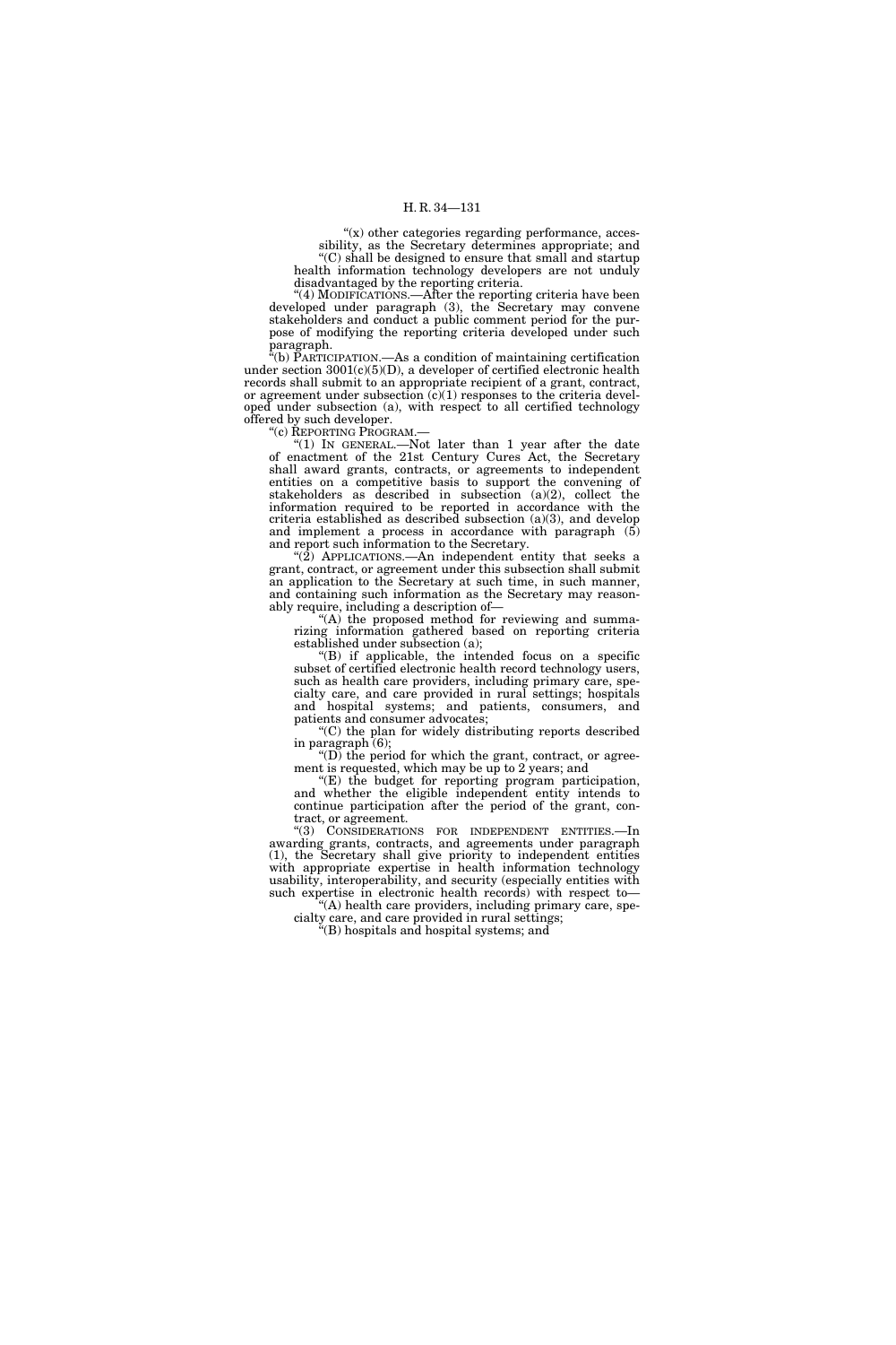"(x) other categories regarding performance, accessibility, as the Secretary determines appropriate; and

"(C) shall be designed to ensure that small and startup health information technology developers are not unduly disadvantaged by the reporting criteria.

"(4) MODIFICATIONS.—After the reporting criteria have been developed under paragraph (3), the Secretary may convene stakeholders and conduct a public comment period for the purpose of modifying the reporting criteria developed under such paragraph.

"(b) PARTICIPATION.—As a condition of maintaining certification under section 3001(c)(5)(D), a developer of certified electronic health records shall submit to an appropriate recipient of a grant, contract, or agreement under subsection (c)(1) responses to the criteria developed under subsection (a), with respect to all certified technology offered by such developer.

"(c) REPORTING PROGRAM.—

"(1) IN GENERAL.—Not later than 1 year after the date of enactment of the 21st Century Cures Act, the Secretary shall award grants, contracts, or agreements to independent entities on a competitive basis to support the convening of stakeholders as described in subsection (a)(2), collect the information required to be reported in accordance with the criteria established as described subsection (a)(3), and develop and implement a process in accordance with paragraph (5) and report such information to the Secretary.

"(2) APPLICATIONS.—An independent entity that seeks a grant, contract, or agreement under this subsection shall submit an application to the Secretary at such time, in such manner, and containing such information as the Secretary may reasonably require, including a description of—

"(A) the proposed method for reviewing and summarizing information gathered based on reporting criteria established under subsection (a);

"(B) if applicable, the intended focus on a specific subset of certified electronic health record technology users, such as health care providers, including primary care, specialty care, and care provided in rural settings; hospitals and hospital systems; and patients, consumers, and patients and consumer advocates;

"(C) the plan for widely distributing reports described in paragraph (6);

"(D) the period for which the grant, contract, or agreement is requested, which may be up to 2 years; and

"(E) the budget for reporting program participation, and whether the eligible independent entity intends to continue participation after the period of the grant, contract, or agreement.

"(3) CONSIDERATIONS FOR INDEPENDENT ENTITIES.—In awarding grants, contracts, and agreements under paragraph (1), the Secretary shall give priority to independent entities with appropriate expertise in health information technology usability, interoperability, and security (especially entities with such expertise in electronic health records) with respect to—

"(A) health care providers, including primary care, specialty care, and care provided in rural settings;

"(B) hospitals and hospital systems; and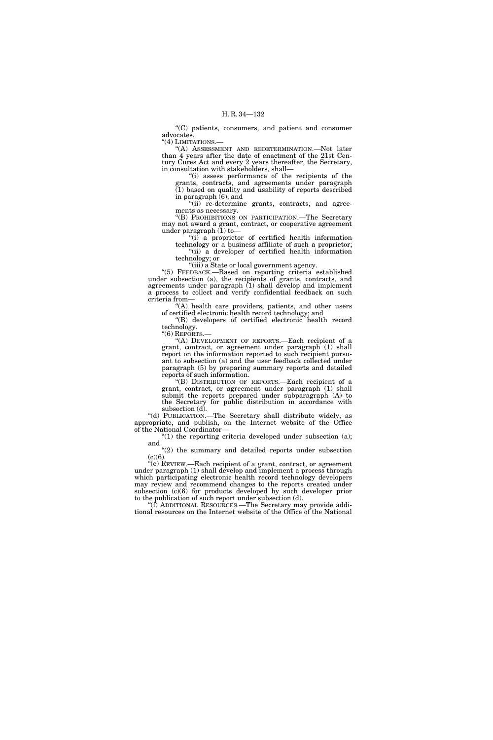"(C) patients, consumers, and patient and consumer advocates.

"(4) LIMITATIONS.—

"(A) ASSESSMENT AND REDETERMINATION.—Not later than 4 years after the date of enactment of the 21st Century Cures Act and every 2 years thereafter, the Secretary, in consultation with stakeholders, shall—

"(i) assess performance of the recipients of the grants, contracts, and agreements under paragraph (1) based on quality and usability of reports described in paragraph (6); and

"(ii) re-determine grants, contracts, and agreements as necessary.

"(B) PROHIBITIONS ON PARTICIPATION.—The Secretary may not award a grant, contract, or cooperative agreement under paragraph (1) to—

"(i) a proprietor of certified health information technology or a business affiliate of such a proprietor;

"(ii) a developer of certified health information technology; or

"(iii) a State or local government agency.

"(5) FEEDBACK.—Based on reporting criteria established under subsection (a), the recipients of grants, contracts, and agreements under paragraph (1) shall develop and implement a process to collect and verify confidential feedback on such criteria from—

"(A) health care providers, patients, and other users of certified electronic health record technology; and

"(B) developers of certified electronic health record technology.

"(6) REPORTS.—

"(A) DEVELOPMENT OF REPORTS.—Each recipient of a grant, contract, or agreement under paragraph (1) shall report on the information reported to such recipient pursuant to subsection (a) and the user feedback collected under paragraph (5) by preparing summary reports and detailed reports of such information.

"(B) DISTRIBUTION OF REPORTS.—Each recipient of a grant, contract, or agreement under paragraph (1) shall submit the reports prepared under subparagraph (A) to the Secretary for public distribution in accordance with subsection (d).

"(d) PUBLICATION.—The Secretary shall distribute widely, as appropriate, and publish, on the Internet website of the Office of the National Coordinator—

"(1) the reporting criteria developed under subsection (a); and

"(2) the summary and detailed reports under subsection (c)(6).

"(e) REVIEW.—Each recipient of a grant, contract, or agreement under paragraph (1) shall develop and implement a process through which participating electronic health record technology developers may review and recommend changes to the reports created under subsection (c)(6) for products developed by such developer prior to the publication of such report under subsection (d).

"(f) ADDITIONAL RESOURCES.—The Secretary may provide additional resources on the Internet website of the Office of the National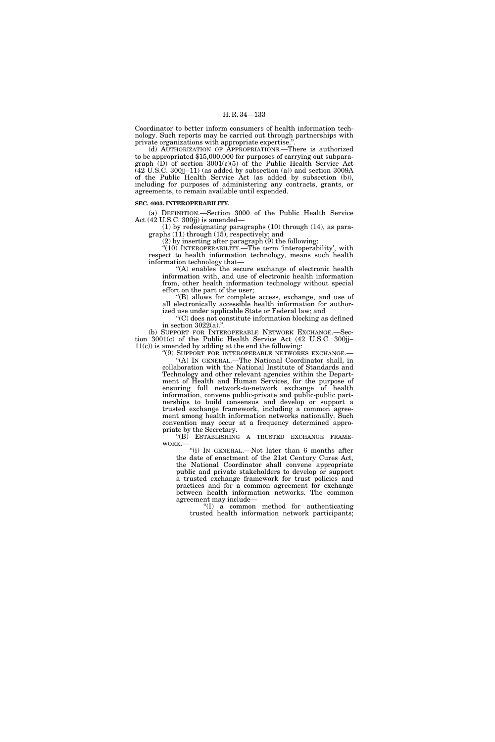Coordinator to better inform consumers of health information technology. Such reports may be carried out through partnerships with private organizations with appropriate expertise.".

(d) AUTHORIZATION OF APPROPRIATIONS.—There is authorized to be appropriated $15,000,000 for purposes of carrying out subparagraph (D) of section 3001(c)(5) of the Public Health Service Act (42 U.S.C. 300jj–11) (as added by subsection (a)) and section 3009A of the Public Health Service Act (as added by subsection (b)), including for purposes of administering any contracts, grants, or agreements, to remain available until expended.

**SEC. 4003. INTEROPERABILITY.**

(a) DEFINITION.—Section 3000 of the Public Health Service Act (42 U.S.C. 300jj) is amended—

(1) by redesignating paragraphs (10) through (14), as paragraphs (11) through (15), respectively; and

(2) by inserting after paragraph (9) the following:

"(10) INTEROPERABILITY.—The term 'interoperability', with respect to health information technology, means such health information technology that—

"(A) enables the secure exchange of electronic health information with, and use of electronic health information from, other health information technology without special effort on the part of the user;

"(B) allows for complete access, exchange, and use of all electronically accessible health information for authorized use under applicable State or Federal law; and

"(C) does not constitute information blocking as defined in section 3022(a).".

(b) SUPPORT FOR INTEROPERABLE NETWORK EXCHANGE.—Section 3001(c) of the Public Health Service Act (42 U.S.C. 300jj–11(c)) is amended by adding at the end the following:

"(9) SUPPORT FOR INTEROPERABLE NETWORKS EXCHANGE.—

"(A) IN GENERAL.—The National Coordinator shall, in collaboration with the National Institute of Standards and Technology and other relevant agencies within the Department of Health and Human Services, for the purpose of ensuring full network-to-network exchange of health information, convene public-private and public-public partnerships to build consensus and develop or support a trusted exchange framework, including a common agreement among health information networks nationally. Such convention may occur at a frequency determined appropriate by the Secretary.

"(B) ESTABLISHING A TRUSTED EXCHANGE FRAMEWORK.—

"(i) IN GENERAL.—Not later than 6 months after the date of enactment of the 21st Century Cures Act, the National Coordinator shall convene appropriate public and private stakeholders to develop or support a trusted exchange framework for trust policies and practices and for a common agreement for exchange between health information networks. The common agreement may include—

"(I) a common method for authenticating trusted health information network participants;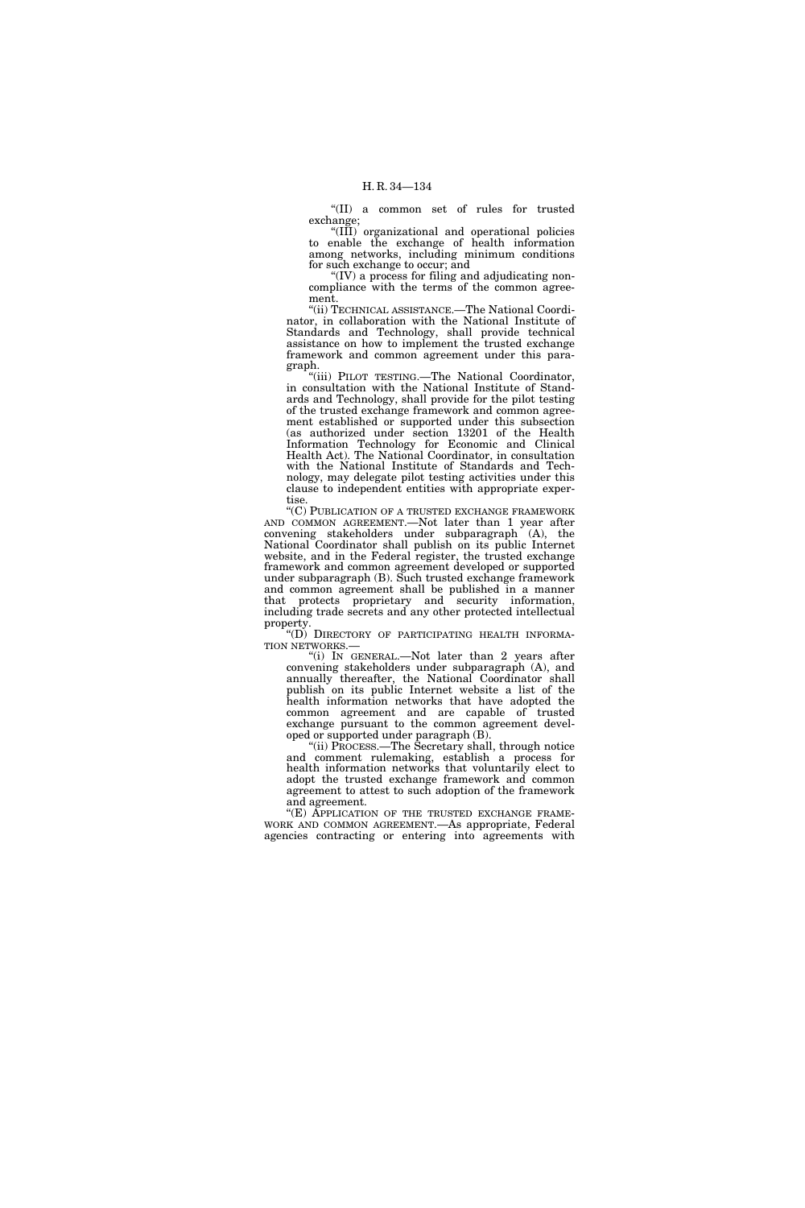"(II) a common set of rules for trusted exchange;

"(III) organizational and operational policies to enable the exchange of health information among networks, including minimum conditions for such exchange to occur; and

"(IV) a process for filing and adjudicating non-compliance with the terms of the common agreement.

"(ii) TECHNICAL ASSISTANCE.—The National Coordinator, in collaboration with the National Institute of Standards and Technology, shall provide technical assistance on how to implement the trusted exchange framework and common agreement under this paragraph.

"(iii) PILOT TESTING.—The National Coordinator, in consultation with the National Institute of Standards and Technology, shall provide for the pilot testing of the trusted exchange framework and common agreement established or supported under this subsection (as authorized under section 13201 of the Health Information Technology for Economic and Clinical Health Act). The National Coordinator, in consultation with the National Institute of Standards and Technology, may delegate pilot testing activities under this clause to independent entities with appropriate expertise.

"(C) PUBLICATION OF A TRUSTED EXCHANGE FRAMEWORK AND COMMON AGREEMENT.—Not later than 1 year after convening stakeholders under subparagraph (A), the National Coordinator shall publish on its public Internet website, and in the Federal register, the trusted exchange framework and common agreement developed or supported under subparagraph (B). Such trusted exchange framework and common agreement shall be published in a manner that protects proprietary and security information, including trade secrets and any other protected intellectual property.

"(D) DIRECTORY OF PARTICIPATING HEALTH INFORMATION NETWORKS.—

"(i) IN GENERAL.—Not later than 2 years after convening stakeholders under subparagraph (A), and annually thereafter, the National Coordinator shall publish on its public Internet website a list of the health information networks that have adopted the common agreement and are capable of trusted exchange pursuant to the common agreement developed or supported under paragraph (B).

"(ii) PROCESS.—The Secretary shall, through notice and comment rulemaking, establish a process for health information networks that voluntarily elect to adopt the trusted exchange framework and common agreement to attest to such adoption of the framework and agreement.

"(E) APPLICATION OF THE TRUSTED EXCHANGE FRAMEWORK AND COMMON AGREEMENT.—As appropriate, Federal agencies contracting or entering into agreements with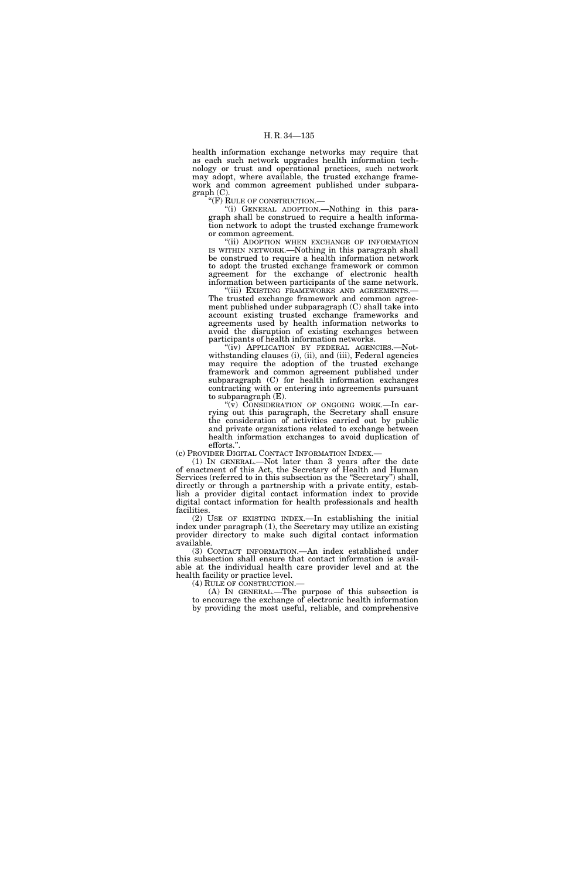health information exchange networks may require that as each such network upgrades health information technology or trust and operational practices, such network may adopt, where available, the trusted exchange framework and common agreement published under subparagraph (C).

"(F) RULE OF CONSTRUCTION.—

"(i) GENERAL ADOPTION.—Nothing in this paragraph shall be construed to require a health information network to adopt the trusted exchange framework or common agreement.

"(ii) ADOPTION WHEN EXCHANGE OF INFORMATION IS WITHIN NETWORK.—Nothing in this paragraph shall be construed to require a health information network to adopt the trusted exchange framework or common agreement for the exchange of electronic health information between participants of the same network.

"(iii) EXISTING FRAMEWORKS AND AGREEMENTS.—The trusted exchange framework and common agreement published under subparagraph (C) shall take into account existing trusted exchange frameworks and agreements used by health information networks to avoid the disruption of existing exchanges between participants of health information networks.

"(iv) APPLICATION BY FEDERAL AGENCIES.—Notwithstanding clauses (i), (ii), and (iii), Federal agencies may require the adoption of the trusted exchange framework and common agreement published under subparagraph (C) for health information exchanges contracting with or entering into agreements pursuant to subparagraph (E).

"(v) CONSIDERATION OF ONGOING WORK.—In carrying out this paragraph, the Secretary shall ensure the consideration of activities carried out by public and private organizations related to exchange between health information exchanges to avoid duplication of efforts.".

(c) PROVIDER DIGITAL CONTACT INFORMATION INDEX.—

(1) IN GENERAL.—Not later than 3 years after the date of enactment of this Act, the Secretary of Health and Human Services (referred to in this subsection as the "Secretary") shall, directly or through a partnership with a private entity, establish a provider digital contact information index to provide digital contact information for health professionals and health facilities.

(2) USE OF EXISTING INDEX.—In establishing the initial index under paragraph (1), the Secretary may utilize an existing provider directory to make such digital contact information available.

(3) CONTACT INFORMATION.—An index established under this subsection shall ensure that contact information is available at the individual health care provider level and at the health facility or practice level.

(4) RULE OF CONSTRUCTION.—

(A) IN GENERAL.—The purpose of this subsection is to encourage the exchange of electronic health information by providing the most useful, reliable, and comprehensive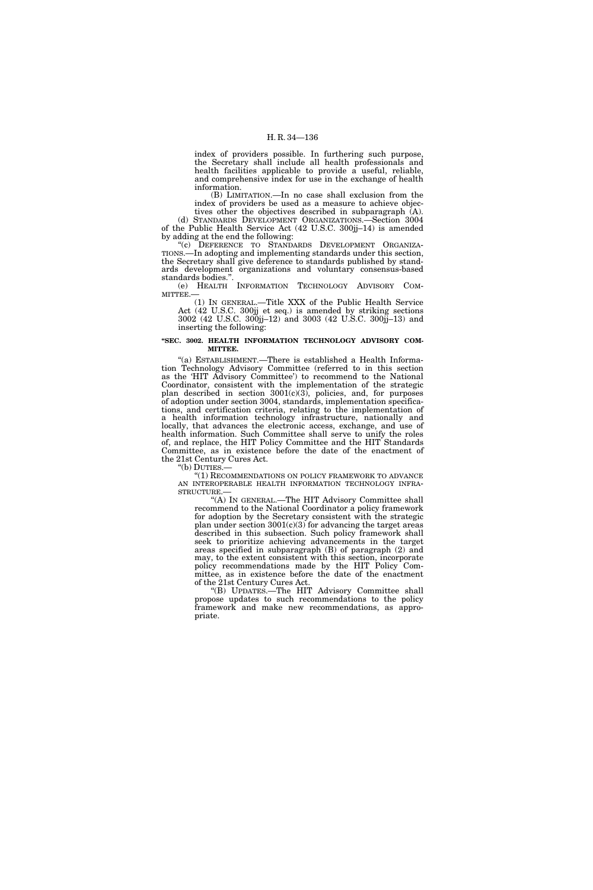index of providers possible. In furthering such purpose, the Secretary shall include all health professionals and health facilities applicable to provide a useful, reliable, and comprehensive index for use in the exchange of health information.

(B) LIMITATION.—In no case shall exclusion from the index of providers be used as a measure to achieve objectives other the objectives described in subparagraph (A).

(d) STANDARDS DEVELOPMENT ORGANIZATIONS.—Section 3004 of the Public Health Service Act (42 U.S.C. 300jj–14) is amended by adding at the end the following:

"(c) DEFERENCE TO STANDARDS DEVELOPMENT ORGANIZATIONS.—In adopting and implementing standards under this section, the Secretary shall give deference to standards published by standards development organizations and voluntary consensus-based standards bodies.".

(e) HEALTH INFORMATION TECHNOLOGY ADVISORY COMMITTEE.—

(1) IN GENERAL.—Title XXX of the Public Health Service Act (42 U.S.C. 300jj et seq.) is amended by striking sections 3002 (42 U.S.C. 300jj–12) and 3003 (42 U.S.C. 300jj–13) and inserting the following:

**"SEC. 3002. HEALTH INFORMATION TECHNOLOGY ADVISORY COMMITTEE.**

"(a) ESTABLISHMENT.—There is established a Health Information Technology Advisory Committee (referred to in this section as the 'HIT Advisory Committee') to recommend to the National Coordinator, consistent with the implementation of the strategic plan described in section 3001(c)(3), policies, and, for purposes of adoption under section 3004, standards, implementation specifications, and certification criteria, relating to the implementation of a health information technology infrastructure, nationally and locally, that advances the electronic access, exchange, and use of health information. Such Committee shall serve to unify the roles of, and replace, the HIT Policy Committee and the HIT Standards Committee, as in existence before the date of the enactment of the 21st Century Cures Act.

"(b) DUTIES.—

"(1) RECOMMENDATIONS ON POLICY FRAMEWORK TO ADVANCE AN INTEROPERABLE HEALTH INFORMATION TECHNOLOGY INFRASTRUCTURE.—

"(A) IN GENERAL.—The HIT Advisory Committee shall recommend to the National Coordinator a policy framework for adoption by the Secretary consistent with the strategic plan under section 3001(c)(3) for advancing the target areas described in this subsection. Such policy framework shall seek to prioritize achieving advancements in the target areas specified in subparagraph (B) of paragraph (2) and may, to the extent consistent with this section, incorporate policy recommendations made by the HIT Policy Committee, as in existence before the date of the enactment of the 21st Century Cures Act.

"(B) UPDATES.—The HIT Advisory Committee shall propose updates to such recommendations to the policy framework and make new recommendations, as appropriate.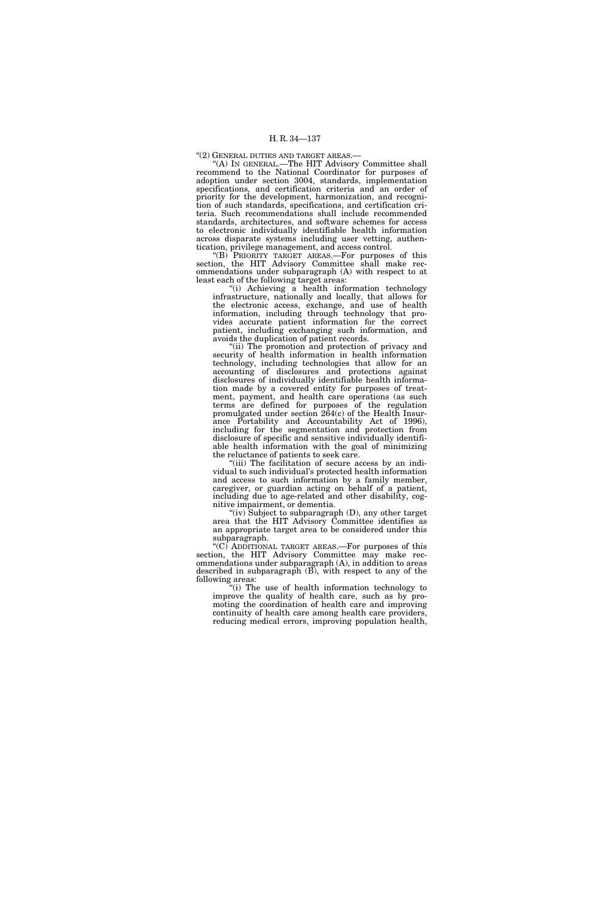"(2) GENERAL DUTIES AND TARGET AREAS.—

"(A) IN GENERAL.—The HIT Advisory Committee shall recommend to the National Coordinator for purposes of adoption under section 3004, standards, implementation specifications, and certification criteria and an order of priority for the development, harmonization, and recognition of such standards, specifications, and certification criteria. Such recommendations shall include recommended standards, architectures, and software schemes for access to electronic individually identifiable health information across disparate systems including user vetting, authentication, privilege management, and access control.

"(B) PRIORITY TARGET AREAS.—For purposes of this section, the HIT Advisory Committee shall make recommendations under subparagraph (A) with respect to at least each of the following target areas:

"(i) Achieving a health information technology infrastructure, nationally and locally, that allows for the electronic access, exchange, and use of health information, including through technology that provides accurate patient information for the correct patient, including exchanging such information, and avoids the duplication of patient records.

"(ii) The promotion and protection of privacy and security of health information in health information technology, including technologies that allow for an accounting of disclosures and protections against disclosures of individually identifiable health information made by a covered entity for purposes of treatment, payment, and health care operations (as such terms are defined for purposes of the regulation promulgated under section 264(c) of the Health Insurance Portability and Accountability Act of 1996), including for the segmentation and protection from disclosure of specific and sensitive individually identifiable health information with the goal of minimizing the reluctance of patients to seek care.

"(iii) The facilitation of secure access by an individual to such individual's protected health information and access to such information by a family member, caregiver, or guardian acting on behalf of a patient, including due to age-related and other disability, cognitive impairment, or dementia.

"(iv) Subject to subparagraph (D), any other target area that the HIT Advisory Committee identifies as an appropriate target area to be considered under this subparagraph.

"(C) ADDITIONAL TARGET AREAS.—For purposes of this section, the HIT Advisory Committee may make recommendations under subparagraph (A), in addition to areas described in subparagraph (B), with respect to any of the following areas:

"(i) The use of health information technology to improve the quality of health care, such as by promoting the coordination of health care and improving continuity of health care among health care providers, reducing medical errors, improving population health,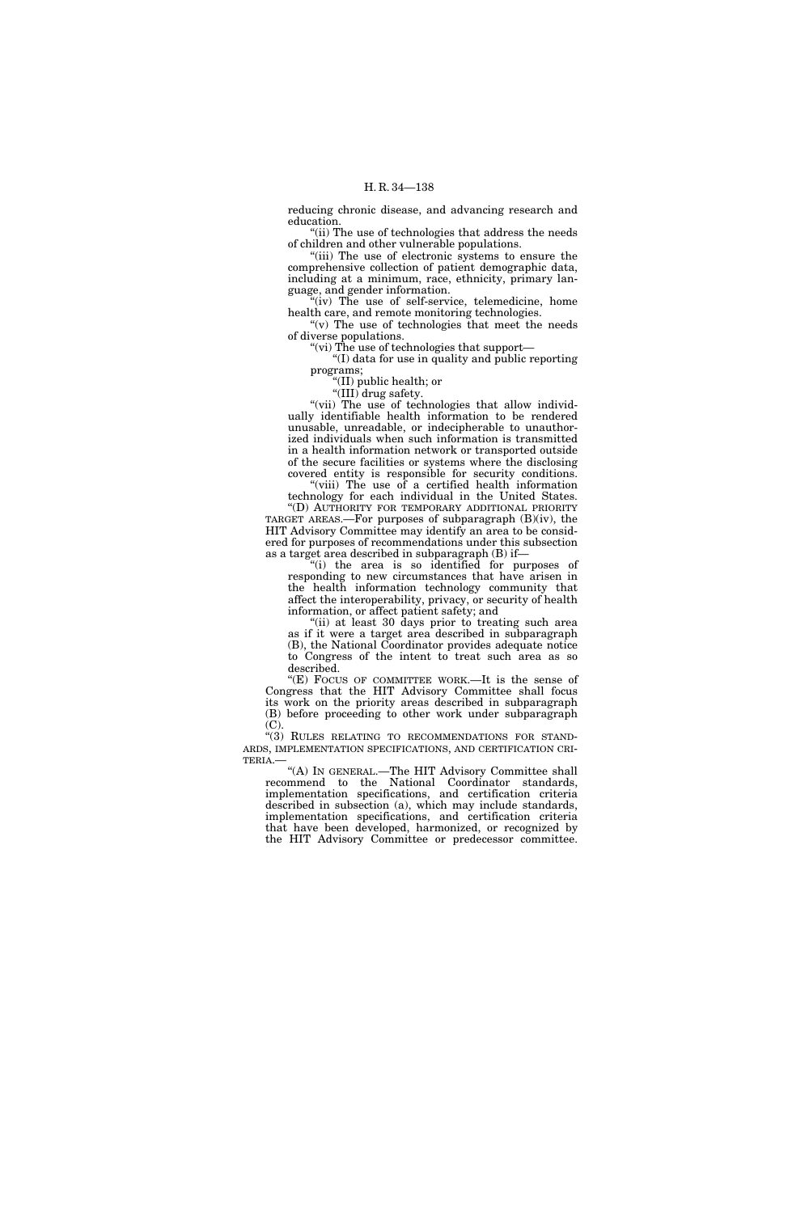reducing chronic disease, and advancing research and education.

"(ii) The use of technologies that address the needs of children and other vulnerable populations.

"(iii) The use of electronic systems to ensure the comprehensive collection of patient demographic data, including at a minimum, race, ethnicity, primary language, and gender information.

"(iv) The use of self-service, telemedicine, home health care, and remote monitoring technologies.

"(v) The use of technologies that meet the needs of diverse populations.

"(vi) The use of technologies that support—

"(I) data for use in quality and public reporting programs;

"(II) public health; or

"(III) drug safety.

"(vii) The use of technologies that allow individually identifiable health information to be rendered unusable, unreadable, or indecipherable to unauthorized individuals when such information is transmitted in a health information network or transported outside of the secure facilities or systems where the disclosing covered entity is responsible for security conditions.

"(viii) The use of a certified health information technology for each individual in the United States.

"(D) AUTHORITY FOR TEMPORARY ADDITIONAL PRIORITY TARGET AREAS.—For purposes of subparagraph (B)(iv), the HIT Advisory Committee may identify an area to be considered for purposes of recommendations under this subsection as a target area described in subparagraph (B) if—

"(i) the area is so identified for purposes of responding to new circumstances that have arisen in the health information technology community that affect the interoperability, privacy, or security of health information, or affect patient safety; and

"(ii) at least 30 days prior to treating such area as if it were a target area described in subparagraph (B), the National Coordinator provides adequate notice to Congress of the intent to treat such area as so described.

"(E) FOCUS OF COMMITTEE WORK.—It is the sense of Congress that the HIT Advisory Committee shall focus its work on the priority areas described in subparagraph (B) before proceeding to other work under subparagraph (C).

"(3) RULES RELATING TO RECOMMENDATIONS FOR STANDARDS, IMPLEMENTATION SPECIFICATIONS, AND CERTIFICATION CRITERIA.—

"(A) IN GENERAL.—The HIT Advisory Committee shall recommend to the National Coordinator standards, implementation specifications, and certification criteria described in subsection (a), which may include standards, implementation specifications, and certification criteria that have been developed, harmonized, or recognized by the HIT Advisory Committee or predecessor committee.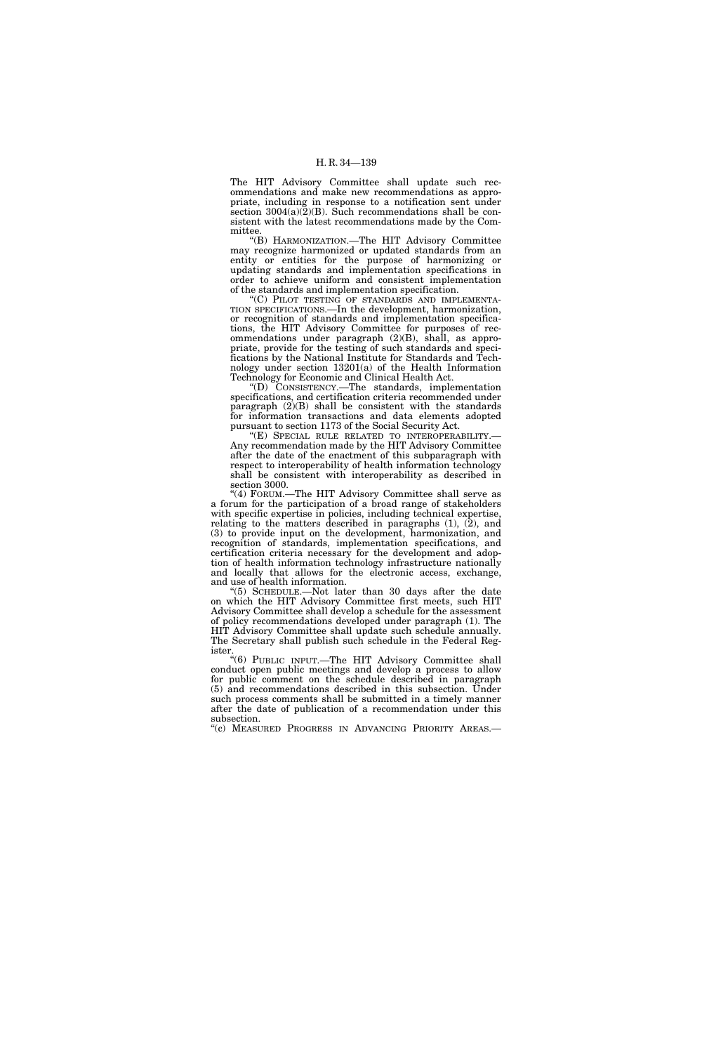The HIT Advisory Committee shall update such recommendations and make new recommendations as appropriate, including in response to a notification sent under section 3004(a)(2)(B). Such recommendations shall be consistent with the latest recommendations made by the Committee.

"(B) HARMONIZATION.—The HIT Advisory Committee may recognize harmonized or updated standards from an entity or entities for the purpose of harmonizing or updating standards and implementation specifications in order to achieve uniform and consistent implementation of the standards and implementation specification.

"(C) PILOT TESTING OF STANDARDS AND IMPLEMENTATION SPECIFICATIONS.—In the development, harmonization, or recognition of standards and implementation specifications, the HIT Advisory Committee for purposes of recommendations under paragraph (2)(B), shall, as appropriate, provide for the testing of such standards and specifications by the National Institute for Standards and Technology under section 13201(a) of the Health Information Technology for Economic and Clinical Health Act.

"(D) CONSISTENCY.—The standards, implementation specifications, and certification criteria recommended under paragraph (2)(B) shall be consistent with the standards for information transactions and data elements adopted pursuant to section 1173 of the Social Security Act.

"(E) SPECIAL RULE RELATED TO INTEROPERABILITY.—Any recommendation made by the HIT Advisory Committee after the date of the enactment of this subparagraph with respect to interoperability of health information technology shall be consistent with interoperability as described in section 3000.

"(4) FORUM.—The HIT Advisory Committee shall serve as a forum for the participation of a broad range of stakeholders with specific expertise in policies, including technical expertise, relating to the matters described in paragraphs (1), (2), and (3) to provide input on the development, harmonization, and recognition of standards, implementation specifications, and certification criteria necessary for the development and adoption of health information technology infrastructure nationally and locally that allows for the electronic access, exchange, and use of health information.

"(5) SCHEDULE.—Not later than 30 days after the date on which the HIT Advisory Committee first meets, such HIT Advisory Committee shall develop a schedule for the assessment of policy recommendations developed under paragraph (1). The HIT Advisory Committee shall update such schedule annually. The Secretary shall publish such schedule in the Federal Register.

"(6) PUBLIC INPUT.—The HIT Advisory Committee shall conduct open public meetings and develop a process to allow for public comment on the schedule described in paragraph (5) and recommendations described in this subsection. Under such process comments shall be submitted in a timely manner after the date of publication of a recommendation under this subsection.

"(c) MEASURED PROGRESS IN ADVANCING PRIORITY AREAS.—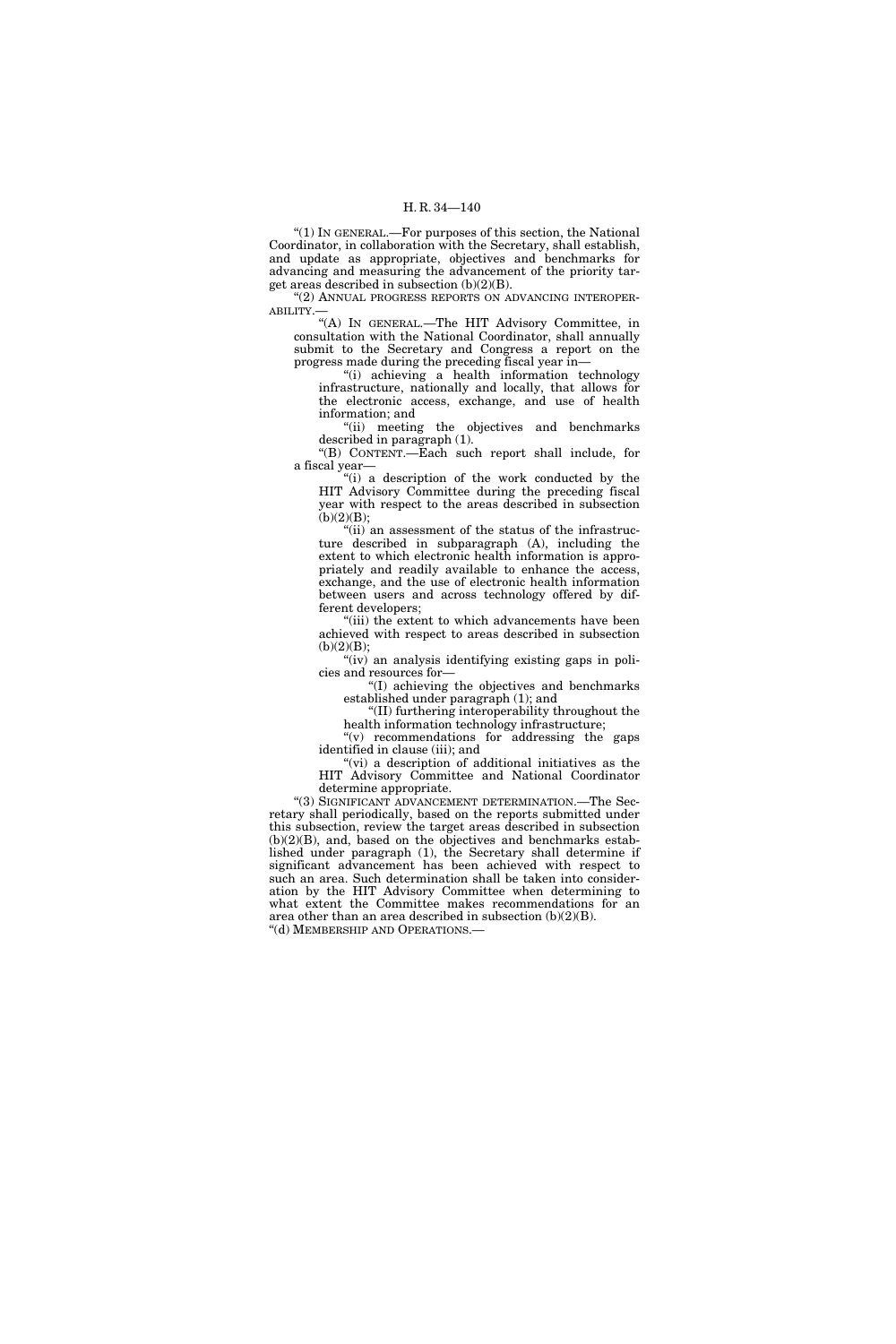"(1) IN GENERAL.—For purposes of this section, the National Coordinator, in collaboration with the Secretary, shall establish, and update as appropriate, objectives and benchmarks for advancing and measuring the advancement of the priority target areas described in subsection (b)(2)(B).

"(2) ANNUAL PROGRESS REPORTS ON ADVANCING INTEROPERABILITY.—

"(A) IN GENERAL.—The HIT Advisory Committee, in consultation with the National Coordinator, shall annually submit to the Secretary and Congress a report on the progress made during the preceding fiscal year in—

"(i) achieving a health information technology infrastructure, nationally and locally, that allows for the electronic access, exchange, and use of health information; and

"(ii) meeting the objectives and benchmarks described in paragraph (1).

"(B) CONTENT.—Each such report shall include, for a fiscal year—

"(i) a description of the work conducted by the HIT Advisory Committee during the preceding fiscal year with respect to the areas described in subsection (b)(2)(B);

"(ii) an assessment of the status of the infrastructure described in subparagraph (A), including the extent to which electronic health information is appropriately and readily available to enhance the access, exchange, and the use of electronic health information between users and across technology offered by different developers;

"(iii) the extent to which advancements have been achieved with respect to areas described in subsection (b)(2)(B);

"(iv) an analysis identifying existing gaps in policies and resources for—

"(I) achieving the objectives and benchmarks established under paragraph (1); and

"(II) furthering interoperability throughout the health information technology infrastructure;

"(v) recommendations for addressing the gaps identified in clause (iii); and

"(vi) a description of additional initiatives as the HIT Advisory Committee and National Coordinator determine appropriate.

"(3) SIGNIFICANT ADVANCEMENT DETERMINATION.—The Secretary shall periodically, based on the reports submitted under this subsection, review the target areas described in subsection (b)(2)(B), and, based on the objectives and benchmarks established under paragraph (1), the Secretary shall determine if significant advancement has been achieved with respect to such an area. Such determination shall be taken into consideration by the HIT Advisory Committee when determining to what extent the Committee makes recommendations for an area other than an area described in subsection (b)(2)(B).

"(d) MEMBERSHIP AND OPERATIONS.—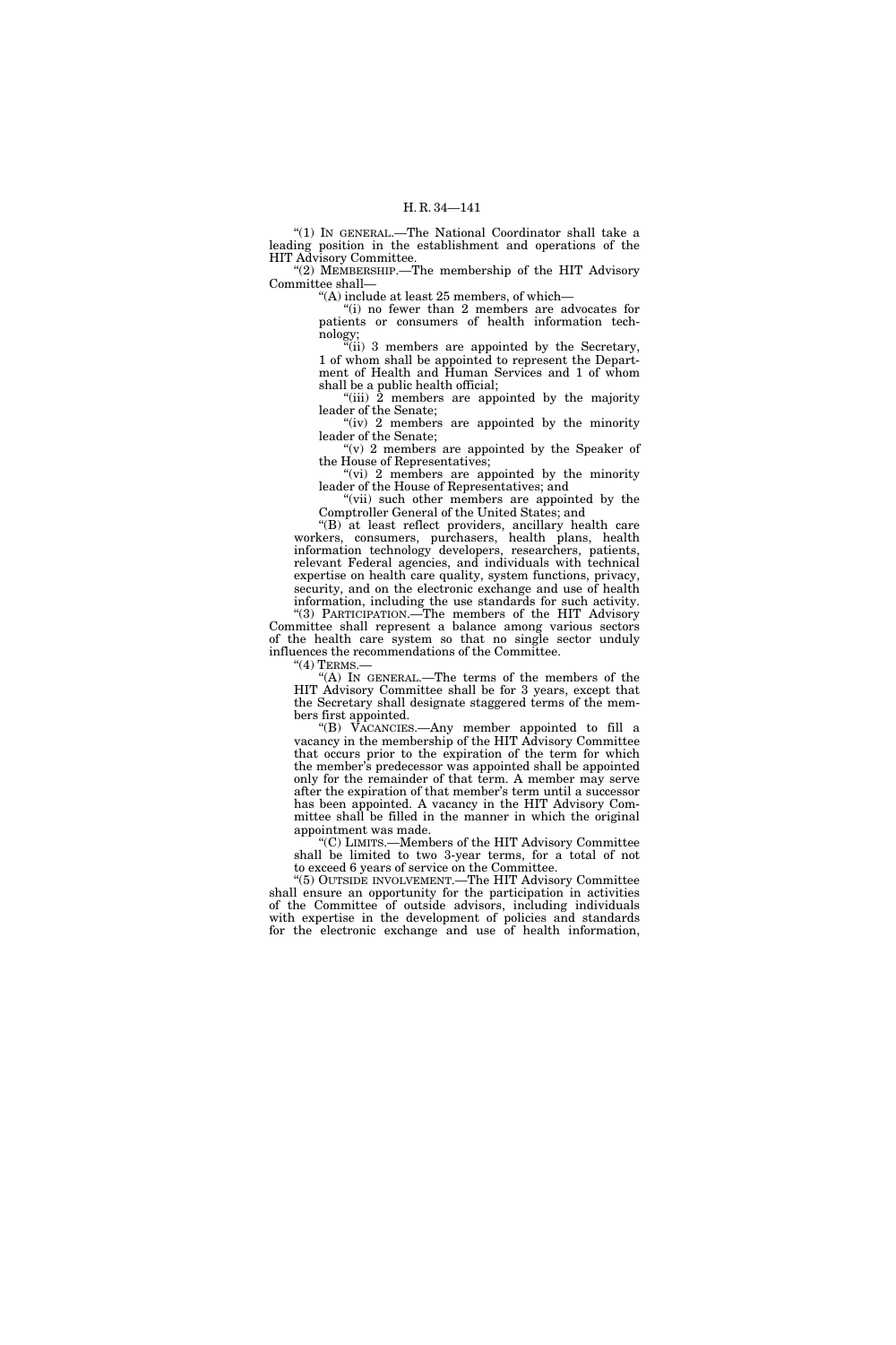"(1) IN GENERAL.—The National Coordinator shall take a leading position in the establishment and operations of the HIT Advisory Committee.

"(2) MEMBERSHIP.—The membership of the HIT Advisory Committee shall—

"(A) include at least 25 members, of which—

"(i) no fewer than 2 members are advocates for patients or consumers of health information technology;

"(ii) 3 members are appointed by the Secretary, 1 of whom shall be appointed to represent the Department of Health and Human Services and 1 of whom shall be a public health official;

"(iii) 2 members are appointed by the majority leader of the Senate;

"(iv) 2 members are appointed by the minority leader of the Senate;

"(v) 2 members are appointed by the Speaker of the House of Representatives;

"(vi) 2 members are appointed by the minority leader of the House of Representatives; and

"(vii) such other members are appointed by the Comptroller General of the United States; and

"(B) at least reflect providers, ancillary health care workers, consumers, purchasers, health plans, health information technology developers, researchers, patients, relevant Federal agencies, and individuals with technical expertise on health care quality, system functions, privacy, security, and on the electronic exchange and use of health information, including the use standards for such activity.

"(3) PARTICIPATION.—The members of the HIT Advisory Committee shall represent a balance among various sectors of the health care system so that no single sector unduly influences the recommendations of the Committee.

"(4) TERMS.—

"(A) IN GENERAL.—The terms of the members of the HIT Advisory Committee shall be for 3 years, except that the Secretary shall designate staggered terms of the members first appointed.

"(B) VACANCIES.—Any member appointed to fill a vacancy in the membership of the HIT Advisory Committee that occurs prior to the expiration of the term for which the member's predecessor was appointed shall be appointed only for the remainder of that term. A member may serve after the expiration of that member's term until a successor has been appointed. A vacancy in the HIT Advisory Committee shall be filled in the manner in which the original appointment was made.

"(C) LIMITS.—Members of the HIT Advisory Committee shall be limited to two 3-year terms, for a total of not to exceed 6 years of service on the Committee.

"(5) OUTSIDE INVOLVEMENT.—The HIT Advisory Committee shall ensure an opportunity for the participation in activities of the Committee of outside advisors, including individuals with expertise in the development of policies and standards for the electronic exchange and use of health information,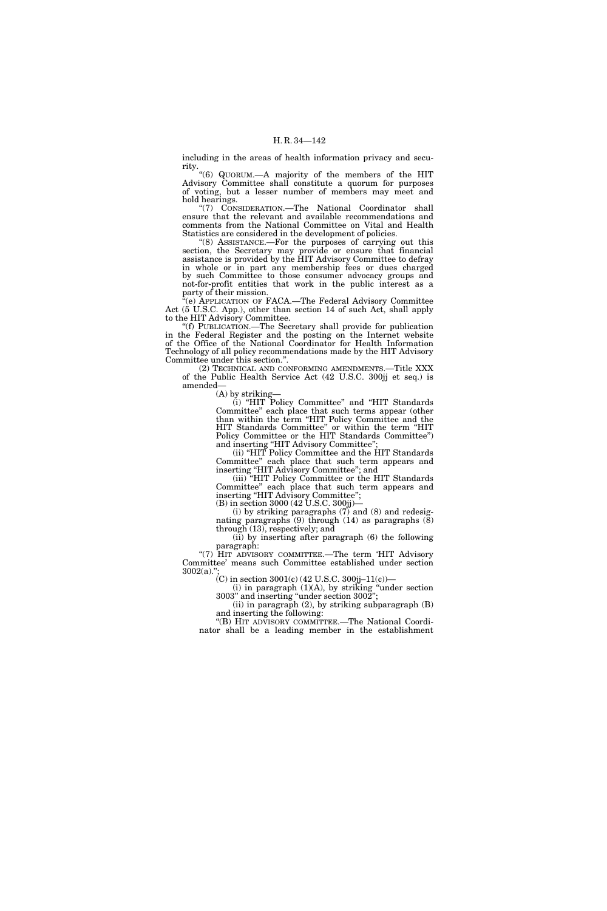including in the areas of health information privacy and security.

"(6) QUORUM.—A majority of the members of the HIT Advisory Committee shall constitute a quorum for purposes of voting, but a lesser number of members may meet and hold hearings.

"(7) CONSIDERATION.—The National Coordinator shall ensure that the relevant and available recommendations and comments from the National Committee on Vital and Health Statistics are considered in the development of policies.

"(8) ASSISTANCE.—For the purposes of carrying out this section, the Secretary may provide or ensure that financial assistance is provided by the HIT Advisory Committee to defray in whole or in part any membership fees or dues charged by such Committee to those consumer advocacy groups and not-for-profit entities that work in the public interest as a party of their mission.

"(e) APPLICATION OF FACA.—The Federal Advisory Committee Act (5 U.S.C. App.), other than section 14 of such Act, shall apply to the HIT Advisory Committee.

"(f) PUBLICATION.—The Secretary shall provide for publication in the Federal Register and the posting on the Internet website of the Office of the National Coordinator for Health Information Technology of all policy recommendations made by the HIT Advisory Committee under this section.".

(2) TECHNICAL AND CONFORMING AMENDMENTS.—Title XXX of the Public Health Service Act (42 U.S.C. 300jj et seq.) is amended—

(A) by striking—

(i) "HIT Policy Committee" and "HIT Standards Committee" each place that such terms appear (other than within the term "HIT Policy Committee and the HIT Standards Committee" or within the term "HIT Policy Committee or the HIT Standards Committee") and inserting "HIT Advisory Committee";

(ii) "HIT Policy Committee and the HIT Standards Committee" each place that such term appears and inserting "HIT Advisory Committee"; and

(iii) "HIT Policy Committee or the HIT Standards Committee" each place that such term appears and inserting "HIT Advisory Committee";

(B) in section 3000 (42 U.S.C. 300jj)—

(i) by striking paragraphs (7) and (8) and redesignating paragraphs (9) through (14) as paragraphs (8) through (13), respectively; and

(ii) by inserting after paragraph (6) the following paragraph:

"(7) HIT ADVISORY COMMITTEE.—The term 'HIT Advisory Committee' means such Committee established under section 3002(a).";

(C) in section 3001(c) (42 U.S.C. 300jj–11(c))—

(i) in paragraph (1)(A), by striking "under section 3003" and inserting "under section 3002";

(ii) in paragraph (2), by striking subparagraph (B) and inserting the following:

"(B) HIT ADVISORY COMMITTEE.—The National Coordinator shall be a leading member in the establishment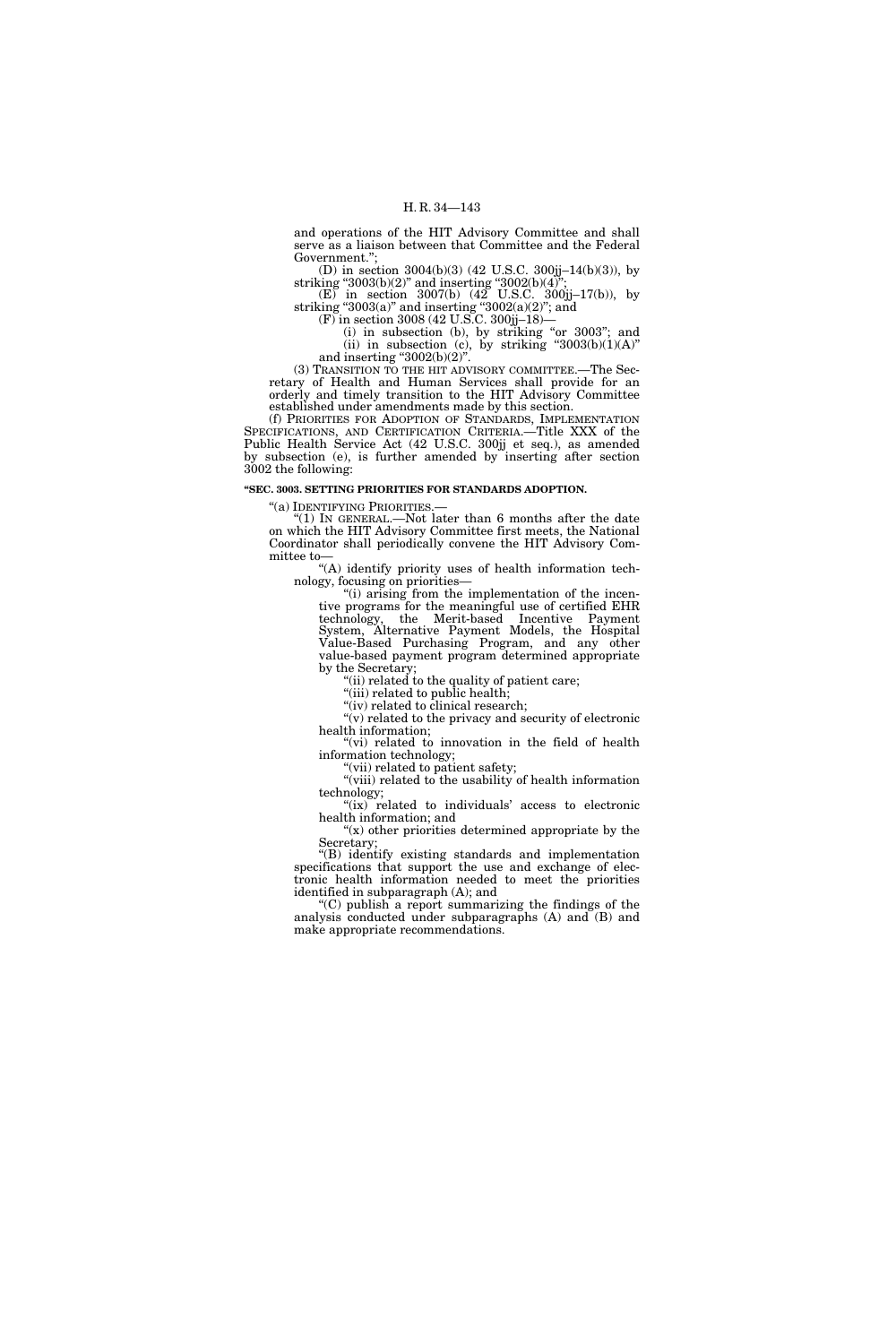and operations of the HIT Advisory Committee and shall serve as a liaison between that Committee and the Federal Government.";

(D) in section 3004(b)(3) (42 U.S.C. 300jj–14(b)(3)), by striking "3003(b)(2)" and inserting "3002(b)(4)";

(E) in section 3007(b) (42 U.S.C. 300jj–17(b)), by striking "3003(a)" and inserting "3002(a)(2)"; and

(F) in section 3008 (42 U.S.C. 300jj–18)—

(i) in subsection (b), by striking "or 3003"; and

(ii) in subsection (c), by striking "3003(b)(1)(A)" and inserting "3002(b)(2)".

(3) TRANSITION TO THE HIT ADVISORY COMMITTEE.—The Secretary of Health and Human Services shall provide for an orderly and timely transition to the HIT Advisory Committee established under amendments made by this section.

(f) PRIORITIES FOR ADOPTION OF STANDARDS, IMPLEMENTATION SPECIFICATIONS, AND CERTIFICATION CRITERIA.—Title XXX of the Public Health Service Act (42 U.S.C. 300jj et seq.), as amended by subsection (e), is further amended by inserting after section 3002 the following:

**"SEC. 3003. SETTING PRIORITIES FOR STANDARDS ADOPTION.**

"(a) IDENTIFYING PRIORITIES.—

"(1) IN GENERAL.—Not later than 6 months after the date on which the HIT Advisory Committee first meets, the National Coordinator shall periodically convene the HIT Advisory Committee to—

"(A) identify priority uses of health information technology, focusing on priorities—

"(i) arising from the implementation of the incentive programs for the meaningful use of certified EHR technology, the Merit-based Incentive Payment System, Alternative Payment Models, the Hospital Value-Based Purchasing Program, and any other value-based payment program determined appropriate by the Secretary;

"(ii) related to the quality of patient care;

"(iii) related to public health;

"(iv) related to clinical research;

"(v) related to the privacy and security of electronic health information;

"(vi) related to innovation in the field of health information technology;

"(vii) related to patient safety;

"(viii) related to the usability of health information technology;

"(ix) related to individuals' access to electronic health information; and

"(x) other priorities determined appropriate by the Secretary;

"(B) identify existing standards and implementation specifications that support the use and exchange of electronic health information needed to meet the priorities identified in subparagraph (A); and

"(C) publish a report summarizing the findings of the analysis conducted under subparagraphs (A) and (B) and make appropriate recommendations.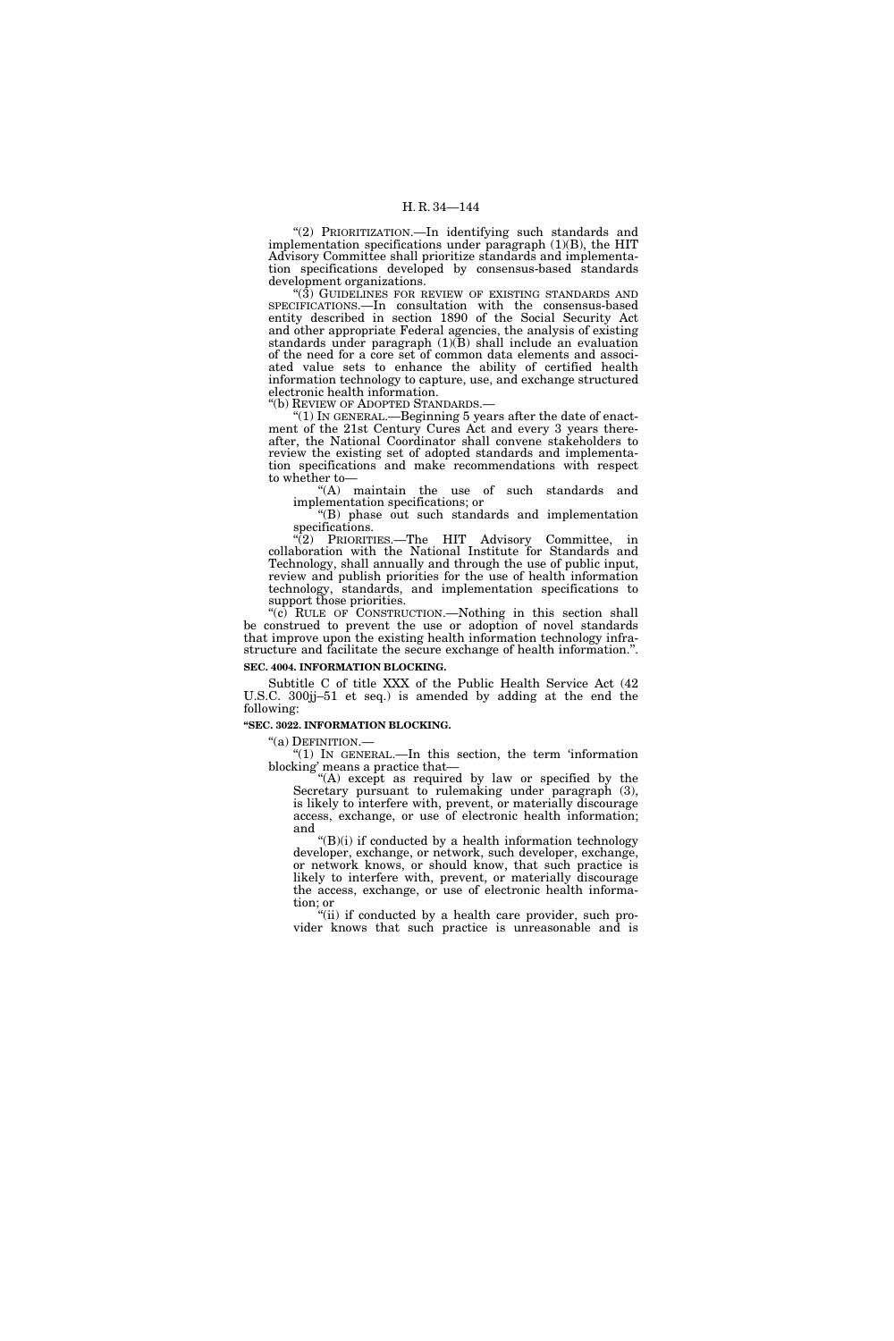"(2) PRIORITIZATION.—In identifying such standards and implementation specifications under paragraph (1)(B), the HIT Advisory Committee shall prioritize standards and implementation specifications developed by consensus-based standards development organizations.

"(3) GUIDELINES FOR REVIEW OF EXISTING STANDARDS AND SPECIFICATIONS.—In consultation with the consensus-based entity described in section 1890 of the Social Security Act and other appropriate Federal agencies, the analysis of existing standards under paragraph (1)(B) shall include an evaluation of the need for a core set of common data elements and associated value sets to enhance the ability of certified health information technology to capture, use, and exchange structured electronic health information.

"(b) REVIEW OF ADOPTED STANDARDS.—

"(1) IN GENERAL.—Beginning 5 years after the date of enactment of the 21st Century Cures Act and every 3 years thereafter, the National Coordinator shall convene stakeholders to review the existing set of adopted standards and implementation specifications and make recommendations with respect to whether to—

"(A) maintain the use of such standards and implementation specifications; or

"(B) phase out such standards and implementation specifications.

"(2) PRIORITIES.—The HIT Advisory Committee, in collaboration with the National Institute for Standards and Technology, shall annually and through the use of public input, review and publish priorities for the use of health information technology, standards, and implementation specifications to support those priorities.

"(c) RULE OF CONSTRUCTION.—Nothing in this section shall be construed to prevent the use or adoption of novel standards that improve upon the existing health information technology infrastructure and facilitate the secure exchange of health information.".

**SEC. 4004. INFORMATION BLOCKING.**

Subtitle C of title XXX of the Public Health Service Act (42 U.S.C. 300jj–51 et seq.) is amended by adding at the end the following:

**"SEC. 3022. INFORMATION BLOCKING.**

"(a) DEFINITION.—

"(1) IN GENERAL.—In this section, the term 'information blocking' means a practice that—

"(A) except as required by law or specified by the Secretary pursuant to rulemaking under paragraph (3), is likely to interfere with, prevent, or materially discourage access, exchange, or use of electronic health information; and

"(B)(i) if conducted by a health information technology developer, exchange, or network, such developer, exchange, or network knows, or should know, that such practice is likely to interfere with, prevent, or materially discourage the access, exchange, or use of electronic health information; or

"(ii) if conducted by a health care provider, such provider knows that such practice is unreasonable and is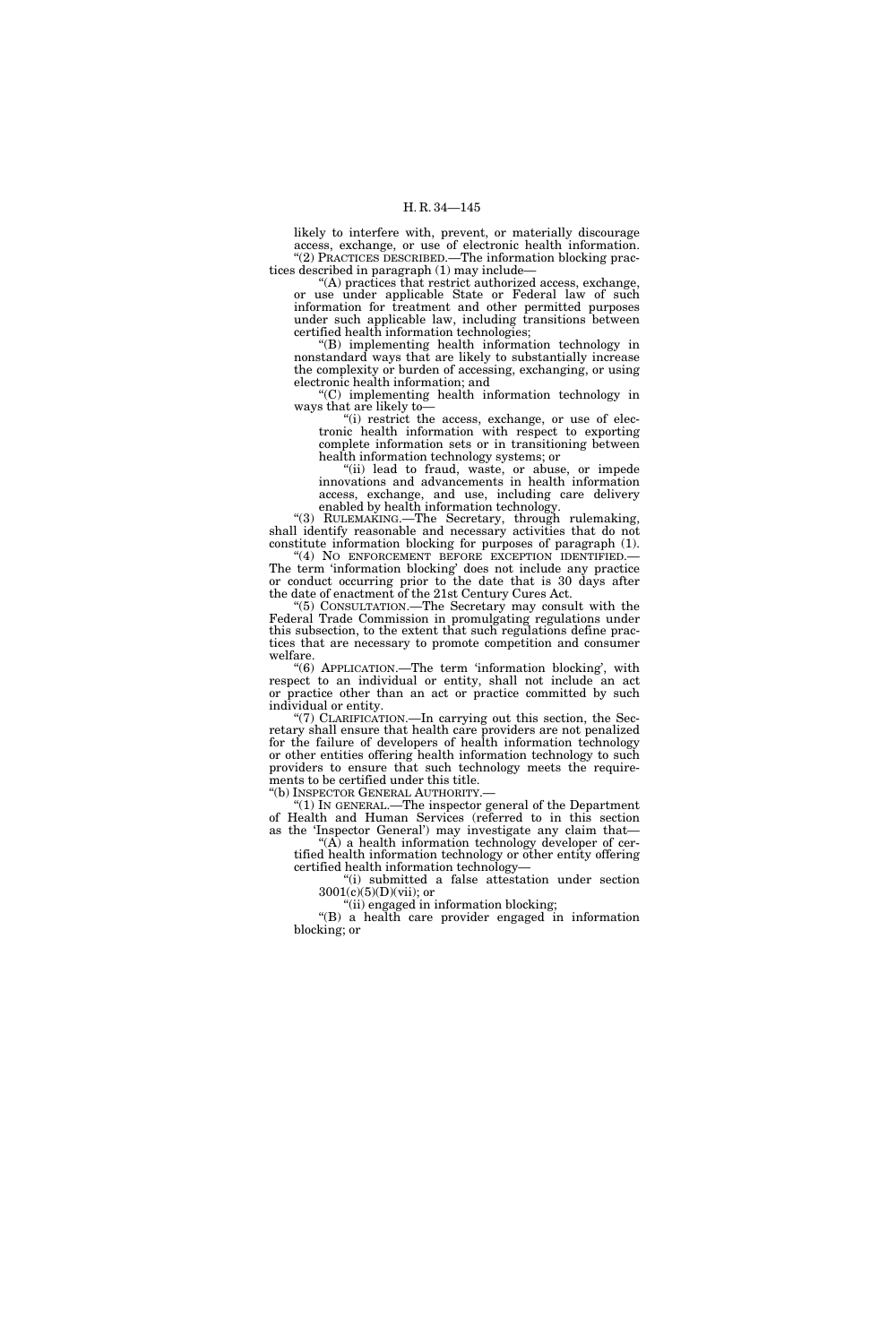likely to interfere with, prevent, or materially discourage access, exchange, or use of electronic health information.

"(2) PRACTICES DESCRIBED.—The information blocking practices described in paragraph (1) may include—

"(A) practices that restrict authorized access, exchange, or use under applicable State or Federal law of such information for treatment and other permitted purposes under such applicable law, including transitions between certified health information technologies;

"(B) implementing health information technology in nonstandard ways that are likely to substantially increase the complexity or burden of accessing, exchanging, or using electronic health information; and

"(C) implementing health information technology in ways that are likely to—

"(i) restrict the access, exchange, or use of electronic health information with respect to exporting complete information sets or in transitioning between health information technology systems; or

"(ii) lead to fraud, waste, or abuse, or impede innovations and advancements in health information access, exchange, and use, including care delivery enabled by health information technology.

"(3) RULEMAKING.—The Secretary, through rulemaking, shall identify reasonable and necessary activities that do not constitute information blocking for purposes of paragraph (1).

"(4) NO ENFORCEMENT BEFORE EXCEPTION IDENTIFIED.—The term 'information blocking' does not include any practice or conduct occurring prior to the date that is 30 days after the date of enactment of the 21st Century Cures Act.

"(5) CONSULTATION.—The Secretary may consult with the Federal Trade Commission in promulgating regulations under this subsection, to the extent that such regulations define practices that are necessary to promote competition and consumer welfare.

"(6) APPLICATION.—The term 'information blocking', with respect to an individual or entity, shall not include an act or practice other than an act or practice committed by such individual or entity.

"(7) CLARIFICATION.—In carrying out this section, the Secretary shall ensure that health care providers are not penalized for the failure of developers of health information technology or other entities offering health information technology to such providers to ensure that such technology meets the requirements to be certified under this title.

"(b) INSPECTOR GENERAL AUTHORITY.—

"(1) IN GENERAL.—The inspector general of the Department of Health and Human Services (referred to in this section as the 'Inspector General') may investigate any claim that—

"(A) a health information technology developer of certified health information technology or other entity offering certified health information technology—

"(i) submitted a false attestation under section 3001(c)(5)(D)(vii); or

"(ii) engaged in information blocking;

"(B) a health care provider engaged in information blocking; or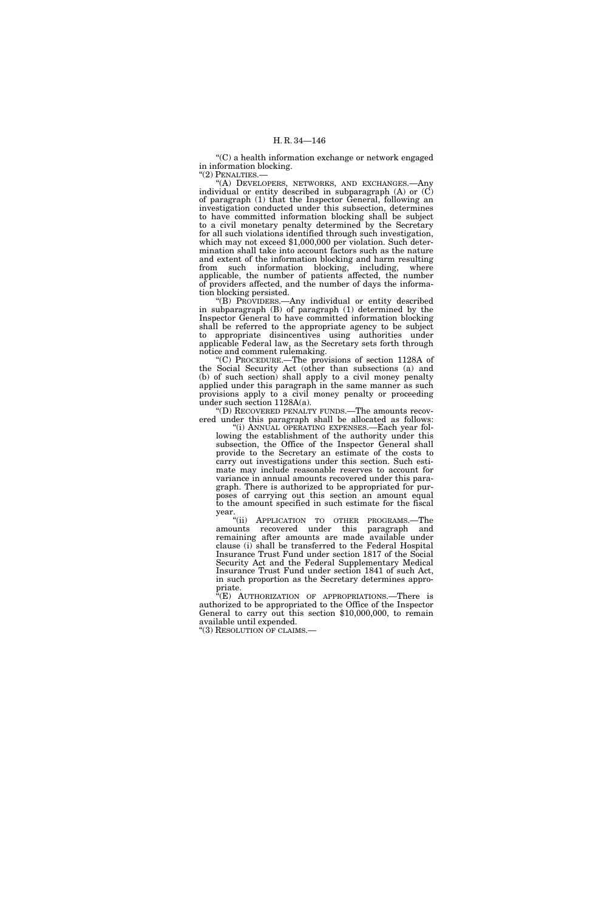"(C) a health information exchange or network engaged in information blocking.

"(2) PENALTIES.—

"(A) DEVELOPERS, NETWORKS, AND EXCHANGES.—Any individual or entity described in subparagraph (A) or (C) of paragraph (1) that the Inspector General, following an investigation conducted under this subsection, determines to have committed information blocking shall be subject to a civil monetary penalty determined by the Secretary for all such violations identified through such investigation, which may not exceed $1,000,000 per violation. Such determination shall take into account factors such as the nature and extent of the information blocking and harm resulting from such information blocking, including, where applicable, the number of patients affected, the number of providers affected, and the number of days the information blocking persisted.

"(B) PROVIDERS.—Any individual or entity described in subparagraph (B) of paragraph (1) determined by the Inspector General to have committed information blocking shall be referred to the appropriate agency to be subject to appropriate disincentives using authorities under applicable Federal law, as the Secretary sets forth through notice and comment rulemaking.

"(C) PROCEDURE.—The provisions of section 1128A of the Social Security Act (other than subsections (a) and (b) of such section) shall apply to a civil money penalty applied under this paragraph in the same manner as such provisions apply to a civil money penalty or proceeding under such section 1128A(a).

"(D) RECOVERED PENALTY FUNDS.—The amounts recovered under this paragraph shall be allocated as follows:

"(i) ANNUAL OPERATING EXPENSES.—Each year following the establishment of the authority under this subsection, the Office of the Inspector General shall provide to the Secretary an estimate of the costs to carry out investigations under this section. Such estimate may include reasonable reserves to account for variance in annual amounts recovered under this paragraph. There is authorized to be appropriated for purposes of carrying out this section an amount equal to the amount specified in such estimate for the fiscal year.

"(ii) APPLICATION TO OTHER PROGRAMS.—The amounts recovered under this paragraph and remaining after amounts are made available under clause (i) shall be transferred to the Federal Hospital Insurance Trust Fund under section 1817 of the Social Security Act and the Federal Supplementary Medical Insurance Trust Fund under section 1841 of such Act, in such proportion as the Secretary determines appropriate.

"(E) AUTHORIZATION OF APPROPRIATIONS.—There is authorized to be appropriated to the Office of the Inspector General to carry out this section $10,000,000, to remain available until expended.

"(3) RESOLUTION OF CLAIMS.—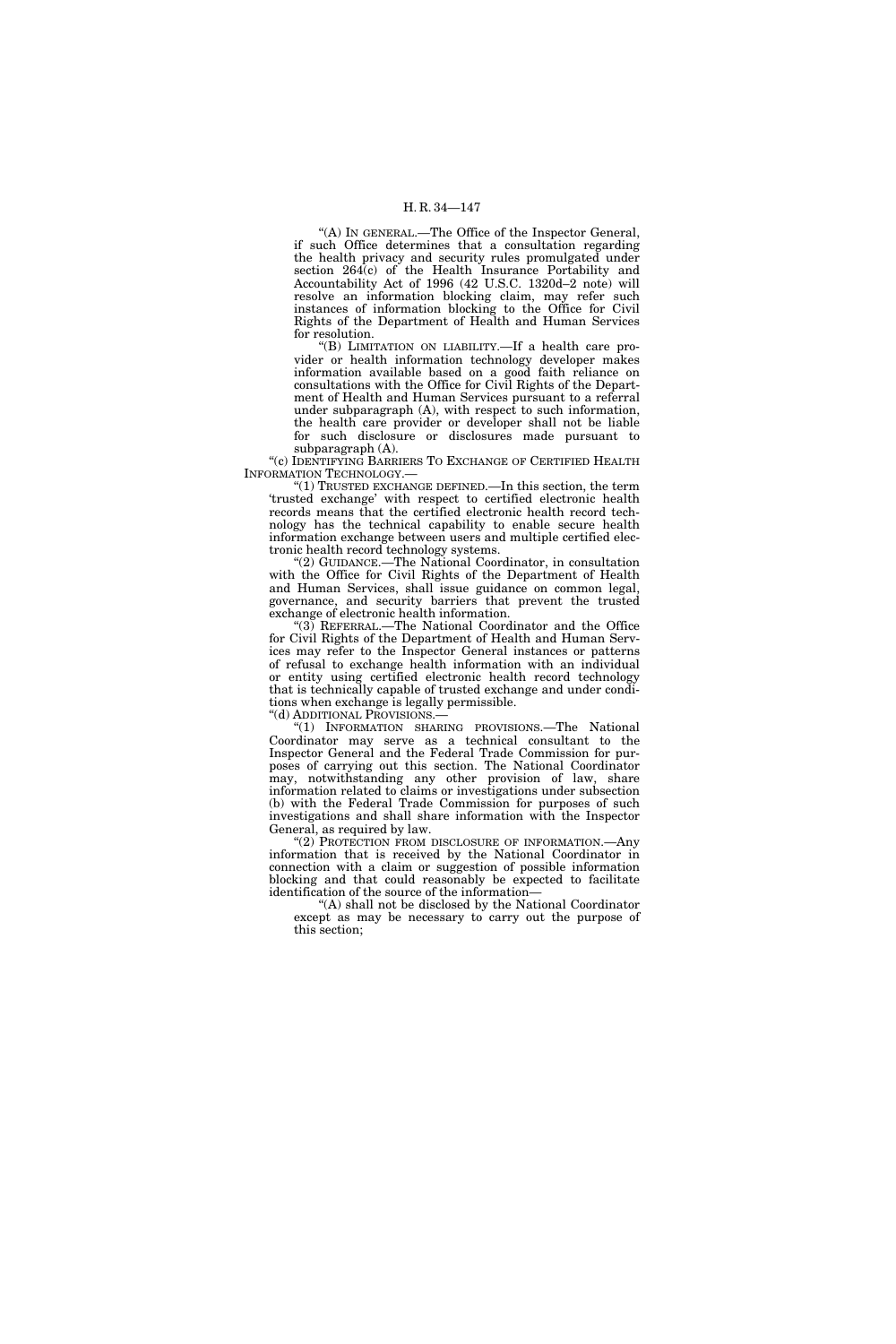"(A) IN GENERAL.—The Office of the Inspector General, if such Office determines that a consultation regarding the health privacy and security rules promulgated under section 264(c) of the Health Insurance Portability and Accountability Act of 1996 (42 U.S.C. 1320d–2 note) will resolve an information blocking claim, may refer such instances of information blocking to the Office for Civil Rights of the Department of Health and Human Services for resolution.

"(B) LIMITATION ON LIABILITY.—If a health care provider or health information technology developer makes information available based on a good faith reliance on consultations with the Office for Civil Rights of the Department of Health and Human Services pursuant to a referral under subparagraph (A), with respect to such information, the health care provider or developer shall not be liable for such disclosure or disclosures made pursuant to subparagraph (A).

"(c) IDENTIFYING BARRIERS TO EXCHANGE OF CERTIFIED HEALTH INFORMATION TECHNOLOGY.—

"(1) TRUSTED EXCHANGE DEFINED.—In this section, the term 'trusted exchange' with respect to certified electronic health records means that the certified electronic health record technology has the technical capability to enable secure health information exchange between users and multiple certified electronic health record technology systems.

"(2) GUIDANCE.—The National Coordinator, in consultation with the Office for Civil Rights of the Department of Health and Human Services, shall issue guidance on common legal, governance, and security barriers that prevent the trusted exchange of electronic health information.

"(3) REFERRAL.—The National Coordinator and the Office for Civil Rights of the Department of Health and Human Services may refer to the Inspector General instances or patterns of refusal to exchange health information with an individual or entity using certified electronic health record technology that is technically capable of trusted exchange and under conditions when exchange is legally permissible.

"(d) ADDITIONAL PROVISIONS.—

"(1) INFORMATION SHARING PROVISIONS.—The National Coordinator may serve as a technical consultant to the Inspector General and the Federal Trade Commission for purposes of carrying out this section. The National Coordinator may, notwithstanding any other provision of law, share information related to claims or investigations under subsection (b) with the Federal Trade Commission for purposes of such investigations and shall share information with the Inspector General, as required by law.

"(2) PROTECTION FROM DISCLOSURE OF INFORMATION.—Any information that is received by the National Coordinator in connection with a claim or suggestion of possible information blocking and that could reasonably be expected to facilitate identification of the source of the information—

"(A) shall not be disclosed by the National Coordinator except as may be necessary to carry out the purpose of this section;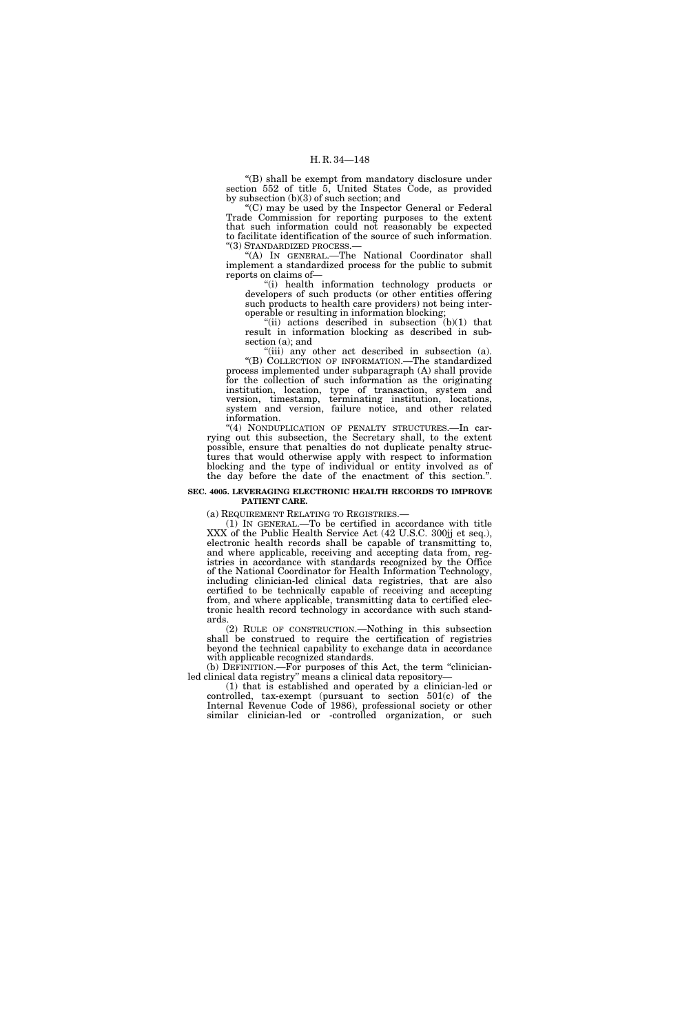"(B) shall be exempt from mandatory disclosure under section 552 of title 5, United States Code, as provided by subsection (b)(3) of such section; and

"(C) may be used by the Inspector General or Federal Trade Commission for reporting purposes to the extent that such information could not reasonably be expected to facilitate identification of the source of such information.

"(3) STANDARDIZED PROCESS.—

"(A) IN GENERAL.—The National Coordinator shall implement a standardized process for the public to submit reports on claims of—

"(i) health information technology products or developers of such products (or other entities offering such products to health care providers) not being interoperable or resulting in information blocking;

"(ii) actions described in subsection (b)(1) that result in information blocking as described in subsection (a); and

"(iii) any other act described in subsection (a).

"(B) COLLECTION OF INFORMATION.—The standardized process implemented under subparagraph (A) shall provide for the collection of such information as the originating institution, location, type of transaction, system and version, timestamp, terminating institution, locations, system and version, failure notice, and other related information.

"(4) NONDUPLICATION OF PENALTY STRUCTURES.—In carrying out this subsection, the Secretary shall, to the extent possible, ensure that penalties do not duplicate penalty structures that would otherwise apply with respect to information blocking and the type of individual or entity involved as of the day before the date of the enactment of this section.".

**SEC. 4005. LEVERAGING ELECTRONIC HEALTH RECORDS TO IMPROVE PATIENT CARE.**

(a) REQUIREMENT RELATING TO REGISTRIES.—

(1) IN GENERAL.—To be certified in accordance with title XXX of the Public Health Service Act (42 U.S.C. 300jj et seq.), electronic health records shall be capable of transmitting to, and where applicable, receiving and accepting data from, registries in accordance with standards recognized by the Office of the National Coordinator for Health Information Technology, including clinician-led clinical data registries, that are also certified to be technically capable of receiving and accepting from, and where applicable, transmitting data to certified electronic health record technology in accordance with such standards.

(2) RULE OF CONSTRUCTION.—Nothing in this subsection shall be construed to require the certification of registries beyond the technical capability to exchange data in accordance with applicable recognized standards.

(b) DEFINITION.—For purposes of this Act, the term "clinician-led clinical data registry" means a clinical data repository—

(1) that is established and operated by a clinician-led or controlled, tax-exempt (pursuant to section 501(c) of the Internal Revenue Code of 1986), professional society or other similar clinician-led or -controlled organization, or such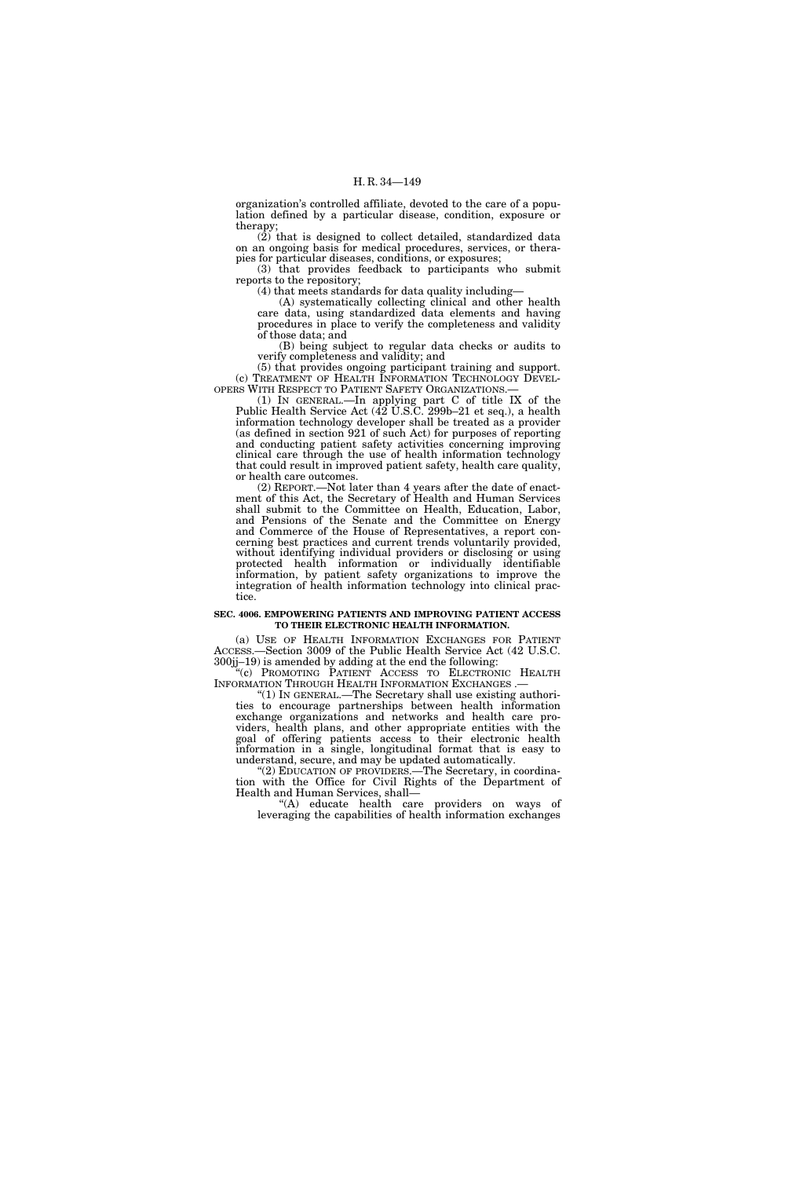organization's controlled affiliate, devoted to the care of a population defined by a particular disease, condition, exposure or therapy;

(2) that is designed to collect detailed, standardized data on an ongoing basis for medical procedures, services, or therapies for particular diseases, conditions, or exposures;

(3) that provides feedback to participants who submit reports to the repository;

(4) that meets standards for data quality including—

(A) systematically collecting clinical and other health care data, using standardized data elements and having procedures in place to verify the completeness and validity of those data; and

(B) being subject to regular data checks or audits to verify completeness and validity; and

(5) that provides ongoing participant training and support.

(c) TREATMENT OF HEALTH INFORMATION TECHNOLOGY DEVELOPERS WITH RESPECT TO PATIENT SAFETY ORGANIZATIONS.—

(1) IN GENERAL.—In applying part C of title IX of the Public Health Service Act (42 U.S.C. 299b–21 et seq.), a health information technology developer shall be treated as a provider (as defined in section 921 of such Act) for purposes of reporting and conducting patient safety activities concerning improving clinical care through the use of health information technology that could result in improved patient safety, health care quality, or health care outcomes.

(2) REPORT.—Not later than 4 years after the date of enactment of this Act, the Secretary of Health and Human Services shall submit to the Committee on Health, Education, Labor, and Pensions of the Senate and the Committee on Energy and Commerce of the House of Representatives, a report concerning best practices and current trends voluntarily provided, without identifying individual providers or disclosing or using protected health information or individually identifiable information, by patient safety organizations to improve the integration of health information technology into clinical practice.

**SEC. 4006. EMPOWERING PATIENTS AND IMPROVING PATIENT ACCESS TO THEIR ELECTRONIC HEALTH INFORMATION.**

(a) USE OF HEALTH INFORMATION EXCHANGES FOR PATIENT ACCESS.—Section 3009 of the Public Health Service Act (42 U.S.C. 300jj–19) is amended by adding at the end the following:

"(c) PROMOTING PATIENT ACCESS TO ELECTRONIC HEALTH INFORMATION THROUGH HEALTH INFORMATION EXCHANGES .—

"(1) IN GENERAL.—The Secretary shall use existing authorities to encourage partnerships between health information exchange organizations and networks and health care providers, health plans, and other appropriate entities with the goal of offering patients access to their electronic health information in a single, longitudinal format that is easy to understand, secure, and may be updated automatically.

"(2) EDUCATION OF PROVIDERS.—The Secretary, in coordination with the Office for Civil Rights of the Department of Health and Human Services, shall—

"(A) educate health care providers on ways of leveraging the capabilities of health information exchanges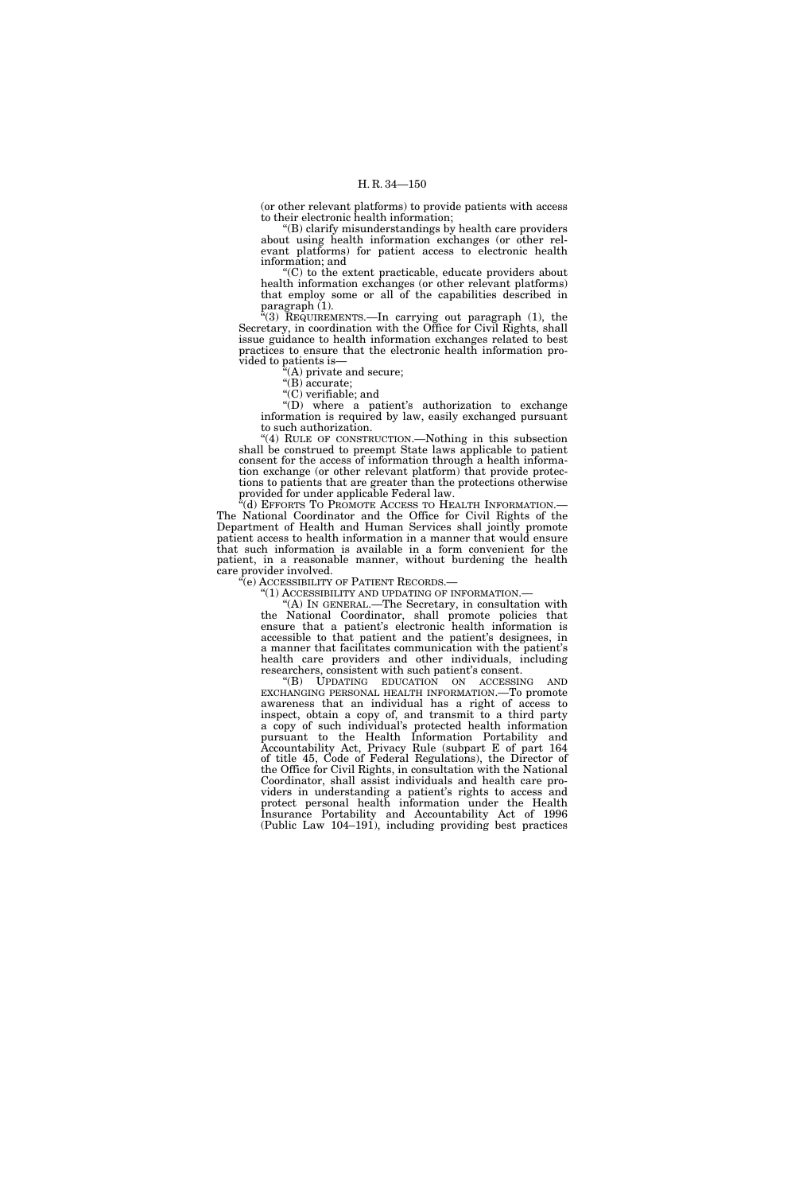(or other relevant platforms) to provide patients with access to their electronic health information;

"(B) clarify misunderstandings by health care providers about using health information exchanges (or other relevant platforms) for patient access to electronic health information; and

"(C) to the extent practicable, educate providers about health information exchanges (or other relevant platforms) that employ some or all of the capabilities described in paragraph (1).

"(3) REQUIREMENTS.—In carrying out paragraph (1), the Secretary, in coordination with the Office for Civil Rights, shall issue guidance to health information exchanges related to best practices to ensure that the electronic health information provided to patients is—

"(A) private and secure;

"(B) accurate;

"(C) verifiable; and

"(D) where a patient's authorization to exchange information is required by law, easily exchanged pursuant to such authorization.

"(4) RULE OF CONSTRUCTION.—Nothing in this subsection shall be construed to preempt State laws applicable to patient consent for the access of information through a health information exchange (or other relevant platform) that provide protections to patients that are greater than the protections otherwise provided for under applicable Federal law.

"(d) EFFORTS TO PROMOTE ACCESS TO HEALTH INFORMATION.—The National Coordinator and the Office for Civil Rights of the Department of Health and Human Services shall jointly promote patient access to health information in a manner that would ensure that such information is available in a form convenient for the patient, in a reasonable manner, without burdening the health care provider involved.

"(e) ACCESSIBILITY OF PATIENT RECORDS.—

"(1) ACCESSIBILITY AND UPDATING OF INFORMATION.—

"(A) IN GENERAL.—The Secretary, in consultation with the National Coordinator, shall promote policies that ensure that a patient's electronic health information is accessible to that patient and the patient's designees, in a manner that facilitates communication with the patient's health care providers and other individuals, including researchers, consistent with such patient's consent.

"(B) UPDATING EDUCATION ON ACCESSING AND EXCHANGING PERSONAL HEALTH INFORMATION.—To promote awareness that an individual has a right of access to inspect, obtain a copy of, and transmit to a third party a copy of such individual's protected health information pursuant to the Health Information Portability and Accountability Act, Privacy Rule (subpart E of part 164 of title 45, Code of Federal Regulations), the Director of the Office for Civil Rights, in consultation with the National Coordinator, shall assist individuals and health care providers in understanding a patient's rights to access and protect personal health information under the Health Insurance Portability and Accountability Act of 1996 (Public Law 104–191), including providing best practices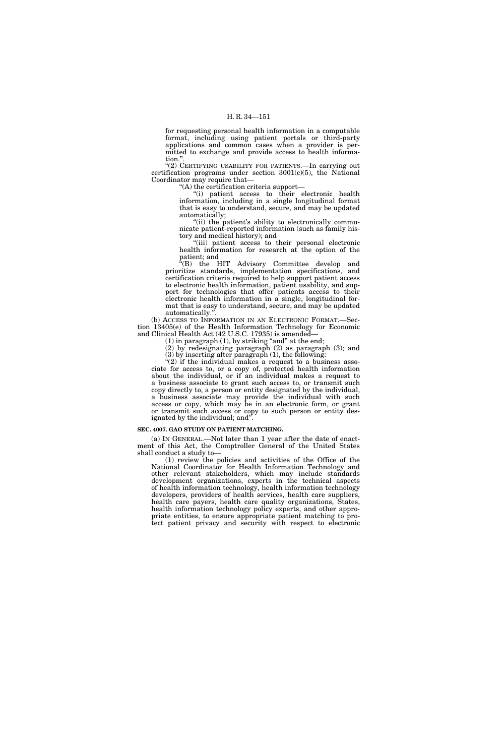for requesting personal health information in a computable format, including using patient portals or third-party applications and common cases when a provider is permitted to exchange and provide access to health information.".

"(2) CERTIFYING USABILITY FOR PATIENTS.—In carrying out certification programs under section 3001(c)(5), the National Coordinator may require that—

"(A) the certification criteria support—

"(i) patient access to their electronic health information, including in a single longitudinal format that is easy to understand, secure, and may be updated automatically;

"(ii) the patient's ability to electronically communicate patient-reported information (such as family history and medical history); and

"(iii) patient access to their personal electronic health information for research at the option of the patient; and

"(B) the HIT Advisory Committee develop and prioritize standards, implementation specifications, and certification criteria required to help support patient access to electronic health information, patient usability, and support for technologies that offer patients access to their electronic health information in a single, longitudinal format that is easy to understand, secure, and may be updated automatically.".

(b) ACCESS TO INFORMATION IN AN ELECTRONIC FORMAT.—Section 13405(e) of the Health Information Technology for Economic and Clinical Health Act (42 U.S.C. 17935) is amended—

(1) in paragraph (1), by striking "and" at the end;

(2) by redesignating paragraph (2) as paragraph (3); and

(3) by inserting after paragraph (1), the following:

"(2) if the individual makes a request to a business associate for access to, or a copy of, protected health information about the individual, or if an individual makes a request to a business associate to grant such access to, or transmit such copy directly to, a person or entity designated by the individual, a business associate may provide the individual with such access or copy, which may be in an electronic form, or grant or transmit such access or copy to such person or entity designated by the individual; and".

**SEC. 4007. GAO STUDY ON PATIENT MATCHING.**

(a) IN GENERAL.—Not later than 1 year after the date of enactment of this Act, the Comptroller General of the United States shall conduct a study to—

(1) review the policies and activities of the Office of the National Coordinator for Health Information Technology and other relevant stakeholders, which may include standards development organizations, experts in the technical aspects of health information technology, health information technology developers, providers of health services, health care suppliers, health care payers, health care quality organizations, States, health information technology policy experts, and other appropriate entities, to ensure appropriate patient matching to protect patient privacy and security with respect to electronic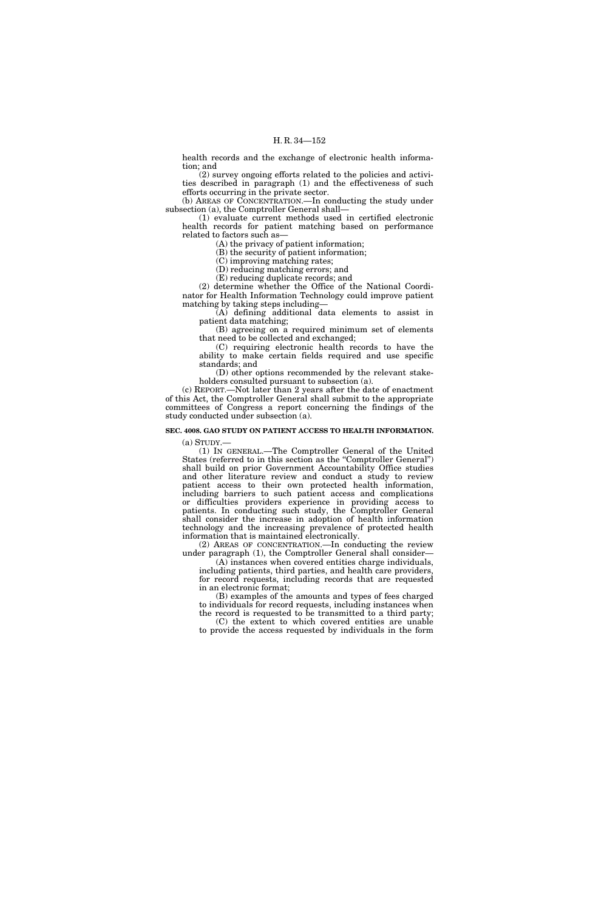health records and the exchange of electronic health information; and

(2) survey ongoing efforts related to the policies and activities described in paragraph (1) and the effectiveness of such efforts occurring in the private sector.

(b) AREAS OF CONCENTRATION.—In conducting the study under subsection (a), the Comptroller General shall—

(1) evaluate current methods used in certified electronic health records for patient matching based on performance related to factors such as—

(A) the privacy of patient information;

(B) the security of patient information;

(C) improving matching rates;

(D) reducing matching errors; and

(E) reducing duplicate records; and

(2) determine whether the Office of the National Coordinator for Health Information Technology could improve patient matching by taking steps including—

(A) defining additional data elements to assist in patient data matching;

(B) agreeing on a required minimum set of elements that need to be collected and exchanged;

(C) requiring electronic health records to have the ability to make certain fields required and use specific standards; and

(D) other options recommended by the relevant stakeholders consulted pursuant to subsection (a).

(c) REPORT.—Not later than 2 years after the date of enactment of this Act, the Comptroller General shall submit to the appropriate committees of Congress a report concerning the findings of the study conducted under subsection (a).

**SEC. 4008. GAO STUDY ON PATIENT ACCESS TO HEALTH INFORMATION.**

(a) STUDY.—

(1) IN GENERAL.—The Comptroller General of the United States (referred to in this section as the "Comptroller General") shall build on prior Government Accountability Office studies and other literature review and conduct a study to review patient access to their own protected health information, including barriers to such patient access and complications or difficulties providers experience in providing access to patients. In conducting such study, the Comptroller General shall consider the increase in adoption of health information technology and the increasing prevalence of protected health information that is maintained electronically.

(2) AREAS OF CONCENTRATION.—In conducting the review under paragraph (1), the Comptroller General shall consider—

(A) instances when covered entities charge individuals, including patients, third parties, and health care providers, for record requests, including records that are requested in an electronic format;

(B) examples of the amounts and types of fees charged to individuals for record requests, including instances when the record is requested to be transmitted to a third party;

(C) the extent to which covered entities are unable to provide the access requested by individuals in the form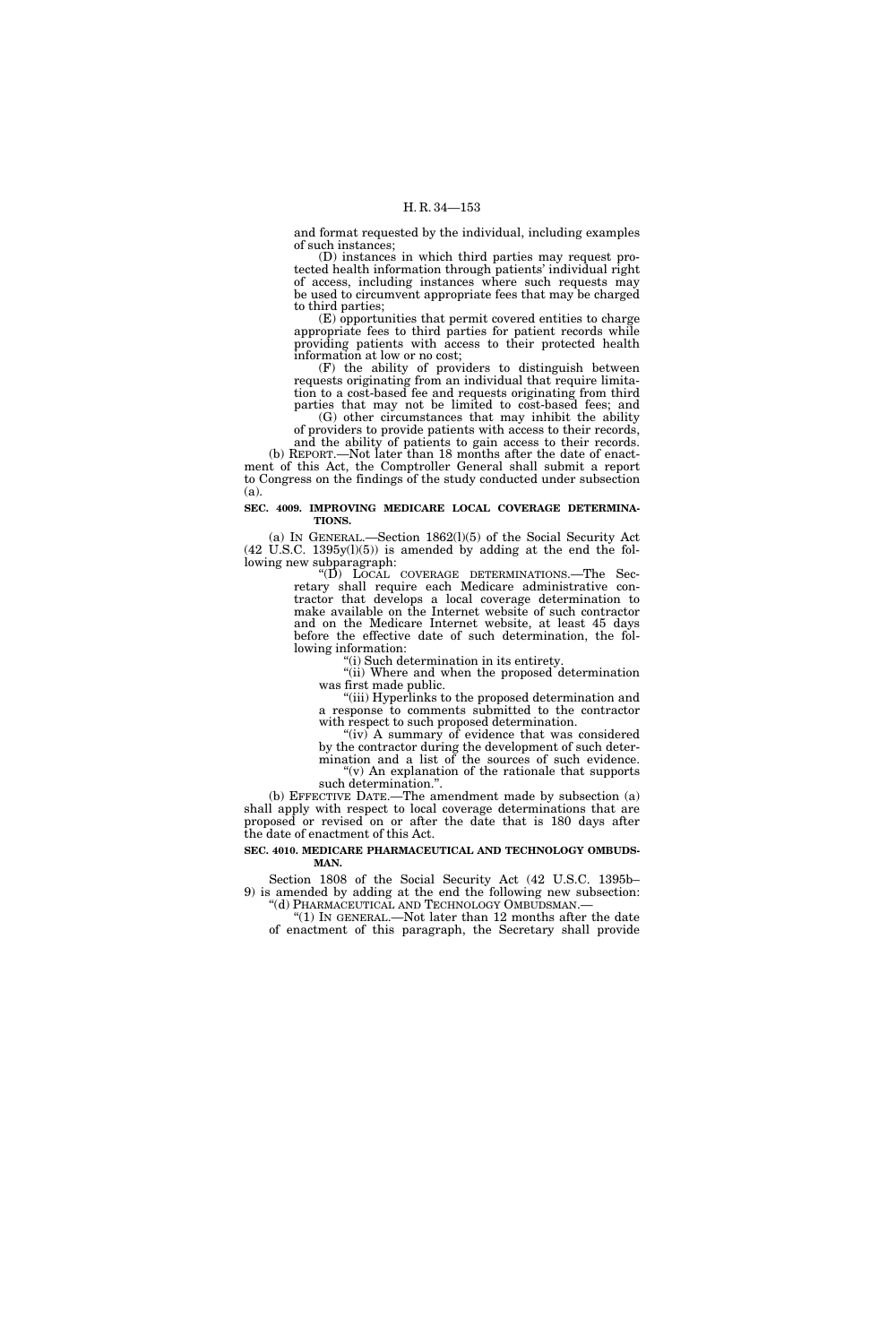and format requested by the individual, including examples of such instances;

(D) instances in which third parties may request protected health information through patients' individual right of access, including instances where such requests may be used to circumvent appropriate fees that may be charged to third parties;

(E) opportunities that permit covered entities to charge appropriate fees to third parties for patient records while providing patients with access to their protected health information at low or no cost;

(F) the ability of providers to distinguish between requests originating from an individual that require limitation to a cost-based fee and requests originating from third parties that may not be limited to cost-based fees; and

(G) other circumstances that may inhibit the ability of providers to provide patients with access to their records, and the ability of patients to gain access to their records.

(b) REPORT.—Not later than 18 months after the date of enactment of this Act, the Comptroller General shall submit a report to Congress on the findings of the study conducted under subsection (a).

**SEC. 4009. IMPROVING MEDICARE LOCAL COVERAGE DETERMINATIONS.**

(a) IN GENERAL.—Section 1862(l)(5) of the Social Security Act (42 U.S.C. 1395y(l)(5)) is amended by adding at the end the following new subparagraph:

"(D) LOCAL COVERAGE DETERMINATIONS.—The Secretary shall require each Medicare administrative contractor that develops a local coverage determination to make available on the Internet website of such contractor and on the Medicare Internet website, at least 45 days before the effective date of such determination, the following information:

"(i) Such determination in its entirety.

"(ii) Where and when the proposed determination was first made public.

"(iii) Hyperlinks to the proposed determination and a response to comments submitted to the contractor with respect to such proposed determination.

"(iv) A summary of evidence that was considered by the contractor during the development of such determination and a list of the sources of such evidence.

"(v) An explanation of the rationale that supports such determination.".

(b) EFFECTIVE DATE.—The amendment made by subsection (a) shall apply with respect to local coverage determinations that are proposed or revised on or after the date that is 180 days after the date of enactment of this Act.

**SEC. 4010. MEDICARE PHARMACEUTICAL AND TECHNOLOGY OMBUDSMAN.**

Section 1808 of the Social Security Act (42 U.S.C. 1395b–9) is amended by adding at the end the following new subsection:

"(d) PHARMACEUTICAL AND TECHNOLOGY OMBUDSMAN.—

"(1) IN GENERAL.—Not later than 12 months after the date of enactment of this paragraph, the Secretary shall provide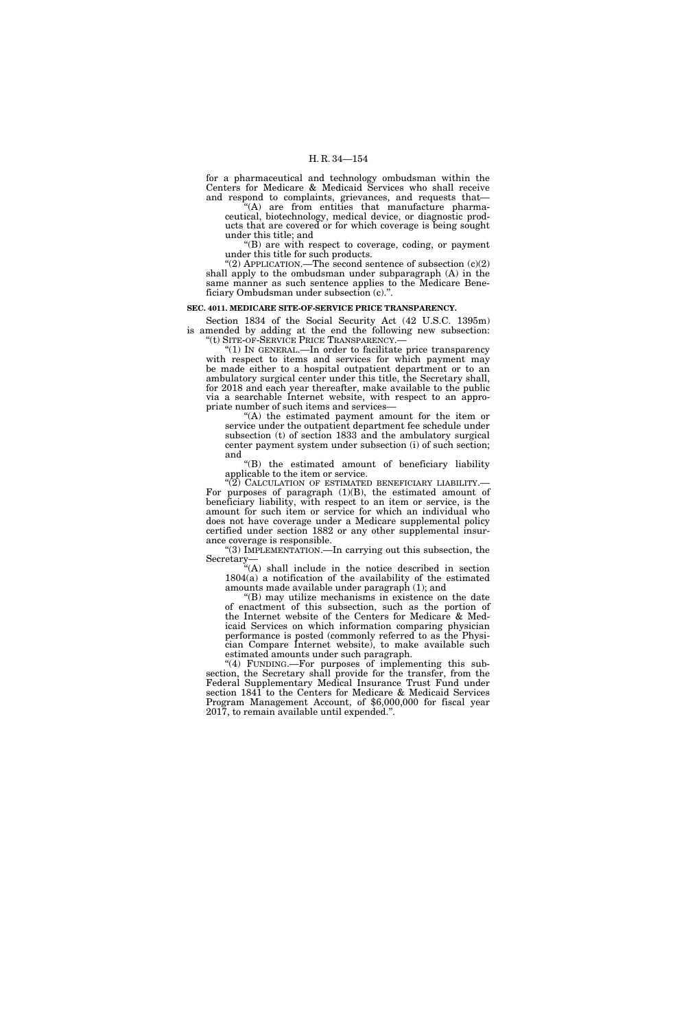for a pharmaceutical and technology ombudsman within the Centers for Medicare & Medicaid Services who shall receive and respond to complaints, grievances, and requests that—

"(A) are from entities that manufacture pharmaceutical, biotechnology, medical device, or diagnostic products that are covered or for which coverage is being sought under this title; and

"(B) are with respect to coverage, coding, or payment under this title for such products.

"(2) APPLICATION.—The second sentence of subsection (c)(2) shall apply to the ombudsman under subparagraph (A) in the same manner as such sentence applies to the Medicare Beneficiary Ombudsman under subsection (c).".

**SEC. 4011. MEDICARE SITE-OF-SERVICE PRICE TRANSPARENCY.**

Section 1834 of the Social Security Act (42 U.S.C. 1395m) is amended by adding at the end the following new subsection:

"(t) SITE-OF-SERVICE PRICE TRANSPARENCY.—

"(1) IN GENERAL.—In order to facilitate price transparency with respect to items and services for which payment may be made either to a hospital outpatient department or to an ambulatory surgical center under this title, the Secretary shall, for 2018 and each year thereafter, make available to the public via a searchable Internet website, with respect to an appropriate number of such items and services—

"(A) the estimated payment amount for the item or service under the outpatient department fee schedule under subsection (t) of section 1833 and the ambulatory surgical center payment system under subsection (i) of such section; and

"(B) the estimated amount of beneficiary liability applicable to the item or service.

"(2) CALCULATION OF ESTIMATED BENEFICIARY LIABILITY.—For purposes of paragraph (1)(B), the estimated amount of beneficiary liability, with respect to an item or service, is the amount for such item or service for which an individual who does not have coverage under a Medicare supplemental policy certified under section 1882 or any other supplemental insurance coverage is responsible.

"(3) IMPLEMENTATION.—In carrying out this subsection, the Secretary—

"(A) shall include in the notice described in section 1804(a) a notification of the availability of the estimated amounts made available under paragraph (1); and

"(B) may utilize mechanisms in existence on the date of enactment of this subsection, such as the portion of the Internet website of the Centers for Medicare & Medicaid Services on which information comparing physician performance is posted (commonly referred to as the Physician Compare Internet website), to make available such estimated amounts under such paragraph.

"(4) FUNDING.—For purposes of implementing this subsection, the Secretary shall provide for the transfer, from the Federal Supplementary Medical Insurance Trust Fund under section 1841 to the Centers for Medicare & Medicaid Services Program Management Account, of $6,000,000 for fiscal year 2017, to remain available until expended.".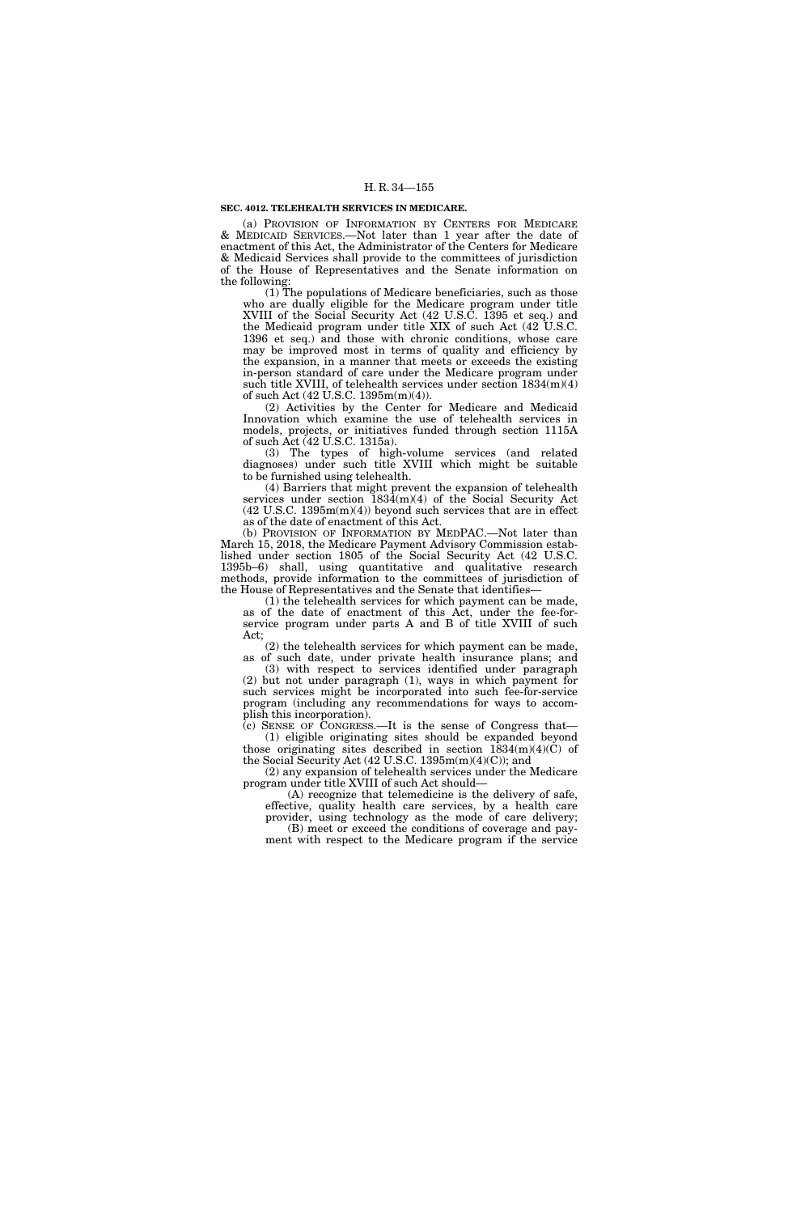**SEC. 4012. TELEHEALTH SERVICES IN MEDICARE.**

(a) PROVISION OF INFORMATION BY CENTERS FOR MEDICARE & MEDICAID SERVICES.—Not later than 1 year after the date of enactment of this Act, the Administrator of the Centers for Medicare & Medicaid Services shall provide to the committees of jurisdiction of the House of Representatives and the Senate information on the following:

(1) The populations of Medicare beneficiaries, such as those who are dually eligible for the Medicare program under title XVIII of the Social Security Act (42 U.S.C. 1395 et seq.) and the Medicaid program under title XIX of such Act (42 U.S.C. 1396 et seq.) and those with chronic conditions, whose care may be improved most in terms of quality and efficiency by the expansion, in a manner that meets or exceeds the existing in-person standard of care under the Medicare program under such title XVIII, of telehealth services under section 1834(m)(4) of such Act (42 U.S.C. 1395m(m)(4)).

(2) Activities by the Center for Medicare and Medicaid Innovation which examine the use of telehealth services in models, projects, or initiatives funded through section 1115A of such Act (42 U.S.C. 1315a).

(3) The types of high-volume services (and related diagnoses) under such title XVIII which might be suitable to be furnished using telehealth.

(4) Barriers that might prevent the expansion of telehealth services under section 1834(m)(4) of the Social Security Act (42 U.S.C. 1395m(m)(4)) beyond such services that are in effect as of the date of enactment of this Act.

(b) PROVISION OF INFORMATION BY MEDPAC.—Not later than March 15, 2018, the Medicare Payment Advisory Commission established under section 1805 of the Social Security Act (42 U.S.C. 1395b–6) shall, using quantitative and qualitative research methods, provide information to the committees of jurisdiction of the House of Representatives and the Senate that identifies—

(1) the telehealth services for which payment can be made, as of the date of enactment of this Act, under the fee-for-service program under parts A and B of title XVIII of such Act;

(2) the telehealth services for which payment can be made, as of such date, under private health insurance plans; and

(3) with respect to services identified under paragraph (2) but not under paragraph (1), ways in which payment for such services might be incorporated into such fee-for-service program (including any recommendations for ways to accomplish this incorporation).

(c) SENSE OF CONGRESS.—It is the sense of Congress that—

(1) eligible originating sites should be expanded beyond those originating sites described in section 1834(m)(4)(C) of the Social Security Act (42 U.S.C. 1395m(m)(4)(C)); and

(2) any expansion of telehealth services under the Medicare program under title XVIII of such Act should—

(A) recognize that telemedicine is the delivery of safe, effective, quality health care services, by a health care provider, using technology as the mode of care delivery;

(B) meet or exceed the conditions of coverage and payment with respect to the Medicare program if the service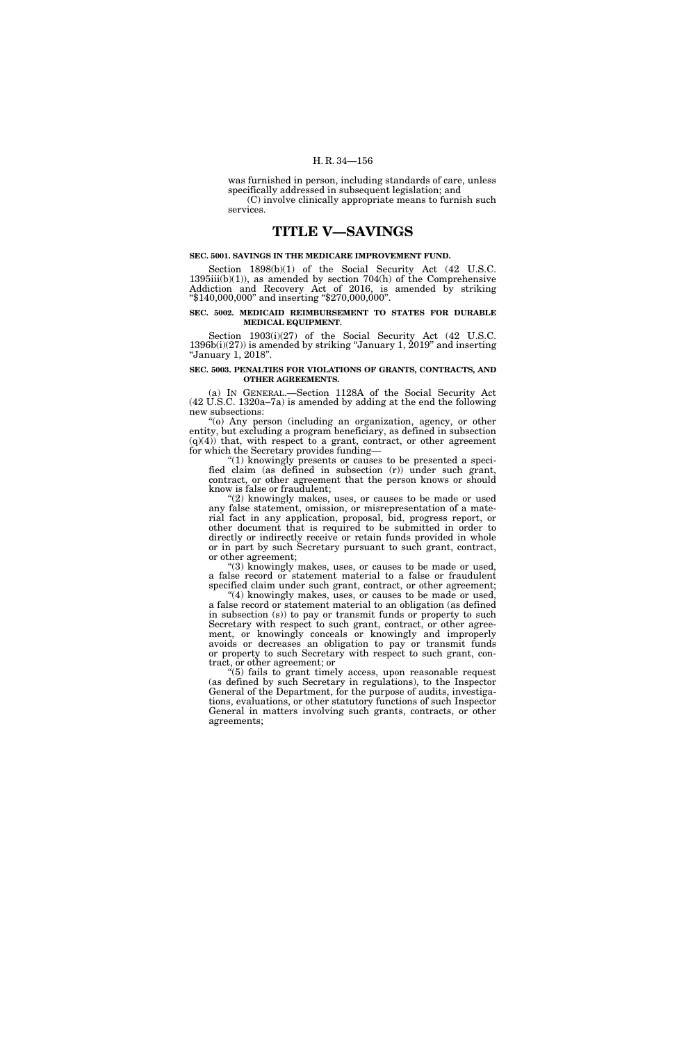was furnished in person, including standards of care, unless specifically addressed in subsequent legislation; and

(C) involve clinically appropriate means to furnish such services.

# TITLE V—SAVINGS

### SEC. 5001. SAVINGS IN THE MEDICARE IMPROVEMENT FUND.

Section 1898(b)(1) of the Social Security Act (42 U.S.C. 1395iii(b)(1)), as amended by section 704(h) of the Comprehensive Addiction and Recovery Act of 2016, is amended by striking "$140,000,000" and inserting "$270,000,000".

### SEC. 5002. MEDICAID REIMBURSEMENT TO STATES FOR DURABLE MEDICAL EQUIPMENT.

Section 1903(i)(27) of the Social Security Act (42 U.S.C. 1396b(i)(27)) is amended by striking "January 1, 2019" and inserting "January 1, 2018".

### SEC. 5003. PENALTIES FOR VIOLATIONS OF GRANTS, CONTRACTS, AND OTHER AGREEMENTS.

(a) IN GENERAL.—Section 1128A of the Social Security Act (42 U.S.C. 1320a–7a) is amended by adding at the end the following new subsections:

"(o) Any person (including an organization, agency, or other entity, but excluding a program beneficiary, as defined in subsection (q)(4)) that, with respect to a grant, contract, or other agreement for which the Secretary provides funding—

"(1) knowingly presents or causes to be presented a specified claim (as defined in subsection (r)) under such grant, contract, or other agreement that the person knows or should know is false or fraudulent;

"(2) knowingly makes, uses, or causes to be made or used any false statement, omission, or misrepresentation of a material fact in any application, proposal, bid, progress report, or other document that is required to be submitted in order to directly or indirectly receive or retain funds provided in whole or in part by such Secretary pursuant to such grant, contract, or other agreement;

"(3) knowingly makes, uses, or causes to be made or used, a false record or statement material to a false or fraudulent specified claim under such grant, contract, or other agreement;

"(4) knowingly makes, uses, or causes to be made or used, a false record or statement material to an obligation (as defined in subsection (s)) to pay or transmit funds or property to such Secretary with respect to such grant, contract, or other agreement, or knowingly conceals or knowingly and improperly avoids or decreases an obligation to pay or transmit funds or property to such Secretary with respect to such grant, contract, or other agreement; or

"(5) fails to grant timely access, upon reasonable request (as defined by such Secretary in regulations), to the Inspector General of the Department, for the purpose of audits, investigations, evaluations, or other statutory functions of such Inspector General in matters involving such grants, contracts, or other agreements;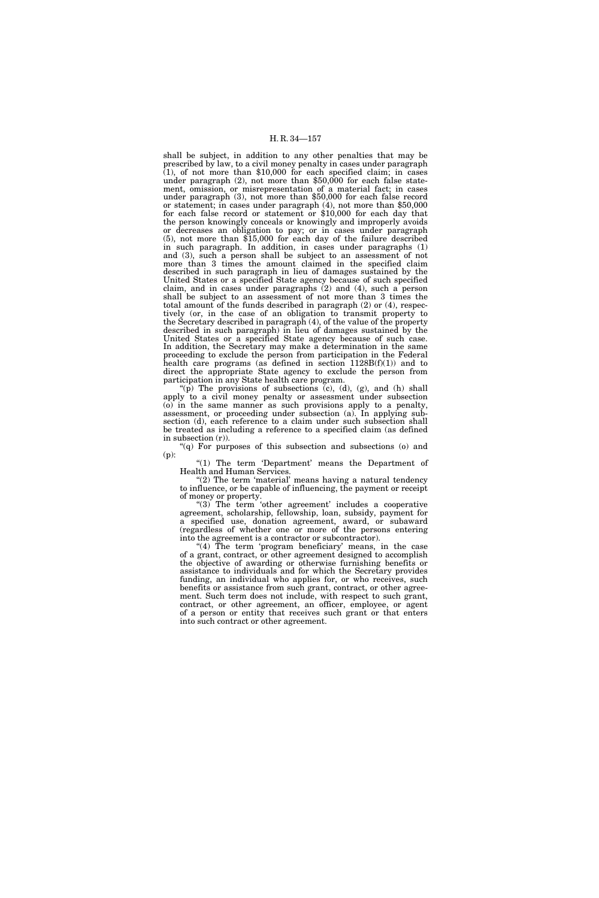shall be subject, in addition to any other penalties that may be prescribed by law, to a civil money penalty in cases under paragraph (1), of not more than $10,000 for each specified claim; in cases under paragraph (2), not more than $50,000 for each false statement, omission, or misrepresentation of a material fact; in cases under paragraph (3), not more than $50,000 for each false record or statement; in cases under paragraph (4), not more than $50,000 for each false record or statement or $10,000 for each day that the person knowingly conceals or knowingly and improperly avoids or decreases an obligation to pay; or in cases under paragraph (5), not more than $15,000 for each day of the failure described in such paragraph. In addition, in cases under paragraphs (1) and (3), such a person shall be subject to an assessment of not more than 3 times the amount claimed in the specified claim described in such paragraph in lieu of damages sustained by the United States or a specified State agency because of such specified claim, and in cases under paragraphs (2) and (4), such a person shall be subject to an assessment of not more than 3 times the total amount of the funds described in paragraph (2) or (4), respectively (or, in the case of an obligation to transmit property to the Secretary described in paragraph (4), of the value of the property described in such paragraph) in lieu of damages sustained by the United States or a specified State agency because of such case. In addition, the Secretary may make a determination in the same proceeding to exclude the person from participation in the Federal health care programs (as defined in section 1128B(f)(1)) and to direct the appropriate State agency to exclude the person from participation in any State health care program.

"(p) The provisions of subsections (c), (d), (g), and (h) shall apply to a civil money penalty or assessment under subsection (o) in the same manner as such provisions apply to a penalty, assessment, or proceeding under subsection (a). In applying subsection (d), each reference to a claim under such subsection shall be treated as including a reference to a specified claim (as defined in subsection (r)).

"(q) For purposes of this subsection and subsections (o) and (p):

"(1) The term 'Department' means the Department of Health and Human Services.

"(2) The term 'material' means having a natural tendency to influence, or be capable of influencing, the payment or receipt of money or property.

"(3) The term 'other agreement' includes a cooperative agreement, scholarship, fellowship, loan, subsidy, payment for a specified use, donation agreement, award, or subaward (regardless of whether one or more of the persons entering into the agreement is a contractor or subcontractor).

"(4) The term 'program beneficiary' means, in the case of a grant, contract, or other agreement designed to accomplish the objective of awarding or otherwise furnishing benefits or assistance to individuals and for which the Secretary provides funding, an individual who applies for, or who receives, such benefits or assistance from such grant, contract, or other agreement. Such term does not include, with respect to such grant, contract, or other agreement, an officer, employee, or agent of a person or entity that receives such grant or that enters into such contract or other agreement.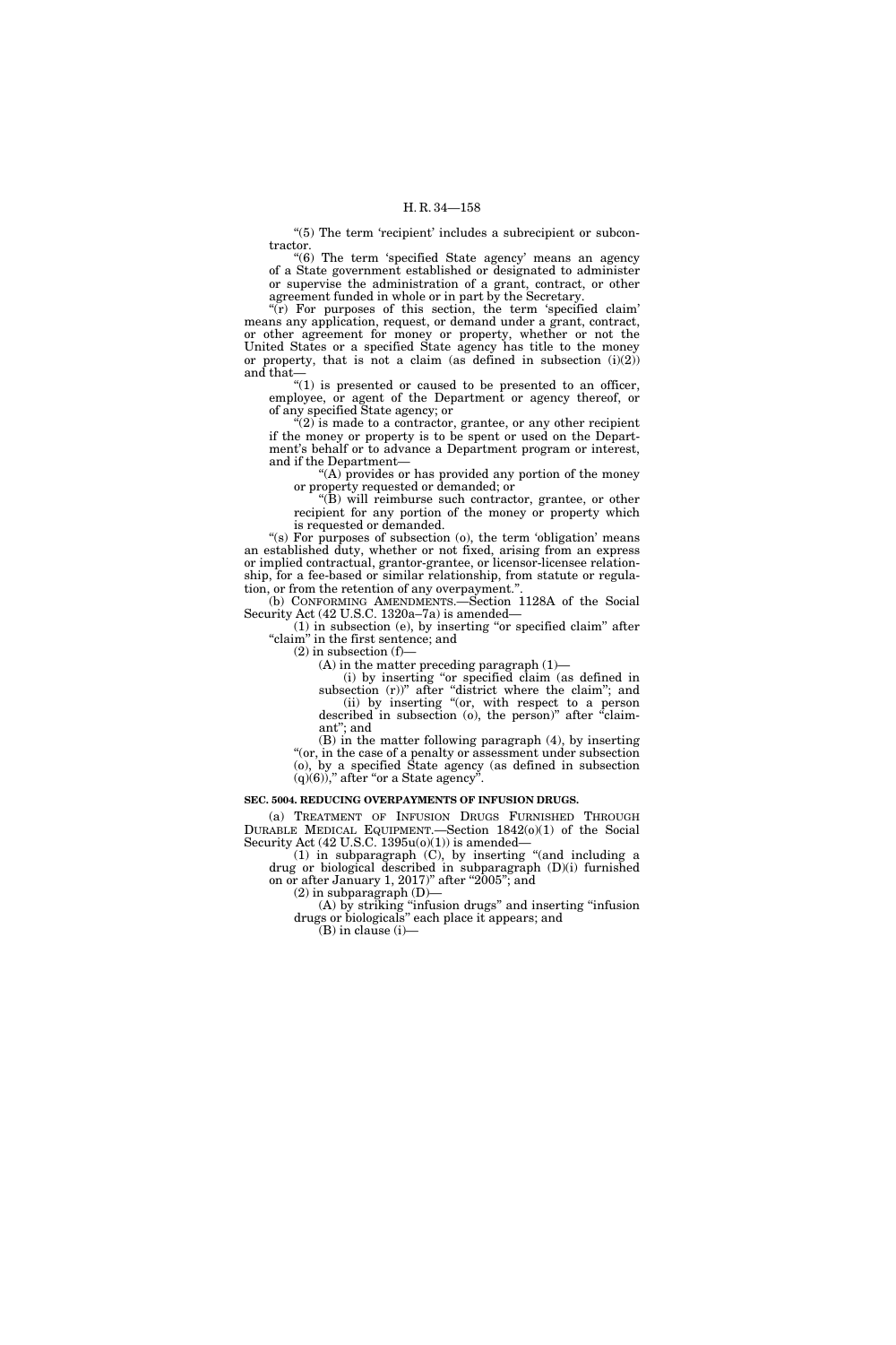"(5) The term 'recipient' includes a subrecipient or subcontractor.

"(6) The term 'specified State agency' means an agency of a State government established or designated to administer or supervise the administration of a grant, contract, or other agreement funded in whole or in part by the Secretary.

"(r) For purposes of this section, the term 'specified claim' means any application, request, or demand under a grant, contract, or other agreement for money or property, whether or not the United States or a specified State agency has title to the money or property, that is not a claim (as defined in subsection (i)(2)) and that—

"(1) is presented or caused to be presented to an officer, employee, or agent of the Department or agency thereof, or of any specified State agency; or

"(2) is made to a contractor, grantee, or any other recipient if the money or property is to be spent or used on the Department's behalf or to advance a Department program or interest, and if the Department—

"(A) provides or has provided any portion of the money or property requested or demanded; or

"(B) will reimburse such contractor, grantee, or other recipient for any portion of the money or property which is requested or demanded.

"(s) For purposes of subsection (o), the term 'obligation' means an established duty, whether or not fixed, arising from an express or implied contractual, grantor-grantee, or licensor-licensee relationship, for a fee-based or similar relationship, from statute or regulation, or from the retention of any overpayment.".

(b) CONFORMING AMENDMENTS.—Section 1128A of the Social Security Act (42 U.S.C. 1320a–7a) is amended—

(1) in subsection (e), by inserting "or specified claim" after "claim" in the first sentence; and

(2) in subsection (f)—

(A) in the matter preceding paragraph (1)—

(i) by inserting "or specified claim (as defined in subsection (r))" after "district where the claim"; and

(ii) by inserting "(or, with respect to a person described in subsection (o), the person)" after "claimant"; and

(B) in the matter following paragraph (4), by inserting "(or, in the case of a penalty or assessment under subsection (o), by a specified State agency (as defined in subsection (q)(6))," after "or a State agency".

**SEC. 5004. REDUCING OVERPAYMENTS OF INFUSION DRUGS.**

(a) TREATMENT OF INFUSION DRUGS FURNISHED THROUGH DURABLE MEDICAL EQUIPMENT.—Section 1842(o)(1) of the Social Security Act (42 U.S.C. 1395u(o)(1)) is amended—

(1) in subparagraph (C), by inserting "(and including a drug or biological described in subparagraph (D)(i) furnished on or after January 1, 2017)" after "2005"; and

(2) in subparagraph (D)—

(A) by striking "infusion drugs" and inserting "infusion drugs or biologicals" each place it appears; and

(B) in clause (i)—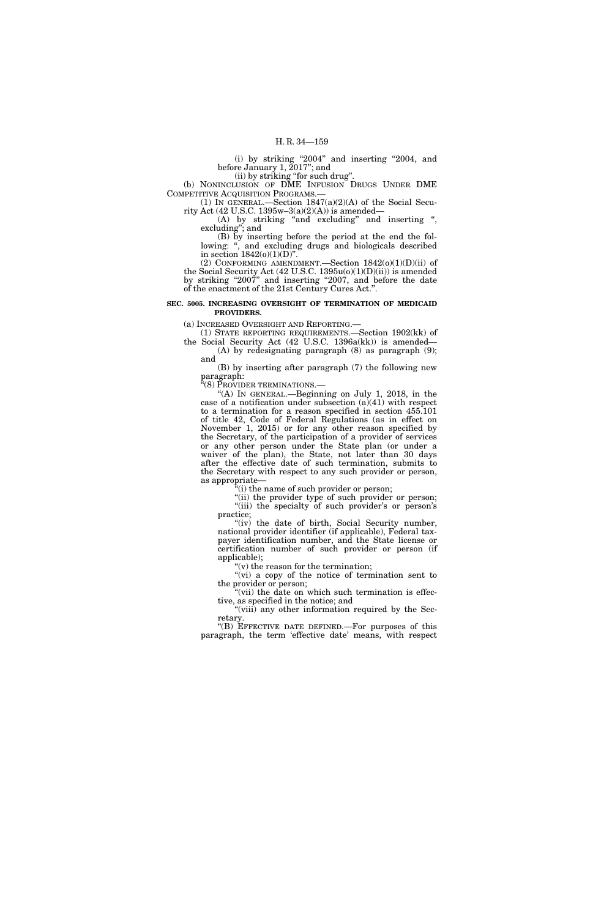(i) by striking "2004" and inserting "2004, and before January 1, 2017"; and

(ii) by striking "for such drug".

(b) NONINCLUSION OF DME INFUSION DRUGS UNDER DME COMPETITIVE ACQUISITION PROGRAMS.—

(1) IN GENERAL.—Section 1847(a)(2)(A) of the Social Security Act (42 U.S.C. 1395w–3(a)(2)(A)) is amended—

(A) by striking "and excluding" and inserting ", excluding"; and

(B) by inserting before the period at the end the following: ", and excluding drugs and biologicals described in section 1842(o)(1)(D)".

(2) CONFORMING AMENDMENT.—Section 1842(o)(1)(D)(ii) of the Social Security Act (42 U.S.C. 1395u(o)(1)(D)(ii)) is amended by striking "2007" and inserting "2007, and before the date of the enactment of the 21st Century Cures Act.".

**SEC. 5005. INCREASING OVERSIGHT OF TERMINATION OF MEDICAID PROVIDERS.**

(a) INCREASED OVERSIGHT AND REPORTING.—

(1) STATE REPORTING REQUIREMENTS.—Section 1902(kk) of the Social Security Act (42 U.S.C. 1396a(kk)) is amended—

(A) by redesignating paragraph (8) as paragraph (9); and

(B) by inserting after paragraph (7) the following new paragraph:

"(8) PROVIDER TERMINATIONS.—

"(A) IN GENERAL.—Beginning on July 1, 2018, in the case of a notification under subsection (a)(41) with respect to a termination for a reason specified in section 455.101 of title 42, Code of Federal Regulations (as in effect on November 1, 2015) or for any other reason specified by the Secretary, of the participation of a provider of services or any other person under the State plan (or under a waiver of the plan), the State, not later than 30 days after the effective date of such termination, submits to the Secretary with respect to any such provider or person, as appropriate—

"(i) the name of such provider or person;

"(ii) the provider type of such provider or person;

"(iii) the specialty of such provider's or person's practice;

"(iv) the date of birth, Social Security number, national provider identifier (if applicable), Federal taxpayer identification number, and the State license or certification number of such provider or person (if applicable);

"(v) the reason for the termination;

"(vi) a copy of the notice of termination sent to the provider or person;

"(vii) the date on which such termination is effective, as specified in the notice; and

"(viii) any other information required by the Secretary.

"(B) EFFECTIVE DATE DEFINED.—For purposes of this paragraph, the term 'effective date' means, with respect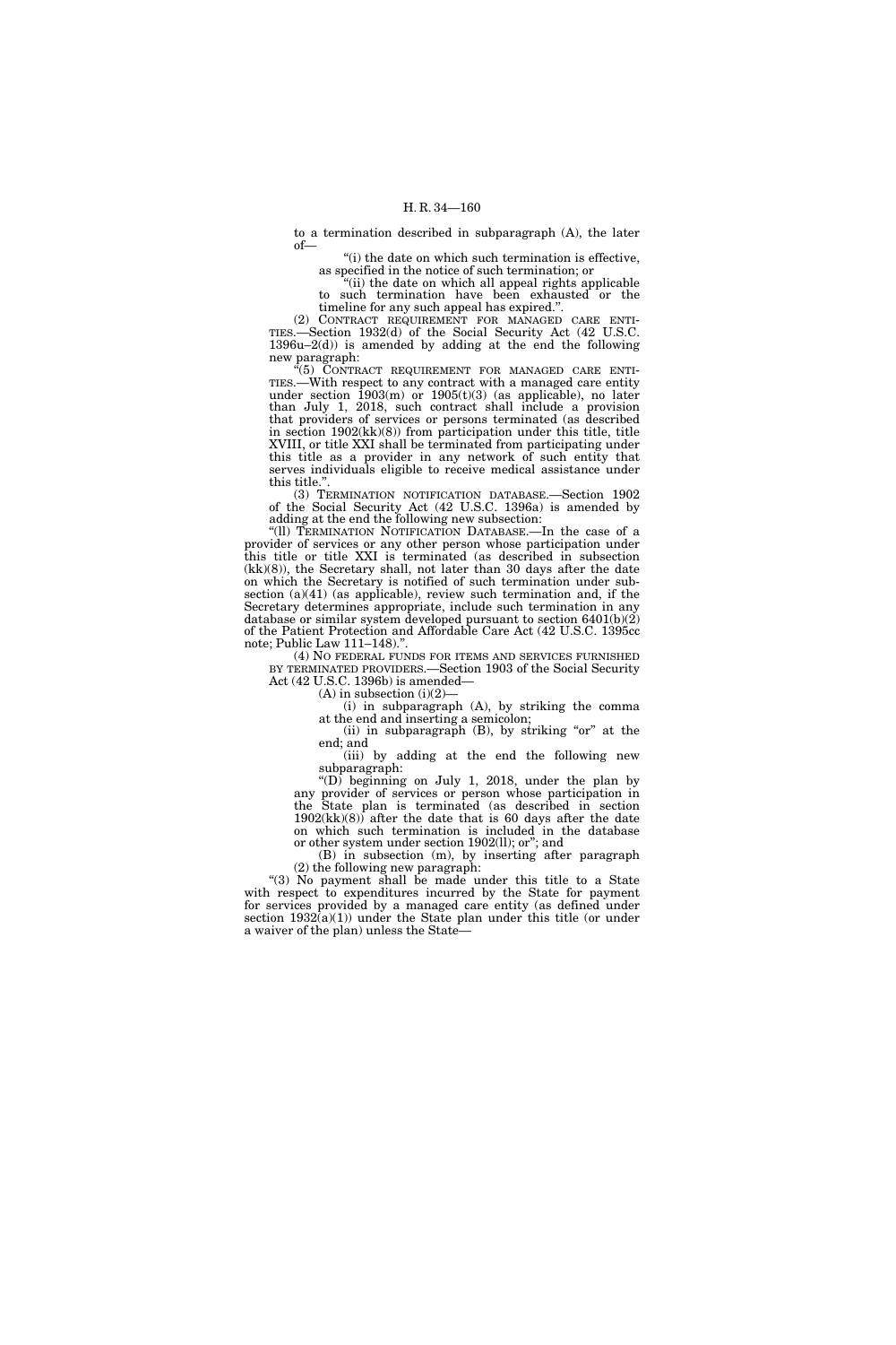to a termination described in subparagraph (A), the later of—

"(i) the date on which such termination is effective, as specified in the notice of such termination; or

"(ii) the date on which all appeal rights applicable to such termination have been exhausted or the timeline for any such appeal has expired.".

(2) CONTRACT REQUIREMENT FOR MANAGED CARE ENTITIES.—Section 1932(d) of the Social Security Act (42 U.S.C. 1396u–2(d)) is amended by adding at the end the following new paragraph:

"(5) CONTRACT REQUIREMENT FOR MANAGED CARE ENTITIES.—With respect to any contract with a managed care entity under section 1903(m) or 1905(t)(3) (as applicable), no later than July 1, 2018, such contract shall include a provision that providers of services or persons terminated (as described in section 1902(kk)(8)) from participation under this title, title XVIII, or title XXI shall be terminated from participating under this title as a provider in any network of such entity that serves individuals eligible to receive medical assistance under this title.".

(3) TERMINATION NOTIFICATION DATABASE.—Section 1902 of the Social Security Act (42 U.S.C. 1396a) is amended by adding at the end the following new subsection:

"(ll) TERMINATION NOTIFICATION DATABASE.—In the case of a provider of services or any other person whose participation under this title or title XXI is terminated (as described in subsection (kk)(8)), the Secretary shall, not later than 30 days after the date on which the Secretary is notified of such termination under subsection (a)(41) (as applicable), review such termination and, if the Secretary determines appropriate, include such termination in any database or similar system developed pursuant to section 6401(b)(2) of the Patient Protection and Affordable Care Act (42 U.S.C. 1395cc note; Public Law 111–148).".

(4) NO FEDERAL FUNDS FOR ITEMS AND SERVICES FURNISHED BY TERMINATED PROVIDERS.—Section 1903 of the Social Security Act (42 U.S.C. 1396b) is amended—

(A) in subsection (i)(2)—

(i) in subparagraph (A), by striking the comma at the end and inserting a semicolon;

(ii) in subparagraph (B), by striking "or" at the end; and

(iii) by adding at the end the following new subparagraph:

"(D) beginning on July 1, 2018, under the plan by any provider of services or person whose participation in the State plan is terminated (as described in section 1902(kk)(8)) after the date that is 60 days after the date on which such termination is included in the database or other system under section 1902(ll); or"; and

(B) in subsection (m), by inserting after paragraph (2) the following new paragraph:

"(3) No payment shall be made under this title to a State with respect to expenditures incurred by the State for payment for services provided by a managed care entity (as defined under section 1932(a)(1)) under the State plan under this title (or under a waiver of the plan) unless the State—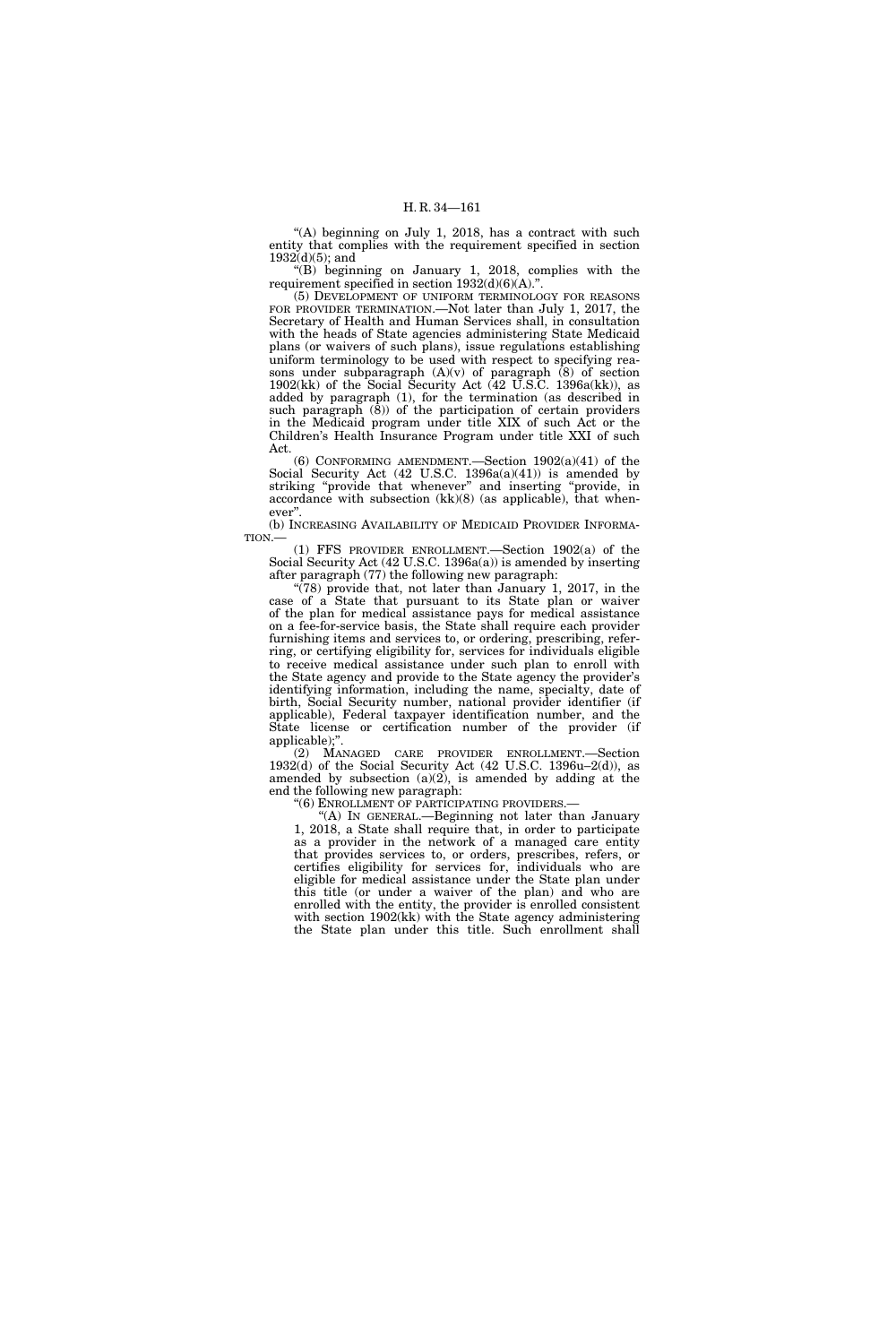"(A) beginning on July 1, 2018, has a contract with such entity that complies with the requirement specified in section 1932(d)(5); and

"(B) beginning on January 1, 2018, complies with the requirement specified in section 1932(d)(6)(A).".

(5) DEVELOPMENT OF UNIFORM TERMINOLOGY FOR REASONS FOR PROVIDER TERMINATION.—Not later than July 1, 2017, the Secretary of Health and Human Services shall, in consultation with the heads of State agencies administering State Medicaid plans (or waivers of such plans), issue regulations establishing uniform terminology to be used with respect to specifying reasons under subparagraph (A)(v) of paragraph (8) of section 1902(kk) of the Social Security Act (42 U.S.C. 1396a(kk)), as added by paragraph (1), for the termination (as described in such paragraph (8)) of the participation of certain providers in the Medicaid program under title XIX of such Act or the Children's Health Insurance Program under title XXI of such Act.

(6) CONFORMING AMENDMENT.—Section 1902(a)(41) of the Social Security Act (42 U.S.C. 1396a(a)(41)) is amended by striking "provide that whenever" and inserting "provide, in accordance with subsection (kk)(8) (as applicable), that whenever".

(b) INCREASING AVAILABILITY OF MEDICAID PROVIDER INFORMATION.—

(1) FFS PROVIDER ENROLLMENT.—Section 1902(a) of the Social Security Act (42 U.S.C. 1396a(a)) is amended by inserting after paragraph (77) the following new paragraph:

"(78) provide that, not later than January 1, 2017, in the case of a State that pursuant to its State plan or waiver of the plan for medical assistance pays for medical assistance on a fee-for-service basis, the State shall require each provider furnishing items and services to, or ordering, prescribing, referring, or certifying eligibility for, services for individuals eligible to receive medical assistance under such plan to enroll with the State agency and provide to the State agency the provider's identifying information, including the name, specialty, date of birth, Social Security number, national provider identifier (if applicable), Federal taxpayer identification number, and the State license or certification number of the provider (if applicable);".

(2) MANAGED CARE PROVIDER ENROLLMENT.—Section 1932(d) of the Social Security Act (42 U.S.C. 1396u–2(d)), as amended by subsection (a)(2), is amended by adding at the end the following new paragraph:

"(6) ENROLLMENT OF PARTICIPATING PROVIDERS.—

"(A) IN GENERAL.—Beginning not later than January 1, 2018, a State shall require that, in order to participate as a provider in the network of a managed care entity that provides services to, or orders, prescribes, refers, or certifies eligibility for services for, individuals who are eligible for medical assistance under the State plan under this title (or under a waiver of the plan) and who are enrolled with the entity, the provider is enrolled consistent with section 1902(kk) with the State agency administering the State plan under this title. Such enrollment shall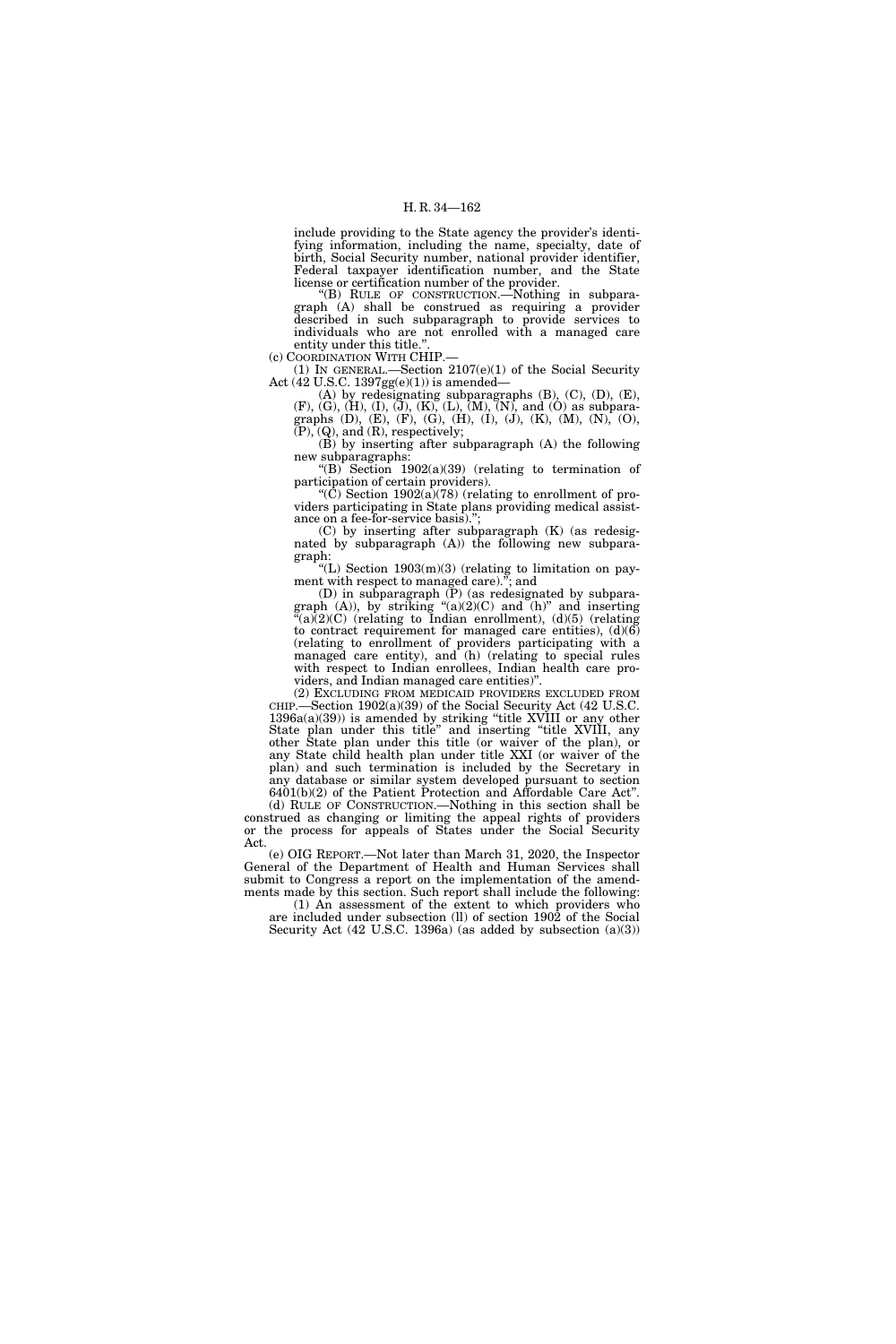include providing to the State agency the provider's identifying information, including the name, specialty, date of birth, Social Security number, national provider identifier, Federal taxpayer identification number, and the State license or certification number of the provider.

"(B) RULE OF CONSTRUCTION.—Nothing in subparagraph (A) shall be construed as requiring a provider described in such subparagraph to provide services to individuals who are not enrolled with a managed care entity under this title.".

(c) COORDINATION WITH CHIP.—

(1) IN GENERAL.—Section 2107(e)(1) of the Social Security Act (42 U.S.C. 1397gg(e)(1)) is amended—

(A) by redesignating subparagraphs (B), (C), (D), (E), (F), (G), (H), (I), (J), (K), (L), (M), (N), and (O) as subparagraphs (D), (E), (F), (G), (H), (I), (J), (K), (M), (N), (O), (P), (Q), and (R), respectively;

(B) by inserting after subparagraph (A) the following new subparagraphs:

"(B) Section 1902(a)(39) (relating to termination of participation of certain providers).

"(C) Section 1902(a)(78) (relating to enrollment of providers participating in State plans providing medical assistance on a fee-for-service basis).";

(C) by inserting after subparagraph (K) (as redesignated by subparagraph (A)) the following new subparagraph:

"(L) Section 1903(m)(3) (relating to limitation on payment with respect to managed care)."; and

(D) in subparagraph (P) (as redesignated by subparagraph (A)), by striking "(a)(2)(C) and (h)" and inserting "(a)(2)(C) (relating to Indian enrollment), (d)(5) (relating to contract requirement for managed care entities), (d)(6) (relating to enrollment of providers participating with a managed care entity), and (h) (relating to special rules with respect to Indian enrollees, Indian health care providers, and Indian managed care entities)".

(2) EXCLUDING FROM MEDICAID PROVIDERS EXCLUDED FROM CHIP.—Section 1902(a)(39) of the Social Security Act (42 U.S.C. 1396a(a)(39)) is amended by striking "title XVIII or any other State plan under this title" and inserting "title XVIII, any other State plan under this title (or waiver of the plan), or any State child health plan under title XXI (or waiver of the plan) and such termination is included by the Secretary in any database or similar system developed pursuant to section 6401(b)(2) of the Patient Protection and Affordable Care Act".

(d) RULE OF CONSTRUCTION.—Nothing in this section shall be construed as changing or limiting the appeal rights of providers or the process for appeals of States under the Social Security Act.

(e) OIG REPORT.—Not later than March 31, 2020, the Inspector General of the Department of Health and Human Services shall submit to Congress a report on the implementation of the amendments made by this section. Such report shall include the following:

(1) An assessment of the extent to which providers who are included under subsection (ll) of section 1902 of the Social Security Act (42 U.S.C. 1396a) (as added by subsection (a)(3))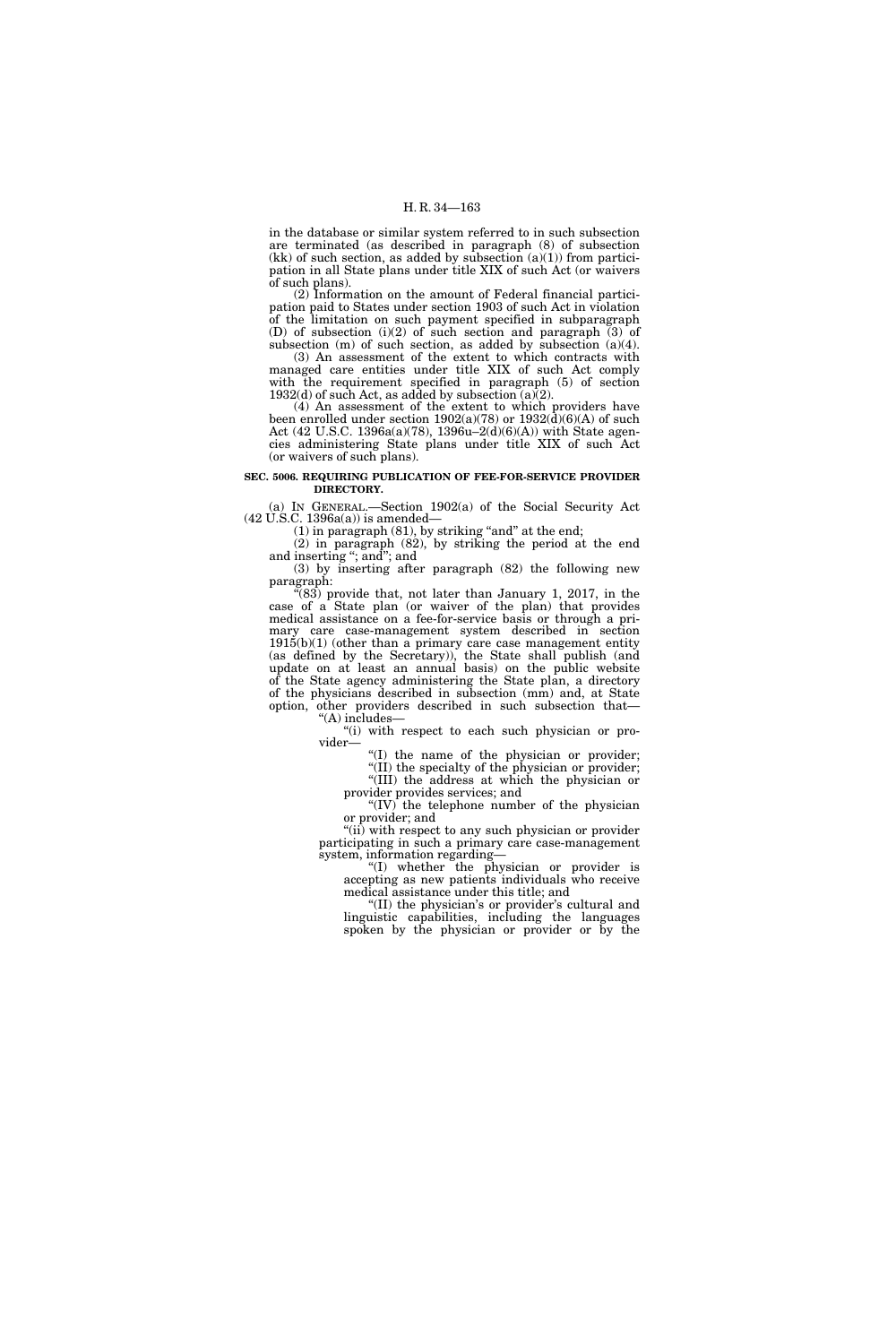in the database or similar system referred to in such subsection are terminated (as described in paragraph (8) of subsection (kk) of such section, as added by subsection (a)(1)) from participation in all State plans under title XIX of such Act (or waivers of such plans).

(2) Information on the amount of Federal financial participation paid to States under section 1903 of such Act in violation of the limitation on such payment specified in subparagraph (D) of subsection (i)(2) of such section and paragraph (3) of subsection (m) of such section, as added by subsection (a)(4).

(3) An assessment of the extent to which contracts with managed care entities under title XIX of such Act comply with the requirement specified in paragraph (5) of section 1932(d) of such Act, as added by subsection (a)(2).

(4) An assessment of the extent to which providers have been enrolled under section 1902(a)(78) or 1932(d)(6)(A) of such Act (42 U.S.C. 1396a(a)(78), 1396u–2(d)(6)(A)) with State agencies administering State plans under title XIX of such Act (or waivers of such plans).

**SEC. 5006. REQUIRING PUBLICATION OF FEE-FOR-SERVICE PROVIDER DIRECTORY.**

(a) IN GENERAL.—Section 1902(a) of the Social Security Act (42 U.S.C. 1396a(a)) is amended—

(1) in paragraph (81), by striking "and" at the end;

(2) in paragraph (82), by striking the period at the end and inserting "; and"; and

(3) by inserting after paragraph (82) the following new paragraph:

"(83) provide that, not later than January 1, 2017, in the case of a State plan (or waiver of the plan) that provides medical assistance on a fee-for-service basis or through a primary care case-management system described in section 1915(b)(1) (other than a primary care case management entity (as defined by the Secretary)), the State shall publish (and update on at least an annual basis) on the public website of the State agency administering the State plan, a directory of the physicians described in subsection (mm) and, at State option, other providers described in such subsection that—

"(A) includes—

"(i) with respect to each such physician or provider—

"(I) the name of the physician or provider;

"(II) the specialty of the physician or provider;

"(III) the address at which the physician or provider provides services; and

"(IV) the telephone number of the physician or provider; and

"(ii) with respect to any such physician or provider participating in such a primary care case-management system, information regarding—

"(I) whether the physician or provider is accepting as new patients individuals who receive medical assistance under this title; and

"(II) the physician's or provider's cultural and linguistic capabilities, including the languages spoken by the physician or provider or by the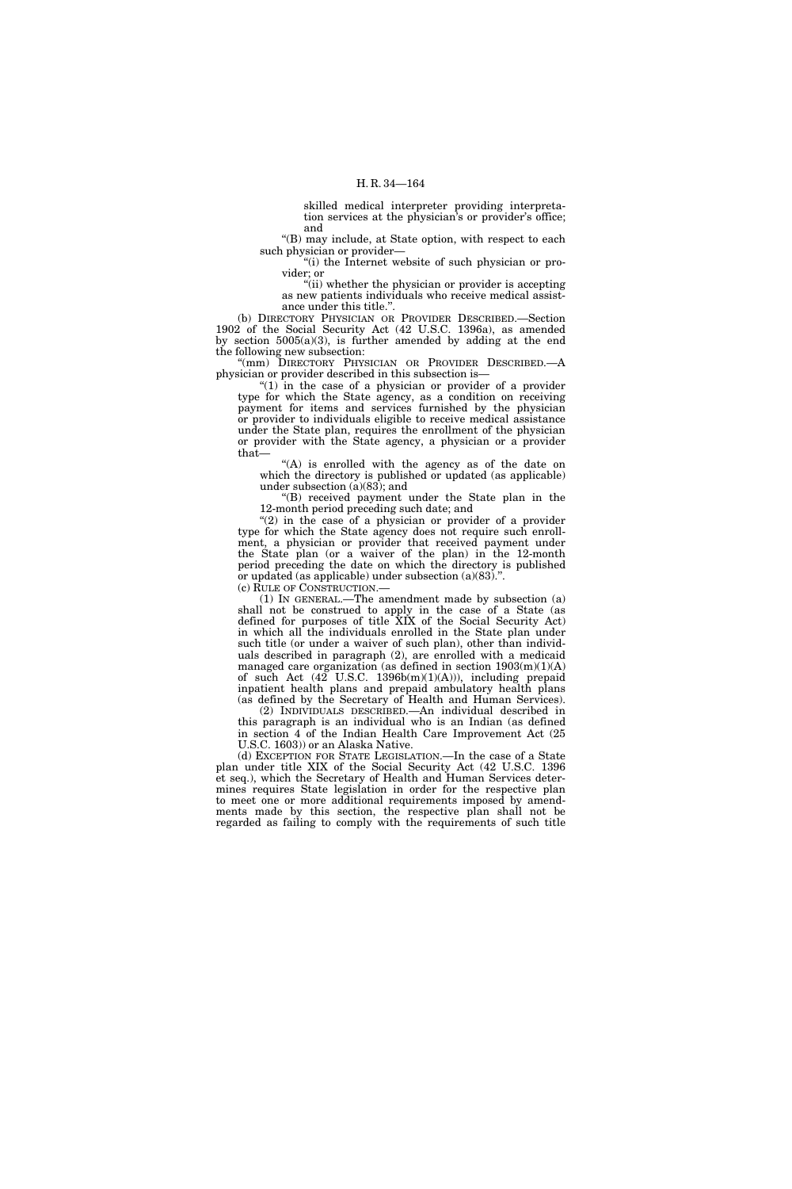skilled medical interpreter providing interpretation services at the physician's or provider's office; and

"(B) may include, at State option, with respect to each such physician or provider—

"(i) the Internet website of such physician or provider; or

"(ii) whether the physician or provider is accepting as new patients individuals who receive medical assistance under this title.".

(b) DIRECTORY PHYSICIAN OR PROVIDER DESCRIBED.—Section 1902 of the Social Security Act (42 U.S.C. 1396a), as amended by section 5005(a)(3), is further amended by adding at the end the following new subsection:

"(mm) DIRECTORY PHYSICIAN OR PROVIDER DESCRIBED.—A physician or provider described in this subsection is—

"(1) in the case of a physician or provider of a provider type for which the State agency, as a condition on receiving payment for items and services furnished by the physician or provider to individuals eligible to receive medical assistance under the State plan, requires the enrollment of the physician or provider with the State agency, a physician or a provider that—

"(A) is enrolled with the agency as of the date on which the directory is published or updated (as applicable) under subsection (a)(83); and

"(B) received payment under the State plan in the 12-month period preceding such date; and

"(2) in the case of a physician or provider of a provider type for which the State agency does not require such enrollment, a physician or provider that received payment under the State plan (or a waiver of the plan) in the 12-month period preceding the date on which the directory is published or updated (as applicable) under subsection (a)(83).".

(c) RULE OF CONSTRUCTION.—

(1) IN GENERAL.—The amendment made by subsection (a) shall not be construed to apply in the case of a State (as defined for purposes of title XIX of the Social Security Act) in which all the individuals enrolled in the State plan under such title (or under a waiver of such plan), other than individuals described in paragraph (2), are enrolled with a medicaid managed care organization (as defined in section 1903(m)(1)(A) of such Act (42 U.S.C. 1396b(m)(1)(A))), including prepaid inpatient health plans and prepaid ambulatory health plans (as defined by the Secretary of Health and Human Services).

(2) INDIVIDUALS DESCRIBED.—An individual described in this paragraph is an individual who is an Indian (as defined in section 4 of the Indian Health Care Improvement Act (25 U.S.C. 1603)) or an Alaska Native.

(d) EXCEPTION FOR STATE LEGISLATION.—In the case of a State plan under title XIX of the Social Security Act (42 U.S.C. 1396 et seq.), which the Secretary of Health and Human Services determines requires State legislation in order for the respective plan to meet one or more additional requirements imposed by amendments made by this section, the respective plan shall not be regarded as failing to comply with the requirements of such title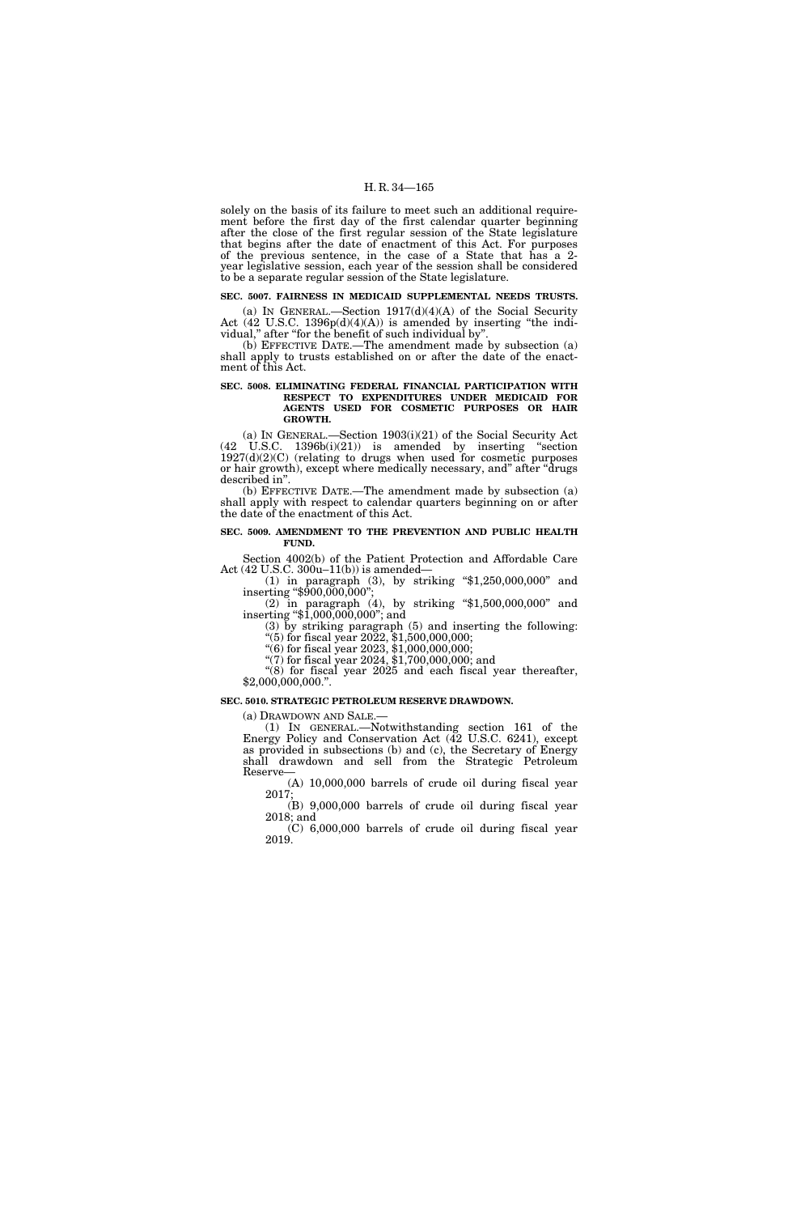solely on the basis of its failure to meet such an additional requirement before the first day of the first calendar quarter beginning after the close of the first regular session of the State legislature that begins after the date of enactment of this Act. For purposes of the previous sentence, in the case of a State that has a 2-year legislative session, each year of the session shall be considered to be a separate regular session of the State legislature.

**SEC. 5007. FAIRNESS IN MEDICAID SUPPLEMENTAL NEEDS TRUSTS.**

(a) IN GENERAL.—Section 1917(d)(4)(A) of the Social Security Act (42 U.S.C. 1396p(d)(4)(A)) is amended by inserting "the individual," after "for the benefit of such individual by".

(b) EFFECTIVE DATE.—The amendment made by subsection (a) shall apply to trusts established on or after the date of the enactment of this Act.

**SEC. 5008. ELIMINATING FEDERAL FINANCIAL PARTICIPATION WITH RESPECT TO EXPENDITURES UNDER MEDICAID FOR AGENTS USED FOR COSMETIC PURPOSES OR HAIR GROWTH.**

(a) IN GENERAL.—Section 1903(i)(21) of the Social Security Act (42 U.S.C. 1396b(i)(21)) is amended by inserting "section 1927(d)(2)(C) (relating to drugs when used for cosmetic purposes or hair growth), except where medically necessary, and" after "drugs described in".

(b) EFFECTIVE DATE.—The amendment made by subsection (a) shall apply with respect to calendar quarters beginning on or after the date of the enactment of this Act.

**SEC. 5009. AMENDMENT TO THE PREVENTION AND PUBLIC HEALTH FUND.**

Section 4002(b) of the Patient Protection and Affordable Care Act (42 U.S.C. 300u–11(b)) is amended—

(1) in paragraph (3), by striking "$1,250,000,000" and inserting "$900,000,000";

(2) in paragraph (4), by striking "$1,500,000,000" and inserting "$1,000,000,000"; and

(3) by striking paragraph (5) and inserting the following:

"(5) for fiscal year 2022, $1,500,000,000;

"(6) for fiscal year 2023, $1,000,000,000;

"(7) for fiscal year 2024, $1,700,000,000; and

"(8) for fiscal year 2025 and each fiscal year thereafter, $2,000,000,000.".

**SEC. 5010. STRATEGIC PETROLEUM RESERVE DRAWDOWN.**

(a) DRAWDOWN AND SALE.—

(1) IN GENERAL.—Notwithstanding section 161 of the Energy Policy and Conservation Act (42 U.S.C. 6241), except as provided in subsections (b) and (c), the Secretary of Energy shall drawdown and sell from the Strategic Petroleum Reserve—

(A) 10,000,000 barrels of crude oil during fiscal year 2017;

(B) 9,000,000 barrels of crude oil during fiscal year 2018; and

(C) 6,000,000 barrels of crude oil during fiscal year 2019.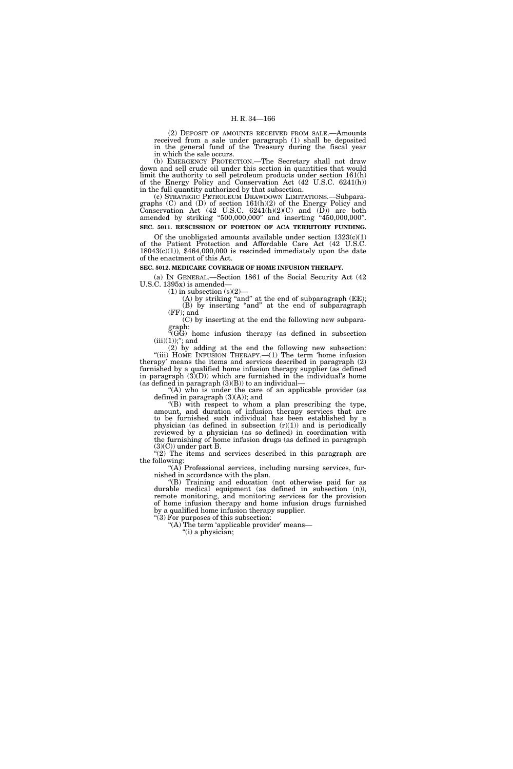(2) DEPOSIT OF AMOUNTS RECEIVED FROM SALE.—Amounts received from a sale under paragraph (1) shall be deposited in the general fund of the Treasury during the fiscal year in which the sale occurs.

(b) EMERGENCY PROTECTION.—The Secretary shall not draw down and sell crude oil under this section in quantities that would limit the authority to sell petroleum products under section 161(h) of the Energy Policy and Conservation Act (42 U.S.C. 6241(h)) in the full quantity authorized by that subsection.

(c) STRATEGIC PETROLEUM DRAWDOWN LIMITATIONS.—Subparagraphs (C) and (D) of section 161(h)(2) of the Energy Policy and Conservation Act (42 U.S.C. 6241(h)(2)(C) and (D)) are both amended by striking "500,000,000" and inserting "450,000,000".

**SEC. 5011. RESCISSION OF PORTION OF ACA TERRITORY FUNDING.**

Of the unobligated amounts available under section 1323(c)(1) of the Patient Protection and Affordable Care Act (42 U.S.C. 18043(c)(1)), $464,000,000 is rescinded immediately upon the date of the enactment of this Act.

**SEC. 5012. MEDICARE COVERAGE OF HOME INFUSION THERAPY.**

(a) IN GENERAL.—Section 1861 of the Social Security Act (42 U.S.C. 1395x) is amended—

(1) in subsection (s)(2)—

(A) by striking "and" at the end of subparagraph (EE);

(B) by inserting "and" at the end of subparagraph (FF); and

(C) by inserting at the end the following new subparagraph:

"(GG) home infusion therapy (as defined in subsection (iii)(1));"; and

(2) by adding at the end the following new subsection:

"(iii) HOME INFUSION THERAPY.—(1) The term 'home infusion therapy' means the items and services described in paragraph (2) furnished by a qualified home infusion therapy supplier (as defined in paragraph (3)(D)) which are furnished in the individual's home (as defined in paragraph (3)(B)) to an individual—

"(A) who is under the care of an applicable provider (as defined in paragraph (3)(A)); and

"(B) with respect to whom a plan prescribing the type, amount, and duration of infusion therapy services that are to be furnished such individual has been established by a physician (as defined in subsection (r)(1)) and is periodically reviewed by a physician (as so defined) in coordination with the furnishing of home infusion drugs (as defined in paragraph (3)(C)) under part B.

"(2) The items and services described in this paragraph are the following:

"(A) Professional services, including nursing services, furnished in accordance with the plan.

"(B) Training and education (not otherwise paid for as durable medical equipment (as defined in subsection (n)), remote monitoring, and monitoring services for the provision of home infusion therapy and home infusion drugs furnished by a qualified home infusion therapy supplier.

"(3) For purposes of this subsection:

"(A) The term 'applicable provider' means—

"(i) a physician;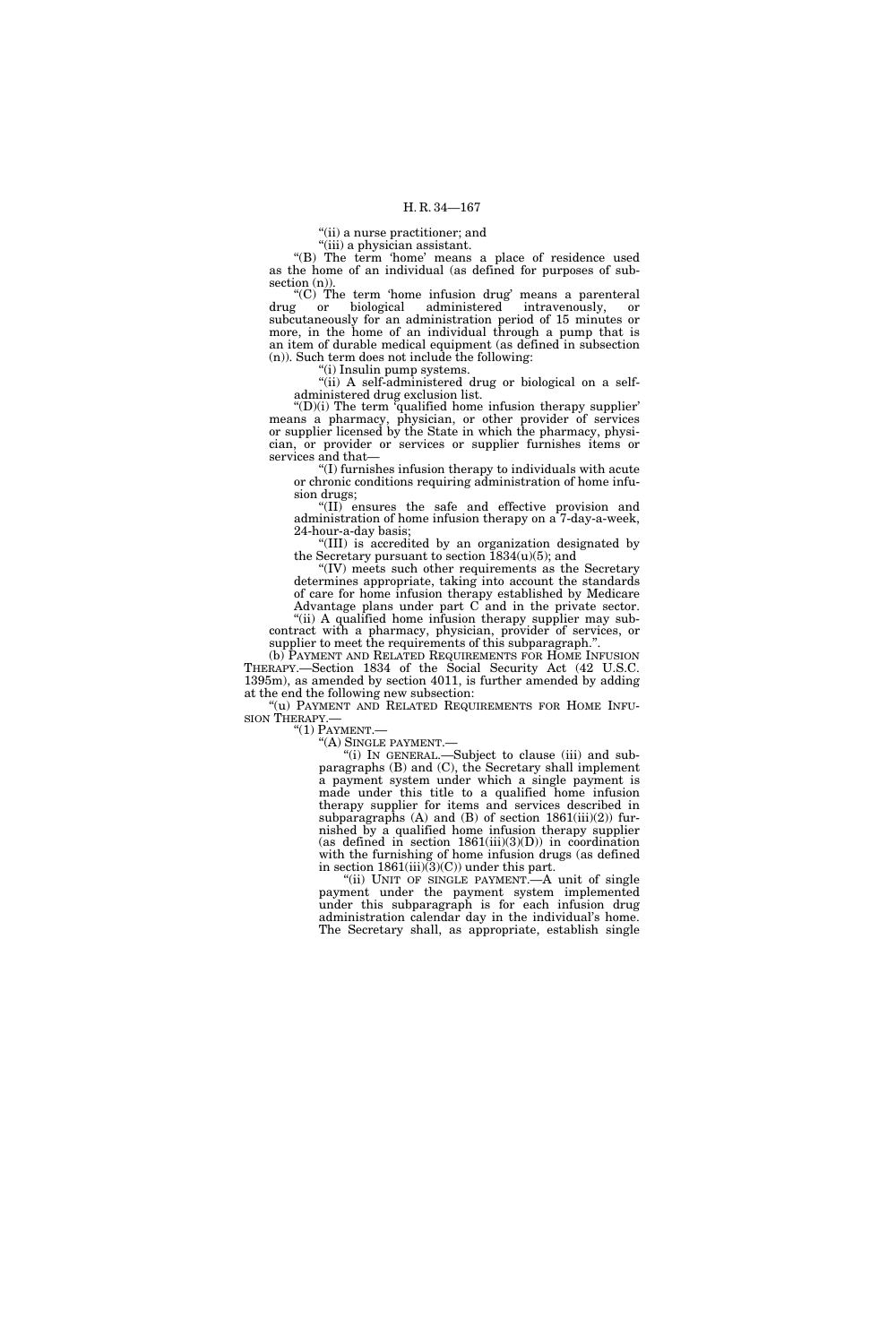"(ii) a nurse practitioner; and

"(iii) a physician assistant.

"(B) The term 'home' means a place of residence used as the home of an individual (as defined for purposes of subsection (n)).

"(C) The term 'home infusion drug' means a parenteral drug or biological administered intravenously, or subcutaneously for an administration period of 15 minutes or more, in the home of an individual through a pump that is an item of durable medical equipment (as defined in subsection (n)). Such term does not include the following:

"(i) Insulin pump systems.

"(ii) A self-administered drug or biological on a self-administered drug exclusion list.

"(D)(i) The term 'qualified home infusion therapy supplier' means a pharmacy, physician, or other provider of services or supplier licensed by the State in which the pharmacy, physician, or provider or services or supplier furnishes items or services and that—

"(I) furnishes infusion therapy to individuals with acute or chronic conditions requiring administration of home infusion drugs;

"(II) ensures the safe and effective provision and administration of home infusion therapy on a 7-day-a-week, 24-hour-a-day basis;

"(III) is accredited by an organization designated by the Secretary pursuant to section 1834(u)(5); and

"(IV) meets such other requirements as the Secretary determines appropriate, taking into account the standards of care for home infusion therapy established by Medicare Advantage plans under part C and in the private sector.

"(ii) A qualified home infusion therapy supplier may subcontract with a pharmacy, physician, provider of services, or supplier to meet the requirements of this subparagraph.".

(b) PAYMENT AND RELATED REQUIREMENTS FOR HOME INFUSION THERAPY.—Section 1834 of the Social Security Act (42 U.S.C. 1395m), as amended by section 4011, is further amended by adding at the end the following new subsection:

"(u) PAYMENT AND RELATED REQUIREMENTS FOR HOME INFUSION THERAPY.—

"(1) PAYMENT.—

"(A) SINGLE PAYMENT.—

"(i) IN GENERAL.—Subject to clause (iii) and subparagraphs (B) and (C), the Secretary shall implement a payment system under which a single payment is made under this title to a qualified home infusion therapy supplier for items and services described in subparagraphs (A) and (B) of section 1861(iii)(2)) furnished by a qualified home infusion therapy supplier (as defined in section 1861(iii)(3)(D)) in coordination with the furnishing of home infusion drugs (as defined in section 1861(iii)(3)(C)) under this part.

"(ii) UNIT OF SINGLE PAYMENT.—A unit of single payment under the payment system implemented under this subparagraph is for each infusion drug administration calendar day in the individual's home. The Secretary shall, as appropriate, establish single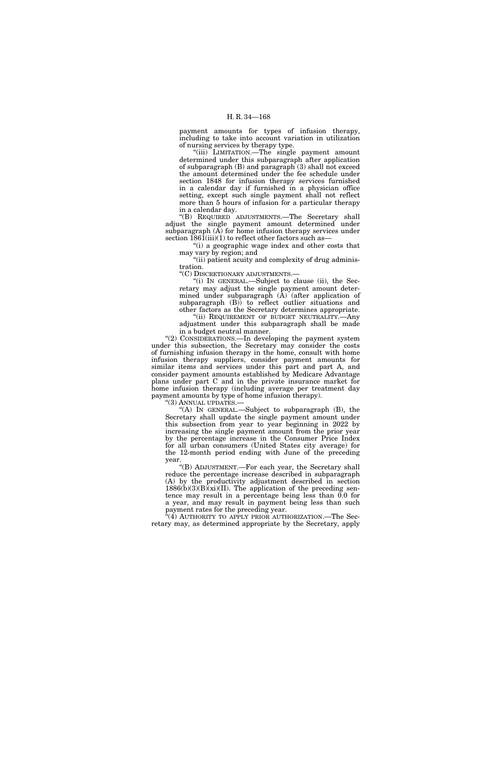payment amounts for types of infusion therapy, including to take into account variation in utilization of nursing services by therapy type.

"(iii) LIMITATION.—The single payment amount determined under this subparagraph after application of subparagraph (B) and paragraph (3) shall not exceed the amount determined under the fee schedule under section 1848 for infusion therapy services furnished in a calendar day if furnished in a physician office setting, except such single payment shall not reflect more than 5 hours of infusion for a particular therapy in a calendar day.

"(B) REQUIRED ADJUSTMENTS.—The Secretary shall adjust the single payment amount determined under subparagraph (A) for home infusion therapy services under section 1861(iii)(1) to reflect other factors such as—

"(i) a geographic wage index and other costs that may vary by region; and

"(ii) patient acuity and complexity of drug administration.

"(C) DISCRETIONARY ADJUSTMENTS.—

"(i) IN GENERAL.—Subject to clause (ii), the Secretary may adjust the single payment amount determined under subparagraph (A) (after application of subparagraph (B)) to reflect outlier situations and other factors as the Secretary determines appropriate.

"(ii) REQUIREMENT OF BUDGET NEUTRALITY.—Any adjustment under this subparagraph shall be made in a budget neutral manner.

"(2) CONSIDERATIONS.—In developing the payment system under this subsection, the Secretary may consider the costs of furnishing infusion therapy in the home, consult with home infusion therapy suppliers, consider payment amounts for similar items and services under this part and part A, and consider payment amounts established by Medicare Advantage plans under part C and in the private insurance market for home infusion therapy (including average per treatment day payment amounts by type of home infusion therapy).

"(3) ANNUAL UPDATES.—

"(A) IN GENERAL.—Subject to subparagraph (B), the Secretary shall update the single payment amount under this subsection from year to year beginning in 2022 by increasing the single payment amount from the prior year by the percentage increase in the Consumer Price Index for all urban consumers (United States city average) for the 12-month period ending with June of the preceding year.

"(B) ADJUSTMENT.—For each year, the Secretary shall reduce the percentage increase described in subparagraph (A) by the productivity adjustment described in section 1886(b)(3)(B)(xi)(II). The application of the preceding sentence may result in a percentage being less than 0.0 for a year, and may result in payment being less than such payment rates for the preceding year.

"(4) AUTHORITY TO APPLY PRIOR AUTHORIZATION.—The Secretary may, as determined appropriate by the Secretary, apply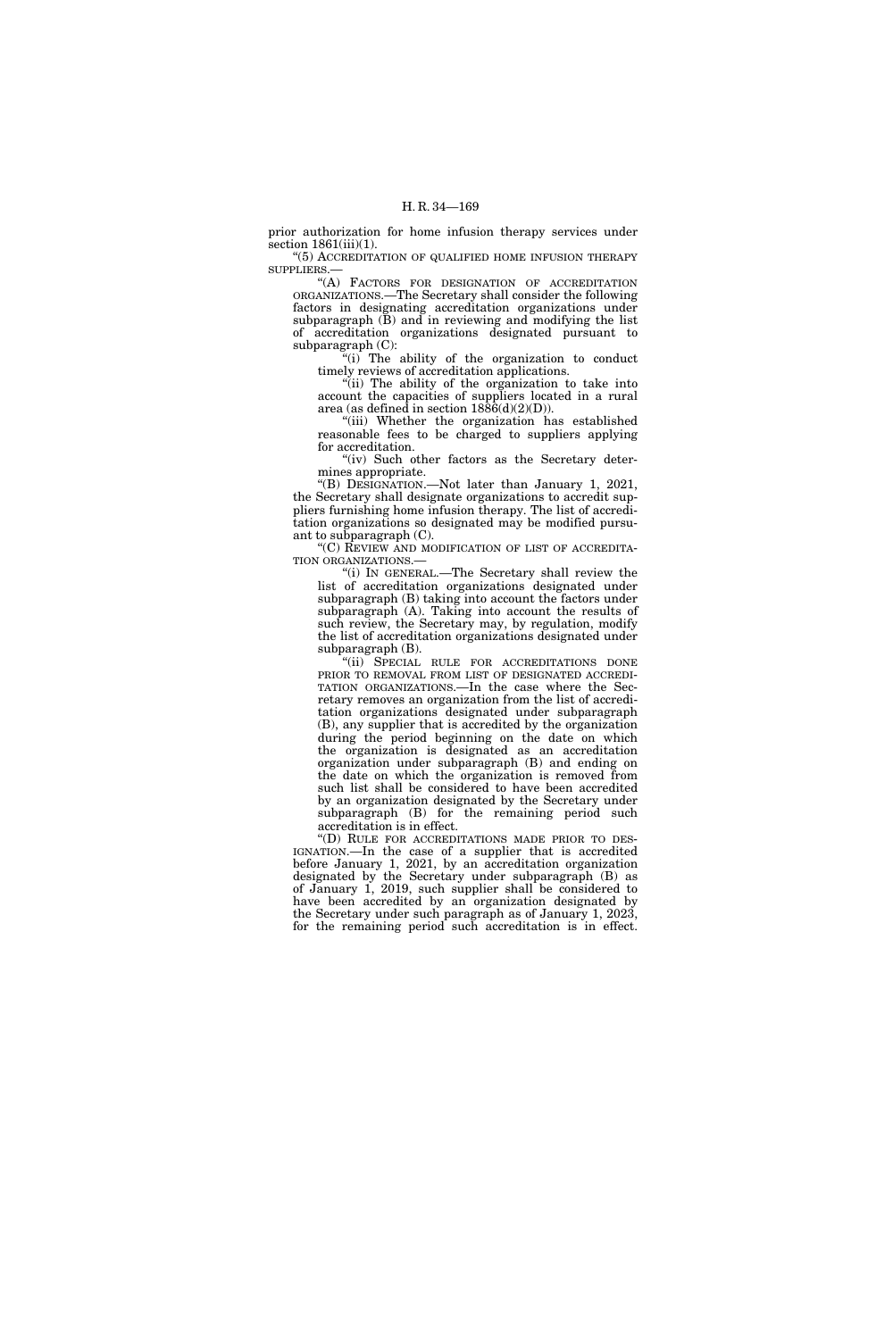prior authorization for home infusion therapy services under section 1861(iii)(1).

"(5) ACCREDITATION OF QUALIFIED HOME INFUSION THERAPY SUPPLIERS.—

"(A) FACTORS FOR DESIGNATION OF ACCREDITATION ORGANIZATIONS.—The Secretary shall consider the following factors in designating accreditation organizations under subparagraph (B) and in reviewing and modifying the list of accreditation organizations designated pursuant to subparagraph (C):

"(i) The ability of the organization to conduct timely reviews of accreditation applications.

"(ii) The ability of the organization to take into account the capacities of suppliers located in a rural area (as defined in section 1886(d)(2)(D)).

"(iii) Whether the organization has established reasonable fees to be charged to suppliers applying for accreditation.

"(iv) Such other factors as the Secretary determines appropriate.

"(B) DESIGNATION.—Not later than January 1, 2021, the Secretary shall designate organizations to accredit suppliers furnishing home infusion therapy. The list of accreditation organizations so designated may be modified pursuant to subparagraph (C).

"(C) REVIEW AND MODIFICATION OF LIST OF ACCREDITATION ORGANIZATIONS.—

"(i) IN GENERAL.—The Secretary shall review the list of accreditation organizations designated under subparagraph (B) taking into account the factors under subparagraph (A). Taking into account the results of such review, the Secretary may, by regulation, modify the list of accreditation organizations designated under subparagraph (B).

"(ii) SPECIAL RULE FOR ACCREDITATIONS DONE PRIOR TO REMOVAL FROM LIST OF DESIGNATED ACCREDITATION ORGANIZATIONS.—In the case where the Secretary removes an organization from the list of accreditation organizations designated under subparagraph (B), any supplier that is accredited by the organization during the period beginning on the date on which the organization is designated as an accreditation organization under subparagraph (B) and ending on the date on which the organization is removed from such list shall be considered to have been accredited by an organization designated by the Secretary under subparagraph (B) for the remaining period such accreditation is in effect.

"(D) RULE FOR ACCREDITATIONS MADE PRIOR TO DESIGNATION.—In the case of a supplier that is accredited before January 1, 2021, by an accreditation organization designated by the Secretary under subparagraph (B) as of January 1, 2019, such supplier shall be considered to have been accredited by an organization designated by the Secretary under such paragraph as of January 1, 2023, for the remaining period such accreditation is in effect.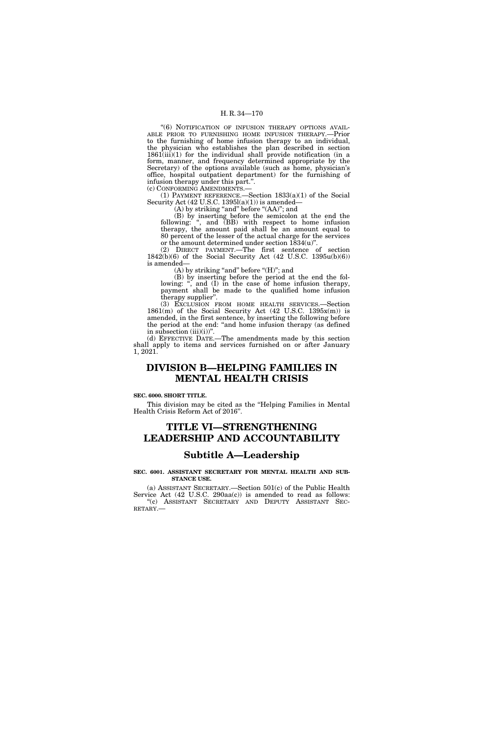"(6) NOTIFICATION OF INFUSION THERAPY OPTIONS AVAILABLE PRIOR TO FURNISHING HOME INFUSION THERAPY.—Prior to the furnishing of home infusion therapy to an individual, the physician who establishes the plan described in section 1861(iii)(1) for the individual shall provide notification (in a form, manner, and frequency determined appropriate by the Secretary) of the options available (such as home, physician's office, hospital outpatient department) for the furnishing of infusion therapy under this part.".

(c) CONFORMING AMENDMENTS.—

(1) PAYMENT REFERENCE.—Section 1833(a)(1) of the Social Security Act (42 U.S.C. 1395l(a)(1)) is amended—

(A) by striking "and" before "(AA)"; and

(B) by inserting before the semicolon at the end the following: ", and (BB) with respect to home infusion therapy, the amount paid shall be an amount equal to 80 percent of the lesser of the actual charge for the services or the amount determined under section 1834(u)".

(2) DIRECT PAYMENT.—The first sentence of section 1842(b)(6) of the Social Security Act (42 U.S.C. 1395u(b)(6)) is amended—

(A) by striking "and" before "(H)"; and

(B) by inserting before the period at the end the following: ", and (I) in the case of home infusion therapy, payment shall be made to the qualified home infusion therapy supplier".

(3) EXCLUSION FROM HOME HEALTH SERVICES.—Section 1861(m) of the Social Security Act (42 U.S.C. 1395x(m)) is amended, in the first sentence, by inserting the following before the period at the end: "and home infusion therapy (as defined in subsection (iii)(i))".

(d) EFFECTIVE DATE.—The amendments made by this section shall apply to items and services furnished on or after January 1, 2021.

# DIVISION B—HELPING FAMILIES IN MENTAL HEALTH CRISIS

**SEC. 6000. SHORT TITLE.**

This division may be cited as the "Helping Families in Mental Health Crisis Reform Act of 2016".

# TITLE VI—STRENGTHENING LEADERSHIP AND ACCOUNTABILITY

## Subtitle A—Leadership

**SEC. 6001. ASSISTANT SECRETARY FOR MENTAL HEALTH AND SUBSTANCE USE.**

(a) ASSISTANT SECRETARY.—Section 501(c) of the Public Health Service Act (42 U.S.C. 290aa(c)) is amended to read as follows:

"(c) ASSISTANT SECRETARY AND DEPUTY ASSISTANT SECRETARY.—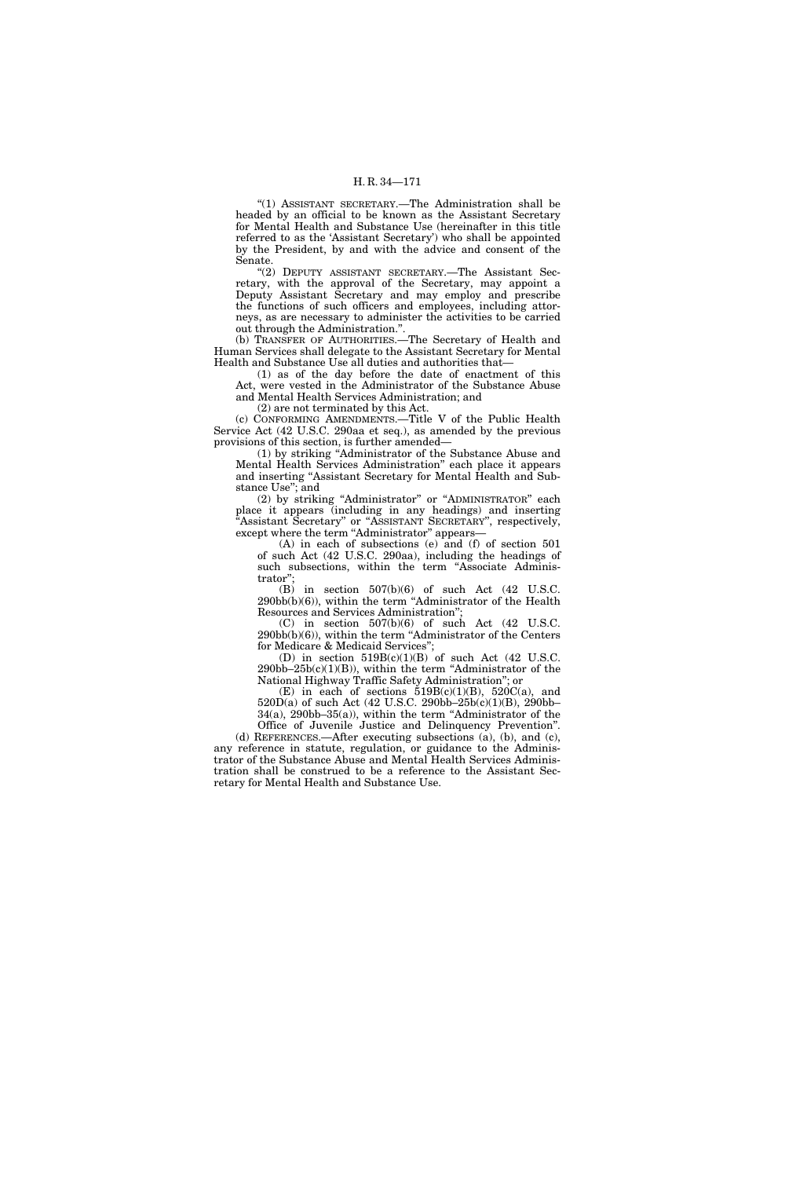"(1) ASSISTANT SECRETARY.—The Administration shall be headed by an official to be known as the Assistant Secretary for Mental Health and Substance Use (hereinafter in this title referred to as the 'Assistant Secretary') who shall be appointed by the President, by and with the advice and consent of the Senate.

"(2) DEPUTY ASSISTANT SECRETARY.—The Assistant Secretary, with the approval of the Secretary, may appoint a Deputy Assistant Secretary and may employ and prescribe the functions of such officers and employees, including attorneys, as are necessary to administer the activities to be carried out through the Administration.".

(b) TRANSFER OF AUTHORITIES.—The Secretary of Health and Human Services shall delegate to the Assistant Secretary for Mental Health and Substance Use all duties and authorities that—

(1) as of the day before the date of enactment of this Act, were vested in the Administrator of the Substance Abuse and Mental Health Services Administration; and

(2) are not terminated by this Act.

(c) CONFORMING AMENDMENTS.—Title V of the Public Health Service Act (42 U.S.C. 290aa et seq.), as amended by the previous provisions of this section, is further amended—

(1) by striking "Administrator of the Substance Abuse and Mental Health Services Administration" each place it appears and inserting "Assistant Secretary for Mental Health and Substance Use"; and

(2) by striking "Administrator" or "ADMINISTRATOR" each place it appears (including in any headings) and inserting "Assistant Secretary" or "ASSISTANT SECRETARY", respectively, except where the term "Administrator" appears—

(A) in each of subsections (e) and (f) of section 501 of such Act (42 U.S.C. 290aa), including the headings of such subsections, within the term "Associate Administrator";

(B) in section 507(b)(6) of such Act (42 U.S.C. 290bb(b)(6)), within the term "Administrator of the Health Resources and Services Administration";

(C) in section 507(b)(6) of such Act (42 U.S.C. 290bb(b)(6)), within the term "Administrator of the Centers for Medicare & Medicaid Services";

(D) in section 519B(c)(1)(B) of such Act (42 U.S.C. 290bb–25b(c)(1)(B)), within the term "Administrator of the National Highway Traffic Safety Administration"; or

(E) in each of sections 519B(c)(1)(B), 520C(a), and 520D(a) of such Act (42 U.S.C. 290bb–25b(c)(1)(B), 290bb–34(a), 290bb–35(a)), within the term "Administrator of the Office of Juvenile Justice and Delinquency Prevention".

(d) REFERENCES.—After executing subsections (a), (b), and (c), any reference in statute, regulation, or guidance to the Administrator of the Substance Abuse and Mental Health Services Administration shall be construed to be a reference to the Assistant Secretary for Mental Health and Substance Use.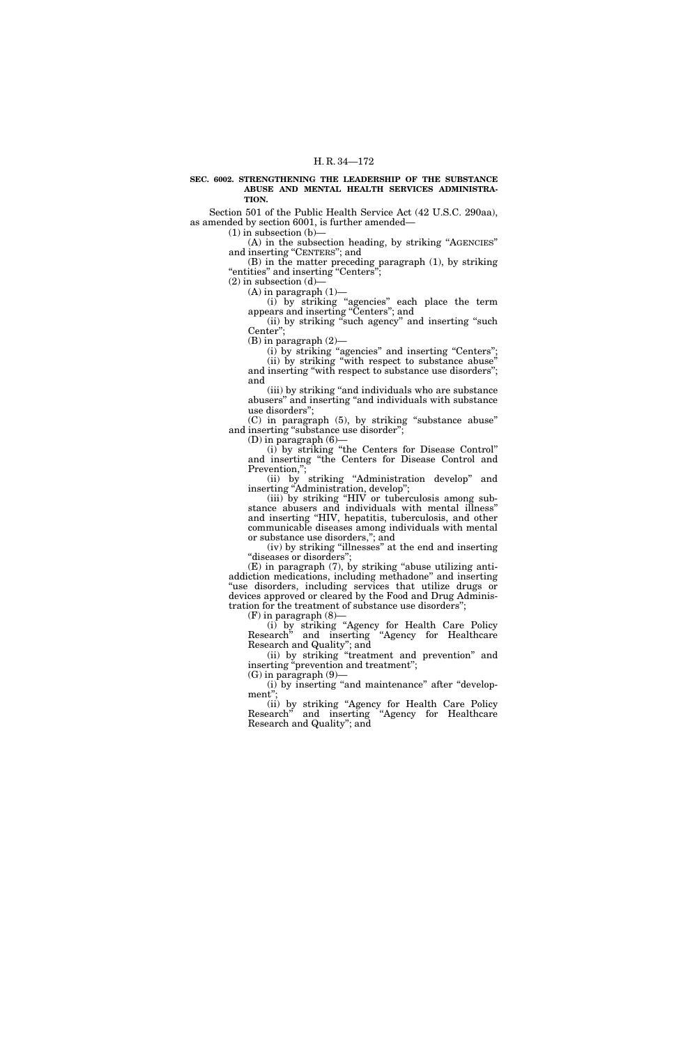**SEC. 6002. STRENGTHENING THE LEADERSHIP OF THE SUBSTANCE ABUSE AND MENTAL HEALTH SERVICES ADMINISTRATION.**

Section 501 of the Public Health Service Act (42 U.S.C. 290aa), as amended by section 6001, is further amended—

(1) in subsection (b)—

(A) in the subsection heading, by striking "AGENCIES" and inserting "CENTERS"; and

(B) in the matter preceding paragraph (1), by striking "entities" and inserting "Centers";

(2) in subsection (d)—

(A) in paragraph (1)—

(i) by striking "agencies" each place the term appears and inserting "Centers"; and

(ii) by striking "such agency" and inserting "such Center";

(B) in paragraph (2)—

(i) by striking "agencies" and inserting "Centers";

(ii) by striking "with respect to substance abuse" and inserting "with respect to substance use disorders"; and

(iii) by striking "and individuals who are substance abusers" and inserting "and individuals with substance use disorders";

(C) in paragraph (5), by striking "substance abuse" and inserting "substance use disorder";

(D) in paragraph (6)—

(i) by striking "the Centers for Disease Control" and inserting "the Centers for Disease Control and Prevention,";

(ii) by striking "Administration develop" and inserting "Administration, develop";

(iii) by striking "HIV or tuberculosis among substance abusers and individuals with mental illness" and inserting "HIV, hepatitis, tuberculosis, and other communicable diseases among individuals with mental or substance use disorders,"; and

(iv) by striking "illnesses" at the end and inserting "diseases or disorders";

(E) in paragraph (7), by striking "abuse utilizing anti-addiction medications, including methadone" and inserting "use disorders, including services that utilize drugs or devices approved or cleared by the Food and Drug Administration for the treatment of substance use disorders";

(F) in paragraph (8)—

(i) by striking "Agency for Health Care Policy Research" and inserting "Agency for Healthcare Research and Quality"; and

(ii) by striking "treatment and prevention" and inserting "prevention and treatment";

(G) in paragraph (9)—

(i) by inserting "and maintenance" after "development";

(ii) by striking "Agency for Health Care Policy Research" and inserting "Agency for Healthcare Research and Quality"; and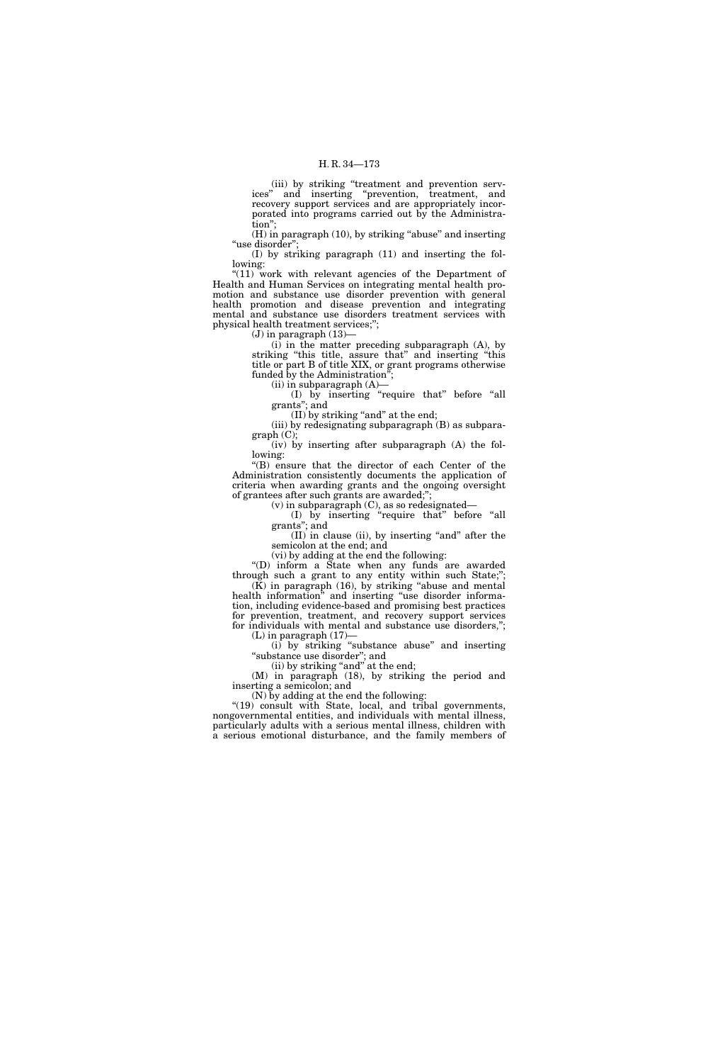(iii) by striking "treatment and prevention services" and inserting "prevention, treatment, and recovery support services and are appropriately incorporated into programs carried out by the Administration";

(H) in paragraph (10), by striking "abuse" and inserting "use disorder";

(I) by striking paragraph (11) and inserting the following:

"(11) work with relevant agencies of the Department of Health and Human Services on integrating mental health promotion and substance use disorder prevention with general health promotion and disease prevention and integrating mental and substance use disorders treatment services with physical health treatment services;";

(J) in paragraph (13)—

(i) in the matter preceding subparagraph (A), by striking "this title, assure that" and inserting "this title or part B of title XIX, or grant programs otherwise funded by the Administration";

(ii) in subparagraph (A)—

(I) by inserting "require that" before "all grants"; and

(II) by striking "and" at the end;

(iii) by redesignating subparagraph (B) as subparagraph (C);

(iv) by inserting after subparagraph (A) the following:

"(B) ensure that the director of each Center of the Administration consistently documents the application of criteria when awarding grants and the ongoing oversight of grantees after such grants are awarded;";

(v) in subparagraph (C), as so redesignated—

(I) by inserting "require that" before "all grants"; and

(II) in clause (ii), by inserting "and" after the semicolon at the end; and

(vi) by adding at the end the following:

"(D) inform a State when any funds are awarded through such a grant to any entity within such State;";

(K) in paragraph (16), by striking "abuse and mental health information" and inserting "use disorder information, including evidence-based and promising best practices for prevention, treatment, and recovery support services for individuals with mental and substance use disorders,";

(L) in paragraph (17)—

(i) by striking "substance abuse" and inserting "substance use disorder"; and

(ii) by striking "and" at the end;

(M) in paragraph (18), by striking the period and inserting a semicolon; and

(N) by adding at the end the following:

"(19) consult with State, local, and tribal governments, nongovernmental entities, and individuals with mental illness, particularly adults with a serious mental illness, children with a serious emotional disturbance, and the family members of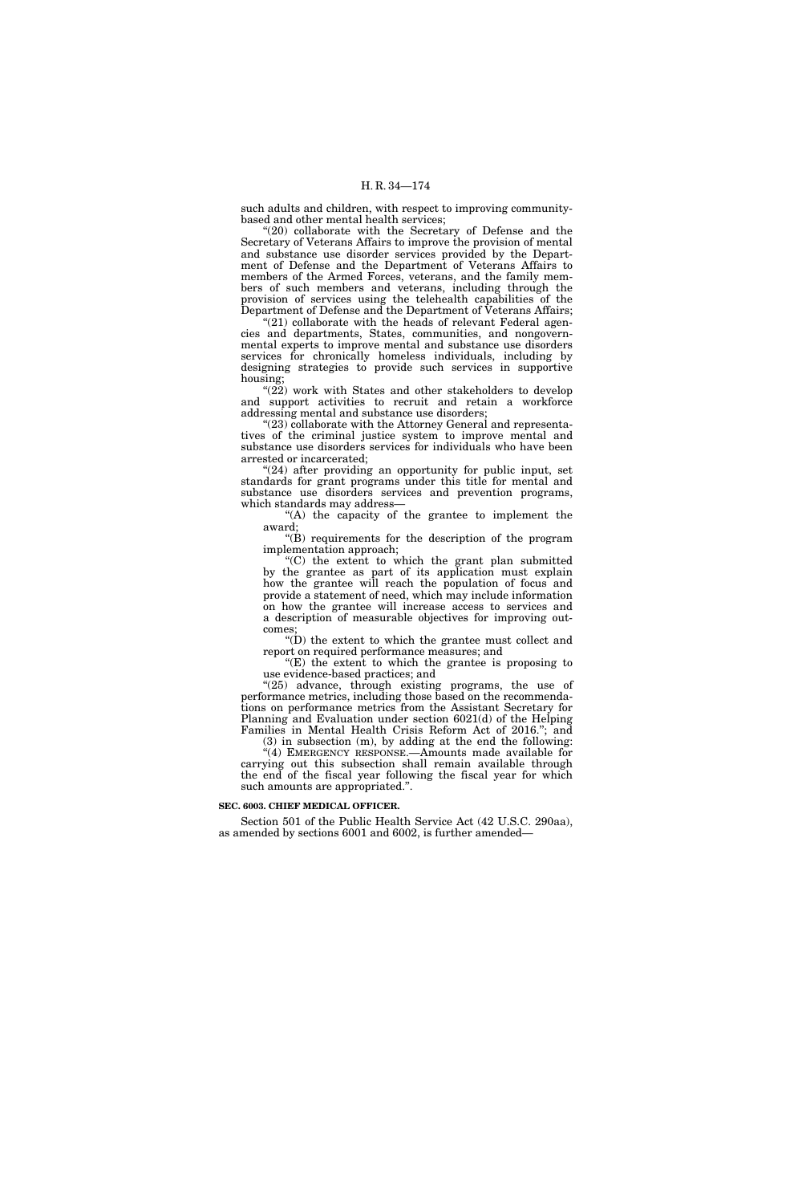such adults and children, with respect to improving community-based and other mental health services;

"(20) collaborate with the Secretary of Defense and the Secretary of Veterans Affairs to improve the provision of mental and substance use disorder services provided by the Department of Defense and the Department of Veterans Affairs to members of the Armed Forces, veterans, and the family members of such members and veterans, including through the provision of services using the telehealth capabilities of the Department of Defense and the Department of Veterans Affairs;

"(21) collaborate with the heads of relevant Federal agencies and departments, States, communities, and nongovernmental experts to improve mental and substance use disorders services for chronically homeless individuals, including by designing strategies to provide such services in supportive housing;

"(22) work with States and other stakeholders to develop and support activities to recruit and retain a workforce addressing mental and substance use disorders;

"(23) collaborate with the Attorney General and representatives of the criminal justice system to improve mental and substance use disorders services for individuals who have been arrested or incarcerated;

"(24) after providing an opportunity for public input, set standards for grant programs under this title for mental and substance use disorders services and prevention programs, which standards may address—

"(A) the capacity of the grantee to implement the award;

"(B) requirements for the description of the program implementation approach;

"(C) the extent to which the grant plan submitted by the grantee as part of its application must explain how the grantee will reach the population of focus and provide a statement of need, which may include information on how the grantee will increase access to services and a description of measurable objectives for improving outcomes;

"(D) the extent to which the grantee must collect and report on required performance measures; and

"(E) the extent to which the grantee is proposing to use evidence-based practices; and

"(25) advance, through existing programs, the use of performance metrics, including those based on the recommendations on performance metrics from the Assistant Secretary for Planning and Evaluation under section 6021(d) of the Helping Families in Mental Health Crisis Reform Act of 2016."; and

(3) in subsection (m), by adding at the end the following:

"(4) EMERGENCY RESPONSE.—Amounts made available for carrying out this subsection shall remain available through the end of the fiscal year following the fiscal year for which such amounts are appropriated.".

**SEC. 6003. CHIEF MEDICAL OFFICER.**

Section 501 of the Public Health Service Act (42 U.S.C. 290aa), as amended by sections 6001 and 6002, is further amended—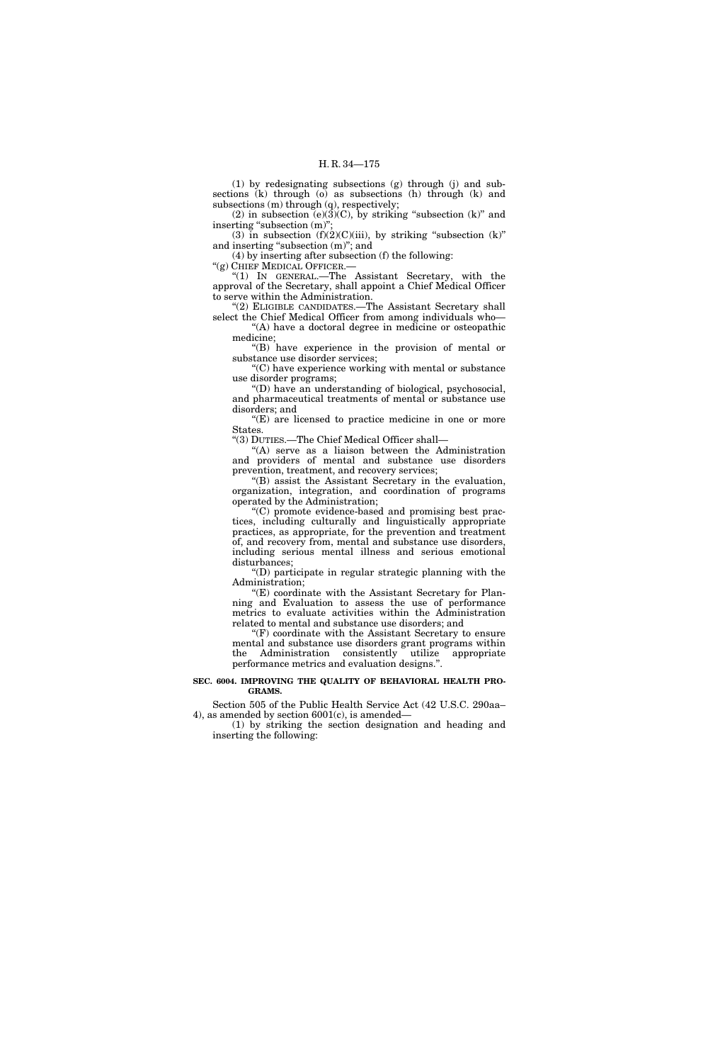(1) by redesignating subsections (g) through (j) and subsections (k) through (o) as subsections (h) through (k) and subsections (m) through (q), respectively;

(2) in subsection (e)(3)(C), by striking "subsection (k)" and inserting "subsection (m)";

(3) in subsection (f)(2)(C)(iii), by striking "subsection (k)" and inserting "subsection (m)"; and

(4) by inserting after subsection (f) the following:

"(g) CHIEF MEDICAL OFFICER.—

"(1) IN GENERAL.—The Assistant Secretary, with the approval of the Secretary, shall appoint a Chief Medical Officer to serve within the Administration.

"(2) ELIGIBLE CANDIDATES.—The Assistant Secretary shall select the Chief Medical Officer from among individuals who—

"(A) have a doctoral degree in medicine or osteopathic medicine;

"(B) have experience in the provision of mental or substance use disorder services;

"(C) have experience working with mental or substance use disorder programs;

"(D) have an understanding of biological, psychosocial, and pharmaceutical treatments of mental or substance use disorders; and

"(E) are licensed to practice medicine in one or more States.

"(3) DUTIES.—The Chief Medical Officer shall—

"(A) serve as a liaison between the Administration and providers of mental and substance use disorders prevention, treatment, and recovery services;

"(B) assist the Assistant Secretary in the evaluation, organization, integration, and coordination of programs operated by the Administration;

"(C) promote evidence-based and promising best practices, including culturally and linguistically appropriate practices, as appropriate, for the prevention and treatment of, and recovery from, mental and substance use disorders, including serious mental illness and serious emotional disturbances;

"(D) participate in regular strategic planning with the Administration;

"(E) coordinate with the Assistant Secretary for Planning and Evaluation to assess the use of performance metrics to evaluate activities within the Administration related to mental and substance use disorders; and

"(F) coordinate with the Assistant Secretary to ensure mental and substance use disorders grant programs within the Administration consistently utilize appropriate performance metrics and evaluation designs.".

**SEC. 6004. IMPROVING THE QUALITY OF BEHAVIORAL HEALTH PROGRAMS.**

Section 505 of the Public Health Service Act (42 U.S.C. 290aa–4), as amended by section 6001(c), is amended—

(1) by striking the section designation and heading and inserting the following: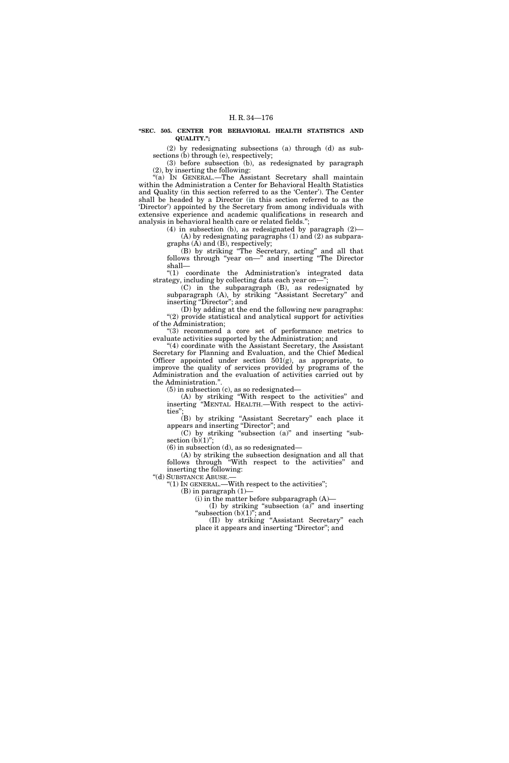**"SEC. 505. CENTER FOR BEHAVIORAL HEALTH STATISTICS AND QUALITY.";**

(2) by redesignating subsections (a) through (d) as subsections (b) through (e), respectively;

(3) before subsection (b), as redesignated by paragraph (2), by inserting the following:

"(a) IN GENERAL.—The Assistant Secretary shall maintain within the Administration a Center for Behavioral Health Statistics and Quality (in this section referred to as the 'Center'). The Center shall be headed by a Director (in this section referred to as the 'Director') appointed by the Secretary from among individuals with extensive experience and academic qualifications in research and analysis in behavioral health care or related fields.";

(4) in subsection (b), as redesignated by paragraph (2)—

(A) by redesignating paragraphs (1) and (2) as subparagraphs (A) and (B), respectively;

(B) by striking "The Secretary, acting" and all that follows through "year on—" and inserting "The Director shall—

"(1) coordinate the Administration's integrated data strategy, including by collecting data each year on—";

(C) in the subparagraph (B), as redesignated by subparagraph (A), by striking "Assistant Secretary" and inserting "Director"; and

(D) by adding at the end the following new paragraphs:

"(2) provide statistical and analytical support for activities of the Administration;

"(3) recommend a core set of performance metrics to evaluate activities supported by the Administration; and

"(4) coordinate with the Assistant Secretary, the Assistant Secretary for Planning and Evaluation, and the Chief Medical Officer appointed under section 501(g), as appropriate, to improve the quality of services provided by programs of the Administration and the evaluation of activities carried out by the Administration.".

(5) in subsection (c), as so redesignated—

(A) by striking "With respect to the activities" and inserting "MENTAL HEALTH.—With respect to the activities";

(B) by striking "Assistant Secretary" each place it appears and inserting "Director"; and

(C) by striking "subsection (a)" and inserting "subsection (b)(1)";

(6) in subsection (d), as so redesignated—

(A) by striking the subsection designation and all that follows through "With respect to the activities" and inserting the following:

"(d) SUBSTANCE ABUSE.—

"(1) IN GENERAL.—With respect to the activities";

(B) in paragraph (1)—

(i) in the matter before subparagraph (A)—

(I) by striking "subsection (a)" and inserting "subsection (b)(1)"; and

(II) by striking "Assistant Secretary" each place it appears and inserting "Director"; and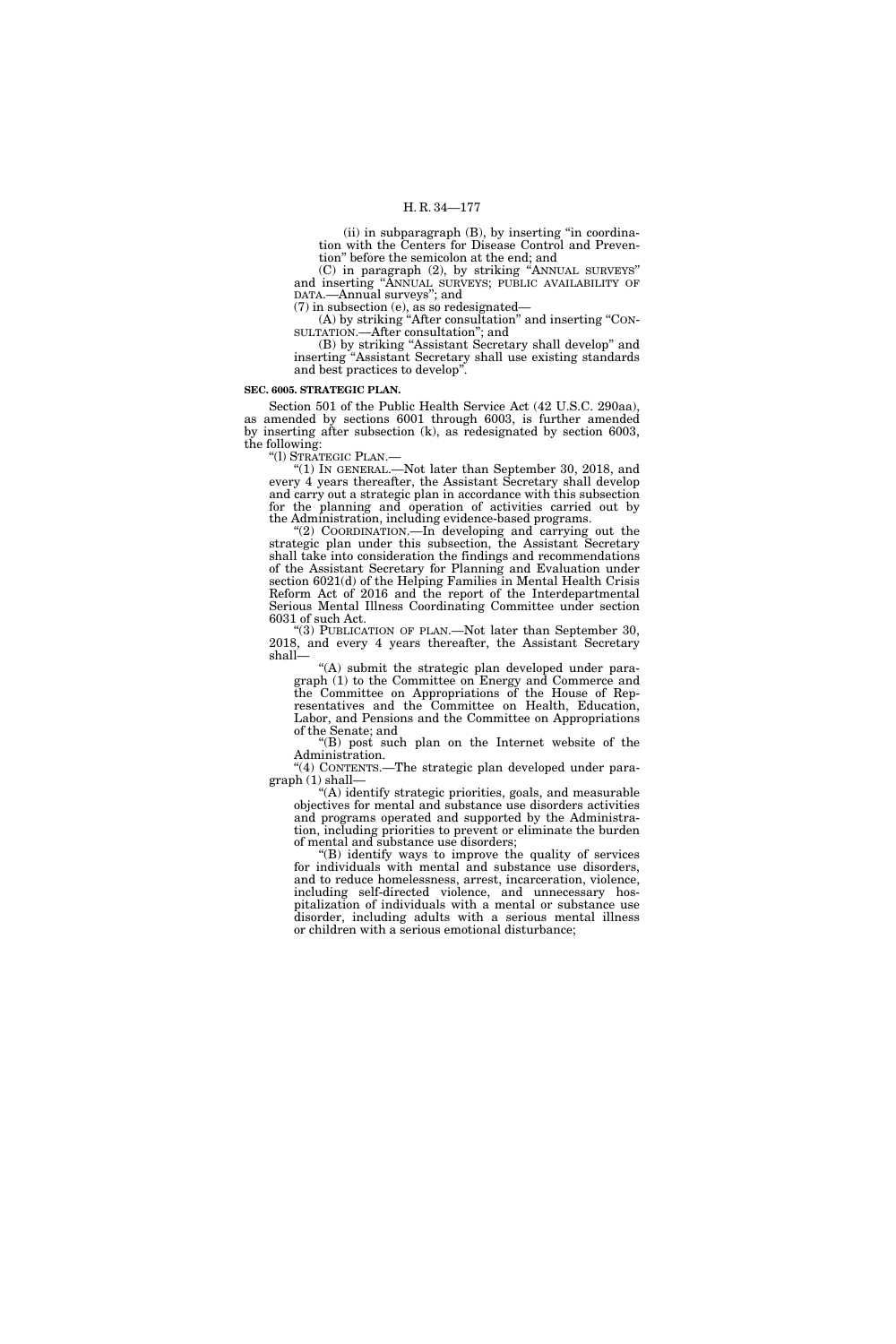(ii) in subparagraph (B), by inserting "in coordination with the Centers for Disease Control and Prevention" before the semicolon at the end; and

(C) in paragraph (2), by striking "ANNUAL SURVEYS" and inserting "ANNUAL SURVEYS; PUBLIC AVAILABILITY OF DATA.—Annual surveys"; and

(7) in subsection (e), as so redesignated—

(A) by striking "After consultation" and inserting "CONSULTATION.—After consultation"; and

(B) by striking "Assistant Secretary shall develop" and inserting "Assistant Secretary shall use existing standards and best practices to develop".

**SEC. 6005. STRATEGIC PLAN.**

Section 501 of the Public Health Service Act (42 U.S.C. 290aa), as amended by sections 6001 through 6003, is further amended by inserting after subsection (k), as redesignated by section 6003, the following:

"(l) STRATEGIC PLAN.—

"(1) IN GENERAL.—Not later than September 30, 2018, and every 4 years thereafter, the Assistant Secretary shall develop and carry out a strategic plan in accordance with this subsection for the planning and operation of activities carried out by the Administration, including evidence-based programs.

"(2) COORDINATION.—In developing and carrying out the strategic plan under this subsection, the Assistant Secretary shall take into consideration the findings and recommendations of the Assistant Secretary for Planning and Evaluation under section 6021(d) of the Helping Families in Mental Health Crisis Reform Act of 2016 and the report of the Interdepartmental Serious Mental Illness Coordinating Committee under section 6031 of such Act.

"(3) PUBLICATION OF PLAN.—Not later than September 30, 2018, and every 4 years thereafter, the Assistant Secretary shall—

"(A) submit the strategic plan developed under paragraph (1) to the Committee on Energy and Commerce and the Committee on Appropriations of the House of Representatives and the Committee on Health, Education, Labor, and Pensions and the Committee on Appropriations of the Senate; and

"(B) post such plan on the Internet website of the Administration.

"(4) CONTENTS.—The strategic plan developed under paragraph (1) shall—

"(A) identify strategic priorities, goals, and measurable objectives for mental and substance use disorders activities and programs operated and supported by the Administration, including priorities to prevent or eliminate the burden of mental and substance use disorders;

"(B) identify ways to improve the quality of services for individuals with mental and substance use disorders, and to reduce homelessness, arrest, incarceration, violence, including self-directed violence, and unnecessary hospitalization of individuals with a mental or substance use disorder, including adults with a serious mental illness or children with a serious emotional disturbance;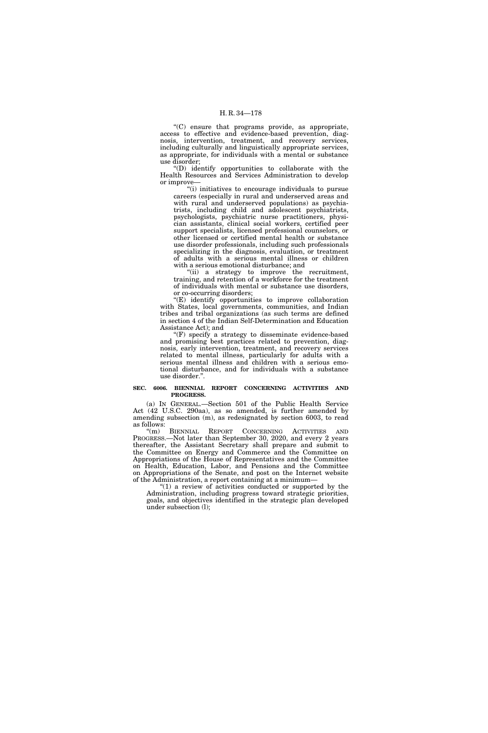“(C) ensure that programs provide, as appropriate, access to effective and evidence-based prevention, diagnosis, intervention, treatment, and recovery services, including culturally and linguistically appropriate services, as appropriate, for individuals with a mental or substance use disorder;

“(D) identify opportunities to collaborate with the Health Resources and Services Administration to develop or improve—

“(i) initiatives to encourage individuals to pursue careers (especially in rural and underserved areas and with rural and underserved populations) as psychiatrists, including child and adolescent psychiatrists, psychologists, psychiatric nurse practitioners, physician assistants, clinical social workers, certified peer support specialists, licensed professional counselors, or other licensed or certified mental health or substance use disorder professionals, including such professionals specializing in the diagnosis, evaluation, or treatment of adults with a serious mental illness or children with a serious emotional disturbance; and

“(ii) a strategy to improve the recruitment, training, and retention of a workforce for the treatment of individuals with mental or substance use disorders, or co-occurring disorders;

“(E) identify opportunities to improve collaboration with States, local governments, communities, and Indian tribes and tribal organizations (as such terms are defined in section 4 of the Indian Self-Determination and Education Assistance Act); and

“(F) specify a strategy to disseminate evidence-based and promising best practices related to prevention, diagnosis, early intervention, treatment, and recovery services related to mental illness, particularly for adults with a serious mental illness and children with a serious emotional disturbance, and for individuals with a substance use disorder.”.

**SEC. 6006. BIENNIAL REPORT CONCERNING ACTIVITIES AND PROGRESS.**

(a) IN GENERAL.—Section 501 of the Public Health Service Act (42 U.S.C. 290aa), as so amended, is further amended by amending subsection (m), as redesignated by section 6003, to read as follows:

“(m) BIENNIAL REPORT CONCERNING ACTIVITIES AND PROGRESS.—Not later than September 30, 2020, and every 2 years thereafter, the Assistant Secretary shall prepare and submit to the Committee on Energy and Commerce and the Committee on Appropriations of the House of Representatives and the Committee on Health, Education, Labor, and Pensions and the Committee on Appropriations of the Senate, and post on the Internet website of the Administration, a report containing at a minimum—

“(1) a review of activities conducted or supported by the Administration, including progress toward strategic priorities, goals, and objectives identified in the strategic plan developed under subsection (l);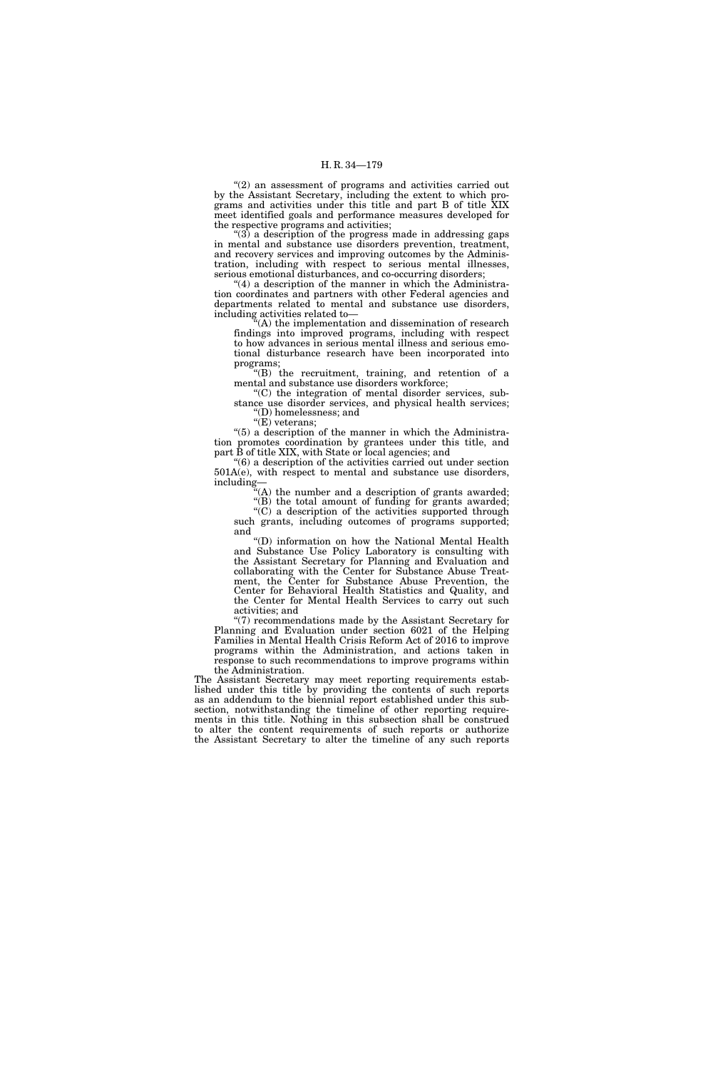"(2) an assessment of programs and activities carried out by the Assistant Secretary, including the extent to which programs and activities under this title and part B of title XIX meet identified goals and performance measures developed for the respective programs and activities;

"(3) a description of the progress made in addressing gaps in mental and substance use disorders prevention, treatment, and recovery services and improving outcomes by the Administration, including with respect to serious mental illnesses, serious emotional disturbances, and co-occurring disorders;

"(4) a description of the manner in which the Administration coordinates and partners with other Federal agencies and departments related to mental and substance use disorders, including activities related to—

"(A) the implementation and dissemination of research findings into improved programs, including with respect to how advances in serious mental illness and serious emotional disturbance research have been incorporated into programs;

"(B) the recruitment, training, and retention of a mental and substance use disorders workforce;

"(C) the integration of mental disorder services, substance use disorder services, and physical health services;

"(D) homelessness; and

"(E) veterans;

"(5) a description of the manner in which the Administration promotes coordination by grantees under this title, and part B of title XIX, with State or local agencies; and

"(6) a description of the activities carried out under section 501A(e), with respect to mental and substance use disorders, including—

"(A) the number and a description of grants awarded;

"(B) the total amount of funding for grants awarded;

"(C) a description of the activities supported through such grants, including outcomes of programs supported; and

"(D) information on how the National Mental Health and Substance Use Policy Laboratory is consulting with the Assistant Secretary for Planning and Evaluation and collaborating with the Center for Substance Abuse Treatment, the Center for Substance Abuse Prevention, the Center for Behavioral Health Statistics and Quality, and the Center for Mental Health Services to carry out such activities; and

"(7) recommendations made by the Assistant Secretary for Planning and Evaluation under section 6021 of the Helping Families in Mental Health Crisis Reform Act of 2016 to improve programs within the Administration, and actions taken in response to such recommendations to improve programs within the Administration.

The Assistant Secretary may meet reporting requirements established under this title by providing the contents of such reports as an addendum to the biennial report established under this subsection, notwithstanding the timeline of other reporting requirements in this title. Nothing in this subsection shall be construed to alter the content requirements of such reports or authorize the Assistant Secretary to alter the timeline of any such reports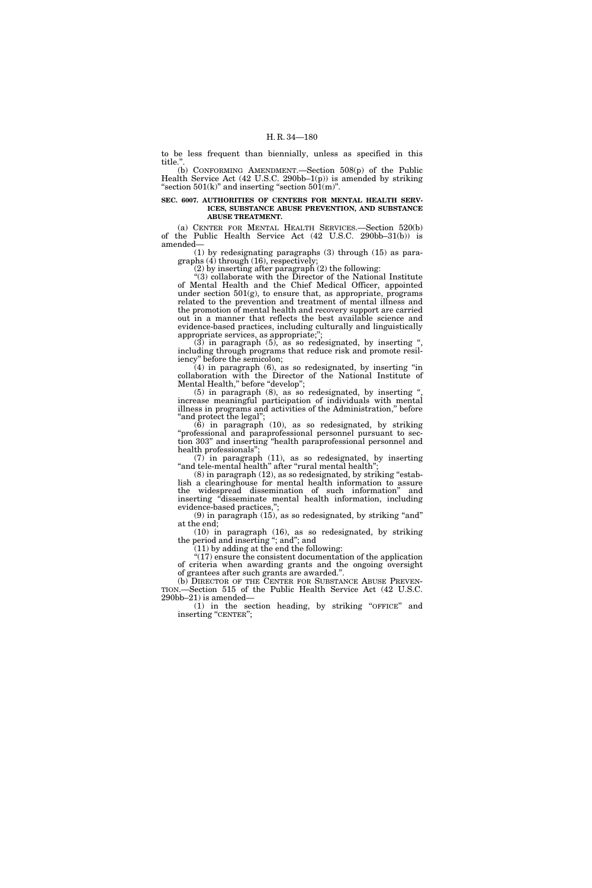to be less frequent than biennially, unless as specified in this title.".

(b) CONFORMING AMENDMENT.—Section 508(p) of the Public Health Service Act (42 U.S.C. 290bb–1(p)) is amended by striking "section 501(k)" and inserting "section 501(m)".

**SEC. 6007. AUTHORITIES OF CENTERS FOR MENTAL HEALTH SERVICES, SUBSTANCE ABUSE PREVENTION, AND SUBSTANCE ABUSE TREATMENT.**

(a) CENTER FOR MENTAL HEALTH SERVICES.—Section 520(b) of the Public Health Service Act (42 U.S.C. 290bb–31(b)) is amended—

(1) by redesignating paragraphs (3) through (15) as paragraphs (4) through (16), respectively;

(2) by inserting after paragraph (2) the following:

"(3) collaborate with the Director of the National Institute of Mental Health and the Chief Medical Officer, appointed under section 501(g), to ensure that, as appropriate, programs related to the prevention and treatment of mental illness and the promotion of mental health and recovery support are carried out in a manner that reflects the best available science and evidence-based practices, including culturally and linguistically appropriate services, as appropriate;";

(3) in paragraph (5), as so redesignated, by inserting ", including through programs that reduce risk and promote resiliency" before the semicolon;

(4) in paragraph (6), as so redesignated, by inserting "in collaboration with the Director of the National Institute of Mental Health," before "develop";

(5) in paragraph (8), as so redesignated, by inserting ", increase meaningful participation of individuals with mental illness in programs and activities of the Administration," before "and protect the legal";

(6) in paragraph (10), as so redesignated, by striking "professional and paraprofessional personnel pursuant to section 303" and inserting "health paraprofessional personnel and health professionals";

(7) in paragraph (11), as so redesignated, by inserting "and tele-mental health" after "rural mental health";

(8) in paragraph (12), as so redesignated, by striking "establish a clearinghouse for mental health information to assure the widespread dissemination of such information" and inserting "disseminate mental health information, including evidence-based practices,";

(9) in paragraph (15), as so redesignated, by striking "and" at the end;

(10) in paragraph (16), as so redesignated, by striking the period and inserting "; and"; and

(11) by adding at the end the following:

"(17) ensure the consistent documentation of the application of criteria when awarding grants and the ongoing oversight of grantees after such grants are awarded.".

(b) DIRECTOR OF THE CENTER FOR SUBSTANCE ABUSE PREVENTION.—Section 515 of the Public Health Service Act (42 U.S.C. 290bb–21) is amended—

(1) in the section heading, by striking "OFFICE" and inserting "CENTER";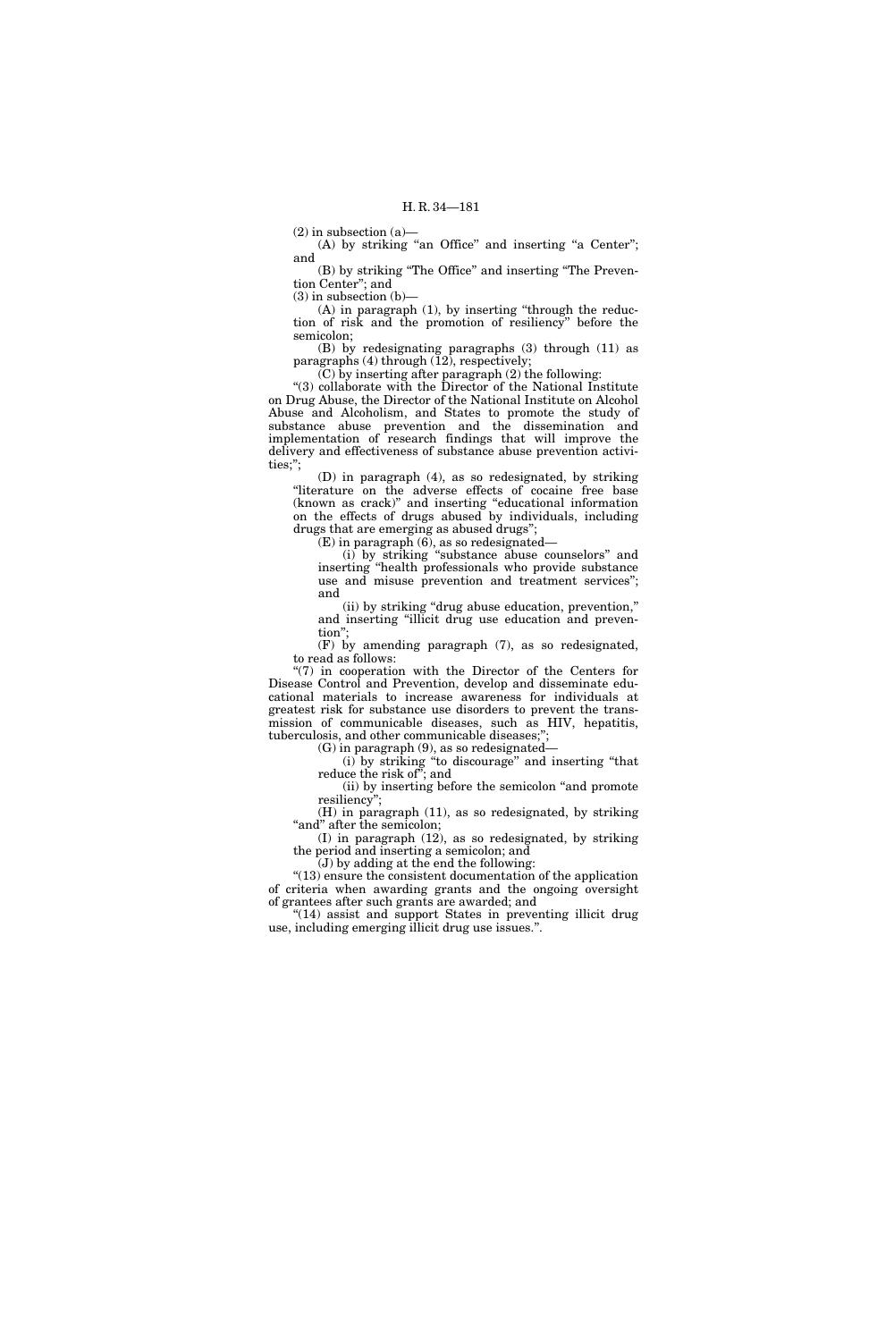(2) in subsection (a)—

(A) by striking "an Office" and inserting "a Center"; and

(B) by striking "The Office" and inserting "The Prevention Center"; and

(3) in subsection (b)—

(A) in paragraph (1), by inserting "through the reduction of risk and the promotion of resiliency" before the semicolon;

(B) by redesignating paragraphs (3) through (11) as paragraphs (4) through (12), respectively;

(C) by inserting after paragraph (2) the following:

"(3) collaborate with the Director of the National Institute on Drug Abuse, the Director of the National Institute on Alcohol Abuse and Alcoholism, and States to promote the study of substance abuse prevention and the dissemination and implementation of research findings that will improve the delivery and effectiveness of substance abuse prevention activities;";

(D) in paragraph (4), as so redesignated, by striking "literature on the adverse effects of cocaine free base (known as crack)" and inserting "educational information on the effects of drugs abused by individuals, including drugs that are emerging as abused drugs";

(E) in paragraph (6), as so redesignated—

(i) by striking "substance abuse counselors" and inserting "health professionals who provide substance use and misuse prevention and treatment services"; and

(ii) by striking "drug abuse education, prevention," and inserting "illicit drug use education and prevention";

(F) by amending paragraph (7), as so redesignated, to read as follows:

"(7) in cooperation with the Director of the Centers for Disease Control and Prevention, develop and disseminate educational materials to increase awareness for individuals at greatest risk for substance use disorders to prevent the transmission of communicable diseases, such as HIV, hepatitis, tuberculosis, and other communicable diseases;";

(G) in paragraph (9), as so redesignated—

(i) by striking "to discourage" and inserting "that reduce the risk of"; and

(ii) by inserting before the semicolon "and promote resiliency";

(H) in paragraph (11), as so redesignated, by striking "and" after the semicolon;

(I) in paragraph (12), as so redesignated, by striking the period and inserting a semicolon; and

(J) by adding at the end the following:

"(13) ensure the consistent documentation of the application of criteria when awarding grants and the ongoing oversight of grantees after such grants are awarded; and

"(14) assist and support States in preventing illicit drug use, including emerging illicit drug use issues.".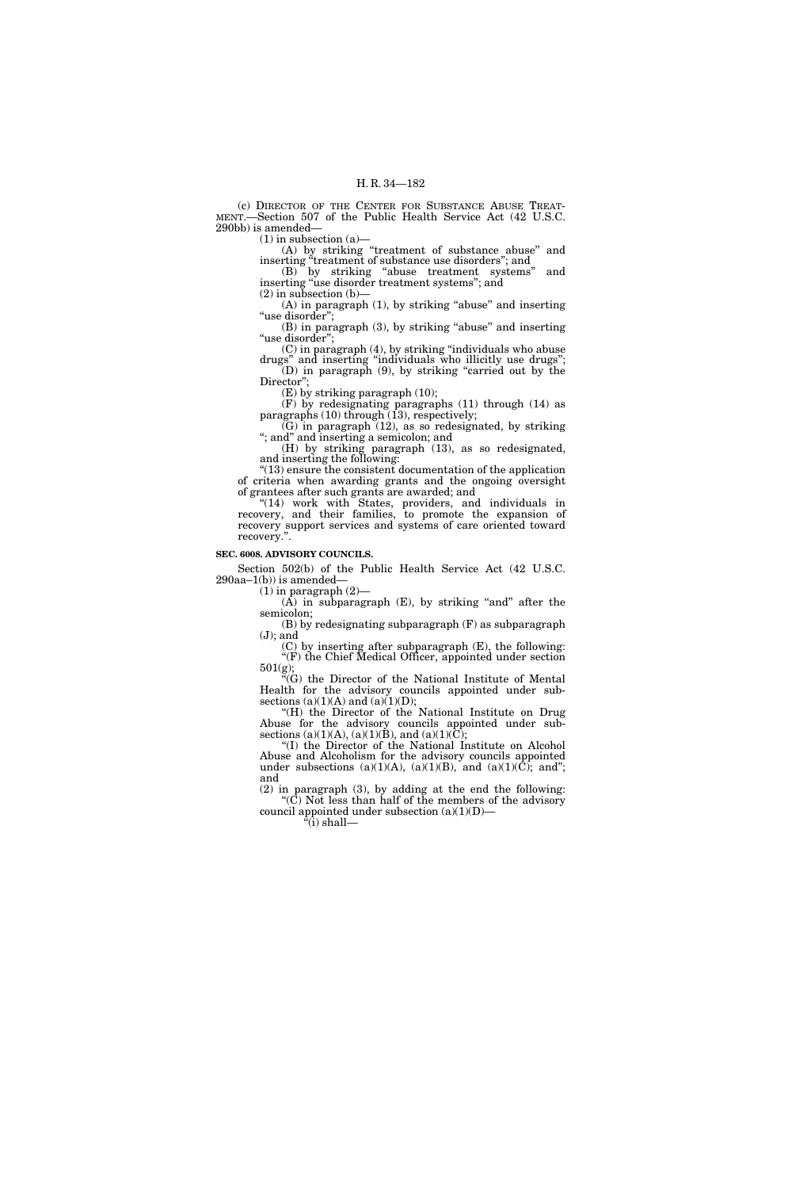(c) DIRECTOR OF THE CENTER FOR SUBSTANCE ABUSE TREATMENT.—Section 507 of the Public Health Service Act (42 U.S.C. 290bb) is amended—

(1) in subsection (a)—

(A) by striking "treatment of substance abuse" and inserting "treatment of substance use disorders"; and

(B) by striking "abuse treatment systems" and inserting "use disorder treatment systems"; and

(2) in subsection (b)—

(A) in paragraph (1), by striking "abuse" and inserting "use disorder";

(B) in paragraph (3), by striking "abuse" and inserting "use disorder";

(C) in paragraph (4), by striking "individuals who abuse drugs" and inserting "individuals who illicitly use drugs";

(D) in paragraph (9), by striking "carried out by the Director";

(E) by striking paragraph (10);

(F) by redesignating paragraphs (11) through (14) as paragraphs (10) through (13), respectively;

(G) in paragraph (12), as so redesignated, by striking "; and" and inserting a semicolon; and

(H) by striking paragraph (13), as so redesignated, and inserting the following:

"(13) ensure the consistent documentation of the application of criteria when awarding grants and the ongoing oversight of grantees after such grants are awarded; and

"(14) work with States, providers, and individuals in recovery, and their families, to promote the expansion of recovery support services and systems of care oriented toward recovery.".

**SEC. 6008. ADVISORY COUNCILS.**

Section 502(b) of the Public Health Service Act (42 U.S.C. 290aa–1(b)) is amended—

(1) in paragraph (2)—

(A) in subparagraph (E), by striking "and" after the semicolon;

(B) by redesignating subparagraph (F) as subparagraph (J); and

(C) by inserting after subparagraph (E), the following:

"(F) the Chief Medical Officer, appointed under section 501(g);

"(G) the Director of the National Institute of Mental Health for the advisory councils appointed under subsections (a)(1)(A) and (a)(1)(D);

"(H) the Director of the National Institute on Drug Abuse for the advisory councils appointed under subsections (a)(1)(A), (a)(1)(B), and (a)(1)(C);

"(I) the Director of the National Institute on Alcohol Abuse and Alcoholism for the advisory councils appointed under subsections (a)(1)(A), (a)(1)(B), and (a)(1)(C); and"; and

(2) in paragraph (3), by adding at the end the following:

"(C) Not less than half of the members of the advisory council appointed under subsection (a)(1)(D)—

"(i) shall—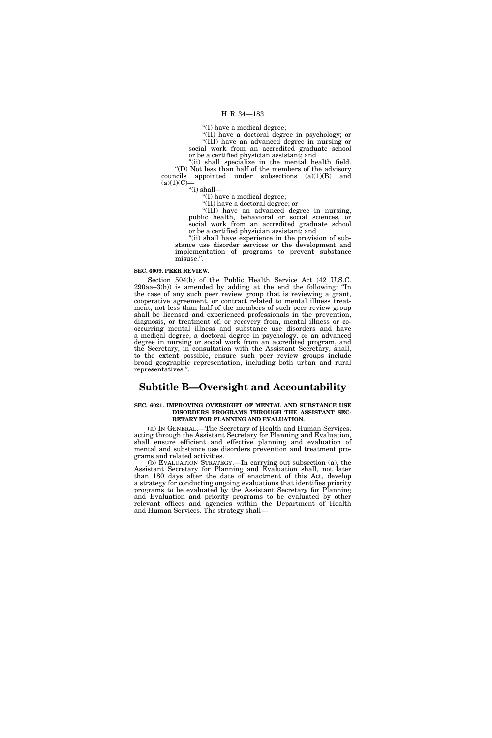"(I) have a medical degree;

"(II) have a doctoral degree in psychology; or

"(III) have an advanced degree in nursing or social work from an accredited graduate school or be a certified physician assistant; and

"(ii) shall specialize in the mental health field.

"(D) Not less than half of the members of the advisory councils appointed under subsections (a)(1)(B) and (a)(1)(C)—

"(i) shall—

"(I) have a medical degree;

"(II) have a doctoral degree; or

"(III) have an advanced degree in nursing, public health, behavioral or social sciences, or social work from an accredited graduate school or be a certified physician assistant; and

"(ii) shall have experience in the provision of substance use disorder services or the development and implementation of programs to prevent substance misuse.".

**SEC. 6009. PEER REVIEW.**

Section 504(b) of the Public Health Service Act (42 U.S.C. 290aa–3(b)) is amended by adding at the end the following: "In the case of any such peer review group that is reviewing a grant, cooperative agreement, or contract related to mental illness treatment, not less than half of the members of such peer review group shall be licensed and experienced professionals in the prevention, diagnosis, or treatment of, or recovery from, mental illness or co-occurring mental illness and substance use disorders and have a medical degree, a doctoral degree in psychology, or an advanced degree in nursing or social work from an accredited program, and the Secretary, in consultation with the Assistant Secretary, shall, to the extent possible, ensure such peer review groups include broad geographic representation, including both urban and rural representatives.".

# Subtitle B—Oversight and Accountability

**SEC. 6021. IMPROVING OVERSIGHT OF MENTAL AND SUBSTANCE USE DISORDERS PROGRAMS THROUGH THE ASSISTANT SECRETARY FOR PLANNING AND EVALUATION.**

(a) IN GENERAL.—The Secretary of Health and Human Services, acting through the Assistant Secretary for Planning and Evaluation, shall ensure efficient and effective planning and evaluation of mental and substance use disorders prevention and treatment programs and related activities.

(b) EVALUATION STRATEGY.—In carrying out subsection (a), the Assistant Secretary for Planning and Evaluation shall, not later than 180 days after the date of enactment of this Act, develop a strategy for conducting ongoing evaluations that identifies priority programs to be evaluated by the Assistant Secretary for Planning and Evaluation and priority programs to be evaluated by other relevant offices and agencies within the Department of Health and Human Services. The strategy shall—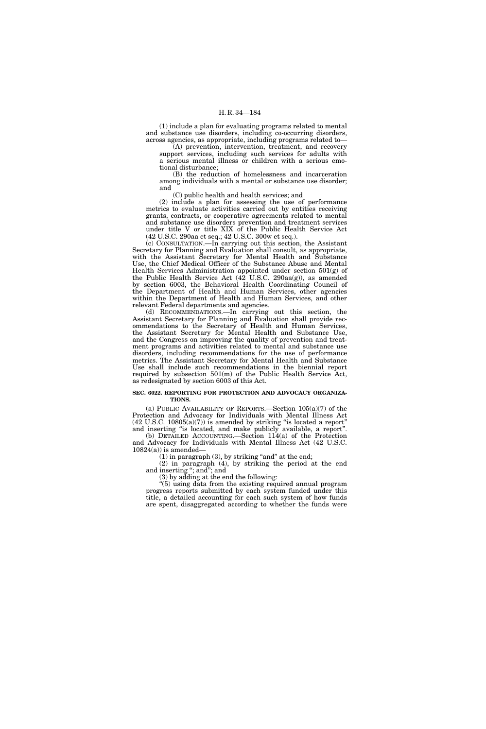(1) include a plan for evaluating programs related to mental and substance use disorders, including co-occurring disorders, across agencies, as appropriate, including programs related to—

(A) prevention, intervention, treatment, and recovery support services, including such services for adults with a serious mental illness or children with a serious emotional disturbance;

(B) the reduction of homelessness and incarceration among individuals with a mental or substance use disorder; and

(C) public health and health services; and

(2) include a plan for assessing the use of performance metrics to evaluate activities carried out by entities receiving grants, contracts, or cooperative agreements related to mental and substance use disorders prevention and treatment services under title V or title XIX of the Public Health Service Act (42 U.S.C. 290aa et seq.; 42 U.S.C. 300w et seq.).

(c) CONSULTATION.—In carrying out this section, the Assistant Secretary for Planning and Evaluation shall consult, as appropriate, with the Assistant Secretary for Mental Health and Substance Use, the Chief Medical Officer of the Substance Abuse and Mental Health Services Administration appointed under section 501(g) of the Public Health Service Act (42 U.S.C. 290aa(g)), as amended by section 6003, the Behavioral Health Coordinating Council of the Department of Health and Human Services, other agencies within the Department of Health and Human Services, and other relevant Federal departments and agencies.

(d) RECOMMENDATIONS.—In carrying out this section, the Assistant Secretary for Planning and Evaluation shall provide recommendations to the Secretary of Health and Human Services, the Assistant Secretary for Mental Health and Substance Use, and the Congress on improving the quality of prevention and treatment programs and activities related to mental and substance use disorders, including recommendations for the use of performance metrics. The Assistant Secretary for Mental Health and Substance Use shall include such recommendations in the biennial report required by subsection 501(m) of the Public Health Service Act, as redesignated by section 6003 of this Act.

**SEC. 6022. REPORTING FOR PROTECTION AND ADVOCACY ORGANIZATIONS.**

(a) PUBLIC AVAILABILITY OF REPORTS.—Section 105(a)(7) of the Protection and Advocacy for Individuals with Mental Illness Act (42 U.S.C. 10805(a)(7)) is amended by striking "is located a report" and inserting "is located, and make publicly available, a report".

(b) DETAILED ACCOUNTING.—Section 114(a) of the Protection and Advocacy for Individuals with Mental Illness Act (42 U.S.C. 10824(a)) is amended—

(1) in paragraph (3), by striking "and" at the end;

(2) in paragraph (4), by striking the period at the end and inserting "; and"; and

(3) by adding at the end the following:

"(5) using data from the existing required annual program progress reports submitted by each system funded under this title, a detailed accounting for each such system of how funds are spent, disaggregated according to whether the funds were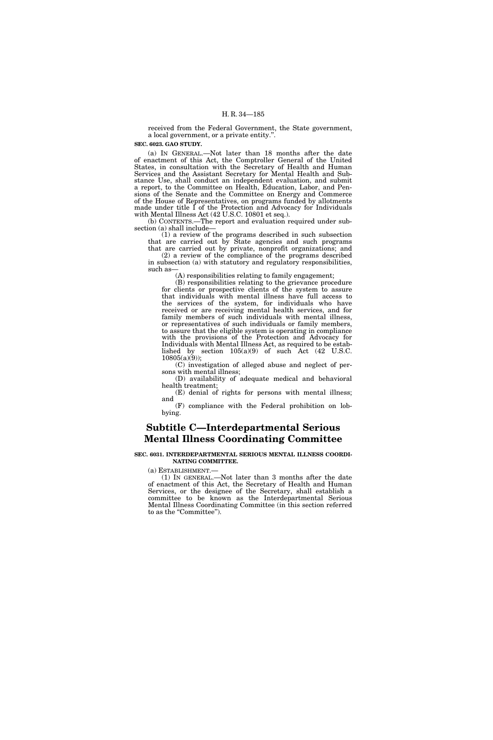received from the Federal Government, the State government, a local government, or a private entity.''.

**SEC. 6023. GAO STUDY.**

(a) IN GENERAL.—Not later than 18 months after the date of enactment of this Act, the Comptroller General of the United States, in consultation with the Secretary of Health and Human Services and the Assistant Secretary for Mental Health and Substance Use, shall conduct an independent evaluation, and submit a report, to the Committee on Health, Education, Labor, and Pensions of the Senate and the Committee on Energy and Commerce of the House of Representatives, on programs funded by allotments made under title I of the Protection and Advocacy for Individuals with Mental Illness Act (42 U.S.C. 10801 et seq.).

(b) CONTENTS.—The report and evaluation required under subsection (a) shall include—

(1) a review of the programs described in such subsection that are carried out by State agencies and such programs that are carried out by private, nonprofit organizations; and

(2) a review of the compliance of the programs described in subsection (a) with statutory and regulatory responsibilities, such as—

(A) responsibilities relating to family engagement;

(B) responsibilities relating to the grievance procedure for clients or prospective clients of the system to assure that individuals with mental illness have full access to the services of the system, for individuals who have received or are receiving mental health services, and for family members of such individuals with mental illness, or representatives of such individuals or family members, to assure that the eligible system is operating in compliance with the provisions of the Protection and Advocacy for Individuals with Mental Illness Act, as required to be established by section 105(a)(9) of such Act (42 U.S.C. 10805(a)(9));

(C) investigation of alleged abuse and neglect of persons with mental illness;

(D) availability of adequate medical and behavioral health treatment;

(E) denial of rights for persons with mental illness; and

(F) compliance with the Federal prohibition on lobbying.

## Subtitle C—Interdepartmental Serious Mental Illness Coordinating Committee

**SEC. 6031. INTERDEPARTMENTAL SERIOUS MENTAL ILLNESS COORDINATING COMMITTEE.**

(a) ESTABLISHMENT.—

(1) IN GENERAL.—Not later than 3 months after the date of enactment of this Act, the Secretary of Health and Human Services, or the designee of the Secretary, shall establish a committee to be known as the Interdepartmental Serious Mental Illness Coordinating Committee (in this section referred to as the ''Committee'').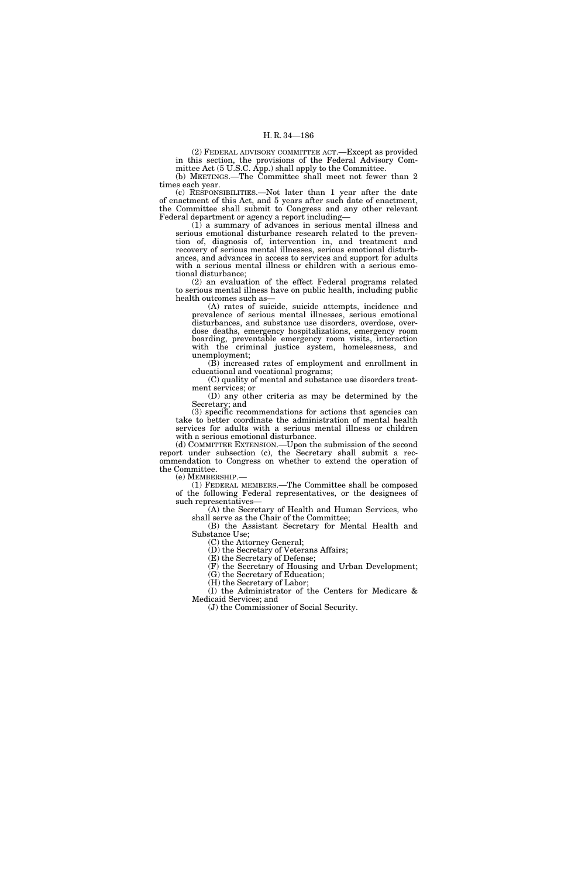(2) FEDERAL ADVISORY COMMITTEE ACT.—Except as provided in this section, the provisions of the Federal Advisory Committee Act (5 U.S.C. App.) shall apply to the Committee.

(b) MEETINGS.—The Committee shall meet not fewer than 2 times each year.

(c) RESPONSIBILITIES.—Not later than 1 year after the date of enactment of this Act, and 5 years after such date of enactment, the Committee shall submit to Congress and any other relevant Federal department or agency a report including—

(1) a summary of advances in serious mental illness and serious emotional disturbance research related to the prevention of, diagnosis of, intervention in, and treatment and recovery of serious mental illnesses, serious emotional disturbances, and advances in access to services and support for adults with a serious mental illness or children with a serious emotional disturbance;

(2) an evaluation of the effect Federal programs related to serious mental illness have on public health, including public health outcomes such as—

(A) rates of suicide, suicide attempts, incidence and prevalence of serious mental illnesses, serious emotional disturbances, and substance use disorders, overdose, overdose deaths, emergency hospitalizations, emergency room boarding, preventable emergency room visits, interaction with the criminal justice system, homelessness, and unemployment;

(B) increased rates of employment and enrollment in educational and vocational programs;

(C) quality of mental and substance use disorders treatment services; or

(D) any other criteria as may be determined by the Secretary; and

(3) specific recommendations for actions that agencies can take to better coordinate the administration of mental health services for adults with a serious mental illness or children with a serious emotional disturbance.

(d) COMMITTEE EXTENSION.—Upon the submission of the second report under subsection (c), the Secretary shall submit a recommendation to Congress on whether to extend the operation of the Committee.

(e) MEMBERSHIP.—

(1) FEDERAL MEMBERS.—The Committee shall be composed of the following Federal representatives, or the designees of such representatives—

(A) the Secretary of Health and Human Services, who shall serve as the Chair of the Committee;

(B) the Assistant Secretary for Mental Health and Substance Use;

(C) the Attorney General;

(D) the Secretary of Veterans Affairs;

(E) the Secretary of Defense;

(F) the Secretary of Housing and Urban Development;

(G) the Secretary of Education;

(H) the Secretary of Labor;

(I) the Administrator of the Centers for Medicare & Medicaid Services; and

(J) the Commissioner of Social Security.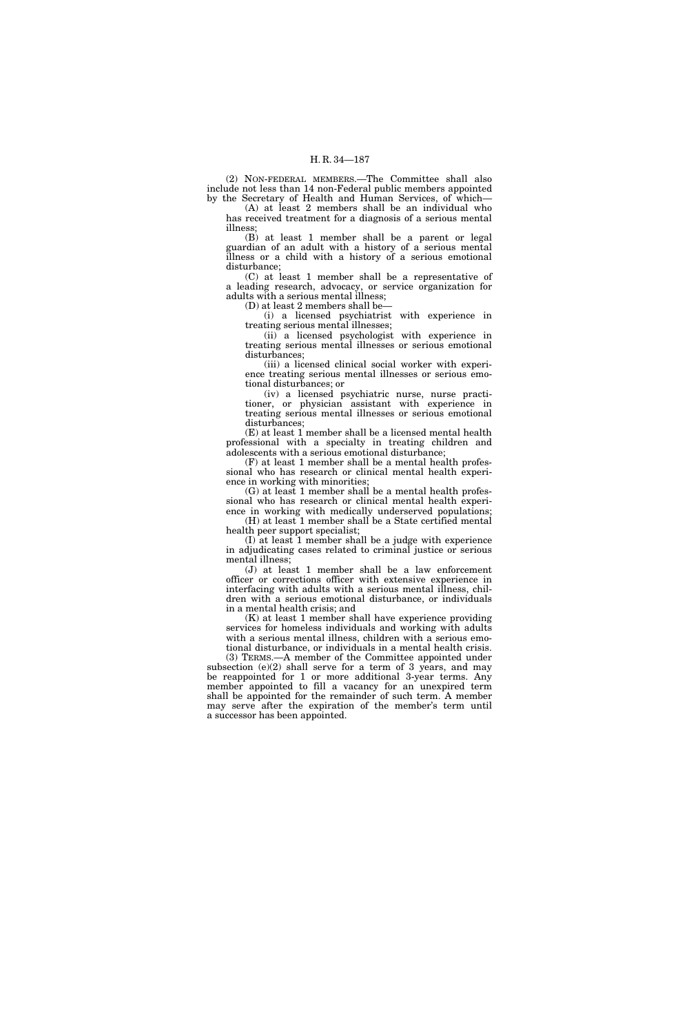(2) NON-FEDERAL MEMBERS.—The Committee shall also include not less than 14 non-Federal public members appointed by the Secretary of Health and Human Services, of which—

(A) at least 2 members shall be an individual who has received treatment for a diagnosis of a serious mental illness;

(B) at least 1 member shall be a parent or legal guardian of an adult with a history of a serious mental illness or a child with a history of a serious emotional disturbance;

(C) at least 1 member shall be a representative of a leading research, advocacy, or service organization for adults with a serious mental illness;

(D) at least 2 members shall be—

(i) a licensed psychiatrist with experience in treating serious mental illnesses;

(ii) a licensed psychologist with experience in treating serious mental illnesses or serious emotional disturbances;

(iii) a licensed clinical social worker with experience treating serious mental illnesses or serious emotional disturbances; or

(iv) a licensed psychiatric nurse, nurse practitioner, or physician assistant with experience in treating serious mental illnesses or serious emotional disturbances;

(E) at least 1 member shall be a licensed mental health professional with a specialty in treating children and adolescents with a serious emotional disturbance;

(F) at least 1 member shall be a mental health professional who has research or clinical mental health experience in working with minorities;

(G) at least 1 member shall be a mental health professional who has research or clinical mental health experience in working with medically underserved populations;

(H) at least 1 member shall be a State certified mental health peer support specialist;

(I) at least 1 member shall be a judge with experience in adjudicating cases related to criminal justice or serious mental illness;

(J) at least 1 member shall be a law enforcement officer or corrections officer with extensive experience in interfacing with adults with a serious mental illness, children with a serious emotional disturbance, or individuals in a mental health crisis; and

(K) at least 1 member shall have experience providing services for homeless individuals and working with adults with a serious mental illness, children with a serious emotional disturbance, or individuals in a mental health crisis.

(3) TERMS.—A member of the Committee appointed under subsection (e)(2) shall serve for a term of 3 years, and may be reappointed for 1 or more additional 3-year terms. Any member appointed to fill a vacancy for an unexpired term shall be appointed for the remainder of such term. A member may serve after the expiration of the member's term until a successor has been appointed.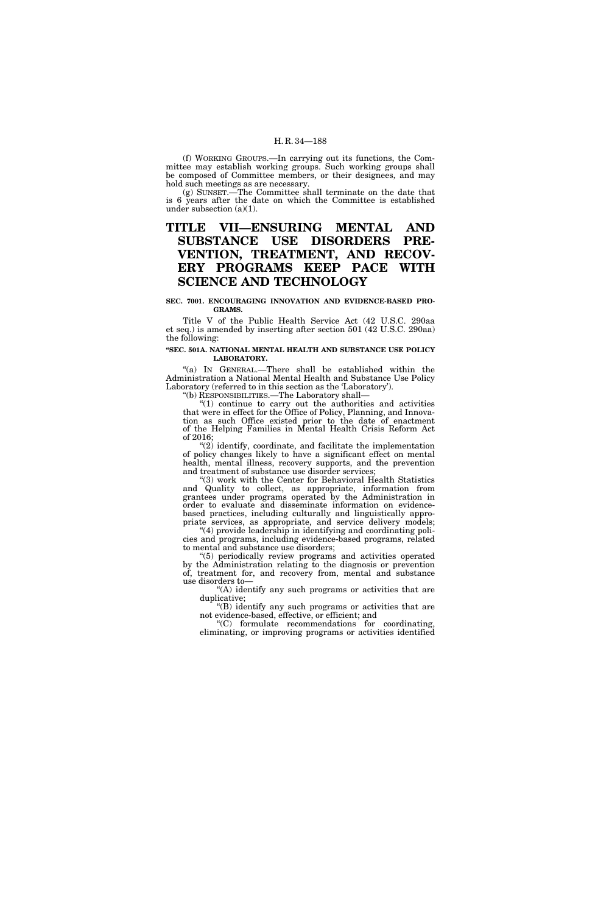(f) WORKING GROUPS.—In carrying out its functions, the Committee may establish working groups. Such working groups shall be composed of Committee members, or their designees, and may hold such meetings as are necessary.

(g) SUNSET.—The Committee shall terminate on the date that is 6 years after the date on which the Committee is established under subsection (a)(1).

# TITLE VII—ENSURING MENTAL AND SUBSTANCE USE DISORDERS PREVENTION, TREATMENT, AND RECOVERY PROGRAMS KEEP PACE WITH SCIENCE AND TECHNOLOGY

**SEC. 7001. ENCOURAGING INNOVATION AND EVIDENCE-BASED PROGRAMS.**

Title V of the Public Health Service Act (42 U.S.C. 290aa et seq.) is amended by inserting after section 501 (42 U.S.C. 290aa) the following:

**"SEC. 501A. NATIONAL MENTAL HEALTH AND SUBSTANCE USE POLICY LABORATORY.**

"(a) IN GENERAL.—There shall be established within the Administration a National Mental Health and Substance Use Policy Laboratory (referred to in this section as the 'Laboratory').

"(b) RESPONSIBILITIES.—The Laboratory shall—

"(1) continue to carry out the authorities and activities that were in effect for the Office of Policy, Planning, and Innovation as such Office existed prior to the date of enactment of the Helping Families in Mental Health Crisis Reform Act of 2016;

"(2) identify, coordinate, and facilitate the implementation of policy changes likely to have a significant effect on mental health, mental illness, recovery supports, and the prevention and treatment of substance use disorder services;

"(3) work with the Center for Behavioral Health Statistics and Quality to collect, as appropriate, information from grantees under programs operated by the Administration in order to evaluate and disseminate information on evidence-based practices, including culturally and linguistically appropriate services, as appropriate, and service delivery models;

"(4) provide leadership in identifying and coordinating policies and programs, including evidence-based programs, related to mental and substance use disorders;

"(5) periodically review programs and activities operated by the Administration relating to the diagnosis or prevention of, treatment for, and recovery from, mental and substance use disorders to—

"(A) identify any such programs or activities that are duplicative;

"(B) identify any such programs or activities that are not evidence-based, effective, or efficient; and

"(C) formulate recommendations for coordinating, eliminating, or improving programs or activities identified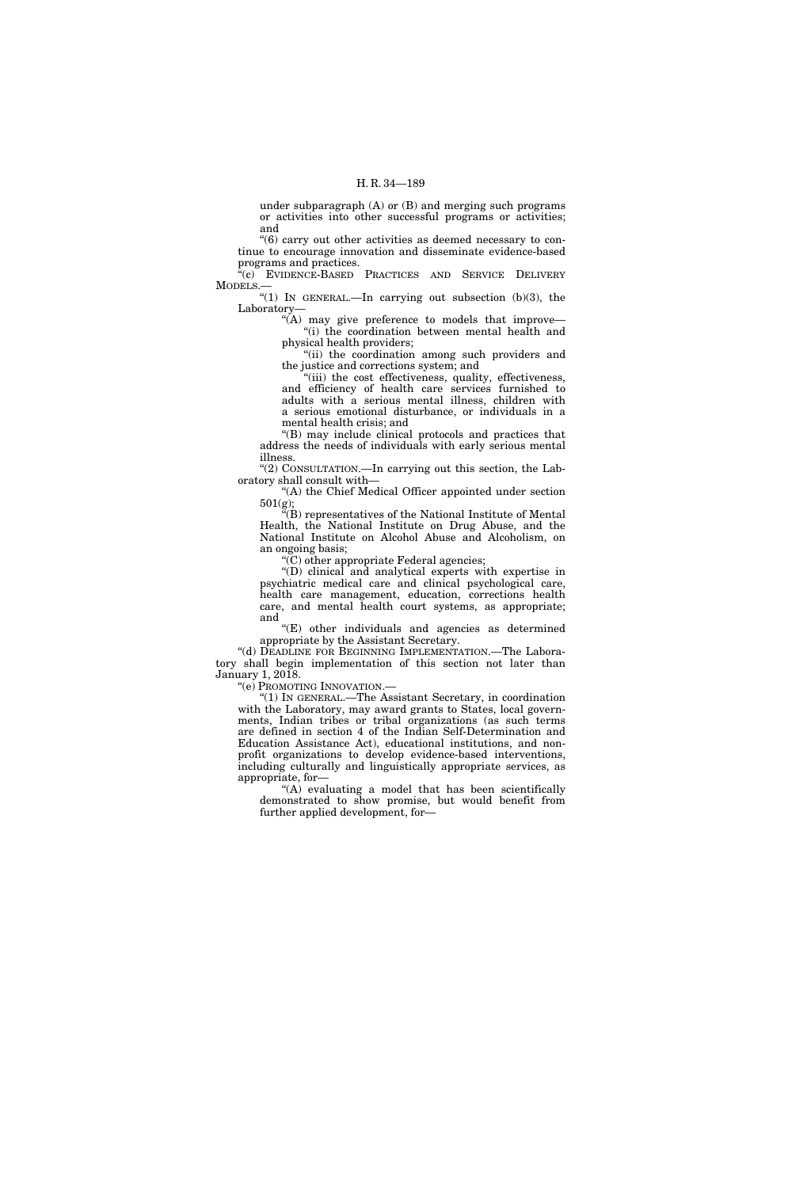under subparagraph (A) or (B) and merging such programs or activities into other successful programs or activities; and

"(6) carry out other activities as deemed necessary to continue to encourage innovation and disseminate evidence-based programs and practices.

"(c) EVIDENCE-BASED PRACTICES AND SERVICE DELIVERY MODELS.—

"(1) IN GENERAL.—In carrying out subsection (b)(3), the Laboratory—

"(A) may give preference to models that improve—

"(i) the coordination between mental health and physical health providers;

"(ii) the coordination among such providers and the justice and corrections system; and

"(iii) the cost effectiveness, quality, effectiveness, and efficiency of health care services furnished to adults with a serious mental illness, children with a serious emotional disturbance, or individuals in a mental health crisis; and

"(B) may include clinical protocols and practices that address the needs of individuals with early serious mental illness.

"(2) CONSULTATION.—In carrying out this section, the Laboratory shall consult with—

"(A) the Chief Medical Officer appointed under section 501(g);

"(B) representatives of the National Institute of Mental Health, the National Institute on Drug Abuse, and the National Institute on Alcohol Abuse and Alcoholism, on an ongoing basis;

"(C) other appropriate Federal agencies;

"(D) clinical and analytical experts with expertise in psychiatric medical care and clinical psychological care, health care management, education, corrections health care, and mental health court systems, as appropriate; and

"(E) other individuals and agencies as determined appropriate by the Assistant Secretary.

"(d) DEADLINE FOR BEGINNING IMPLEMENTATION.—The Laboratory shall begin implementation of this section not later than January 1, 2018.

"(e) PROMOTING INNOVATION.—

"(1) IN GENERAL.—The Assistant Secretary, in coordination with the Laboratory, may award grants to States, local governments, Indian tribes or tribal organizations (as such terms are defined in section 4 of the Indian Self-Determination and Education Assistance Act), educational institutions, and nonprofit organizations to develop evidence-based interventions, including culturally and linguistically appropriate services, as appropriate, for—

"(A) evaluating a model that has been scientifically demonstrated to show promise, but would benefit from further applied development, for—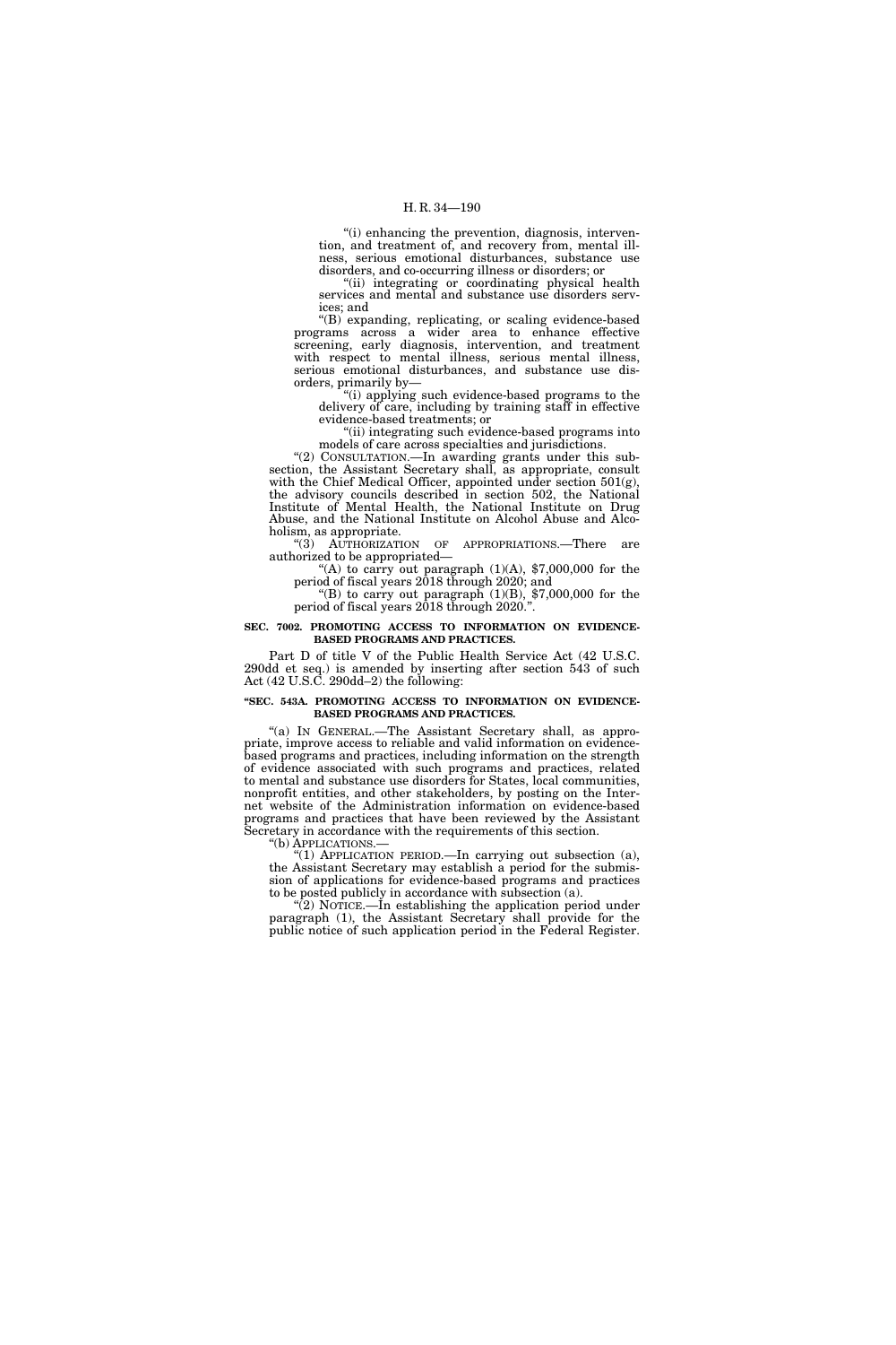"(i) enhancing the prevention, diagnosis, intervention, and treatment of, and recovery from, mental illness, serious emotional disturbances, substance use disorders, and co-occurring illness or disorders; or

"(ii) integrating or coordinating physical health services and mental and substance use disorders services; and

"(B) expanding, replicating, or scaling evidence-based programs across a wider area to enhance effective screening, early diagnosis, intervention, and treatment with respect to mental illness, serious mental illness, serious emotional disturbances, and substance use disorders, primarily by—

"(i) applying such evidence-based programs to the delivery of care, including by training staff in effective evidence-based treatments; or

"(ii) integrating such evidence-based programs into models of care across specialties and jurisdictions.

"(2) CONSULTATION.—In awarding grants under this subsection, the Assistant Secretary shall, as appropriate, consult with the Chief Medical Officer, appointed under section 501(g), the advisory councils described in section 502, the National Institute of Mental Health, the National Institute on Drug Abuse, and the National Institute on Alcohol Abuse and Alcoholism, as appropriate.

"(3) AUTHORIZATION OF APPROPRIATIONS.—There are authorized to be appropriated—

"(A) to carry out paragraph (1)(A), $7,000,000 for the period of fiscal years 2018 through 2020; and

"(B) to carry out paragraph (1)(B), $7,000,000 for the period of fiscal years 2018 through 2020.".

**SEC. 7002. PROMOTING ACCESS TO INFORMATION ON EVIDENCE-BASED PROGRAMS AND PRACTICES.**

Part D of title V of the Public Health Service Act (42 U.S.C. 290dd et seq.) is amended by inserting after section 543 of such Act (42 U.S.C. 290dd–2) the following:

**"SEC. 543A. PROMOTING ACCESS TO INFORMATION ON EVIDENCE-BASED PROGRAMS AND PRACTICES.**

"(a) IN GENERAL.—The Assistant Secretary shall, as appropriate, improve access to reliable and valid information on evidence-based programs and practices, including information on the strength of evidence associated with such programs and practices, related to mental and substance use disorders for States, local communities, nonprofit entities, and other stakeholders, by posting on the Internet website of the Administration information on evidence-based programs and practices that have been reviewed by the Assistant Secretary in accordance with the requirements of this section.

"(b) APPLICATIONS.—

"(1) APPLICATION PERIOD.—In carrying out subsection (a), the Assistant Secretary may establish a period for the submission of applications for evidence-based programs and practices to be posted publicly in accordance with subsection (a).

"(2) NOTICE.—In establishing the application period under paragraph (1), the Assistant Secretary shall provide for the public notice of such application period in the Federal Register.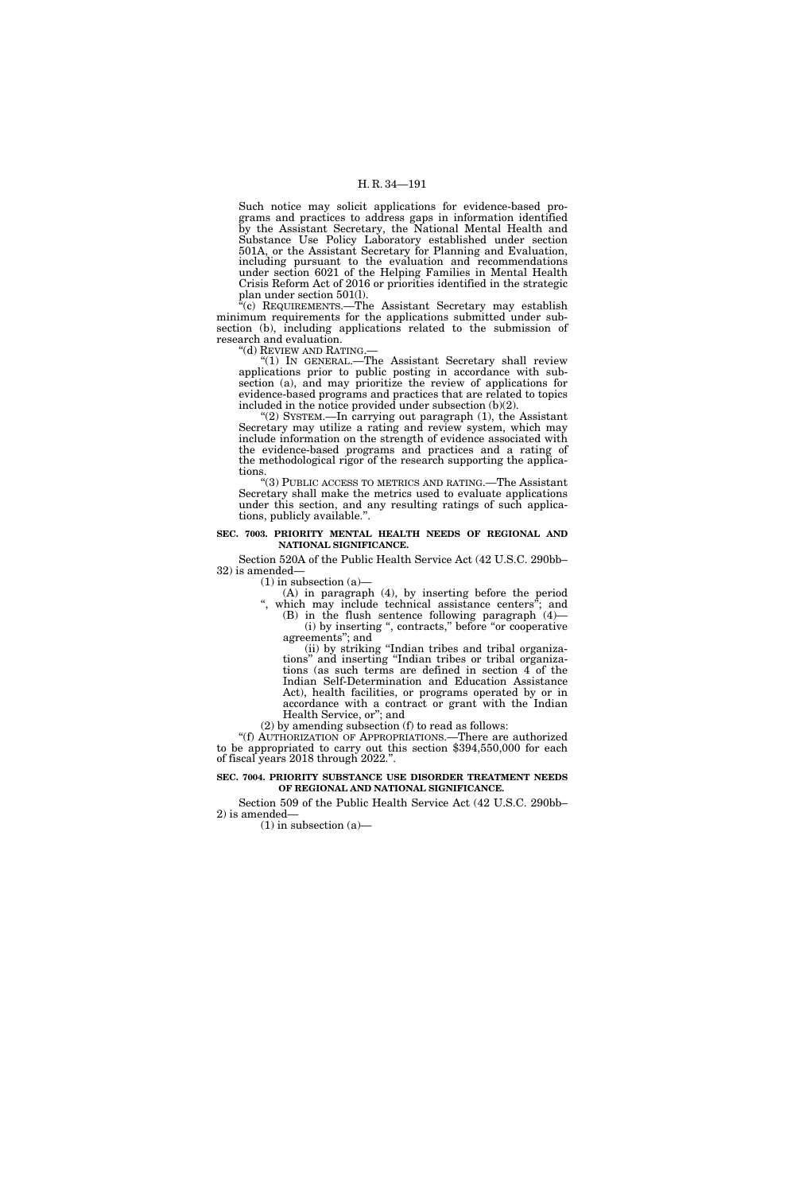Such notice may solicit applications for evidence-based programs and practices to address gaps in information identified by the Assistant Secretary, the National Mental Health and Substance Use Policy Laboratory established under section 501A, or the Assistant Secretary for Planning and Evaluation, including pursuant to the evaluation and recommendations under section 6021 of the Helping Families in Mental Health Crisis Reform Act of 2016 or priorities identified in the strategic plan under section 501(l).

"(c) REQUIREMENTS.—The Assistant Secretary may establish minimum requirements for the applications submitted under subsection (b), including applications related to the submission of research and evaluation.

"(d) REVIEW AND RATING.—

"(1) IN GENERAL.—The Assistant Secretary shall review applications prior to public posting in accordance with subsection (a), and may prioritize the review of applications for evidence-based programs and practices that are related to topics included in the notice provided under subsection (b)(2).

"(2) SYSTEM.—In carrying out paragraph (1), the Assistant Secretary may utilize a rating and review system, which may include information on the strength of evidence associated with the evidence-based programs and practices and a rating of the methodological rigor of the research supporting the applications.

"(3) PUBLIC ACCESS TO METRICS AND RATING.—The Assistant Secretary shall make the metrics used to evaluate applications under this section, and any resulting ratings of such applications, publicly available.".

**SEC. 7003. PRIORITY MENTAL HEALTH NEEDS OF REGIONAL AND NATIONAL SIGNIFICANCE.**

Section 520A of the Public Health Service Act (42 U.S.C. 290bb–32) is amended—

(1) in subsection (a)—

(A) in paragraph (4), by inserting before the period ", which may include technical assistance centers"; and

(B) in the flush sentence following paragraph (4)—

(i) by inserting ", contracts," before "or cooperative agreements"; and

(ii) by striking "Indian tribes and tribal organizations" and inserting "Indian tribes or tribal organizations (as such terms are defined in section 4 of the Indian Self-Determination and Education Assistance Act), health facilities, or programs operated by or in accordance with a contract or grant with the Indian Health Service, or"; and

(2) by amending subsection (f) to read as follows:

"(f) AUTHORIZATION OF APPROPRIATIONS.—There are authorized to be appropriated to carry out this section $394,550,000 for each of fiscal years 2018 through 2022.".

**SEC. 7004. PRIORITY SUBSTANCE USE DISORDER TREATMENT NEEDS OF REGIONAL AND NATIONAL SIGNIFICANCE.**

Section 509 of the Public Health Service Act (42 U.S.C. 290bb–2) is amended—

(1) in subsection (a)—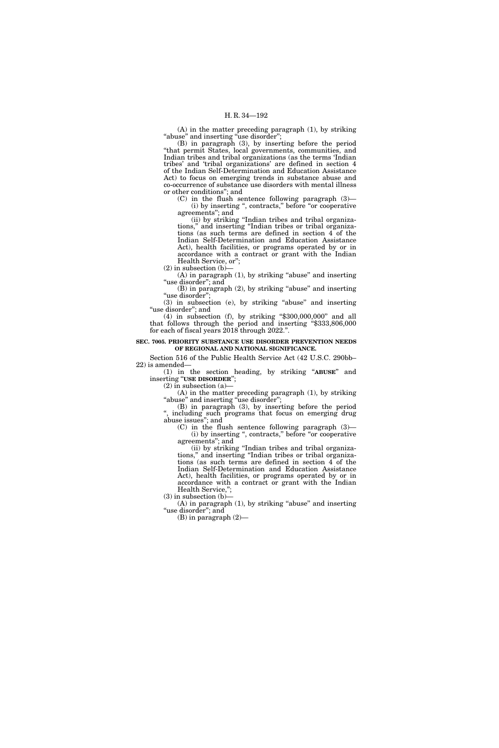(A) in the matter preceding paragraph (1), by striking "abuse" and inserting "use disorder";

(B) in paragraph (3), by inserting before the period "that permit States, local governments, communities, and Indian tribes and tribal organizations (as the terms 'Indian tribes' and 'tribal organizations' are defined in section 4 of the Indian Self-Determination and Education Assistance Act) to focus on emerging trends in substance abuse and co-occurrence of substance use disorders with mental illness or other conditions"; and

(C) in the flush sentence following paragraph (3)—

(i) by inserting ", contracts," before "or cooperative agreements"; and

(ii) by striking "Indian tribes and tribal organizations," and inserting "Indian tribes or tribal organizations (as such terms are defined in section 4 of the Indian Self-Determination and Education Assistance Act), health facilities, or programs operated by or in accordance with a contract or grant with the Indian Health Service, or";

(2) in subsection (b)—

(A) in paragraph (1), by striking "abuse" and inserting "use disorder"; and

(B) in paragraph (2), by striking "abuse" and inserting "use disorder";

(3) in subsection (e), by striking "abuse" and inserting "use disorder"; and

(4) in subsection (f), by striking "$300,000,000" and all that follows through the period and inserting "$333,806,000 for each of fiscal years 2018 through 2022.".

**SEC. 7005. PRIORITY SUBSTANCE USE DISORDER PREVENTION NEEDS OF REGIONAL AND NATIONAL SIGNIFICANCE.**

Section 516 of the Public Health Service Act (42 U.S.C. 290bb–22) is amended—

(1) in the section heading, by striking "**ABUSE**" and inserting "**USE DISORDER**";

(2) in subsection (a)—

(A) in the matter preceding paragraph (1), by striking "abuse" and inserting "use disorder";

(B) in paragraph (3), by inserting before the period ", including such programs that focus on emerging drug abuse issues"; and

(C) in the flush sentence following paragraph (3)—

(i) by inserting ", contracts," before "or cooperative agreements"; and

(ii) by striking "Indian tribes and tribal organizations," and inserting "Indian tribes or tribal organizations (as such terms are defined in section 4 of the Indian Self-Determination and Education Assistance Act), health facilities, or programs operated by or in accordance with a contract or grant with the Indian Health Service,";

(3) in subsection (b)—

(A) in paragraph (1), by striking "abuse" and inserting "use disorder"; and

(B) in paragraph (2)—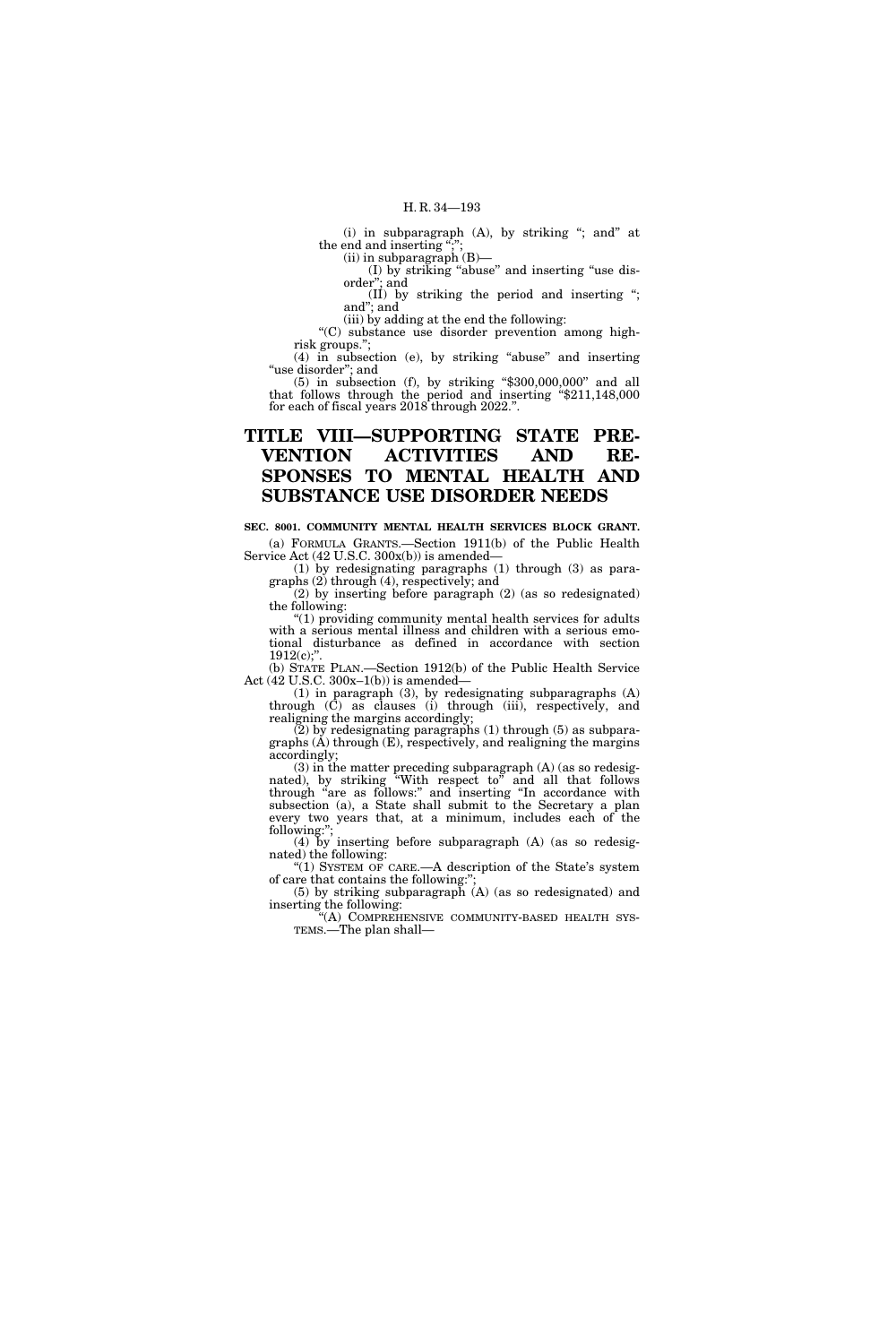(i) in subparagraph (A), by striking "; and" at the end and inserting ";";

(ii) in subparagraph (B)—

(I) by striking "abuse" and inserting "use disorder"; and

(II) by striking the period and inserting "; and"; and

(iii) by adding at the end the following:

"(C) substance use disorder prevention among high-risk groups.";

(4) in subsection (e), by striking "abuse" and inserting "use disorder"; and

(5) in subsection (f), by striking "$300,000,000" and all that follows through the period and inserting "$211,148,000 for each of fiscal years 2018 through 2022.".

# TITLE VIII—SUPPORTING STATE PREVENTION ACTIVITIES AND RESPONSES TO MENTAL HEALTH AND SUBSTANCE USE DISORDER NEEDS

**SEC. 8001. COMMUNITY MENTAL HEALTH SERVICES BLOCK GRANT.**

(a) FORMULA GRANTS.—Section 1911(b) of the Public Health Service Act (42 U.S.C. 300x(b)) is amended—

(1) by redesignating paragraphs (1) through (3) as paragraphs (2) through (4), respectively; and

(2) by inserting before paragraph (2) (as so redesignated) the following:

"(1) providing community mental health services for adults with a serious mental illness and children with a serious emotional disturbance as defined in accordance with section 1912(c);".

(b) STATE PLAN.—Section 1912(b) of the Public Health Service Act (42 U.S.C. 300x–1(b)) is amended—

(1) in paragraph (3), by redesignating subparagraphs (A) through (C) as clauses (i) through (iii), respectively, and realigning the margins accordingly;

(2) by redesignating paragraphs (1) through (5) as subparagraphs (A) through (E), respectively, and realigning the margins accordingly;

(3) in the matter preceding subparagraph (A) (as so redesignated), by striking "With respect to" and all that follows through "are as follows:" and inserting "In accordance with subsection (a), a State shall submit to the Secretary a plan every two years that, at a minimum, includes each of the following:";

(4) by inserting before subparagraph (A) (as so redesignated) the following:

"(1) SYSTEM OF CARE.—A description of the State's system of care that contains the following:";

(5) by striking subparagraph (A) (as so redesignated) and inserting the following:

"(A) COMPREHENSIVE COMMUNITY-BASED HEALTH SYSTEMS.—The plan shall—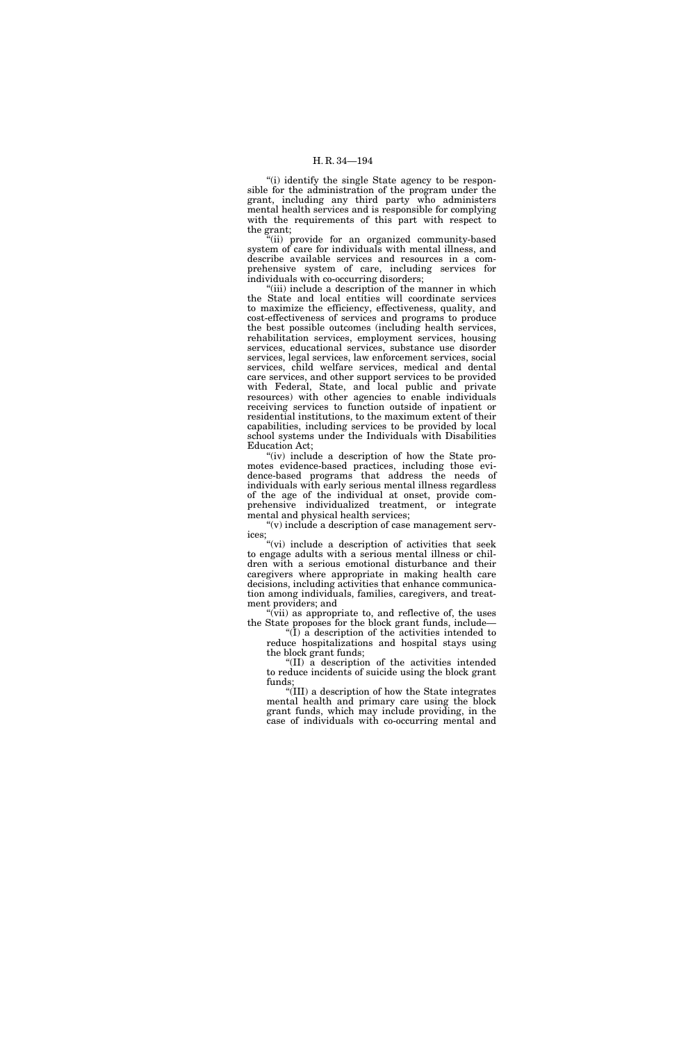"(i) identify the single State agency to be responsible for the administration of the program under the grant, including any third party who administers mental health services and is responsible for complying with the requirements of this part with respect to the grant;

"(ii) provide for an organized community-based system of care for individuals with mental illness, and describe available services and resources in a comprehensive system of care, including services for individuals with co-occurring disorders;

"(iii) include a description of the manner in which the State and local entities will coordinate services to maximize the efficiency, effectiveness, quality, and cost-effectiveness of services and programs to produce the best possible outcomes (including health services, rehabilitation services, employment services, housing services, educational services, substance use disorder services, legal services, law enforcement services, social services, child welfare services, medical and dental care services, and other support services to be provided with Federal, State, and local public and private resources) with other agencies to enable individuals receiving services to function outside of inpatient or residential institutions, to the maximum extent of their capabilities, including services to be provided by local school systems under the Individuals with Disabilities Education Act;

"(iv) include a description of how the State promotes evidence-based practices, including those evidence-based programs that address the needs of individuals with early serious mental illness regardless of the age of the individual at onset, provide comprehensive individualized treatment, or integrate mental and physical health services;

"(v) include a description of case management services;

"(vi) include a description of activities that seek to engage adults with a serious mental illness or children with a serious emotional disturbance and their caregivers where appropriate in making health care decisions, including activities that enhance communication among individuals, families, caregivers, and treatment providers; and

"(vii) as appropriate to, and reflective of, the uses the State proposes for the block grant funds, include—

"(I) a description of the activities intended to reduce hospitalizations and hospital stays using the block grant funds;

"(II) a description of the activities intended to reduce incidents of suicide using the block grant funds;

"(III) a description of how the State integrates mental health and primary care using the block grant funds, which may include providing, in the case of individuals with co-occurring mental and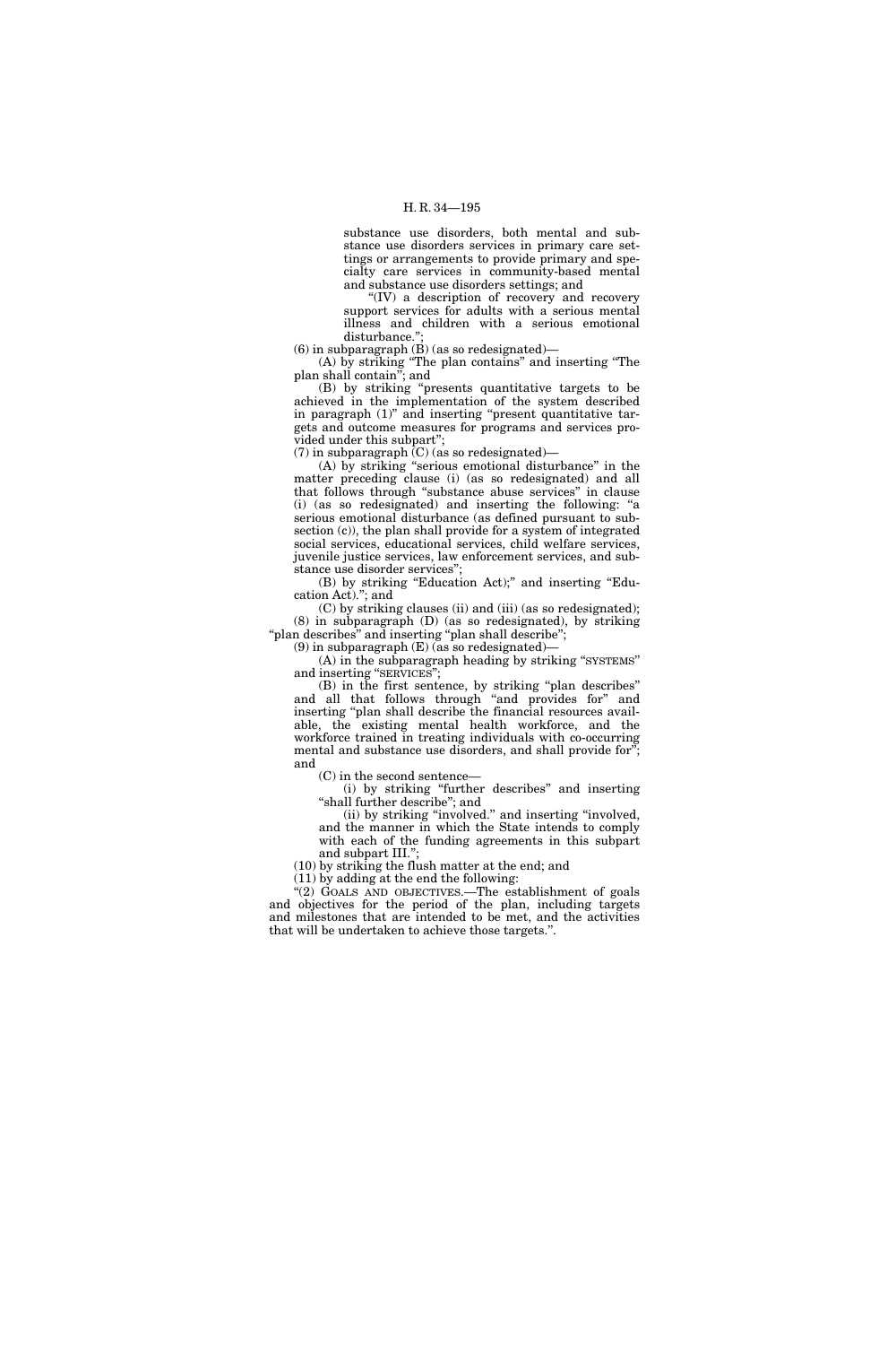substance use disorders, both mental and substance use disorders services in primary care settings or arrangements to provide primary and specialty care services in community-based mental and substance use disorders settings; and

"(IV) a description of recovery and recovery support services for adults with a serious mental illness and children with a serious emotional disturbance.";

(6) in subparagraph (B) (as so redesignated)—

(A) by striking "The plan contains" and inserting "The plan shall contain"; and

(B) by striking "presents quantitative targets to be achieved in the implementation of the system described in paragraph (1)" and inserting "present quantitative targets and outcome measures for programs and services provided under this subpart";

(7) in subparagraph (C) (as so redesignated)—

(A) by striking "serious emotional disturbance" in the matter preceding clause (i) (as so redesignated) and all that follows through "substance abuse services" in clause (i) (as so redesignated) and inserting the following: "a serious emotional disturbance (as defined pursuant to subsection (c)), the plan shall provide for a system of integrated social services, educational services, child welfare services, juvenile justice services, law enforcement services, and substance use disorder services";

(B) by striking "Education Act);" and inserting "Education Act)."; and

(C) by striking clauses (ii) and (iii) (as so redesignated);

(8) in subparagraph (D) (as so redesignated), by striking "plan describes" and inserting "plan shall describe";

(9) in subparagraph (E) (as so redesignated)—

(A) in the subparagraph heading by striking "SYSTEMS" and inserting "SERVICES";

(B) in the first sentence, by striking "plan describes" and all that follows through "and provides for" and inserting "plan shall describe the financial resources available, the existing mental health workforce, and the workforce trained in treating individuals with co-occurring mental and substance use disorders, and shall provide for"; and

(C) in the second sentence—

(i) by striking "further describes" and inserting "shall further describe"; and

(ii) by striking "involved." and inserting "involved, and the manner in which the State intends to comply with each of the funding agreements in this subpart and subpart III.";

(10) by striking the flush matter at the end; and

(11) by adding at the end the following:

"(2) GOALS AND OBJECTIVES.—The establishment of goals and objectives for the period of the plan, including targets and milestones that are intended to be met, and the activities that will be undertaken to achieve those targets.".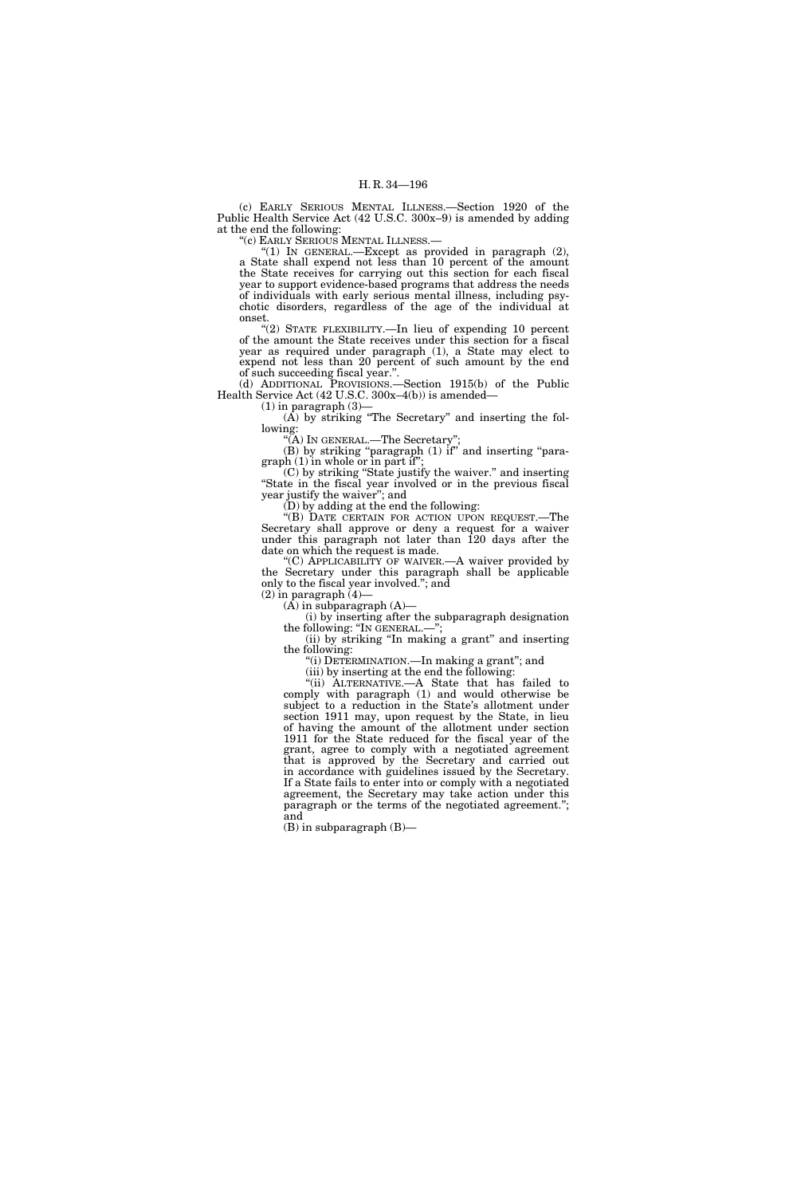(c) EARLY SERIOUS MENTAL ILLNESS.—Section 1920 of the Public Health Service Act (42 U.S.C. 300x–9) is amended by adding at the end the following:

"(c) EARLY SERIOUS MENTAL ILLNESS.—

"(1) IN GENERAL.—Except as provided in paragraph (2), a State shall expend not less than 10 percent of the amount the State receives for carrying out this section for each fiscal year to support evidence-based programs that address the needs of individuals with early serious mental illness, including psychotic disorders, regardless of the age of the individual at onset.

"(2) STATE FLEXIBILITY.—In lieu of expending 10 percent of the amount the State receives under this section for a fiscal year as required under paragraph (1), a State may elect to expend not less than 20 percent of such amount by the end of such succeeding fiscal year.".

(d) ADDITIONAL PROVISIONS.—Section 1915(b) of the Public Health Service Act (42 U.S.C. 300x–4(b)) is amended—

(1) in paragraph (3)—

(A) by striking "The Secretary" and inserting the following:

"(A) IN GENERAL.—The Secretary";

(B) by striking "paragraph (1) if" and inserting "paragraph (1) in whole or in part if";

(C) by striking "State justify the waiver." and inserting "State in the fiscal year involved or in the previous fiscal year justify the waiver"; and

(D) by adding at the end the following:

"(B) DATE CERTAIN FOR ACTION UPON REQUEST.—The Secretary shall approve or deny a request for a waiver under this paragraph not later than 120 days after the date on which the request is made.

"(C) APPLICABILITY OF WAIVER.—A waiver provided by the Secretary under this paragraph shall be applicable only to the fiscal year involved."; and

(2) in paragraph (4)—

(A) in subparagraph (A)—

(i) by inserting after the subparagraph designation the following: "IN GENERAL.—";

(ii) by striking "In making a grant" and inserting the following:

"(i) DETERMINATION.—In making a grant"; and

(iii) by inserting at the end the following:

"(ii) ALTERNATIVE.—A State that has failed to comply with paragraph (1) and would otherwise be subject to a reduction in the State's allotment under section 1911 may, upon request by the State, in lieu of having the amount of the allotment under section 1911 for the State reduced for the fiscal year of the grant, agree to comply with a negotiated agreement that is approved by the Secretary and carried out in accordance with guidelines issued by the Secretary. If a State fails to enter into or comply with a negotiated agreement, the Secretary may take action under this paragraph or the terms of the negotiated agreement."; and

(B) in subparagraph (B)—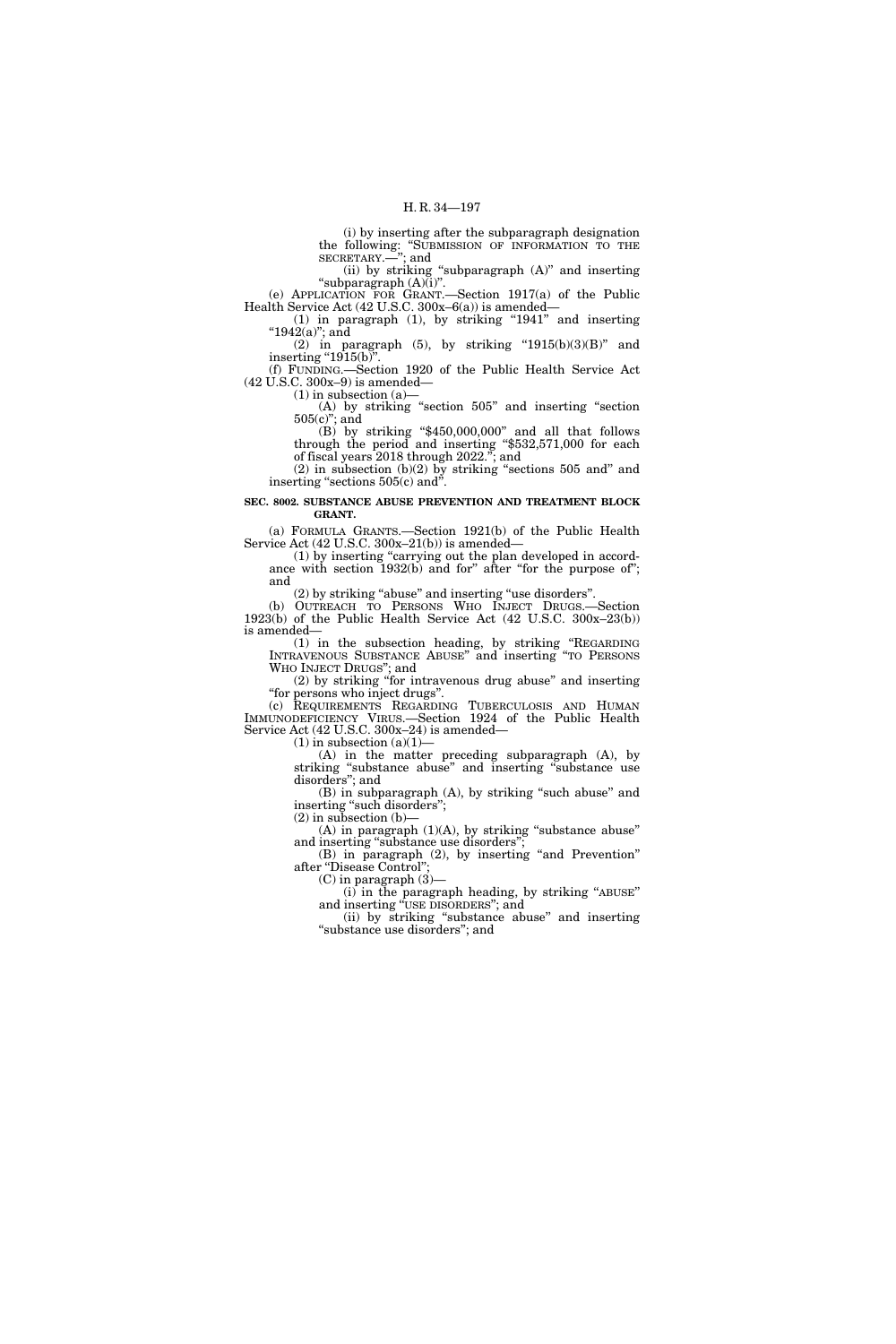(i) by inserting after the subparagraph designation the following: "SUBMISSION OF INFORMATION TO THE SECRETARY.—"; and

(ii) by striking "subparagraph (A)" and inserting "subparagraph (A)(i)".

(e) APPLICATION FOR GRANT.—Section 1917(a) of the Public Health Service Act (42 U.S.C. 300x–6(a)) is amended—

(1) in paragraph (1), by striking "1941" and inserting "1942(a)"; and

(2) in paragraph (5), by striking "1915(b)(3)(B)" and inserting "1915(b)".

(f) FUNDING.—Section 1920 of the Public Health Service Act (42 U.S.C. 300x–9) is amended—

(1) in subsection (a)—

(A) by striking "section 505" and inserting "section 505(c)"; and

(B) by striking "$450,000,000" and all that follows through the period and inserting "$532,571,000 for each of fiscal years 2018 through 2022."; and

(2) in subsection (b)(2) by striking "sections 505 and" and inserting "sections 505(c) and".

**SEC. 8002. SUBSTANCE ABUSE PREVENTION AND TREATMENT BLOCK GRANT.**

(a) FORMULA GRANTS.—Section 1921(b) of the Public Health Service Act (42 U.S.C. 300x–21(b)) is amended—

(1) by inserting "carrying out the plan developed in accordance with section 1932(b) and for" after "for the purpose of"; and

(2) by striking "abuse" and inserting "use disorders".

(b) OUTREACH TO PERSONS WHO INJECT DRUGS.—Section 1923(b) of the Public Health Service Act (42 U.S.C. 300x–23(b)) is amended—

(1) in the subsection heading, by striking "REGARDING INTRAVENOUS SUBSTANCE ABUSE" and inserting "TO PERSONS WHO INJECT DRUGS"; and

(2) by striking "for intravenous drug abuse" and inserting "for persons who inject drugs".

(c) REQUIREMENTS REGARDING TUBERCULOSIS AND HUMAN IMMUNODEFICIENCY VIRUS.—Section 1924 of the Public Health Service Act (42 U.S.C. 300x–24) is amended—

(1) in subsection (a)(1)—

(A) in the matter preceding subparagraph (A), by striking "substance abuse" and inserting "substance use disorders"; and

(B) in subparagraph (A), by striking "such abuse" and inserting "such disorders";

(2) in subsection (b)—

(A) in paragraph (1)(A), by striking "substance abuse" and inserting "substance use disorders";

(B) in paragraph (2), by inserting "and Prevention" after "Disease Control";

(C) in paragraph (3)—

(i) in the paragraph heading, by striking "ABUSE" and inserting "USE DISORDERS"; and

(ii) by striking "substance abuse" and inserting "substance use disorders"; and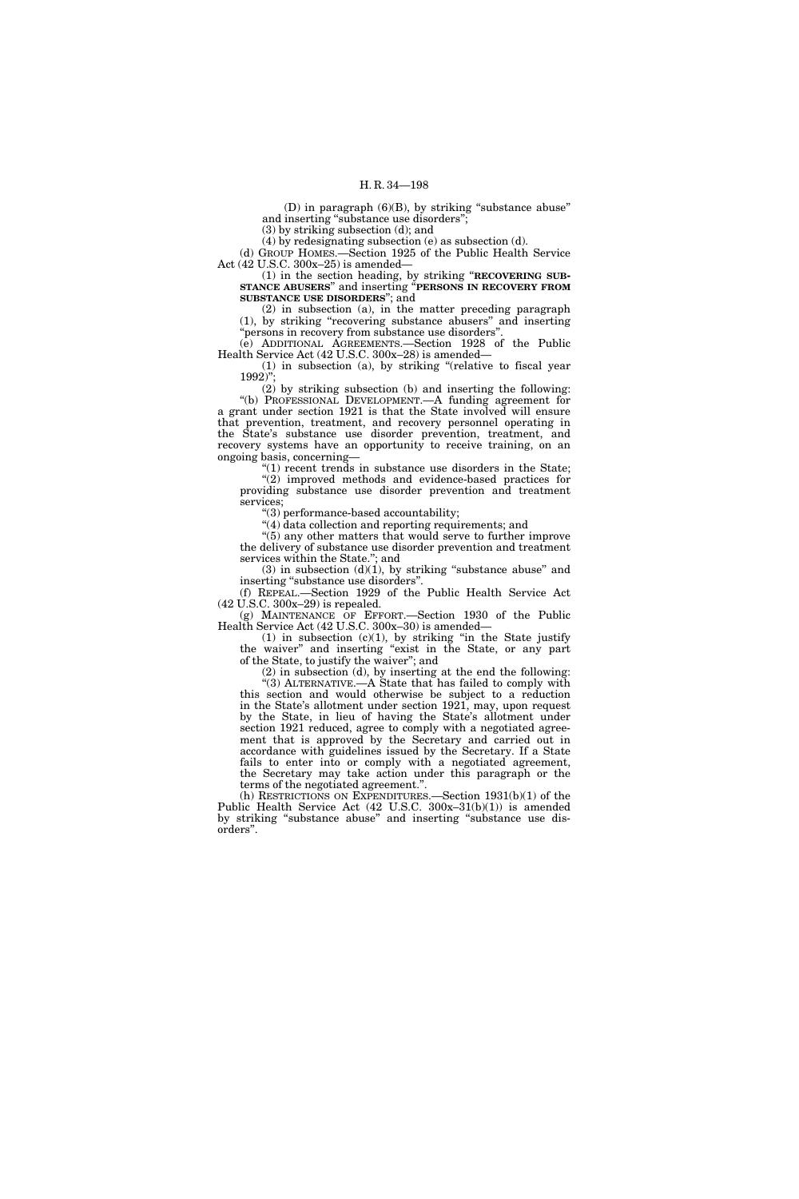(D) in paragraph (6)(B), by striking "substance abuse" and inserting "substance use disorders";

(3) by striking subsection (d); and

(4) by redesignating subsection (e) as subsection (d).

(d) GROUP HOMES.—Section 1925 of the Public Health Service Act (42 U.S.C. 300x–25) is amended—

(1) in the section heading, by striking "**RECOVERING SUBSTANCE ABUSERS**" and inserting "**PERSONS IN RECOVERY FROM SUBSTANCE USE DISORDERS**"; and

(2) in subsection (a), in the matter preceding paragraph (1), by striking "recovering substance abusers" and inserting "persons in recovery from substance use disorders".

(e) ADDITIONAL AGREEMENTS.—Section 1928 of the Public Health Service Act (42 U.S.C. 300x–28) is amended—

(1) in subsection (a), by striking "(relative to fiscal year 1992)";

(2) by striking subsection (b) and inserting the following:

"(b) PROFESSIONAL DEVELOPMENT.—A funding agreement for a grant under section 1921 is that the State involved will ensure that prevention, treatment, and recovery personnel operating in the State's substance use disorder prevention, treatment, and recovery systems have an opportunity to receive training, on an ongoing basis, concerning—

"(1) recent trends in substance use disorders in the State;

"(2) improved methods and evidence-based practices for providing substance use disorder prevention and treatment services;

"(3) performance-based accountability;

"(4) data collection and reporting requirements; and

"(5) any other matters that would serve to further improve the delivery of substance use disorder prevention and treatment services within the State."; and

(3) in subsection (d)(1), by striking "substance abuse" and inserting "substance use disorders".

(f) REPEAL.—Section 1929 of the Public Health Service Act (42 U.S.C. 300x–29) is repealed.

(g) MAINTENANCE OF EFFORT.—Section 1930 of the Public Health Service Act (42 U.S.C. 300x–30) is amended—

(1) in subsection (c)(1), by striking "in the State justify the waiver" and inserting "exist in the State, or any part of the State, to justify the waiver"; and

(2) in subsection (d), by inserting at the end the following:

"(3) ALTERNATIVE.—A State that has failed to comply with this section and would otherwise be subject to a reduction in the State's allotment under section 1921, may, upon request by the State, in lieu of having the State's allotment under section 1921 reduced, agree to comply with a negotiated agreement that is approved by the Secretary and carried out in accordance with guidelines issued by the Secretary. If a State fails to enter into or comply with a negotiated agreement, the Secretary may take action under this paragraph or the terms of the negotiated agreement.".

(h) RESTRICTIONS ON EXPENDITURES.—Section 1931(b)(1) of the Public Health Service Act (42 U.S.C. 300x–31(b)(1)) is amended by striking "substance abuse" and inserting "substance use disorders".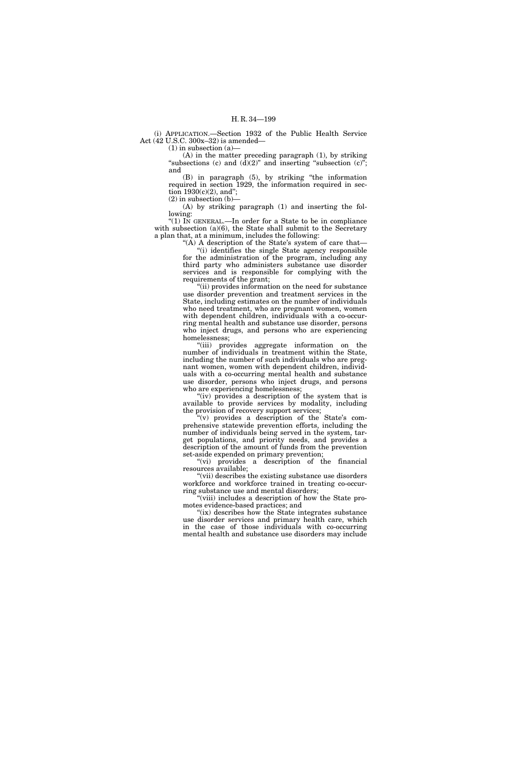(i) APPLICATION.—Section 1932 of the Public Health Service Act (42 U.S.C. 300x–32) is amended—

(1) in subsection (a)—

(A) in the matter preceding paragraph (1), by striking "subsections (c) and (d)(2)" and inserting "subsection (c)"; and

(B) in paragraph (5), by striking "the information required in section 1929, the information required in section 1930(c)(2), and";

(2) in subsection (b)—

(A) by striking paragraph (1) and inserting the following:

"(1) IN GENERAL.—In order for a State to be in compliance with subsection (a)(6), the State shall submit to the Secretary a plan that, at a minimum, includes the following:

"(A) A description of the State's system of care that—

"(i) identifies the single State agency responsible for the administration of the program, including any third party who administers substance use disorder services and is responsible for complying with the requirements of the grant;

"(ii) provides information on the need for substance use disorder prevention and treatment services in the State, including estimates on the number of individuals who need treatment, who are pregnant women, women with dependent children, individuals with a co-occurring mental health and substance use disorder, persons who inject drugs, and persons who are experiencing homelessness;

"(iii) provides aggregate information on the number of individuals in treatment within the State, including the number of such individuals who are pregnant women, women with dependent children, individuals with a co-occurring mental health and substance use disorder, persons who inject drugs, and persons who are experiencing homelessness;

"(iv) provides a description of the system that is available to provide services by modality, including the provision of recovery support services;

"(v) provides a description of the State's comprehensive statewide prevention efforts, including the number of individuals being served in the system, target populations, and priority needs, and provides a description of the amount of funds from the prevention set-aside expended on primary prevention;

"(vi) provides a description of the financial resources available;

"(vii) describes the existing substance use disorders workforce and workforce trained in treating co-occurring substance use and mental disorders;

"(viii) includes a description of how the State promotes evidence-based practices; and

"(ix) describes how the State integrates substance use disorder services and primary health care, which in the case of those individuals with co-occurring mental health and substance use disorders may include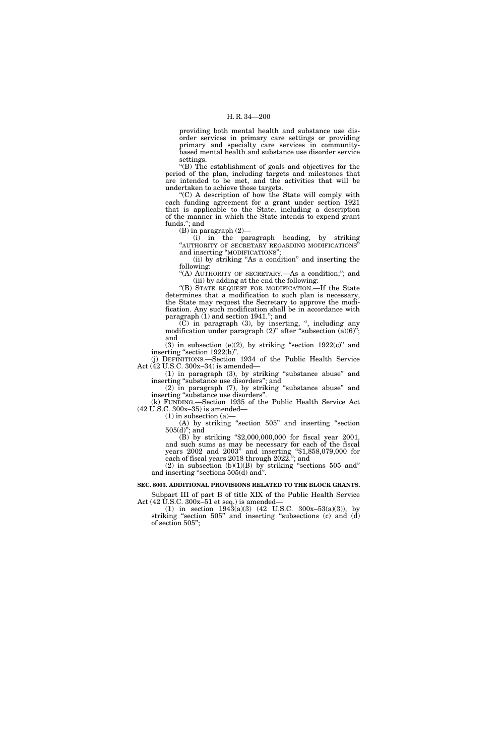providing both mental health and substance use disorder services in primary care settings or providing primary and specialty care services in community-based mental health and substance use disorder service settings.

"(B) The establishment of goals and objectives for the period of the plan, including targets and milestones that are intended to be met, and the activities that will be undertaken to achieve those targets.

"(C) A description of how the State will comply with each funding agreement for a grant under section 1921 that is applicable to the State, including a description of the manner in which the State intends to expend grant funds."; and

(B) in paragraph (2)—

(i) in the paragraph heading, by striking "AUTHORITY OF SECRETARY REGARDING MODIFICATIONS" and inserting "MODIFICATIONS";

(ii) by striking "As a condition" and inserting the following:

"(A) AUTHORITY OF SECRETARY.—As a condition;"; and

(iii) by adding at the end the following:

"(B) STATE REQUEST FOR MODIFICATION.—If the State determines that a modification to such plan is necessary, the State may request the Secretary to approve the modification. Any such modification shall be in accordance with paragraph (1) and section 1941."; and

(C) in paragraph (3), by inserting ", including any modification under paragraph (2)" after "subsection (a)(6)"; and

(3) in subsection (e)(2), by striking "section 1922(c)" and inserting "section 1922(b)".

(j) DEFINITIONS.—Section 1934 of the Public Health Service Act (42 U.S.C. 300x–34) is amended—

(1) in paragraph (3), by striking "substance abuse" and inserting "substance use disorders"; and

(2) in paragraph (7), by striking "substance abuse" and inserting "substance use disorders".

(k) FUNDING.—Section 1935 of the Public Health Service Act (42 U.S.C. 300x–35) is amended—

(1) in subsection (a)—

(A) by striking "section 505" and inserting "section 505(d)"; and

(B) by striking "$2,000,000,000 for fiscal year 2001, and such sums as may be necessary for each of the fiscal years 2002 and 2003" and inserting "$1,858,079,000 for each of fiscal years 2018 through 2022."; and

(2) in subsection (b)(1)(B) by striking "sections 505 and" and inserting "sections 505(d) and".

**SEC. 8003. ADDITIONAL PROVISIONS RELATED TO THE BLOCK GRANTS.**

Subpart III of part B of title XIX of the Public Health Service Act (42 U.S.C. 300x–51 et seq.) is amended—

(1) in section 1943(a)(3) (42 U.S.C. 300x–53(a)(3)), by striking "section 505" and inserting "subsections (c) and (d) of section 505";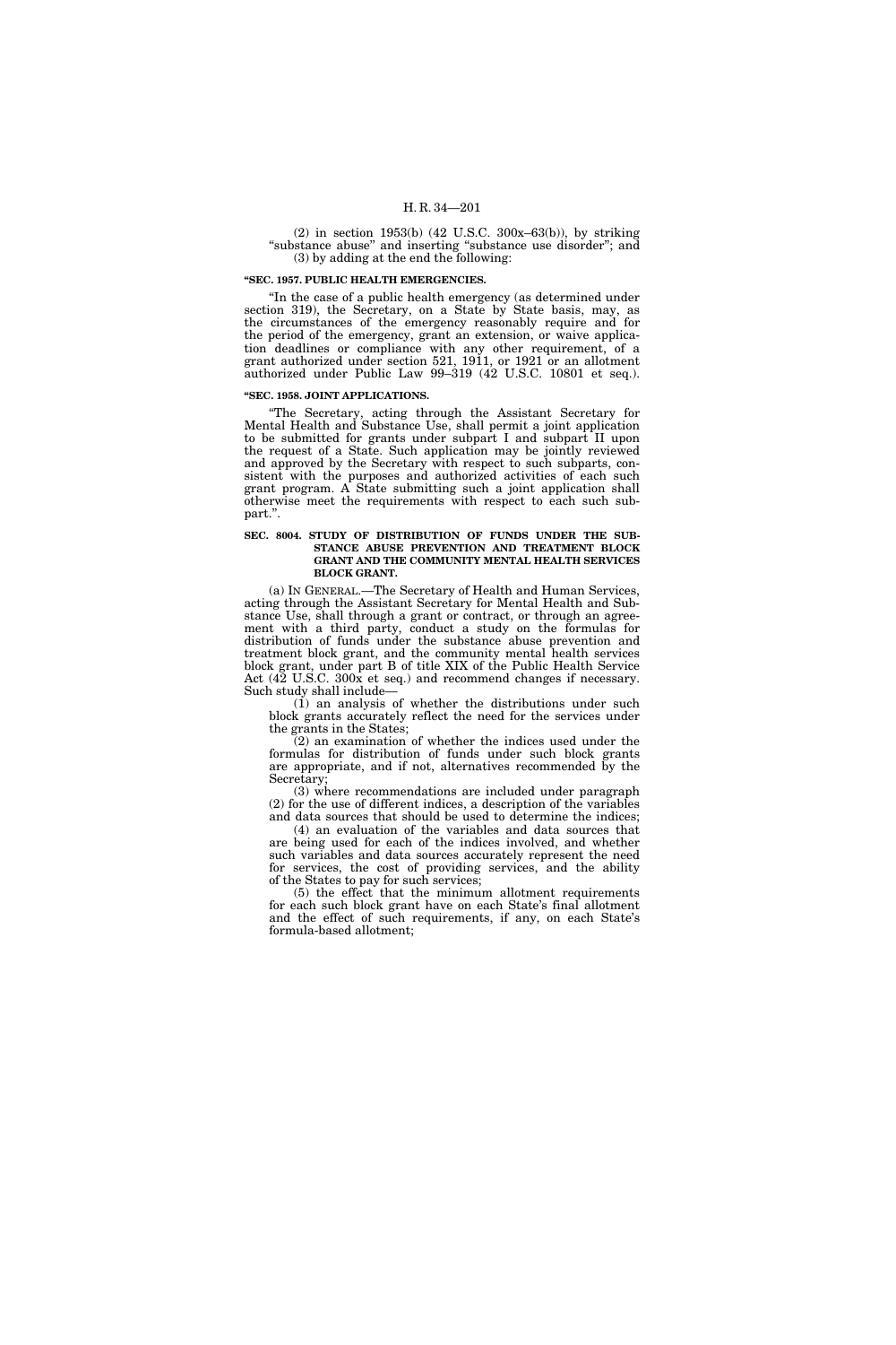(2) in section 1953(b) (42 U.S.C. 300x–63(b)), by striking "substance abuse" and inserting "substance use disorder"; and

(3) by adding at the end the following:

**"SEC. 1957. PUBLIC HEALTH EMERGENCIES.**

"In the case of a public health emergency (as determined under section 319), the Secretary, on a State by State basis, may, as the circumstances of the emergency reasonably require and for the period of the emergency, grant an extension, or waive application deadlines or compliance with any other requirement, of a grant authorized under section 521, 1911, or 1921 or an allotment authorized under Public Law 99–319 (42 U.S.C. 10801 et seq.).

**"SEC. 1958. JOINT APPLICATIONS.**

"The Secretary, acting through the Assistant Secretary for Mental Health and Substance Use, shall permit a joint application to be submitted for grants under subpart I and subpart II upon the request of a State. Such application may be jointly reviewed and approved by the Secretary with respect to such subparts, consistent with the purposes and authorized activities of each such grant program. A State submitting such a joint application shall otherwise meet the requirements with respect to each such subpart.".

**SEC. 8004. STUDY OF DISTRIBUTION OF FUNDS UNDER THE SUBSTANCE ABUSE PREVENTION AND TREATMENT BLOCK GRANT AND THE COMMUNITY MENTAL HEALTH SERVICES BLOCK GRANT.**

(a) IN GENERAL.—The Secretary of Health and Human Services, acting through the Assistant Secretary for Mental Health and Substance Use, shall through a grant or contract, or through an agreement with a third party, conduct a study on the formulas for distribution of funds under the substance abuse prevention and treatment block grant, and the community mental health services block grant, under part B of title XIX of the Public Health Service Act (42 U.S.C. 300x et seq.) and recommend changes if necessary. Such study shall include—

(1) an analysis of whether the distributions under such block grants accurately reflect the need for the services under the grants in the States;

(2) an examination of whether the indices used under the formulas for distribution of funds under such block grants are appropriate, and if not, alternatives recommended by the Secretary;

(3) where recommendations are included under paragraph (2) for the use of different indices, a description of the variables and data sources that should be used to determine the indices;

(4) an evaluation of the variables and data sources that are being used for each of the indices involved, and whether such variables and data sources accurately represent the need for services, the cost of providing services, and the ability of the States to pay for such services;

(5) the effect that the minimum allotment requirements for each such block grant have on each State's final allotment and the effect of such requirements, if any, on each State's formula-based allotment;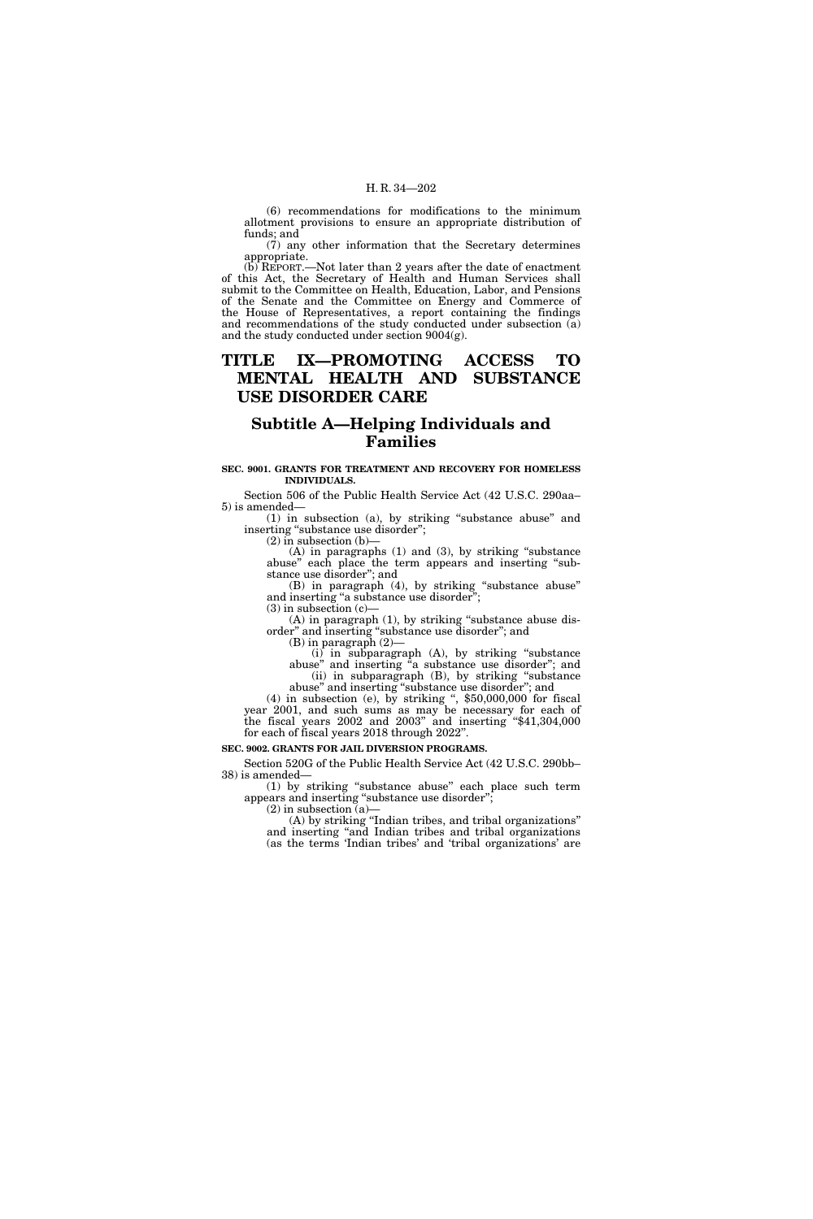(6) recommendations for modifications to the minimum allotment provisions to ensure an appropriate distribution of funds; and

(7) any other information that the Secretary determines appropriate.

(b) REPORT.—Not later than 2 years after the date of enactment of this Act, the Secretary of Health and Human Services shall submit to the Committee on Health, Education, Labor, and Pensions of the Senate and the Committee on Energy and Commerce of the House of Representatives, a report containing the findings and recommendations of the study conducted under subsection (a) and the study conducted under section 9004(g).

# TITLE IX—PROMOTING ACCESS TO MENTAL HEALTH AND SUBSTANCE USE DISORDER CARE

## Subtitle A—Helping Individuals and Families

**SEC. 9001. GRANTS FOR TREATMENT AND RECOVERY FOR HOMELESS INDIVIDUALS.**

Section 506 of the Public Health Service Act (42 U.S.C. 290aa–5) is amended—

(1) in subsection (a), by striking "substance abuse" and inserting "substance use disorder";

(2) in subsection (b)—

(A) in paragraphs (1) and (3), by striking "substance abuse" each place the term appears and inserting "substance use disorder"; and

(B) in paragraph (4), by striking "substance abuse" and inserting "a substance use disorder";

(3) in subsection (c)—

(A) in paragraph (1), by striking "substance abuse disorder" and inserting "substance use disorder"; and

(B) in paragraph (2)—

(i) in subparagraph (A), by striking "substance abuse" and inserting "a substance use disorder"; and

(ii) in subparagraph (B), by striking "substance abuse" and inserting "substance use disorder"; and

(4) in subsection (e), by striking ", $50,000,000 for fiscal year 2001, and such sums as may be necessary for each of the fiscal years 2002 and 2003" and inserting "$41,304,000 for each of fiscal years 2018 through 2022".

**SEC. 9002. GRANTS FOR JAIL DIVERSION PROGRAMS.**

Section 520G of the Public Health Service Act (42 U.S.C. 290bb–38) is amended—

(1) by striking "substance abuse" each place such term appears and inserting "substance use disorder";

(2) in subsection (a)—

(A) by striking "Indian tribes, and tribal organizations" and inserting "and Indian tribes and tribal organizations (as the terms 'Indian tribes' and 'tribal organizations' are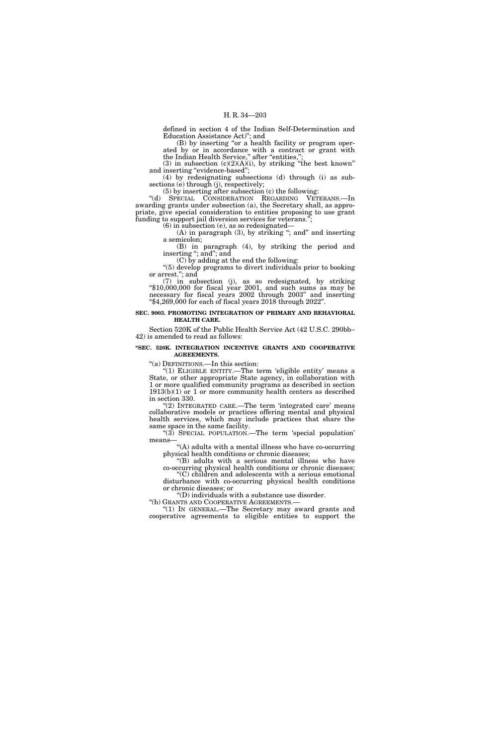defined in section 4 of the Indian Self-Determination and Education Assistance Act)''; and

(B) by inserting ''or a health facility or program operated by or in accordance with a contract or grant with the Indian Health Service,'' after ''entities,'';

(3) in subsection (c)(2)(A)(i), by striking ''the best known'' and inserting ''evidence-based'';

(4) by redesignating subsections (d) through (i) as subsections (e) through (j), respectively;

(5) by inserting after subsection (c) the following:

''(d) SPECIAL CONSIDERATION REGARDING VETERANS.—In awarding grants under subsection (a), the Secretary shall, as appropriate, give special consideration to entities proposing to use grant funding to support jail diversion services for veterans.'';

(6) in subsection (e), as so redesignated—

(A) in paragraph (3), by striking ''; and'' and inserting a semicolon;

(B) in paragraph (4), by striking the period and inserting ''; and''; and

(C) by adding at the end the following:

''(5) develop programs to divert individuals prior to booking or arrest.''; and

(7) in subsection (j), as so redesignated, by striking ''$10,000,000 for fiscal year 2001, and such sums as may be necessary for fiscal years 2002 through 2003'' and inserting ''$4,269,000 for each of fiscal years 2018 through 2022''.

**SEC. 9003. PROMOTING INTEGRATION OF PRIMARY AND BEHAVIORAL HEALTH CARE.**

Section 520K of the Public Health Service Act (42 U.S.C. 290bb–42) is amended to read as follows:

**''SEC. 520K. INTEGRATION INCENTIVE GRANTS AND COOPERATIVE AGREEMENTS.**

''(a) DEFINITIONS.—In this section:

''(1) ELIGIBLE ENTITY.—The term 'eligible entity' means a State, or other appropriate State agency, in collaboration with 1 or more qualified community programs as described in section 1913(b)(1) or 1 or more community health centers as described in section 330.

''(2) INTEGRATED CARE.—The term 'integrated care' means collaborative models or practices offering mental and physical health services, which may include practices that share the same space in the same facility.

''(3) SPECIAL POPULATION.—The term 'special population' means—

''(A) adults with a mental illness who have co-occurring physical health conditions or chronic diseases;

''(B) adults with a serious mental illness who have co-occurring physical health conditions or chronic diseases;

''(C) children and adolescents with a serious emotional disturbance with co-occurring physical health conditions or chronic diseases; or

''(D) individuals with a substance use disorder.

''(b) GRANTS AND COOPERATIVE AGREEMENTS.—

''(1) IN GENERAL.—The Secretary may award grants and cooperative agreements to eligible entities to support the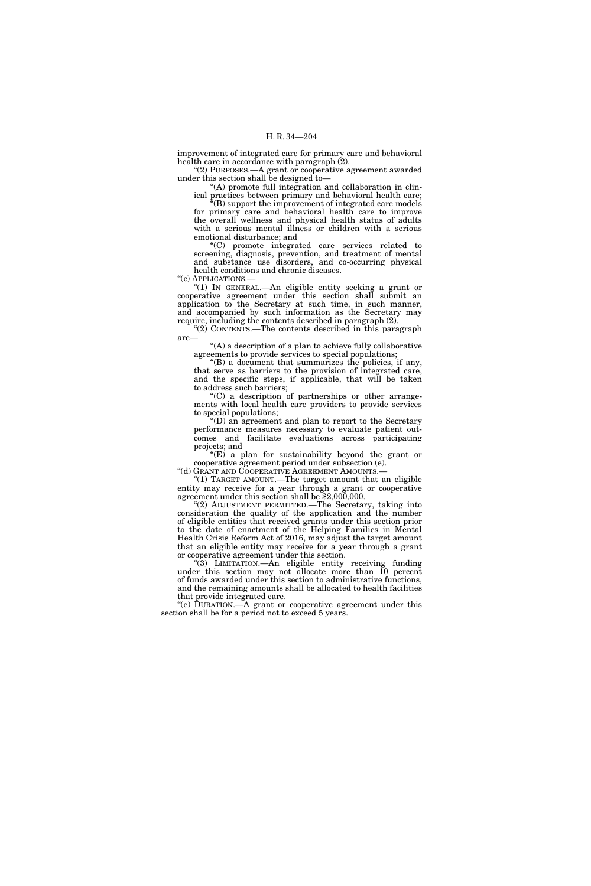improvement of integrated care for primary care and behavioral health care in accordance with paragraph (2).

"(2) PURPOSES.—A grant or cooperative agreement awarded under this section shall be designed to—

"(A) promote full integration and collaboration in clinical practices between primary and behavioral health care;

"(B) support the improvement of integrated care models for primary care and behavioral health care to improve the overall wellness and physical health status of adults with a serious mental illness or children with a serious emotional disturbance; and

"(C) promote integrated care services related to screening, diagnosis, prevention, and treatment of mental and substance use disorders, and co-occurring physical health conditions and chronic diseases.

"(c) APPLICATIONS.—

"(1) IN GENERAL.—An eligible entity seeking a grant or cooperative agreement under this section shall submit an application to the Secretary at such time, in such manner, and accompanied by such information as the Secretary may require, including the contents described in paragraph (2).

"(2) CONTENTS.—The contents described in this paragraph are—

"(A) a description of a plan to achieve fully collaborative agreements to provide services to special populations;

"(B) a document that summarizes the policies, if any, that serve as barriers to the provision of integrated care, and the specific steps, if applicable, that will be taken to address such barriers;

"(C) a description of partnerships or other arrangements with local health care providers to provide services to special populations;

"(D) an agreement and plan to report to the Secretary performance measures necessary to evaluate patient outcomes and facilitate evaluations across participating projects; and

"(E) a plan for sustainability beyond the grant or cooperative agreement period under subsection (e).

"(d) GRANT AND COOPERATIVE AGREEMENT AMOUNTS.—

"(1) TARGET AMOUNT.—The target amount that an eligible entity may receive for a year through a grant or cooperative agreement under this section shall be $2,000,000.

"(2) ADJUSTMENT PERMITTED.—The Secretary, taking into consideration the quality of the application and the number of eligible entities that received grants under this section prior to the date of enactment of the Helping Families in Mental Health Crisis Reform Act of 2016, may adjust the target amount that an eligible entity may receive for a year through a grant or cooperative agreement under this section.

"(3) LIMITATION.—An eligible entity receiving funding under this section may not allocate more than 10 percent of funds awarded under this section to administrative functions, and the remaining amounts shall be allocated to health facilities that provide integrated care.

"(e) DURATION.—A grant or cooperative agreement under this section shall be for a period not to exceed 5 years.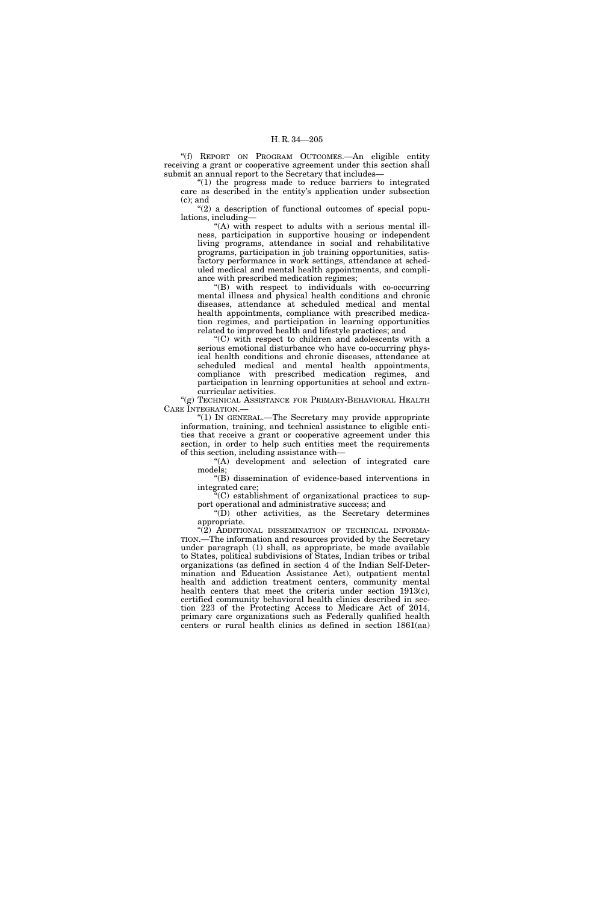"(f) REPORT ON PROGRAM OUTCOMES.—An eligible entity receiving a grant or cooperative agreement under this section shall submit an annual report to the Secretary that includes—

"(1) the progress made to reduce barriers to integrated care as described in the entity's application under subsection (c); and

"(2) a description of functional outcomes of special populations, including—

"(A) with respect to adults with a serious mental illness, participation in supportive housing or independent living programs, attendance in social and rehabilitative programs, participation in job training opportunities, satisfactory performance in work settings, attendance at scheduled medical and mental health appointments, and compliance with prescribed medication regimes;

"(B) with respect to individuals with co-occurring mental illness and physical health conditions and chronic diseases, attendance at scheduled medical and mental health appointments, compliance with prescribed medication regimes, and participation in learning opportunities related to improved health and lifestyle practices; and

"(C) with respect to children and adolescents with a serious emotional disturbance who have co-occurring physical health conditions and chronic diseases, attendance at scheduled medical and mental health appointments, compliance with prescribed medication regimes, and participation in learning opportunities at school and extracurricular activities.

"(g) TECHNICAL ASSISTANCE FOR PRIMARY-BEHAVIORAL HEALTH CARE INTEGRATION.—

"(1) IN GENERAL.—The Secretary may provide appropriate information, training, and technical assistance to eligible entities that receive a grant or cooperative agreement under this section, in order to help such entities meet the requirements of this section, including assistance with—

"(A) development and selection of integrated care models;

"(B) dissemination of evidence-based interventions in integrated care;

"(C) establishment of organizational practices to support operational and administrative success; and

"(D) other activities, as the Secretary determines appropriate.

"(2) ADDITIONAL DISSEMINATION OF TECHNICAL INFORMATION.—The information and resources provided by the Secretary under paragraph (1) shall, as appropriate, be made available to States, political subdivisions of States, Indian tribes or tribal organizations (as defined in section 4 of the Indian Self-Determination and Education Assistance Act), outpatient mental health and addiction treatment centers, community mental health centers that meet the criteria under section 1913(c), certified community behavioral health clinics described in section 223 of the Protecting Access to Medicare Act of 2014, primary care organizations such as Federally qualified health centers or rural health clinics as defined in section 1861(aa)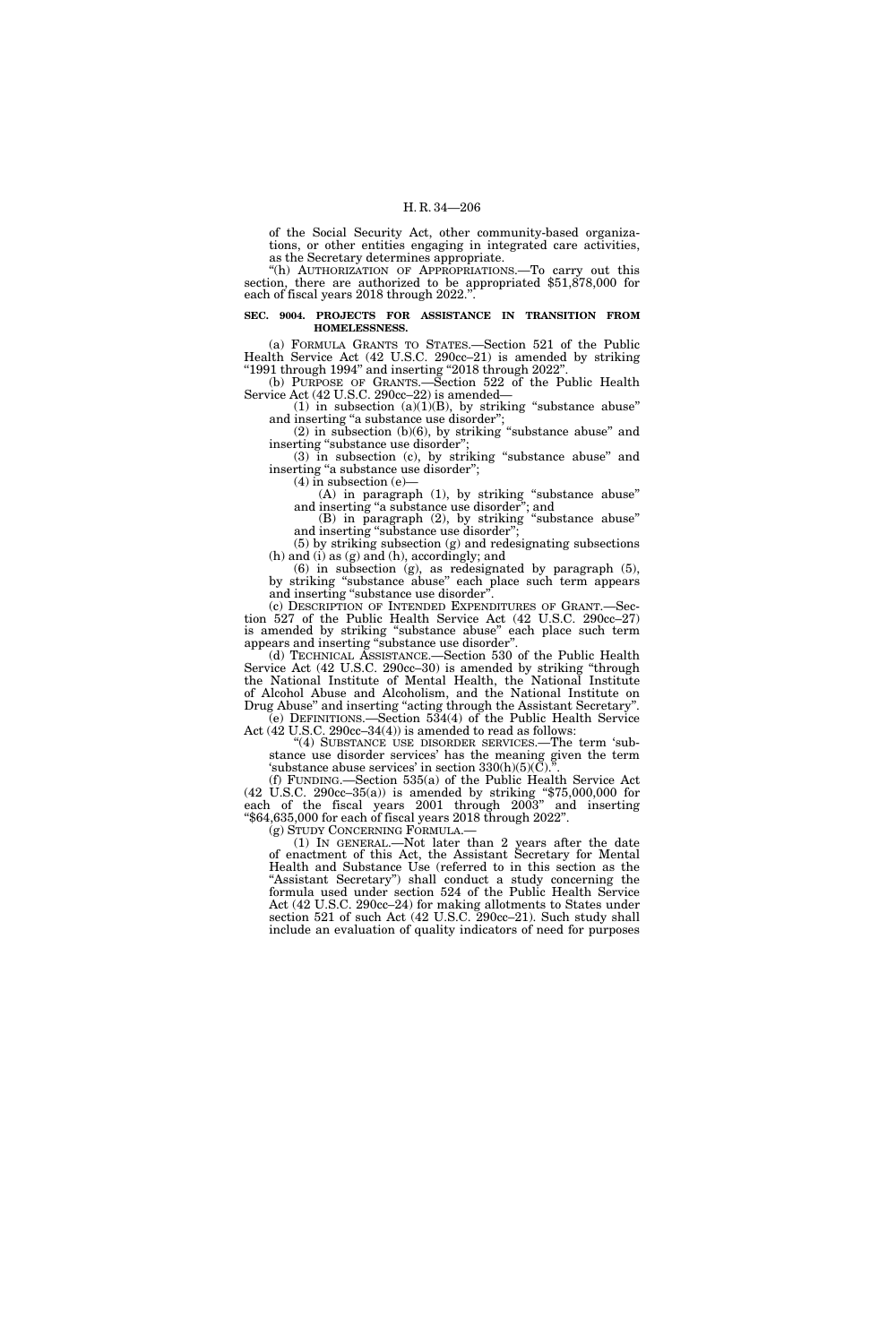of the Social Security Act, other community-based organizations, or other entities engaging in integrated care activities, as the Secretary determines appropriate.

"(h) AUTHORIZATION OF APPROPRIATIONS.—To carry out this section, there are authorized to be appropriated $51,878,000 for each of fiscal years 2018 through 2022.".

**SEC. 9004. PROJECTS FOR ASSISTANCE IN TRANSITION FROM HOMELESSNESS.**

(a) FORMULA GRANTS TO STATES.—Section 521 of the Public Health Service Act (42 U.S.C. 290cc–21) is amended by striking "1991 through 1994" and inserting "2018 through 2022".

(b) PURPOSE OF GRANTS.—Section 522 of the Public Health Service Act (42 U.S.C. 290cc–22) is amended—

(1) in subsection (a)(1)(B), by striking "substance abuse" and inserting "a substance use disorder";

(2) in subsection (b)(6), by striking "substance abuse" and inserting "substance use disorder";

(3) in subsection (c), by striking "substance abuse" and inserting "a substance use disorder";

(4) in subsection (e)—

(A) in paragraph (1), by striking "substance abuse" and inserting "a substance use disorder"; and

(B) in paragraph (2), by striking "substance abuse" and inserting "substance use disorder";

(5) by striking subsection (g) and redesignating subsections (h) and (i) as (g) and (h), accordingly; and

(6) in subsection (g), as redesignated by paragraph (5), by striking "substance abuse" each place such term appears and inserting "substance use disorder".

(c) DESCRIPTION OF INTENDED EXPENDITURES OF GRANT.—Section 527 of the Public Health Service Act (42 U.S.C. 290cc–27) is amended by striking "substance abuse" each place such term appears and inserting "substance use disorder".

(d) TECHNICAL ASSISTANCE.—Section 530 of the Public Health Service Act (42 U.S.C. 290cc–30) is amended by striking "through the National Institute of Mental Health, the National Institute of Alcohol Abuse and Alcoholism, and the National Institute on Drug Abuse" and inserting "acting through the Assistant Secretary".

(e) DEFINITIONS.—Section 534(4) of the Public Health Service Act (42 U.S.C. 290cc–34(4)) is amended to read as follows:

"(4) SUBSTANCE USE DISORDER SERVICES.—The term 'substance use disorder services' has the meaning given the term 'substance abuse services' in section 330(h)(5)(C).".

(f) FUNDING.—Section 535(a) of the Public Health Service Act (42 U.S.C. 290cc–35(a)) is amended by striking "$75,000,000 for each of the fiscal years 2001 through 2003" and inserting "$64,635,000 for each of fiscal years 2018 through 2022".

(g) STUDY CONCERNING FORMULA.—

(1) IN GENERAL.—Not later than 2 years after the date of enactment of this Act, the Assistant Secretary for Mental Health and Substance Use (referred to in this section as the "Assistant Secretary") shall conduct a study concerning the formula used under section 524 of the Public Health Service Act (42 U.S.C. 290cc–24) for making allotments to States under section 521 of such Act (42 U.S.C. 290cc–21). Such study shall include an evaluation of quality indicators of need for purposes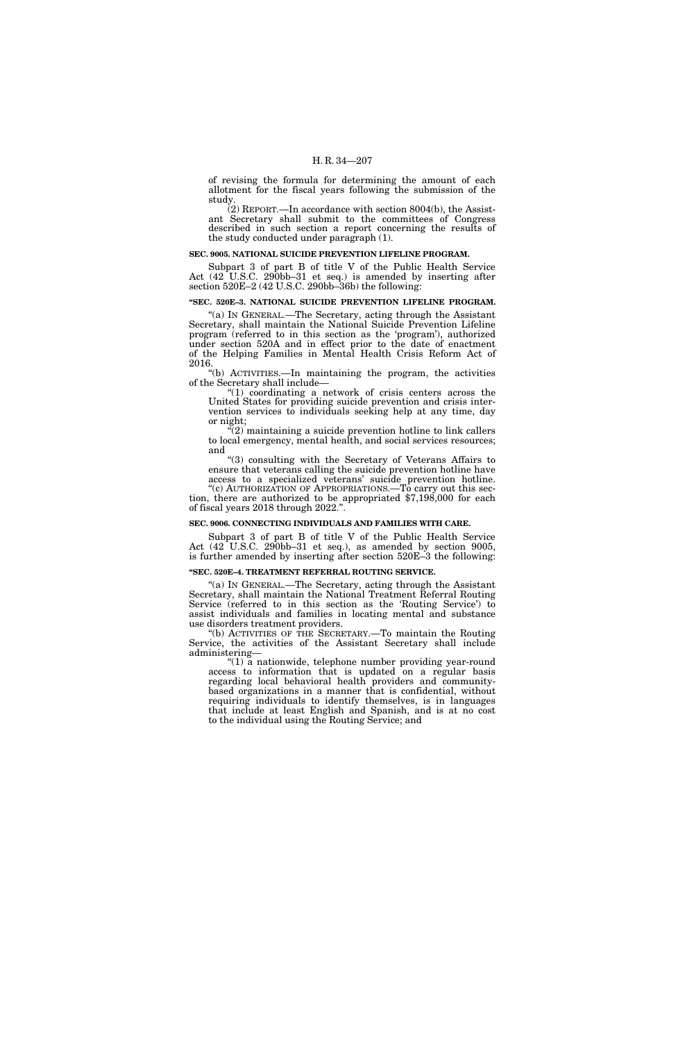of revising the formula for determining the amount of each allotment for the fiscal years following the submission of the study.

(2) REPORT.—In accordance with section 8004(b), the Assistant Secretary shall submit to the committees of Congress described in such section a report concerning the results of the study conducted under paragraph (1).

**SEC. 9005. NATIONAL SUICIDE PREVENTION LIFELINE PROGRAM.**

Subpart 3 of part B of title V of the Public Health Service Act (42 U.S.C. 290bb–31 et seq.) is amended by inserting after section 520E–2 (42 U.S.C. 290bb–36b) the following:

**"SEC. 520E–3. NATIONAL SUICIDE PREVENTION LIFELINE PROGRAM.**

"(a) IN GENERAL.—The Secretary, acting through the Assistant Secretary, shall maintain the National Suicide Prevention Lifeline program (referred to in this section as the 'program'), authorized under section 520A and in effect prior to the date of enactment of the Helping Families in Mental Health Crisis Reform Act of 2016.

"(b) ACTIVITIES.—In maintaining the program, the activities of the Secretary shall include—

"(1) coordinating a network of crisis centers across the United States for providing suicide prevention and crisis intervention services to individuals seeking help at any time, day or night;

"(2) maintaining a suicide prevention hotline to link callers to local emergency, mental health, and social services resources; and

"(3) consulting with the Secretary of Veterans Affairs to ensure that veterans calling the suicide prevention hotline have access to a specialized veterans' suicide prevention hotline.

"(c) AUTHORIZATION OF APPROPRIATIONS.—To carry out this section, there are authorized to be appropriated $7,198,000 for each of fiscal years 2018 through 2022.".

**SEC. 9006. CONNECTING INDIVIDUALS AND FAMILIES WITH CARE.**

Subpart 3 of part B of title V of the Public Health Service Act (42 U.S.C. 290bb–31 et seq.), as amended by section 9005, is further amended by inserting after section 520E–3 the following:

**"SEC. 520E–4. TREATMENT REFERRAL ROUTING SERVICE.**

"(a) IN GENERAL.—The Secretary, acting through the Assistant Secretary, shall maintain the National Treatment Referral Routing Service (referred to in this section as the 'Routing Service') to assist individuals and families in locating mental and substance use disorders treatment providers.

"(b) ACTIVITIES OF THE SECRETARY.—To maintain the Routing Service, the activities of the Assistant Secretary shall include administering—

"(1) a nationwide, telephone number providing year-round access to information that is updated on a regular basis regarding local behavioral health providers and community-based organizations in a manner that is confidential, without requiring individuals to identify themselves, is in languages that include at least English and Spanish, and is at no cost to the individual using the Routing Service; and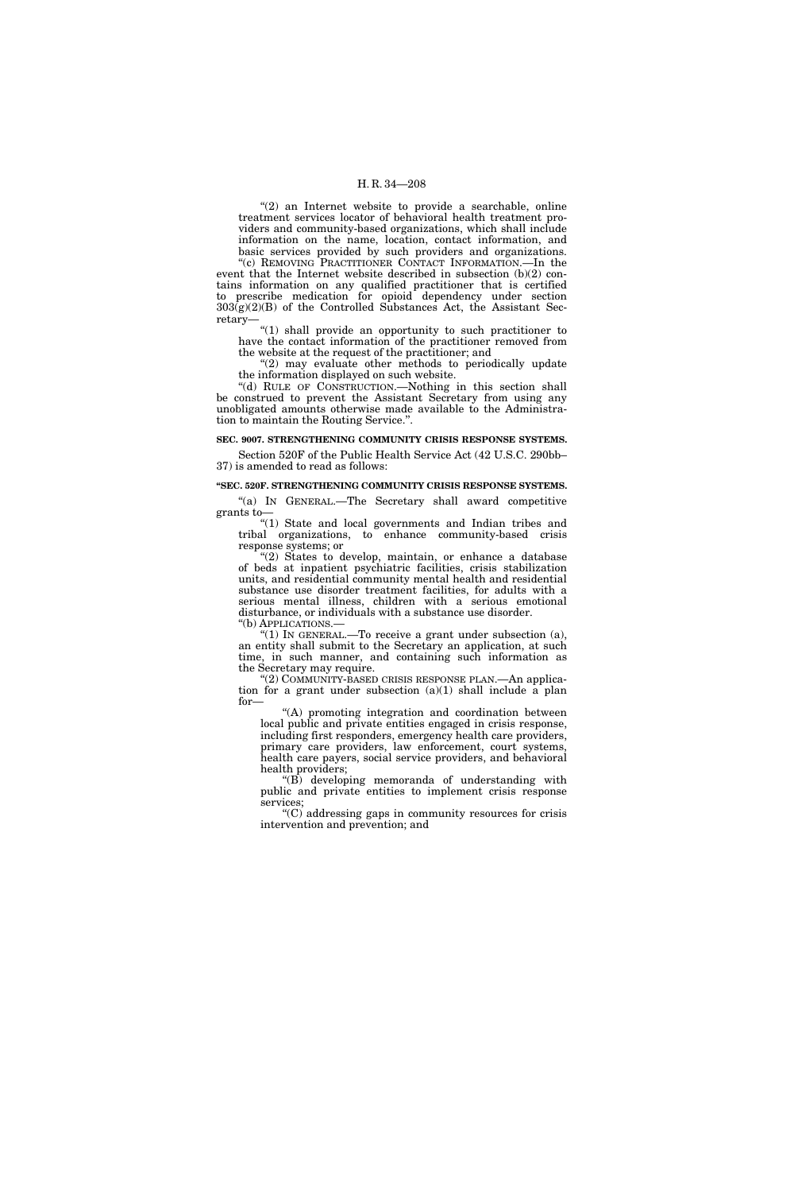"(2) an Internet website to provide a searchable, online treatment services locator of behavioral health treatment providers and community-based organizations, which shall include information on the name, location, contact information, and basic services provided by such providers and organizations.

"(c) REMOVING PRACTITIONER CONTACT INFORMATION.—In the event that the Internet website described in subsection (b)(2) contains information on any qualified practitioner that is certified to prescribe medication for opioid dependency under section 303(g)(2)(B) of the Controlled Substances Act, the Assistant Secretary—

"(1) shall provide an opportunity to such practitioner to have the contact information of the practitioner removed from the website at the request of the practitioner; and

"(2) may evaluate other methods to periodically update the information displayed on such website.

"(d) RULE OF CONSTRUCTION.—Nothing in this section shall be construed to prevent the Assistant Secretary from using any unobligated amounts otherwise made available to the Administration to maintain the Routing Service.".

**SEC. 9007. STRENGTHENING COMMUNITY CRISIS RESPONSE SYSTEMS.**

Section 520F of the Public Health Service Act (42 U.S.C. 290bb–37) is amended to read as follows:

**"SEC. 520F. STRENGTHENING COMMUNITY CRISIS RESPONSE SYSTEMS.**

"(a) IN GENERAL.—The Secretary shall award competitive grants to—

"(1) State and local governments and Indian tribes and tribal organizations, to enhance community-based crisis response systems; or

"(2) States to develop, maintain, or enhance a database of beds at inpatient psychiatric facilities, crisis stabilization units, and residential community mental health and residential substance use disorder treatment facilities, for adults with a serious mental illness, children with a serious emotional disturbance, or individuals with a substance use disorder.

"(b) APPLICATIONS.—

"(1) IN GENERAL.—To receive a grant under subsection (a), an entity shall submit to the Secretary an application, at such time, in such manner, and containing such information as the Secretary may require.

"(2) COMMUNITY-BASED CRISIS RESPONSE PLAN.—An application for a grant under subsection (a)(1) shall include a plan for—

"(A) promoting integration and coordination between local public and private entities engaged in crisis response, including first responders, emergency health care providers, primary care providers, law enforcement, court systems, health care payers, social service providers, and behavioral health providers;

"(B) developing memoranda of understanding with public and private entities to implement crisis response services;

"(C) addressing gaps in community resources for crisis intervention and prevention; and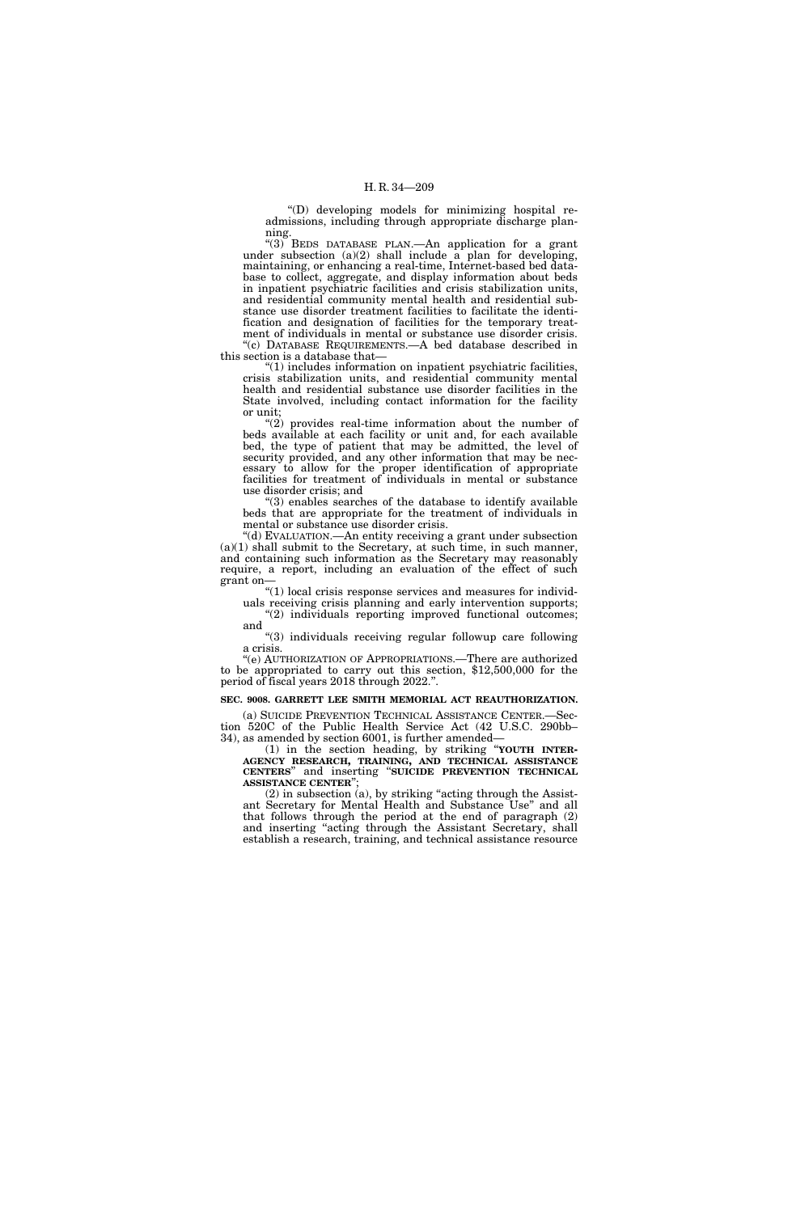"(D) developing models for minimizing hospital readmissions, including through appropriate discharge planning.

"(3) BEDS DATABASE PLAN.—An application for a grant under subsection (a)(2) shall include a plan for developing, maintaining, or enhancing a real-time, Internet-based bed database to collect, aggregate, and display information about beds in inpatient psychiatric facilities and crisis stabilization units, and residential community mental health and residential substance use disorder treatment facilities to facilitate the identification and designation of facilities for the temporary treatment of individuals in mental or substance use disorder crisis.

"(c) DATABASE REQUIREMENTS.—A bed database described in this section is a database that—

"(1) includes information on inpatient psychiatric facilities, crisis stabilization units, and residential community mental health and residential substance use disorder facilities in the State involved, including contact information for the facility or unit;

"(2) provides real-time information about the number of beds available at each facility or unit and, for each available bed, the type of patient that may be admitted, the level of security provided, and any other information that may be necessary to allow for the proper identification of appropriate facilities for treatment of individuals in mental or substance use disorder crisis; and

"(3) enables searches of the database to identify available beds that are appropriate for the treatment of individuals in mental or substance use disorder crisis.

"(d) EVALUATION.—An entity receiving a grant under subsection (a)(1) shall submit to the Secretary, at such time, in such manner, and containing such information as the Secretary may reasonably require, a report, including an evaluation of the effect of such grant on—

"(1) local crisis response services and measures for individuals receiving crisis planning and early intervention supports;

"(2) individuals reporting improved functional outcomes; and

"(3) individuals receiving regular followup care following a crisis.

"(e) AUTHORIZATION OF APPROPRIATIONS.—There are authorized to be appropriated to carry out this section, $12,500,000 for the period of fiscal years 2018 through 2022.".

**SEC. 9008. GARRETT LEE SMITH MEMORIAL ACT REAUTHORIZATION.**

(a) SUICIDE PREVENTION TECHNICAL ASSISTANCE CENTER.—Section 520C of the Public Health Service Act (42 U.S.C. 290bb–34), as amended by section 6001, is further amended—

(1) in the section heading, by striking "**YOUTH INTERAGENCY RESEARCH, TRAINING, AND TECHNICAL ASSISTANCE CENTERS**" and inserting "**SUICIDE PREVENTION TECHNICAL ASSISTANCE CENTER**";

(2) in subsection (a), by striking "acting through the Assistant Secretary for Mental Health and Substance Use" and all that follows through the period at the end of paragraph (2) and inserting "acting through the Assistant Secretary, shall establish a research, training, and technical assistance resource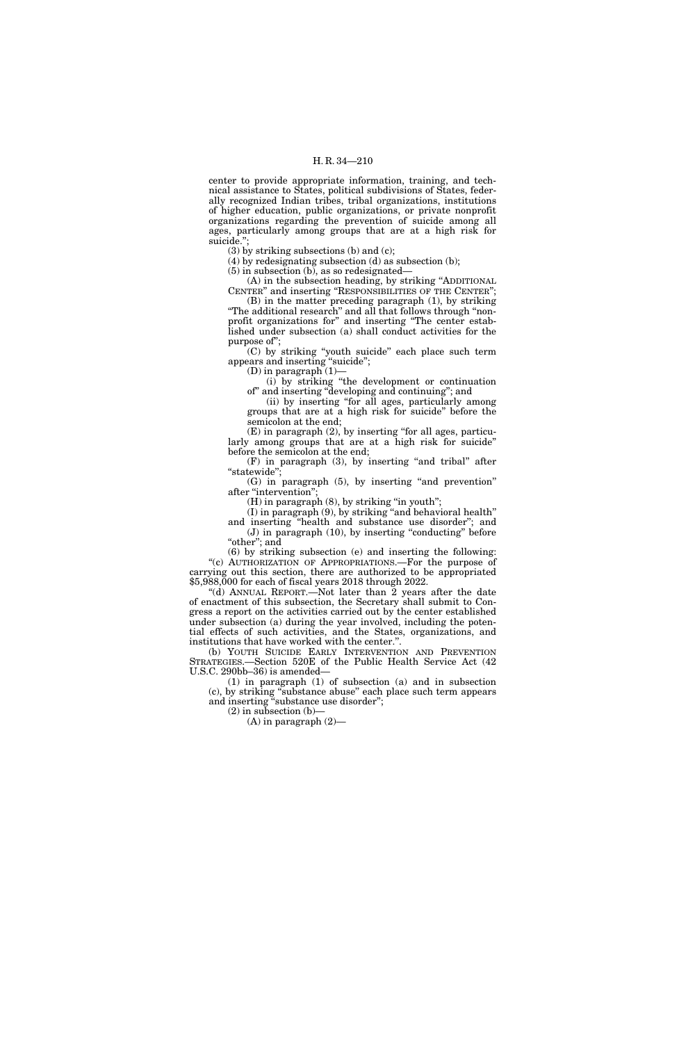center to provide appropriate information, training, and technical assistance to States, political subdivisions of States, federally recognized Indian tribes, tribal organizations, institutions of higher education, public organizations, or private nonprofit organizations regarding the prevention of suicide among all ages, particularly among groups that are at a high risk for suicide.";

(3) by striking subsections (b) and (c);

(4) by redesignating subsection (d) as subsection (b);

(5) in subsection (b), as so redesignated—

(A) in the subsection heading, by striking "ADDITIONAL CENTER" and inserting "RESPONSIBILITIES OF THE CENTER";

(B) in the matter preceding paragraph (1), by striking "The additional research" and all that follows through "nonprofit organizations for" and inserting "The center established under subsection (a) shall conduct activities for the purpose of";

(C) by striking "youth suicide" each place such term appears and inserting "suicide";

(D) in paragraph (1)—

(i) by striking "the development or continuation of" and inserting "developing and continuing"; and

(ii) by inserting "for all ages, particularly among groups that are at a high risk for suicide" before the semicolon at the end;

(E) in paragraph (2), by inserting "for all ages, particularly among groups that are at a high risk for suicide" before the semicolon at the end;

(F) in paragraph (3), by inserting "and tribal" after "statewide";

(G) in paragraph (5), by inserting "and prevention" after "intervention";

(H) in paragraph (8), by striking "in youth";

(I) in paragraph (9), by striking "and behavioral health" and inserting "health and substance use disorder"; and

(J) in paragraph (10), by inserting "conducting" before "other"; and

(6) by striking subsection (e) and inserting the following:

"(c) AUTHORIZATION OF APPROPRIATIONS.—For the purpose of carrying out this section, there are authorized to be appropriated $5,988,000 for each of fiscal years 2018 through 2022.

"(d) ANNUAL REPORT.—Not later than 2 years after the date of enactment of this subsection, the Secretary shall submit to Congress a report on the activities carried out by the center established under subsection (a) during the year involved, including the potential effects of such activities, and the States, organizations, and institutions that have worked with the center.".

(b) YOUTH SUICIDE EARLY INTERVENTION AND PREVENTION STRATEGIES.—Section 520E of the Public Health Service Act (42 U.S.C. 290bb–36) is amended—

(1) in paragraph (1) of subsection (a) and in subsection (c), by striking "substance abuse" each place such term appears and inserting "substance use disorder";

(2) in subsection (b)—

(A) in paragraph (2)—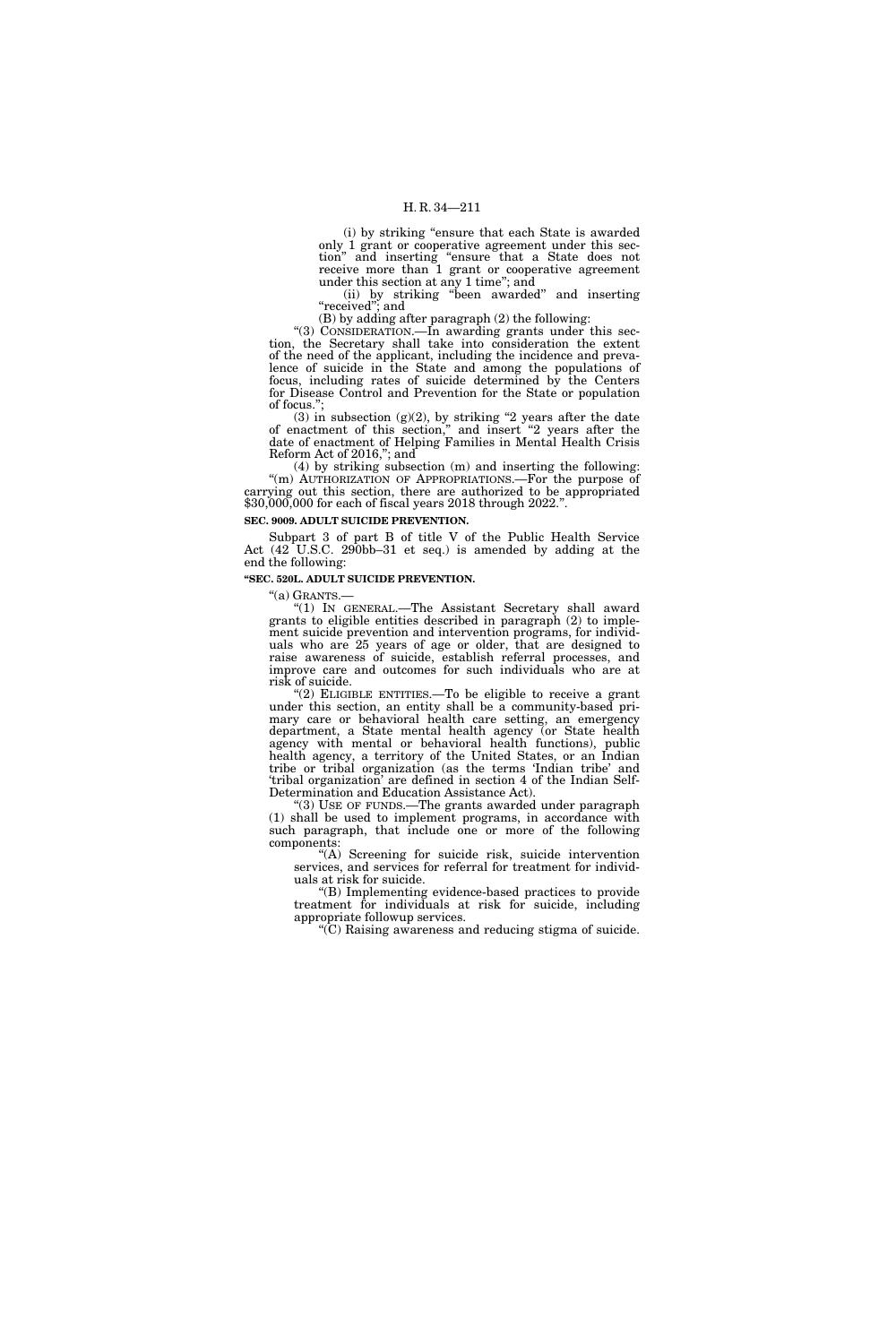(i) by striking "ensure that each State is awarded only 1 grant or cooperative agreement under this section" and inserting "ensure that a State does not receive more than 1 grant or cooperative agreement under this section at any 1 time"; and

(ii) by striking "been awarded" and inserting "received"; and

(B) by adding after paragraph (2) the following:

"(3) CONSIDERATION.—In awarding grants under this section, the Secretary shall take into consideration the extent of the need of the applicant, including the incidence and prevalence of suicide in the State and among the populations of focus, including rates of suicide determined by the Centers for Disease Control and Prevention for the State or population of focus.";

(3) in subsection (g)(2), by striking "2 years after the date of enactment of this section," and insert "2 years after the date of enactment of Helping Families in Mental Health Crisis Reform Act of 2016,"; and

(4) by striking subsection (m) and inserting the following:

"(m) AUTHORIZATION OF APPROPRIATIONS.—For the purpose of carrying out this section, there are authorized to be appropriated $30,000,000 for each of fiscal years 2018 through 2022.".

**SEC. 9009. ADULT SUICIDE PREVENTION.**

Subpart 3 of part B of title V of the Public Health Service Act (42 U.S.C. 290bb–31 et seq.) is amended by adding at the end the following:

**"SEC. 520L. ADULT SUICIDE PREVENTION.**

"(a) GRANTS.—

"(1) IN GENERAL.—The Assistant Secretary shall award grants to eligible entities described in paragraph (2) to implement suicide prevention and intervention programs, for individuals who are 25 years of age or older, that are designed to raise awareness of suicide, establish referral processes, and improve care and outcomes for such individuals who are at risk of suicide.

"(2) ELIGIBLE ENTITIES.—To be eligible to receive a grant under this section, an entity shall be a community-based primary care or behavioral health care setting, an emergency department, a State mental health agency (or State health agency with mental or behavioral health functions), public health agency, a territory of the United States, or an Indian tribe or tribal organization (as the terms 'Indian tribe' and 'tribal organization' are defined in section 4 of the Indian Self-Determination and Education Assistance Act).

"(3) USE OF FUNDS.—The grants awarded under paragraph (1) shall be used to implement programs, in accordance with such paragraph, that include one or more of the following components:

"(A) Screening for suicide risk, suicide intervention services, and services for referral for treatment for individuals at risk for suicide.

"(B) Implementing evidence-based practices to provide treatment for individuals at risk for suicide, including appropriate followup services.

"(C) Raising awareness and reducing stigma of suicide.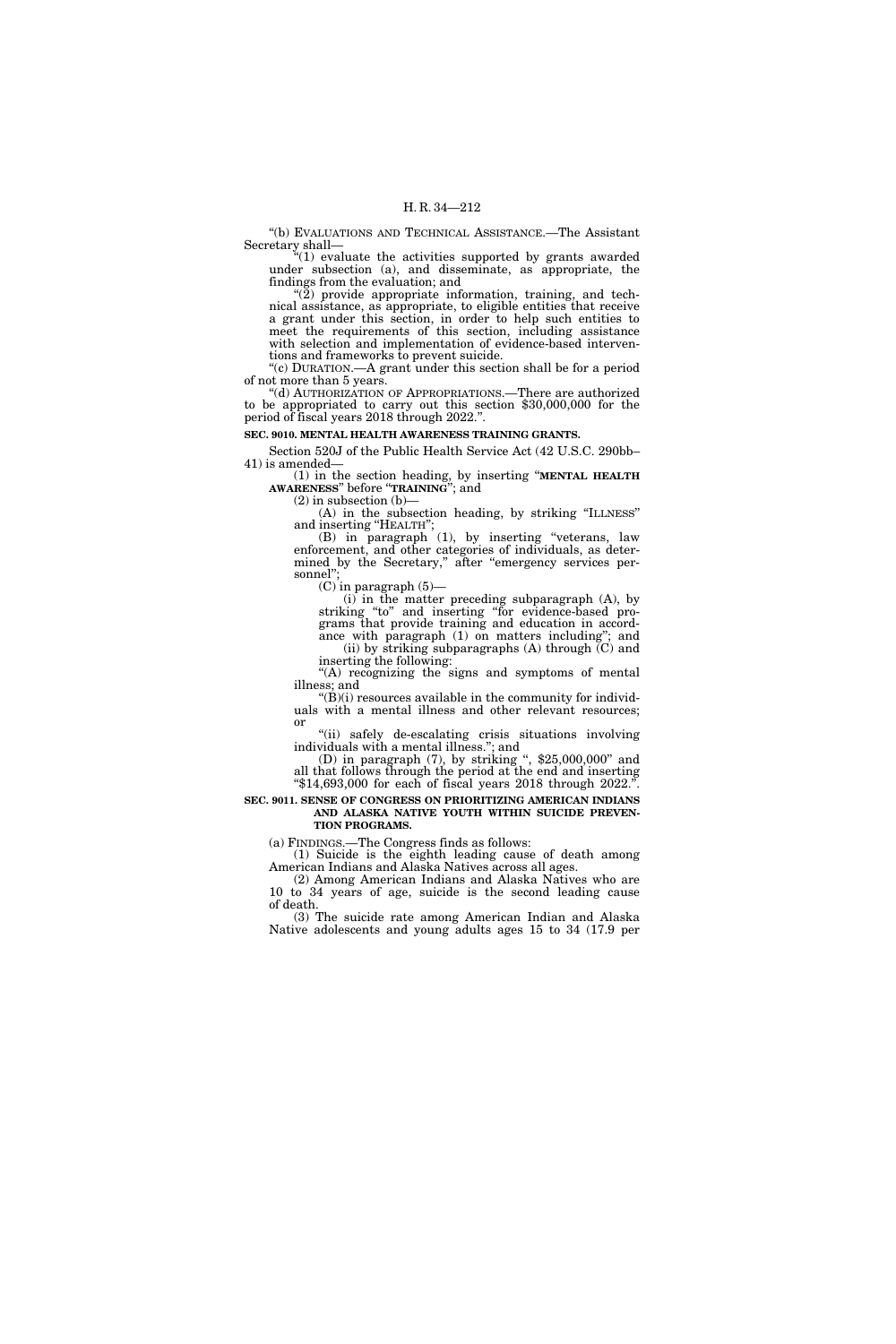"(b) EVALUATIONS AND TECHNICAL ASSISTANCE.—The Assistant Secretary shall—

"(1) evaluate the activities supported by grants awarded under subsection (a), and disseminate, as appropriate, the findings from the evaluation; and

"(2) provide appropriate information, training, and technical assistance, as appropriate, to eligible entities that receive a grant under this section, in order to help such entities to meet the requirements of this section, including assistance with selection and implementation of evidence-based interventions and frameworks to prevent suicide.

"(c) DURATION.—A grant under this section shall be for a period of not more than 5 years.

"(d) AUTHORIZATION OF APPROPRIATIONS.—There are authorized to be appropriated to carry out this section $30,000,000 for the period of fiscal years 2018 through 2022.".

**SEC. 9010. MENTAL HEALTH AWARENESS TRAINING GRANTS.**

Section 520J of the Public Health Service Act (42 U.S.C. 290bb–41) is amended—

(1) in the section heading, by inserting "**MENTAL HEALTH AWARENESS**" before "**TRAINING**"; and

(2) in subsection (b)—

(A) in the subsection heading, by striking "ILLNESS" and inserting "HEALTH";

(B) in paragraph (1), by inserting "veterans, law enforcement, and other categories of individuals, as determined by the Secretary," after "emergency services personnel";

(C) in paragraph (5)—

(i) in the matter preceding subparagraph (A), by striking "to" and inserting "for evidence-based programs that provide training and education in accordance with paragraph (1) on matters including"; and

(ii) by striking subparagraphs (A) through (C) and inserting the following:

"(A) recognizing the signs and symptoms of mental illness; and

"(B)(i) resources available in the community for individuals with a mental illness and other relevant resources; or

"(ii) safely de-escalating crisis situations involving individuals with a mental illness."; and

(D) in paragraph (7), by striking ", $25,000,000" and all that follows through the period at the end and inserting "$14,693,000 for each of fiscal years 2018 through 2022.".

**SEC. 9011. SENSE OF CONGRESS ON PRIORITIZING AMERICAN INDIANS AND ALASKA NATIVE YOUTH WITHIN SUICIDE PREVENTION PROGRAMS.**

(a) FINDINGS.—The Congress finds as follows:

(1) Suicide is the eighth leading cause of death among American Indians and Alaska Natives across all ages.

(2) Among American Indians and Alaska Natives who are 10 to 34 years of age, suicide is the second leading cause of death.

(3) The suicide rate among American Indian and Alaska Native adolescents and young adults ages 15 to 34 (17.9 per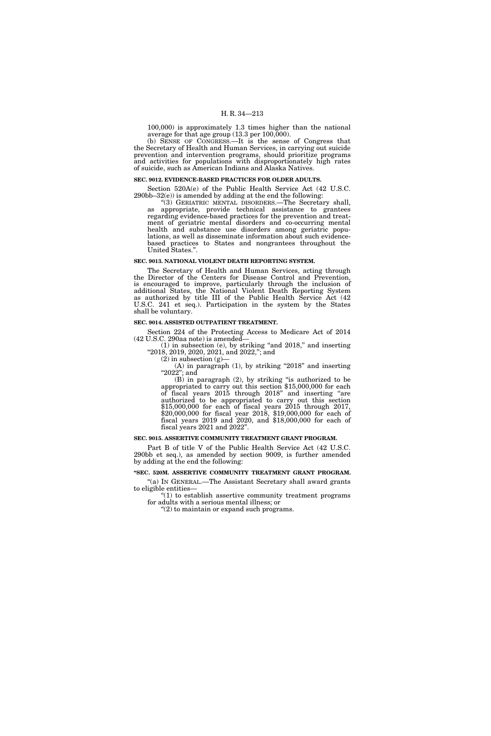100,000) is approximately 1.3 times higher than the national average for that age group (13.3 per 100,000).

(b) SENSE OF CONGRESS.—It is the sense of Congress that the Secretary of Health and Human Services, in carrying out suicide prevention and intervention programs, should prioritize programs and activities for populations with disproportionately high rates of suicide, such as American Indians and Alaska Natives.

**SEC. 9012. EVIDENCE-BASED PRACTICES FOR OLDER ADULTS.**

Section 520A(e) of the Public Health Service Act (42 U.S.C. 290bb–32(e)) is amended by adding at the end the following:

"(3) GERIATRIC MENTAL DISORDERS.—The Secretary shall, as appropriate, provide technical assistance to grantees regarding evidence-based practices for the prevention and treatment of geriatric mental disorders and co-occurring mental health and substance use disorders among geriatric populations, as well as disseminate information about such evidence-based practices to States and nongrantees throughout the United States.".

**SEC. 9013. NATIONAL VIOLENT DEATH REPORTING SYSTEM.**

The Secretary of Health and Human Services, acting through the Director of the Centers for Disease Control and Prevention, is encouraged to improve, particularly through the inclusion of additional States, the National Violent Death Reporting System as authorized by title III of the Public Health Service Act (42 U.S.C. 241 et seq.). Participation in the system by the States shall be voluntary.

**SEC. 9014. ASSISTED OUTPATIENT TREATMENT.**

Section 224 of the Protecting Access to Medicare Act of 2014 (42 U.S.C. 290aa note) is amended—

(1) in subsection (e), by striking "and 2018," and inserting "2018, 2019, 2020, 2021, and 2022,"; and

(2) in subsection (g)—

(A) in paragraph (1), by striking "2018" and inserting "2022"; and

(B) in paragraph (2), by striking "is authorized to be appropriated to carry out this section $15,000,000 for each of fiscal years 2015 through 2018" and inserting "are authorized to be appropriated to carry out this section $15,000,000 for each of fiscal years 2015 through 2017, $20,000,000 for fiscal year 2018, $19,000,000 for each of fiscal years 2019 and 2020, and $18,000,000 for each of fiscal years 2021 and 2022".

**SEC. 9015. ASSERTIVE COMMUNITY TREATMENT GRANT PROGRAM.**

Part B of title V of the Public Health Service Act (42 U.S.C. 290bb et seq.), as amended by section 9009, is further amended by adding at the end the following:

**"SEC. 520M. ASSERTIVE COMMUNITY TREATMENT GRANT PROGRAM.**

"(a) IN GENERAL.—The Assistant Secretary shall award grants to eligible entities—

"(1) to establish assertive community treatment programs for adults with a serious mental illness; or

"(2) to maintain or expand such programs.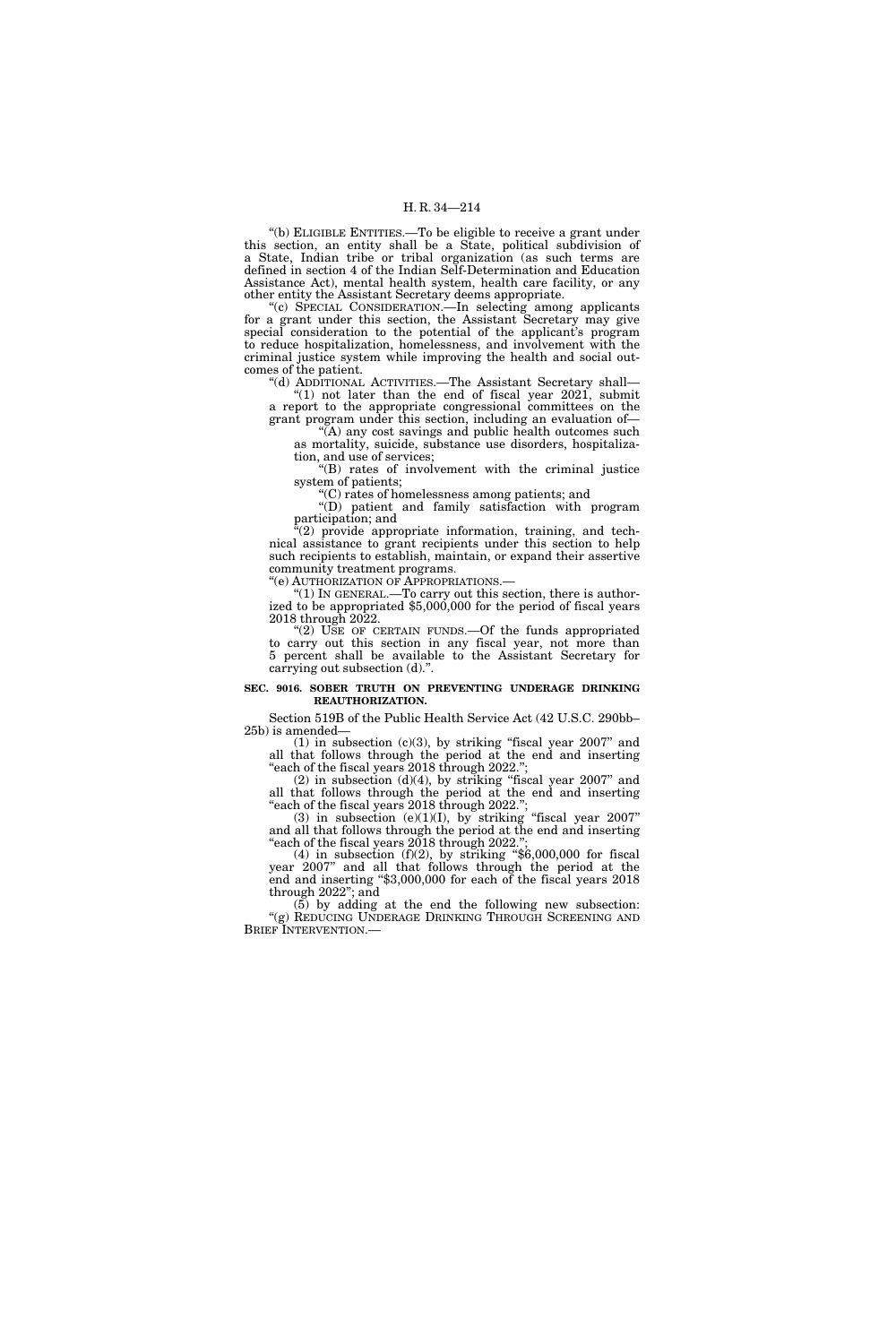"(b) ELIGIBLE ENTITIES.—To be eligible to receive a grant under this section, an entity shall be a State, political subdivision of a State, Indian tribe or tribal organization (as such terms are defined in section 4 of the Indian Self-Determination and Education Assistance Act), mental health system, health care facility, or any other entity the Assistant Secretary deems appropriate.

"(c) SPECIAL CONSIDERATION.—In selecting among applicants for a grant under this section, the Assistant Secretary may give special consideration to the potential of the applicant's program to reduce hospitalization, homelessness, and involvement with the criminal justice system while improving the health and social outcomes of the patient.

"(d) ADDITIONAL ACTIVITIES.—The Assistant Secretary shall—

"(1) not later than the end of fiscal year 2021, submit a report to the appropriate congressional committees on the grant program under this section, including an evaluation of—

"(A) any cost savings and public health outcomes such as mortality, suicide, substance use disorders, hospitalization, and use of services;

"(B) rates of involvement with the criminal justice system of patients;

"(C) rates of homelessness among patients; and

"(D) patient and family satisfaction with program participation; and

"(2) provide appropriate information, training, and technical assistance to grant recipients under this section to help such recipients to establish, maintain, or expand their assertive community treatment programs.

"(e) AUTHORIZATION OF APPROPRIATIONS.—

"(1) IN GENERAL.—To carry out this section, there is authorized to be appropriated $5,000,000 for the period of fiscal years 2018 through 2022.

"(2) USE OF CERTAIN FUNDS.—Of the funds appropriated to carry out this section in any fiscal year, not more than 5 percent shall be available to the Assistant Secretary for carrying out subsection (d).".

**SEC. 9016. SOBER TRUTH ON PREVENTING UNDERAGE DRINKING REAUTHORIZATION.**

Section 519B of the Public Health Service Act (42 U.S.C. 290bb–25b) is amended—

(1) in subsection (c)(3), by striking "fiscal year 2007" and all that follows through the period at the end and inserting "each of the fiscal years 2018 through 2022.";

(2) in subsection (d)(4), by striking "fiscal year 2007" and all that follows through the period at the end and inserting "each of the fiscal years 2018 through 2022.";

(3) in subsection (e)(1)(I), by striking "fiscal year 2007" and all that follows through the period at the end and inserting "each of the fiscal years 2018 through 2022.";

(4) in subsection (f)(2), by striking "$6,000,000 for fiscal year 2007" and all that follows through the period at the end and inserting "$3,000,000 for each of the fiscal years 2018 through 2022"; and

(5) by adding at the end the following new subsection:

"(g) REDUCING UNDERAGE DRINKING THROUGH SCREENING AND BRIEF INTERVENTION.—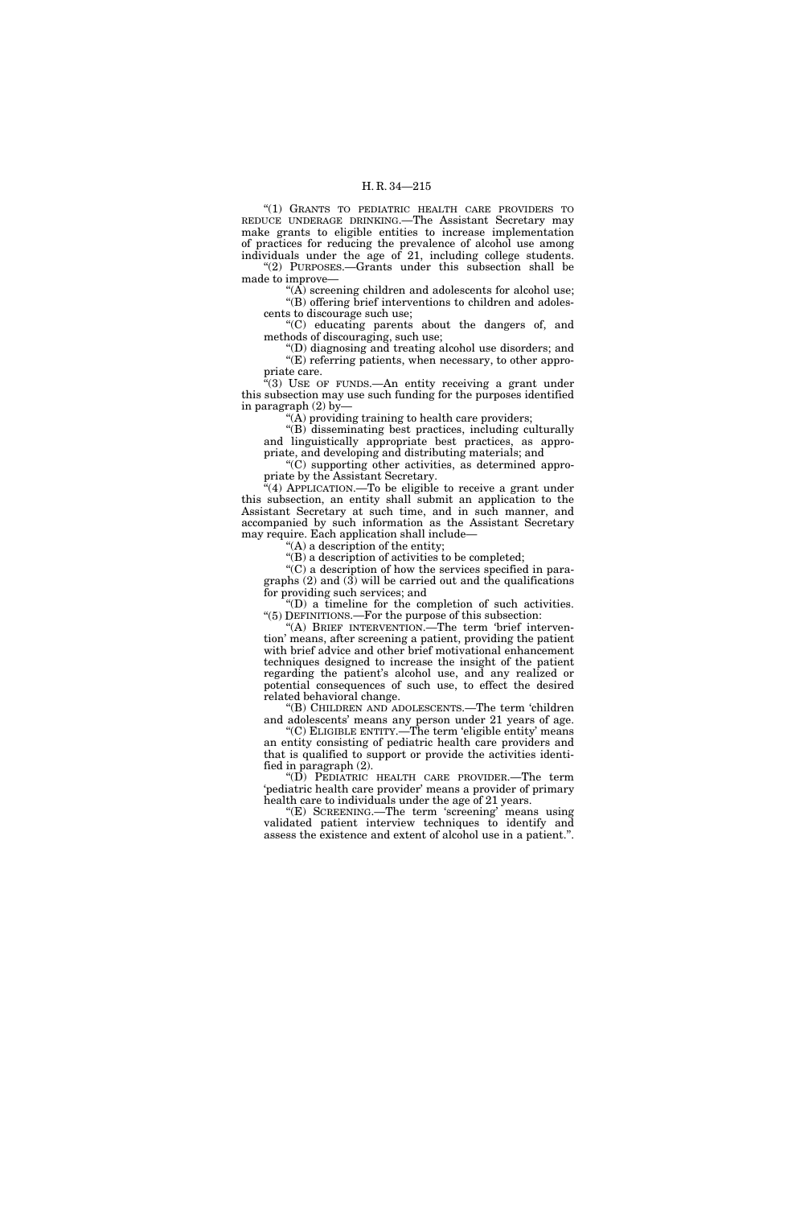"(1) GRANTS TO PEDIATRIC HEALTH CARE PROVIDERS TO REDUCE UNDERAGE DRINKING.—The Assistant Secretary may make grants to eligible entities to increase implementation of practices for reducing the prevalence of alcohol use among individuals under the age of 21, including college students.

"(2) PURPOSES.—Grants under this subsection shall be made to improve—

"(A) screening children and adolescents for alcohol use;

"(B) offering brief interventions to children and adolescents to discourage such use;

"(C) educating parents about the dangers of, and methods of discouraging, such use;

"(D) diagnosing and treating alcohol use disorders; and

"(E) referring patients, when necessary, to other appropriate care.

"(3) USE OF FUNDS.—An entity receiving a grant under this subsection may use such funding for the purposes identified in paragraph (2) by—

"(A) providing training to health care providers;

"(B) disseminating best practices, including culturally and linguistically appropriate best practices, as appropriate, and developing and distributing materials; and

"(C) supporting other activities, as determined appropriate by the Assistant Secretary.

"(4) APPLICATION.—To be eligible to receive a grant under this subsection, an entity shall submit an application to the Assistant Secretary at such time, and in such manner, and accompanied by such information as the Assistant Secretary may require. Each application shall include—

"(A) a description of the entity;

"(B) a description of activities to be completed;

"(C) a description of how the services specified in paragraphs (2) and (3) will be carried out and the qualifications for providing such services; and

"(D) a timeline for the completion of such activities.

"(5) DEFINITIONS.—For the purpose of this subsection:

"(A) BRIEF INTERVENTION.—The term 'brief intervention' means, after screening a patient, providing the patient with brief advice and other brief motivational enhancement techniques designed to increase the insight of the patient regarding the patient's alcohol use, and any realized or potential consequences of such use, to effect the desired related behavioral change.

"(B) CHILDREN AND ADOLESCENTS.—The term 'children and adolescents' means any person under 21 years of age.

"(C) ELIGIBLE ENTITY.—The term 'eligible entity' means an entity consisting of pediatric health care providers and that is qualified to support or provide the activities identified in paragraph (2).

"(D) PEDIATRIC HEALTH CARE PROVIDER.—The term 'pediatric health care provider' means a provider of primary health care to individuals under the age of 21 years.

"(E) SCREENING.—The term 'screening' means using validated patient interview techniques to identify and assess the existence and extent of alcohol use in a patient.".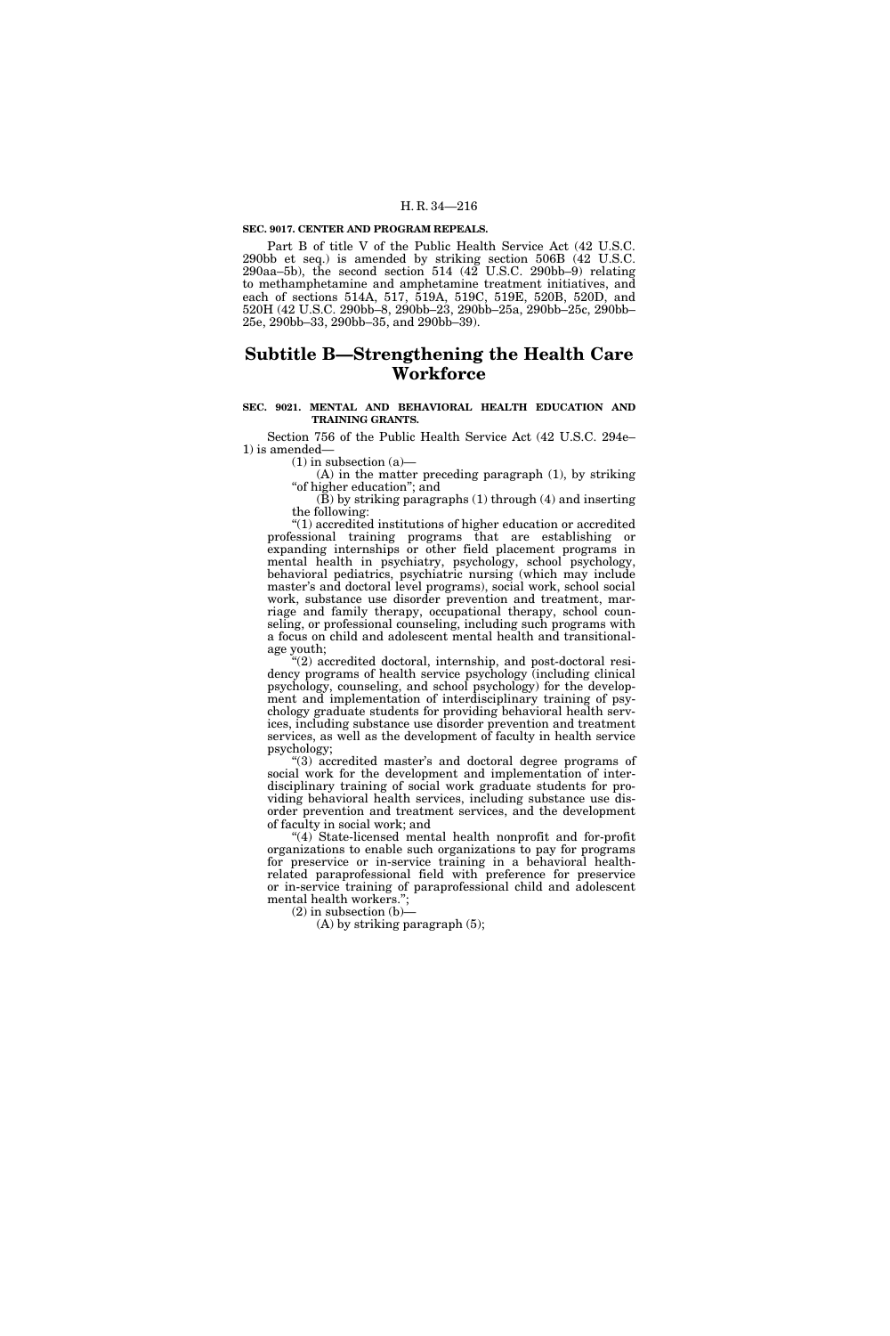**SEC. 9017. CENTER AND PROGRAM REPEALS.**

Part B of title V of the Public Health Service Act (42 U.S.C. 290bb et seq.) is amended by striking section 506B (42 U.S.C. 290aa–5b), the second section 514 (42 U.S.C. 290bb–9) relating to methamphetamine and amphetamine treatment initiatives, and each of sections 514A, 517, 519A, 519C, 519E, 520B, 520D, and 520H (42 U.S.C. 290bb–8, 290bb–23, 290bb–25a, 290bb–25c, 290bb–25e, 290bb–33, 290bb–35, and 290bb–39).

# Subtitle B—Strengthening the Health Care Workforce

**SEC. 9021. MENTAL AND BEHAVIORAL HEALTH EDUCATION AND TRAINING GRANTS.**

Section 756 of the Public Health Service Act (42 U.S.C. 294e–1) is amended—

(1) in subsection (a)—

(A) in the matter preceding paragraph (1), by striking "of higher education"; and

(B) by striking paragraphs (1) through (4) and inserting the following:

"(1) accredited institutions of higher education or accredited professional training programs that are establishing or expanding internships or other field placement programs in mental health in psychiatry, psychology, school psychology, behavioral pediatrics, psychiatric nursing (which may include master's and doctoral level programs), social work, school social work, substance use disorder prevention and treatment, marriage and family therapy, occupational therapy, school counseling, or professional counseling, including such programs with a focus on child and adolescent mental health and transitional-age youth;

"(2) accredited doctoral, internship, and post-doctoral residency programs of health service psychology (including clinical psychology, counseling, and school psychology) for the development and implementation of interdisciplinary training of psychology graduate students for providing behavioral health services, including substance use disorder prevention and treatment services, as well as the development of faculty in health service psychology;

"(3) accredited master's and doctoral degree programs of social work for the development and implementation of interdisciplinary training of social work graduate students for providing behavioral health services, including substance use disorder prevention and treatment services, and the development of faculty in social work; and

"(4) State-licensed mental health nonprofit and for-profit organizations to enable such organizations to pay for programs for preservice or in-service training in a behavioral health-related paraprofessional field with preference for preservice or in-service training of paraprofessional child and adolescent mental health workers.";

(2) in subsection (b)—

(A) by striking paragraph (5);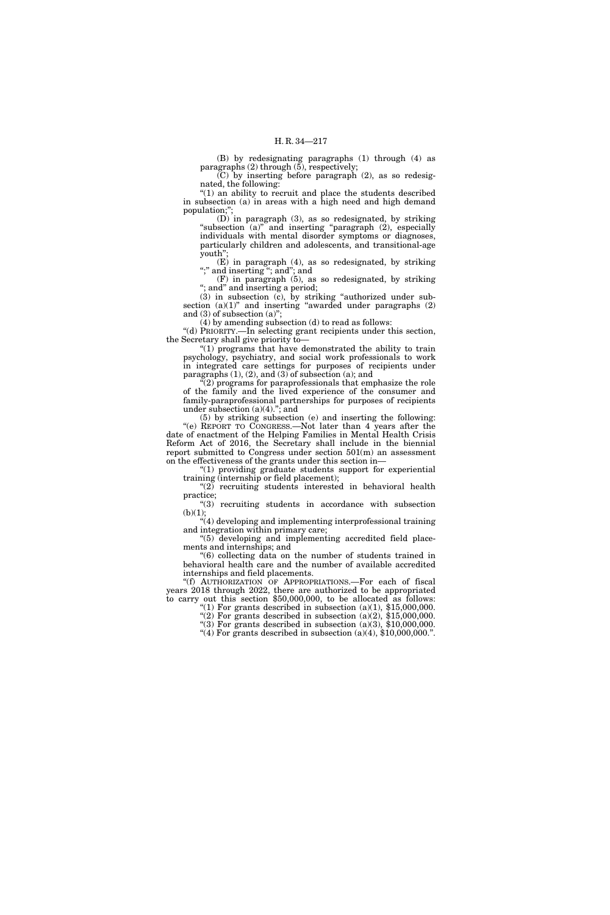(B) by redesignating paragraphs (1) through (4) as paragraphs (2) through (5), respectively;

(C) by inserting before paragraph (2), as so redesignated, the following:

"(1) an ability to recruit and place the students described in subsection (a) in areas with a high need and high demand population;";

(D) in paragraph (3), as so redesignated, by striking "subsection (a)" and inserting "paragraph (2), especially individuals with mental disorder symptoms or diagnoses, particularly children and adolescents, and transitional-age youth";

(E) in paragraph (4), as so redesignated, by striking ";" and inserting "; and"; and

(F) in paragraph (5), as so redesignated, by striking "; and" and inserting a period;

(3) in subsection (c), by striking "authorized under subsection (a)(1)" and inserting "awarded under paragraphs (2) and (3) of subsection (a)";

(4) by amending subsection (d) to read as follows:

"(d) PRIORITY.—In selecting grant recipients under this section, the Secretary shall give priority to—

"(1) programs that have demonstrated the ability to train psychology, psychiatry, and social work professionals to work in integrated care settings for purposes of recipients under paragraphs (1), (2), and (3) of subsection (a); and

"(2) programs for paraprofessionals that emphasize the role of the family and the lived experience of the consumer and family-paraprofessional partnerships for purposes of recipients under subsection (a)(4)."; and

(5) by striking subsection (e) and inserting the following:

"(e) REPORT TO CONGRESS.—Not later than 4 years after the date of enactment of the Helping Families in Mental Health Crisis Reform Act of 2016, the Secretary shall include in the biennial report submitted to Congress under section 501(m) an assessment on the effectiveness of the grants under this section in—

"(1) providing graduate students support for experiential training (internship or field placement);

"(2) recruiting students interested in behavioral health practice;

"(3) recruiting students in accordance with subsection (b)(1);

"(4) developing and implementing interprofessional training and integration within primary care;

"(5) developing and implementing accredited field placements and internships; and

"(6) collecting data on the number of students trained in behavioral health care and the number of available accredited internships and field placements.

"(f) AUTHORIZATION OF APPROPRIATIONS.—For each of fiscal years 2018 through 2022, there are authorized to be appropriated to carry out this section $50,000,000, to be allocated as follows:

"(1) For grants described in subsection (a)(1), $15,000,000.

"(2) For grants described in subsection (a)(2), $15,000,000.

"(3) For grants described in subsection (a)(3), $10,000,000.

"(4) For grants described in subsection (a)(4), $10,000,000.".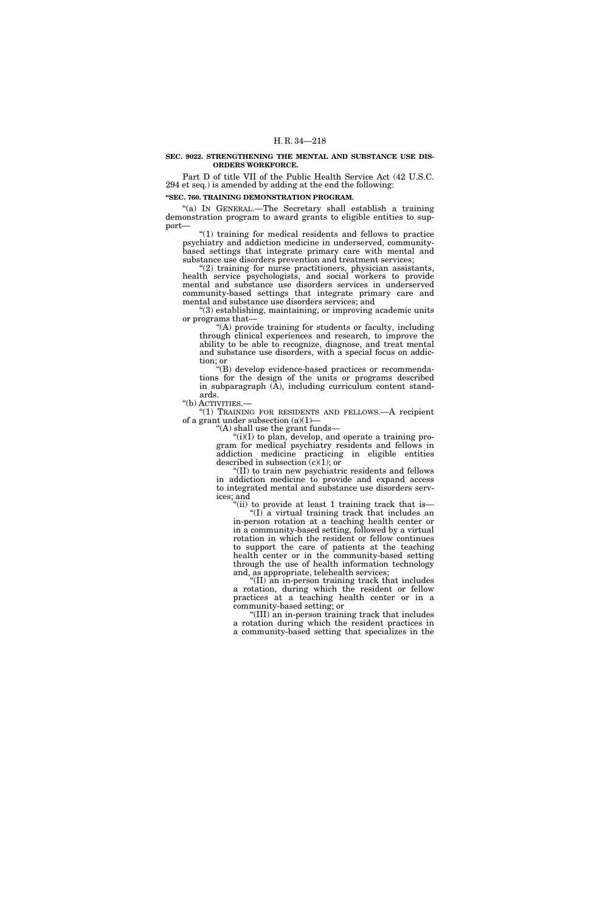**SEC. 9022. STRENGTHENING THE MENTAL AND SUBSTANCE USE DISORDERS WORKFORCE.**

Part D of title VII of the Public Health Service Act (42 U.S.C. 294 et seq.) is amended by adding at the end the following:

**"SEC. 760. TRAINING DEMONSTRATION PROGRAM.**

"(a) IN GENERAL.—The Secretary shall establish a training demonstration program to award grants to eligible entities to support—

"(1) training for medical residents and fellows to practice psychiatry and addiction medicine in underserved, community-based settings that integrate primary care with mental and substance use disorders prevention and treatment services;

"(2) training for nurse practitioners, physician assistants, health service psychologists, and social workers to provide mental and substance use disorders services in underserved community-based settings that integrate primary care and mental and substance use disorders services; and

"(3) establishing, maintaining, or improving academic units or programs that—

"(A) provide training for students or faculty, including through clinical experiences and research, to improve the ability to be able to recognize, diagnose, and treat mental and substance use disorders, with a special focus on addiction; or

"(B) develop evidence-based practices or recommendations for the design of the units or programs described in subparagraph (A), including curriculum content standards.

"(b) ACTIVITIES.—

"(1) TRAINING FOR RESIDENTS AND FELLOWS.—A recipient of a grant under subsection (a)(1)—

"(A) shall use the grant funds—

"(i)(I) to plan, develop, and operate a training program for medical psychiatry residents and fellows in addiction medicine practicing in eligible entities described in subsection (c)(1); or

"(II) to train new psychiatric residents and fellows in addiction medicine to provide and expand access to integrated mental and substance use disorders services; and

"(ii) to provide at least 1 training track that is—

"(I) a virtual training track that includes an in-person rotation at a teaching health center or in a community-based setting, followed by a virtual rotation in which the resident or fellow continues to support the care of patients at the teaching health center or in the community-based setting through the use of health information technology and, as appropriate, telehealth services;

"(II) an in-person training track that includes a rotation, during which the resident or fellow practices at a teaching health center or in a community-based setting; or

"(III) an in-person training track that includes a rotation during which the resident practices in a community-based setting that specializes in the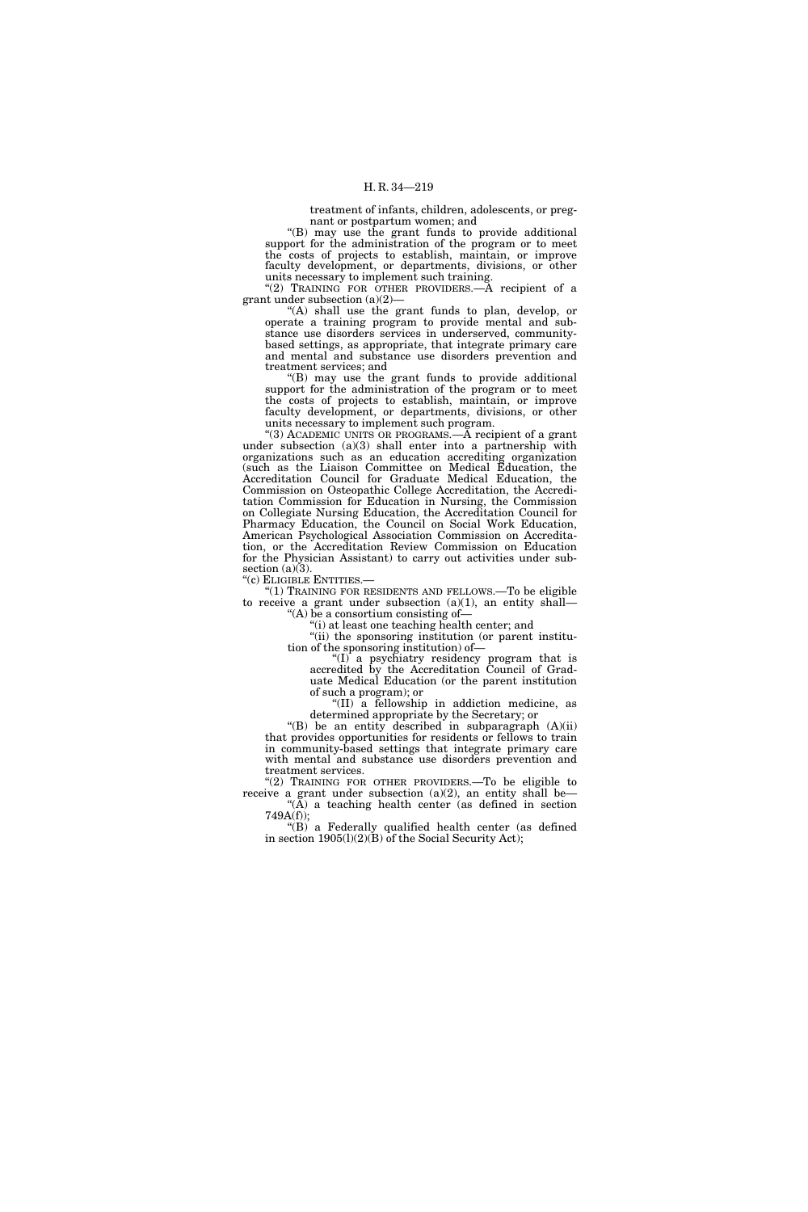treatment of infants, children, adolescents, or pregnant or postpartum women; and

"(B) may use the grant funds to provide additional support for the administration of the program or to meet the costs of projects to establish, maintain, or improve faculty development, or departments, divisions, or other units necessary to implement such training.

"(2) TRAINING FOR OTHER PROVIDERS.—A recipient of a grant under subsection (a)(2)—

"(A) shall use the grant funds to plan, develop, or operate a training program to provide mental and substance use disorders services in underserved, community-based settings, as appropriate, that integrate primary care and mental and substance use disorders prevention and treatment services; and

"(B) may use the grant funds to provide additional support for the administration of the program or to meet the costs of projects to establish, maintain, or improve faculty development, or departments, divisions, or other units necessary to implement such program.

"(3) ACADEMIC UNITS OR PROGRAMS.—A recipient of a grant under subsection (a)(3) shall enter into a partnership with organizations such as an education accrediting organization (such as the Liaison Committee on Medical Education, the Accreditation Council for Graduate Medical Education, the Commission on Osteopathic College Accreditation, the Accreditation Commission for Education in Nursing, the Commission on Collegiate Nursing Education, the Accreditation Council for Pharmacy Education, the Council on Social Work Education, American Psychological Association Commission on Accreditation, or the Accreditation Review Commission on Education for the Physician Assistant) to carry out activities under subsection (a)(3).

"(c) ELIGIBLE ENTITIES.—

"(1) TRAINING FOR RESIDENTS AND FELLOWS.—To be eligible to receive a grant under subsection (a)(1), an entity shall—

"(A) be a consortium consisting of—

"(i) at least one teaching health center; and

"(ii) the sponsoring institution (or parent institution of the sponsoring institution) of—

"(I) a psychiatry residency program that is accredited by the Accreditation Council of Graduate Medical Education (or the parent institution of such a program); or

"(II) a fellowship in addiction medicine, as determined appropriate by the Secretary; or

"(B) be an entity described in subparagraph (A)(ii) that provides opportunities for residents or fellows to train in community-based settings that integrate primary care with mental and substance use disorders prevention and treatment services.

"(2) TRAINING FOR OTHER PROVIDERS.—To be eligible to receive a grant under subsection (a)(2), an entity shall be—

"(A) a teaching health center (as defined in section 749A(f));

"(B) a Federally qualified health center (as defined in section 1905(l)(2)(B) of the Social Security Act);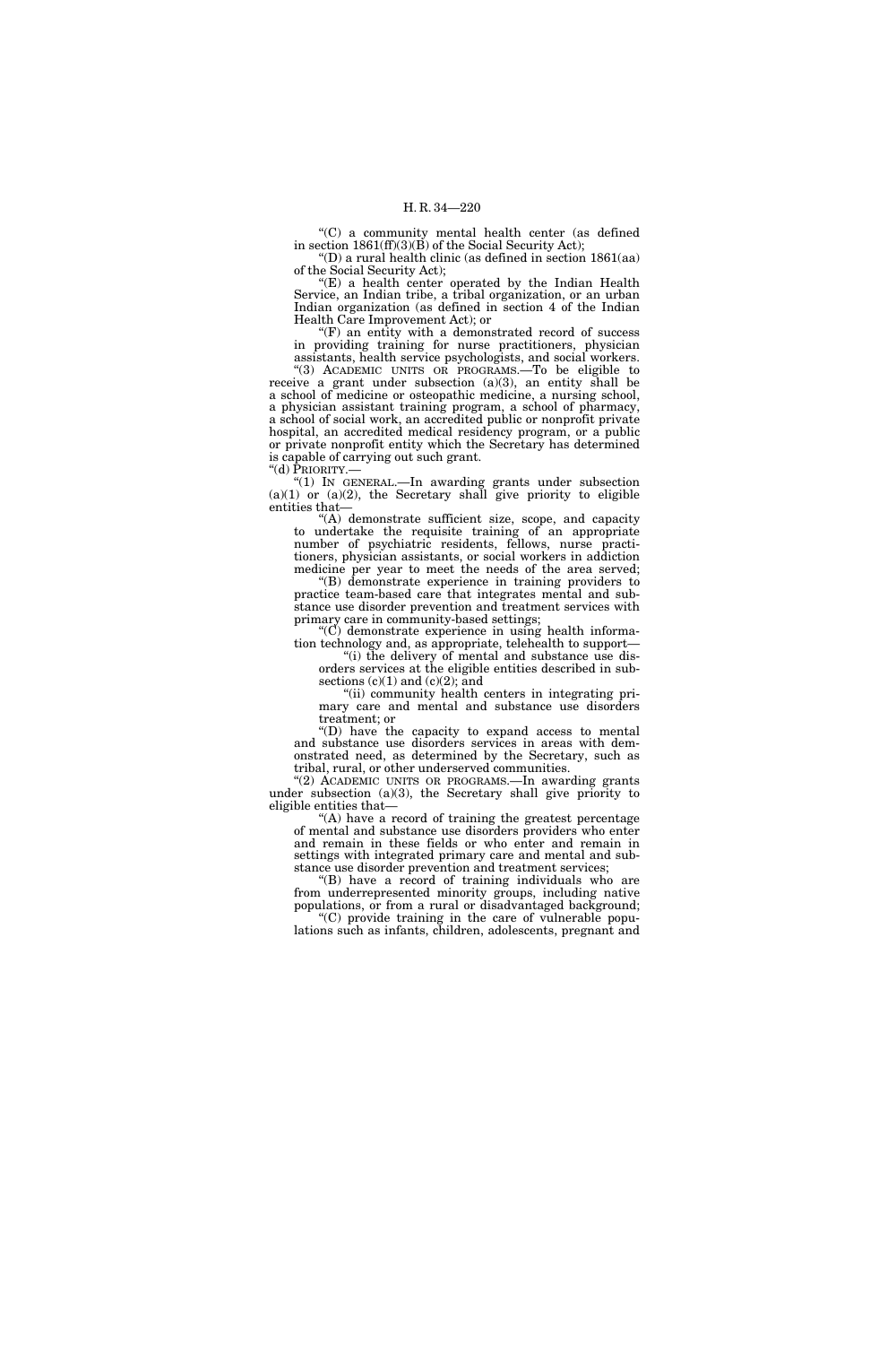"(C) a community mental health center (as defined in section 1861(ff)(3)(B) of the Social Security Act);

"(D) a rural health clinic (as defined in section 1861(aa) of the Social Security Act);

"(E) a health center operated by the Indian Health Service, an Indian tribe, a tribal organization, or an urban Indian organization (as defined in section 4 of the Indian Health Care Improvement Act); or

"(F) an entity with a demonstrated record of success in providing training for nurse practitioners, physician assistants, health service psychologists, and social workers.

"(3) ACADEMIC UNITS OR PROGRAMS.—To be eligible to receive a grant under subsection (a)(3), an entity shall be a school of medicine or osteopathic medicine, a nursing school, a physician assistant training program, a school of pharmacy, a school of social work, an accredited public or nonprofit private hospital, an accredited medical residency program, or a public or private nonprofit entity which the Secretary has determined is capable of carrying out such grant.

"(d) PRIORITY.—

"(1) IN GENERAL.—In awarding grants under subsection (a)(1) or (a)(2), the Secretary shall give priority to eligible entities that—

"(A) demonstrate sufficient size, scope, and capacity to undertake the requisite training of an appropriate number of psychiatric residents, fellows, nurse practitioners, physician assistants, or social workers in addiction medicine per year to meet the needs of the area served;

"(B) demonstrate experience in training providers to practice team-based care that integrates mental and substance use disorder prevention and treatment services with primary care in community-based settings;

"(C) demonstrate experience in using health information technology and, as appropriate, telehealth to support—

"(i) the delivery of mental and substance use disorders services at the eligible entities described in subsections (c)(1) and (c)(2); and

"(ii) community health centers in integrating primary care and mental and substance use disorders treatment; or

"(D) have the capacity to expand access to mental and substance use disorders services in areas with demonstrated need, as determined by the Secretary, such as tribal, rural, or other underserved communities.

"(2) ACADEMIC UNITS OR PROGRAMS.—In awarding grants under subsection (a)(3), the Secretary shall give priority to eligible entities that—

"(A) have a record of training the greatest percentage of mental and substance use disorders providers who enter and remain in these fields or who enter and remain in settings with integrated primary care and mental and substance use disorder prevention and treatment services;

"(B) have a record of training individuals who are from underrepresented minority groups, including native populations, or from a rural or disadvantaged background;

"(C) provide training in the care of vulnerable populations such as infants, children, adolescents, pregnant and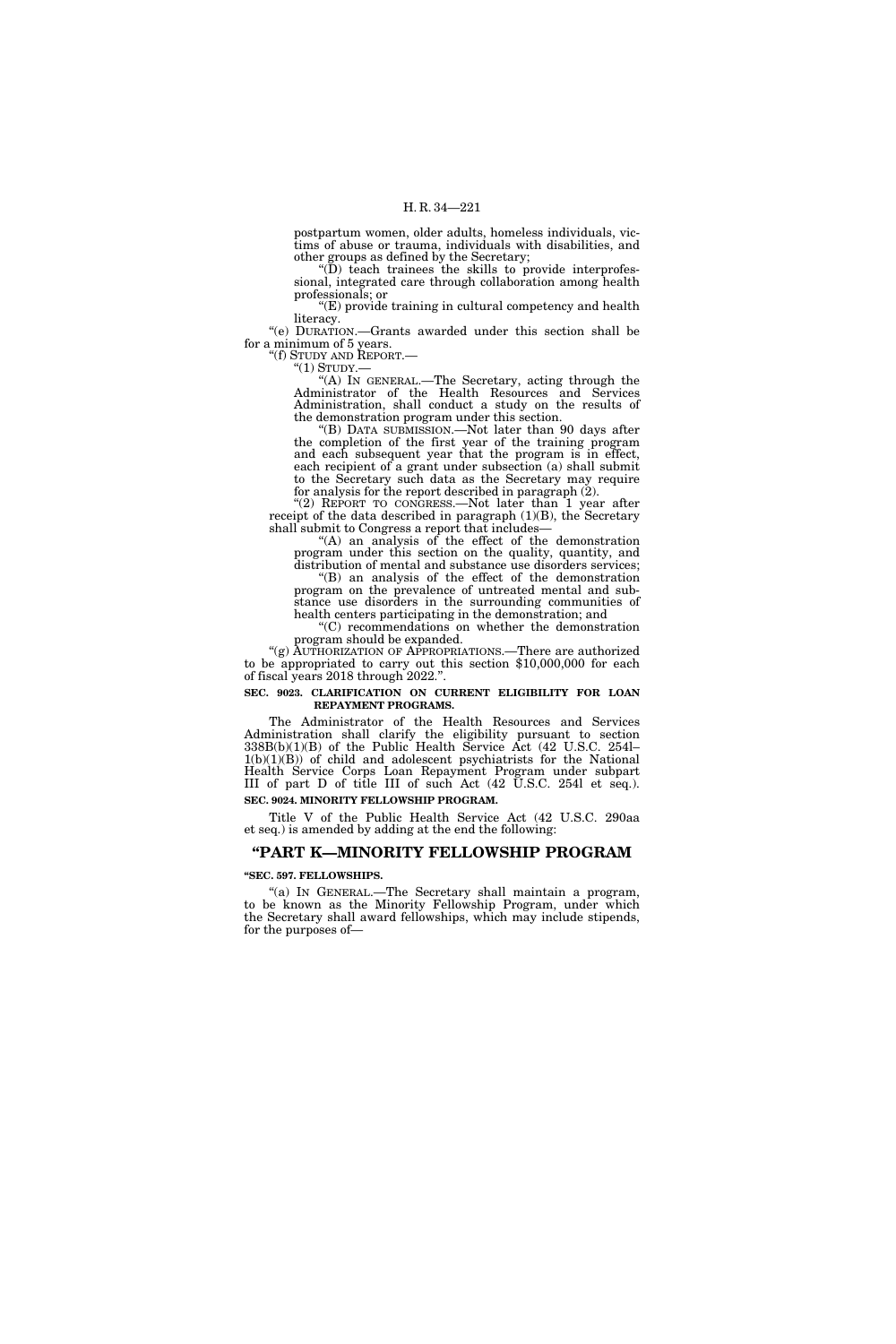postpartum women, older adults, homeless individuals, victims of abuse or trauma, individuals with disabilities, and other groups as defined by the Secretary;

"(D) teach trainees the skills to provide interprofessional, integrated care through collaboration among health professionals; or

"(E) provide training in cultural competency and health literacy.

"(e) DURATION.—Grants awarded under this section shall be for a minimum of 5 years.

"(f) STUDY AND REPORT.—

"(1) STUDY.—

"(A) IN GENERAL.—The Secretary, acting through the Administrator of the Health Resources and Services Administration, shall conduct a study on the results of the demonstration program under this section.

"(B) DATA SUBMISSION.—Not later than 90 days after the completion of the first year of the training program and each subsequent year that the program is in effect, each recipient of a grant under subsection (a) shall submit to the Secretary such data as the Secretary may require for analysis for the report described in paragraph (2).

"(2) REPORT TO CONGRESS.—Not later than 1 year after receipt of the data described in paragraph (1)(B), the Secretary shall submit to Congress a report that includes—

"(A) an analysis of the effect of the demonstration program under this section on the quality, quantity, and distribution of mental and substance use disorders services;

"(B) an analysis of the effect of the demonstration program on the prevalence of untreated mental and substance use disorders in the surrounding communities of health centers participating in the demonstration; and

"(C) recommendations on whether the demonstration program should be expanded.

"(g) AUTHORIZATION OF APPROPRIATIONS.—There are authorized to be appropriated to carry out this section $10,000,000 for each of fiscal years 2018 through 2022.".

**SEC. 9023. CLARIFICATION ON CURRENT ELIGIBILITY FOR LOAN REPAYMENT PROGRAMS.**

The Administrator of the Health Resources and Services Administration shall clarify the eligibility pursuant to section 338B(b)(1)(B) of the Public Health Service Act (42 U.S.C. 254l–1(b)(1)(B)) of child and adolescent psychiatrists for the National Health Service Corps Loan Repayment Program under subpart III of part D of title III of such Act (42 U.S.C. 254l et seq.).

**SEC. 9024. MINORITY FELLOWSHIP PROGRAM.**

Title V of the Public Health Service Act (42 U.S.C. 290aa et seq.) is amended by adding at the end the following:

## "PART K—MINORITY FELLOWSHIP PROGRAM

**"SEC. 597. FELLOWSHIPS.**

"(a) IN GENERAL.—The Secretary shall maintain a program, to be known as the Minority Fellowship Program, under which the Secretary shall award fellowships, which may include stipends, for the purposes of—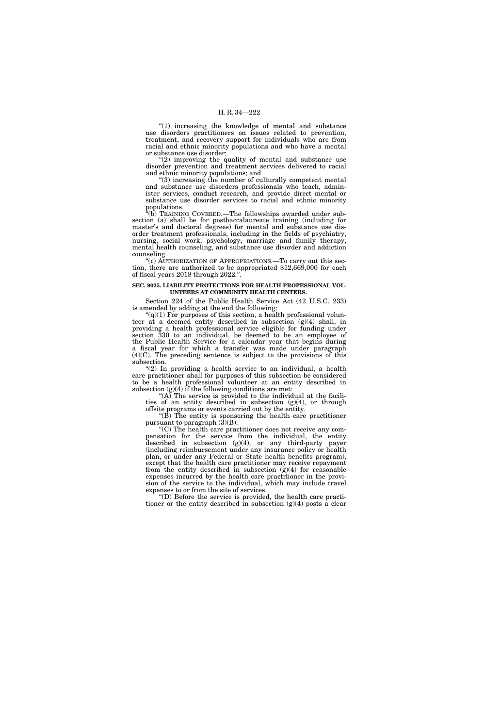"(1) increasing the knowledge of mental and substance use disorders practitioners on issues related to prevention, treatment, and recovery support for individuals who are from racial and ethnic minority populations and who have a mental or substance use disorder;

"(2) improving the quality of mental and substance use disorder prevention and treatment services delivered to racial and ethnic minority populations; and

"(3) increasing the number of culturally competent mental and substance use disorders professionals who teach, administer services, conduct research, and provide direct mental or substance use disorder services to racial and ethnic minority populations.

"(b) TRAINING COVERED.—The fellowships awarded under subsection (a) shall be for postbaccalaureate training (including for master's and doctoral degrees) for mental and substance use disorder treatment professionals, including in the fields of psychiatry, nursing, social work, psychology, marriage and family therapy, mental health counseling, and substance use disorder and addiction counseling.

"(c) AUTHORIZATION OF APPROPRIATIONS.—To carry out this section, there are authorized to be appropriated $12,669,000 for each of fiscal years 2018 through 2022.".

**SEC. 9025. LIABILITY PROTECTIONS FOR HEALTH PROFESSIONAL VOLUNTEERS AT COMMUNITY HEALTH CENTERS.**

Section 224 of the Public Health Service Act (42 U.S.C. 233) is amended by adding at the end the following:

"(q)(1) For purposes of this section, a health professional volunteer at a deemed entity described in subsection (g)(4) shall, in providing a health professional service eligible for funding under section 330 to an individual, be deemed to be an employee of the Public Health Service for a calendar year that begins during a fiscal year for which a transfer was made under paragraph (4)(C). The preceding sentence is subject to the provisions of this subsection.

"(2) In providing a health service to an individual, a health care practitioner shall for purposes of this subsection be considered to be a health professional volunteer at an entity described in subsection (g)(4) if the following conditions are met:

"(A) The service is provided to the individual at the facilities of an entity described in subsection (g)(4), or through offsite programs or events carried out by the entity.

"(B) The entity is sponsoring the health care practitioner pursuant to paragraph (3)(B).

"(C) The health care practitioner does not receive any compensation for the service from the individual, the entity described in subsection (g)(4), or any third-party payer (including reimbursement under any insurance policy or health plan, or under any Federal or State health benefits program), except that the health care practitioner may receive repayment from the entity described in subsection (g)(4) for reasonable expenses incurred by the health care practitioner in the provision of the service to the individual, which may include travel expenses to or from the site of services.

"(D) Before the service is provided, the health care practitioner or the entity described in subsection (g)(4) posts a clear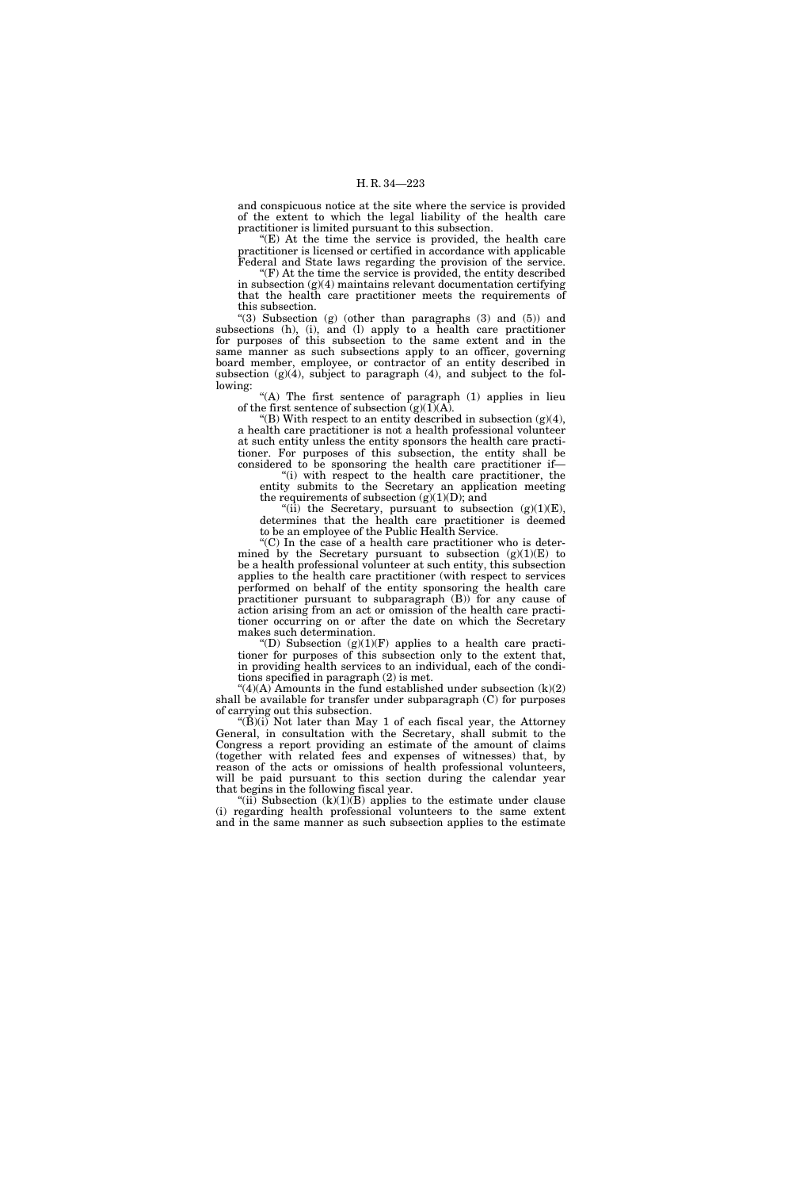and conspicuous notice at the site where the service is provided of the extent to which the legal liability of the health care practitioner is limited pursuant to this subsection.

"(E) At the time the service is provided, the health care practitioner is licensed or certified in accordance with applicable Federal and State laws regarding the provision of the service.

"(F) At the time the service is provided, the entity described in subsection (g)(4) maintains relevant documentation certifying that the health care practitioner meets the requirements of this subsection.

"(3) Subsection (g) (other than paragraphs (3) and (5)) and subsections (h), (i), and (l) apply to a health care practitioner for purposes of this subsection to the same extent and in the same manner as such subsections apply to an officer, governing board member, employee, or contractor of an entity described in subsection (g)(4), subject to paragraph (4), and subject to the following:

"(A) The first sentence of paragraph (1) applies in lieu of the first sentence of subsection (g)(1)(A).

"(B) With respect to an entity described in subsection (g)(4), a health care practitioner is not a health professional volunteer at such entity unless the entity sponsors the health care practitioner. For purposes of this subsection, the entity shall be considered to be sponsoring the health care practitioner if—

"(i) with respect to the health care practitioner, the entity submits to the Secretary an application meeting the requirements of subsection (g)(1)(D); and

"(ii) the Secretary, pursuant to subsection (g)(1)(E), determines that the health care practitioner is deemed to be an employee of the Public Health Service.

"(C) In the case of a health care practitioner who is determined by the Secretary pursuant to subsection (g)(1)(E) to be a health professional volunteer at such entity, this subsection applies to the health care practitioner (with respect to services performed on behalf of the entity sponsoring the health care practitioner pursuant to subparagraph (B)) for any cause of action arising from an act or omission of the health care practitioner occurring on or after the date on which the Secretary makes such determination.

"(D) Subsection (g)(1)(F) applies to a health care practitioner for purposes of this subsection only to the extent that, in providing health services to an individual, each of the conditions specified in paragraph (2) is met.

"(4)(A) Amounts in the fund established under subsection (k)(2) shall be available for transfer under subparagraph (C) for purposes of carrying out this subsection.

"(B)(i) Not later than May 1 of each fiscal year, the Attorney General, in consultation with the Secretary, shall submit to the Congress a report providing an estimate of the amount of claims (together with related fees and expenses of witnesses) that, by reason of the acts or omissions of health professional volunteers, will be paid pursuant to this section during the calendar year that begins in the following fiscal year.

"(ii) Subsection (k)(1)(B) applies to the estimate under clause (i) regarding health professional volunteers to the same extent and in the same manner as such subsection applies to the estimate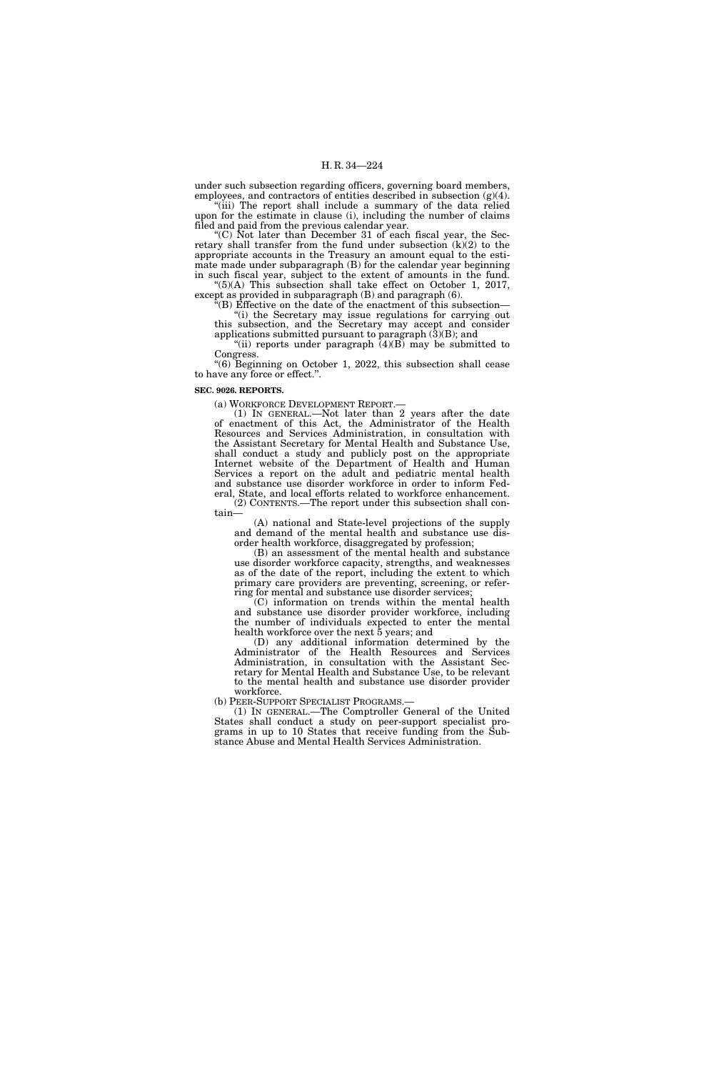under such subsection regarding officers, governing board members, employees, and contractors of entities described in subsection (g)(4).

"(iii) The report shall include a summary of the data relied upon for the estimate in clause (i), including the number of claims filed and paid from the previous calendar year.

"(C) Not later than December 31 of each fiscal year, the Secretary shall transfer from the fund under subsection (k)(2) to the appropriate accounts in the Treasury an amount equal to the estimate made under subparagraph (B) for the calendar year beginning in such fiscal year, subject to the extent of amounts in the fund.

"(5)(A) This subsection shall take effect on October 1, 2017, except as provided in subparagraph (B) and paragraph (6).

"(B) Effective on the date of the enactment of this subsection—

"(i) the Secretary may issue regulations for carrying out this subsection, and the Secretary may accept and consider applications submitted pursuant to paragraph (3)(B); and

"(ii) reports under paragraph (4)(B) may be submitted to Congress.

"(6) Beginning on October 1, 2022, this subsection shall cease to have any force or effect.".

**SEC. 9026. REPORTS.**

(a) WORKFORCE DEVELOPMENT REPORT.—

(1) IN GENERAL.—Not later than 2 years after the date of enactment of this Act, the Administrator of the Health Resources and Services Administration, in consultation with the Assistant Secretary for Mental Health and Substance Use, shall conduct a study and publicly post on the appropriate Internet website of the Department of Health and Human Services a report on the adult and pediatric mental health and substance use disorder workforce in order to inform Federal, State, and local efforts related to workforce enhancement.

(2) CONTENTS.—The report under this subsection shall contain—

(A) national and State-level projections of the supply and demand of the mental health and substance use disorder health workforce, disaggregated by profession;

(B) an assessment of the mental health and substance use disorder workforce capacity, strengths, and weaknesses as of the date of the report, including the extent to which primary care providers are preventing, screening, or referring for mental and substance use disorder services;

(C) information on trends within the mental health and substance use disorder provider workforce, including the number of individuals expected to enter the mental health workforce over the next 5 years; and

(D) any additional information determined by the Administrator of the Health Resources and Services Administration, in consultation with the Assistant Secretary for Mental Health and Substance Use, to be relevant to the mental health and substance use disorder provider workforce.

(b) PEER-SUPPORT SPECIALIST PROGRAMS.—

(1) IN GENERAL.—The Comptroller General of the United States shall conduct a study on peer-support specialist programs in up to 10 States that receive funding from the Substance Abuse and Mental Health Services Administration.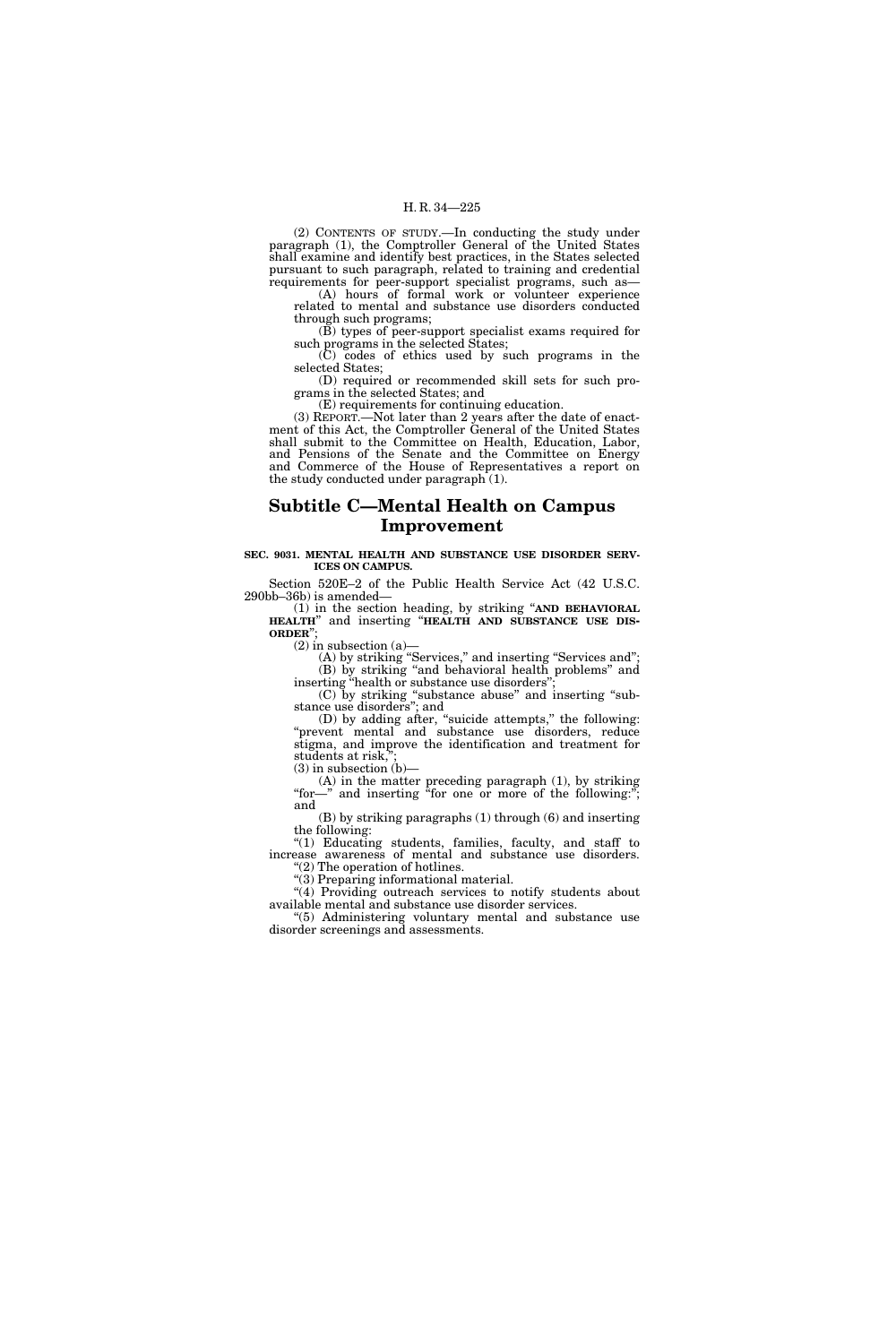(2) CONTENTS OF STUDY.—In conducting the study under paragraph (1), the Comptroller General of the United States shall examine and identify best practices, in the States selected pursuant to such paragraph, related to training and credential requirements for peer-support specialist programs, such as—

(A) hours of formal work or volunteer experience related to mental and substance use disorders conducted through such programs;

(B) types of peer-support specialist exams required for such programs in the selected States;

(C) codes of ethics used by such programs in the selected States;

(D) required or recommended skill sets for such programs in the selected States; and

(E) requirements for continuing education.

(3) REPORT.—Not later than 2 years after the date of enactment of this Act, the Comptroller General of the United States shall submit to the Committee on Health, Education, Labor, and Pensions of the Senate and the Committee on Energy and Commerce of the House of Representatives a report on the study conducted under paragraph (1).

## Subtitle C—Mental Health on Campus Improvement

**SEC. 9031. MENTAL HEALTH AND SUBSTANCE USE DISORDER SERVICES ON CAMPUS.**

Section 520E–2 of the Public Health Service Act (42 U.S.C. 290bb–36b) is amended—

(1) in the section heading, by striking "**AND BEHAVIORAL HEALTH**" and inserting "**HEALTH AND SUBSTANCE USE DISORDER**";

(2) in subsection (a)—

(A) by striking "Services," and inserting "Services and";

(B) by striking "and behavioral health problems" and inserting "health or substance use disorders";

(C) by striking "substance abuse" and inserting "substance use disorders"; and

(D) by adding after, "suicide attempts," the following: "prevent mental and substance use disorders, reduce stigma, and improve the identification and treatment for students at risk,";

(3) in subsection (b)—

(A) in the matter preceding paragraph (1), by striking "for—" and inserting "for one or more of the following:"; and

(B) by striking paragraphs (1) through (6) and inserting the following:

"(1) Educating students, families, faculty, and staff to increase awareness of mental and substance use disorders.

"(2) The operation of hotlines.

"(3) Preparing informational material.

"(4) Providing outreach services to notify students about available mental and substance use disorder services.

"(5) Administering voluntary mental and substance use disorder screenings and assessments.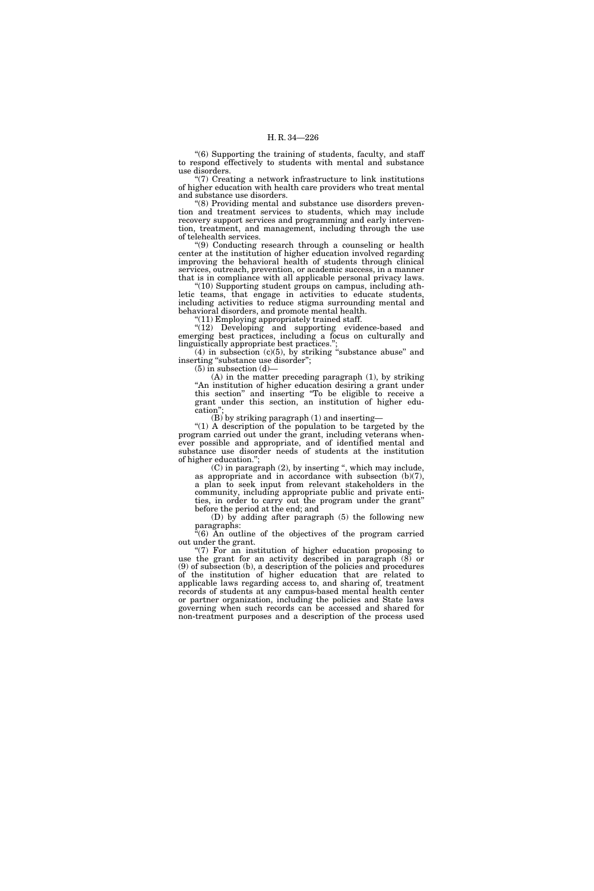"(6) Supporting the training of students, faculty, and staff to respond effectively to students with mental and substance use disorders.

"(7) Creating a network infrastructure to link institutions of higher education with health care providers who treat mental and substance use disorders.

"(8) Providing mental and substance use disorders prevention and treatment services to students, which may include recovery support services and programming and early intervention, treatment, and management, including through the use of telehealth services.

"(9) Conducting research through a counseling or health center at the institution of higher education involved regarding improving the behavioral health of students through clinical services, outreach, prevention, or academic success, in a manner that is in compliance with all applicable personal privacy laws.

"(10) Supporting student groups on campus, including athletic teams, that engage in activities to educate students, including activities to reduce stigma surrounding mental and behavioral disorders, and promote mental health.

"(11) Employing appropriately trained staff.

"(12) Developing and supporting evidence-based and emerging best practices, including a focus on culturally and linguistically appropriate best practices.";

(4) in subsection (c)(5), by striking "substance abuse" and inserting "substance use disorder";

(5) in subsection (d)—

(A) in the matter preceding paragraph (1), by striking "An institution of higher education desiring a grant under this section" and inserting "To be eligible to receive a grant under this section, an institution of higher education";

(B) by striking paragraph (1) and inserting—

"(1) A description of the population to be targeted by the program carried out under the grant, including veterans whenever possible and appropriate, and of identified mental and substance use disorder needs of students at the institution of higher education.";

(C) in paragraph (2), by inserting ", which may include, as appropriate and in accordance with subsection (b)(7), a plan to seek input from relevant stakeholders in the community, including appropriate public and private entities, in order to carry out the program under the grant" before the period at the end; and

(D) by adding after paragraph (5) the following new paragraphs:

"(6) An outline of the objectives of the program carried out under the grant.

"(7) For an institution of higher education proposing to use the grant for an activity described in paragraph (8) or (9) of subsection (b), a description of the policies and procedures of the institution of higher education that are related to applicable laws regarding access to, and sharing of, treatment records of students at any campus-based mental health center or partner organization, including the policies and State laws governing when such records can be accessed and shared for non-treatment purposes and a description of the process used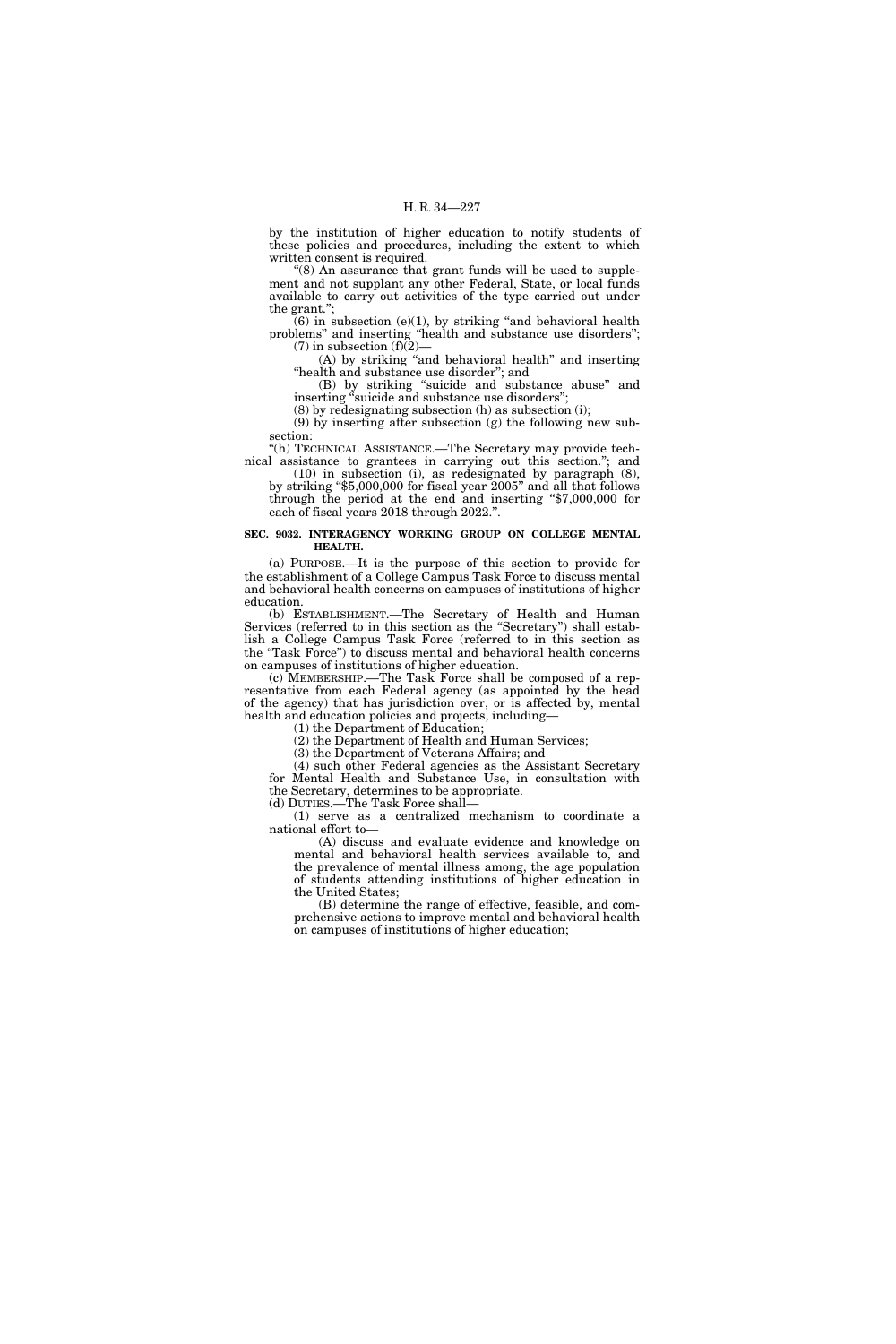by the institution of higher education to notify students of these policies and procedures, including the extent to which written consent is required.

"(8) An assurance that grant funds will be used to supplement and not supplant any other Federal, State, or local funds available to carry out activities of the type carried out under the grant.";

(6) in subsection (e)(1), by striking "and behavioral health problems" and inserting "health and substance use disorders";

(7) in subsection (f)(2)—

(A) by striking "and behavioral health" and inserting "health and substance use disorder"; and

(B) by striking "suicide and substance abuse" and inserting "suicide and substance use disorders";

(8) by redesignating subsection (h) as subsection (i);

(9) by inserting after subsection (g) the following new subsection:

"(h) TECHNICAL ASSISTANCE.—The Secretary may provide technical assistance to grantees in carrying out this section."; and

(10) in subsection (i), as redesignated by paragraph (8), by striking "$5,000,000 for fiscal year 2005" and all that follows through the period at the end and inserting "$7,000,000 for each of fiscal years 2018 through 2022.".

**SEC. 9032. INTERAGENCY WORKING GROUP ON COLLEGE MENTAL HEALTH.**

(a) PURPOSE.—It is the purpose of this section to provide for the establishment of a College Campus Task Force to discuss mental and behavioral health concerns on campuses of institutions of higher education.

(b) ESTABLISHMENT.—The Secretary of Health and Human Services (referred to in this section as the "Secretary") shall establish a College Campus Task Force (referred to in this section as the "Task Force") to discuss mental and behavioral health concerns on campuses of institutions of higher education.

(c) MEMBERSHIP.—The Task Force shall be composed of a representative from each Federal agency (as appointed by the head of the agency) that has jurisdiction over, or is affected by, mental health and education policies and projects, including—

(1) the Department of Education;

(2) the Department of Health and Human Services;

(3) the Department of Veterans Affairs; and

(4) such other Federal agencies as the Assistant Secretary for Mental Health and Substance Use, in consultation with the Secretary, determines to be appropriate.

(d) DUTIES.—The Task Force shall—

(1) serve as a centralized mechanism to coordinate a national effort to—

(A) discuss and evaluate evidence and knowledge on mental and behavioral health services available to, and the prevalence of mental illness among, the age population of students attending institutions of higher education in the United States;

(B) determine the range of effective, feasible, and comprehensive actions to improve mental and behavioral health on campuses of institutions of higher education;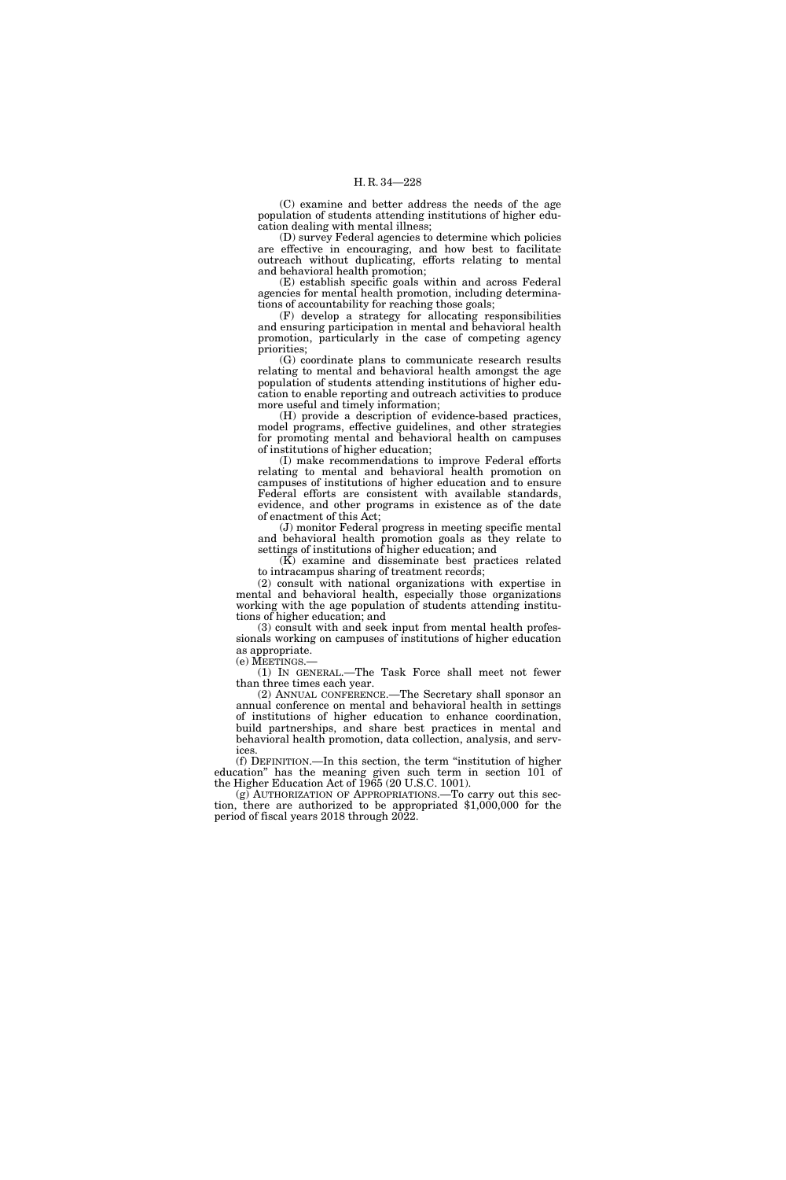(C) examine and better address the needs of the age population of students attending institutions of higher education dealing with mental illness;

(D) survey Federal agencies to determine which policies are effective in encouraging, and how best to facilitate outreach without duplicating, efforts relating to mental and behavioral health promotion;

(E) establish specific goals within and across Federal agencies for mental health promotion, including determinations of accountability for reaching those goals;

(F) develop a strategy for allocating responsibilities and ensuring participation in mental and behavioral health promotion, particularly in the case of competing agency priorities;

(G) coordinate plans to communicate research results relating to mental and behavioral health amongst the age population of students attending institutions of higher education to enable reporting and outreach activities to produce more useful and timely information;

(H) provide a description of evidence-based practices, model programs, effective guidelines, and other strategies for promoting mental and behavioral health on campuses of institutions of higher education;

(I) make recommendations to improve Federal efforts relating to mental and behavioral health promotion on campuses of institutions of higher education and to ensure Federal efforts are consistent with available standards, evidence, and other programs in existence as of the date of enactment of this Act;

(J) monitor Federal progress in meeting specific mental and behavioral health promotion goals as they relate to settings of institutions of higher education; and

(K) examine and disseminate best practices related to intracampus sharing of treatment records;

(2) consult with national organizations with expertise in mental and behavioral health, especially those organizations working with the age population of students attending institutions of higher education; and

(3) consult with and seek input from mental health professionals working on campuses of institutions of higher education as appropriate.

(e) MEETINGS.—

(1) IN GENERAL.—The Task Force shall meet not fewer than three times each year.

(2) ANNUAL CONFERENCE.—The Secretary shall sponsor an annual conference on mental and behavioral health in settings of institutions of higher education to enhance coordination, build partnerships, and share best practices in mental and behavioral health promotion, data collection, analysis, and services.

(f) DEFINITION.—In this section, the term "institution of higher education" has the meaning given such term in section 101 of the Higher Education Act of 1965 (20 U.S.C. 1001).

(g) AUTHORIZATION OF APPROPRIATIONS.—To carry out this section, there are authorized to be appropriated $1,000,000 for the period of fiscal years 2018 through 2022.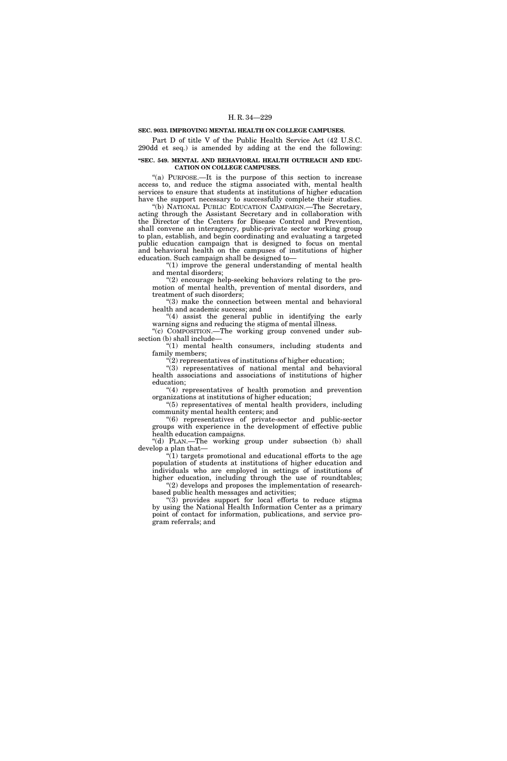**SEC. 9033. IMPROVING MENTAL HEALTH ON COLLEGE CAMPUSES.**

Part D of title V of the Public Health Service Act (42 U.S.C. 290dd et seq.) is amended by adding at the end the following:

**"SEC. 549. MENTAL AND BEHAVIORAL HEALTH OUTREACH AND EDUCATION ON COLLEGE CAMPUSES.**

"(a) PURPOSE.—It is the purpose of this section to increase access to, and reduce the stigma associated with, mental health services to ensure that students at institutions of higher education have the support necessary to successfully complete their studies.

"(b) NATIONAL PUBLIC EDUCATION CAMPAIGN.—The Secretary, acting through the Assistant Secretary and in collaboration with the Director of the Centers for Disease Control and Prevention, shall convene an interagency, public-private sector working group to plan, establish, and begin coordinating and evaluating a targeted public education campaign that is designed to focus on mental and behavioral health on the campuses of institutions of higher education. Such campaign shall be designed to—

"(1) improve the general understanding of mental health and mental disorders;

"(2) encourage help-seeking behaviors relating to the promotion of mental health, prevention of mental disorders, and treatment of such disorders;

"(3) make the connection between mental and behavioral health and academic success; and

"(4) assist the general public in identifying the early warning signs and reducing the stigma of mental illness.

"(c) COMPOSITION.—The working group convened under subsection (b) shall include—

"(1) mental health consumers, including students and family members;

"(2) representatives of institutions of higher education;

"(3) representatives of national mental and behavioral health associations and associations of institutions of higher education;

"(4) representatives of health promotion and prevention organizations at institutions of higher education;

"(5) representatives of mental health providers, including community mental health centers; and

"(6) representatives of private-sector and public-sector groups with experience in the development of effective public health education campaigns.

"(d) PLAN.—The working group under subsection (b) shall develop a plan that—

"(1) targets promotional and educational efforts to the age population of students at institutions of higher education and individuals who are employed in settings of institutions of higher education, including through the use of roundtables;

"(2) develops and proposes the implementation of research-based public health messages and activities;

"(3) provides support for local efforts to reduce stigma by using the National Health Information Center as a primary point of contact for information, publications, and service program referrals; and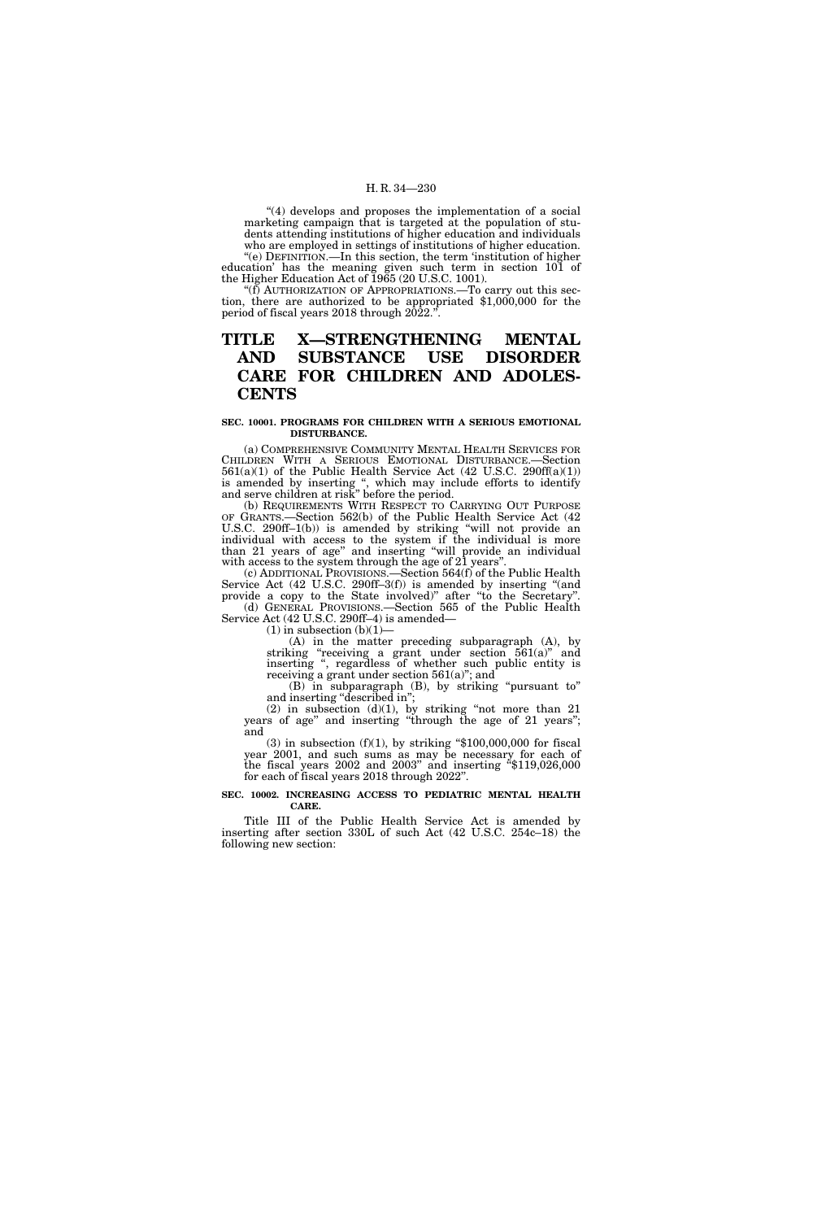"(4) develops and proposes the implementation of a social marketing campaign that is targeted at the population of students attending institutions of higher education and individuals who are employed in settings of institutions of higher education.

"(e) DEFINITION.—In this section, the term 'institution of higher education' has the meaning given such term in section 101 of the Higher Education Act of 1965 (20 U.S.C. 1001).

"(f) AUTHORIZATION OF APPROPRIATIONS.—To carry out this section, there are authorized to be appropriated $1,000,000 for the period of fiscal years 2018 through 2022.".

# TITLE X—STRENGTHENING MENTAL AND SUBSTANCE USE DISORDER CARE FOR CHILDREN AND ADOLESCENTS

**SEC. 10001. PROGRAMS FOR CHILDREN WITH A SERIOUS EMOTIONAL DISTURBANCE.**

(a) COMPREHENSIVE COMMUNITY MENTAL HEALTH SERVICES FOR CHILDREN WITH A SERIOUS EMOTIONAL DISTURBANCE.—Section 561(a)(1) of the Public Health Service Act (42 U.S.C. 290ff(a)(1)) is amended by inserting ", which may include efforts to identify and serve children at risk" before the period.

(b) REQUIREMENTS WITH RESPECT TO CARRYING OUT PURPOSE OF GRANTS.—Section 562(b) of the Public Health Service Act (42 U.S.C. 290ff–1(b)) is amended by striking "will not provide an individual with access to the system if the individual is more than 21 years of age" and inserting "will provide an individual with access to the system through the age of 21 years".

(c) ADDITIONAL PROVISIONS.—Section 564(f) of the Public Health Service Act (42 U.S.C. 290ff–3(f)) is amended by inserting "(and provide a copy to the State involved)" after "to the Secretary".

(d) GENERAL PROVISIONS.—Section 565 of the Public Health Service Act (42 U.S.C. 290ff–4) is amended—

(1) in subsection (b)(1)—

(A) in the matter preceding subparagraph (A), by striking "receiving a grant under section 561(a)" and inserting ", regardless of whether such public entity is receiving a grant under section 561(a)"; and

(B) in subparagraph (B), by striking "pursuant to" and inserting "described in";

(2) in subsection (d)(1), by striking "not more than 21 years of age" and inserting "through the age of 21 years"; and

(3) in subsection (f)(1), by striking "$100,000,000 for fiscal year 2001, and such sums as may be necessary for each of the fiscal years 2002 and 2003" and inserting "$119,026,000 for each of fiscal years 2018 through 2022".

**SEC. 10002. INCREASING ACCESS TO PEDIATRIC MENTAL HEALTH CARE.**

Title III of the Public Health Service Act is amended by inserting after section 330L of such Act (42 U.S.C. 254c–18) the following new section: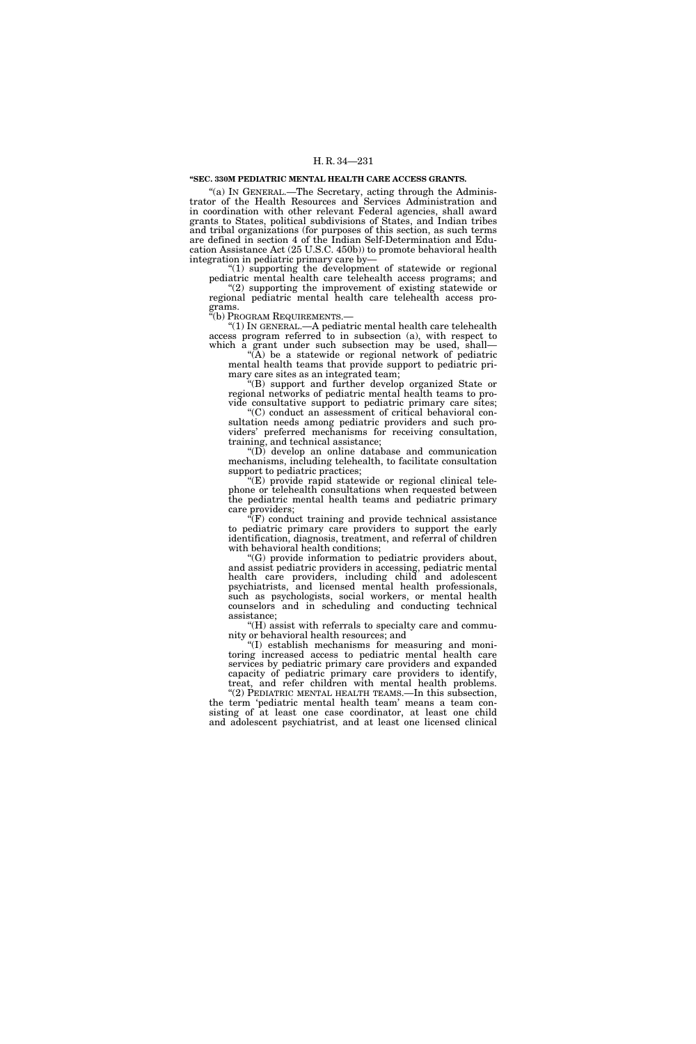**"SEC. 330M PEDIATRIC MENTAL HEALTH CARE ACCESS GRANTS.**

"(a) IN GENERAL.—The Secretary, acting through the Administrator of the Health Resources and Services Administration and in coordination with other relevant Federal agencies, shall award grants to States, political subdivisions of States, and Indian tribes and tribal organizations (for purposes of this section, as such terms are defined in section 4 of the Indian Self-Determination and Education Assistance Act (25 U.S.C. 450b)) to promote behavioral health integration in pediatric primary care by—

"(1) supporting the development of statewide or regional pediatric mental health care telehealth access programs; and

"(2) supporting the improvement of existing statewide or regional pediatric mental health care telehealth access programs.

"(b) PROGRAM REQUIREMENTS.—

"(1) IN GENERAL.—A pediatric mental health care telehealth access program referred to in subsection (a), with respect to which a grant under such subsection may be used, shall—

"(A) be a statewide or regional network of pediatric mental health teams that provide support to pediatric primary care sites as an integrated team;

"(B) support and further develop organized State or regional networks of pediatric mental health teams to provide consultative support to pediatric primary care sites;

"(C) conduct an assessment of critical behavioral consultation needs among pediatric providers and such providers' preferred mechanisms for receiving consultation, training, and technical assistance;

"(D) develop an online database and communication mechanisms, including telehealth, to facilitate consultation support to pediatric practices;

"(E) provide rapid statewide or regional clinical telephone or telehealth consultations when requested between the pediatric mental health teams and pediatric primary care providers;

"(F) conduct training and provide technical assistance to pediatric primary care providers to support the early identification, diagnosis, treatment, and referral of children with behavioral health conditions;

"(G) provide information to pediatric providers about, and assist pediatric providers in accessing, pediatric mental health care providers, including child and adolescent psychiatrists, and licensed mental health professionals, such as psychologists, social workers, or mental health counselors and in scheduling and conducting technical assistance;

"(H) assist with referrals to specialty care and community or behavioral health resources; and

"(I) establish mechanisms for measuring and monitoring increased access to pediatric mental health care services by pediatric primary care providers and expanded capacity of pediatric primary care providers to identify, treat, and refer children with mental health problems.

"(2) PEDIATRIC MENTAL HEALTH TEAMS.—In this subsection, the term 'pediatric mental health team' means a team consisting of at least one case coordinator, at least one child and adolescent psychiatrist, and at least one licensed clinical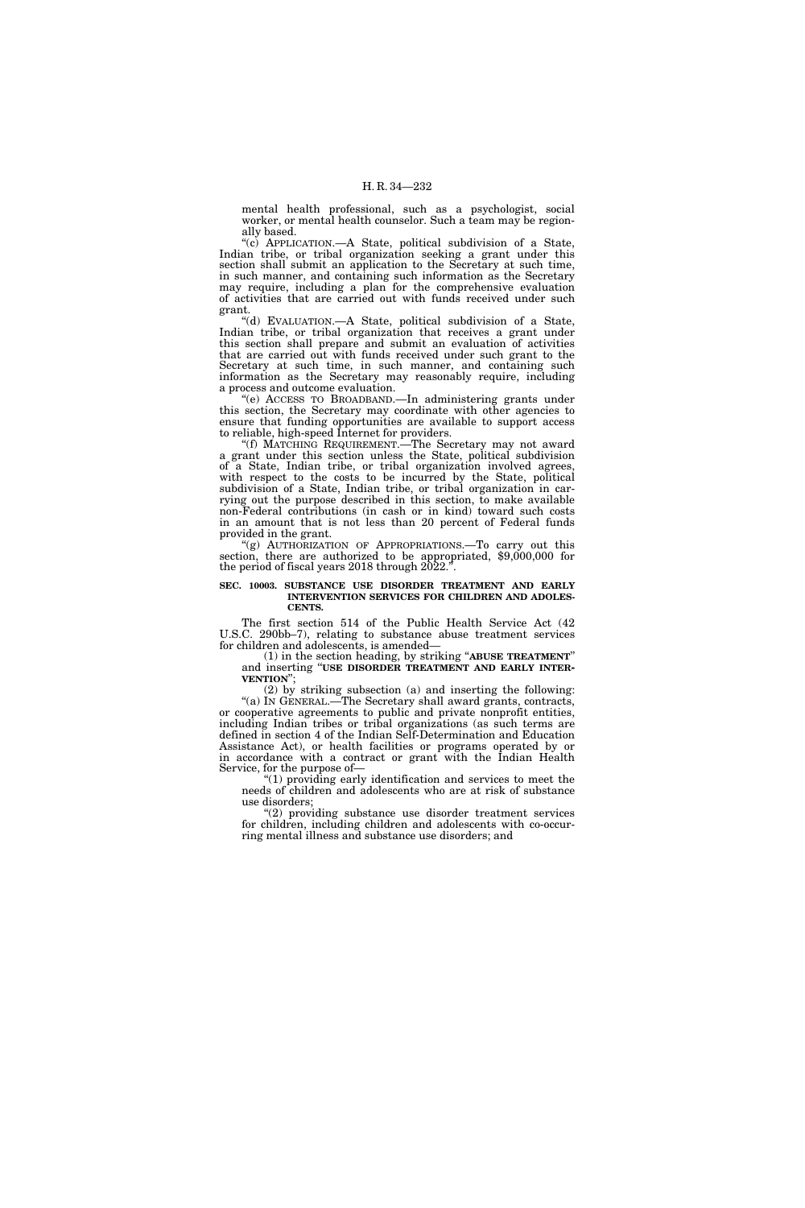mental health professional, such as a psychologist, social worker, or mental health counselor. Such a team may be regionally based.

"(c) APPLICATION.—A State, political subdivision of a State, Indian tribe, or tribal organization seeking a grant under this section shall submit an application to the Secretary at such time, in such manner, and containing such information as the Secretary may require, including a plan for the comprehensive evaluation of activities that are carried out with funds received under such grant.

"(d) EVALUATION.—A State, political subdivision of a State, Indian tribe, or tribal organization that receives a grant under this section shall prepare and submit an evaluation of activities that are carried out with funds received under such grant to the Secretary at such time, in such manner, and containing such information as the Secretary may reasonably require, including a process and outcome evaluation.

"(e) ACCESS TO BROADBAND.—In administering grants under this section, the Secretary may coordinate with other agencies to ensure that funding opportunities are available to support access to reliable, high-speed Internet for providers.

"(f) MATCHING REQUIREMENT.—The Secretary may not award a grant under this section unless the State, political subdivision of a State, Indian tribe, or tribal organization involved agrees, with respect to the costs to be incurred by the State, political subdivision of a State, Indian tribe, or tribal organization in carrying out the purpose described in this section, to make available non-Federal contributions (in cash or in kind) toward such costs in an amount that is not less than 20 percent of Federal funds provided in the grant.

"(g) AUTHORIZATION OF APPROPRIATIONS.—To carry out this section, there are authorized to be appropriated, $9,000,000 for the period of fiscal years 2018 through 2022.".

**SEC. 10003. SUBSTANCE USE DISORDER TREATMENT AND EARLY INTERVENTION SERVICES FOR CHILDREN AND ADOLESCENTS.**

The first section 514 of the Public Health Service Act (42 U.S.C. 290bb–7), relating to substance abuse treatment services for children and adolescents, is amended—

(1) in the section heading, by striking "**ABUSE TREATMENT**" and inserting "**USE DISORDER TREATMENT AND EARLY INTERVENTION**";

(2) by striking subsection (a) and inserting the following:

"(a) IN GENERAL.—The Secretary shall award grants, contracts, or cooperative agreements to public and private nonprofit entities, including Indian tribes or tribal organizations (as such terms are defined in section 4 of the Indian Self-Determination and Education Assistance Act), or health facilities or programs operated by or in accordance with a contract or grant with the Indian Health Service, for the purpose of—

"(1) providing early identification and services to meet the needs of children and adolescents who are at risk of substance use disorders;

"(2) providing substance use disorder treatment services for children, including children and adolescents with co-occurring mental illness and substance use disorders; and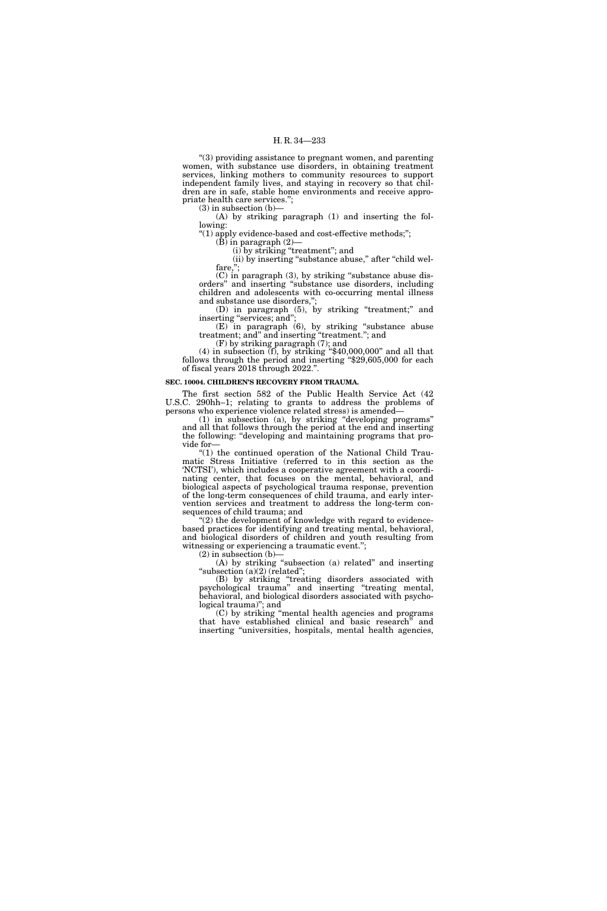"(3) providing assistance to pregnant women, and parenting women, with substance use disorders, in obtaining treatment services, linking mothers to community resources to support independent family lives, and staying in recovery so that children are in safe, stable home environments and receive appropriate health care services.";

(3) in subsection (b)—

(A) by striking paragraph (1) and inserting the following:

"(1) apply evidence-based and cost-effective methods;";

(B) in paragraph (2)—

(i) by striking "treatment"; and

(ii) by inserting "substance abuse," after "child welfare,";

(C) in paragraph (3), by striking "substance abuse disorders" and inserting "substance use disorders, including children and adolescents with co-occurring mental illness and substance use disorders,";

(D) in paragraph (5), by striking "treatment;" and inserting "services; and";

(E) in paragraph (6), by striking "substance abuse treatment; and" and inserting "treatment."; and

(F) by striking paragraph (7); and

(4) in subsection (f), by striking "$40,000,000" and all that follows through the period and inserting "$29,605,000 for each of fiscal years 2018 through 2022.".

**SEC. 10004. CHILDREN'S RECOVERY FROM TRAUMA.**

The first section 582 of the Public Health Service Act (42 U.S.C. 290hh–1; relating to grants to address the problems of persons who experience violence related stress) is amended—

(1) in subsection (a), by striking "developing programs" and all that follows through the period at the end and inserting the following: "developing and maintaining programs that provide for—

"(1) the continued operation of the National Child Traumatic Stress Initiative (referred to in this section as the 'NCTSI'), which includes a cooperative agreement with a coordinating center, that focuses on the mental, behavioral, and biological aspects of psychological trauma response, prevention of the long-term consequences of child trauma, and early intervention services and treatment to address the long-term consequences of child trauma; and

"(2) the development of knowledge with regard to evidence-based practices for identifying and treating mental, behavioral, and biological disorders of children and youth resulting from witnessing or experiencing a traumatic event.";

(2) in subsection (b)—

(A) by striking "subsection (a) related" and inserting "subsection (a)(2) (related";

(B) by striking "treating disorders associated with psychological trauma" and inserting "treating mental, behavioral, and biological disorders associated with psychological trauma)"; and

(C) by striking "mental health agencies and programs that have established clinical and basic research" and inserting "universities, hospitals, mental health agencies,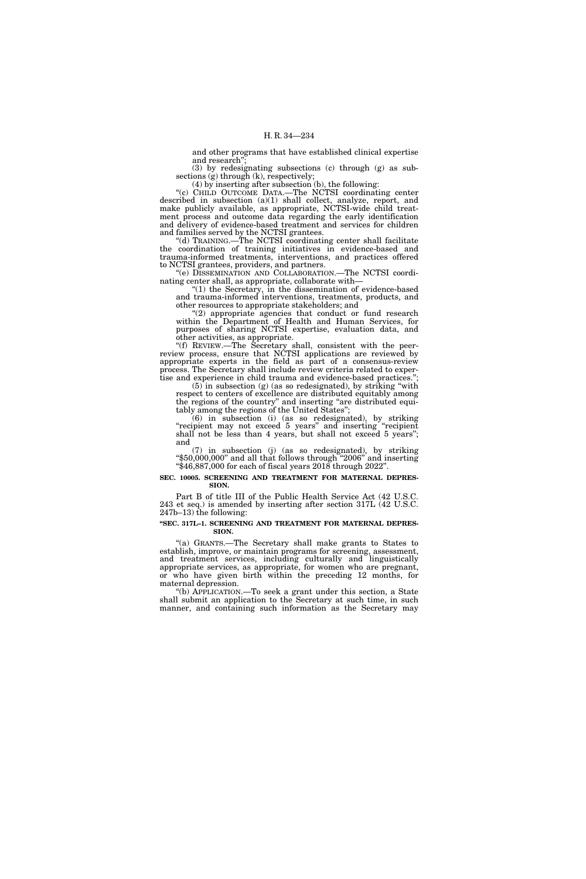and other programs that have established clinical expertise and research";

(3) by redesignating subsections (c) through (g) as subsections (g) through (k), respectively;

(4) by inserting after subsection (b), the following:

"(c) CHILD OUTCOME DATA.—The NCTSI coordinating center described in subsection (a)(1) shall collect, analyze, report, and make publicly available, as appropriate, NCTSI-wide child treatment process and outcome data regarding the early identification and delivery of evidence-based treatment and services for children and families served by the NCTSI grantees.

"(d) TRAINING.—The NCTSI coordinating center shall facilitate the coordination of training initiatives in evidence-based and trauma-informed treatments, interventions, and practices offered to NCTSI grantees, providers, and partners.

"(e) DISSEMINATION AND COLLABORATION.—The NCTSI coordinating center shall, as appropriate, collaborate with—

"(1) the Secretary, in the dissemination of evidence-based and trauma-informed interventions, treatments, products, and other resources to appropriate stakeholders; and

"(2) appropriate agencies that conduct or fund research within the Department of Health and Human Services, for purposes of sharing NCTSI expertise, evaluation data, and other activities, as appropriate.

"(f) REVIEW.—The Secretary shall, consistent with the peer-review process, ensure that NCTSI applications are reviewed by appropriate experts in the field as part of a consensus-review process. The Secretary shall include review criteria related to expertise and experience in child trauma and evidence-based practices.";

(5) in subsection (g) (as so redesignated), by striking "with respect to centers of excellence are distributed equitably among the regions of the country" and inserting "are distributed equitably among the regions of the United States";

(6) in subsection (i) (as so redesignated), by striking "recipient may not exceed 5 years" and inserting "recipient shall not be less than 4 years, but shall not exceed 5 years"; and

(7) in subsection (j) (as so redesignated), by striking "$50,000,000" and all that follows through "2006" and inserting "$46,887,000 for each of fiscal years 2018 through 2022".

**SEC. 10005. SCREENING AND TREATMENT FOR MATERNAL DEPRESSION.**

Part B of title III of the Public Health Service Act (42 U.S.C. 243 et seq.) is amended by inserting after section 317L (42 U.S.C. 247b–13) the following:

**"SEC. 317L–1. SCREENING AND TREATMENT FOR MATERNAL DEPRESSION.**

"(a) GRANTS.—The Secretary shall make grants to States to establish, improve, or maintain programs for screening, assessment, and treatment services, including culturally and linguistically appropriate services, as appropriate, for women who are pregnant, or who have given birth within the preceding 12 months, for maternal depression.

"(b) APPLICATION.—To seek a grant under this section, a State shall submit an application to the Secretary at such time, in such manner, and containing such information as the Secretary may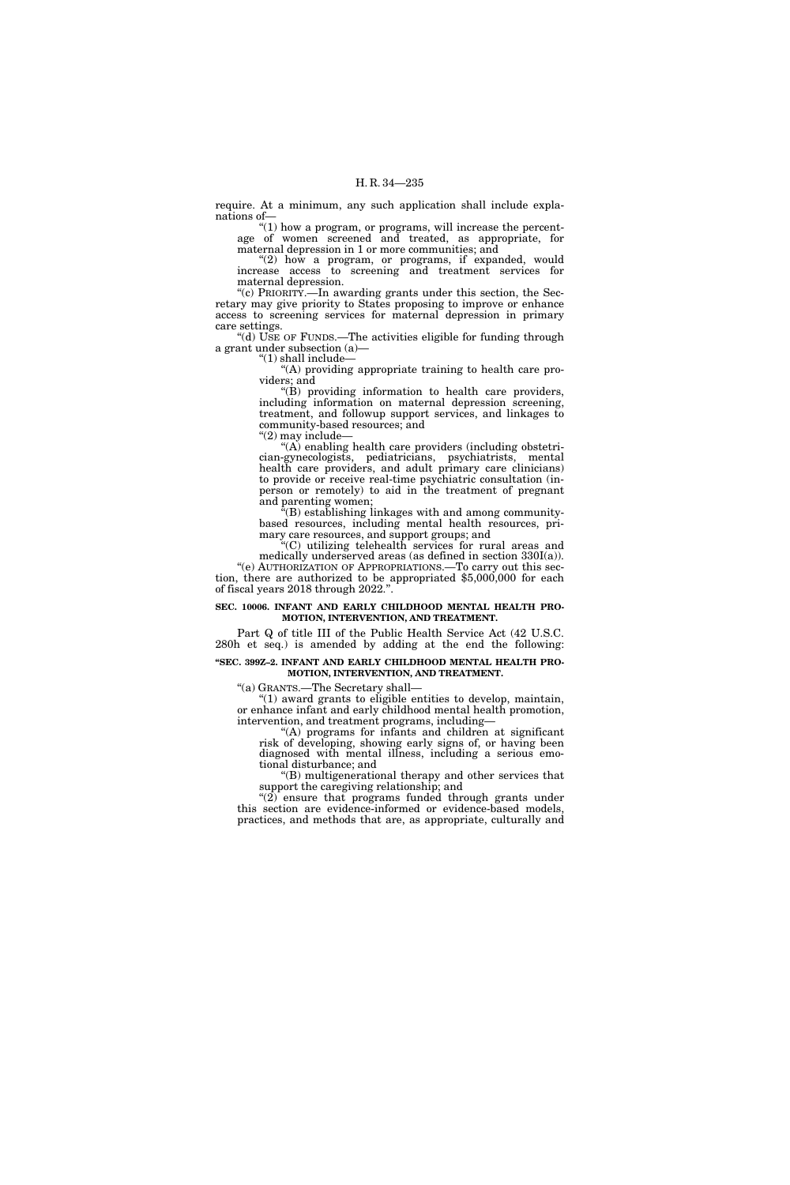require. At a minimum, any such application shall include explanations of—

"(1) how a program, or programs, will increase the percentage of women screened and treated, as appropriate, for maternal depression in 1 or more communities; and

"(2) how a program, or programs, if expanded, would increase access to screening and treatment services for maternal depression.

"(c) PRIORITY.—In awarding grants under this section, the Secretary may give priority to States proposing to improve or enhance access to screening services for maternal depression in primary care settings.

"(d) USE OF FUNDS.—The activities eligible for funding through a grant under subsection (a)—

"(1) shall include—

"(A) providing appropriate training to health care providers; and

"(B) providing information to health care providers, including information on maternal depression screening, treatment, and followup support services, and linkages to community-based resources; and

"(2) may include—

"(A) enabling health care providers (including obstetrician-gynecologists, pediatricians, psychiatrists, mental health care providers, and adult primary care clinicians) to provide or receive real-time psychiatric consultation (in-person or remotely) to aid in the treatment of pregnant and parenting women;

"(B) establishing linkages with and among community-based resources, including mental health resources, primary care resources, and support groups; and

"(C) utilizing telehealth services for rural areas and medically underserved areas (as defined in section 330I(a)).

"(e) AUTHORIZATION OF APPROPRIATIONS.—To carry out this section, there are authorized to be appropriated $5,000,000 for each of fiscal years 2018 through 2022.".

**SEC. 10006. INFANT AND EARLY CHILDHOOD MENTAL HEALTH PROMOTION, INTERVENTION, AND TREATMENT.**

Part Q of title III of the Public Health Service Act (42 U.S.C. 280h et seq.) is amended by adding at the end the following:

**"SEC. 399Z–2. INFANT AND EARLY CHILDHOOD MENTAL HEALTH PROMOTION, INTERVENTION, AND TREATMENT.**

"(a) GRANTS.—The Secretary shall—

"(1) award grants to eligible entities to develop, maintain, or enhance infant and early childhood mental health promotion, intervention, and treatment programs, including—

"(A) programs for infants and children at significant risk of developing, showing early signs of, or having been diagnosed with mental illness, including a serious emotional disturbance; and

"(B) multigenerational therapy and other services that support the caregiving relationship; and

"(2) ensure that programs funded through grants under this section are evidence-informed or evidence-based models, practices, and methods that are, as appropriate, culturally and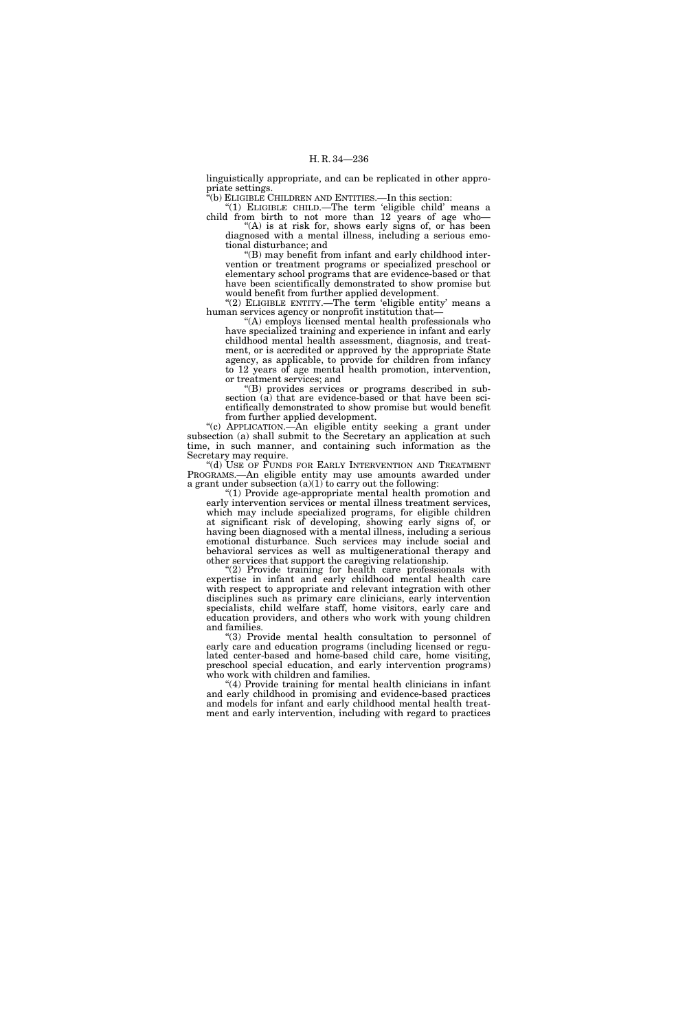linguistically appropriate, and can be replicated in other appropriate settings.

"(b) ELIGIBLE CHILDREN AND ENTITIES.—In this section:

"(1) ELIGIBLE CHILD.—The term 'eligible child' means a child from birth to not more than 12 years of age who—

"(A) is at risk for, shows early signs of, or has been diagnosed with a mental illness, including a serious emotional disturbance; and

"(B) may benefit from infant and early childhood intervention or treatment programs or specialized preschool or elementary school programs that are evidence-based or that have been scientifically demonstrated to show promise but would benefit from further applied development.

"(2) ELIGIBLE ENTITY.—The term 'eligible entity' means a human services agency or nonprofit institution that—

"(A) employs licensed mental health professionals who have specialized training and experience in infant and early childhood mental health assessment, diagnosis, and treatment, or is accredited or approved by the appropriate State agency, as applicable, to provide for children from infancy to 12 years of age mental health promotion, intervention, or treatment services; and

"(B) provides services or programs described in subsection (a) that are evidence-based or that have been scientifically demonstrated to show promise but would benefit from further applied development.

"(c) APPLICATION.—An eligible entity seeking a grant under subsection (a) shall submit to the Secretary an application at such time, in such manner, and containing such information as the Secretary may require.

"(d) USE OF FUNDS FOR EARLY INTERVENTION AND TREATMENT PROGRAMS.—An eligible entity may use amounts awarded under a grant under subsection (a)(1) to carry out the following:

"(1) Provide age-appropriate mental health promotion and early intervention services or mental illness treatment services, which may include specialized programs, for eligible children at significant risk of developing, showing early signs of, or having been diagnosed with a mental illness, including a serious emotional disturbance. Such services may include social and behavioral services as well as multigenerational therapy and other services that support the caregiving relationship.

"(2) Provide training for health care professionals with expertise in infant and early childhood mental health care with respect to appropriate and relevant integration with other disciplines such as primary care clinicians, early intervention specialists, child welfare staff, home visitors, early care and education providers, and others who work with young children and families.

"(3) Provide mental health consultation to personnel of early care and education programs (including licensed or regulated center-based and home-based child care, home visiting, preschool special education, and early intervention programs) who work with children and families.

"(4) Provide training for mental health clinicians in infant and early childhood in promising and evidence-based practices and models for infant and early childhood mental health treatment and early intervention, including with regard to practices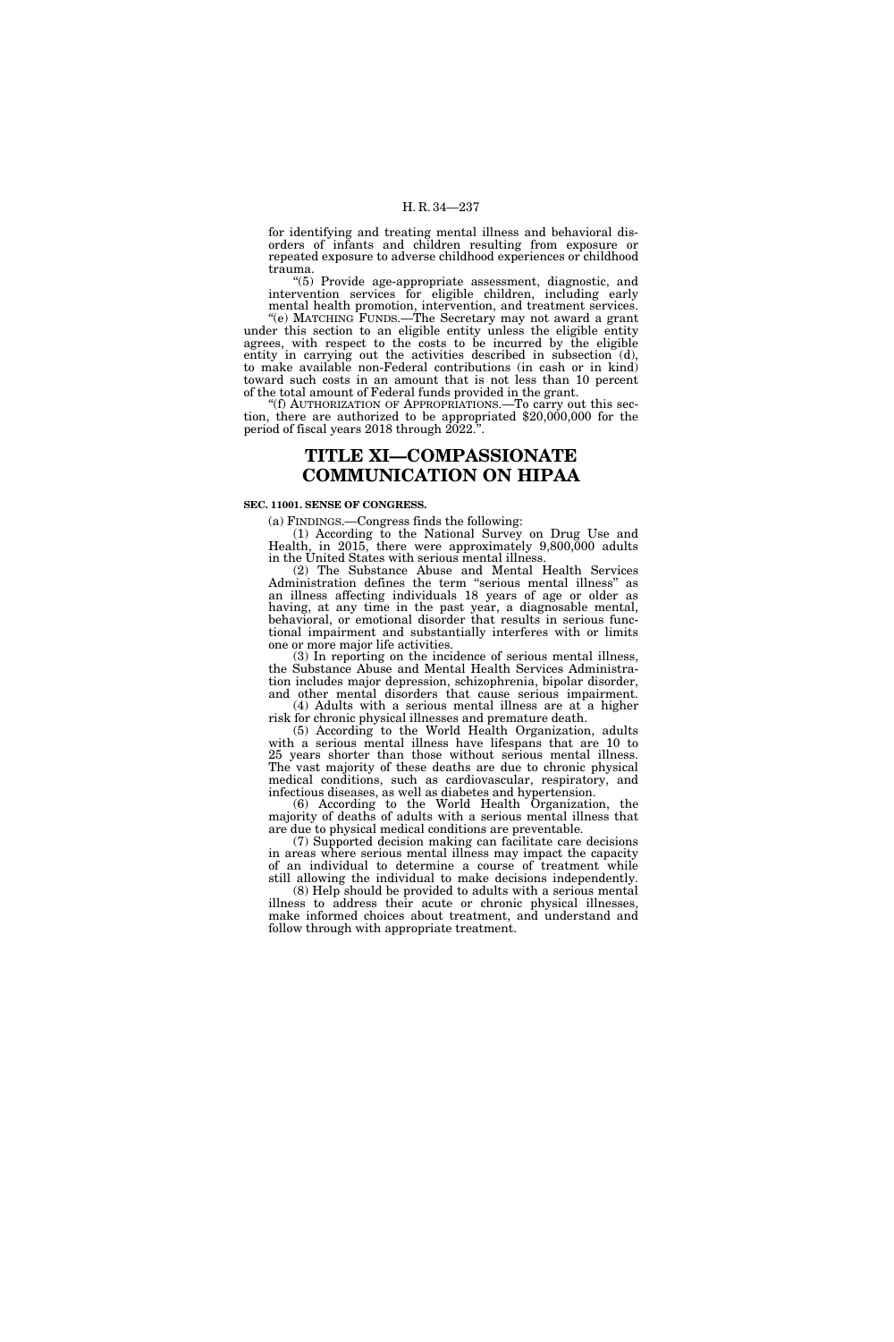for identifying and treating mental illness and behavioral disorders of infants and children resulting from exposure or repeated exposure to adverse childhood experiences or childhood trauma.

"(5) Provide age-appropriate assessment, diagnostic, and intervention services for eligible children, including early mental health promotion, intervention, and treatment services.

"(e) MATCHING FUNDS.—The Secretary may not award a grant under this section to an eligible entity unless the eligible entity agrees, with respect to the costs to be incurred by the eligible entity in carrying out the activities described in subsection (d), to make available non-Federal contributions (in cash or in kind) toward such costs in an amount that is not less than 10 percent of the total amount of Federal funds provided in the grant.

"(f) AUTHORIZATION OF APPROPRIATIONS.—To carry out this section, there are authorized to be appropriated $20,000,000 for the period of fiscal years 2018 through 2022.".

# TITLE XI—COMPASSIONATE COMMUNICATION ON HIPAA

### SEC. 11001. SENSE OF CONGRESS.

(a) FINDINGS.—Congress finds the following:

(1) According to the National Survey on Drug Use and Health, in 2015, there were approximately 9,800,000 adults in the United States with serious mental illness.

(2) The Substance Abuse and Mental Health Services Administration defines the term "serious mental illness" as an illness affecting individuals 18 years of age or older as having, at any time in the past year, a diagnosable mental, behavioral, or emotional disorder that results in serious functional impairment and substantially interferes with or limits one or more major life activities.

(3) In reporting on the incidence of serious mental illness, the Substance Abuse and Mental Health Services Administration includes major depression, schizophrenia, bipolar disorder, and other mental disorders that cause serious impairment.

(4) Adults with a serious mental illness are at a higher risk for chronic physical illnesses and premature death.

(5) According to the World Health Organization, adults with a serious mental illness have lifespans that are 10 to 25 years shorter than those without serious mental illness. The vast majority of these deaths are due to chronic physical medical conditions, such as cardiovascular, respiratory, and infectious diseases, as well as diabetes and hypertension.

(6) According to the World Health Organization, the majority of deaths of adults with a serious mental illness that are due to physical medical conditions are preventable.

(7) Supported decision making can facilitate care decisions in areas where serious mental illness may impact the capacity of an individual to determine a course of treatment while still allowing the individual to make decisions independently.

(8) Help should be provided to adults with a serious mental illness to address their acute or chronic physical illnesses, make informed choices about treatment, and understand and follow through with appropriate treatment.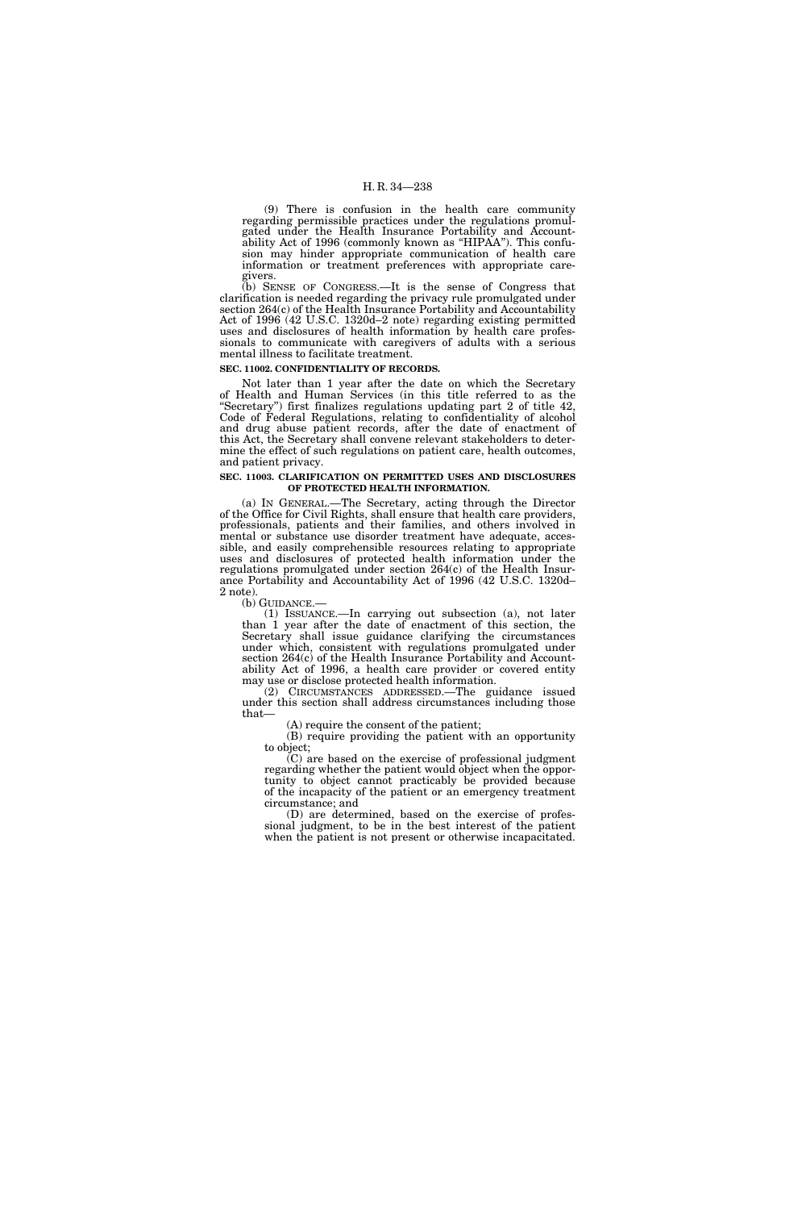(9) There is confusion in the health care community regarding permissible practices under the regulations promulgated under the Health Insurance Portability and Accountability Act of 1996 (commonly known as "HIPAA"). This confusion may hinder appropriate communication of health care information or treatment preferences with appropriate caregivers.

(b) SENSE OF CONGRESS.—It is the sense of Congress that clarification is needed regarding the privacy rule promulgated under section 264(c) of the Health Insurance Portability and Accountability Act of 1996 (42 U.S.C. 1320d–2 note) regarding existing permitted uses and disclosures of health information by health care professionals to communicate with caregivers of adults with a serious mental illness to facilitate treatment.

**SEC. 11002. CONFIDENTIALITY OF RECORDS.**

Not later than 1 year after the date on which the Secretary of Health and Human Services (in this title referred to as the "Secretary") first finalizes regulations updating part 2 of title 42, Code of Federal Regulations, relating to confidentiality of alcohol and drug abuse patient records, after the date of enactment of this Act, the Secretary shall convene relevant stakeholders to determine the effect of such regulations on patient care, health outcomes, and patient privacy.

**SEC. 11003. CLARIFICATION ON PERMITTED USES AND DISCLOSURES OF PROTECTED HEALTH INFORMATION.**

(a) IN GENERAL.—The Secretary, acting through the Director of the Office for Civil Rights, shall ensure that health care providers, professionals, patients and their families, and others involved in mental or substance use disorder treatment have adequate, accessible, and easily comprehensible resources relating to appropriate uses and disclosures of protected health information under the regulations promulgated under section 264(c) of the Health Insurance Portability and Accountability Act of 1996 (42 U.S.C. 1320d–2 note).

(b) GUIDANCE.—

(1) ISSUANCE.—In carrying out subsection (a), not later than 1 year after the date of enactment of this section, the Secretary shall issue guidance clarifying the circumstances under which, consistent with regulations promulgated under section 264(c) of the Health Insurance Portability and Accountability Act of 1996, a health care provider or covered entity may use or disclose protected health information.

(2) CIRCUMSTANCES ADDRESSED.—The guidance issued under this section shall address circumstances including those that—

(A) require the consent of the patient;

(B) require providing the patient with an opportunity to object;

(C) are based on the exercise of professional judgment regarding whether the patient would object when the opportunity to object cannot practicably be provided because of the incapacity of the patient or an emergency treatment circumstance; and

(D) are determined, based on the exercise of professional judgment, to be in the best interest of the patient when the patient is not present or otherwise incapacitated.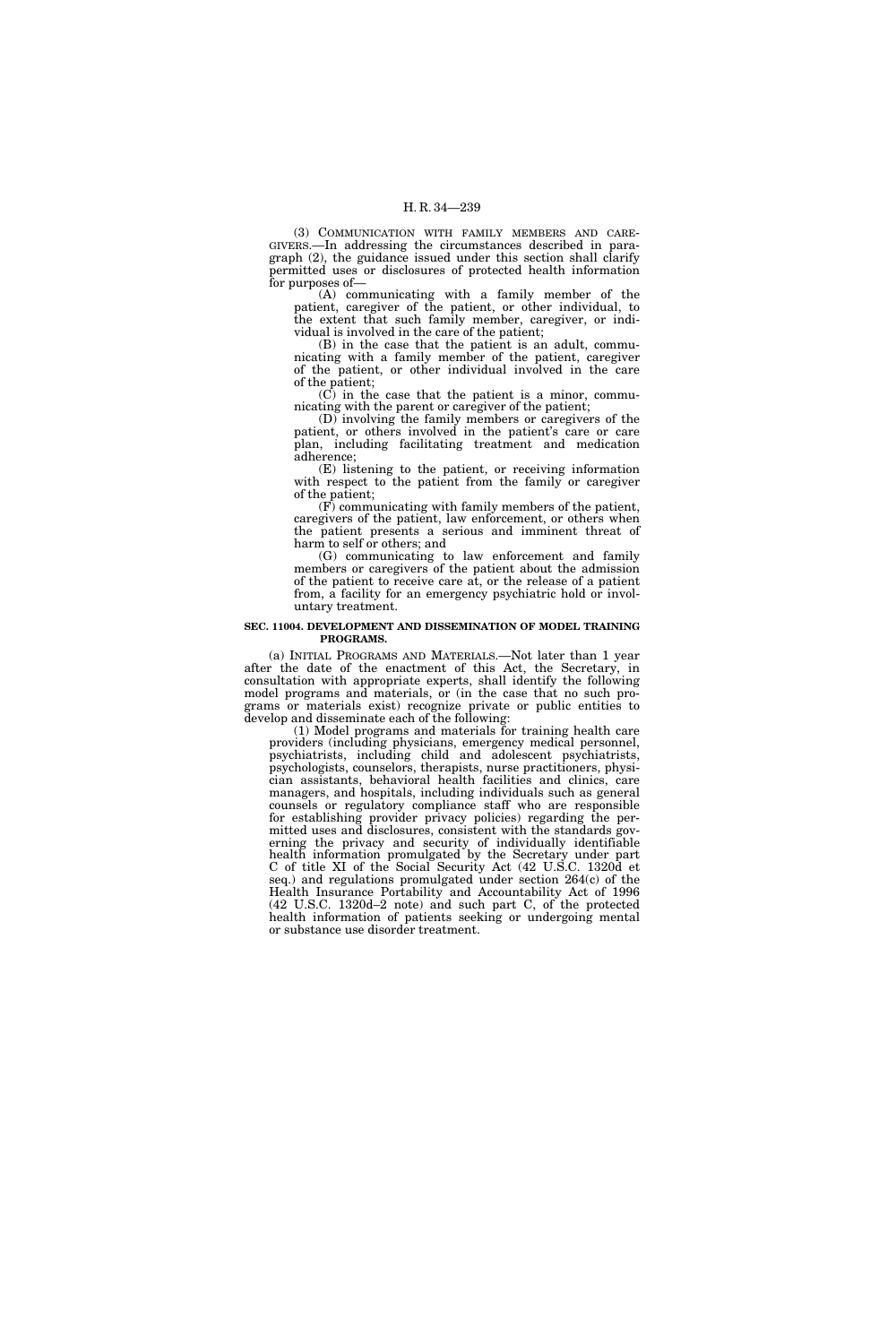(3) COMMUNICATION WITH FAMILY MEMBERS AND CAREGIVERS.—In addressing the circumstances described in paragraph (2), the guidance issued under this section shall clarify permitted uses or disclosures of protected health information for purposes of—

(A) communicating with a family member of the patient, caregiver of the patient, or other individual, to the extent that such family member, caregiver, or individual is involved in the care of the patient;

(B) in the case that the patient is an adult, communicating with a family member of the patient, caregiver of the patient, or other individual involved in the care of the patient;

(C) in the case that the patient is a minor, communicating with the parent or caregiver of the patient;

(D) involving the family members or caregivers of the patient, or others involved in the patient's care or care plan, including facilitating treatment and medication adherence;

(E) listening to the patient, or receiving information with respect to the patient from the family or caregiver of the patient;

(F) communicating with family members of the patient, caregivers of the patient, law enforcement, or others when the patient presents a serious and imminent threat of harm to self or others; and

(G) communicating to law enforcement and family members or caregivers of the patient about the admission of the patient to receive care at, or the release of a patient from, a facility for an emergency psychiatric hold or involuntary treatment.

**SEC. 11004. DEVELOPMENT AND DISSEMINATION OF MODEL TRAINING PROGRAMS.**

(a) INITIAL PROGRAMS AND MATERIALS.—Not later than 1 year after the date of the enactment of this Act, the Secretary, in consultation with appropriate experts, shall identify the following model programs and materials, or (in the case that no such programs or materials exist) recognize private or public entities to develop and disseminate each of the following:

(1) Model programs and materials for training health care providers (including physicians, emergency medical personnel, psychiatrists, including child and adolescent psychiatrists, psychologists, counselors, therapists, nurse practitioners, physician assistants, behavioral health facilities and clinics, care managers, and hospitals, including individuals such as general counsels or regulatory compliance staff who are responsible for establishing provider privacy policies) regarding the permitted uses and disclosures, consistent with the standards governing the privacy and security of individually identifiable health information promulgated by the Secretary under part C of title XI of the Social Security Act (42 U.S.C. 1320d et seq.) and regulations promulgated under section 264(c) of the Health Insurance Portability and Accountability Act of 1996 (42 U.S.C. 1320d–2 note) and such part C, of the protected health information of patients seeking or undergoing mental or substance use disorder treatment.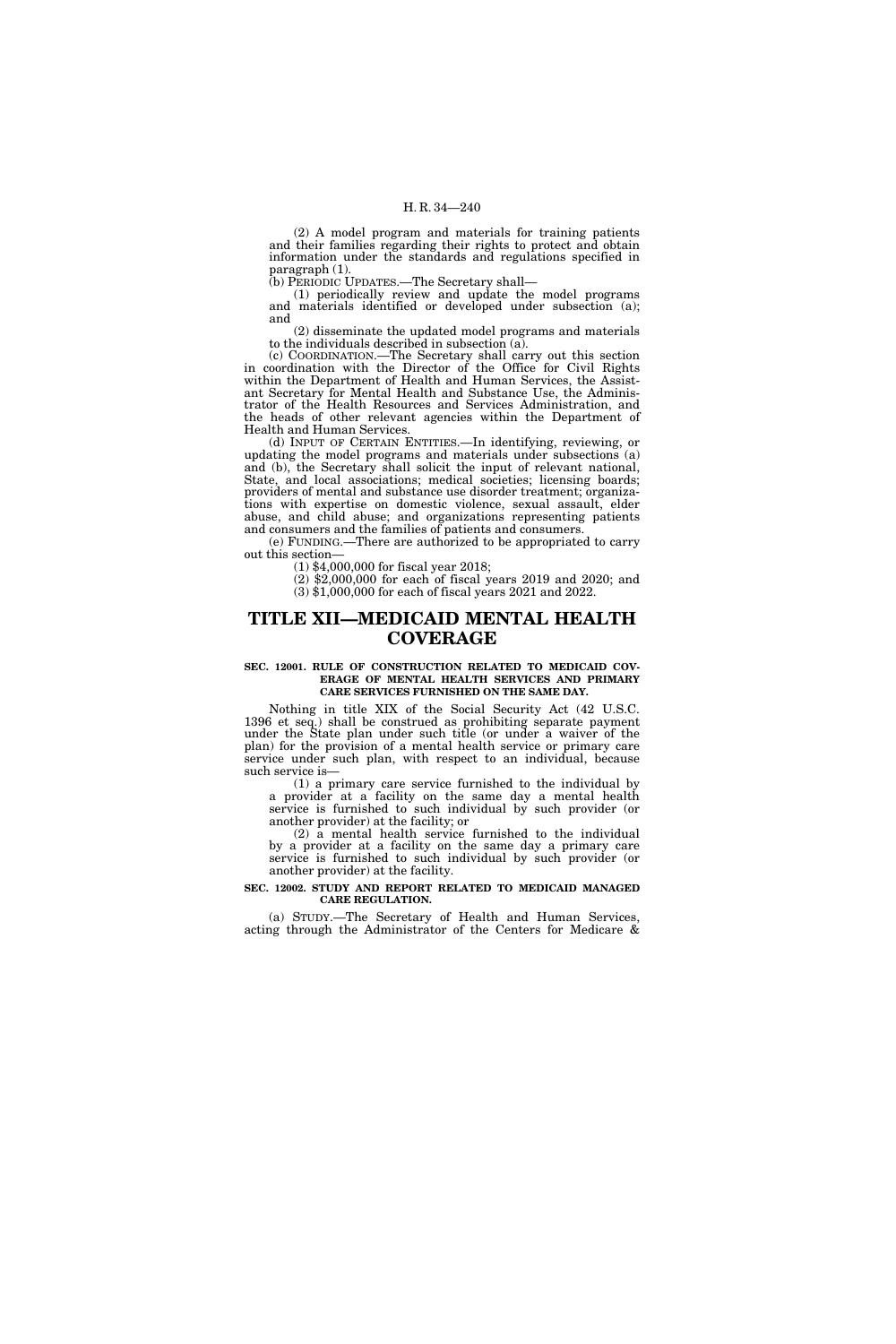(2) A model program and materials for training patients and their families regarding their rights to protect and obtain information under the standards and regulations specified in paragraph (1).

(b) PERIODIC UPDATES.—The Secretary shall—

(1) periodically review and update the model programs and materials identified or developed under subsection (a); and

(2) disseminate the updated model programs and materials to the individuals described in subsection (a).

(c) COORDINATION.—The Secretary shall carry out this section in coordination with the Director of the Office for Civil Rights within the Department of Health and Human Services, the Assistant Secretary for Mental Health and Substance Use, the Administrator of the Health Resources and Services Administration, and the heads of other relevant agencies within the Department of Health and Human Services.

(d) INPUT OF CERTAIN ENTITIES.—In identifying, reviewing, or updating the model programs and materials under subsections (a) and (b), the Secretary shall solicit the input of relevant national, State, and local associations; medical societies; licensing boards; providers of mental and substance use disorder treatment; organizations with expertise on domestic violence, sexual assault, elder abuse, and child abuse; and organizations representing patients and consumers and the families of patients and consumers.

(e) FUNDING.—There are authorized to be appropriated to carry out this section—

(1) $4,000,000 for fiscal year 2018;

(2) $2,000,000 for each of fiscal years 2019 and 2020; and

(3) $1,000,000 for each of fiscal years 2021 and 2022.

# TITLE XII—MEDICAID MENTAL HEALTH COVERAGE

**SEC. 12001. RULE OF CONSTRUCTION RELATED TO MEDICAID COVERAGE OF MENTAL HEALTH SERVICES AND PRIMARY CARE SERVICES FURNISHED ON THE SAME DAY.**

Nothing in title XIX of the Social Security Act (42 U.S.C. 1396 et seq.) shall be construed as prohibiting separate payment under the State plan under such title (or under a waiver of the plan) for the provision of a mental health service or primary care service under such plan, with respect to an individual, because such service is—

(1) a primary care service furnished to the individual by a provider at a facility on the same day a mental health service is furnished to such individual by such provider (or another provider) at the facility; or

(2) a mental health service furnished to the individual by a provider at a facility on the same day a primary care service is furnished to such individual by such provider (or another provider) at the facility.

**SEC. 12002. STUDY AND REPORT RELATED TO MEDICAID MANAGED CARE REGULATION.**

(a) STUDY.—The Secretary of Health and Human Services, acting through the Administrator of the Centers for Medicare &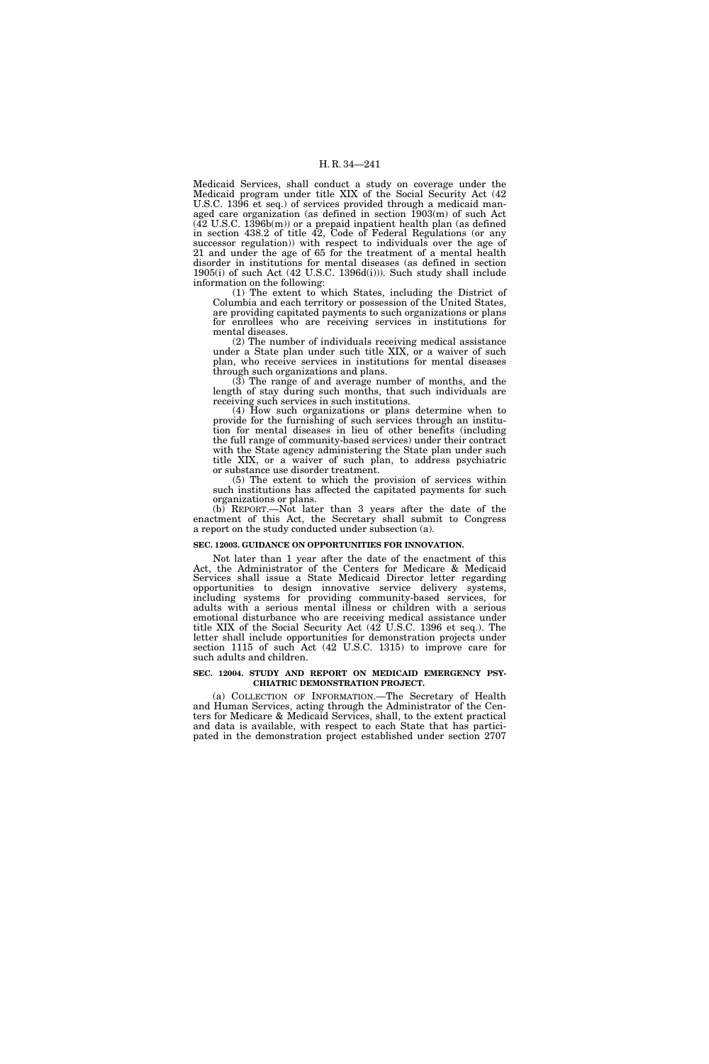Medicaid Services, shall conduct a study on coverage under the Medicaid program under title XIX of the Social Security Act (42 U.S.C. 1396 et seq.) of services provided through a medicaid managed care organization (as defined in section 1903(m) of such Act (42 U.S.C. 1396b(m)) or a prepaid inpatient health plan (as defined in section 438.2 of title 42, Code of Federal Regulations (or any successor regulation)) with respect to individuals over the age of 21 and under the age of 65 for the treatment of a mental health disorder in institutions for mental diseases (as defined in section 1905(i) of such Act (42 U.S.C. 1396d(i))). Such study shall include information on the following:

(1) The extent to which States, including the District of Columbia and each territory or possession of the United States, are providing capitated payments to such organizations or plans for enrollees who are receiving services in institutions for mental diseases.

(2) The number of individuals receiving medical assistance under a State plan under such title XIX, or a waiver of such plan, who receive services in institutions for mental diseases through such organizations and plans.

(3) The range of and average number of months, and the length of stay during such months, that such individuals are receiving such services in such institutions.

(4) How such organizations or plans determine when to provide for the furnishing of such services through an institution for mental diseases in lieu of other benefits (including the full range of community-based services) under their contract with the State agency administering the State plan under such title XIX, or a waiver of such plan, to address psychiatric or substance use disorder treatment.

(5) The extent to which the provision of services within such institutions has affected the capitated payments for such organizations or plans.

(b) REPORT.—Not later than 3 years after the date of the enactment of this Act, the Secretary shall submit to Congress a report on the study conducted under subsection (a).

**SEC. 12003. GUIDANCE ON OPPORTUNITIES FOR INNOVATION.**

Not later than 1 year after the date of the enactment of this Act, the Administrator of the Centers for Medicare & Medicaid Services shall issue a State Medicaid Director letter regarding opportunities to design innovative service delivery systems, including systems for providing community-based services, for adults with a serious mental illness or children with a serious emotional disturbance who are receiving medical assistance under title XIX of the Social Security Act (42 U.S.C. 1396 et seq.). The letter shall include opportunities for demonstration projects under section 1115 of such Act (42 U.S.C. 1315) to improve care for such adults and children.

**SEC. 12004. STUDY AND REPORT ON MEDICAID EMERGENCY PSYCHIATRIC DEMONSTRATION PROJECT.**

(a) COLLECTION OF INFORMATION.—The Secretary of Health and Human Services, acting through the Administrator of the Centers for Medicare & Medicaid Services, shall, to the extent practical and data is available, with respect to each State that has participated in the demonstration project established under section 2707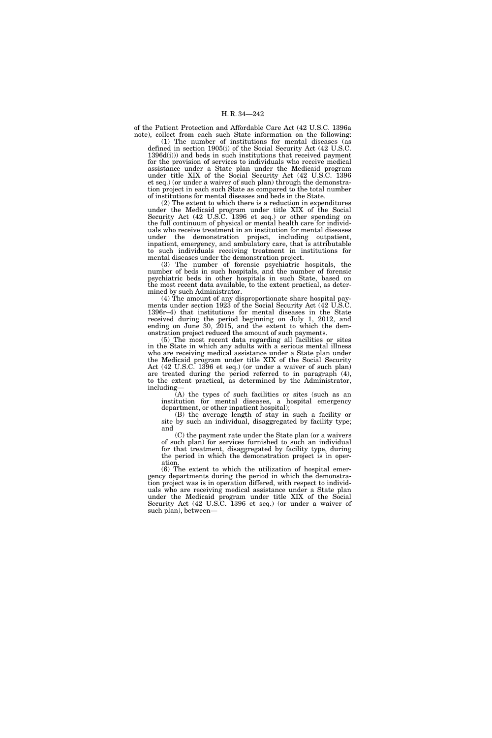of the Patient Protection and Affordable Care Act (42 U.S.C. 1396a note), collect from each such State information on the following:

(1) The number of institutions for mental diseases (as defined in section 1905(i) of the Social Security Act (42 U.S.C. 1396d(i))) and beds in such institutions that received payment for the provision of services to individuals who receive medical assistance under a State plan under the Medicaid program under title XIX of the Social Security Act (42 U.S.C. 1396 et seq.) (or under a waiver of such plan) through the demonstration project in each such State as compared to the total number of institutions for mental diseases and beds in the State.

(2) The extent to which there is a reduction in expenditures under the Medicaid program under title XIX of the Social Security Act (42 U.S.C. 1396 et seq.) or other spending on the full continuum of physical or mental health care for individuals who receive treatment in an institution for mental diseases under the demonstration project, including outpatient, inpatient, emergency, and ambulatory care, that is attributable to such individuals receiving treatment in institutions for mental diseases under the demonstration project.

(3) The number of forensic psychiatric hospitals, the number of beds in such hospitals, and the number of forensic psychiatric beds in other hospitals in such State, based on the most recent data available, to the extent practical, as determined by such Administrator.

(4) The amount of any disproportionate share hospital payments under section 1923 of the Social Security Act (42 U.S.C. 1396r–4) that institutions for mental diseases in the State received during the period beginning on July 1, 2012, and ending on June 30, 2015, and the extent to which the demonstration project reduced the amount of such payments.

(5) The most recent data regarding all facilities or sites in the State in which any adults with a serious mental illness who are receiving medical assistance under a State plan under the Medicaid program under title XIX of the Social Security Act (42 U.S.C. 1396 et seq.) (or under a waiver of such plan) are treated during the period referred to in paragraph (4), to the extent practical, as determined by the Administrator, including—

(A) the types of such facilities or sites (such as an institution for mental diseases, a hospital emergency department, or other inpatient hospital);

(B) the average length of stay in such a facility or site by such an individual, disaggregated by facility type; and

(C) the payment rate under the State plan (or a waivers of such plan) for services furnished to such an individual for that treatment, disaggregated by facility type, during the period in which the demonstration project is in operation.

(6) The extent to which the utilization of hospital emergency departments during the period in which the demonstration project was is in operation differed, with respect to individuals who are receiving medical assistance under a State plan under the Medicaid program under title XIX of the Social Security Act (42 U.S.C. 1396 et seq.) (or under a waiver of such plan), between—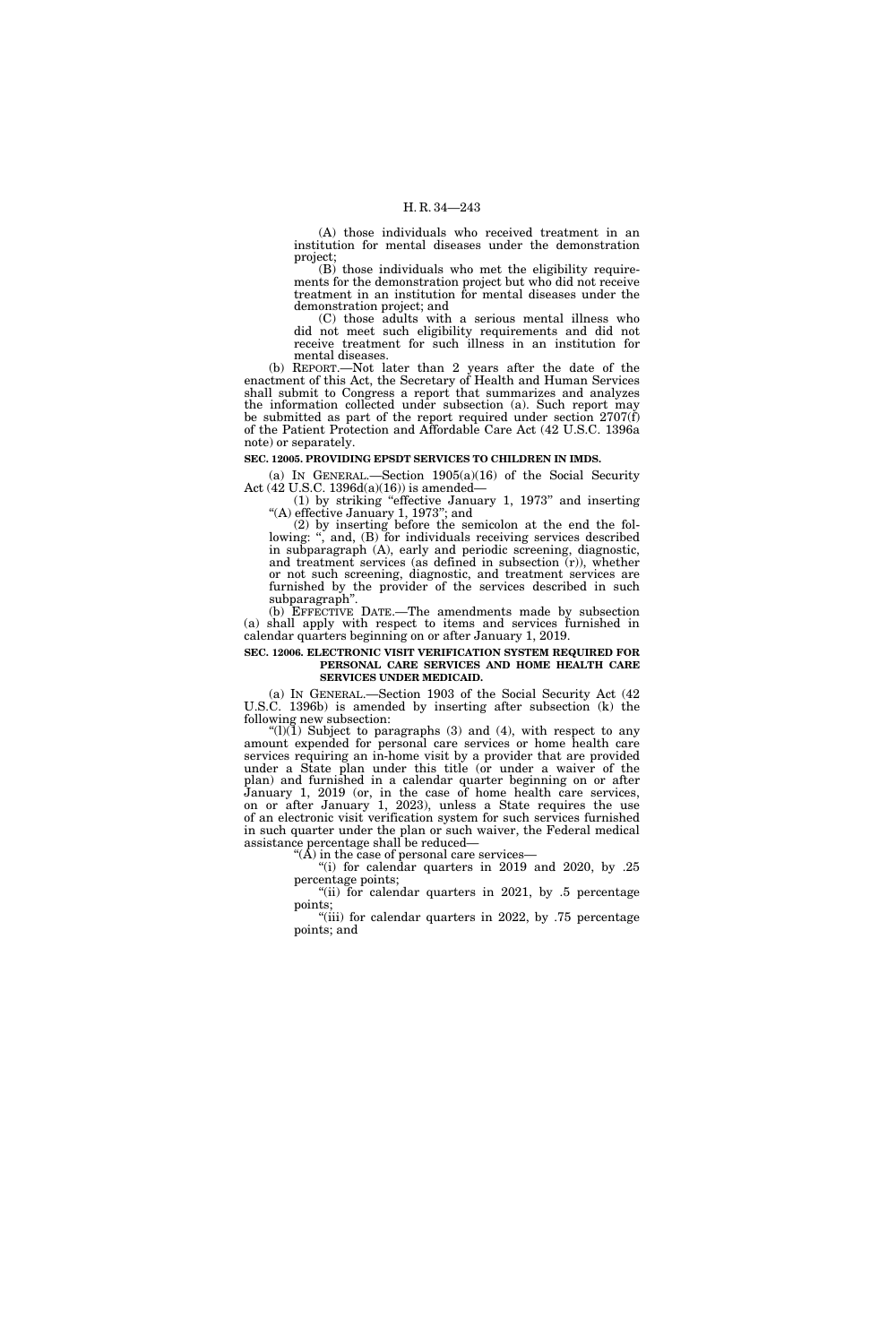(A) those individuals who received treatment in an institution for mental diseases under the demonstration project;

(B) those individuals who met the eligibility requirements for the demonstration project but who did not receive treatment in an institution for mental diseases under the demonstration project; and

(C) those adults with a serious mental illness who did not meet such eligibility requirements and did not receive treatment for such illness in an institution for mental diseases.

(b) REPORT.—Not later than 2 years after the date of the enactment of this Act, the Secretary of Health and Human Services shall submit to Congress a report that summarizes and analyzes the information collected under subsection (a). Such report may be submitted as part of the report required under section 2707(f) of the Patient Protection and Affordable Care Act (42 U.S.C. 1396a note) or separately.

**SEC. 12005. PROVIDING EPSDT SERVICES TO CHILDREN IN IMDS.**

(a) IN GENERAL.—Section 1905(a)(16) of the Social Security Act (42 U.S.C. 1396d(a)(16)) is amended—

(1) by striking "effective January 1, 1973" and inserting "(A) effective January 1, 1973"; and

(2) by inserting before the semicolon at the end the following: ", and, (B) for individuals receiving services described in subparagraph (A), early and periodic screening, diagnostic, and treatment services (as defined in subsection (r)), whether or not such screening, diagnostic, and treatment services are furnished by the provider of the services described in such subparagraph".

(b) EFFECTIVE DATE.—The amendments made by subsection (a) shall apply with respect to items and services furnished in calendar quarters beginning on or after January 1, 2019.

**SEC. 12006. ELECTRONIC VISIT VERIFICATION SYSTEM REQUIRED FOR PERSONAL CARE SERVICES AND HOME HEALTH CARE SERVICES UNDER MEDICAID.**

(a) IN GENERAL.—Section 1903 of the Social Security Act (42 U.S.C. 1396b) is amended by inserting after subsection (k) the following new subsection:

"(l)(1) Subject to paragraphs (3) and (4), with respect to any amount expended for personal care services or home health care services requiring an in-home visit by a provider that are provided under a State plan under this title (or under a waiver of the plan) and furnished in a calendar quarter beginning on or after January 1, 2019 (or, in the case of home health care services, on or after January 1, 2023), unless a State requires the use of an electronic visit verification system for such services furnished in such quarter under the plan or such waiver, the Federal medical assistance percentage shall be reduced—

"(A) in the case of personal care services—

"(i) for calendar quarters in 2019 and 2020, by .25 percentage points;

"(ii) for calendar quarters in 2021, by .5 percentage points;

"(iii) for calendar quarters in 2022, by .75 percentage points; and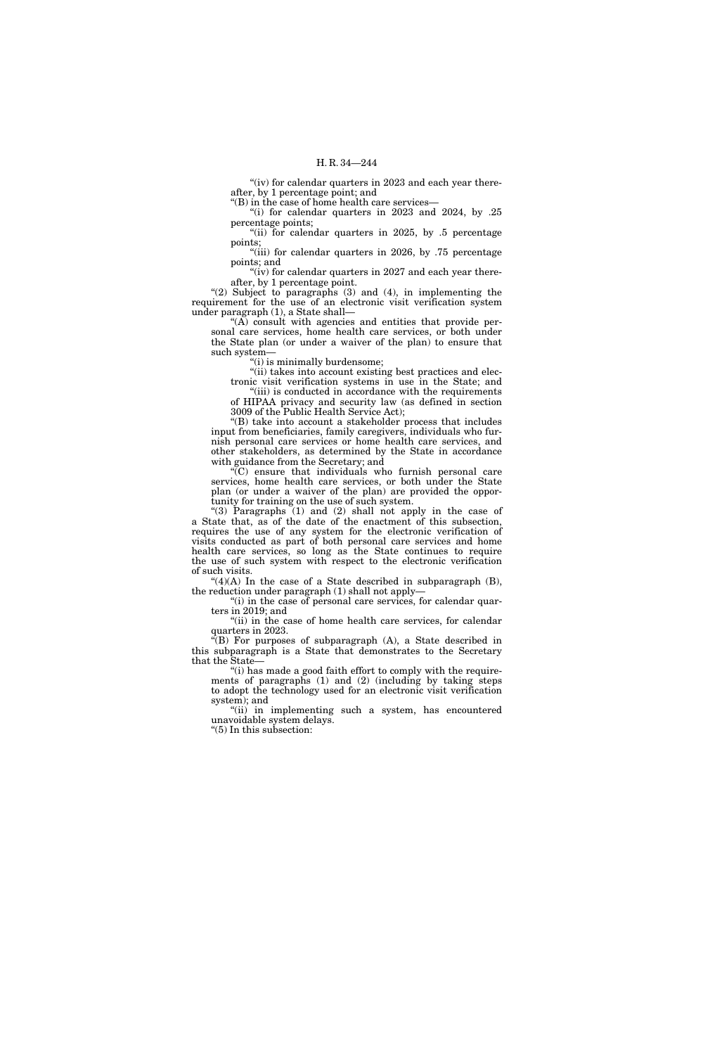"(iv) for calendar quarters in 2023 and each year thereafter, by 1 percentage point; and

"(B) in the case of home health care services—

"(i) for calendar quarters in 2023 and 2024, by .25 percentage points;

"(ii) for calendar quarters in 2025, by .5 percentage points;

"(iii) for calendar quarters in 2026, by .75 percentage points; and

"(iv) for calendar quarters in 2027 and each year thereafter, by 1 percentage point.

"(2) Subject to paragraphs (3) and (4), in implementing the requirement for the use of an electronic visit verification system under paragraph (1), a State shall—

"(A) consult with agencies and entities that provide personal care services, home health care services, or both under the State plan (or under a waiver of the plan) to ensure that such system—

"(i) is minimally burdensome;

"(ii) takes into account existing best practices and electronic visit verification systems in use in the State; and

"(iii) is conducted in accordance with the requirements of HIPAA privacy and security law (as defined in section 3009 of the Public Health Service Act);

"(B) take into account a stakeholder process that includes input from beneficiaries, family caregivers, individuals who furnish personal care services or home health care services, and other stakeholders, as determined by the State in accordance with guidance from the Secretary; and

"(C) ensure that individuals who furnish personal care services, home health care services, or both under the State plan (or under a waiver of the plan) are provided the opportunity for training on the use of such system.

"(3) Paragraphs (1) and (2) shall not apply in the case of a State that, as of the date of the enactment of this subsection, requires the use of any system for the electronic verification of visits conducted as part of both personal care services and home health care services, so long as the State continues to require the use of such system with respect to the electronic verification of such visits.

"(4)(A) In the case of a State described in subparagraph (B), the reduction under paragraph (1) shall not apply—

"(i) in the case of personal care services, for calendar quarters in 2019; and

"(ii) in the case of home health care services, for calendar quarters in 2023.

"(B) For purposes of subparagraph (A), a State described in this subparagraph is a State that demonstrates to the Secretary that the State—

"(i) has made a good faith effort to comply with the requirements of paragraphs (1) and (2) (including by taking steps to adopt the technology used for an electronic visit verification system); and

"(ii) in implementing such a system, has encountered unavoidable system delays.

"(5) In this subsection: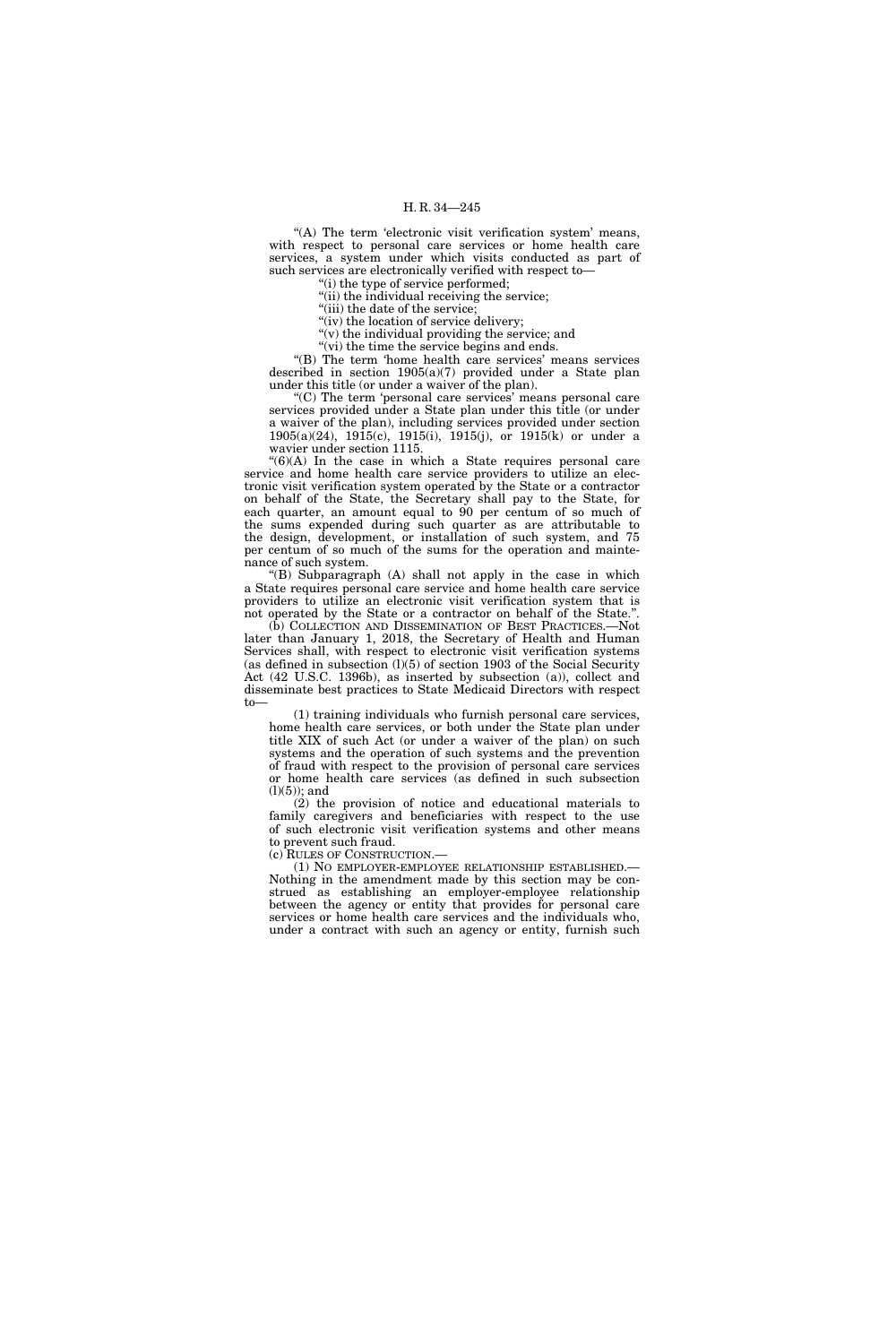"(A) The term 'electronic visit verification system' means, with respect to personal care services or home health care services, a system under which visits conducted as part of such services are electronically verified with respect to—

"(i) the type of service performed;

"(ii) the individual receiving the service;

"(iii) the date of the service;

"(iv) the location of service delivery;

"(v) the individual providing the service; and

"(vi) the time the service begins and ends.

"(B) The term 'home health care services' means services described in section 1905(a)(7) provided under a State plan under this title (or under a waiver of the plan).

"(C) The term 'personal care services' means personal care services provided under a State plan under this title (or under a waiver of the plan), including services provided under section 1905(a)(24), 1915(c), 1915(i), 1915(j), or 1915(k) or under a wavier under section 1115.

"(6)(A) In the case in which a State requires personal care service and home health care service providers to utilize an electronic visit verification system operated by the State or a contractor on behalf of the State, the Secretary shall pay to the State, for each quarter, an amount equal to 90 per centum of so much of the sums expended during such quarter as are attributable to the design, development, or installation of such system, and 75 per centum of so much of the sums for the operation and maintenance of such system.

"(B) Subparagraph (A) shall not apply in the case in which a State requires personal care service and home health care service providers to utilize an electronic visit verification system that is not operated by the State or a contractor on behalf of the State.".

(b) COLLECTION AND DISSEMINATION OF BEST PRACTICES.—Not later than January 1, 2018, the Secretary of Health and Human Services shall, with respect to electronic visit verification systems (as defined in subsection (l)(5) of section 1903 of the Social Security Act (42 U.S.C. 1396b), as inserted by subsection (a)), collect and disseminate best practices to State Medicaid Directors with respect to—

(1) training individuals who furnish personal care services, home health care services, or both under the State plan under title XIX of such Act (or under a waiver of the plan) on such systems and the operation of such systems and the prevention of fraud with respect to the provision of personal care services or home health care services (as defined in such subsection (l)(5)); and

(2) the provision of notice and educational materials to family caregivers and beneficiaries with respect to the use of such electronic visit verification systems and other means to prevent such fraud.

(c) RULES OF CONSTRUCTION.—

(1) NO EMPLOYER-EMPLOYEE RELATIONSHIP ESTABLISHED.—Nothing in the amendment made by this section may be construed as establishing an employer-employee relationship between the agency or entity that provides for personal care services or home health care services and the individuals who, under a contract with such an agency or entity, furnish such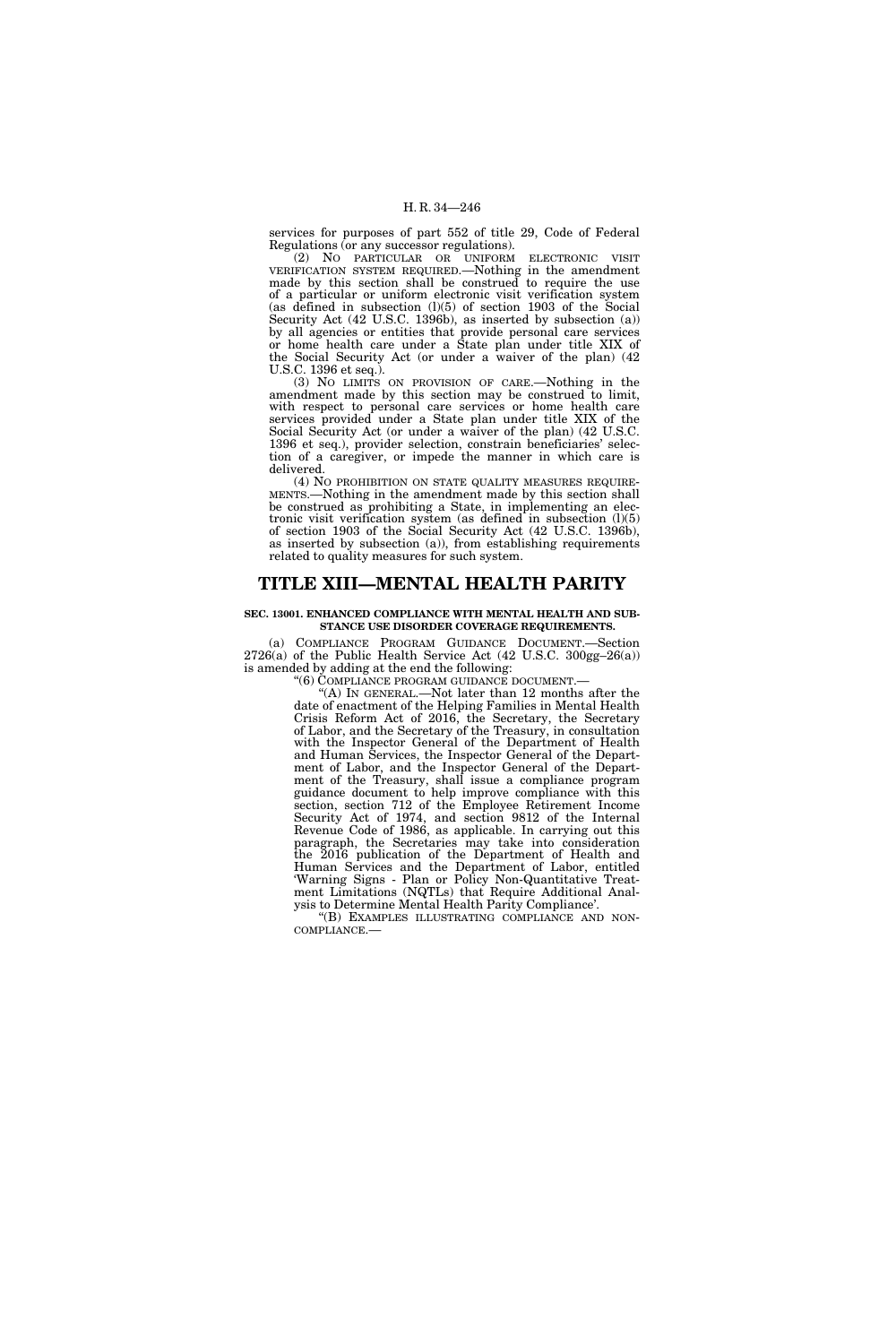services for purposes of part 552 of title 29, Code of Federal Regulations (or any successor regulations).

(2) NO PARTICULAR OR UNIFORM ELECTRONIC VISIT VERIFICATION SYSTEM REQUIRED.—Nothing in the amendment made by this section shall be construed to require the use of a particular or uniform electronic visit verification system (as defined in subsection (l)(5) of section 1903 of the Social Security Act (42 U.S.C. 1396b), as inserted by subsection (a)) by all agencies or entities that provide personal care services or home health care under a State plan under title XIX of the Social Security Act (or under a waiver of the plan) (42 U.S.C. 1396 et seq.).

(3) NO LIMITS ON PROVISION OF CARE.—Nothing in the amendment made by this section may be construed to limit, with respect to personal care services or home health care services provided under a State plan under title XIX of the Social Security Act (or under a waiver of the plan) (42 U.S.C. 1396 et seq.), provider selection, constrain beneficiaries' selection of a caregiver, or impede the manner in which care is delivered.

(4) NO PROHIBITION ON STATE QUALITY MEASURES REQUIREMENTS.—Nothing in the amendment made by this section shall be construed as prohibiting a State, in implementing an electronic visit verification system (as defined in subsection (l)(5) of section 1903 of the Social Security Act (42 U.S.C. 1396b), as inserted by subsection (a)), from establishing requirements related to quality measures for such system.

# TITLE XIII—MENTAL HEALTH PARITY

### SEC. 13001. ENHANCED COMPLIANCE WITH MENTAL HEALTH AND SUBSTANCE USE DISORDER COVERAGE REQUIREMENTS.

(a) COMPLIANCE PROGRAM GUIDANCE DOCUMENT.—Section 2726(a) of the Public Health Service Act (42 U.S.C. 300gg–26(a)) is amended by adding at the end the following:

"(6) COMPLIANCE PROGRAM GUIDANCE DOCUMENT.—

"(A) IN GENERAL.—Not later than 12 months after the date of enactment of the Helping Families in Mental Health Crisis Reform Act of 2016, the Secretary, the Secretary of Labor, and the Secretary of the Treasury, in consultation with the Inspector General of the Department of Health and Human Services, the Inspector General of the Department of Labor, and the Inspector General of the Department of the Treasury, shall issue a compliance program guidance document to help improve compliance with this section, section 712 of the Employee Retirement Income Security Act of 1974, and section 9812 of the Internal Revenue Code of 1986, as applicable. In carrying out this paragraph, the Secretaries may take into consideration the 2016 publication of the Department of Health and Human Services and the Department of Labor, entitled 'Warning Signs - Plan or Policy Non-Quantitative Treatment Limitations (NQTLs) that Require Additional Analysis to Determine Mental Health Parity Compliance'.

"(B) EXAMPLES ILLUSTRATING COMPLIANCE AND NONCOMPLIANCE.—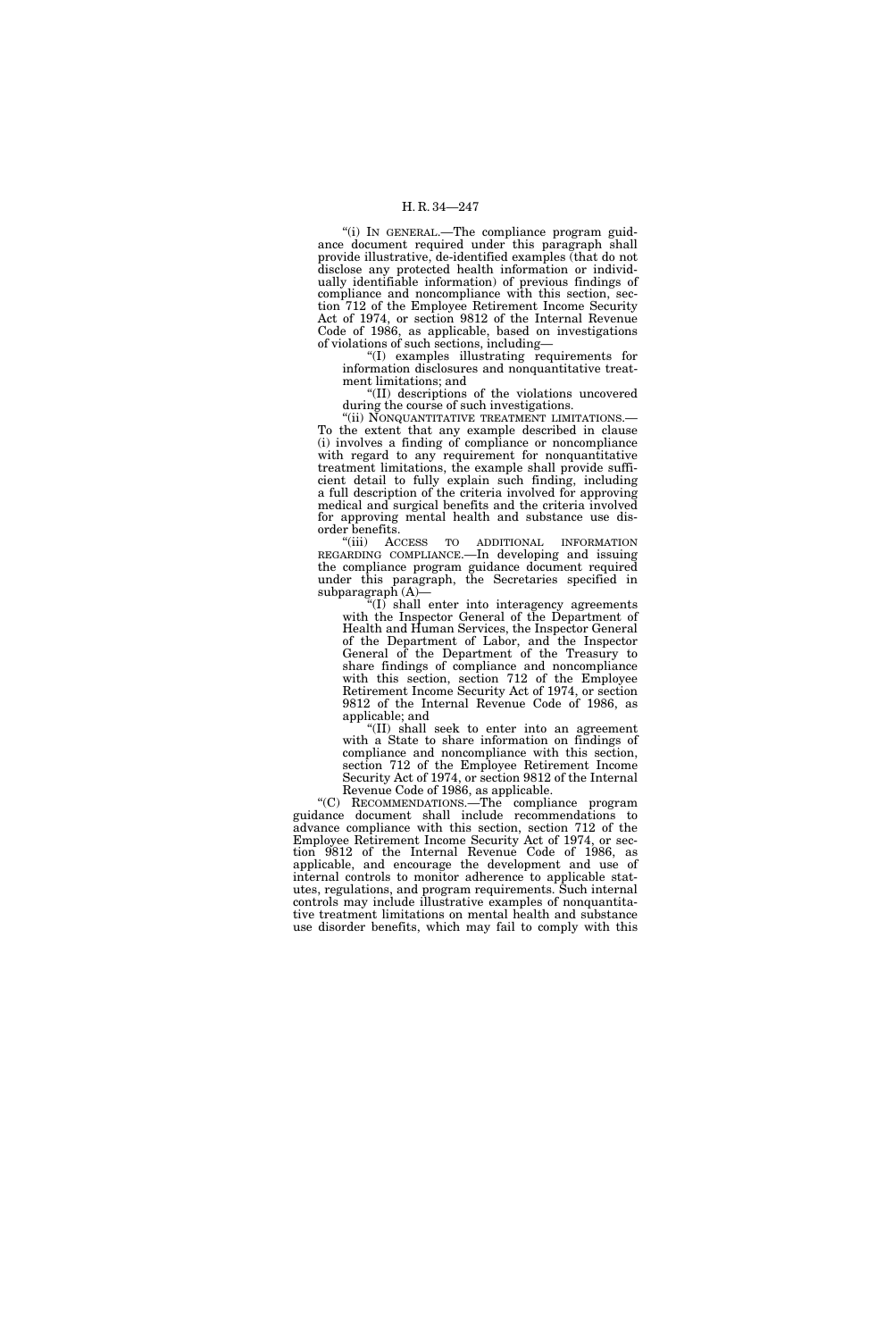"(i) IN GENERAL.—The compliance program guidance document required under this paragraph shall provide illustrative, de-identified examples (that do not disclose any protected health information or individually identifiable information) of previous findings of compliance and noncompliance with this section, section 712 of the Employee Retirement Income Security Act of 1974, or section 9812 of the Internal Revenue Code of 1986, as applicable, based on investigations of violations of such sections, including—

"(I) examples illustrating requirements for information disclosures and nonquantitative treatment limitations; and

"(II) descriptions of the violations uncovered during the course of such investigations.

"(ii) NONQUANTITATIVE TREATMENT LIMITATIONS.—To the extent that any example described in clause (i) involves a finding of compliance or noncompliance with regard to any requirement for nonquantitative treatment limitations, the example shall provide sufficient detail to fully explain such finding, including a full description of the criteria involved for approving medical and surgical benefits and the criteria involved for approving mental health and substance use disorder benefits.

"(iii) ACCESS TO ADDITIONAL INFORMATION REGARDING COMPLIANCE.—In developing and issuing the compliance program guidance document required under this paragraph, the Secretaries specified in subparagraph (A)—

"(I) shall enter into interagency agreements with the Inspector General of the Department of Health and Human Services, the Inspector General of the Department of Labor, and the Inspector General of the Department of the Treasury to share findings of compliance and noncompliance with this section, section 712 of the Employee Retirement Income Security Act of 1974, or section 9812 of the Internal Revenue Code of 1986, as applicable; and

"(II) shall seek to enter into an agreement with a State to share information on findings of compliance and noncompliance with this section, section 712 of the Employee Retirement Income Security Act of 1974, or section 9812 of the Internal Revenue Code of 1986, as applicable.

"(C) RECOMMENDATIONS.—The compliance program guidance document shall include recommendations to advance compliance with this section, section 712 of the Employee Retirement Income Security Act of 1974, or section 9812 of the Internal Revenue Code of 1986, as applicable, and encourage the development and use of internal controls to monitor adherence to applicable statutes, regulations, and program requirements. Such internal controls may include illustrative examples of nonquantitative treatment limitations on mental health and substance use disorder benefits, which may fail to comply with this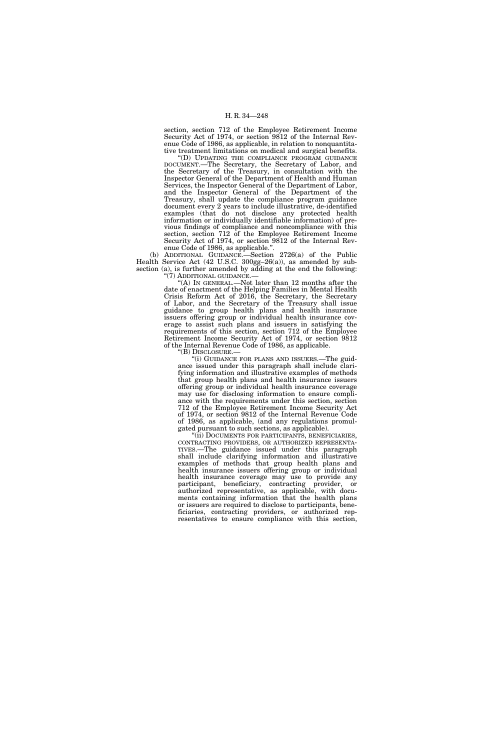section, section 712 of the Employee Retirement Income Security Act of 1974, or section 9812 of the Internal Revenue Code of 1986, as applicable, in relation to nonquantitative treatment limitations on medical and surgical benefits.

"(D) UPDATING THE COMPLIANCE PROGRAM GUIDANCE DOCUMENT.—The Secretary, the Secretary of Labor, and the Secretary of the Treasury, in consultation with the Inspector General of the Department of Health and Human Services, the Inspector General of the Department of Labor, and the Inspector General of the Department of the Treasury, shall update the compliance program guidance document every 2 years to include illustrative, de-identified examples (that do not disclose any protected health information or individually identifiable information) of previous findings of compliance and noncompliance with this section, section 712 of the Employee Retirement Income Security Act of 1974, or section 9812 of the Internal Revenue Code of 1986, as applicable.".

(b) ADDITIONAL GUIDANCE.—Section 2726(a) of the Public Health Service Act (42 U.S.C. 300gg–26(a)), as amended by subsection (a), is further amended by adding at the end the following:

"(7) ADDITIONAL GUIDANCE.—

"(A) IN GENERAL.—Not later than 12 months after the date of enactment of the Helping Families in Mental Health Crisis Reform Act of 2016, the Secretary, the Secretary of Labor, and the Secretary of the Treasury shall issue guidance to group health plans and health insurance issuers offering group or individual health insurance coverage to assist such plans and issuers in satisfying the requirements of this section, section 712 of the Employee Retirement Income Security Act of 1974, or section 9812 of the Internal Revenue Code of 1986, as applicable.

"(B) DISCLOSURE.—

"(i) GUIDANCE FOR PLANS AND ISSUERS.—The guidance issued under this paragraph shall include clarifying information and illustrative examples of methods that group health plans and health insurance issuers offering group or individual health insurance coverage may use for disclosing information to ensure compliance with the requirements under this section, section 712 of the Employee Retirement Income Security Act of 1974, or section 9812 of the Internal Revenue Code of 1986, as applicable, (and any regulations promulgated pursuant to such sections, as applicable).

"(ii) DOCUMENTS FOR PARTICIPANTS, BENEFICIARIES, CONTRACTING PROVIDERS, OR AUTHORIZED REPRESENTATIVES.—The guidance issued under this paragraph shall include clarifying information and illustrative examples of methods that group health plans and health insurance issuers offering group or individual health insurance coverage may use to provide any participant, beneficiary, contracting provider, or authorized representative, as applicable, with documents containing information that the health plans or issuers are required to disclose to participants, beneficiaries, contracting providers, or authorized representatives to ensure compliance with this section,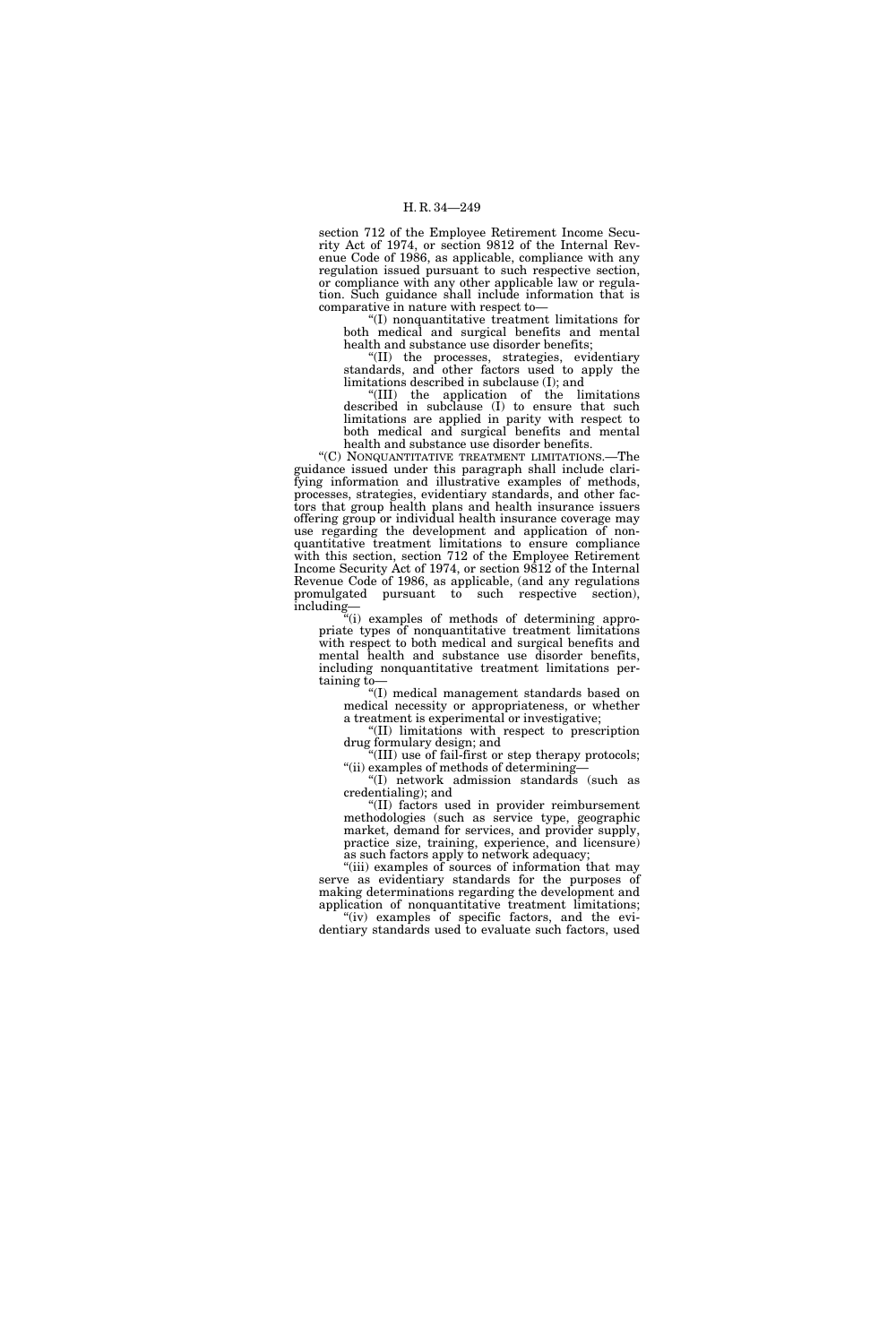section 712 of the Employee Retirement Income Security Act of 1974, or section 9812 of the Internal Revenue Code of 1986, as applicable, compliance with any regulation issued pursuant to such respective section, or compliance with any other applicable law or regulation. Such guidance shall include information that is comparative in nature with respect to—

"(I) nonquantitative treatment limitations for both medical and surgical benefits and mental health and substance use disorder benefits;

"(II) the processes, strategies, evidentiary standards, and other factors used to apply the limitations described in subclause (I); and

"(III) the application of the limitations described in subclause (I) to ensure that such limitations are applied in parity with respect to both medical and surgical benefits and mental health and substance use disorder benefits.

"(C) NONQUANTITATIVE TREATMENT LIMITATIONS.—The guidance issued under this paragraph shall include clarifying information and illustrative examples of methods, processes, strategies, evidentiary standards, and other factors that group health plans and health insurance issuers offering group or individual health insurance coverage may use regarding the development and application of nonquantitative treatment limitations to ensure compliance with this section, section 712 of the Employee Retirement Income Security Act of 1974, or section 9812 of the Internal Revenue Code of 1986, as applicable, (and any regulations promulgated pursuant to such respective section), including—

"(i) examples of methods of determining appropriate types of nonquantitative treatment limitations with respect to both medical and surgical benefits and mental health and substance use disorder benefits, including nonquantitative treatment limitations pertaining to—

"(I) medical management standards based on medical necessity or appropriateness, or whether a treatment is experimental or investigative;

"(II) limitations with respect to prescription drug formulary design; and

"(III) use of fail-first or step therapy protocols;

"(ii) examples of methods of determining—

"(I) network admission standards (such as credentialing); and

"(II) factors used in provider reimbursement methodologies (such as service type, geographic market, demand for services, and provider supply, practice size, training, experience, and licensure) as such factors apply to network adequacy;

"(iii) examples of sources of information that may serve as evidentiary standards for the purposes of making determinations regarding the development and application of nonquantitative treatment limitations;

"(iv) examples of specific factors, and the evidentiary standards used to evaluate such factors, used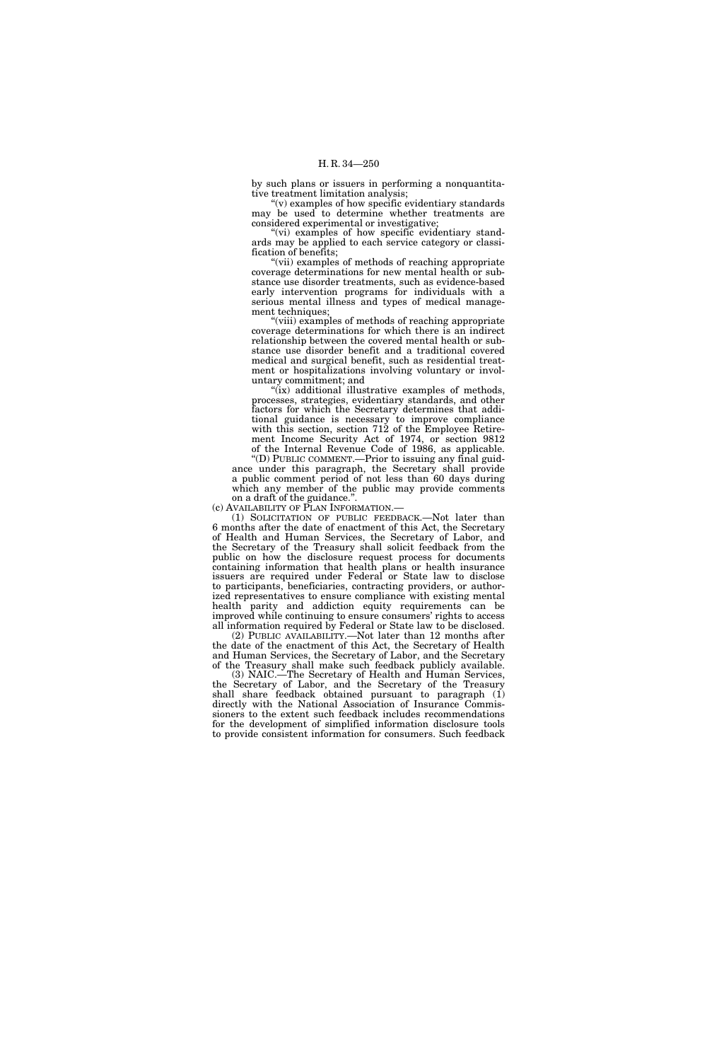by such plans or issuers in performing a nonquantitative treatment limitation analysis;

"(v) examples of how specific evidentiary standards may be used to determine whether treatments are considered experimental or investigative;

"(vi) examples of how specific evidentiary standards may be applied to each service category or classification of benefits;

"(vii) examples of methods of reaching appropriate coverage determinations for new mental health or substance use disorder treatments, such as evidence-based early intervention programs for individuals with a serious mental illness and types of medical management techniques;

"(viii) examples of methods of reaching appropriate coverage determinations for which there is an indirect relationship between the covered mental health or substance use disorder benefit and a traditional covered medical and surgical benefit, such as residential treatment or hospitalizations involving voluntary or involuntary commitment; and

"(ix) additional illustrative examples of methods, processes, strategies, evidentiary standards, and other factors for which the Secretary determines that additional guidance is necessary to improve compliance with this section, section 712 of the Employee Retirement Income Security Act of 1974, or section 9812 of the Internal Revenue Code of 1986, as applicable.

"(D) PUBLIC COMMENT.—Prior to issuing any final guidance under this paragraph, the Secretary shall provide a public comment period of not less than 60 days during which any member of the public may provide comments on a draft of the guidance.".

(c) AVAILABILITY OF PLAN INFORMATION.—

(1) SOLICITATION OF PUBLIC FEEDBACK.—Not later than 6 months after the date of enactment of this Act, the Secretary of Health and Human Services, the Secretary of Labor, and the Secretary of the Treasury shall solicit feedback from the public on how the disclosure request process for documents containing information that health plans or health insurance issuers are required under Federal or State law to disclose to participants, beneficiaries, contracting providers, or authorized representatives to ensure compliance with existing mental health parity and addiction equity requirements can be improved while continuing to ensure consumers' rights to access all information required by Federal or State law to be disclosed.

(2) PUBLIC AVAILABILITY.—Not later than 12 months after the date of the enactment of this Act, the Secretary of Health and Human Services, the Secretary of Labor, and the Secretary of the Treasury shall make such feedback publicly available.

(3) NAIC.—The Secretary of Health and Human Services, the Secretary of Labor, and the Secretary of the Treasury shall share feedback obtained pursuant to paragraph (1) directly with the National Association of Insurance Commissioners to the extent such feedback includes recommendations for the development of simplified information disclosure tools to provide consistent information for consumers. Such feedback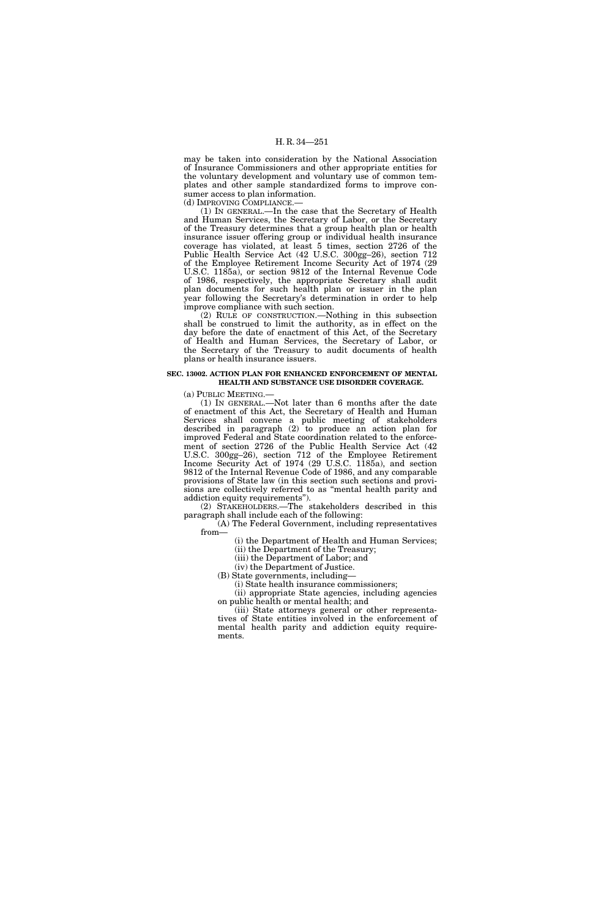may be taken into consideration by the National Association of Insurance Commissioners and other appropriate entities for the voluntary development and voluntary use of common templates and other sample standardized forms to improve consumer access to plan information.

(d) IMPROVING COMPLIANCE.—

(1) IN GENERAL.—In the case that the Secretary of Health and Human Services, the Secretary of Labor, or the Secretary of the Treasury determines that a group health plan or health insurance issuer offering group or individual health insurance coverage has violated, at least 5 times, section 2726 of the Public Health Service Act (42 U.S.C. 300gg–26), section 712 of the Employee Retirement Income Security Act of 1974 (29 U.S.C. 1185a), or section 9812 of the Internal Revenue Code of 1986, respectively, the appropriate Secretary shall audit plan documents for such health plan or issuer in the plan year following the Secretary's determination in order to help improve compliance with such section.

(2) RULE OF CONSTRUCTION.—Nothing in this subsection shall be construed to limit the authority, as in effect on the day before the date of enactment of this Act, of the Secretary of Health and Human Services, the Secretary of Labor, or the Secretary of the Treasury to audit documents of health plans or health insurance issuers.

**SEC. 13002. ACTION PLAN FOR ENHANCED ENFORCEMENT OF MENTAL HEALTH AND SUBSTANCE USE DISORDER COVERAGE.**

(a) PUBLIC MEETING.—

(1) IN GENERAL.—Not later than 6 months after the date of enactment of this Act, the Secretary of Health and Human Services shall convene a public meeting of stakeholders described in paragraph (2) to produce an action plan for improved Federal and State coordination related to the enforcement of section 2726 of the Public Health Service Act (42 U.S.C. 300gg–26), section 712 of the Employee Retirement Income Security Act of 1974 (29 U.S.C. 1185a), and section 9812 of the Internal Revenue Code of 1986, and any comparable provisions of State law (in this section such sections and provisions are collectively referred to as "mental health parity and addiction equity requirements").

(2) STAKEHOLDERS.—The stakeholders described in this paragraph shall include each of the following:

(A) The Federal Government, including representatives from—

(i) the Department of Health and Human Services;

(ii) the Department of the Treasury;

(iii) the Department of Labor; and

(iv) the Department of Justice.

(B) State governments, including—

(i) State health insurance commissioners;

(ii) appropriate State agencies, including agencies on public health or mental health; and

(iii) State attorneys general or other representatives of State entities involved in the enforcement of mental health parity and addiction equity requirements.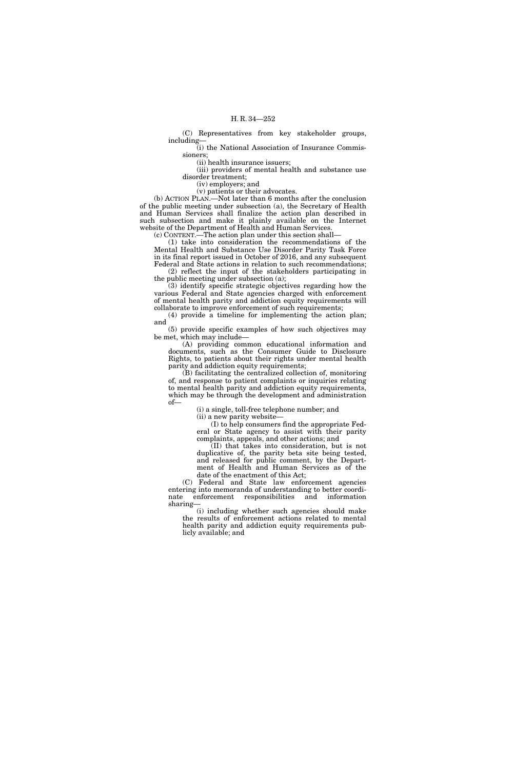(C) Representatives from key stakeholder groups, including—

(i) the National Association of Insurance Commissioners;

(ii) health insurance issuers;

(iii) providers of mental health and substance use disorder treatment;

(iv) employers; and

(v) patients or their advocates.

(b) ACTION PLAN.—Not later than 6 months after the conclusion of the public meeting under subsection (a), the Secretary of Health and Human Services shall finalize the action plan described in such subsection and make it plainly available on the Internet website of the Department of Health and Human Services.

(c) CONTENT.—The action plan under this section shall—

(1) take into consideration the recommendations of the Mental Health and Substance Use Disorder Parity Task Force in its final report issued in October of 2016, and any subsequent Federal and State actions in relation to such recommendations;

(2) reflect the input of the stakeholders participating in the public meeting under subsection (a);

(3) identify specific strategic objectives regarding how the various Federal and State agencies charged with enforcement of mental health parity and addiction equity requirements will collaborate to improve enforcement of such requirements;

(4) provide a timeline for implementing the action plan; and

(5) provide specific examples of how such objectives may be met, which may include—

(A) providing common educational information and documents, such as the Consumer Guide to Disclosure Rights, to patients about their rights under mental health parity and addiction equity requirements;

(B) facilitating the centralized collection of, monitoring of, and response to patient complaints or inquiries relating to mental health parity and addiction equity requirements, which may be through the development and administration of—

(i) a single, toll-free telephone number; and

(ii) a new parity website—

(I) to help consumers find the appropriate Federal or State agency to assist with their parity complaints, appeals, and other actions; and

(II) that takes into consideration, but is not duplicative of, the parity beta site being tested, and released for public comment, by the Department of Health and Human Services as of the date of the enactment of this Act;

(C) Federal and State law enforcement agencies entering into memoranda of understanding to better coordinate enforcement responsibilities and information sharing—

(i) including whether such agencies should make the results of enforcement actions related to mental health parity and addiction equity requirements publicly available; and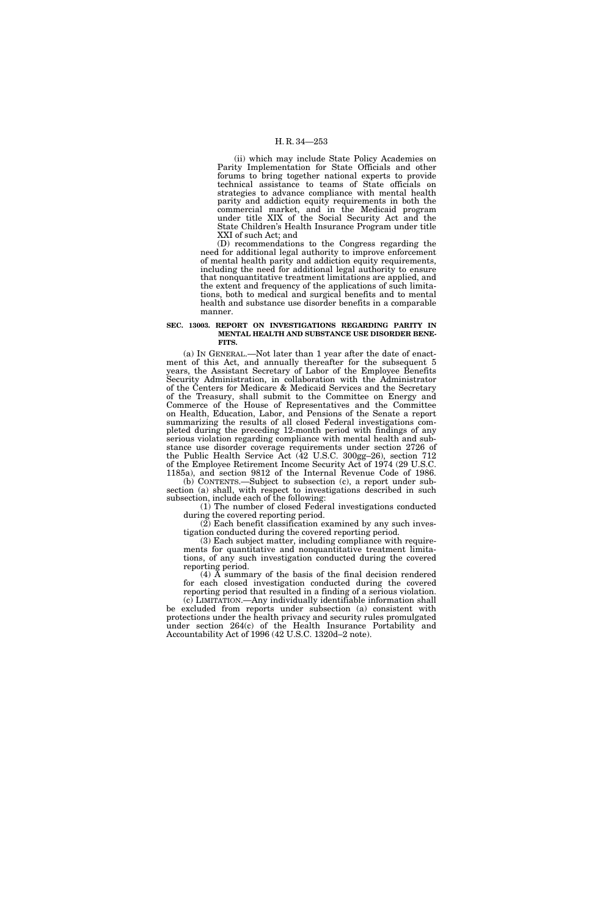(ii) which may include State Policy Academies on Parity Implementation for State Officials and other forums to bring together national experts to provide technical assistance to teams of State officials on strategies to advance compliance with mental health parity and addiction equity requirements in both the commercial market, and in the Medicaid program under title XIX of the Social Security Act and the State Children's Health Insurance Program under title XXI of such Act; and

(D) recommendations to the Congress regarding the need for additional legal authority to improve enforcement of mental health parity and addiction equity requirements, including the need for additional legal authority to ensure that nonquantitative treatment limitations are applied, and the extent and frequency of the applications of such limitations, both to medical and surgical benefits and to mental health and substance use disorder benefits in a comparable manner.

**SEC. 13003. REPORT ON INVESTIGATIONS REGARDING PARITY IN MENTAL HEALTH AND SUBSTANCE USE DISORDER BENEFITS.**

(a) IN GENERAL.—Not later than 1 year after the date of enactment of this Act, and annually thereafter for the subsequent 5 years, the Assistant Secretary of Labor of the Employee Benefits Security Administration, in collaboration with the Administrator of the Centers for Medicare & Medicaid Services and the Secretary of the Treasury, shall submit to the Committee on Energy and Commerce of the House of Representatives and the Committee on Health, Education, Labor, and Pensions of the Senate a report summarizing the results of all closed Federal investigations completed during the preceding 12-month period with findings of any serious violation regarding compliance with mental health and substance use disorder coverage requirements under section 2726 of the Public Health Service Act (42 U.S.C. 300gg–26), section 712 of the Employee Retirement Income Security Act of 1974 (29 U.S.C. 1185a), and section 9812 of the Internal Revenue Code of 1986.

(b) CONTENTS.—Subject to subsection (c), a report under subsection (a) shall, with respect to investigations described in such subsection, include each of the following:

(1) The number of closed Federal investigations conducted during the covered reporting period.

(2) Each benefit classification examined by any such investigation conducted during the covered reporting period.

(3) Each subject matter, including compliance with requirements for quantitative and nonquantitative treatment limitations, of any such investigation conducted during the covered reporting period.

(4) A summary of the basis of the final decision rendered for each closed investigation conducted during the covered reporting period that resulted in a finding of a serious violation.

(c) LIMITATION.—Any individually identifiable information shall be excluded from reports under subsection (a) consistent with protections under the health privacy and security rules promulgated under section 264(c) of the Health Insurance Portability and Accountability Act of 1996 (42 U.S.C. 1320d–2 note).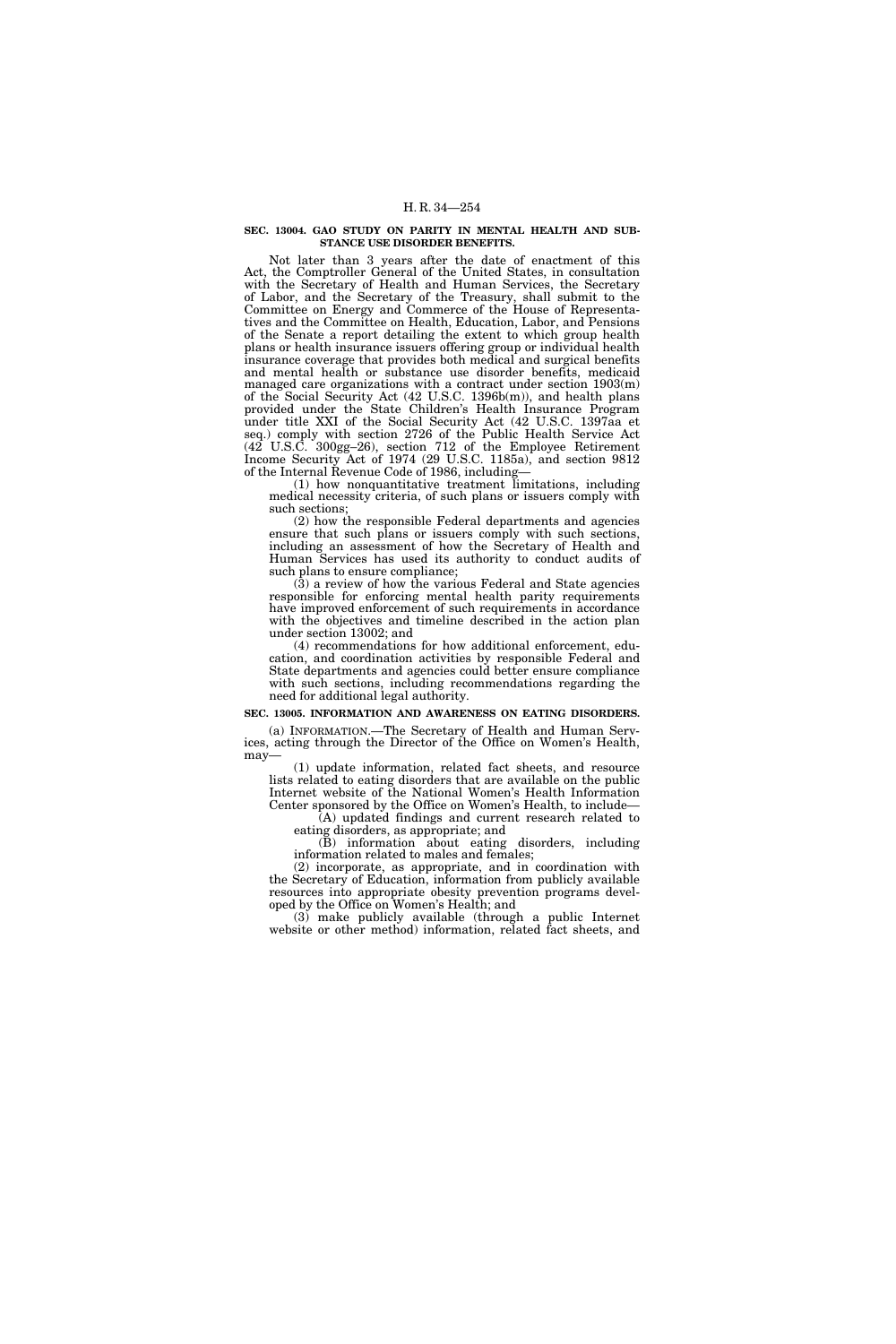**SEC. 13004. GAO STUDY ON PARITY IN MENTAL HEALTH AND SUBSTANCE USE DISORDER BENEFITS.**

Not later than 3 years after the date of enactment of this Act, the Comptroller General of the United States, in consultation with the Secretary of Health and Human Services, the Secretary of Labor, and the Secretary of the Treasury, shall submit to the Committee on Energy and Commerce of the House of Representatives and the Committee on Health, Education, Labor, and Pensions of the Senate a report detailing the extent to which group health plans or health insurance issuers offering group or individual health insurance coverage that provides both medical and surgical benefits and mental health or substance use disorder benefits, medicaid managed care organizations with a contract under section 1903(m) of the Social Security Act (42 U.S.C. 1396b(m)), and health plans provided under the State Children's Health Insurance Program under title XXI of the Social Security Act (42 U.S.C. 1397aa et seq.) comply with section 2726 of the Public Health Service Act (42 U.S.C. 300gg–26), section 712 of the Employee Retirement Income Security Act of 1974 (29 U.S.C. 1185a), and section 9812 of the Internal Revenue Code of 1986, including—

(1) how nonquantitative treatment limitations, including medical necessity criteria, of such plans or issuers comply with such sections;

(2) how the responsible Federal departments and agencies ensure that such plans or issuers comply with such sections, including an assessment of how the Secretary of Health and Human Services has used its authority to conduct audits of such plans to ensure compliance;

(3) a review of how the various Federal and State agencies responsible for enforcing mental health parity requirements have improved enforcement of such requirements in accordance with the objectives and timeline described in the action plan under section 13002; and

(4) recommendations for how additional enforcement, education, and coordination activities by responsible Federal and State departments and agencies could better ensure compliance with such sections, including recommendations regarding the need for additional legal authority.

**SEC. 13005. INFORMATION AND AWARENESS ON EATING DISORDERS.**

(a) INFORMATION.—The Secretary of Health and Human Services, acting through the Director of the Office on Women's Health, may—

(1) update information, related fact sheets, and resource lists related to eating disorders that are available on the public Internet website of the National Women's Health Information Center sponsored by the Office on Women's Health, to include—

(A) updated findings and current research related to eating disorders, as appropriate; and

(B) information about eating disorders, including information related to males and females;

(2) incorporate, as appropriate, and in coordination with the Secretary of Education, information from publicly available resources into appropriate obesity prevention programs developed by the Office on Women's Health; and

(3) make publicly available (through a public Internet website or other method) information, related fact sheets, and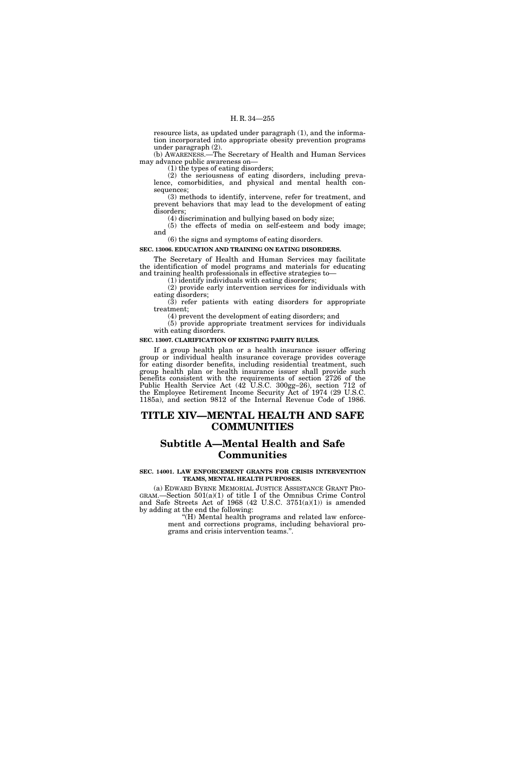resource lists, as updated under paragraph (1), and the information incorporated into appropriate obesity prevention programs under paragraph (2).

(b) AWARENESS.—The Secretary of Health and Human Services may advance public awareness on—

(1) the types of eating disorders;

(2) the seriousness of eating disorders, including prevalence, comorbidities, and physical and mental health consequences;

(3) methods to identify, intervene, refer for treatment, and prevent behaviors that may lead to the development of eating disorders;

(4) discrimination and bullying based on body size;

(5) the effects of media on self-esteem and body image; and

(6) the signs and symptoms of eating disorders.

**SEC. 13006. EDUCATION AND TRAINING ON EATING DISORDERS.**

The Secretary of Health and Human Services may facilitate the identification of model programs and materials for educating and training health professionals in effective strategies to—

(1) identify individuals with eating disorders;

(2) provide early intervention services for individuals with eating disorders;

(3) refer patients with eating disorders for appropriate treatment;

(4) prevent the development of eating disorders; and

(5) provide appropriate treatment services for individuals with eating disorders.

**SEC. 13007. CLARIFICATION OF EXISTING PARITY RULES.**

If a group health plan or a health insurance issuer offering group or individual health insurance coverage provides coverage for eating disorder benefits, including residential treatment, such group health plan or health insurance issuer shall provide such benefits consistent with the requirements of section 2726 of the Public Health Service Act (42 U.S.C. 300gg–26), section 712 of the Employee Retirement Income Security Act of 1974 (29 U.S.C. 1185a), and section 9812 of the Internal Revenue Code of 1986.

# TITLE XIV—MENTAL HEALTH AND SAFE COMMUNITIES

## Subtitle A—Mental Health and Safe Communities

**SEC. 14001. LAW ENFORCEMENT GRANTS FOR CRISIS INTERVENTION TEAMS, MENTAL HEALTH PURPOSES.**

(a) EDWARD BYRNE MEMORIAL JUSTICE ASSISTANCE GRANT PROGRAM.—Section 501(a)(1) of title I of the Omnibus Crime Control and Safe Streets Act of 1968 (42 U.S.C. 3751(a)(1)) is amended by adding at the end the following:

"(H) Mental health programs and related law enforcement and corrections programs, including behavioral programs and crisis intervention teams.".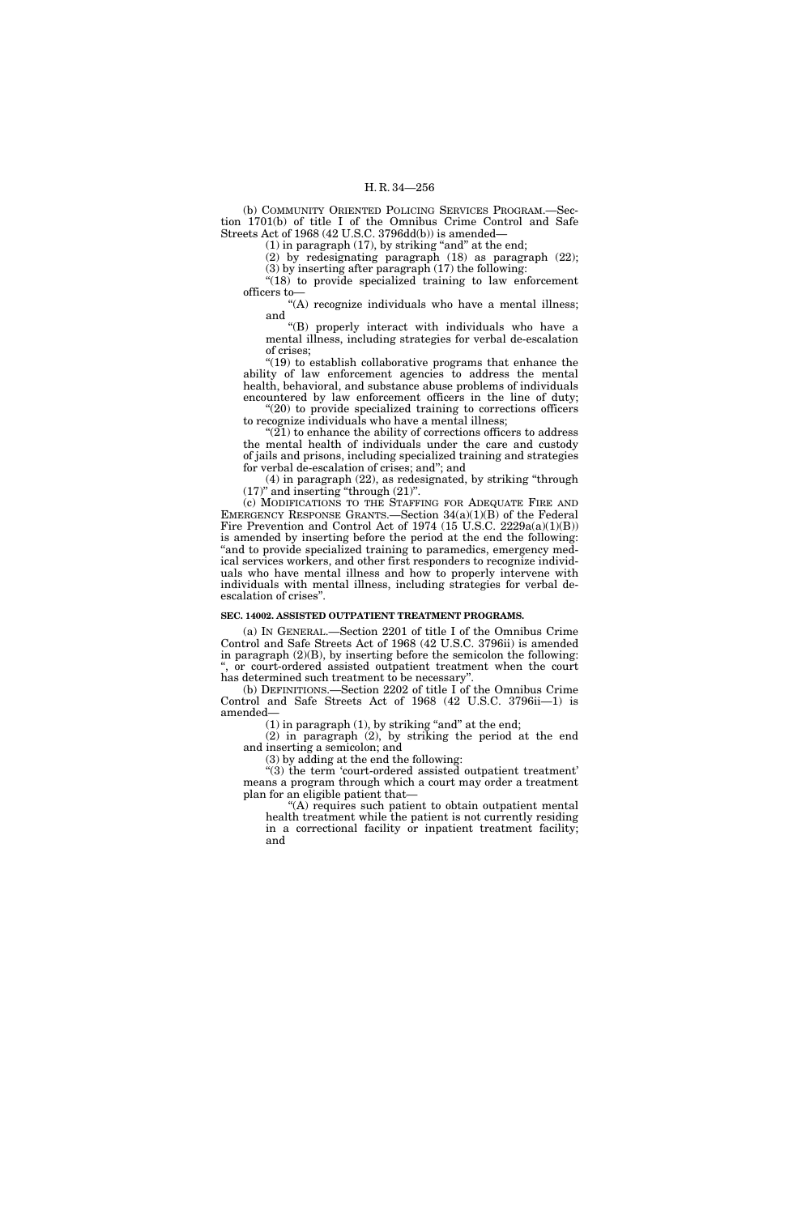(b) COMMUNITY ORIENTED POLICING SERVICES PROGRAM.—Section 1701(b) of title I of the Omnibus Crime Control and Safe Streets Act of 1968 (42 U.S.C. 3796dd(b)) is amended—

(1) in paragraph (17), by striking "and" at the end;

(2) by redesignating paragraph (18) as paragraph (22);

(3) by inserting after paragraph (17) the following:

"(18) to provide specialized training to law enforcement officers to—

"(A) recognize individuals who have a mental illness; and

"(B) properly interact with individuals who have a mental illness, including strategies for verbal de-escalation of crises;

"(19) to establish collaborative programs that enhance the ability of law enforcement agencies to address the mental health, behavioral, and substance abuse problems of individuals encountered by law enforcement officers in the line of duty;

"(20) to provide specialized training to corrections officers to recognize individuals who have a mental illness;

"(21) to enhance the ability of corrections officers to address the mental health of individuals under the care and custody of jails and prisons, including specialized training and strategies for verbal de-escalation of crises; and"; and

(4) in paragraph (22), as redesignated, by striking "through (17)" and inserting "through (21)".

(c) MODIFICATIONS TO THE STAFFING FOR ADEQUATE FIRE AND EMERGENCY RESPONSE GRANTS.—Section 34(a)(1)(B) of the Federal Fire Prevention and Control Act of 1974 (15 U.S.C. 2229a(a)(1)(B)) is amended by inserting before the period at the end the following: "and to provide specialized training to paramedics, emergency medical services workers, and other first responders to recognize individuals who have mental illness and how to properly intervene with individuals with mental illness, including strategies for verbal de-escalation of crises".

**SEC. 14002. ASSISTED OUTPATIENT TREATMENT PROGRAMS.**

(a) IN GENERAL.—Section 2201 of title I of the Omnibus Crime Control and Safe Streets Act of 1968 (42 U.S.C. 3796ii) is amended in paragraph (2)(B), by inserting before the semicolon the following: ", or court-ordered assisted outpatient treatment when the court has determined such treatment to be necessary".

(b) DEFINITIONS.—Section 2202 of title I of the Omnibus Crime Control and Safe Streets Act of 1968 (42 U.S.C. 3796ii—1) is amended—

(1) in paragraph (1), by striking "and" at the end;

(2) in paragraph (2), by striking the period at the end and inserting a semicolon; and

(3) by adding at the end the following:

"(3) the term 'court-ordered assisted outpatient treatment' means a program through which a court may order a treatment plan for an eligible patient that—

"(A) requires such patient to obtain outpatient mental health treatment while the patient is not currently residing in a correctional facility or inpatient treatment facility; and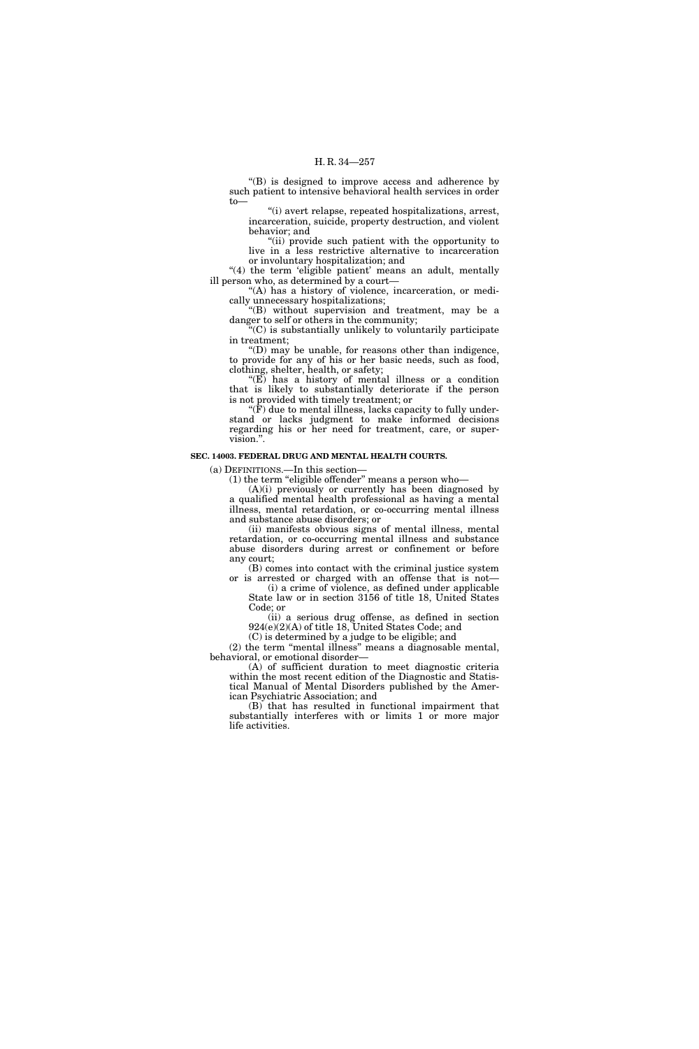"(B) is designed to improve access and adherence by such patient to intensive behavioral health services in order to—

"(i) avert relapse, repeated hospitalizations, arrest, incarceration, suicide, property destruction, and violent behavior; and

"(ii) provide such patient with the opportunity to live in a less restrictive alternative to incarceration or involuntary hospitalization; and

"(4) the term 'eligible patient' means an adult, mentally ill person who, as determined by a court—

"(A) has a history of violence, incarceration, or medically unnecessary hospitalizations;

"(B) without supervision and treatment, may be a danger to self or others in the community;

"(C) is substantially unlikely to voluntarily participate in treatment;

"(D) may be unable, for reasons other than indigence, to provide for any of his or her basic needs, such as food, clothing, shelter, health, or safety;

"(E) has a history of mental illness or a condition that is likely to substantially deteriorate if the person is not provided with timely treatment; or

"(F) due to mental illness, lacks capacity to fully understand or lacks judgment to make informed decisions regarding his or her need for treatment, care, or supervision.".

**SEC. 14003. FEDERAL DRUG AND MENTAL HEALTH COURTS.**

(a) DEFINITIONS.—In this section—

(1) the term "eligible offender" means a person who—

(A)(i) previously or currently has been diagnosed by a qualified mental health professional as having a mental illness, mental retardation, or co-occurring mental illness and substance abuse disorders; or

(ii) manifests obvious signs of mental illness, mental retardation, or co-occurring mental illness and substance abuse disorders during arrest or confinement or before any court;

(B) comes into contact with the criminal justice system or is arrested or charged with an offense that is not—

(i) a crime of violence, as defined under applicable State law or in section 3156 of title 18, United States Code; or

(ii) a serious drug offense, as defined in section 924(e)(2)(A) of title 18, United States Code; and

(C) is determined by a judge to be eligible; and

(2) the term "mental illness" means a diagnosable mental, behavioral, or emotional disorder—

(A) of sufficient duration to meet diagnostic criteria within the most recent edition of the Diagnostic and Statistical Manual of Mental Disorders published by the American Psychiatric Association; and

(B) that has resulted in functional impairment that substantially interferes with or limits 1 or more major life activities.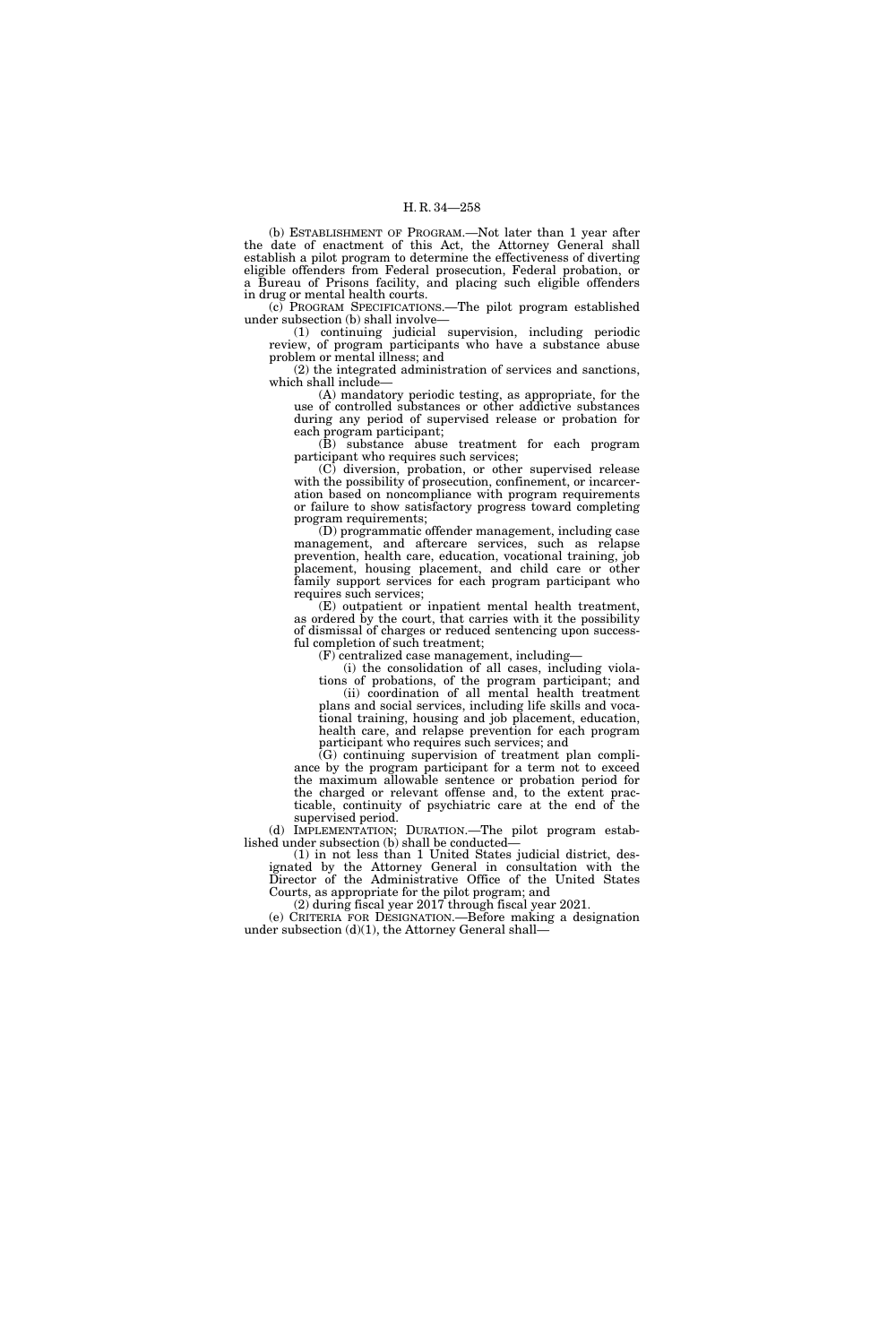(b) ESTABLISHMENT OF PROGRAM.—Not later than 1 year after the date of enactment of this Act, the Attorney General shall establish a pilot program to determine the effectiveness of diverting eligible offenders from Federal prosecution, Federal probation, or a Bureau of Prisons facility, and placing such eligible offenders in drug or mental health courts.

(c) PROGRAM SPECIFICATIONS.—The pilot program established under subsection (b) shall involve—

(1) continuing judicial supervision, including periodic review, of program participants who have a substance abuse problem or mental illness; and

(2) the integrated administration of services and sanctions, which shall include—

(A) mandatory periodic testing, as appropriate, for the use of controlled substances or other addictive substances during any period of supervised release or probation for each program participant;

(B) substance abuse treatment for each program participant who requires such services;

(C) diversion, probation, or other supervised release with the possibility of prosecution, confinement, or incarceration based on noncompliance with program requirements or failure to show satisfactory progress toward completing program requirements;

(D) programmatic offender management, including case management, and aftercare services, such as relapse prevention, health care, education, vocational training, job placement, housing placement, and child care or other family support services for each program participant who requires such services;

(E) outpatient or inpatient mental health treatment, as ordered by the court, that carries with it the possibility of dismissal of charges or reduced sentencing upon successful completion of such treatment;

(F) centralized case management, including—

(i) the consolidation of all cases, including violations of probations, of the program participant; and

(ii) coordination of all mental health treatment plans and social services, including life skills and vocational training, housing and job placement, education, health care, and relapse prevention for each program participant who requires such services; and

(G) continuing supervision of treatment plan compliance by the program participant for a term not to exceed the maximum allowable sentence or probation period for the charged or relevant offense and, to the extent practicable, continuity of psychiatric care at the end of the supervised period.

(d) IMPLEMENTATION; DURATION.—The pilot program established under subsection (b) shall be conducted—

(1) in not less than 1 United States judicial district, designated by the Attorney General in consultation with the Director of the Administrative Office of the United States Courts, as appropriate for the pilot program; and

(2) during fiscal year 2017 through fiscal year 2021.

(e) CRITERIA FOR DESIGNATION.—Before making a designation under subsection (d)(1), the Attorney General shall—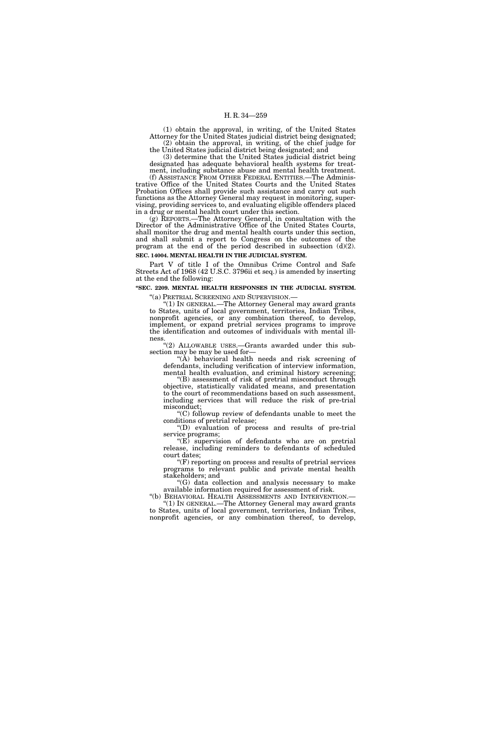(1) obtain the approval, in writing, of the United States Attorney for the United States judicial district being designated;

(2) obtain the approval, in writing, of the chief judge for the United States judicial district being designated; and

(3) determine that the United States judicial district being designated has adequate behavioral health systems for treatment, including substance abuse and mental health treatment.

(f) ASSISTANCE FROM OTHER FEDERAL ENTITIES.—The Administrative Office of the United States Courts and the United States Probation Offices shall provide such assistance and carry out such functions as the Attorney General may request in monitoring, supervising, providing services to, and evaluating eligible offenders placed in a drug or mental health court under this section.

(g) REPORTS.—The Attorney General, in consultation with the Director of the Administrative Office of the United States Courts, shall monitor the drug and mental health courts under this section, and shall submit a report to Congress on the outcomes of the program at the end of the period described in subsection (d)(2).

**SEC. 14004. MENTAL HEALTH IN THE JUDICIAL SYSTEM.**

Part V of title I of the Omnibus Crime Control and Safe Streets Act of 1968 (42 U.S.C. 3796ii et seq.) is amended by inserting at the end the following:

**"SEC. 2209. MENTAL HEALTH RESPONSES IN THE JUDICIAL SYSTEM.**

"(a) PRETRIAL SCREENING AND SUPERVISION.—

"(1) IN GENERAL.—The Attorney General may award grants to States, units of local government, territories, Indian Tribes, nonprofit agencies, or any combination thereof, to develop, implement, or expand pretrial services programs to improve the identification and outcomes of individuals with mental illness.

"(2) ALLOWABLE USES.—Grants awarded under this subsection may be may be used for—

"(A) behavioral health needs and risk screening of defendants, including verification of interview information, mental health evaluation, and criminal history screening;

"(B) assessment of risk of pretrial misconduct through objective, statistically validated means, and presentation to the court of recommendations based on such assessment, including services that will reduce the risk of pre-trial misconduct;

"(C) followup review of defendants unable to meet the conditions of pretrial release;

"(D) evaluation of process and results of pre-trial service programs;

"(E) supervision of defendants who are on pretrial release, including reminders to defendants of scheduled court dates;

"(F) reporting on process and results of pretrial services programs to relevant public and private mental health stakeholders; and

"(G) data collection and analysis necessary to make available information required for assessment of risk.

"(b) BEHAVIORAL HEALTH ASSESSMENTS AND INTERVENTION.—

"(1) IN GENERAL.—The Attorney General may award grants to States, units of local government, territories, Indian Tribes, nonprofit agencies, or any combination thereof, to develop,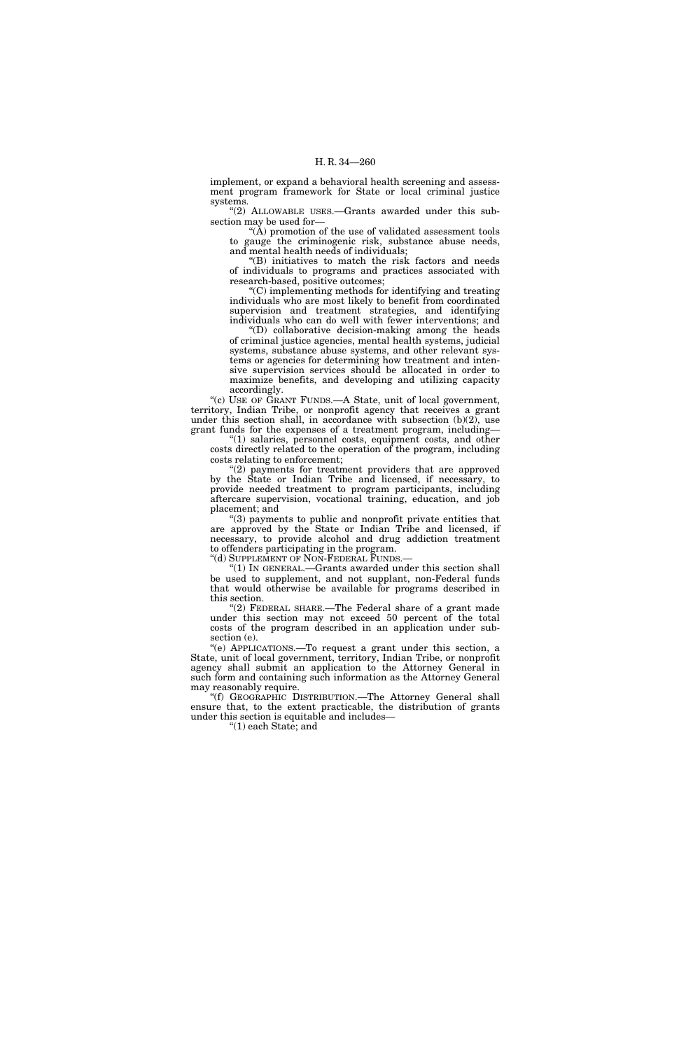implement, or expand a behavioral health screening and assessment program framework for State or local criminal justice systems.

"(2) ALLOWABLE USES.—Grants awarded under this subsection may be used for—

"(A) promotion of the use of validated assessment tools to gauge the criminogenic risk, substance abuse needs, and mental health needs of individuals;

"(B) initiatives to match the risk factors and needs of individuals to programs and practices associated with research-based, positive outcomes;

"(C) implementing methods for identifying and treating individuals who are most likely to benefit from coordinated supervision and treatment strategies, and identifying individuals who can do well with fewer interventions; and

"(D) collaborative decision-making among the heads of criminal justice agencies, mental health systems, judicial systems, substance abuse systems, and other relevant systems or agencies for determining how treatment and intensive supervision services should be allocated in order to maximize benefits, and developing and utilizing capacity accordingly.

"(c) USE OF GRANT FUNDS.—A State, unit of local government, territory, Indian Tribe, or nonprofit agency that receives a grant under this section shall, in accordance with subsection (b)(2), use grant funds for the expenses of a treatment program, including—

"(1) salaries, personnel costs, equipment costs, and other costs directly related to the operation of the program, including costs relating to enforcement;

"(2) payments for treatment providers that are approved by the State or Indian Tribe and licensed, if necessary, to provide needed treatment to program participants, including aftercare supervision, vocational training, education, and job placement; and

"(3) payments to public and nonprofit private entities that are approved by the State or Indian Tribe and licensed, if necessary, to provide alcohol and drug addiction treatment to offenders participating in the program.

"(d) SUPPLEMENT OF NON-FEDERAL FUNDS.—

"(1) IN GENERAL.—Grants awarded under this section shall be used to supplement, and not supplant, non-Federal funds that would otherwise be available for programs described in this section.

"(2) FEDERAL SHARE.—The Federal share of a grant made under this section may not exceed 50 percent of the total costs of the program described in an application under subsection (e).

"(e) APPLICATIONS.—To request a grant under this section, a State, unit of local government, territory, Indian Tribe, or nonprofit agency shall submit an application to the Attorney General in such form and containing such information as the Attorney General may reasonably require.

"(f) GEOGRAPHIC DISTRIBUTION.—The Attorney General shall ensure that, to the extent practicable, the distribution of grants under this section is equitable and includes—

"(1) each State; and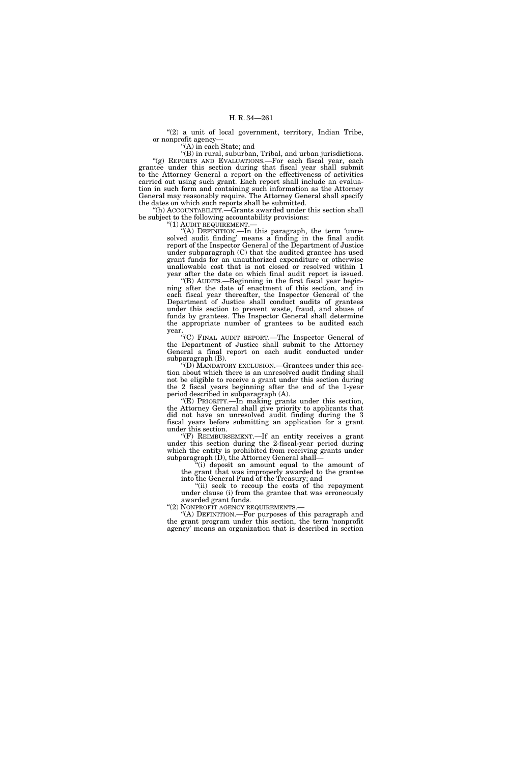"(2) a unit of local government, territory, Indian Tribe, or nonprofit agency—

"(A) in each State; and

"(B) in rural, suburban, Tribal, and urban jurisdictions.

"(g) REPORTS AND EVALUATIONS.—For each fiscal year, each grantee under this section during that fiscal year shall submit to the Attorney General a report on the effectiveness of activities carried out using such grant. Each report shall include an evaluation in such form and containing such information as the Attorney General may reasonably require. The Attorney General shall specify the dates on which such reports shall be submitted.

"(h) ACCOUNTABILITY.—Grants awarded under this section shall be subject to the following accountability provisions:

"(1) AUDIT REQUIREMENT.—

"(A) DEFINITION.—In this paragraph, the term 'unresolved audit finding' means a finding in the final audit report of the Inspector General of the Department of Justice under subparagraph (C) that the audited grantee has used grant funds for an unauthorized expenditure or otherwise unallowable cost that is not closed or resolved within 1 year after the date on which final audit report is issued.

"(B) AUDITS.—Beginning in the first fiscal year beginning after the date of enactment of this section, and in each fiscal year thereafter, the Inspector General of the Department of Justice shall conduct audits of grantees under this section to prevent waste, fraud, and abuse of funds by grantees. The Inspector General shall determine the appropriate number of grantees to be audited each year.

"(C) FINAL AUDIT REPORT.—The Inspector General of the Department of Justice shall submit to the Attorney General a final report on each audit conducted under subparagraph (B).

"(D) MANDATORY EXCLUSION.—Grantees under this section about which there is an unresolved audit finding shall not be eligible to receive a grant under this section during the 2 fiscal years beginning after the end of the 1-year period described in subparagraph (A).

"(E) PRIORITY.—In making grants under this section, the Attorney General shall give priority to applicants that did not have an unresolved audit finding during the 3 fiscal years before submitting an application for a grant under this section.

"(F) REIMBURSEMENT.—If an entity receives a grant under this section during the 2-fiscal-year period during which the entity is prohibited from receiving grants under subparagraph (D), the Attorney General shall—

"(i) deposit an amount equal to the amount of the grant that was improperly awarded to the grantee into the General Fund of the Treasury; and

"(ii) seek to recoup the costs of the repayment under clause (i) from the grantee that was erroneously awarded grant funds.

"(2) NONPROFIT AGENCY REQUIREMENTS.—

"(A) DEFINITION.—For purposes of this paragraph and the grant program under this section, the term 'nonprofit agency' means an organization that is described in section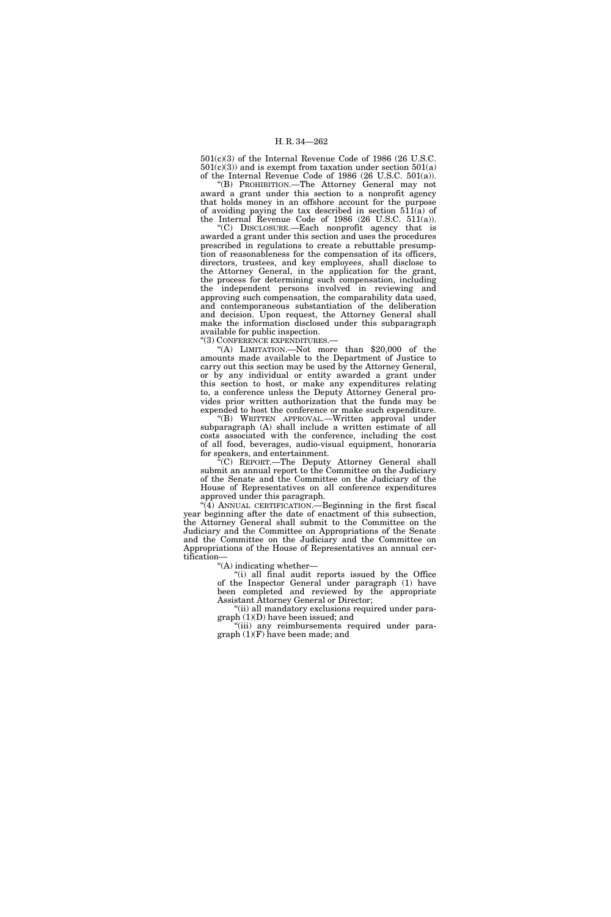501(c)(3) of the Internal Revenue Code of 1986 (26 U.S.C. 501(c)(3)) and is exempt from taxation under section 501(a) of the Internal Revenue Code of 1986 (26 U.S.C. 501(a)).

"(B) PROHIBITION.—The Attorney General may not award a grant under this section to a nonprofit agency that holds money in an offshore account for the purpose of avoiding paying the tax described in section 511(a) of the Internal Revenue Code of 1986 (26 U.S.C. 511(a)).

"(C) DISCLOSURE.—Each nonprofit agency that is awarded a grant under this section and uses the procedures prescribed in regulations to create a rebuttable presumption of reasonableness for the compensation of its officers, directors, trustees, and key employees, shall disclose to the Attorney General, in the application for the grant, the process for determining such compensation, including the independent persons involved in reviewing and approving such compensation, the comparability data used, and contemporaneous substantiation of the deliberation and decision. Upon request, the Attorney General shall make the information disclosed under this subparagraph available for public inspection.

"(3) CONFERENCE EXPENDITURES.—

"(A) LIMITATION.—Not more than $20,000 of the amounts made available to the Department of Justice to carry out this section may be used by the Attorney General, or by any individual or entity awarded a grant under this section to host, or make any expenditures relating to, a conference unless the Deputy Attorney General provides prior written authorization that the funds may be expended to host the conference or make such expenditure.

"(B) WRITTEN APPROVAL.—Written approval under subparagraph (A) shall include a written estimate of all costs associated with the conference, including the cost of all food, beverages, audio-visual equipment, honoraria for speakers, and entertainment.

"(C) REPORT.—The Deputy Attorney General shall submit an annual report to the Committee on the Judiciary of the Senate and the Committee on the Judiciary of the House of Representatives on all conference expenditures approved under this paragraph.

"(4) ANNUAL CERTIFICATION.—Beginning in the first fiscal year beginning after the date of enactment of this subsection, the Attorney General shall submit to the Committee on the Judiciary and the Committee on Appropriations of the Senate and the Committee on the Judiciary and the Committee on Appropriations of the House of Representatives an annual certification—

"(A) indicating whether—

"(i) all final audit reports issued by the Office of the Inspector General under paragraph (1) have been completed and reviewed by the appropriate Assistant Attorney General or Director;

"(ii) all mandatory exclusions required under paragraph (1)(D) have been issued; and

"(iii) any reimbursements required under paragraph (1)(F) have been made; and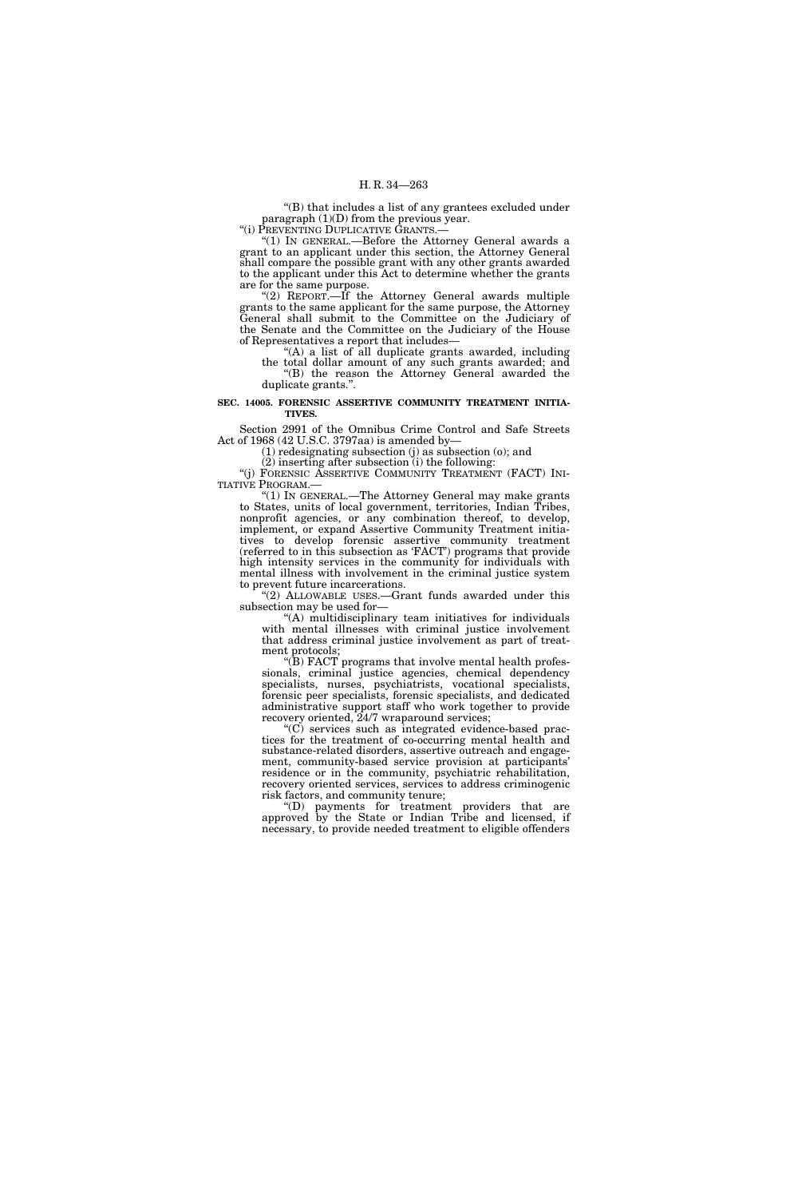"(B) that includes a list of any grantees excluded under paragraph (1)(D) from the previous year.

"(i) PREVENTING DUPLICATIVE GRANTS.—

"(1) IN GENERAL.—Before the Attorney General awards a grant to an applicant under this section, the Attorney General shall compare the possible grant with any other grants awarded to the applicant under this Act to determine whether the grants are for the same purpose.

"(2) REPORT.—If the Attorney General awards multiple grants to the same applicant for the same purpose, the Attorney General shall submit to the Committee on the Judiciary of the Senate and the Committee on the Judiciary of the House of Representatives a report that includes—

"(A) a list of all duplicate grants awarded, including the total dollar amount of any such grants awarded; and

"(B) the reason the Attorney General awarded the duplicate grants.".

**SEC. 14005. FORENSIC ASSERTIVE COMMUNITY TREATMENT INITIATIVES.**

Section 2991 of the Omnibus Crime Control and Safe Streets Act of 1968 (42 U.S.C. 3797aa) is amended by—

(1) redesignating subsection (j) as subsection (o); and

(2) inserting after subsection (i) the following:

"(j) FORENSIC ASSERTIVE COMMUNITY TREATMENT (FACT) INITIATIVE PROGRAM.—

"(1) IN GENERAL.—The Attorney General may make grants to States, units of local government, territories, Indian Tribes, nonprofit agencies, or any combination thereof, to develop, implement, or expand Assertive Community Treatment initiatives to develop forensic assertive community treatment (referred to in this subsection as 'FACT') programs that provide high intensity services in the community for individuals with mental illness with involvement in the criminal justice system to prevent future incarcerations.

"(2) ALLOWABLE USES.—Grant funds awarded under this subsection may be used for—

"(A) multidisciplinary team initiatives for individuals with mental illnesses with criminal justice involvement that address criminal justice involvement as part of treatment protocols;

"(B) FACT programs that involve mental health professionals, criminal justice agencies, chemical dependency specialists, nurses, psychiatrists, vocational specialists, forensic peer specialists, forensic specialists, and dedicated administrative support staff who work together to provide recovery oriented, 24/7 wraparound services;

"(C) services such as integrated evidence-based practices for the treatment of co-occurring mental health and substance-related disorders, assertive outreach and engagement, community-based service provision at participants' residence or in the community, psychiatric rehabilitation, recovery oriented services, services to address criminogenic risk factors, and community tenure;

"(D) payments for treatment providers that are approved by the State or Indian Tribe and licensed, if necessary, to provide needed treatment to eligible offenders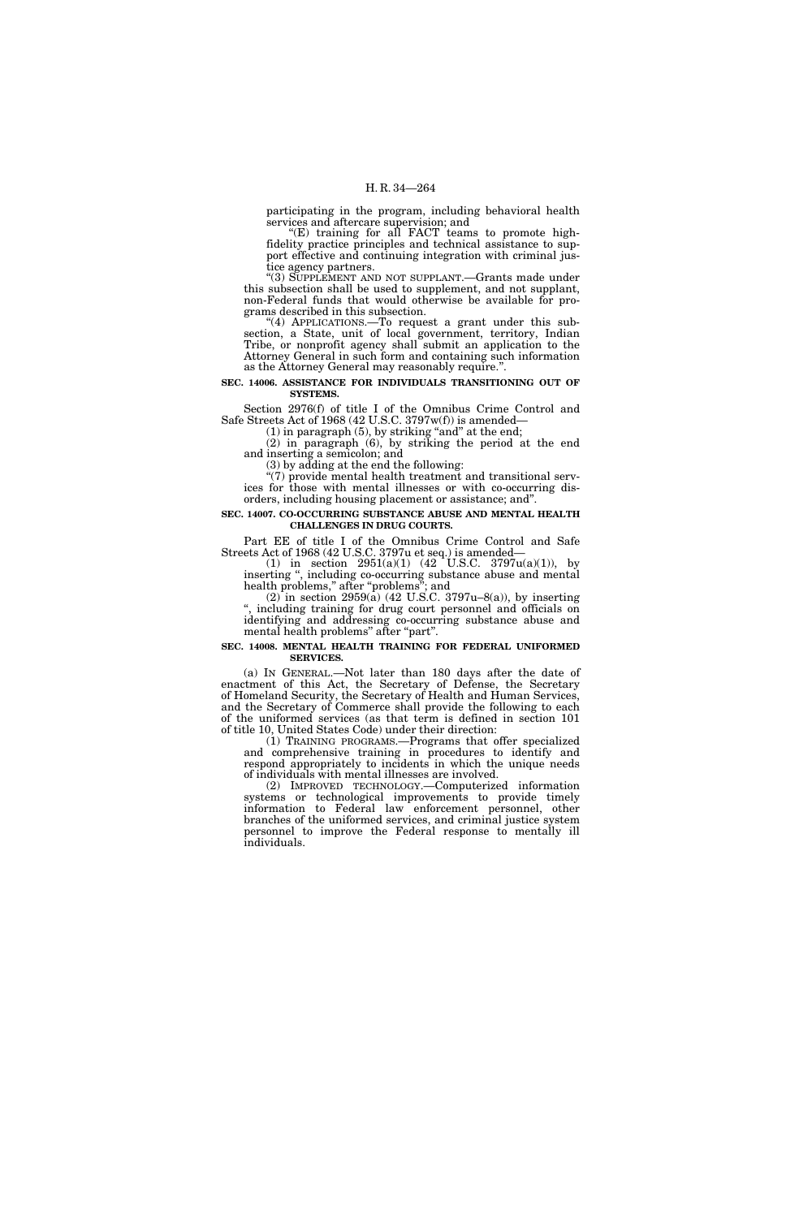participating in the program, including behavioral health services and aftercare supervision; and

"(E) training for all FACT teams to promote high-fidelity practice principles and technical assistance to support effective and continuing integration with criminal justice agency partners.

"(3) SUPPLEMENT AND NOT SUPPLANT.—Grants made under this subsection shall be used to supplement, and not supplant, non-Federal funds that would otherwise be available for programs described in this subsection.

"(4) APPLICATIONS.—To request a grant under this subsection, a State, unit of local government, territory, Indian Tribe, or nonprofit agency shall submit an application to the Attorney General in such form and containing such information as the Attorney General may reasonably require.".

**SEC. 14006. ASSISTANCE FOR INDIVIDUALS TRANSITIONING OUT OF SYSTEMS.**

Section 2976(f) of title I of the Omnibus Crime Control and Safe Streets Act of 1968 (42 U.S.C. 3797w(f)) is amended—

(1) in paragraph (5), by striking "and" at the end;

(2) in paragraph (6), by striking the period at the end and inserting a semicolon; and

(3) by adding at the end the following:

"(7) provide mental health treatment and transitional services for those with mental illnesses or with co-occurring disorders, including housing placement or assistance; and".

**SEC. 14007. CO-OCCURRING SUBSTANCE ABUSE AND MENTAL HEALTH CHALLENGES IN DRUG COURTS.**

Part EE of title I of the Omnibus Crime Control and Safe Streets Act of 1968 (42 U.S.C. 3797u et seq.) is amended—

(1) in section 2951(a)(1) (42 U.S.C. 3797u(a)(1)), by inserting ", including co-occurring substance abuse and mental health problems," after "problems"; and

(2) in section 2959(a) (42 U.S.C. 3797u–8(a)), by inserting ", including training for drug court personnel and officials on identifying and addressing co-occurring substance abuse and mental health problems" after "part".

**SEC. 14008. MENTAL HEALTH TRAINING FOR FEDERAL UNIFORMED SERVICES.**

(a) IN GENERAL.—Not later than 180 days after the date of enactment of this Act, the Secretary of Defense, the Secretary of Homeland Security, the Secretary of Health and Human Services, and the Secretary of Commerce shall provide the following to each of the uniformed services (as that term is defined in section 101 of title 10, United States Code) under their direction:

(1) TRAINING PROGRAMS.—Programs that offer specialized and comprehensive training in procedures to identify and respond appropriately to incidents in which the unique needs of individuals with mental illnesses are involved.

(2) IMPROVED TECHNOLOGY.—Computerized information systems or technological improvements to provide timely information to Federal law enforcement personnel, other branches of the uniformed services, and criminal justice system personnel to improve the Federal response to mentally ill individuals.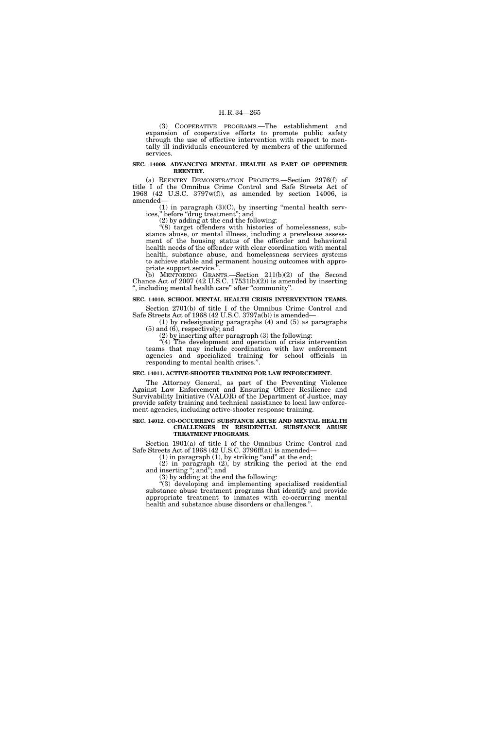(3) COOPERATIVE PROGRAMS.—The establishment and expansion of cooperative efforts to promote public safety through the use of effective intervention with respect to mentally ill individuals encountered by members of the uniformed services.

**SEC. 14009. ADVANCING MENTAL HEALTH AS PART OF OFFENDER REENTRY.**

(a) REENTRY DEMONSTRATION PROJECTS.—Section 2976(f) of title I of the Omnibus Crime Control and Safe Streets Act of 1968 (42 U.S.C. 3797w(f)), as amended by section 14006, is amended—

(1) in paragraph (3)(C), by inserting "mental health services," before "drug treatment"; and

(2) by adding at the end the following:

"(8) target offenders with histories of homelessness, substance abuse, or mental illness, including a prerelease assessment of the housing status of the offender and behavioral health needs of the offender with clear coordination with mental health, substance abuse, and homelessness services systems to achieve stable and permanent housing outcomes with appropriate support service.".

(b) MENTORING GRANTS.—Section 211(b)(2) of the Second Chance Act of 2007 (42 U.S.C. 17531(b)(2)) is amended by inserting ", including mental health care" after "community".

**SEC. 14010. SCHOOL MENTAL HEALTH CRISIS INTERVENTION TEAMS.**

Section 2701(b) of title I of the Omnibus Crime Control and Safe Streets Act of 1968 (42 U.S.C. 3797a(b)) is amended—

(1) by redesignating paragraphs (4) and (5) as paragraphs (5) and (6), respectively; and

(2) by inserting after paragraph (3) the following:

"(4) The development and operation of crisis intervention teams that may include coordination with law enforcement agencies and specialized training for school officials in responding to mental health crises.".

**SEC. 14011. ACTIVE-SHOOTER TRAINING FOR LAW ENFORCEMENT.**

The Attorney General, as part of the Preventing Violence Against Law Enforcement and Ensuring Officer Resilience and Survivability Initiative (VALOR) of the Department of Justice, may provide safety training and technical assistance to local law enforcement agencies, including active-shooter response training.

**SEC. 14012. CO-OCCURRING SUBSTANCE ABUSE AND MENTAL HEALTH CHALLENGES IN RESIDENTIAL SUBSTANCE ABUSE TREATMENT PROGRAMS.**

Section 1901(a) of title I of the Omnibus Crime Control and Safe Streets Act of 1968 (42 U.S.C. 3796ff(a)) is amended—

(1) in paragraph (1), by striking "and" at the end;

(2) in paragraph (2), by striking the period at the end and inserting "; and"; and

(3) by adding at the end the following:

"(3) developing and implementing specialized residential substance abuse treatment programs that identify and provide appropriate treatment to inmates with co-occurring mental health and substance abuse disorders or challenges.".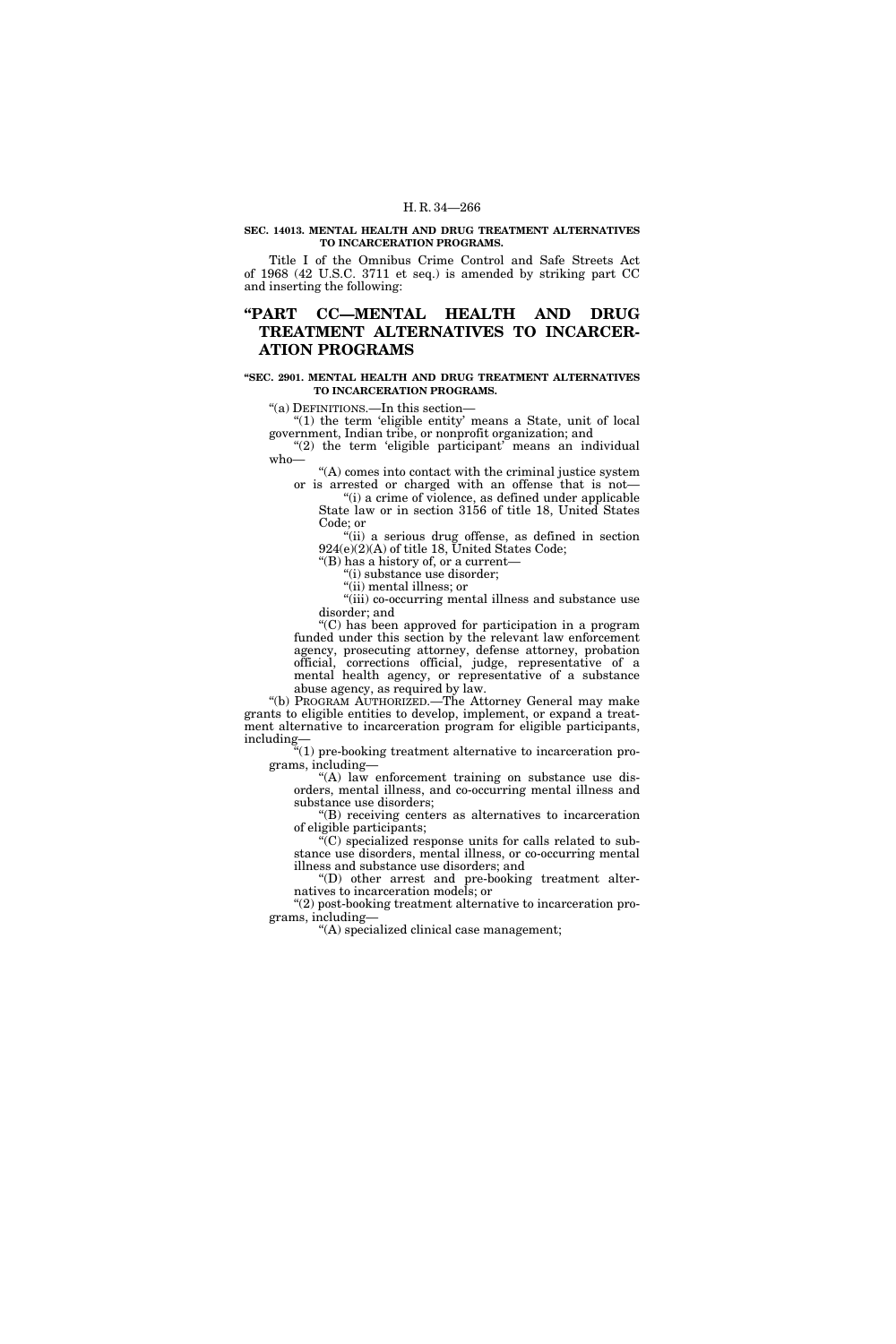**SEC. 14013. MENTAL HEALTH AND DRUG TREATMENT ALTERNATIVES TO INCARCERATION PROGRAMS.**

Title I of the Omnibus Crime Control and Safe Streets Act of 1968 (42 U.S.C. 3711 et seq.) is amended by striking part CC and inserting the following:

## "PART CC—MENTAL HEALTH AND DRUG TREATMENT ALTERNATIVES TO INCARCERATION PROGRAMS

**"SEC. 2901. MENTAL HEALTH AND DRUG TREATMENT ALTERNATIVES TO INCARCERATION PROGRAMS.**

"(a) DEFINITIONS.—In this section—

"(1) the term 'eligible entity' means a State, unit of local government, Indian tribe, or nonprofit organization; and

"(2) the term 'eligible participant' means an individual who—

"(A) comes into contact with the criminal justice system or is arrested or charged with an offense that is not—

"(i) a crime of violence, as defined under applicable State law or in section 3156 of title 18, United States Code; or

"(ii) a serious drug offense, as defined in section 924(e)(2)(A) of title 18, United States Code;

"(B) has a history of, or a current—

"(i) substance use disorder;

"(ii) mental illness; or

"(iii) co-occurring mental illness and substance use disorder; and

"(C) has been approved for participation in a program funded under this section by the relevant law enforcement agency, prosecuting attorney, defense attorney, probation official, corrections official, judge, representative of a mental health agency, or representative of a substance abuse agency, as required by law.

"(b) PROGRAM AUTHORIZED.—The Attorney General may make grants to eligible entities to develop, implement, or expand a treatment alternative to incarceration program for eligible participants, including—

"(1) pre-booking treatment alternative to incarceration programs, including—

"(A) law enforcement training on substance use disorders, mental illness, and co-occurring mental illness and substance use disorders;

"(B) receiving centers as alternatives to incarceration of eligible participants;

"(C) specialized response units for calls related to substance use disorders, mental illness, or co-occurring mental illness and substance use disorders; and

"(D) other arrest and pre-booking treatment alternatives to incarceration models; or

"(2) post-booking treatment alternative to incarceration programs, including—

"(A) specialized clinical case management;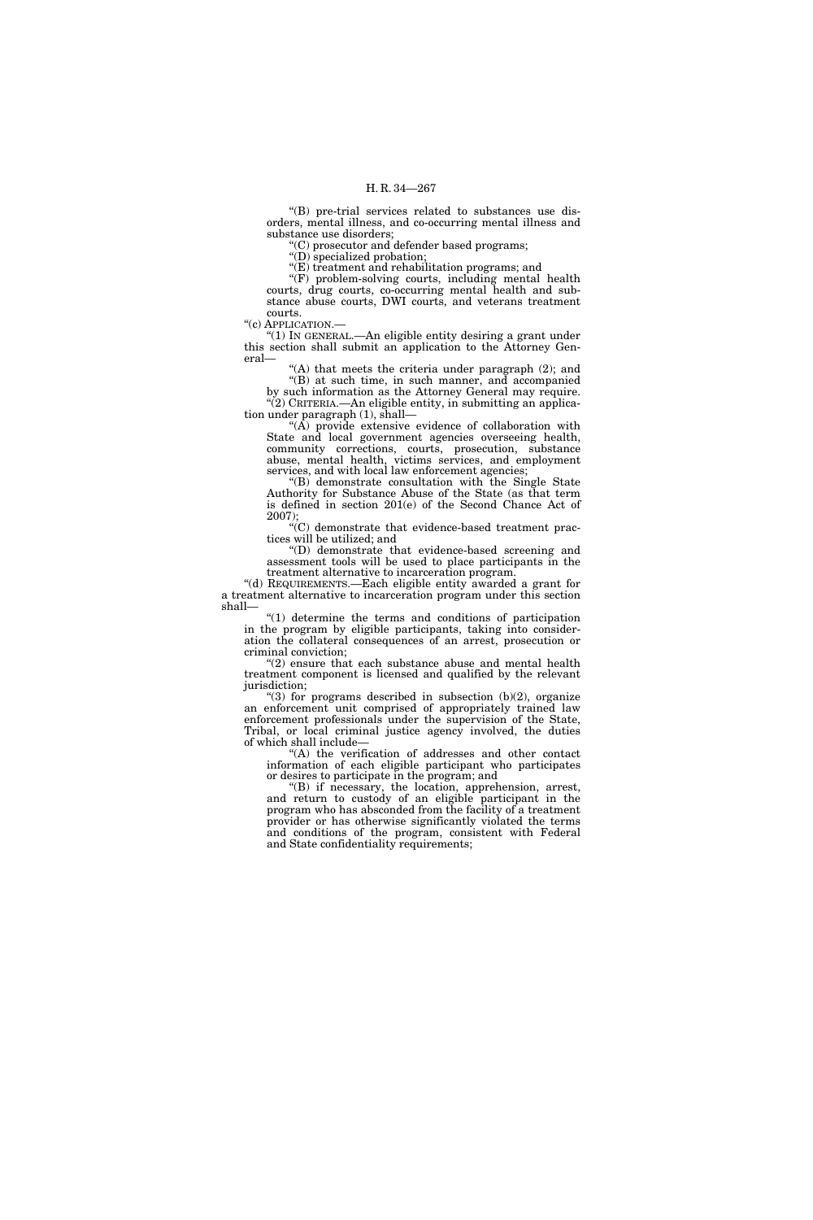"(B) pre-trial services related to substances use disorders, mental illness, and co-occurring mental illness and substance use disorders;

"(C) prosecutor and defender based programs;

"(D) specialized probation;

"(E) treatment and rehabilitation programs; and

"(F) problem-solving courts, including mental health courts, drug courts, co-occurring mental health and substance abuse courts, DWI courts, and veterans treatment courts.

"(c) APPLICATION.—

"(1) IN GENERAL.—An eligible entity desiring a grant under this section shall submit an application to the Attorney General—

"(A) that meets the criteria under paragraph (2); and

"(B) at such time, in such manner, and accompanied by such information as the Attorney General may require.

"(2) CRITERIA.—An eligible entity, in submitting an application under paragraph (1), shall—

"(A) provide extensive evidence of collaboration with State and local government agencies overseeing health, community corrections, courts, prosecution, substance abuse, mental health, victims services, and employment services, and with local law enforcement agencies;

"(B) demonstrate consultation with the Single State Authority for Substance Abuse of the State (as that term is defined in section 201(e) of the Second Chance Act of 2007);

"(C) demonstrate that evidence-based treatment practices will be utilized; and

"(D) demonstrate that evidence-based screening and assessment tools will be used to place participants in the treatment alternative to incarceration program.

"(d) REQUIREMENTS.—Each eligible entity awarded a grant for a treatment alternative to incarceration program under this section shall—

"(1) determine the terms and conditions of participation in the program by eligible participants, taking into consideration the collateral consequences of an arrest, prosecution or criminal conviction;

"(2) ensure that each substance abuse and mental health treatment component is licensed and qualified by the relevant jurisdiction;

"(3) for programs described in subsection (b)(2), organize an enforcement unit comprised of appropriately trained law enforcement professionals under the supervision of the State, Tribal, or local criminal justice agency involved, the duties of which shall include—

"(A) the verification of addresses and other contact information of each eligible participant who participates or desires to participate in the program; and

"(B) if necessary, the location, apprehension, arrest, and return to custody of an eligible participant in the program who has absconded from the facility of a treatment provider or has otherwise significantly violated the terms and conditions of the program, consistent with Federal and State confidentiality requirements;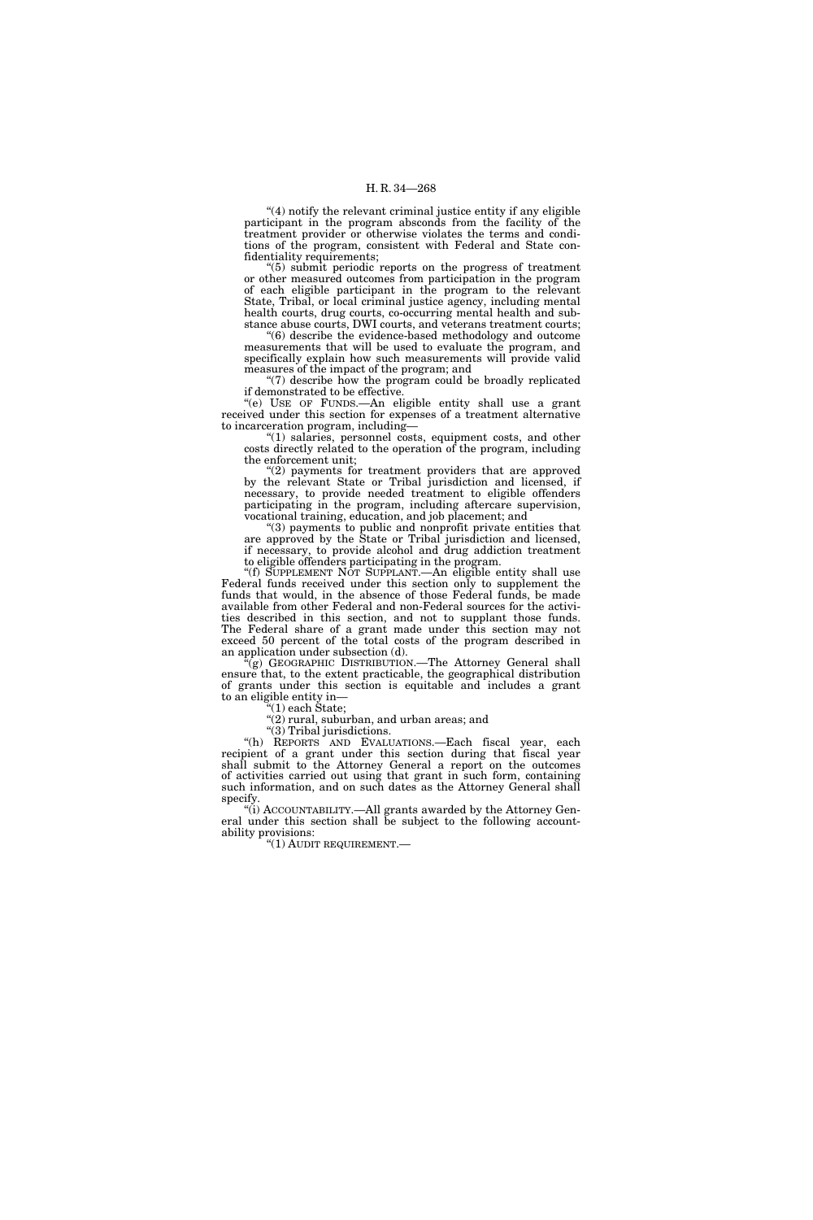"(4) notify the relevant criminal justice entity if any eligible participant in the program absconds from the facility of the treatment provider or otherwise violates the terms and conditions of the program, consistent with Federal and State confidentiality requirements;

"(5) submit periodic reports on the progress of treatment or other measured outcomes from participation in the program of each eligible participant in the program to the relevant State, Tribal, or local criminal justice agency, including mental health courts, drug courts, co-occurring mental health and substance abuse courts, DWI courts, and veterans treatment courts;

"(6) describe the evidence-based methodology and outcome measurements that will be used to evaluate the program, and specifically explain how such measurements will provide valid measures of the impact of the program; and

"(7) describe how the program could be broadly replicated if demonstrated to be effective.

"(e) USE OF FUNDS.—An eligible entity shall use a grant received under this section for expenses of a treatment alternative to incarceration program, including—

"(1) salaries, personnel costs, equipment costs, and other costs directly related to the operation of the program, including the enforcement unit;

"(2) payments for treatment providers that are approved by the relevant State or Tribal jurisdiction and licensed, if necessary, to provide needed treatment to eligible offenders participating in the program, including aftercare supervision, vocational training, education, and job placement; and

"(3) payments to public and nonprofit private entities that are approved by the State or Tribal jurisdiction and licensed, if necessary, to provide alcohol and drug addiction treatment to eligible offenders participating in the program.

"(f) SUPPLEMENT NOT SUPPLANT.—An eligible entity shall use Federal funds received under this section only to supplement the funds that would, in the absence of those Federal funds, be made available from other Federal and non-Federal sources for the activities described in this section, and not to supplant those funds. The Federal share of a grant made under this section may not exceed 50 percent of the total costs of the program described in an application under subsection (d).

"(g) GEOGRAPHIC DISTRIBUTION.—The Attorney General shall ensure that, to the extent practicable, the geographical distribution of grants under this section is equitable and includes a grant to an eligible entity in—

"(1) each State;

"(2) rural, suburban, and urban areas; and

"(3) Tribal jurisdictions.

"(h) REPORTS AND EVALUATIONS.—Each fiscal year, each recipient of a grant under this section during that fiscal year shall submit to the Attorney General a report on the outcomes of activities carried out using that grant in such form, containing such information, and on such dates as the Attorney General shall specify.

"(i) ACCOUNTABILITY.—All grants awarded by the Attorney General under this section shall be subject to the following accountability provisions:

"(1) AUDIT REQUIREMENT.—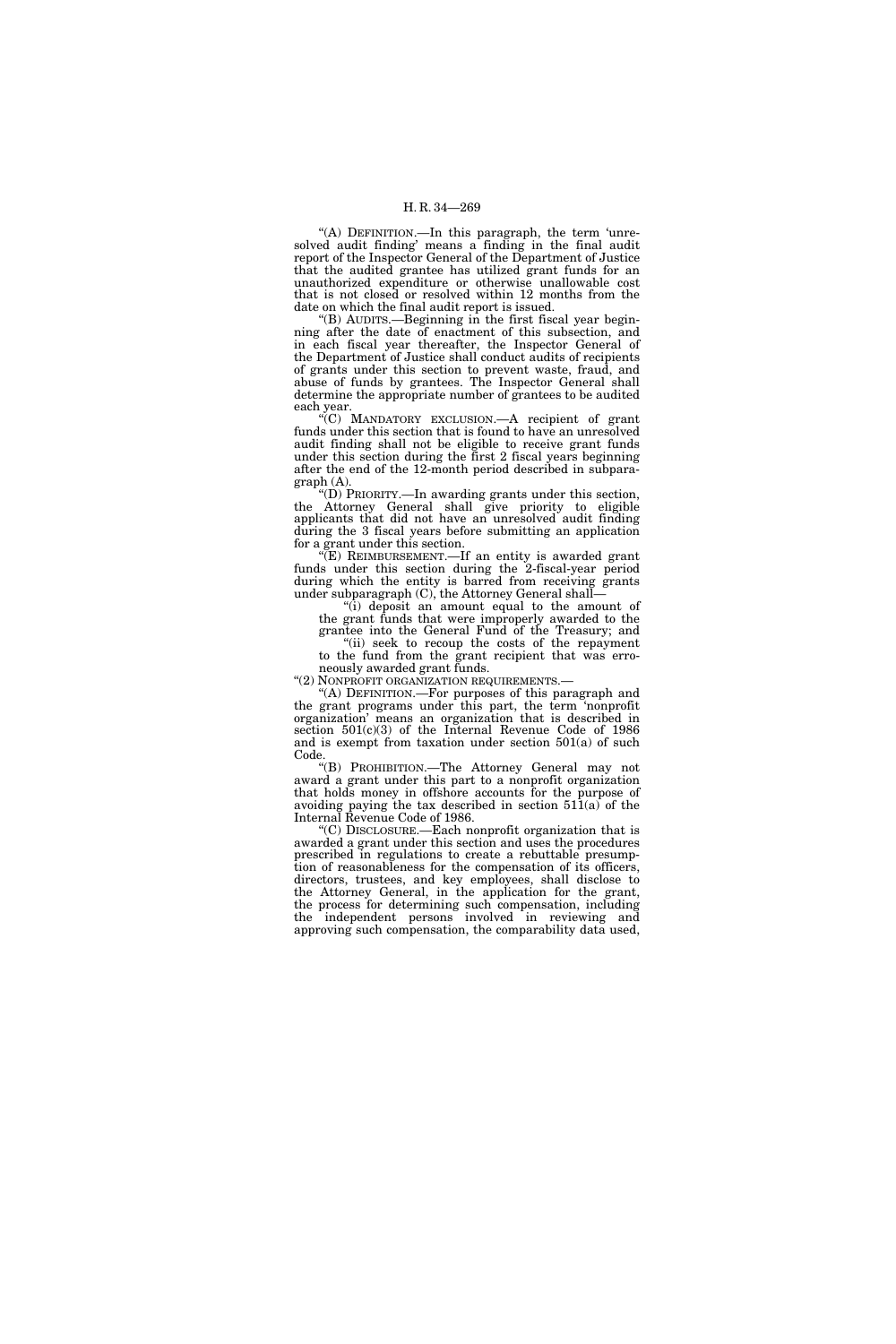"(A) DEFINITION.—In this paragraph, the term 'unresolved audit finding' means a finding in the final audit report of the Inspector General of the Department of Justice that the audited grantee has utilized grant funds for an unauthorized expenditure or otherwise unallowable cost that is not closed or resolved within 12 months from the date on which the final audit report is issued.

"(B) AUDITS.—Beginning in the first fiscal year beginning after the date of enactment of this subsection, and in each fiscal year thereafter, the Inspector General of the Department of Justice shall conduct audits of recipients of grants under this section to prevent waste, fraud, and abuse of funds by grantees. The Inspector General shall determine the appropriate number of grantees to be audited each year.

"(C) MANDATORY EXCLUSION.—A recipient of grant funds under this section that is found to have an unresolved audit finding shall not be eligible to receive grant funds under this section during the first 2 fiscal years beginning after the end of the 12-month period described in subparagraph (A).

"(D) PRIORITY.—In awarding grants under this section, the Attorney General shall give priority to eligible applicants that did not have an unresolved audit finding during the 3 fiscal years before submitting an application for a grant under this section.

"(E) REIMBURSEMENT.—If an entity is awarded grant funds under this section during the 2-fiscal-year period during which the entity is barred from receiving grants under subparagraph (C), the Attorney General shall—

"(i) deposit an amount equal to the amount of the grant funds that were improperly awarded to the grantee into the General Fund of the Treasury; and

"(ii) seek to recoup the costs of the repayment to the fund from the grant recipient that was erroneously awarded grant funds.

"(2) NONPROFIT ORGANIZATION REQUIREMENTS.—

"(A) DEFINITION.—For purposes of this paragraph and the grant programs under this part, the term 'nonprofit organization' means an organization that is described in section 501(c)(3) of the Internal Revenue Code of 1986 and is exempt from taxation under section 501(a) of such Code.

"(B) PROHIBITION.—The Attorney General may not award a grant under this part to a nonprofit organization that holds money in offshore accounts for the purpose of avoiding paying the tax described in section 511(a) of the Internal Revenue Code of 1986.

"(C) DISCLOSURE.—Each nonprofit organization that is awarded a grant under this section and uses the procedures prescribed in regulations to create a rebuttable presumption of reasonableness for the compensation of its officers, directors, trustees, and key employees, shall disclose to the Attorney General, in the application for the grant, the process for determining such compensation, including the independent persons involved in reviewing and approving such compensation, the comparability data used,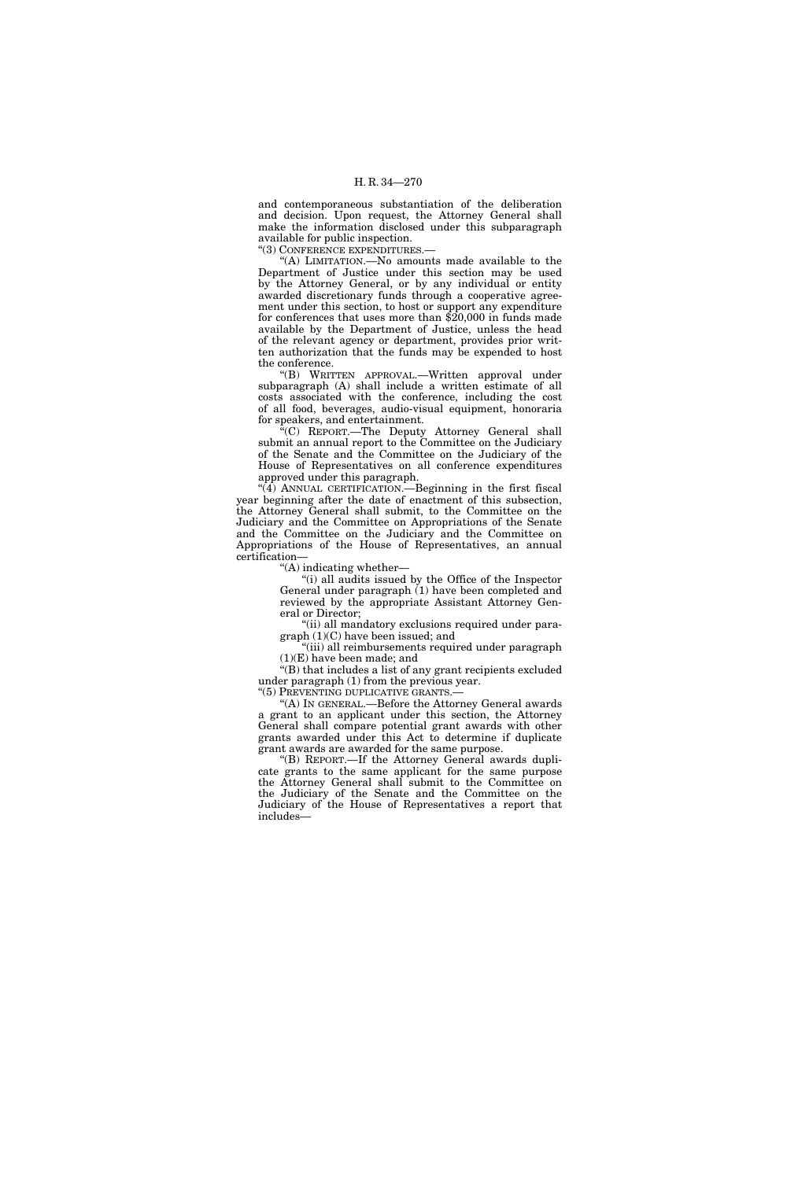and contemporaneous substantiation of the deliberation and decision. Upon request, the Attorney General shall make the information disclosed under this subparagraph available for public inspection.

"(3) CONFERENCE EXPENDITURES.—

"(A) LIMITATION.—No amounts made available to the Department of Justice under this section may be used by the Attorney General, or by any individual or entity awarded discretionary funds through a cooperative agreement under this section, to host or support any expenditure for conferences that uses more than $20,000 in funds made available by the Department of Justice, unless the head of the relevant agency or department, provides prior written authorization that the funds may be expended to host the conference.

"(B) WRITTEN APPROVAL.—Written approval under subparagraph (A) shall include a written estimate of all costs associated with the conference, including the cost of all food, beverages, audio-visual equipment, honoraria for speakers, and entertainment.

"(C) REPORT.—The Deputy Attorney General shall submit an annual report to the Committee on the Judiciary of the Senate and the Committee on the Judiciary of the House of Representatives on all conference expenditures approved under this paragraph.

"(4) ANNUAL CERTIFICATION.—Beginning in the first fiscal year beginning after the date of enactment of this subsection, the Attorney General shall submit, to the Committee on the Judiciary and the Committee on Appropriations of the Senate and the Committee on the Judiciary and the Committee on Appropriations of the House of Representatives, an annual certification—

"(A) indicating whether—

"(i) all audits issued by the Office of the Inspector General under paragraph (1) have been completed and reviewed by the appropriate Assistant Attorney General or Director;

"(ii) all mandatory exclusions required under paragraph (1)(C) have been issued; and

"(iii) all reimbursements required under paragraph (1)(E) have been made; and

"(B) that includes a list of any grant recipients excluded under paragraph (1) from the previous year.

"(5) PREVENTING DUPLICATIVE GRANTS.—

"(A) IN GENERAL.—Before the Attorney General awards a grant to an applicant under this section, the Attorney General shall compare potential grant awards with other grants awarded under this Act to determine if duplicate grant awards are awarded for the same purpose.

"(B) REPORT.—If the Attorney General awards duplicate grants to the same applicant for the same purpose the Attorney General shall submit to the Committee on the Judiciary of the Senate and the Committee on the Judiciary of the House of Representatives a report that includes—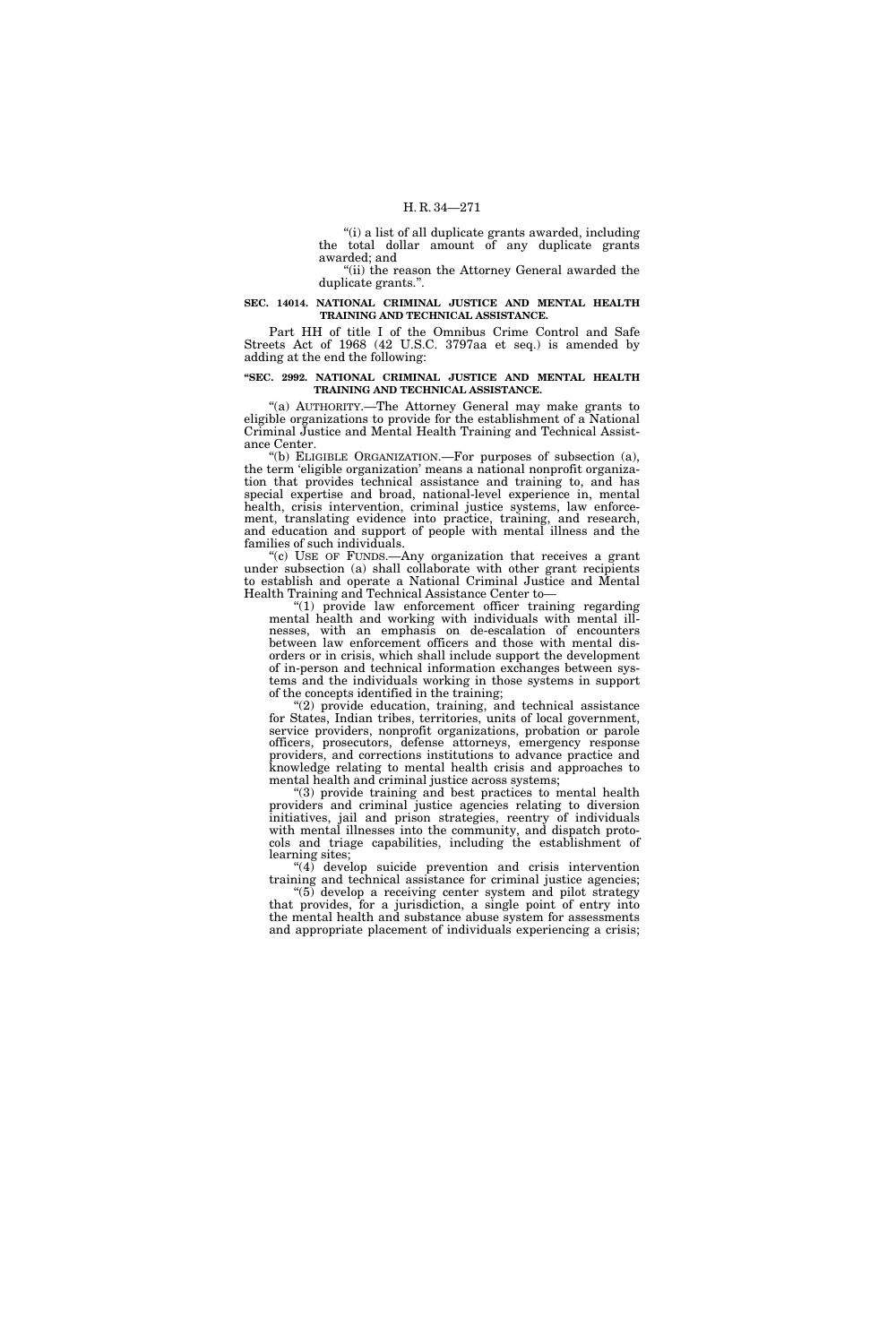"(i) a list of all duplicate grants awarded, including the total dollar amount of any duplicate grants awarded; and

"(ii) the reason the Attorney General awarded the duplicate grants.".

**SEC. 14014. NATIONAL CRIMINAL JUSTICE AND MENTAL HEALTH TRAINING AND TECHNICAL ASSISTANCE.**

Part HH of title I of the Omnibus Crime Control and Safe Streets Act of 1968 (42 U.S.C. 3797aa et seq.) is amended by adding at the end the following:

**"SEC. 2992. NATIONAL CRIMINAL JUSTICE AND MENTAL HEALTH TRAINING AND TECHNICAL ASSISTANCE.**

"(a) AUTHORITY.—The Attorney General may make grants to eligible organizations to provide for the establishment of a National Criminal Justice and Mental Health Training and Technical Assistance Center.

"(b) ELIGIBLE ORGANIZATION.—For purposes of subsection (a), the term 'eligible organization' means a national nonprofit organization that provides technical assistance and training to, and has special expertise and broad, national-level experience in, mental health, crisis intervention, criminal justice systems, law enforcement, translating evidence into practice, training, and research, and education and support of people with mental illness and the families of such individuals.

"(c) USE OF FUNDS.—Any organization that receives a grant under subsection (a) shall collaborate with other grant recipients to establish and operate a National Criminal Justice and Mental Health Training and Technical Assistance Center to—

"(1) provide law enforcement officer training regarding mental health and working with individuals with mental illnesses, with an emphasis on de-escalation of encounters between law enforcement officers and those with mental disorders or in crisis, which shall include support the development of in-person and technical information exchanges between systems and the individuals working in those systems in support of the concepts identified in the training;

"(2) provide education, training, and technical assistance for States, Indian tribes, territories, units of local government, service providers, nonprofit organizations, probation or parole officers, prosecutors, defense attorneys, emergency response providers, and corrections institutions to advance practice and knowledge relating to mental health crisis and approaches to mental health and criminal justice across systems;

"(3) provide training and best practices to mental health providers and criminal justice agencies relating to diversion initiatives, jail and prison strategies, reentry of individuals with mental illnesses into the community, and dispatch protocols and triage capabilities, including the establishment of learning sites;

"(4) develop suicide prevention and crisis intervention training and technical assistance for criminal justice agencies;

"(5) develop a receiving center system and pilot strategy that provides, for a jurisdiction, a single point of entry into the mental health and substance abuse system for assessments and appropriate placement of individuals experiencing a crisis;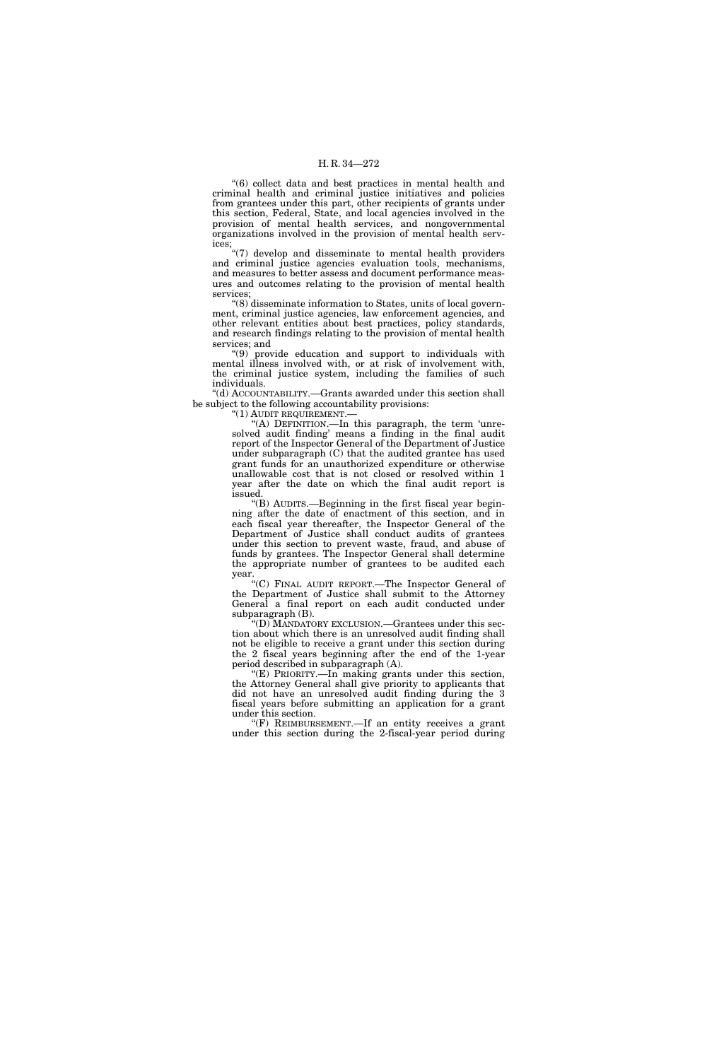"(6) collect data and best practices in mental health and criminal health and criminal justice initiatives and policies from grantees under this part, other recipients of grants under this section, Federal, State, and local agencies involved in the provision of mental health services, and nongovernmental organizations involved in the provision of mental health services;

"(7) develop and disseminate to mental health providers and criminal justice agencies evaluation tools, mechanisms, and measures to better assess and document performance measures and outcomes relating to the provision of mental health services;

"(8) disseminate information to States, units of local government, criminal justice agencies, law enforcement agencies, and other relevant entities about best practices, policy standards, and research findings relating to the provision of mental health services; and

"(9) provide education and support to individuals with mental illness involved with, or at risk of involvement with, the criminal justice system, including the families of such individuals.

"(d) ACCOUNTABILITY.—Grants awarded under this section shall be subject to the following accountability provisions:

"(1) AUDIT REQUIREMENT.—

"(A) DEFINITION.—In this paragraph, the term 'unresolved audit finding' means a finding in the final audit report of the Inspector General of the Department of Justice under subparagraph (C) that the audited grantee has used grant funds for an unauthorized expenditure or otherwise unallowable cost that is not closed or resolved within 1 year after the date on which the final audit report is issued.

"(B) AUDITS.—Beginning in the first fiscal year beginning after the date of enactment of this section, and in each fiscal year thereafter, the Inspector General of the Department of Justice shall conduct audits of grantees under this section to prevent waste, fraud, and abuse of funds by grantees. The Inspector General shall determine the appropriate number of grantees to be audited each year.

"(C) FINAL AUDIT REPORT.—The Inspector General of the Department of Justice shall submit to the Attorney General a final report on each audit conducted under subparagraph (B).

"(D) MANDATORY EXCLUSION.—Grantees under this section about which there is an unresolved audit finding shall not be eligible to receive a grant under this section during the 2 fiscal years beginning after the end of the 1-year period described in subparagraph (A).

"(E) PRIORITY.—In making grants under this section, the Attorney General shall give priority to applicants that did not have an unresolved audit finding during the 3 fiscal years before submitting an application for a grant under this section.

"(F) REIMBURSEMENT.—If an entity receives a grant under this section during the 2-fiscal-year period during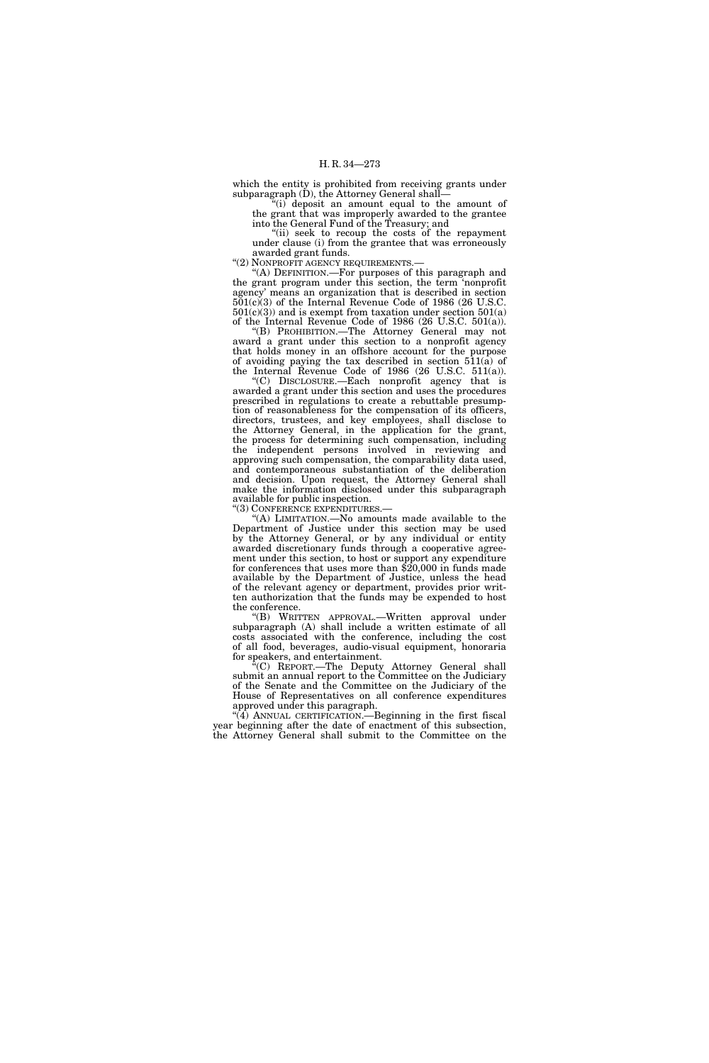which the entity is prohibited from receiving grants under subparagraph (D), the Attorney General shall—

"(i) deposit an amount equal to the amount of the grant that was improperly awarded to the grantee into the General Fund of the Treasury; and

"(ii) seek to recoup the costs of the repayment under clause (i) from the grantee that was erroneously awarded grant funds.

"(2) NONPROFIT AGENCY REQUIREMENTS.—

"(A) DEFINITION.—For purposes of this paragraph and the grant program under this section, the term 'nonprofit agency' means an organization that is described in section 501(c)(3) of the Internal Revenue Code of 1986 (26 U.S.C. 501(c)(3)) and is exempt from taxation under section 501(a) of the Internal Revenue Code of 1986 (26 U.S.C. 501(a)).

"(B) PROHIBITION.—The Attorney General may not award a grant under this section to a nonprofit agency that holds money in an offshore account for the purpose of avoiding paying the tax described in section 511(a) of the Internal Revenue Code of 1986 (26 U.S.C. 511(a)).

"(C) DISCLOSURE.—Each nonprofit agency that is awarded a grant under this section and uses the procedures prescribed in regulations to create a rebuttable presumption of reasonableness for the compensation of its officers, directors, trustees, and key employees, shall disclose to the Attorney General, in the application for the grant, the process for determining such compensation, including the independent persons involved in reviewing and approving such compensation, the comparability data used, and contemporaneous substantiation of the deliberation and decision. Upon request, the Attorney General shall make the information disclosed under this subparagraph available for public inspection.

"(3) CONFERENCE EXPENDITURES.—

"(A) LIMITATION.—No amounts made available to the Department of Justice under this section may be used by the Attorney General, or by any individual or entity awarded discretionary funds through a cooperative agreement under this section, to host or support any expenditure for conferences that uses more than $20,000 in funds made available by the Department of Justice, unless the head of the relevant agency or department, provides prior written authorization that the funds may be expended to host the conference.

"(B) WRITTEN APPROVAL.—Written approval under subparagraph (A) shall include a written estimate of all costs associated with the conference, including the cost of all food, beverages, audio-visual equipment, honoraria for speakers, and entertainment.

"(C) REPORT.—The Deputy Attorney General shall submit an annual report to the Committee on the Judiciary of the Senate and the Committee on the Judiciary of the House of Representatives on all conference expenditures approved under this paragraph.

"(4) ANNUAL CERTIFICATION.—Beginning in the first fiscal year beginning after the date of enactment of this subsection, the Attorney General shall submit to the Committee on the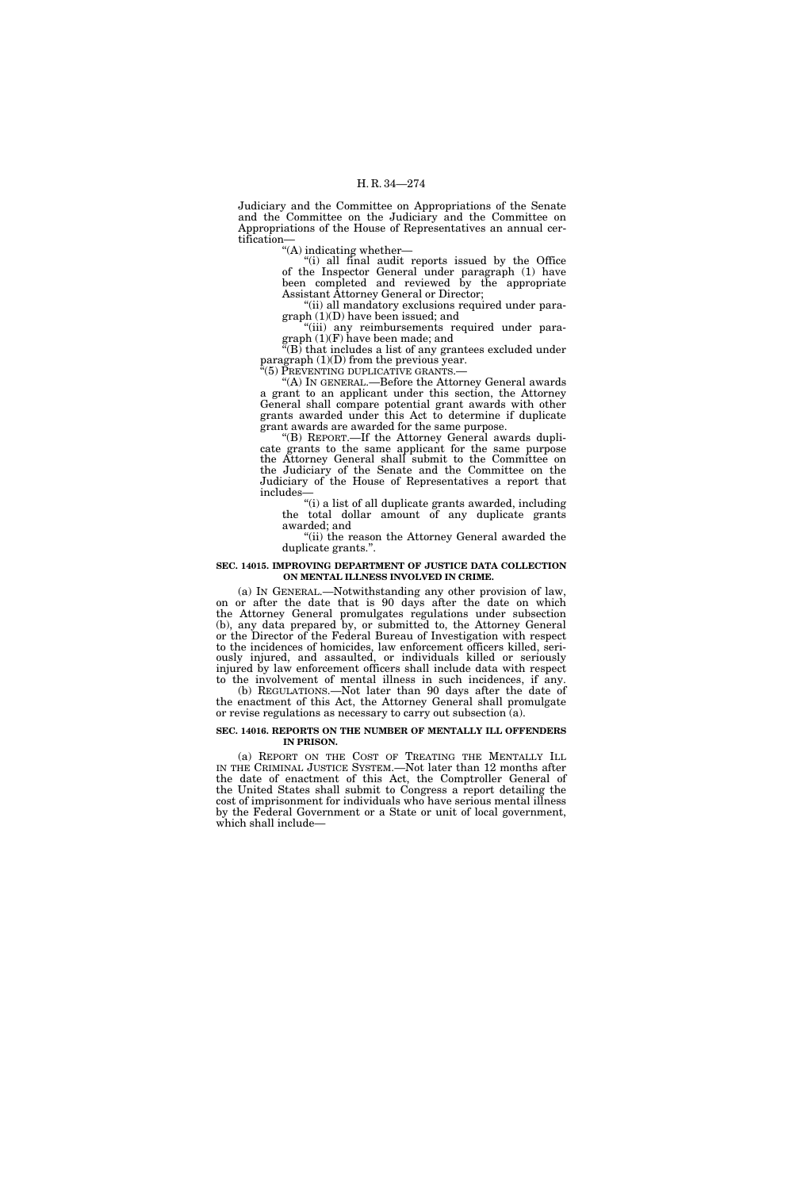Judiciary and the Committee on Appropriations of the Senate and the Committee on the Judiciary and the Committee on Appropriations of the House of Representatives an annual certification—

"(A) indicating whether—

"(i) all final audit reports issued by the Office of the Inspector General under paragraph (1) have been completed and reviewed by the appropriate Assistant Attorney General or Director;

"(ii) all mandatory exclusions required under paragraph (1)(D) have been issued; and

"(iii) any reimbursements required under paragraph (1)(F) have been made; and

"(B) that includes a list of any grantees excluded under paragraph (1)(D) from the previous year.

"(5) PREVENTING DUPLICATIVE GRANTS.—

"(A) IN GENERAL.—Before the Attorney General awards a grant to an applicant under this section, the Attorney General shall compare potential grant awards with other grants awarded under this Act to determine if duplicate grant awards are awarded for the same purpose.

"(B) REPORT.—If the Attorney General awards duplicate grants to the same applicant for the same purpose the Attorney General shall submit to the Committee on the Judiciary of the Senate and the Committee on the Judiciary of the House of Representatives a report that includes—

"(i) a list of all duplicate grants awarded, including the total dollar amount of any duplicate grants awarded; and

"(ii) the reason the Attorney General awarded the duplicate grants.".

**SEC. 14015. IMPROVING DEPARTMENT OF JUSTICE DATA COLLECTION ON MENTAL ILLNESS INVOLVED IN CRIME.**

(a) IN GENERAL.—Notwithstanding any other provision of law, on or after the date that is 90 days after the date on which the Attorney General promulgates regulations under subsection (b), any data prepared by, or submitted to, the Attorney General or the Director of the Federal Bureau of Investigation with respect to the incidences of homicides, law enforcement officers killed, seriously injured, and assaulted, or individuals killed or seriously injured by law enforcement officers shall include data with respect to the involvement of mental illness in such incidences, if any.

(b) REGULATIONS.—Not later than 90 days after the date of the enactment of this Act, the Attorney General shall promulgate or revise regulations as necessary to carry out subsection (a).

**SEC. 14016. REPORTS ON THE NUMBER OF MENTALLY ILL OFFENDERS IN PRISON.**

(a) REPORT ON THE COST OF TREATING THE MENTALLY ILL IN THE CRIMINAL JUSTICE SYSTEM.—Not later than 12 months after the date of enactment of this Act, the Comptroller General of the United States shall submit to Congress a report detailing the cost of imprisonment for individuals who have serious mental illness by the Federal Government or a State or unit of local government, which shall include—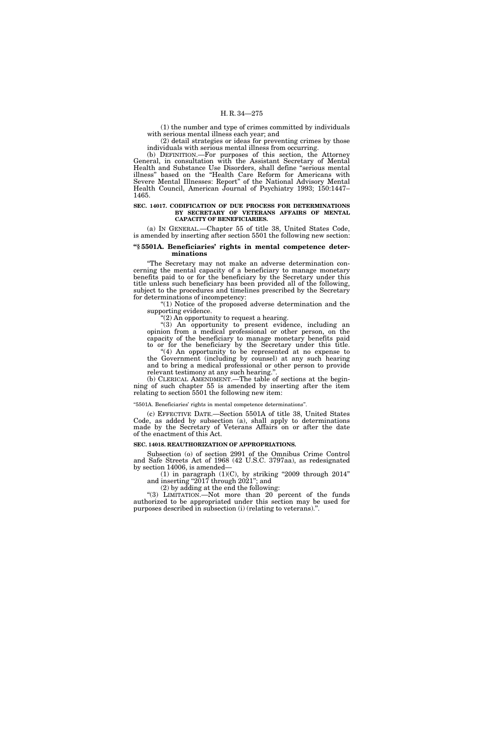(1) the number and type of crimes committed by individuals with serious mental illness each year; and

(2) detail strategies or ideas for preventing crimes by those individuals with serious mental illness from occurring.

(b) DEFINITION.—For purposes of this section, the Attorney General, in consultation with the Assistant Secretary of Mental Health and Substance Use Disorders, shall define "serious mental illness" based on the "Health Care Reform for Americans with Severe Mental Illnesses: Report" of the National Advisory Mental Health Council, American Journal of Psychiatry 1993; 150:1447–1465.

### SEC. 14017. CODIFICATION OF DUE PROCESS FOR DETERMINATIONS BY SECRETARY OF VETERANS AFFAIRS OF MENTAL CAPACITY OF BENEFICIARIES.

(a) IN GENERAL.—Chapter 55 of title 38, United States Code, is amended by inserting after section 5501 the following new section:

**"§ 5501A. Beneficiaries' rights in mental competence determinations**

"The Secretary may not make an adverse determination concerning the mental capacity of a beneficiary to manage monetary benefits paid to or for the beneficiary by the Secretary under this title unless such beneficiary has been provided all of the following, subject to the procedures and timelines prescribed by the Secretary for determinations of incompetency:

"(1) Notice of the proposed adverse determination and the supporting evidence.

"(2) An opportunity to request a hearing.

"(3) An opportunity to present evidence, including an opinion from a medical professional or other person, on the capacity of the beneficiary to manage monetary benefits paid to or for the beneficiary by the Secretary under this title.

"(4) An opportunity to be represented at no expense to the Government (including by counsel) at any such hearing and to bring a medical professional or other person to provide relevant testimony at any such hearing.".

(b) CLERICAL AMENDMENT.—The table of sections at the beginning of such chapter 55 is amended by inserting after the item relating to section 5501 the following new item:

"5501A. Beneficiaries' rights in mental competence determinations".

(c) EFFECTIVE DATE.—Section 5501A of title 38, United States Code, as added by subsection (a), shall apply to determinations made by the Secretary of Veterans Affairs on or after the date of the enactment of this Act.

### SEC. 14018. REAUTHORIZATION OF APPROPRIATIONS.

Subsection (o) of section 2991 of the Omnibus Crime Control and Safe Streets Act of 1968 (42 U.S.C. 3797aa), as redesignated by section 14006, is amended—

(1) in paragraph (1)(C), by striking "2009 through 2014" and inserting "2017 through 2021"; and

(2) by adding at the end the following:

"(3) LIMITATION.—Not more than 20 percent of the funds authorized to be appropriated under this section may be used for purposes described in subsection (i) (relating to veterans).".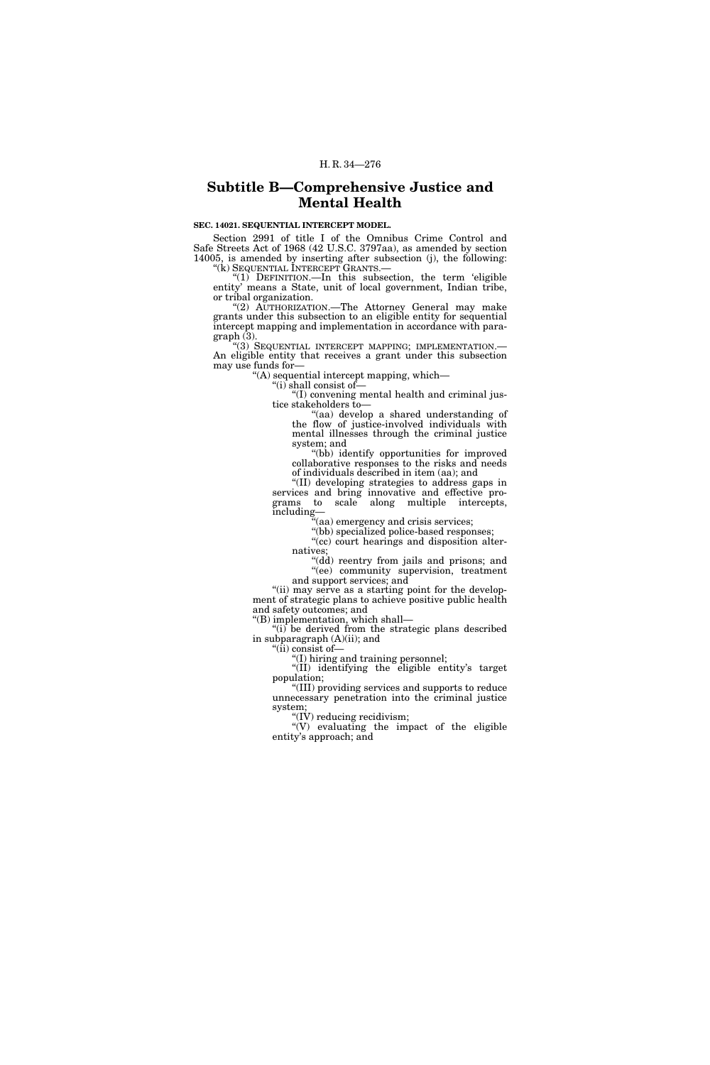## Subtitle B—Comprehensive Justice and Mental Health

**SEC. 14021. SEQUENTIAL INTERCEPT MODEL.**

Section 2991 of title I of the Omnibus Crime Control and Safe Streets Act of 1968 (42 U.S.C. 3797aa), as amended by section 14005, is amended by inserting after subsection (j), the following:

"(k) SEQUENTIAL INTERCEPT GRANTS.—

"(1) DEFINITION.—In this subsection, the term 'eligible entity' means a State, unit of local government, Indian tribe, or tribal organization.

"(2) AUTHORIZATION.—The Attorney General may make grants under this subsection to an eligible entity for sequential intercept mapping and implementation in accordance with paragraph (3).

"(3) SEQUENTIAL INTERCEPT MAPPING; IMPLEMENTATION.—An eligible entity that receives a grant under this subsection may use funds for—

"(A) sequential intercept mapping, which—

"(i) shall consist of—

"(I) convening mental health and criminal justice stakeholders to—

"(aa) develop a shared understanding of the flow of justice-involved individuals with mental illnesses through the criminal justice system; and

"(bb) identify opportunities for improved collaborative responses to the risks and needs of individuals described in item (aa); and

"(II) developing strategies to address gaps in services and bring innovative and effective programs to scale along multiple intercepts, including—

"(aa) emergency and crisis services;

"(bb) specialized police-based responses;

"(cc) court hearings and disposition alternatives;

"(dd) reentry from jails and prisons; and

"(ee) community supervision, treatment and support services; and

"(ii) may serve as a starting point for the development of strategic plans to achieve positive public health and safety outcomes; and

"(B) implementation, which shall—

"(i) be derived from the strategic plans described in subparagraph (A)(ii); and

"(ii) consist of—

"(I) hiring and training personnel;

"(II) identifying the eligible entity's target population;

"(III) providing services and supports to reduce unnecessary penetration into the criminal justice system;

"(IV) reducing recidivism;

"(V) evaluating the impact of the eligible entity's approach; and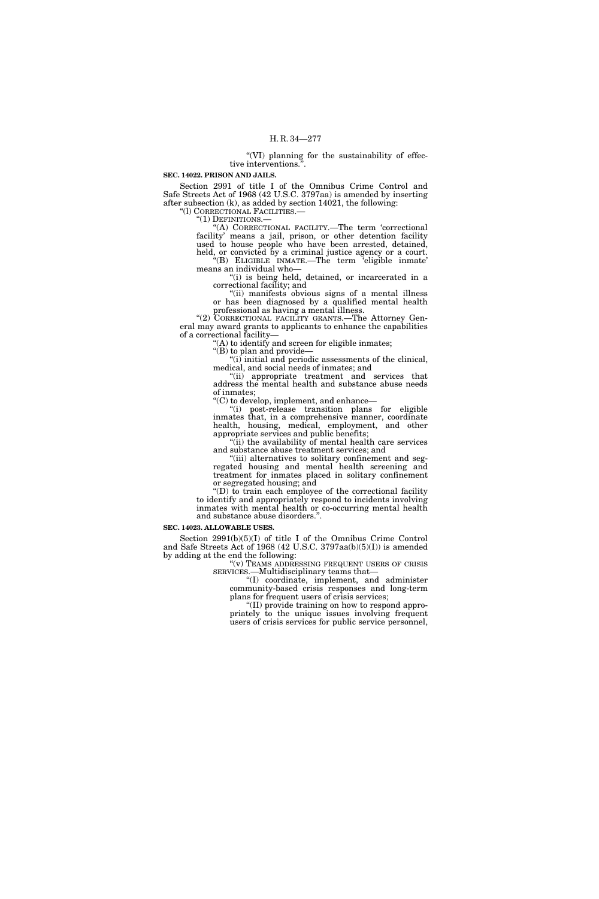"(VI) planning for the sustainability of effective interventions.".

**SEC. 14022. PRISON AND JAILS.**

Section 2991 of title I of the Omnibus Crime Control and Safe Streets Act of 1968 (42 U.S.C. 3797aa) is amended by inserting after subsection (k), as added by section 14021, the following:

"(l) CORRECTIONAL FACILITIES.—

"(1) DEFINITIONS.—

"(A) CORRECTIONAL FACILITY.—The term 'correctional facility' means a jail, prison, or other detention facility used to house people who have been arrested, detained, held, or convicted by a criminal justice agency or a court.

"(B) ELIGIBLE INMATE.—The term 'eligible inmate' means an individual who—

"(i) is being held, detained, or incarcerated in a correctional facility; and

"(ii) manifests obvious signs of a mental illness or has been diagnosed by a qualified mental health professional as having a mental illness.

"(2) CORRECTIONAL FACILITY GRANTS.—The Attorney General may award grants to applicants to enhance the capabilities of a correctional facility—

"(A) to identify and screen for eligible inmates;

"(B) to plan and provide—

"(i) initial and periodic assessments of the clinical, medical, and social needs of inmates; and

"(ii) appropriate treatment and services that address the mental health and substance abuse needs of inmates;

"(C) to develop, implement, and enhance—

"(i) post-release transition plans for eligible inmates that, in a comprehensive manner, coordinate health, housing, medical, employment, and other appropriate services and public benefits;

"(ii) the availability of mental health care services and substance abuse treatment services; and

"(iii) alternatives to solitary confinement and segregated housing and mental health screening and treatment for inmates placed in solitary confinement or segregated housing; and

"(D) to train each employee of the correctional facility to identify and appropriately respond to incidents involving inmates with mental health or co-occurring mental health and substance abuse disorders.".

**SEC. 14023. ALLOWABLE USES.**

Section 2991(b)(5)(I) of title I of the Omnibus Crime Control and Safe Streets Act of 1968 (42 U.S.C. 3797aa(b)(5)(I)) is amended by adding at the end the following:

"(v) TEAMS ADDRESSING FREQUENT USERS OF CRISIS SERVICES.—Multidisciplinary teams that—

"(I) coordinate, implement, and administer community-based crisis responses and long-term plans for frequent users of crisis services;

"(II) provide training on how to respond appropriately to the unique issues involving frequent users of crisis services for public service personnel,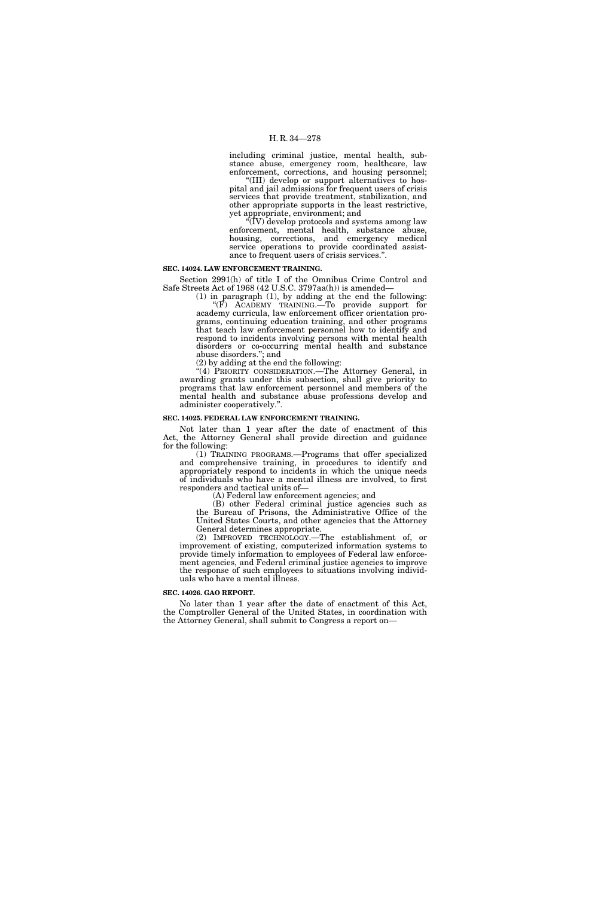including criminal justice, mental health, substance abuse, emergency room, healthcare, law enforcement, corrections, and housing personnel;

"(III) develop or support alternatives to hospital and jail admissions for frequent users of crisis services that provide treatment, stabilization, and other appropriate supports in the least restrictive, yet appropriate, environment; and

"(IV) develop protocols and systems among law enforcement, mental health, substance abuse, housing, corrections, and emergency medical service operations to provide coordinated assistance to frequent users of crisis services.".

**SEC. 14024. LAW ENFORCEMENT TRAINING.**

Section 2991(h) of title I of the Omnibus Crime Control and Safe Streets Act of 1968 (42 U.S.C. 3797aa(h)) is amended—

(1) in paragraph (1), by adding at the end the following:

"(F) ACADEMY TRAINING.—To provide support for academy curricula, law enforcement officer orientation programs, continuing education training, and other programs that teach law enforcement personnel how to identify and respond to incidents involving persons with mental health disorders or co-occurring mental health and substance abuse disorders."; and

(2) by adding at the end the following:

"(4) PRIORITY CONSIDERATION.—The Attorney General, in awarding grants under this subsection, shall give priority to programs that law enforcement personnel and members of the mental health and substance abuse professions develop and administer cooperatively.".

**SEC. 14025. FEDERAL LAW ENFORCEMENT TRAINING.**

Not later than 1 year after the date of enactment of this Act, the Attorney General shall provide direction and guidance for the following:

(1) TRAINING PROGRAMS.—Programs that offer specialized and comprehensive training, in procedures to identify and appropriately respond to incidents in which the unique needs of individuals who have a mental illness are involved, to first responders and tactical units of—

(A) Federal law enforcement agencies; and

(B) other Federal criminal justice agencies such as the Bureau of Prisons, the Administrative Office of the United States Courts, and other agencies that the Attorney General determines appropriate.

(2) IMPROVED TECHNOLOGY.—The establishment of, or improvement of existing, computerized information systems to provide timely information to employees of Federal law enforcement agencies, and Federal criminal justice agencies to improve the response of such employees to situations involving individuals who have a mental illness.

**SEC. 14026. GAO REPORT.**

No later than 1 year after the date of enactment of this Act, the Comptroller General of the United States, in coordination with the Attorney General, shall submit to Congress a report on—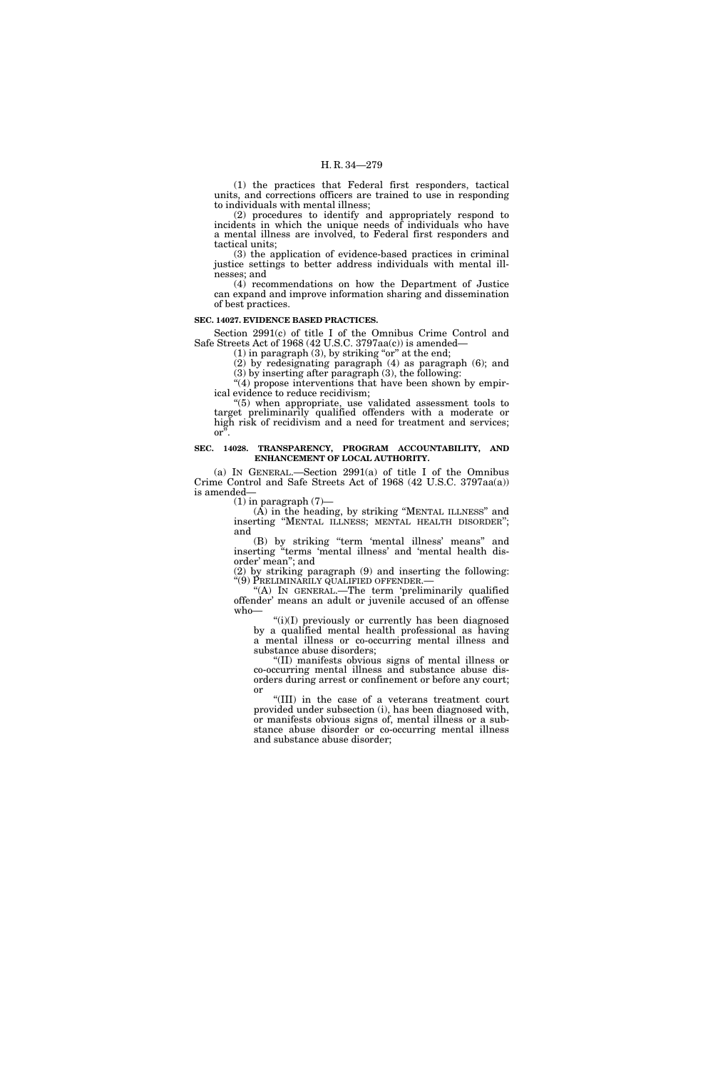(1) the practices that Federal first responders, tactical units, and corrections officers are trained to use in responding to individuals with mental illness;

(2) procedures to identify and appropriately respond to incidents in which the unique needs of individuals who have a mental illness are involved, to Federal first responders and tactical units;

(3) the application of evidence-based practices in criminal justice settings to better address individuals with mental illnesses; and

(4) recommendations on how the Department of Justice can expand and improve information sharing and dissemination of best practices.

**SEC. 14027. EVIDENCE BASED PRACTICES.**

Section 2991(c) of title I of the Omnibus Crime Control and Safe Streets Act of 1968 (42 U.S.C. 3797aa(c)) is amended—

(1) in paragraph (3), by striking "or" at the end;

(2) by redesignating paragraph (4) as paragraph (6); and

(3) by inserting after paragraph (3), the following:

"(4) propose interventions that have been shown by empirical evidence to reduce recidivism;

"(5) when appropriate, use validated assessment tools to target preliminarily qualified offenders with a moderate or high risk of recidivism and a need for treatment and services; or".

**SEC. 14028. TRANSPARENCY, PROGRAM ACCOUNTABILITY, AND ENHANCEMENT OF LOCAL AUTHORITY.**

(a) IN GENERAL.—Section 2991(a) of title I of the Omnibus Crime Control and Safe Streets Act of 1968 (42 U.S.C. 3797aa(a)) is amended—

(1) in paragraph (7)—

(A) in the heading, by striking "MENTAL ILLNESS" and inserting "MENTAL ILLNESS; MENTAL HEALTH DISORDER"; and

(B) by striking "term 'mental illness' means" and inserting "terms 'mental illness' and 'mental health disorder' mean"; and

(2) by striking paragraph (9) and inserting the following:

"(9) PRELIMINARILY QUALIFIED OFFENDER.—

"(A) IN GENERAL.—The term 'preliminarily qualified offender' means an adult or juvenile accused of an offense who—

"(i)(I) previously or currently has been diagnosed by a qualified mental health professional as having a mental illness or co-occurring mental illness and substance abuse disorders;

"(II) manifests obvious signs of mental illness or co-occurring mental illness and substance abuse disorders during arrest or confinement or before any court; or

"(III) in the case of a veterans treatment court provided under subsection (i), has been diagnosed with, or manifests obvious signs of, mental illness or a substance abuse disorder or co-occurring mental illness and substance abuse disorder;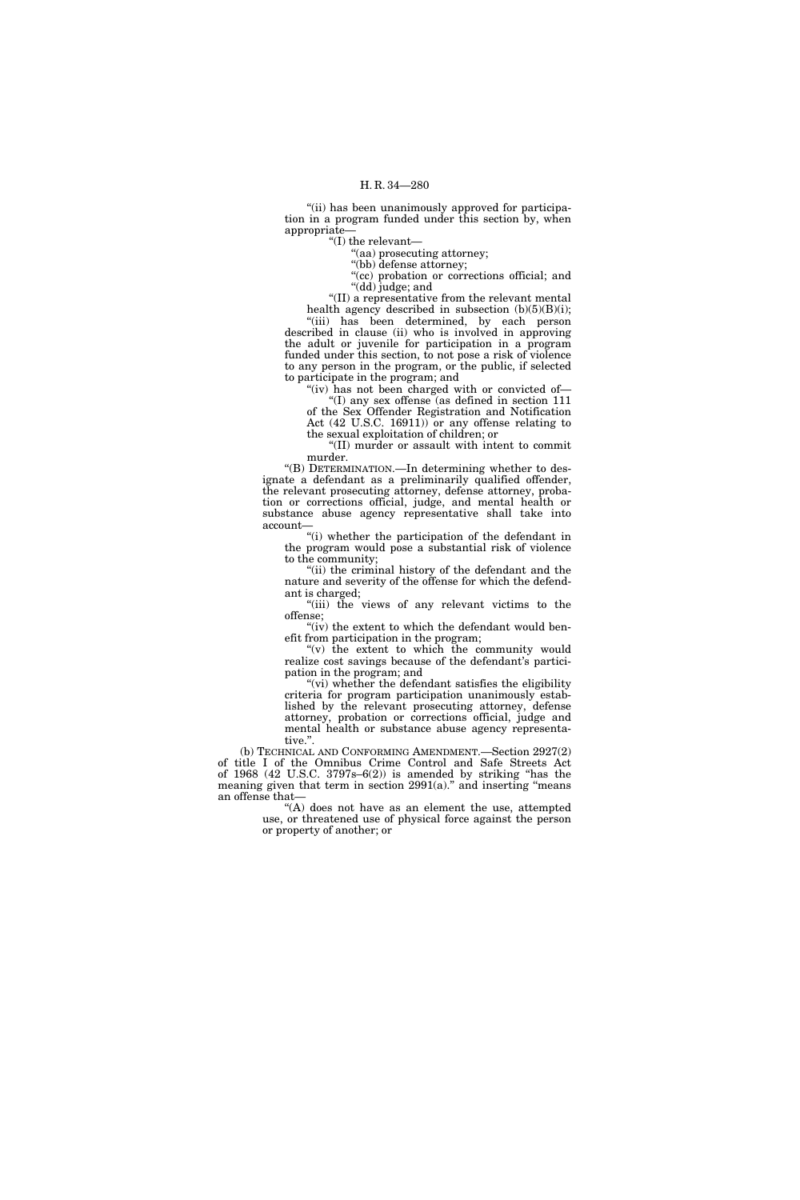"(ii) has been unanimously approved for participation in a program funded under this section by, when appropriate—

"(I) the relevant—

"(aa) prosecuting attorney;

"(bb) defense attorney;

"(cc) probation or corrections official; and

"(dd) judge; and

"(II) a representative from the relevant mental health agency described in subsection (b)(5)(B)(i);

"(iii) has been determined, by each person described in clause (ii) who is involved in approving the adult or juvenile for participation in a program funded under this section, to not pose a risk of violence to any person in the program, or the public, if selected to participate in the program; and

"(iv) has not been charged with or convicted of—

"(I) any sex offense (as defined in section 111 of the Sex Offender Registration and Notification Act (42 U.S.C. 16911)) or any offense relating to the sexual exploitation of children; or

"(II) murder or assault with intent to commit murder.

"(B) DETERMINATION.—In determining whether to designate a defendant as a preliminarily qualified offender, the relevant prosecuting attorney, defense attorney, probation or corrections official, judge, and mental health or substance abuse agency representative shall take into account—

"(i) whether the participation of the defendant in the program would pose a substantial risk of violence to the community;

"(ii) the criminal history of the defendant and the nature and severity of the offense for which the defendant is charged;

"(iii) the views of any relevant victims to the offense;

"(iv) the extent to which the defendant would benefit from participation in the program;

"(v) the extent to which the community would realize cost savings because of the defendant's participation in the program; and

"(vi) whether the defendant satisfies the eligibility criteria for program participation unanimously established by the relevant prosecuting attorney, defense attorney, probation or corrections official, judge and mental health or substance abuse agency representative.".

(b) TECHNICAL AND CONFORMING AMENDMENT.—Section 2927(2) of title I of the Omnibus Crime Control and Safe Streets Act of 1968 (42 U.S.C. 3797s–6(2)) is amended by striking "has the meaning given that term in section 2991(a)." and inserting "means an offense that—

"(A) does not have as an element the use, attempted use, or threatened use of physical force against the person or property of another; or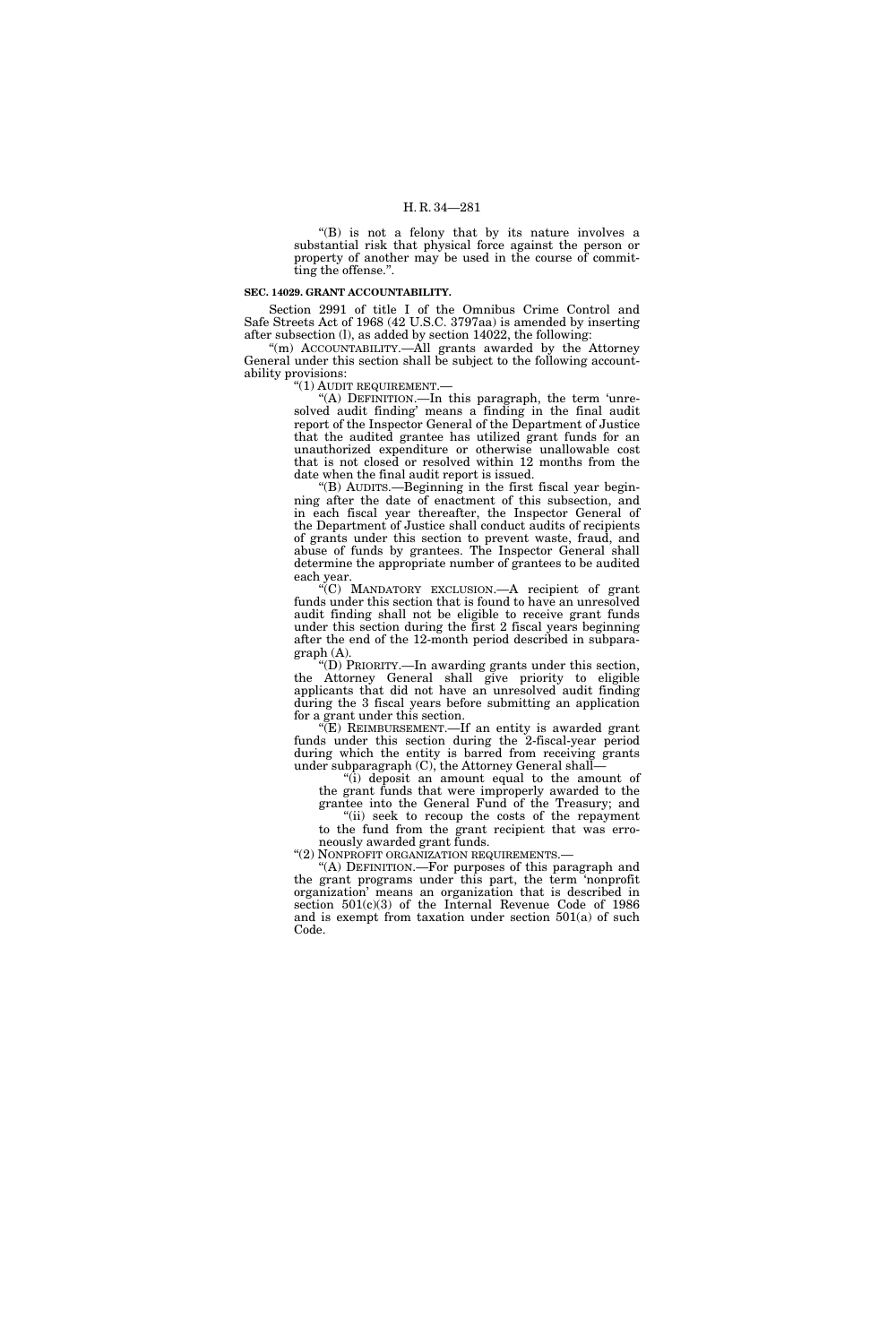"(B) is not a felony that by its nature involves a substantial risk that physical force against the person or property of another may be used in the course of committing the offense.".

**SEC. 14029. GRANT ACCOUNTABILITY.**

Section 2991 of title I of the Omnibus Crime Control and Safe Streets Act of 1968 (42 U.S.C. 3797aa) is amended by inserting after subsection (l), as added by section 14022, the following:

"(m) ACCOUNTABILITY.—All grants awarded by the Attorney General under this section shall be subject to the following accountability provisions:

"(1) AUDIT REQUIREMENT.—

"(A) DEFINITION.—In this paragraph, the term 'unresolved audit finding' means a finding in the final audit report of the Inspector General of the Department of Justice that the audited grantee has utilized grant funds for an unauthorized expenditure or otherwise unallowable cost that is not closed or resolved within 12 months from the date when the final audit report is issued.

"(B) AUDITS.—Beginning in the first fiscal year beginning after the date of enactment of this subsection, and in each fiscal year thereafter, the Inspector General of the Department of Justice shall conduct audits of recipients of grants under this section to prevent waste, fraud, and abuse of funds by grantees. The Inspector General shall determine the appropriate number of grantees to be audited each year.

"(C) MANDATORY EXCLUSION.—A recipient of grant funds under this section that is found to have an unresolved audit finding shall not be eligible to receive grant funds under this section during the first 2 fiscal years beginning after the end of the 12-month period described in subparagraph (A).

"(D) PRIORITY.—In awarding grants under this section, the Attorney General shall give priority to eligible applicants that did not have an unresolved audit finding during the 3 fiscal years before submitting an application for a grant under this section.

"(E) REIMBURSEMENT.—If an entity is awarded grant funds under this section during the 2-fiscal-year period during which the entity is barred from receiving grants under subparagraph (C), the Attorney General shall—

"(i) deposit an amount equal to the amount of the grant funds that were improperly awarded to the grantee into the General Fund of the Treasury; and

"(ii) seek to recoup the costs of the repayment to the fund from the grant recipient that was erroneously awarded grant funds.

"(2) NONPROFIT ORGANIZATION REQUIREMENTS.—

"(A) DEFINITION.—For purposes of this paragraph and the grant programs under this part, the term 'nonprofit organization' means an organization that is described in section 501(c)(3) of the Internal Revenue Code of 1986 and is exempt from taxation under section 501(a) of such Code.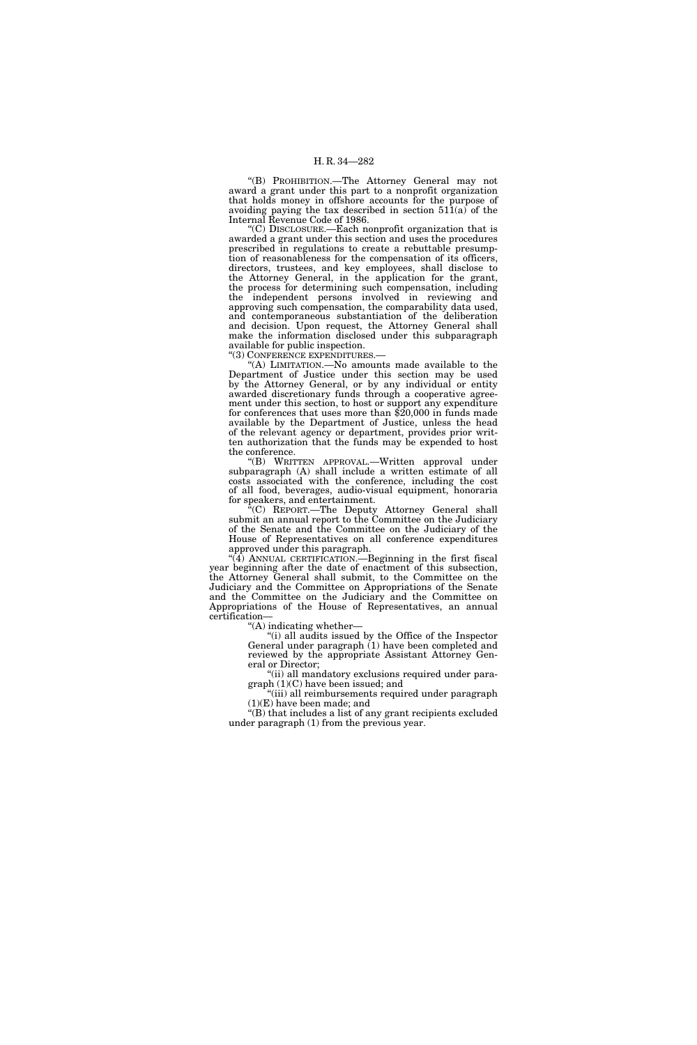"(B) PROHIBITION.—The Attorney General may not award a grant under this part to a nonprofit organization that holds money in offshore accounts for the purpose of avoiding paying the tax described in section 511(a) of the Internal Revenue Code of 1986.

"(C) DISCLOSURE.—Each nonprofit organization that is awarded a grant under this section and uses the procedures prescribed in regulations to create a rebuttable presumption of reasonableness for the compensation of its officers, directors, trustees, and key employees, shall disclose to the Attorney General, in the application for the grant, the process for determining such compensation, including the independent persons involved in reviewing and approving such compensation, the comparability data used, and contemporaneous substantiation of the deliberation and decision. Upon request, the Attorney General shall make the information disclosed under this subparagraph available for public inspection.

"(3) CONFERENCE EXPENDITURES.—

"(A) LIMITATION.—No amounts made available to the Department of Justice under this section may be used by the Attorney General, or by any individual or entity awarded discretionary funds through a cooperative agreement under this section, to host or support any expenditure for conferences that uses more than $20,000 in funds made available by the Department of Justice, unless the head of the relevant agency or department, provides prior written authorization that the funds may be expended to host the conference.

"(B) WRITTEN APPROVAL.—Written approval under subparagraph (A) shall include a written estimate of all costs associated with the conference, including the cost of all food, beverages, audio-visual equipment, honoraria for speakers, and entertainment.

"(C) REPORT.—The Deputy Attorney General shall submit an annual report to the Committee on the Judiciary of the Senate and the Committee on the Judiciary of the House of Representatives on all conference expenditures approved under this paragraph.

"(4) ANNUAL CERTIFICATION.—Beginning in the first fiscal year beginning after the date of enactment of this subsection, the Attorney General shall submit, to the Committee on the Judiciary and the Committee on Appropriations of the Senate and the Committee on the Judiciary and the Committee on Appropriations of the House of Representatives, an annual certification—

"(A) indicating whether—

"(i) all audits issued by the Office of the Inspector General under paragraph (1) have been completed and reviewed by the appropriate Assistant Attorney General or Director;

"(ii) all mandatory exclusions required under paragraph (1)(C) have been issued; and

"(iii) all reimbursements required under paragraph (1)(E) have been made; and

"(B) that includes a list of any grant recipients excluded under paragraph (1) from the previous year.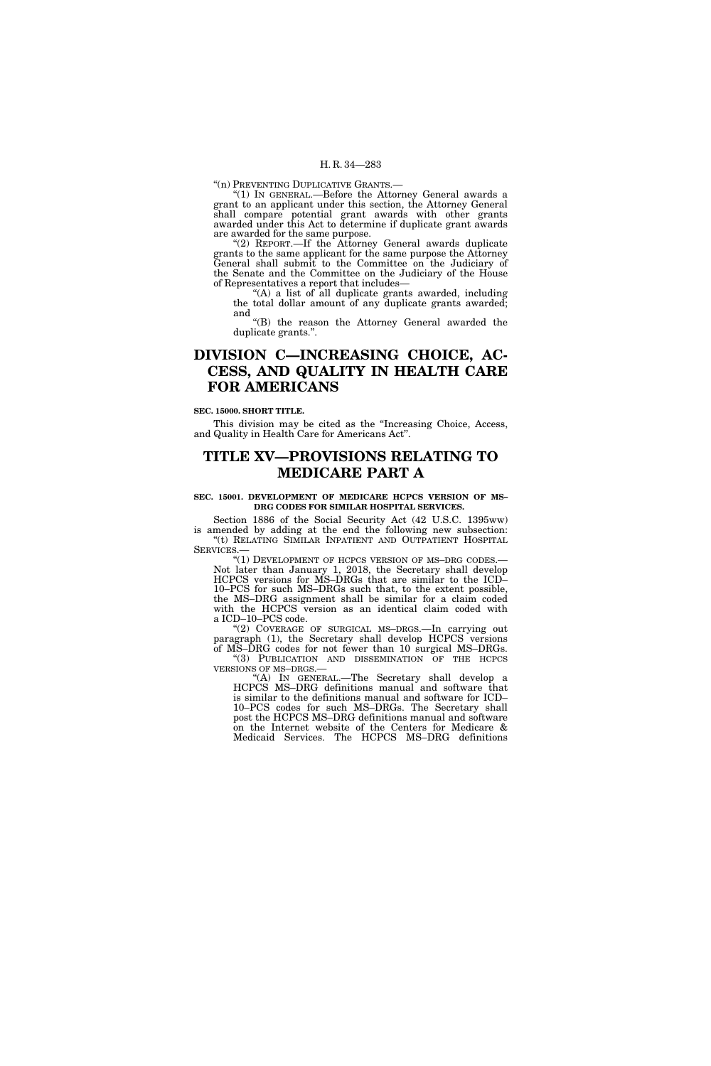"(n) PREVENTING DUPLICATIVE GRANTS.—

"(1) IN GENERAL.—Before the Attorney General awards a grant to an applicant under this section, the Attorney General shall compare potential grant awards with other grants awarded under this Act to determine if duplicate grant awards are awarded for the same purpose.

"(2) REPORT.—If the Attorney General awards duplicate grants to the same applicant for the same purpose the Attorney General shall submit to the Committee on the Judiciary of the Senate and the Committee on the Judiciary of the House of Representatives a report that includes—

"(A) a list of all duplicate grants awarded, including the total dollar amount of any duplicate grants awarded; and

"(B) the reason the Attorney General awarded the duplicate grants.".

# DIVISION C—INCREASING CHOICE, ACCESS, AND QUALITY IN HEALTH CARE FOR AMERICANS

**SEC. 15000. SHORT TITLE.**

This division may be cited as the "Increasing Choice, Access, and Quality in Health Care for Americans Act".

# TITLE XV—PROVISIONS RELATING TO MEDICARE PART A

**SEC. 15001. DEVELOPMENT OF MEDICARE HCPCS VERSION OF MS–DRG CODES FOR SIMILAR HOSPITAL SERVICES.**

Section 1886 of the Social Security Act (42 U.S.C. 1395ww) is amended by adding at the end the following new subsection:

"(t) RELATING SIMILAR INPATIENT AND OUTPATIENT HOSPITAL SERVICES.—

"(1) DEVELOPMENT OF HCPCS VERSION OF MS–DRG CODES.—Not later than January 1, 2018, the Secretary shall develop HCPCS versions for MS–DRGs that are similar to the ICD–10–PCS for such MS–DRGs such that, to the extent possible, the MS–DRG assignment shall be similar for a claim coded with the HCPCS version as an identical claim coded with a ICD–10–PCS code.

"(2) COVERAGE OF SURGICAL MS–DRGS.—In carrying out paragraph (1), the Secretary shall develop HCPCS versions of MS–DRG codes for not fewer than 10 surgical MS–DRGs.

"(3) PUBLICATION AND DISSEMINATION OF THE HCPCS VERSIONS OF MS–DRGS.—

"(A) IN GENERAL.—The Secretary shall develop a HCPCS MS–DRG definitions manual and software that is similar to the definitions manual and software for ICD–10–PCS codes for such MS–DRGs. The Secretary shall post the HCPCS MS–DRG definitions manual and software on the Internet website of the Centers for Medicare & Medicaid Services. The HCPCS MS–DRG definitions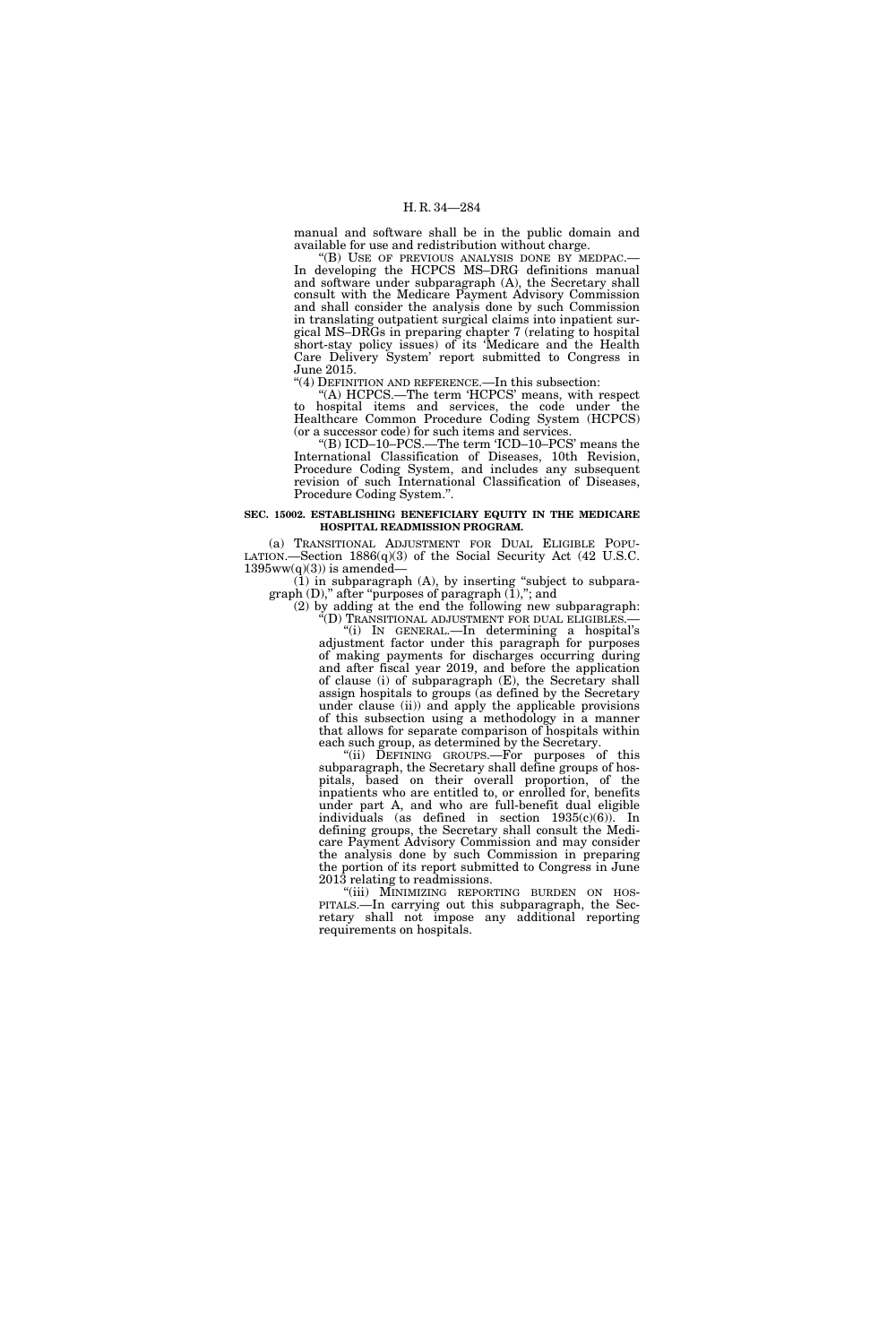manual and software shall be in the public domain and available for use and redistribution without charge.

"(B) USE OF PREVIOUS ANALYSIS DONE BY MEDPAC.—In developing the HCPCS MS–DRG definitions manual and software under subparagraph (A), the Secretary shall consult with the Medicare Payment Advisory Commission and shall consider the analysis done by such Commission in translating outpatient surgical claims into inpatient surgical MS–DRGs in preparing chapter 7 (relating to hospital short-stay policy issues) of its 'Medicare and the Health Care Delivery System' report submitted to Congress in June 2015.

"(4) DEFINITION AND REFERENCE.—In this subsection:

"(A) HCPCS.—The term 'HCPCS' means, with respect to hospital items and services, the code under the Healthcare Common Procedure Coding System (HCPCS) (or a successor code) for such items and services.

"(B) ICD–10–PCS.—The term 'ICD–10–PCS' means the International Classification of Diseases, 10th Revision, Procedure Coding System, and includes any subsequent revision of such International Classification of Diseases, Procedure Coding System.".

**SEC. 15002. ESTABLISHING BENEFICIARY EQUITY IN THE MEDICARE HOSPITAL READMISSION PROGRAM.**

(a) TRANSITIONAL ADJUSTMENT FOR DUAL ELIGIBLE POPULATION.—Section 1886(q)(3) of the Social Security Act (42 U.S.C. 1395ww(q)(3)) is amended—

(1) in subparagraph (A), by inserting "subject to subparagraph (D)," after "purposes of paragraph (1),"; and

(2) by adding at the end the following new subparagraph:

"(D) TRANSITIONAL ADJUSTMENT FOR DUAL ELIGIBLES.—

"(i) IN GENERAL.—In determining a hospital's adjustment factor under this paragraph for purposes of making payments for discharges occurring during and after fiscal year 2019, and before the application of clause (i) of subparagraph (E), the Secretary shall assign hospitals to groups (as defined by the Secretary under clause (ii)) and apply the applicable provisions of this subsection using a methodology in a manner that allows for separate comparison of hospitals within each such group, as determined by the Secretary.

"(ii) DEFINING GROUPS.—For purposes of this subparagraph, the Secretary shall define groups of hospitals, based on their overall proportion, of the inpatients who are entitled to, or enrolled for, benefits under part A, and who are full-benefit dual eligible individuals (as defined in section 1935(c)(6)). In defining groups, the Secretary shall consult the Medicare Payment Advisory Commission and may consider the analysis done by such Commission in preparing the portion of its report submitted to Congress in June 2013 relating to readmissions.

"(iii) MINIMIZING REPORTING BURDEN ON HOSPITALS.—In carrying out this subparagraph, the Secretary shall not impose any additional reporting requirements on hospitals.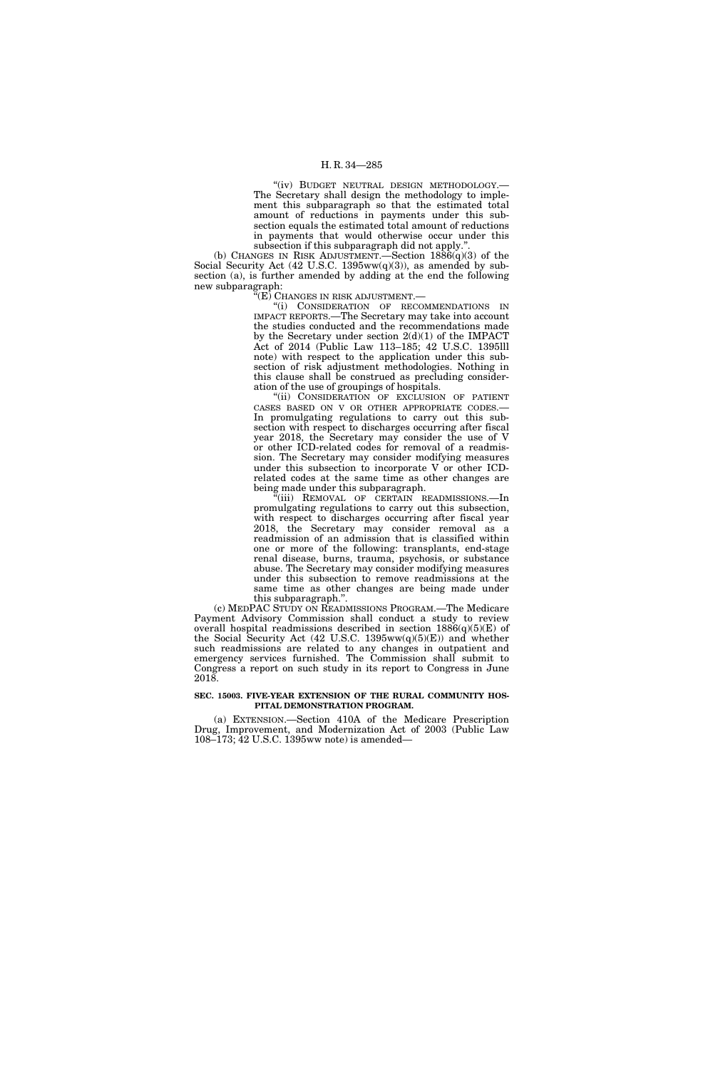"(iv) BUDGET NEUTRAL DESIGN METHODOLOGY.— The Secretary shall design the methodology to implement this subparagraph so that the estimated total amount of reductions in payments under this subsection equals the estimated total amount of reductions in payments that would otherwise occur under this subsection if this subparagraph did not apply.".

(b) CHANGES IN RISK ADJUSTMENT.—Section 1886(q)(3) of the Social Security Act (42 U.S.C. 1395ww(q)(3)), as amended by subsection (a), is further amended by adding at the end the following new subparagraph:

"(E) CHANGES IN RISK ADJUSTMENT.—

"(i) CONSIDERATION OF RECOMMENDATIONS IN IMPACT REPORTS.—The Secretary may take into account the studies conducted and the recommendations made by the Secretary under section 2(d)(1) of the IMPACT Act of 2014 (Public Law 113–185; 42 U.S.C. 1395lll note) with respect to the application under this subsection of risk adjustment methodologies. Nothing in this clause shall be construed as precluding consideration of the use of groupings of hospitals.

"(ii) CONSIDERATION OF EXCLUSION OF PATIENT CASES BASED ON V OR OTHER APPROPRIATE CODES.— In promulgating regulations to carry out this subsection with respect to discharges occurring after fiscal year 2018, the Secretary may consider the use of V or other ICD-related codes for removal of a readmission. The Secretary may consider modifying measures under this subsection to incorporate V or other ICD-related codes at the same time as other changes are being made under this subparagraph.

"(iii) REMOVAL OF CERTAIN READMISSIONS.—In promulgating regulations to carry out this subsection, with respect to discharges occurring after fiscal year 2018, the Secretary may consider removal as a readmission of an admission that is classified within one or more of the following: transplants, end-stage renal disease, burns, trauma, psychosis, or substance abuse. The Secretary may consider modifying measures under this subsection to remove readmissions at the same time as other changes are being made under this subparagraph.".

(c) MEDPAC STUDY ON READMISSIONS PROGRAM.—The Medicare Payment Advisory Commission shall conduct a study to review overall hospital readmissions described in section 1886(q)(5)(E) of the Social Security Act (42 U.S.C. 1395ww(q)(5)(E)) and whether such readmissions are related to any changes in outpatient and emergency services furnished. The Commission shall submit to Congress a report on such study in its report to Congress in June 2018.

**SEC. 15003. FIVE-YEAR EXTENSION OF THE RURAL COMMUNITY HOSPITAL DEMONSTRATION PROGRAM.**

(a) EXTENSION.—Section 410A of the Medicare Prescription Drug, Improvement, and Modernization Act of 2003 (Public Law 108–173; 42 U.S.C. 1395ww note) is amended—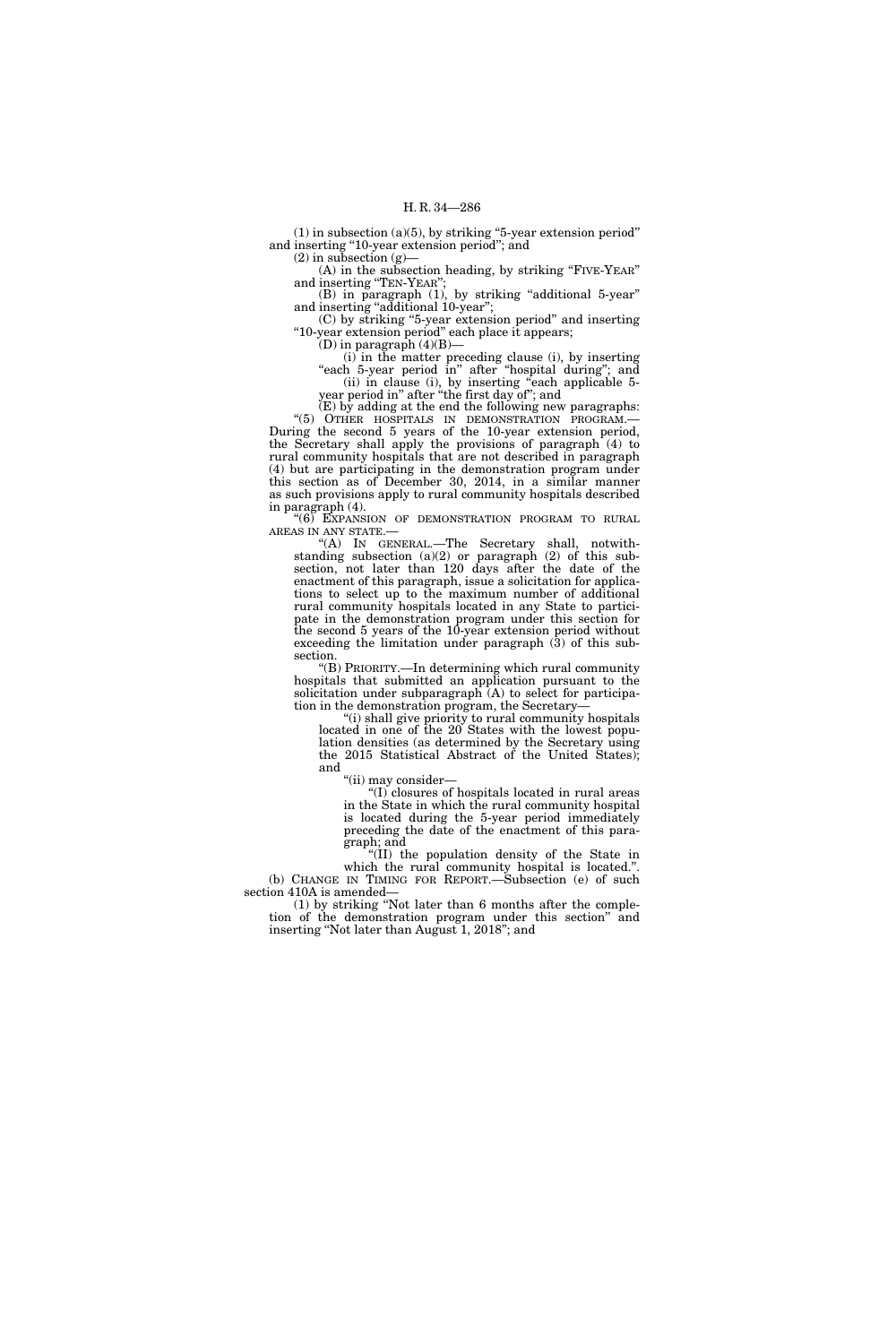(1) in subsection (a)(5), by striking "5-year extension period" and inserting "10-year extension period"; and

(2) in subsection (g)—

(A) in the subsection heading, by striking "FIVE-YEAR" and inserting "TEN-YEAR";

(B) in paragraph (1), by striking "additional 5-year" and inserting "additional 10-year";

(C) by striking "5-year extension period" and inserting "10-year extension period" each place it appears;

(D) in paragraph (4)(B)—

(i) in the matter preceding clause (i), by inserting "each 5-year period in" after "hospital during"; and

(ii) in clause (i), by inserting "each applicable 5-year period in" after "the first day of"; and

(E) by adding at the end the following new paragraphs:

"(5) OTHER HOSPITALS IN DEMONSTRATION PROGRAM.—During the second 5 years of the 10-year extension period, the Secretary shall apply the provisions of paragraph (4) to rural community hospitals that are not described in paragraph (4) but are participating in the demonstration program under this section as of December 30, 2014, in a similar manner as such provisions apply to rural community hospitals described in paragraph (4).

"(6) EXPANSION OF DEMONSTRATION PROGRAM TO RURAL AREAS IN ANY STATE.—

"(A) IN GENERAL.—The Secretary shall, notwithstanding subsection (a)(2) or paragraph (2) of this subsection, not later than 120 days after the date of the enactment of this paragraph, issue a solicitation for applications to select up to the maximum number of additional rural community hospitals located in any State to participate in the demonstration program under this section for the second 5 years of the 10-year extension period without exceeding the limitation under paragraph (3) of this subsection.

"(B) PRIORITY.—In determining which rural community hospitals that submitted an application pursuant to the solicitation under subparagraph (A) to select for participation in the demonstration program, the Secretary—

"(i) shall give priority to rural community hospitals located in one of the 20 States with the lowest population densities (as determined by the Secretary using the 2015 Statistical Abstract of the United States); and

"(ii) may consider—

"(I) closures of hospitals located in rural areas in the State in which the rural community hospital is located during the 5-year period immediately preceding the date of the enactment of this paragraph; and

"(II) the population density of the State in which the rural community hospital is located.".

(b) CHANGE IN TIMING FOR REPORT.—Subsection (e) of such section 410A is amended—

(1) by striking "Not later than 6 months after the completion of the demonstration program under this section" and inserting "Not later than August 1, 2018"; and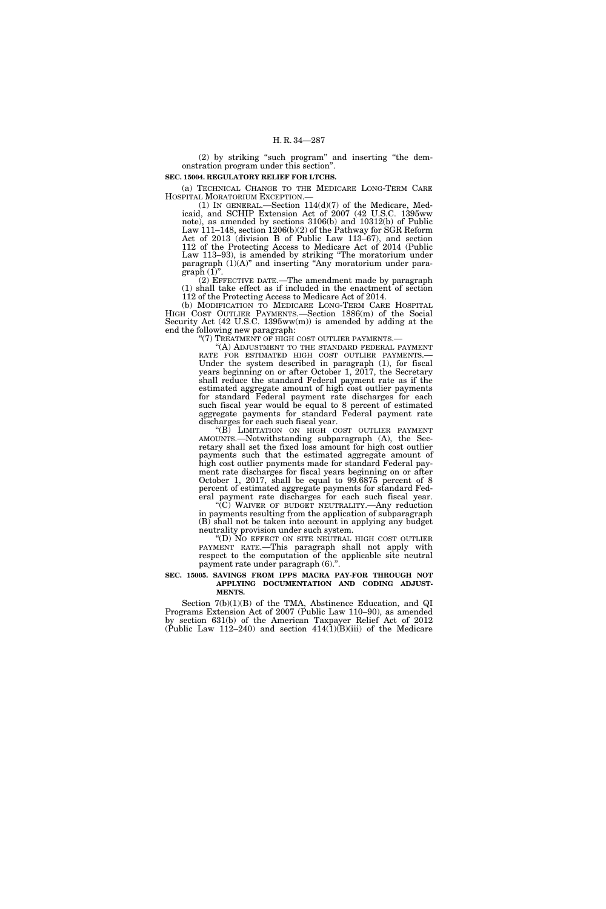(2) by striking "such program" and inserting "the demonstration program under this section".

**SEC. 15004. REGULATORY RELIEF FOR LTCHS.**

(a) TECHNICAL CHANGE TO THE MEDICARE LONG-TERM CARE HOSPITAL MORATORIUM EXCEPTION.—

(1) IN GENERAL.—Section 114(d)(7) of the Medicare, Medicaid, and SCHIP Extension Act of 2007 (42 U.S.C. 1395ww note), as amended by sections 3106(b) and 10312(b) of Public Law 111–148, section 1206(b)(2) of the Pathway for SGR Reform Act of 2013 (division B of Public Law 113–67), and section 112 of the Protecting Access to Medicare Act of 2014 (Public Law 113–93), is amended by striking "The moratorium under paragraph (1)(A)" and inserting "Any moratorium under paragraph (1)".

(2) EFFECTIVE DATE.—The amendment made by paragraph (1) shall take effect as if included in the enactment of section 112 of the Protecting Access to Medicare Act of 2014.

(b) MODIFICATION TO MEDICARE LONG-TERM CARE HOSPITAL HIGH COST OUTLIER PAYMENTS.—Section 1886(m) of the Social Security Act (42 U.S.C. 1395ww(m)) is amended by adding at the end the following new paragraph:

"(7) TREATMENT OF HIGH COST OUTLIER PAYMENTS.—

"(A) ADJUSTMENT TO THE STANDARD FEDERAL PAYMENT RATE FOR ESTIMATED HIGH COST OUTLIER PAYMENTS.—Under the system described in paragraph (1), for fiscal years beginning on or after October 1, 2017, the Secretary shall reduce the standard Federal payment rate as if the estimated aggregate amount of high cost outlier payments for standard Federal payment rate discharges for each such fiscal year would be equal to 8 percent of estimated aggregate payments for standard Federal payment rate discharges for each such fiscal year.

"(B) LIMITATION ON HIGH COST OUTLIER PAYMENT AMOUNTS.—Notwithstanding subparagraph (A), the Secretary shall set the fixed loss amount for high cost outlier payments such that the estimated aggregate amount of high cost outlier payments made for standard Federal payment rate discharges for fiscal years beginning on or after October 1, 2017, shall be equal to 99.6875 percent of 8 percent of estimated aggregate payments for standard Federal payment rate discharges for each such fiscal year.

"(C) WAIVER OF BUDGET NEUTRALITY.—Any reduction in payments resulting from the application of subparagraph (B) shall not be taken into account in applying any budget neutrality provision under such system.

"(D) NO EFFECT ON SITE NEUTRAL HIGH COST OUTLIER PAYMENT RATE.—This paragraph shall not apply with respect to the computation of the applicable site neutral payment rate under paragraph (6).".

**SEC. 15005. SAVINGS FROM IPPS MACRA PAY-FOR THROUGH NOT APPLYING DOCUMENTATION AND CODING ADJUSTMENTS.**

Section 7(b)(1)(B) of the TMA, Abstinence Education, and QI Programs Extension Act of 2007 (Public Law 110–90), as amended by section 631(b) of the American Taxpayer Relief Act of 2012 (Public Law 112–240) and section 414(1)(B)(iii) of the Medicare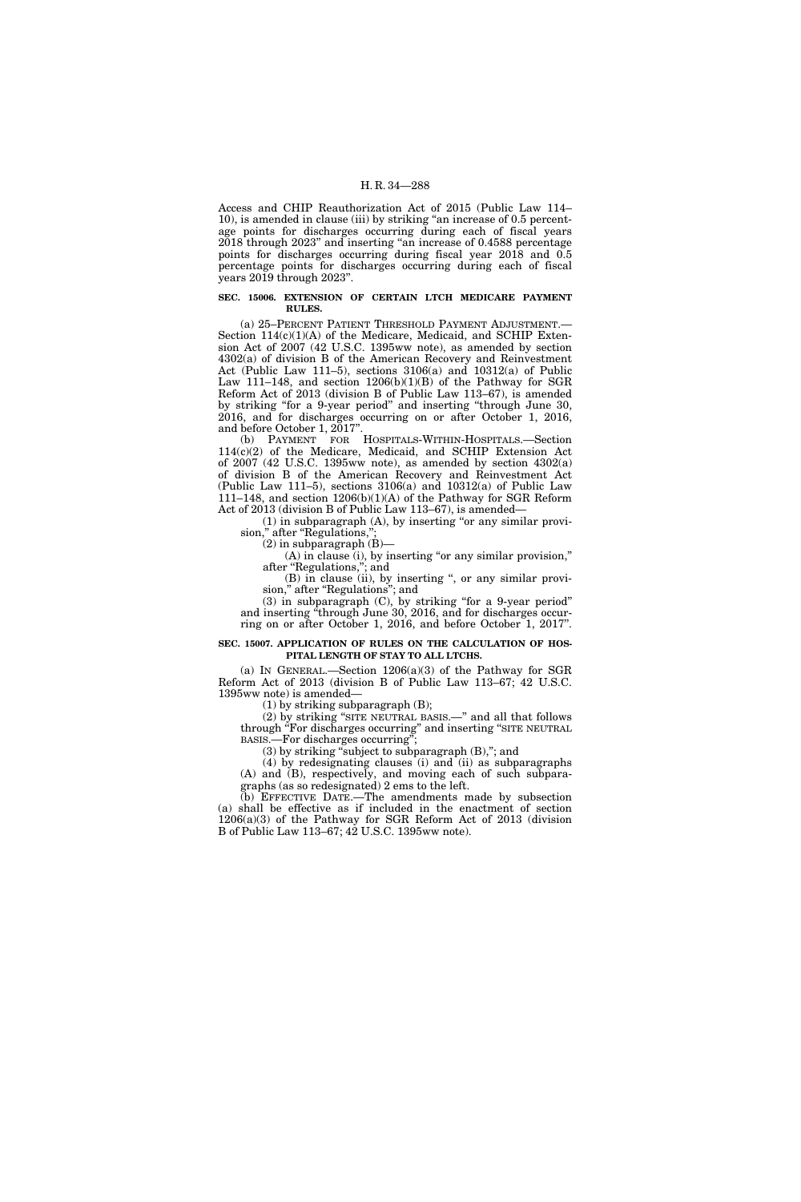Access and CHIP Reauthorization Act of 2015 (Public Law 114–10), is amended in clause (iii) by striking "an increase of 0.5 percentage points for discharges occurring during each of fiscal years 2018 through 2023" and inserting "an increase of 0.4588 percentage points for discharges occurring during fiscal year 2018 and 0.5 percentage points for discharges occurring during each of fiscal years 2019 through 2023".

**SEC. 15006. EXTENSION OF CERTAIN LTCH MEDICARE PAYMENT RULES.**

(a) 25–PERCENT PATIENT THRESHOLD PAYMENT ADJUSTMENT.—Section 114(c)(1)(A) of the Medicare, Medicaid, and SCHIP Extension Act of 2007 (42 U.S.C. 1395ww note), as amended by section 4302(a) of division B of the American Recovery and Reinvestment Act (Public Law 111–5), sections 3106(a) and 10312(a) of Public Law 111–148, and section 1206(b)(1)(B) of the Pathway for SGR Reform Act of 2013 (division B of Public Law 113–67), is amended by striking "for a 9-year period" and inserting "through June 30, 2016, and for discharges occurring on or after October 1, 2016, and before October 1, 2017".

(b) PAYMENT FOR HOSPITALS-WITHIN-HOSPITALS.—Section 114(c)(2) of the Medicare, Medicaid, and SCHIP Extension Act of 2007 (42 U.S.C. 1395ww note), as amended by section 4302(a) of division B of the American Recovery and Reinvestment Act (Public Law 111–5), sections 3106(a) and 10312(a) of Public Law 111–148, and section 1206(b)(1)(A) of the Pathway for SGR Reform Act of 2013 (division B of Public Law 113–67), is amended—

(1) in subparagraph (A), by inserting "or any similar provision," after "Regulations,";

(2) in subparagraph (B)—

(A) in clause (i), by inserting "or any similar provision," after "Regulations,"; and

(B) in clause (ii), by inserting ", or any similar provision," after "Regulations"; and

(3) in subparagraph (C), by striking "for a 9-year period" and inserting "through June 30, 2016, and for discharges occurring on or after October 1, 2016, and before October 1, 2017".

**SEC. 15007. APPLICATION OF RULES ON THE CALCULATION OF HOSPITAL LENGTH OF STAY TO ALL LTCHS.**

(a) IN GENERAL.—Section 1206(a)(3) of the Pathway for SGR Reform Act of 2013 (division B of Public Law 113–67; 42 U.S.C. 1395ww note) is amended—

(1) by striking subparagraph (B);

(2) by striking "SITE NEUTRAL BASIS.—" and all that follows through "For discharges occurring" and inserting "SITE NEUTRAL BASIS.—For discharges occurring";

(3) by striking "subject to subparagraph (B),"; and

(4) by redesignating clauses (i) and (ii) as subparagraphs (A) and (B), respectively, and moving each of such subparagraphs (as so redesignated) 2 ems to the left.

(b) EFFECTIVE DATE.—The amendments made by subsection (a) shall be effective as if included in the enactment of section 1206(a)(3) of the Pathway for SGR Reform Act of 2013 (division B of Public Law 113–67; 42 U.S.C. 1395ww note).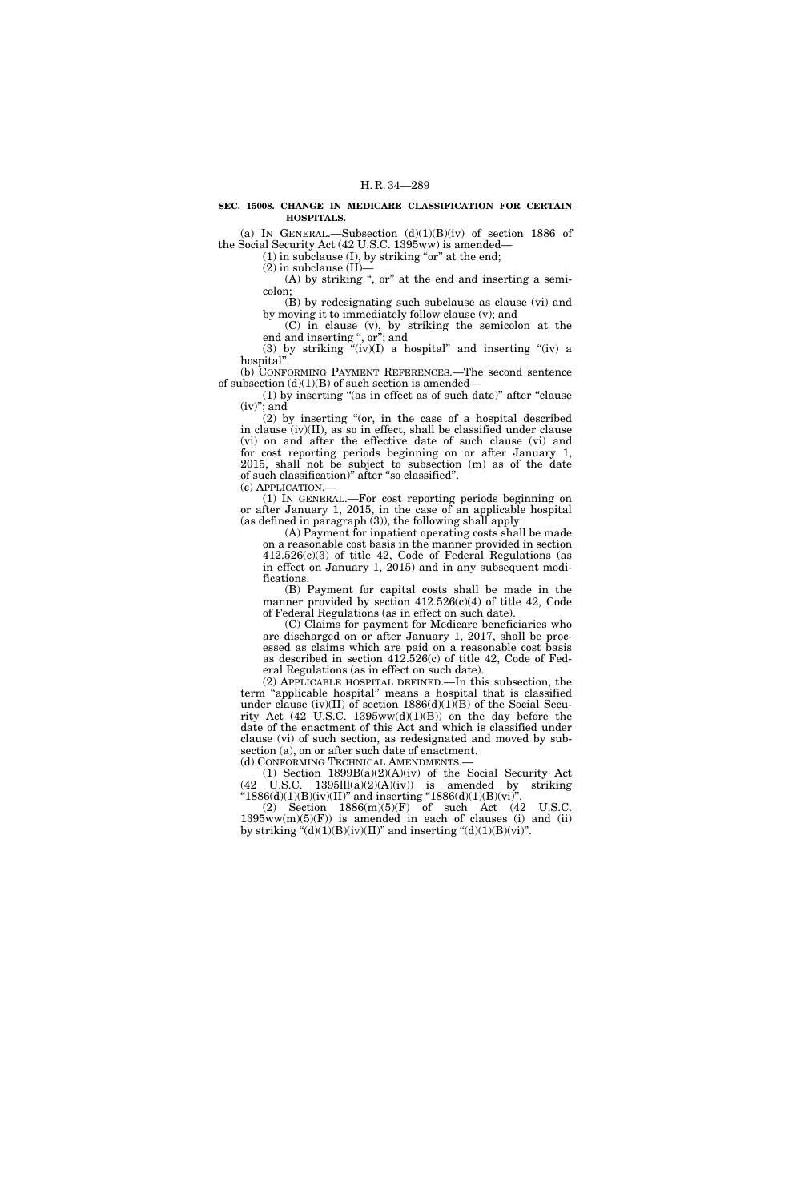**SEC. 15008. CHANGE IN MEDICARE CLASSIFICATION FOR CERTAIN HOSPITALS.**

(a) IN GENERAL.—Subsection (d)(1)(B)(iv) of section 1886 of the Social Security Act (42 U.S.C. 1395ww) is amended—

(1) in subclause (I), by striking "or" at the end;

(2) in subclause (II)—

(A) by striking ", or" at the end and inserting a semicolon;

(B) by redesignating such subclause as clause (vi) and by moving it to immediately follow clause (v); and

(C) in clause (v), by striking the semicolon at the end and inserting ", or"; and

(3) by striking "(iv)(I) a hospital" and inserting "(iv) a hospital".

(b) CONFORMING PAYMENT REFERENCES.—The second sentence of subsection (d)(1)(B) of such section is amended—

(1) by inserting "(as in effect as of such date)" after "clause (iv)"; and

(2) by inserting "(or, in the case of a hospital described in clause (iv)(II), as so in effect, shall be classified under clause (vi) on and after the effective date of such clause (vi) and for cost reporting periods beginning on or after January 1, 2015, shall not be subject to subsection (m) as of the date of such classification)" after "so classified".

(c) APPLICATION.—

(1) IN GENERAL.—For cost reporting periods beginning on or after January 1, 2015, in the case of an applicable hospital (as defined in paragraph (3)), the following shall apply:

(A) Payment for inpatient operating costs shall be made on a reasonable cost basis in the manner provided in section 412.526(c)(3) of title 42, Code of Federal Regulations (as in effect on January 1, 2015) and in any subsequent modifications.

(B) Payment for capital costs shall be made in the manner provided by section 412.526(c)(4) of title 42, Code of Federal Regulations (as in effect on such date).

(C) Claims for payment for Medicare beneficiaries who are discharged on or after January 1, 2017, shall be processed as claims which are paid on a reasonable cost basis as described in section 412.526(c) of title 42, Code of Federal Regulations (as in effect on such date).

(2) APPLICABLE HOSPITAL DEFINED.—In this subsection, the term "applicable hospital" means a hospital that is classified under clause (iv)(II) of section 1886(d)(1)(B) of the Social Security Act (42 U.S.C. 1395ww(d)(1)(B)) on the day before the date of the enactment of this Act and which is classified under clause (vi) of such section, as redesignated and moved by subsection (a), on or after such date of enactment.

(d) CONFORMING TECHNICAL AMENDMENTS.—

(1) Section 1899B(a)(2)(A)(iv) of the Social Security Act (42 U.S.C. 1395lll(a)(2)(A)(iv)) is amended by striking "1886(d)(1)(B)(iv)(II)" and inserting "1886(d)(1)(B)(vi)".

(2) Section 1886(m)(5)(F) of such Act (42 U.S.C. 1395ww(m)(5)(F)) is amended in each of clauses (i) and (ii) by striking "(d)(1)(B)(iv)(II)" and inserting "(d)(1)(B)(vi)".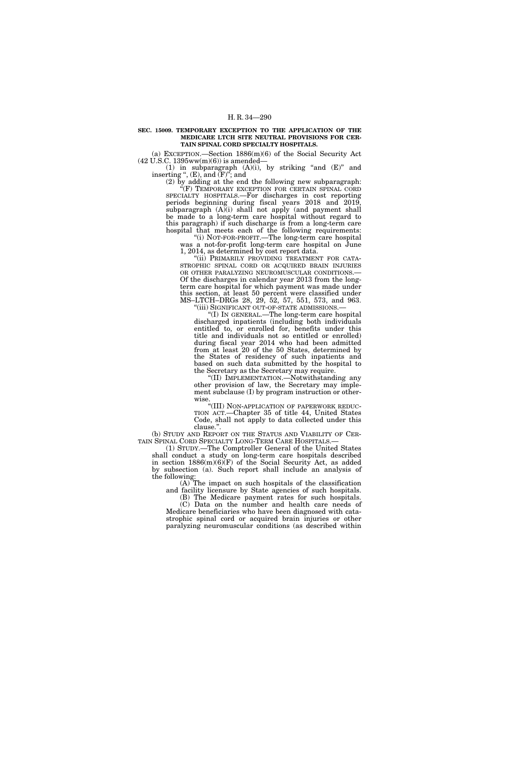**SEC. 15009. TEMPORARY EXCEPTION TO THE APPLICATION OF THE MEDICARE LTCH SITE NEUTRAL PROVISIONS FOR CERTAIN SPINAL CORD SPECIALTY HOSPITALS.**

(a) EXCEPTION.—Section 1886(m)(6) of the Social Security Act (42 U.S.C. 1395ww(m)(6)) is amended—

(1) in subparagraph (A)(i), by striking "and (E)" and inserting ", (E), and (F)"; and

(2) by adding at the end the following new subparagraph:

"(F) TEMPORARY EXCEPTION FOR CERTAIN SPINAL CORD SPECIALTY HOSPITALS.—For discharges in cost reporting periods beginning during fiscal years 2018 and 2019, subparagraph (A)(i) shall not apply (and payment shall be made to a long-term care hospital without regard to this paragraph) if such discharge is from a long-term care hospital that meets each of the following requirements:

"(i) NOT-FOR-PROFIT.—The long-term care hospital was a not-for-profit long-term care hospital on June 1, 2014, as determined by cost report data.

"(ii) PRIMARILY PROVIDING TREATMENT FOR CATASTROPHIC SPINAL CORD OR ACQUIRED BRAIN INJURIES OR OTHER PARALYZING NEUROMUSCULAR CONDITIONS.—Of the discharges in calendar year 2013 from the long-term care hospital for which payment was made under this section, at least 50 percent were classified under MS–LTCH–DRGs 28, 29, 52, 57, 551, 573, and 963.

"(iii) SIGNIFICANT OUT-OF-STATE ADMISSIONS.—

"(I) IN GENERAL.—The long-term care hospital discharged inpatients (including both individuals entitled to, or enrolled for, benefits under this title and individuals not so entitled or enrolled) during fiscal year 2014 who had been admitted from at least 20 of the 50 States, determined by the States of residency of such inpatients and based on such data submitted by the hospital to the Secretary as the Secretary may require.

"(II) IMPLEMENTATION.—Notwithstanding any other provision of law, the Secretary may implement subclause (I) by program instruction or otherwise.

"(III) NON-APPLICATION OF PAPERWORK REDUCTION ACT.—Chapter 35 of title 44, United States Code, shall not apply to data collected under this clause.".

(b) STUDY AND REPORT ON THE STATUS AND VIABILITY OF CERTAIN SPINAL CORD SPECIALTY LONG-TERM CARE HOSPITALS.—

(1) STUDY.—The Comptroller General of the United States shall conduct a study on long-term care hospitals described in section 1886(m)(6)(F) of the Social Security Act, as added by subsection (a). Such report shall include an analysis of the following:

(A) The impact on such hospitals of the classification and facility licensure by State agencies of such hospitals.

(B) The Medicare payment rates for such hospitals.

(C) Data on the number and health care needs of Medicare beneficiaries who have been diagnosed with catastrophic spinal cord or acquired brain injuries or other paralyzing neuromuscular conditions (as described within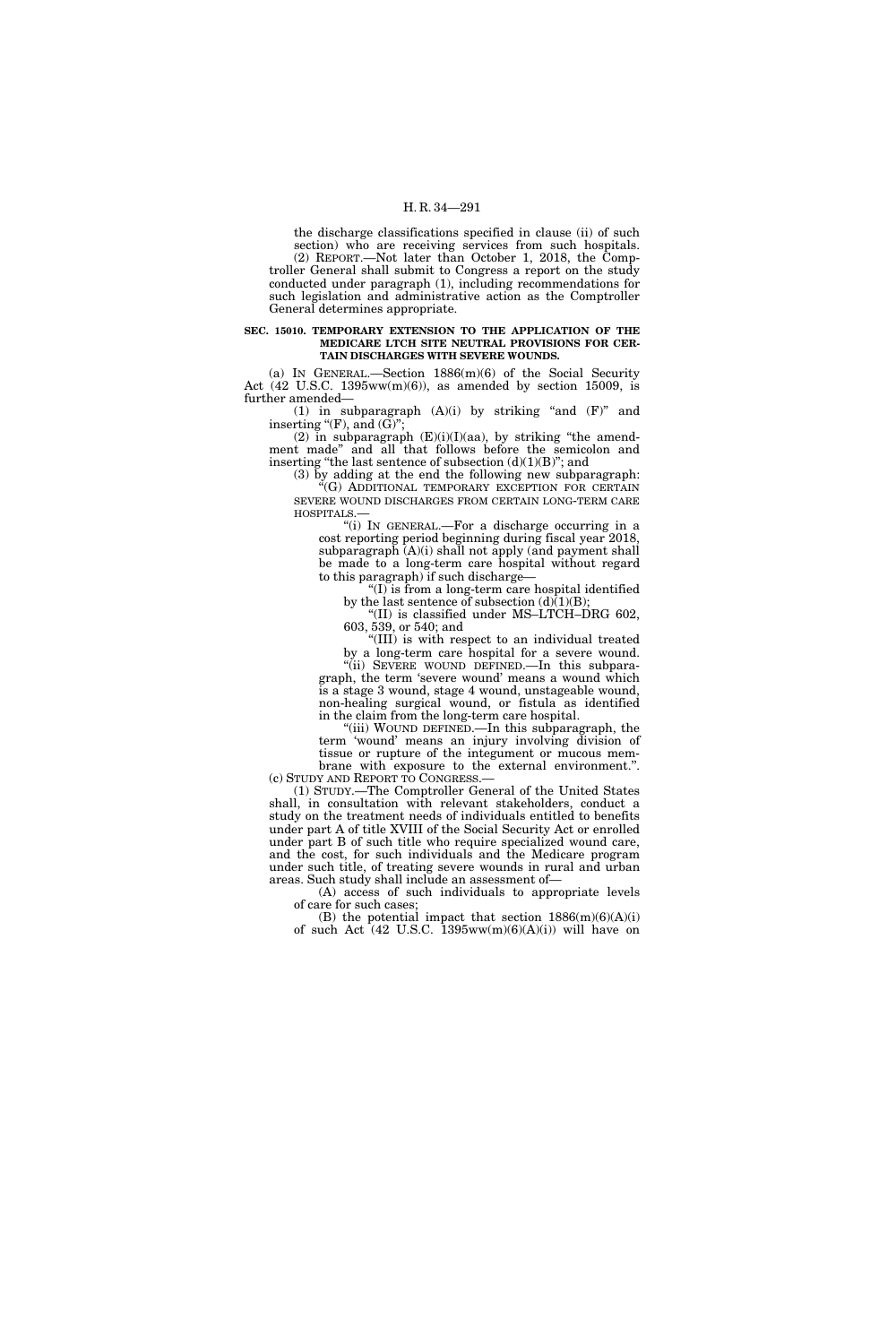the discharge classifications specified in clause (ii) of such section) who are receiving services from such hospitals.

(2) REPORT.—Not later than October 1, 2018, the Comptroller General shall submit to Congress a report on the study conducted under paragraph (1), including recommendations for such legislation and administrative action as the Comptroller General determines appropriate.

**SEC. 15010. TEMPORARY EXTENSION TO THE APPLICATION OF THE MEDICARE LTCH SITE NEUTRAL PROVISIONS FOR CERTAIN DISCHARGES WITH SEVERE WOUNDS.**

(a) IN GENERAL.—Section 1886(m)(6) of the Social Security Act (42 U.S.C. 1395ww(m)(6)), as amended by section 15009, is further amended—

(1) in subparagraph (A)(i) by striking "and (F)" and inserting "(F), and (G)";

(2) in subparagraph (E)(i)(I)(aa), by striking "the amendment made" and all that follows before the semicolon and inserting "the last sentence of subsection (d)(1)(B)"; and

(3) by adding at the end the following new subparagraph:

"(G) ADDITIONAL TEMPORARY EXCEPTION FOR CERTAIN SEVERE WOUND DISCHARGES FROM CERTAIN LONG-TERM CARE HOSPITALS.—

"(i) IN GENERAL.—For a discharge occurring in a cost reporting period beginning during fiscal year 2018, subparagraph (A)(i) shall not apply (and payment shall be made to a long-term care hospital without regard to this paragraph) if such discharge—

"(I) is from a long-term care hospital identified by the last sentence of subsection (d)(1)(B);

"(II) is classified under MS–LTCH–DRG 602, 603, 539, or 540; and

"(III) is with respect to an individual treated by a long-term care hospital for a severe wound.

"(ii) SEVERE WOUND DEFINED.—In this subparagraph, the term 'severe wound' means a wound which is a stage 3 wound, stage 4 wound, unstageable wound, non-healing surgical wound, or fistula as identified in the claim from the long-term care hospital.

"(iii) WOUND DEFINED.—In this subparagraph, the term 'wound' means an injury involving division of tissue or rupture of the integument or mucous membrane with exposure to the external environment.".

(c) STUDY AND REPORT TO CONGRESS.—

(1) STUDY.—The Comptroller General of the United States shall, in consultation with relevant stakeholders, conduct a study on the treatment needs of individuals entitled to benefits under part A of title XVIII of the Social Security Act or enrolled under part B of such title who require specialized wound care, and the cost, for such individuals and the Medicare program under such title, of treating severe wounds in rural and urban areas. Such study shall include an assessment of—

(A) access of such individuals to appropriate levels of care for such cases;

(B) the potential impact that section 1886(m)(6)(A)(i) of such Act (42 U.S.C. 1395ww(m)(6)(A)(i)) will have on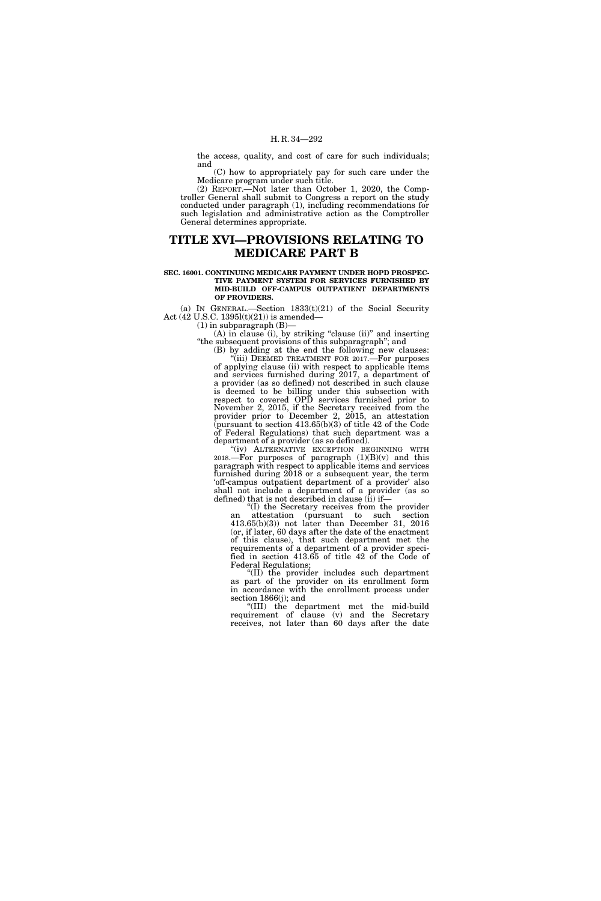the access, quality, and cost of care for such individuals; and

(C) how to appropriately pay for such care under the Medicare program under such title.

(2) REPORT.—Not later than October 1, 2020, the Comptroller General shall submit to Congress a report on the study conducted under paragraph (1), including recommendations for such legislation and administrative action as the Comptroller General determines appropriate.

# TITLE XVI—PROVISIONS RELATING TO MEDICARE PART B

### SEC. 16001. CONTINUING MEDICARE PAYMENT UNDER HOPD PROSPECTIVE PAYMENT SYSTEM FOR SERVICES FURNISHED BY MID-BUILD OFF-CAMPUS OUTPATIENT DEPARTMENTS OF PROVIDERS.

(a) IN GENERAL.—Section 1833(t)(21) of the Social Security Act (42 U.S.C. 1395l(t)(21)) is amended—

(1) in subparagraph (B)—

(A) in clause (i), by striking "clause (ii)" and inserting "the subsequent provisions of this subparagraph"; and

(B) by adding at the end the following new clauses:

"(iii) DEEMED TREATMENT FOR 2017.—For purposes of applying clause (ii) with respect to applicable items and services furnished during 2017, a department of a provider (as so defined) not described in such clause is deemed to be billing under this subsection with respect to covered OPD services furnished prior to November 2, 2015, if the Secretary received from the provider prior to December 2, 2015, an attestation (pursuant to section 413.65(b)(3) of title 42 of the Code of Federal Regulations) that such department was a department of a provider (as so defined).

"(iv) ALTERNATIVE EXCEPTION BEGINNING WITH 2018.—For purposes of paragraph (1)(B)(v) and this paragraph with respect to applicable items and services furnished during 2018 or a subsequent year, the term 'off-campus outpatient department of a provider' also shall not include a department of a provider (as so defined) that is not described in clause (ii) if—

"(I) the Secretary receives from the provider an attestation (pursuant to such section 413.65(b)(3)) not later than December 31, 2016 (or, if later, 60 days after the date of the enactment of this clause), that such department met the requirements of a department of a provider specified in section 413.65 of title 42 of the Code of Federal Regulations;

"(II) the provider includes such department as part of the provider on its enrollment form in accordance with the enrollment process under section 1866(j); and

"(III) the department met the mid-build requirement of clause (v) and the Secretary receives, not later than 60 days after the date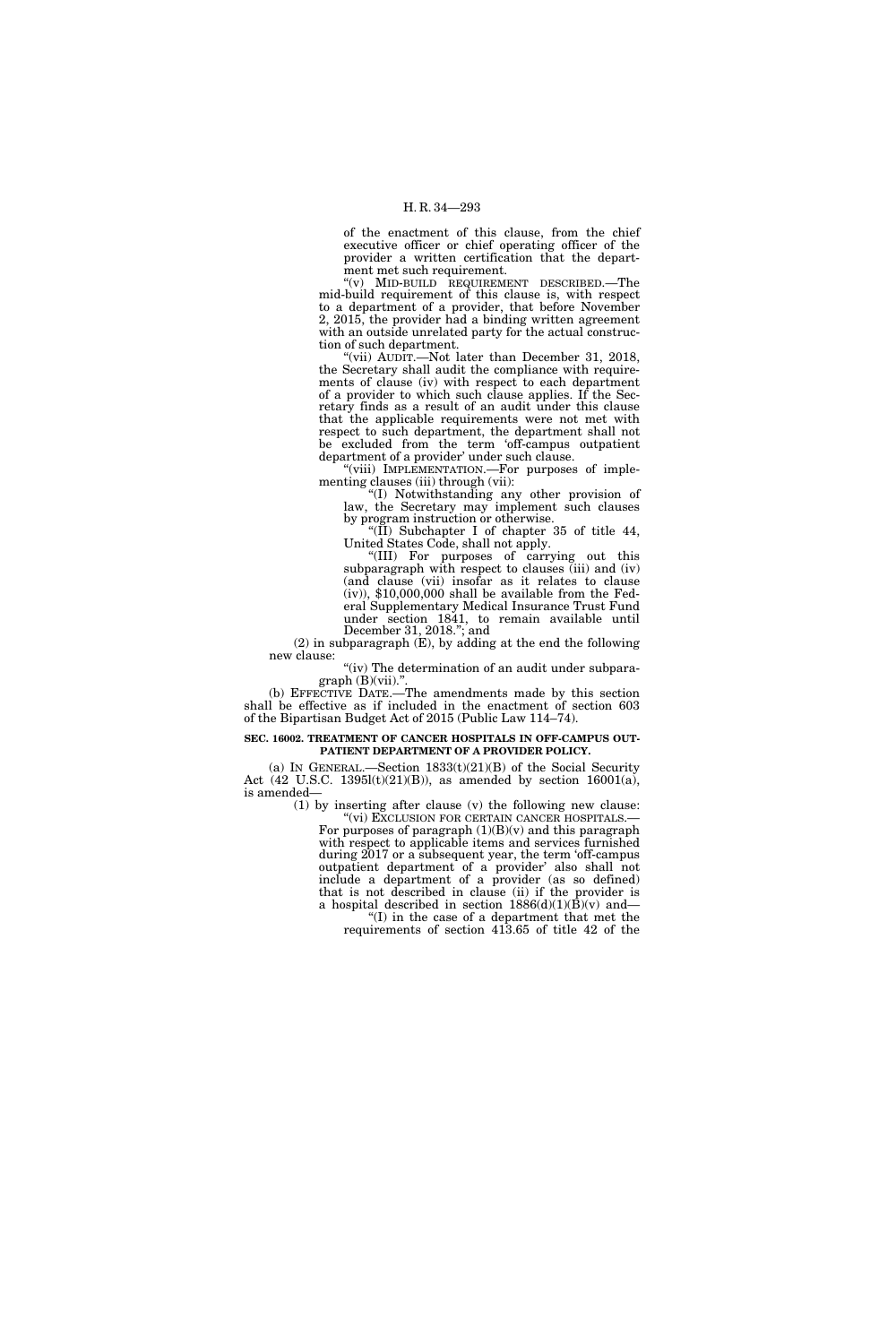of the enactment of this clause, from the chief executive officer or chief operating officer of the provider a written certification that the department met such requirement.

"(v) MID-BUILD REQUIREMENT DESCRIBED.—The mid-build requirement of this clause is, with respect to a department of a provider, that before November 2, 2015, the provider had a binding written agreement with an outside unrelated party for the actual construction of such department.

"(vii) AUDIT.—Not later than December 31, 2018, the Secretary shall audit the compliance with requirements of clause (iv) with respect to each department of a provider to which such clause applies. If the Secretary finds as a result of an audit under this clause that the applicable requirements were not met with respect to such department, the department shall not be excluded from the term 'off-campus outpatient department of a provider' under such clause.

"(viii) IMPLEMENTATION.—For purposes of implementing clauses (iii) through (vii):

"(I) Notwithstanding any other provision of law, the Secretary may implement such clauses by program instruction or otherwise.

"(II) Subchapter I of chapter 35 of title 44, United States Code, shall not apply.

"(III) For purposes of carrying out this subparagraph with respect to clauses (iii) and (iv) (and clause (vii) insofar as it relates to clause (iv)), $10,000,000 shall be available from the Federal Supplementary Medical Insurance Trust Fund under section 1841, to remain available until December 31, 2018."; and

(2) in subparagraph (E), by adding at the end the following new clause:

"(iv) The determination of an audit under subparagraph (B)(vii).".

(b) EFFECTIVE DATE.—The amendments made by this section shall be effective as if included in the enactment of section 603 of the Bipartisan Budget Act of 2015 (Public Law 114–74).

**SEC. 16002. TREATMENT OF CANCER HOSPITALS IN OFF-CAMPUS OUTPATIENT DEPARTMENT OF A PROVIDER POLICY.**

(a) IN GENERAL.—Section 1833(t)(21)(B) of the Social Security Act (42 U.S.C. 1395l(t)(21)(B)), as amended by section 16001(a), is amended—

(1) by inserting after clause (v) the following new clause:

"(vi) EXCLUSION FOR CERTAIN CANCER HOSPITALS.—For purposes of paragraph (1)(B)(v) and this paragraph with respect to applicable items and services furnished during 2017 or a subsequent year, the term 'off-campus outpatient department of a provider' also shall not include a department of a provider (as so defined) that is not described in clause (ii) if the provider is a hospital described in section 1886(d)(1)(B)(v) and—

"(I) in the case of a department that met the requirements of section 413.65 of title 42 of the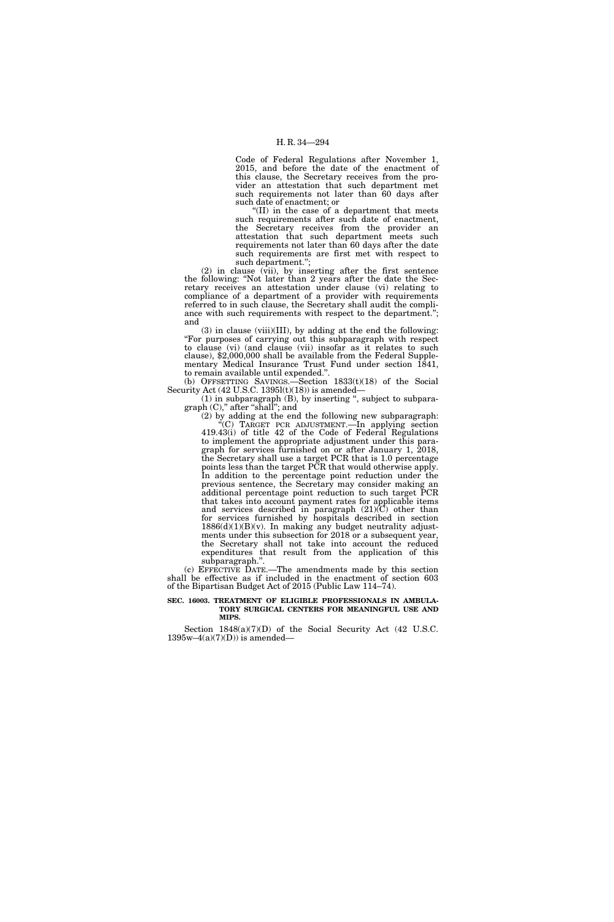Code of Federal Regulations after November 1, 2015, and before the date of the enactment of this clause, the Secretary receives from the provider an attestation that such department met such requirements not later than 60 days after such date of enactment; or

"(II) in the case of a department that meets such requirements after such date of enactment, the Secretary receives from the provider an attestation that such department meets such requirements not later than 60 days after the date such requirements are first met with respect to such department.";

(2) in clause (vii), by inserting after the first sentence the following: "Not later than 2 years after the date the Secretary receives an attestation under clause (vi) relating to compliance of a department of a provider with requirements referred to in such clause, the Secretary shall audit the compliance with such requirements with respect to the department."; and

(3) in clause (viii)(III), by adding at the end the following: "For purposes of carrying out this subparagraph with respect to clause (vi) (and clause (vii) insofar as it relates to such clause), $2,000,000 shall be available from the Federal Supplementary Medical Insurance Trust Fund under section 1841, to remain available until expended.".

(b) OFFSETTING SAVINGS.—Section 1833(t)(18) of the Social Security Act (42 U.S.C. 1395l(t)(18)) is amended—

(1) in subparagraph (B), by inserting ", subject to subparagraph (C)," after "shall"; and

(2) by adding at the end the following new subparagraph:

"(C) TARGET PCR ADJUSTMENT.—In applying section 419.43(i) of title 42 of the Code of Federal Regulations to implement the appropriate adjustment under this paragraph for services furnished on or after January 1, 2018, the Secretary shall use a target PCR that is 1.0 percentage points less than the target PCR that would otherwise apply. In addition to the percentage point reduction under the previous sentence, the Secretary may consider making an additional percentage point reduction to such target PCR that takes into account payment rates for applicable items and services described in paragraph (21)(C) other than for services furnished by hospitals described in section 1886(d)(1)(B)(v). In making any budget neutrality adjustments under this subsection for 2018 or a subsequent year, the Secretary shall not take into account the reduced expenditures that result from the application of this subparagraph.".

(c) EFFECTIVE DATE.—The amendments made by this section shall be effective as if included in the enactment of section 603 of the Bipartisan Budget Act of 2015 (Public Law 114–74).

**SEC. 16003. TREATMENT OF ELIGIBLE PROFESSIONALS IN AMBULATORY SURGICAL CENTERS FOR MEANINGFUL USE AND MIPS.**

Section 1848(a)(7)(D) of the Social Security Act (42 U.S.C. 1395w–4(a)(7)(D)) is amended—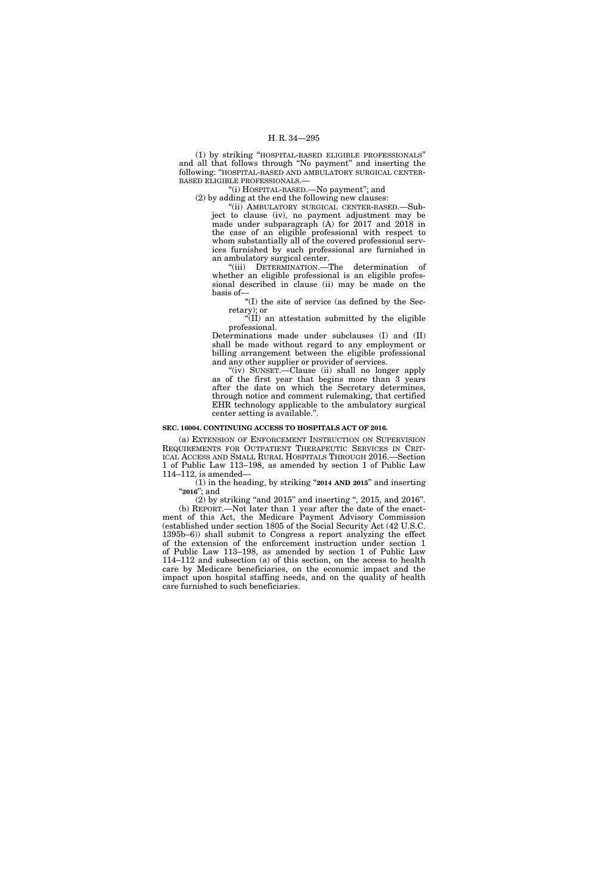(1) by striking "HOSPITAL-BASED ELIGIBLE PROFESSIONALS" and all that follows through "No payment" and inserting the following: "HOSPITAL-BASED AND AMBULATORY SURGICAL CENTER-BASED ELIGIBLE PROFESSIONALS.—

"(i) HOSPITAL-BASED.—No payment"; and

(2) by adding at the end the following new clauses:

"(ii) AMBULATORY SURGICAL CENTER-BASED.—Subject to clause (iv), no payment adjustment may be made under subparagraph (A) for 2017 and 2018 in the case of an eligible professional with respect to whom substantially all of the covered professional services furnished by such professional are furnished in an ambulatory surgical center.

"(iii) DETERMINATION.—The determination of whether an eligible professional is an eligible professional described in clause (ii) may be made on the basis of—

"(I) the site of service (as defined by the Secretary); or

"(II) an attestation submitted by the eligible professional.

Determinations made under subclauses (I) and (II) shall be made without regard to any employment or billing arrangement between the eligible professional and any other supplier or provider of services.

"(iv) SUNSET.—Clause (ii) shall no longer apply as of the first year that begins more than 3 years after the date on which the Secretary determines, through notice and comment rulemaking, that certified EHR technology applicable to the ambulatory surgical center setting is available.".

**SEC. 16004. CONTINUING ACCESS TO HOSPITALS ACT OF 2016.**

(a) EXTENSION OF ENFORCEMENT INSTRUCTION ON SUPERVISION REQUIREMENTS FOR OUTPATIENT THERAPEUTIC SERVICES IN CRITICAL ACCESS AND SMALL RURAL HOSPITALS THROUGH 2016.—Section 1 of Public Law 113–198, as amended by section 1 of Public Law 114–112, is amended—

(1) in the heading, by striking "**2014 AND 2015**" and inserting "**2016**"; and

(2) by striking "and 2015" and inserting ", 2015, and 2016".

(b) REPORT.—Not later than 1 year after the date of the enactment of this Act, the Medicare Payment Advisory Commission (established under section 1805 of the Social Security Act (42 U.S.C. 1395b–6)) shall submit to Congress a report analyzing the effect of the extension of the enforcement instruction under section 1 of Public Law 113–198, as amended by section 1 of Public Law 114–112 and subsection (a) of this section, on the access to health care by Medicare beneficiaries, on the economic impact and the impact upon hospital staffing needs, and on the quality of health care furnished to such beneficiaries.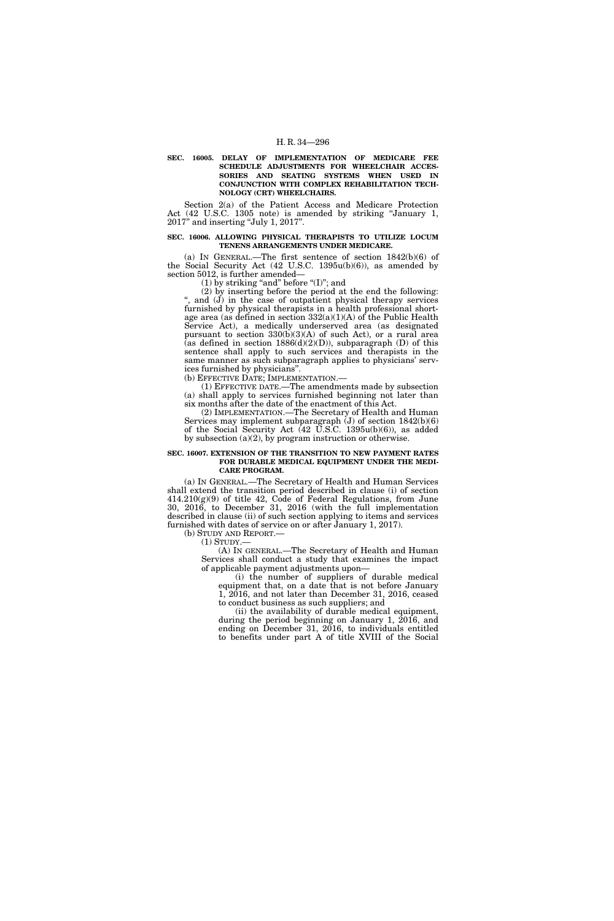**SEC. 16005. DELAY OF IMPLEMENTATION OF MEDICARE FEE SCHEDULE ADJUSTMENTS FOR WHEELCHAIR ACCESSORIES AND SEATING SYSTEMS WHEN USED IN CONJUNCTION WITH COMPLEX REHABILITATION TECHNOLOGY (CRT) WHEELCHAIRS.**

Section 2(a) of the Patient Access and Medicare Protection Act (42 U.S.C. 1305 note) is amended by striking "January 1, 2017" and inserting "July 1, 2017".

**SEC. 16006. ALLOWING PHYSICAL THERAPISTS TO UTILIZE LOCUM TENENS ARRANGEMENTS UNDER MEDICARE.**

(a) IN GENERAL.—The first sentence of section 1842(b)(6) of the Social Security Act (42 U.S.C. 1395u(b)(6)), as amended by section 5012, is further amended—

(1) by striking "and" before "(I)"; and

(2) by inserting before the period at the end the following: ", and (J) in the case of outpatient physical therapy services furnished by physical therapists in a health professional shortage area (as defined in section 332(a)(1)(A) of the Public Health Service Act), a medically underserved area (as designated pursuant to section 330(b)(3)(A) of such Act), or a rural area (as defined in section 1886(d)(2)(D)), subparagraph (D) of this sentence shall apply to such services and therapists in the same manner as such subparagraph applies to physicians' services furnished by physicians".

(b) EFFECTIVE DATE; IMPLEMENTATION.—

(1) EFFECTIVE DATE.—The amendments made by subsection (a) shall apply to services furnished beginning not later than six months after the date of the enactment of this Act.

(2) IMPLEMENTATION.—The Secretary of Health and Human Services may implement subparagraph (J) of section 1842(b)(6) of the Social Security Act (42 U.S.C. 1395u(b)(6)), as added by subsection (a)(2), by program instruction or otherwise.

**SEC. 16007. EXTENSION OF THE TRANSITION TO NEW PAYMENT RATES FOR DURABLE MEDICAL EQUIPMENT UNDER THE MEDICARE PROGRAM.**

(a) IN GENERAL.—The Secretary of Health and Human Services shall extend the transition period described in clause (i) of section 414.210(g)(9) of title 42, Code of Federal Regulations, from June 30, 2016, to December 31, 2016 (with the full implementation described in clause (ii) of such section applying to items and services furnished with dates of service on or after January 1, 2017).

(b) STUDY AND REPORT.—

(1) STUDY.—

(A) IN GENERAL.—The Secretary of Health and Human Services shall conduct a study that examines the impact of applicable payment adjustments upon—

(i) the number of suppliers of durable medical equipment that, on a date that is not before January 1, 2016, and not later than December 31, 2016, ceased to conduct business as such suppliers; and

(ii) the availability of durable medical equipment, during the period beginning on January 1, 2016, and ending on December 31, 2016, to individuals entitled to benefits under part A of title XVIII of the Social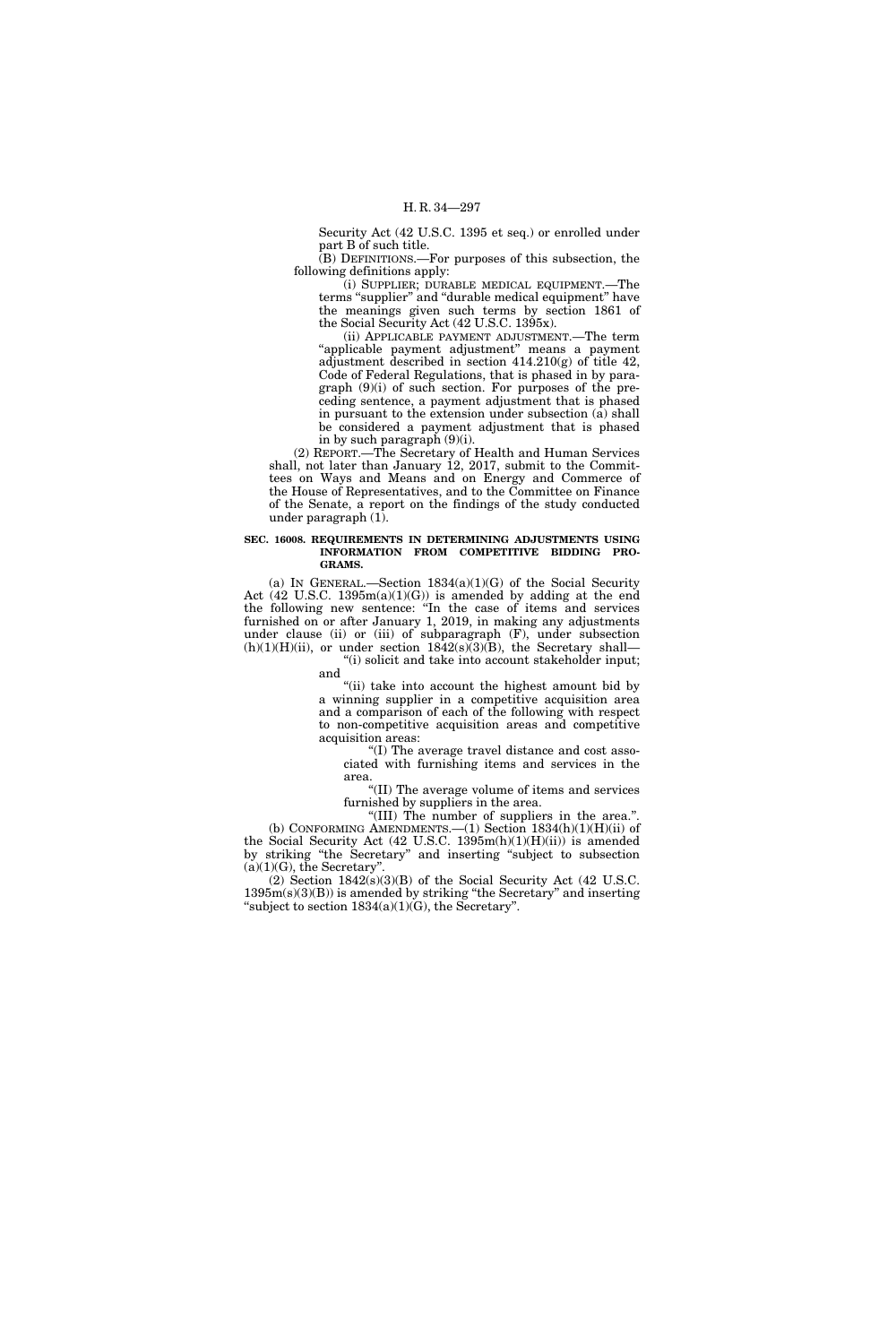Security Act (42 U.S.C. 1395 et seq.) or enrolled under part B of such title.

(B) DEFINITIONS.—For purposes of this subsection, the following definitions apply:

(i) SUPPLIER; DURABLE MEDICAL EQUIPMENT.—The terms "supplier" and "durable medical equipment" have the meanings given such terms by section 1861 of the Social Security Act (42 U.S.C. 1395x).

(ii) APPLICABLE PAYMENT ADJUSTMENT.—The term "applicable payment adjustment" means a payment adjustment described in section 414.210(g) of title 42, Code of Federal Regulations, that is phased in by paragraph (9)(i) of such section. For purposes of the preceding sentence, a payment adjustment that is phased in pursuant to the extension under subsection (a) shall be considered a payment adjustment that is phased in by such paragraph (9)(i).

(2) REPORT.—The Secretary of Health and Human Services shall, not later than January 12, 2017, submit to the Committees on Ways and Means and on Energy and Commerce of the House of Representatives, and to the Committee on Finance of the Senate, a report on the findings of the study conducted under paragraph (1).

**SEC. 16008. REQUIREMENTS IN DETERMINING ADJUSTMENTS USING INFORMATION FROM COMPETITIVE BIDDING PROGRAMS.**

(a) IN GENERAL.—Section 1834(a)(1)(G) of the Social Security Act (42 U.S.C. 1395m(a)(1)(G)) is amended by adding at the end the following new sentence: "In the case of items and services furnished on or after January 1, 2019, in making any adjustments under clause (ii) or (iii) of subparagraph (F), under subsection (h)(1)(H)(ii), or under section 1842(s)(3)(B), the Secretary shall—

"(i) solicit and take into account stakeholder input; and

"(ii) take into account the highest amount bid by a winning supplier in a competitive acquisition area and a comparison of each of the following with respect to non-competitive acquisition areas and competitive acquisition areas:

"(I) The average travel distance and cost associated with furnishing items and services in the area.

"(II) The average volume of items and services furnished by suppliers in the area.

"(III) The number of suppliers in the area.".

(b) CONFORMING AMENDMENTS.—(1) Section 1834(h)(1)(H)(ii) of the Social Security Act (42 U.S.C. 1395m(h)(1)(H)(ii)) is amended by striking "the Secretary" and inserting "subject to subsection (a)(1)(G), the Secretary".

(2) Section 1842(s)(3)(B) of the Social Security Act (42 U.S.C. 1395m(s)(3)(B)) is amended by striking "the Secretary" and inserting "subject to section 1834(a)(1)(G), the Secretary".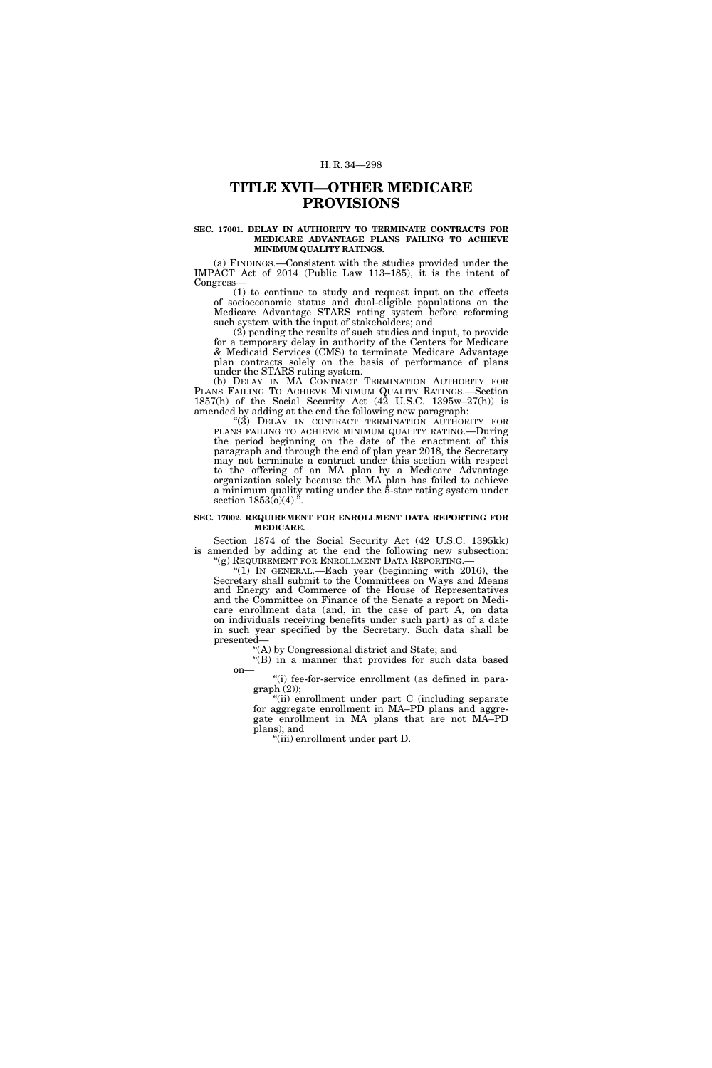# TITLE XVII—OTHER MEDICARE PROVISIONS

**SEC. 17001. DELAY IN AUTHORITY TO TERMINATE CONTRACTS FOR MEDICARE ADVANTAGE PLANS FAILING TO ACHIEVE MINIMUM QUALITY RATINGS.**

(a) FINDINGS.—Consistent with the studies provided under the IMPACT Act of 2014 (Public Law 113–185), it is the intent of Congress—

(1) to continue to study and request input on the effects of socioeconomic status and dual-eligible populations on the Medicare Advantage STARS rating system before reforming such system with the input of stakeholders; and

(2) pending the results of such studies and input, to provide for a temporary delay in authority of the Centers for Medicare & Medicaid Services (CMS) to terminate Medicare Advantage plan contracts solely on the basis of performance of plans under the STARS rating system.

(b) DELAY IN MA CONTRACT TERMINATION AUTHORITY FOR PLANS FAILING TO ACHIEVE MINIMUM QUALITY RATINGS.—Section 1857(h) of the Social Security Act (42 U.S.C. 1395w–27(h)) is amended by adding at the end the following new paragraph:

"(3) DELAY IN CONTRACT TERMINATION AUTHORITY FOR PLANS FAILING TO ACHIEVE MINIMUM QUALITY RATING.—During the period beginning on the date of the enactment of this paragraph and through the end of plan year 2018, the Secretary may not terminate a contract under this section with respect to the offering of an MA plan by a Medicare Advantage organization solely because the MA plan has failed to achieve a minimum quality rating under the 5-star rating system under section 1853(o)(4).".

**SEC. 17002. REQUIREMENT FOR ENROLLMENT DATA REPORTING FOR MEDICARE.**

Section 1874 of the Social Security Act (42 U.S.C. 1395kk) is amended by adding at the end the following new subsection:

"(g) REQUIREMENT FOR ENROLLMENT DATA REPORTING.—

"(1) IN GENERAL.—Each year (beginning with 2016), the Secretary shall submit to the Committees on Ways and Means and Energy and Commerce of the House of Representatives and the Committee on Finance of the Senate a report on Medicare enrollment data (and, in the case of part A, on data on individuals receiving benefits under such part) as of a date in such year specified by the Secretary. Such data shall be presented—

"(A) by Congressional district and State; and

"(B) in a manner that provides for such data based on—

"(i) fee-for-service enrollment (as defined in paragraph (2));

"(ii) enrollment under part C (including separate for aggregate enrollment in MA–PD plans and aggregate enrollment in MA plans that are not MA–PD plans); and

"(iii) enrollment under part D.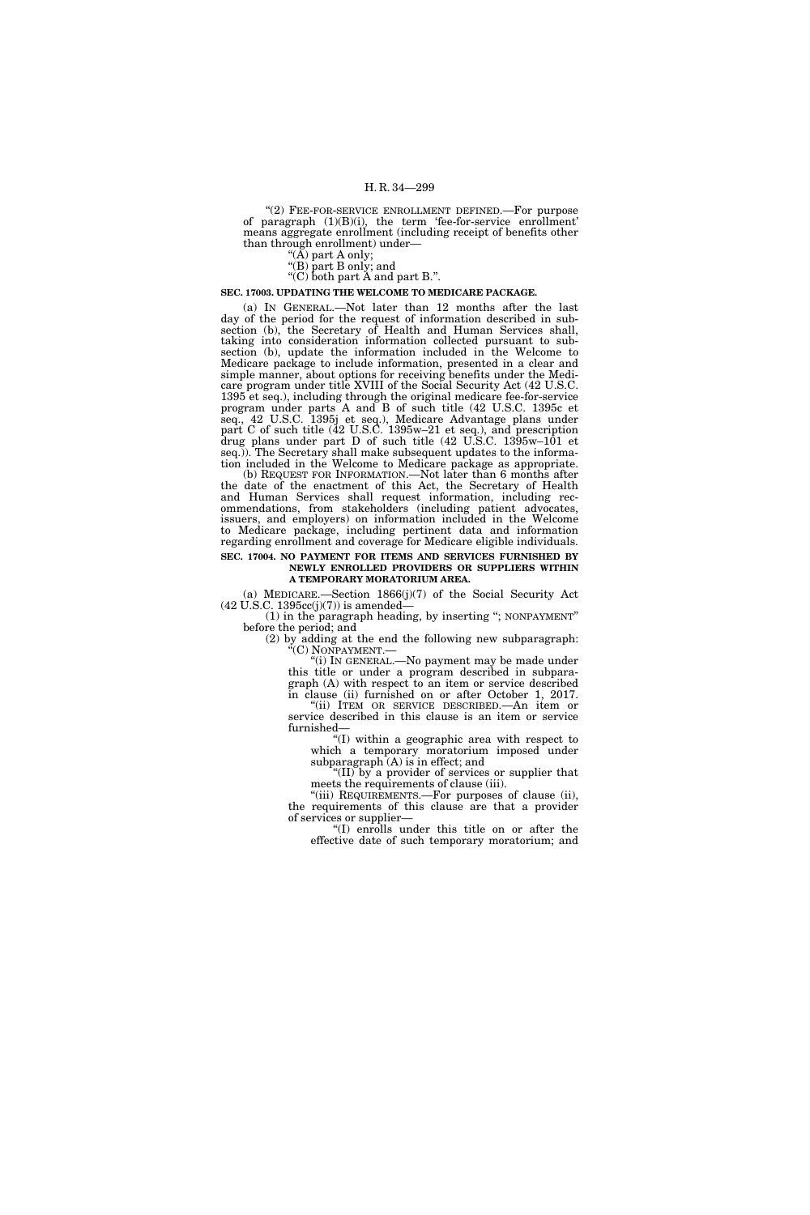"(2) FEE-FOR-SERVICE ENROLLMENT DEFINED.—For purpose of paragraph (1)(B)(i), the term 'fee-for-service enrollment' means aggregate enrollment (including receipt of benefits other than through enrollment) under—

"(A) part A only;

"(B) part B only; and

"(C) both part A and part B.".

**SEC. 17003. UPDATING THE WELCOME TO MEDICARE PACKAGE.**

(a) IN GENERAL.—Not later than 12 months after the last day of the period for the request of information described in subsection (b), the Secretary of Health and Human Services shall, taking into consideration information collected pursuant to subsection (b), update the information included in the Welcome to Medicare package to include information, presented in a clear and simple manner, about options for receiving benefits under the Medicare program under title XVIII of the Social Security Act (42 U.S.C. 1395 et seq.), including through the original medicare fee-for-service program under parts A and B of such title (42 U.S.C. 1395c et seq., 42 U.S.C. 1395j et seq.), Medicare Advantage plans under part C of such title (42 U.S.C. 1395w–21 et seq.), and prescription drug plans under part D of such title (42 U.S.C. 1395w–101 et seq.)). The Secretary shall make subsequent updates to the information included in the Welcome to Medicare package as appropriate.

(b) REQUEST FOR INFORMATION.—Not later than 6 months after the date of the enactment of this Act, the Secretary of Health and Human Services shall request information, including recommendations, from stakeholders (including patient advocates, issuers, and employers) on information included in the Welcome to Medicare package, including pertinent data and information regarding enrollment and coverage for Medicare eligible individuals.

**SEC. 17004. NO PAYMENT FOR ITEMS AND SERVICES FURNISHED BY NEWLY ENROLLED PROVIDERS OR SUPPLIERS WITHIN A TEMPORARY MORATORIUM AREA.**

(a) MEDICARE.—Section 1866(j)(7) of the Social Security Act (42 U.S.C. 1395cc(j)(7)) is amended—

(1) in the paragraph heading, by inserting "; NONPAYMENT" before the period; and

(2) by adding at the end the following new subparagraph:

"(C) NONPAYMENT.—

"(i) IN GENERAL.—No payment may be made under this title or under a program described in subparagraph (A) with respect to an item or service described in clause (ii) furnished on or after October 1, 2017.

"(ii) ITEM OR SERVICE DESCRIBED.—An item or service described in this clause is an item or service furnished—

"(I) within a geographic area with respect to which a temporary moratorium imposed under subparagraph (A) is in effect; and

"(II) by a provider of services or supplier that meets the requirements of clause (iii).

"(iii) REQUIREMENTS.—For purposes of clause (ii), the requirements of this clause are that a provider of services or supplier—

"(I) enrolls under this title on or after the effective date of such temporary moratorium; and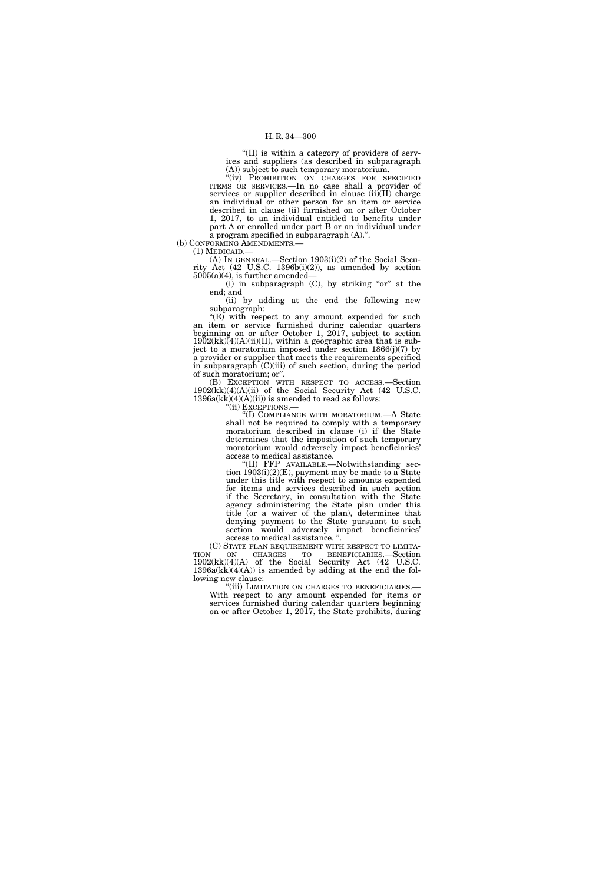"(II) is within a category of providers of services and suppliers (as described in subparagraph (A)) subject to such temporary moratorium.

"(iv) PROHIBITION ON CHARGES FOR SPECIFIED ITEMS OR SERVICES.—In no case shall a provider of services or supplier described in clause (ii)(II) charge an individual or other person for an item or service described in clause (ii) furnished on or after October 1, 2017, to an individual entitled to benefits under part A or enrolled under part B or an individual under a program specified in subparagraph (A).".

(b) CONFORMING AMENDMENTS.—

(1) MEDICAID.—

(A) IN GENERAL.—Section 1903(i)(2) of the Social Security Act (42 U.S.C. 1396b(i)(2)), as amended by section 5005(a)(4), is further amended—

(i) in subparagraph (C), by striking "or" at the end; and

(ii) by adding at the end the following new subparagraph:

"(E) with respect to any amount expended for such an item or service furnished during calendar quarters beginning on or after October 1, 2017, subject to section 1902(kk)(4)(A)(ii)(II), within a geographic area that is subject to a moratorium imposed under section 1866(j)(7) by a provider or supplier that meets the requirements specified in subparagraph (C)(iii) of such section, during the period of such moratorium; or".

(B) EXCEPTION WITH RESPECT TO ACCESS.—Section 1902(kk)(4)(A)(ii) of the Social Security Act (42 U.S.C. 1396a(kk)(4)(A)(ii)) is amended to read as follows:

"(ii) EXCEPTIONS.—

"(I) COMPLIANCE WITH MORATORIUM.—A State shall not be required to comply with a temporary moratorium described in clause (i) if the State determines that the imposition of such temporary moratorium would adversely impact beneficiaries' access to medical assistance.

"(II) FFP AVAILABLE.—Notwithstanding section 1903(i)(2)(E), payment may be made to a State under this title with respect to amounts expended for items and services described in such section if the Secretary, in consultation with the State agency administering the State plan under this title (or a waiver of the plan), determines that denying payment to the State pursuant to such section would adversely impact beneficiaries' access to medical assistance. ".

(C) STATE PLAN REQUIREMENT WITH RESPECT TO LIMITATION ON CHARGES TO BENEFICIARIES.—Section 1902(kk)(4)(A) of the Social Security Act (42 U.S.C. 1396a(kk)(4)(A)) is amended by adding at the end the following new clause:

"(iii) LIMITATION ON CHARGES TO BENEFICIARIES.—With respect to any amount expended for items or services furnished during calendar quarters beginning on or after October 1, 2017, the State prohibits, during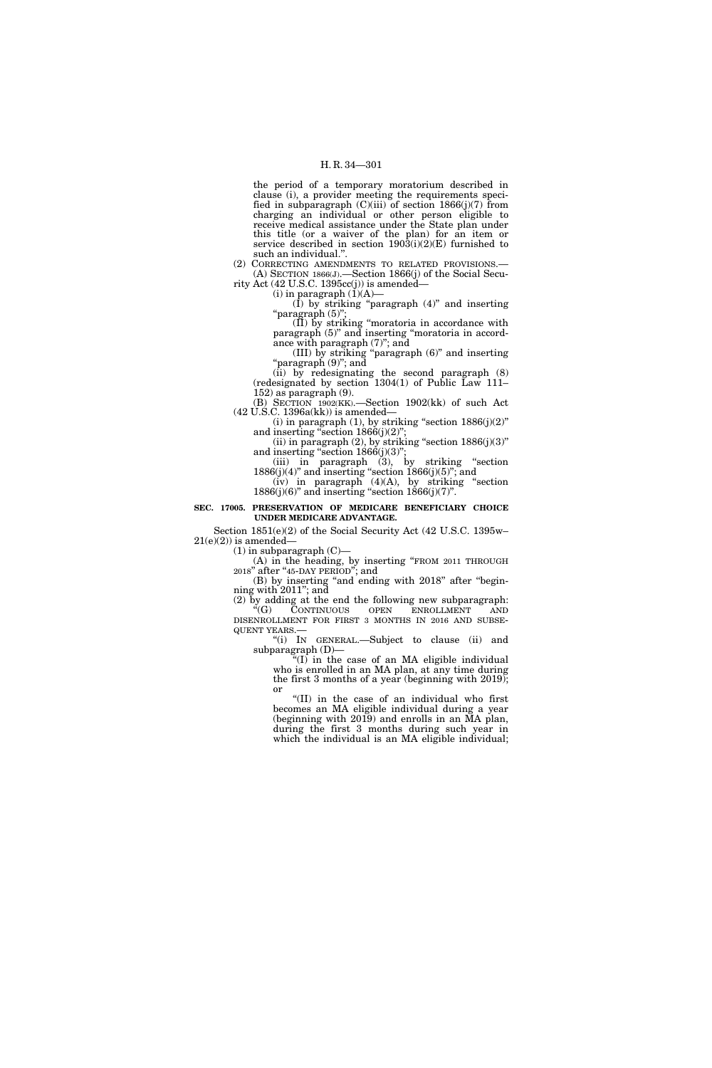the period of a temporary moratorium described in clause (i), a provider meeting the requirements specified in subparagraph (C)(iii) of section 1866(j)(7) from charging an individual or other person eligible to receive medical assistance under the State plan under this title (or a waiver of the plan) for an item or service described in section 1903(i)(2)(E) furnished to such an individual.''.

(2) CORRECTING AMENDMENTS TO RELATED PROVISIONS.—

(A) SECTION 1866(J).—Section 1866(j) of the Social Security Act (42 U.S.C. 1395cc(j)) is amended—

(i) in paragraph (1)(A)—

(I) by striking ''paragraph (4)'' and inserting ''paragraph (5)'';

(II) by striking ''moratoria in accordance with paragraph (5)'' and inserting ''moratoria in accordance with paragraph (7)''; and

(III) by striking ''paragraph (6)'' and inserting ''paragraph (9)''; and

(ii) by redesignating the second paragraph (8) (redesignated by section 1304(1) of Public Law 111–152) as paragraph (9).

(B) SECTION 1902(KK).—Section 1902(kk) of such Act (42 U.S.C. 1396a(kk)) is amended—

(i) in paragraph (1), by striking ''section 1886(j)(2)'' and inserting ''section 1866(j)(2)'';

(ii) in paragraph (2), by striking ''section 1886(j)(3)'' and inserting ''section 1866(j)(3)'';

(iii) in paragraph (3), by striking ''section 1886(j)(4)'' and inserting ''section 1866(j)(5)''; and

(iv) in paragraph (4)(A), by striking ''section 1886(j)(6)'' and inserting ''section 1866(j)(7)''.

**SEC. 17005. PRESERVATION OF MEDICARE BENEFICIARY CHOICE UNDER MEDICARE ADVANTAGE.**

Section 1851(e)(2) of the Social Security Act (42 U.S.C. 1395w–21(e)(2)) is amended—

(1) in subparagraph (C)—

(A) in the heading, by inserting ''FROM 2011 THROUGH 2018'' after ''45-DAY PERIOD''; and

(B) by inserting ''and ending with 2018'' after ''beginning with 2011''; and

(2) by adding at the end the following new subparagraph:

''(G) CONTINUOUS OPEN ENROLLMENT AND DISENROLLMENT FOR FIRST 3 MONTHS IN 2016 AND SUBSEQUENT YEARS.—

''(i) IN GENERAL.—Subject to clause (ii) and subparagraph (D)—

''(I) in the case of an MA eligible individual who is enrolled in an MA plan, at any time during the first 3 months of a year (beginning with 2019); or

''(II) in the case of an individual who first becomes an MA eligible individual during a year (beginning with 2019) and enrolls in an MA plan, during the first 3 months during such year in which the individual is an MA eligible individual;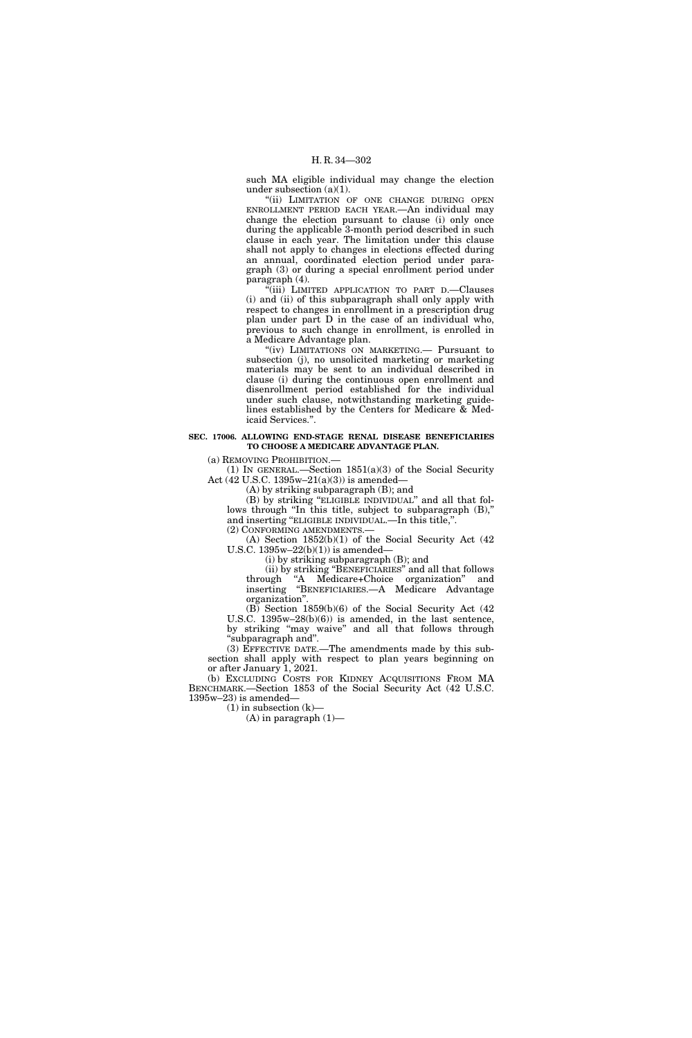such MA eligible individual may change the election under subsection (a)(1).

"(ii) LIMITATION OF ONE CHANGE DURING OPEN ENROLLMENT PERIOD EACH YEAR.—An individual may change the election pursuant to clause (i) only once during the applicable 3-month period described in such clause in each year. The limitation under this clause shall not apply to changes in elections effected during an annual, coordinated election period under paragraph (3) or during a special enrollment period under paragraph (4).

"(iii) LIMITED APPLICATION TO PART D.—Clauses (i) and (ii) of this subparagraph shall only apply with respect to changes in enrollment in a prescription drug plan under part D in the case of an individual who, previous to such change in enrollment, is enrolled in a Medicare Advantage plan.

"(iv) LIMITATIONS ON MARKETING.— Pursuant to subsection (j), no unsolicited marketing or marketing materials may be sent to an individual described in clause (i) during the continuous open enrollment and disenrollment period established for the individual under such clause, notwithstanding marketing guidelines established by the Centers for Medicare & Medicaid Services.".

**SEC. 17006. ALLOWING END-STAGE RENAL DISEASE BENEFICIARIES TO CHOOSE A MEDICARE ADVANTAGE PLAN.**

(a) REMOVING PROHIBITION.—

(1) IN GENERAL.—Section 1851(a)(3) of the Social Security Act (42 U.S.C. 1395w–21(a)(3)) is amended—

(A) by striking subparagraph (B); and

(B) by striking "ELIGIBLE INDIVIDUAL" and all that follows through "In this title, subject to subparagraph (B)," and inserting "ELIGIBLE INDIVIDUAL.—In this title,".

(2) CONFORMING AMENDMENTS.—

(A) Section 1852(b)(1) of the Social Security Act (42 U.S.C. 1395w–22(b)(1)) is amended—

(i) by striking subparagraph (B); and

(ii) by striking "BENEFICIARIES" and all that follows through "A Medicare+Choice organization" and inserting "BENEFICIARIES.—A Medicare Advantage organization".

(B) Section 1859(b)(6) of the Social Security Act (42 U.S.C. 1395w–28(b)(6)) is amended, in the last sentence, by striking "may waive" and all that follows through "subparagraph and".

(3) EFFECTIVE DATE.—The amendments made by this subsection shall apply with respect to plan years beginning on or after January 1, 2021.

(b) EXCLUDING COSTS FOR KIDNEY ACQUISITIONS FROM MA BENCHMARK.—Section 1853 of the Social Security Act (42 U.S.C. 1395w–23) is amended—

(1) in subsection (k)—

(A) in paragraph (1)—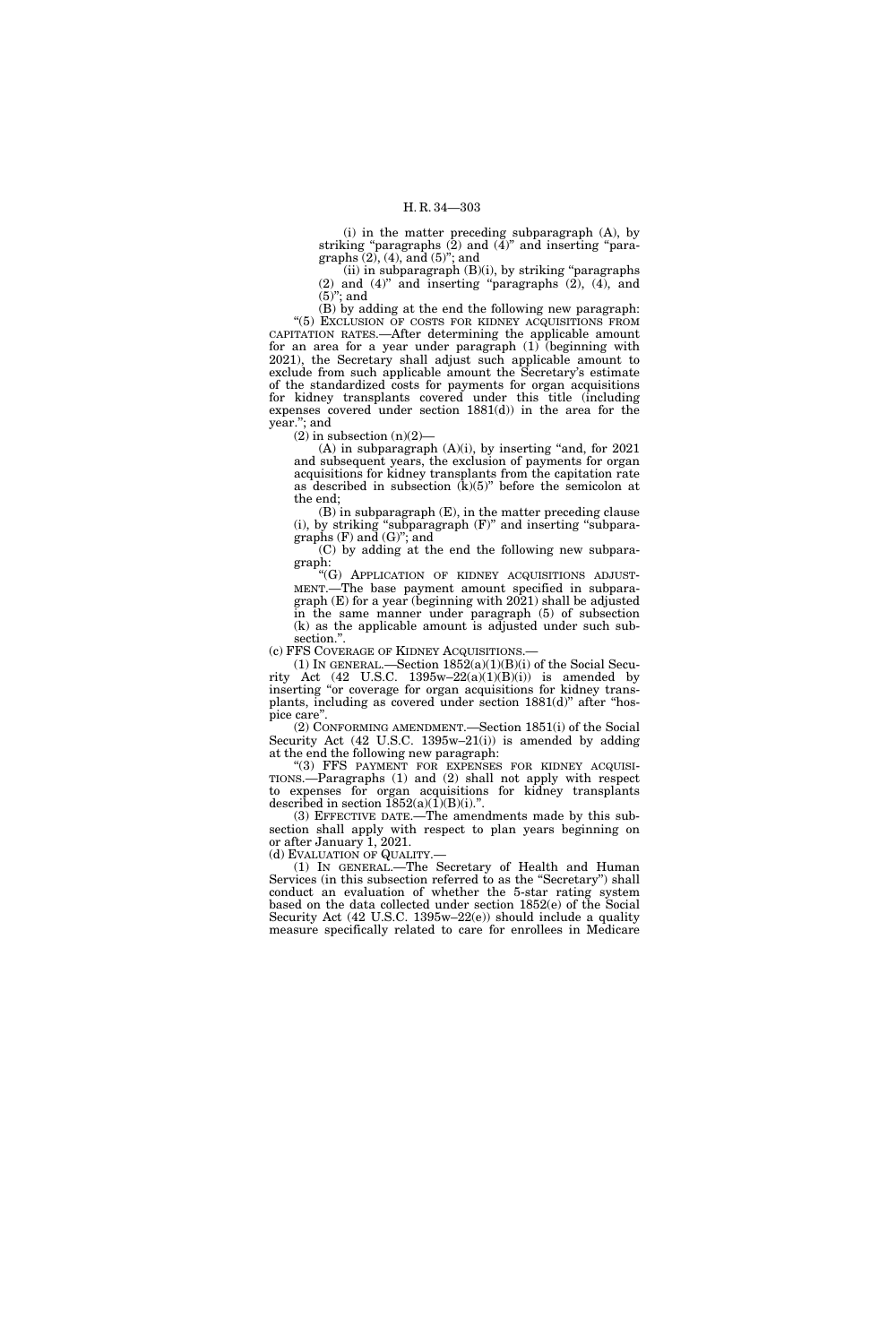(i) in the matter preceding subparagraph (A), by striking "paragraphs (2) and (4)" and inserting "paragraphs (2), (4), and (5)"; and

(ii) in subparagraph (B)(i), by striking "paragraphs (2) and (4)" and inserting "paragraphs (2), (4), and (5)"; and

(B) by adding at the end the following new paragraph:

"(5) EXCLUSION OF COSTS FOR KIDNEY ACQUISITIONS FROM CAPITATION RATES.—After determining the applicable amount for an area for a year under paragraph (1) (beginning with 2021), the Secretary shall adjust such applicable amount to exclude from such applicable amount the Secretary's estimate of the standardized costs for payments for organ acquisitions for kidney transplants covered under this title (including expenses covered under section 1881(d)) in the area for the year."; and

(2) in subsection (n)(2)—

(A) in subparagraph (A)(i), by inserting "and, for 2021 and subsequent years, the exclusion of payments for organ acquisitions for kidney transplants from the capitation rate as described in subsection (k)(5)" before the semicolon at the end;

(B) in subparagraph (E), in the matter preceding clause (i), by striking "subparagraph (F)" and inserting "subparagraphs (F) and (G)"; and

(C) by adding at the end the following new subparagraph:

"(G) APPLICATION OF KIDNEY ACQUISITIONS ADJUSTMENT.—The base payment amount specified in subparagraph (E) for a year (beginning with 2021) shall be adjusted in the same manner under paragraph (5) of subsection (k) as the applicable amount is adjusted under such subsection.".

(c) FFS COVERAGE OF KIDNEY ACQUISITIONS.—

(1) IN GENERAL.—Section 1852(a)(1)(B)(i) of the Social Security Act (42 U.S.C. 1395w–22(a)(1)(B)(i)) is amended by inserting "or coverage for organ acquisitions for kidney transplants, including as covered under section 1881(d)" after "hospice care".

(2) CONFORMING AMENDMENT.—Section 1851(i) of the Social Security Act (42 U.S.C. 1395w–21(i)) is amended by adding at the end the following new paragraph:

"(3) FFS PAYMENT FOR EXPENSES FOR KIDNEY ACQUISITIONS.—Paragraphs (1) and (2) shall not apply with respect to expenses for organ acquisitions for kidney transplants described in section 1852(a)(1)(B)(i).".

(3) EFFECTIVE DATE.—The amendments made by this subsection shall apply with respect to plan years beginning on or after January 1, 2021.

(d) EVALUATION OF QUALITY.—

(1) IN GENERAL.—The Secretary of Health and Human Services (in this subsection referred to as the "Secretary") shall conduct an evaluation of whether the 5-star rating system based on the data collected under section 1852(e) of the Social Security Act (42 U.S.C. 1395w–22(e)) should include a quality measure specifically related to care for enrollees in Medicare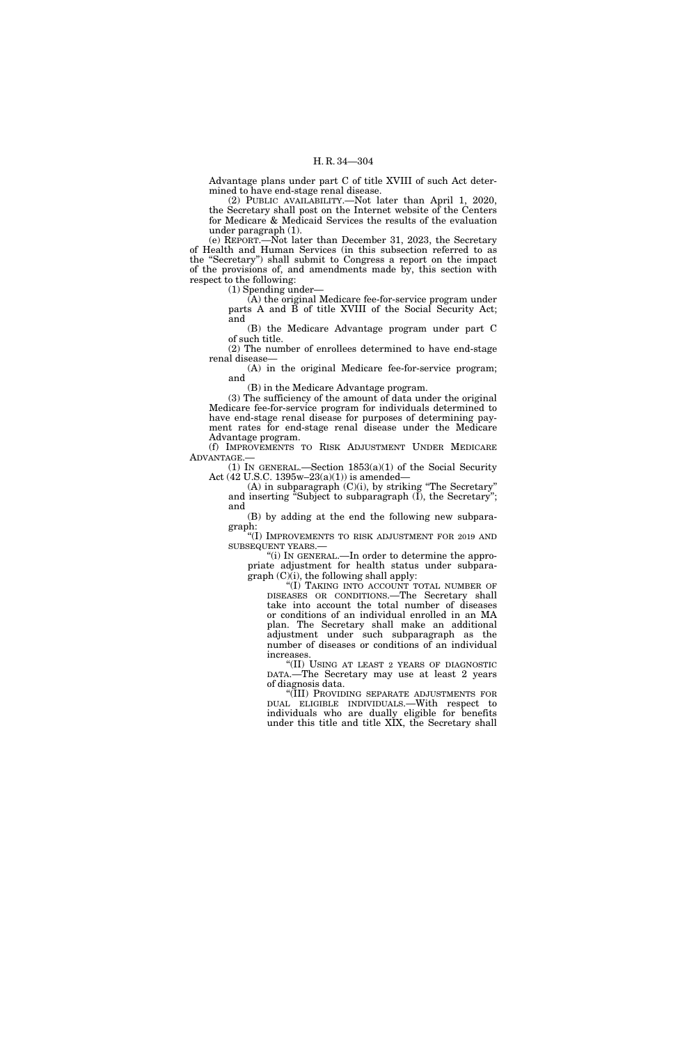Advantage plans under part C of title XVIII of such Act determined to have end-stage renal disease.

(2) PUBLIC AVAILABILITY.—Not later than April 1, 2020, the Secretary shall post on the Internet website of the Centers for Medicare & Medicaid Services the results of the evaluation under paragraph (1).

(e) REPORT.—Not later than December 31, 2023, the Secretary of Health and Human Services (in this subsection referred to as the "Secretary") shall submit to Congress a report on the impact of the provisions of, and amendments made by, this section with respect to the following:

(1) Spending under—

(A) the original Medicare fee-for-service program under parts A and B of title XVIII of the Social Security Act; and

(B) the Medicare Advantage program under part C of such title.

(2) The number of enrollees determined to have end-stage renal disease—

(A) in the original Medicare fee-for-service program; and

(B) in the Medicare Advantage program.

(3) The sufficiency of the amount of data under the original Medicare fee-for-service program for individuals determined to have end-stage renal disease for purposes of determining payment rates for end-stage renal disease under the Medicare Advantage program.

(f) IMPROVEMENTS TO RISK ADJUSTMENT UNDER MEDICARE ADVANTAGE.—

(1) IN GENERAL.—Section 1853(a)(1) of the Social Security Act (42 U.S.C. 1395w–23(a)(1)) is amended—

(A) in subparagraph (C)(i), by striking "The Secretary" and inserting "Subject to subparagraph (I), the Secretary"; and

(B) by adding at the end the following new subparagraph:

"(I) IMPROVEMENTS TO RISK ADJUSTMENT FOR 2019 AND SUBSEQUENT YEARS.—

"(i) IN GENERAL.—In order to determine the appropriate adjustment for health status under subparagraph (C)(i), the following shall apply:

"(I) TAKING INTO ACCOUNT TOTAL NUMBER OF DISEASES OR CONDITIONS.—The Secretary shall take into account the total number of diseases or conditions of an individual enrolled in an MA plan. The Secretary shall make an additional adjustment under such subparagraph as the number of diseases or conditions of an individual increases.

"(II) USING AT LEAST 2 YEARS OF DIAGNOSTIC DATA.—The Secretary may use at least 2 years of diagnosis data.

"(III) PROVIDING SEPARATE ADJUSTMENTS FOR DUAL ELIGIBLE INDIVIDUALS.—With respect to individuals who are dually eligible for benefits under this title and title XIX, the Secretary shall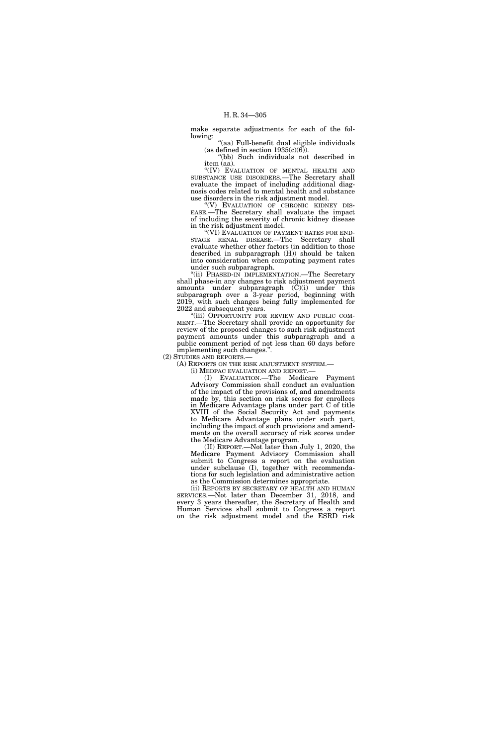make separate adjustments for each of the following:

"(aa) Full-benefit dual eligible individuals (as defined in section 1935(c)(6)).

"(bb) Such individuals not described in item (aa).

"(IV) EVALUATION OF MENTAL HEALTH AND SUBSTANCE USE DISORDERS.—The Secretary shall evaluate the impact of including additional diagnosis codes related to mental health and substance use disorders in the risk adjustment model.

"(V) EVALUATION OF CHRONIC KIDNEY DISEASE.—The Secretary shall evaluate the impact of including the severity of chronic kidney disease in the risk adjustment model.

"(VI) EVALUATION OF PAYMENT RATES FOR END-STAGE RENAL DISEASE.—The Secretary shall evaluate whether other factors (in addition to those described in subparagraph (H)) should be taken into consideration when computing payment rates under such subparagraph.

"(ii) PHASED-IN IMPLEMENTATION.—The Secretary shall phase-in any changes to risk adjustment payment amounts under subparagraph (C)(i) under this subparagraph over a 3-year period, beginning with 2019, with such changes being fully implemented for 2022 and subsequent years.

"(iii) OPPORTUNITY FOR REVIEW AND PUBLIC COMMENT.—The Secretary shall provide an opportunity for review of the proposed changes to such risk adjustment payment amounts under this subparagraph and a public comment period of not less than 60 days before implementing such changes.".

(2) STUDIES AND REPORTS.—

(A) REPORTS ON THE RISK ADJUSTMENT SYSTEM.—

(i) MEDPAC EVALUATION AND REPORT.—

(I) EVALUATION.—The Medicare Payment Advisory Commission shall conduct an evaluation of the impact of the provisions of, and amendments made by, this section on risk scores for enrollees in Medicare Advantage plans under part C of title XVIII of the Social Security Act and payments to Medicare Advantage plans under such part, including the impact of such provisions and amendments on the overall accuracy of risk scores under the Medicare Advantage program.

(II) REPORT.—Not later than July 1, 2020, the Medicare Payment Advisory Commission shall submit to Congress a report on the evaluation under subclause (I), together with recommendations for such legislation and administrative action as the Commission determines appropriate.

(ii) REPORTS BY SECRETARY OF HEALTH AND HUMAN SERVICES.—Not later than December 31, 2018, and every 3 years thereafter, the Secretary of Health and Human Services shall submit to Congress a report on the risk adjustment model and the ESRD risk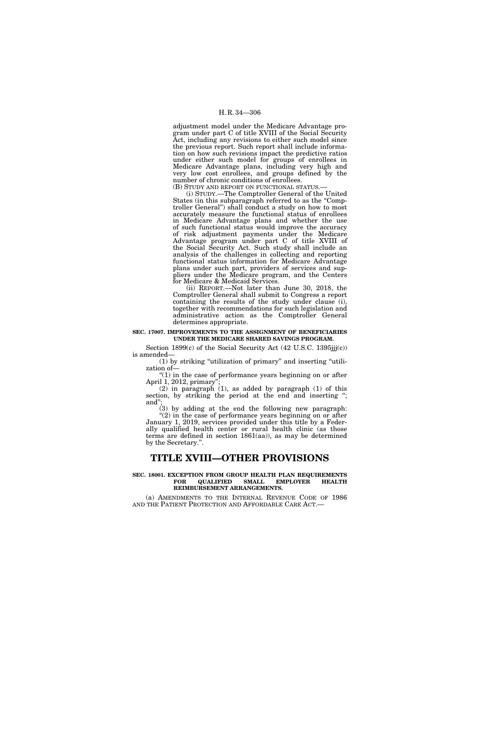adjustment model under the Medicare Advantage program under part C of title XVIII of the Social Security Act, including any revisions to either such model since the previous report. Such report shall include information on how such revisions impact the predictive ratios under either such model for groups of enrollees in Medicare Advantage plans, including very high and very low cost enrollees, and groups defined by the number of chronic conditions of enrollees.

(B) STUDY AND REPORT ON FUNCTIONAL STATUS.—

(i) STUDY.—The Comptroller General of the United States (in this subparagraph referred to as the "Comptroller General") shall conduct a study on how to most accurately measure the functional status of enrollees in Medicare Advantage plans and whether the use of such functional status would improve the accuracy of risk adjustment payments under the Medicare Advantage program under part C of title XVIII of the Social Security Act. Such study shall include an analysis of the challenges in collecting and reporting functional status information for Medicare Advantage plans under such part, providers of services and suppliers under the Medicare program, and the Centers for Medicare & Medicaid Services.

(ii) REPORT.—Not later than June 30, 2018, the Comptroller General shall submit to Congress a report containing the results of the study under clause (i), together with recommendations for such legislation and administrative action as the Comptroller General determines appropriate.

**SEC. 17007. IMPROVEMENTS TO THE ASSIGNMENT OF BENEFICIARIES UNDER THE MEDICARE SHARED SAVINGS PROGRAM.**

Section 1899(c) of the Social Security Act (42 U.S.C. 1395jjj(c)) is amended—

(1) by striking "utilization of primary" and inserting "utilization of—

"(1) in the case of performance years beginning on or after April 1, 2012, primary";

(2) in paragraph (1), as added by paragraph (1) of this section, by striking the period at the end and inserting "; and";

(3) by adding at the end the following new paragraph:

"(2) in the case of performance years beginning on or after January 1, 2019, services provided under this title by a Federally qualified health center or rural health clinic (as those terms are defined in section 1861(aa)), as may be determined by the Secretary.".

# TITLE XVIII—OTHER PROVISIONS

**SEC. 18001. EXCEPTION FROM GROUP HEALTH PLAN REQUIREMENTS FOR QUALIFIED SMALL EMPLOYER HEALTH REIMBURSEMENT ARRANGEMENTS.**

(a) AMENDMENTS TO THE INTERNAL REVENUE CODE OF 1986 AND THE PATIENT PROTECTION AND AFFORDABLE CARE ACT.—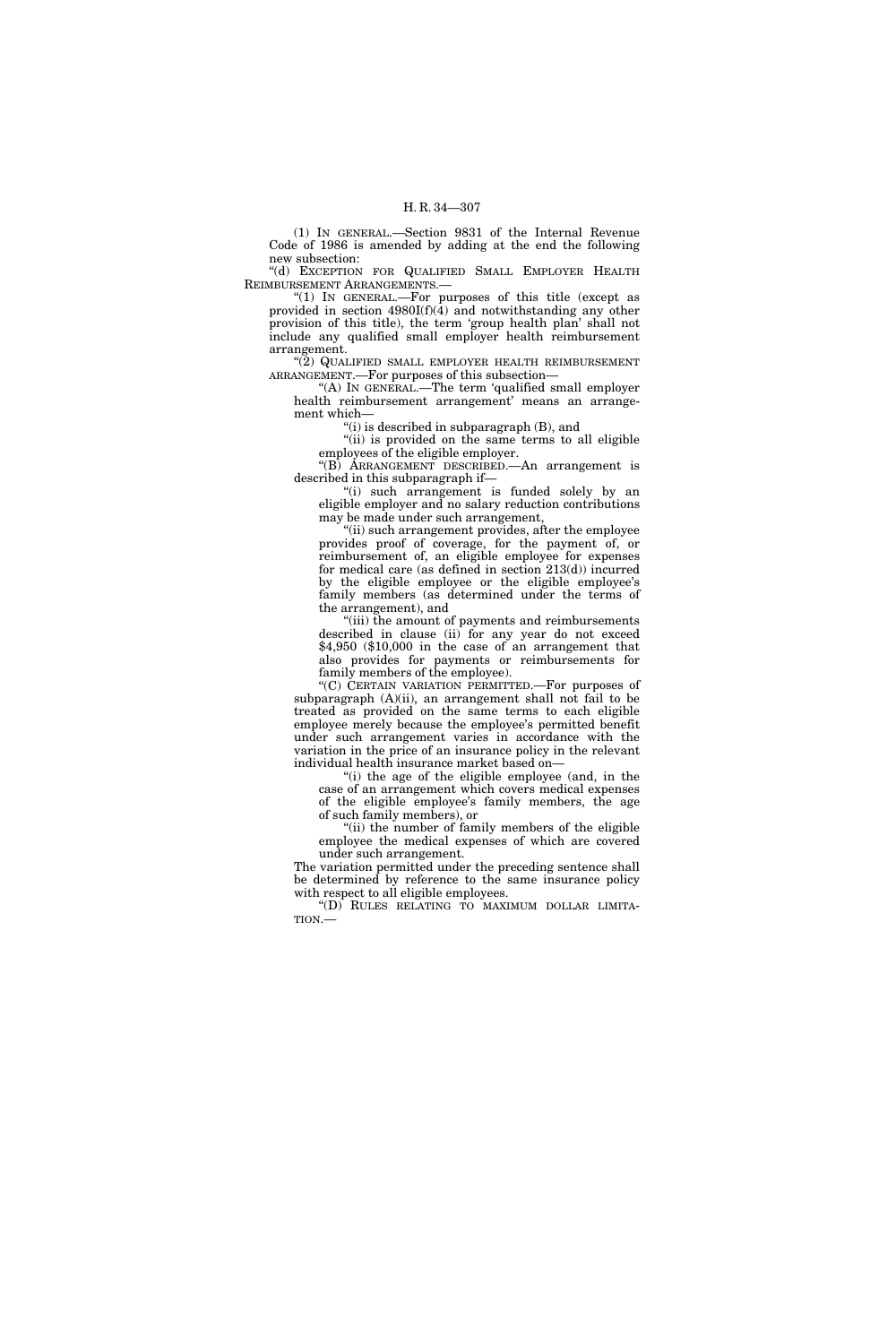(1) IN GENERAL.—Section 9831 of the Internal Revenue Code of 1986 is amended by adding at the end the following new subsection:

"(d) EXCEPTION FOR QUALIFIED SMALL EMPLOYER HEALTH REIMBURSEMENT ARRANGEMENTS.—

"(1) IN GENERAL.—For purposes of this title (except as provided in section 4980I(f)(4) and notwithstanding any other provision of this title), the term 'group health plan' shall not include any qualified small employer health reimbursement arrangement.

"(2) QUALIFIED SMALL EMPLOYER HEALTH REIMBURSEMENT ARRANGEMENT.—For purposes of this subsection—

"(A) IN GENERAL.—The term 'qualified small employer health reimbursement arrangement' means an arrangement which—

"(i) is described in subparagraph (B), and

"(ii) is provided on the same terms to all eligible employees of the eligible employer.

"(B) ARRANGEMENT DESCRIBED.—An arrangement is described in this subparagraph if—

"(i) such arrangement is funded solely by an eligible employer and no salary reduction contributions may be made under such arrangement,

"(ii) such arrangement provides, after the employee provides proof of coverage, for the payment of, or reimbursement of, an eligible employee for expenses for medical care (as defined in section 213(d)) incurred by the eligible employee or the eligible employee's family members (as determined under the terms of the arrangement), and

"(iii) the amount of payments and reimbursements described in clause (ii) for any year do not exceed $4,950 ($10,000 in the case of an arrangement that also provides for payments or reimbursements for family members of the employee).

"(C) CERTAIN VARIATION PERMITTED.—For purposes of subparagraph (A)(ii), an arrangement shall not fail to be treated as provided on the same terms to each eligible employee merely because the employee's permitted benefit under such arrangement varies in accordance with the variation in the price of an insurance policy in the relevant individual health insurance market based on—

"(i) the age of the eligible employee (and, in the case of an arrangement which covers medical expenses of the eligible employee's family members, the age of such family members), or

"(ii) the number of family members of the eligible employee the medical expenses of which are covered under such arrangement.

The variation permitted under the preceding sentence shall be determined by reference to the same insurance policy with respect to all eligible employees.

"(D) RULES RELATING TO MAXIMUM DOLLAR LIMITATION.—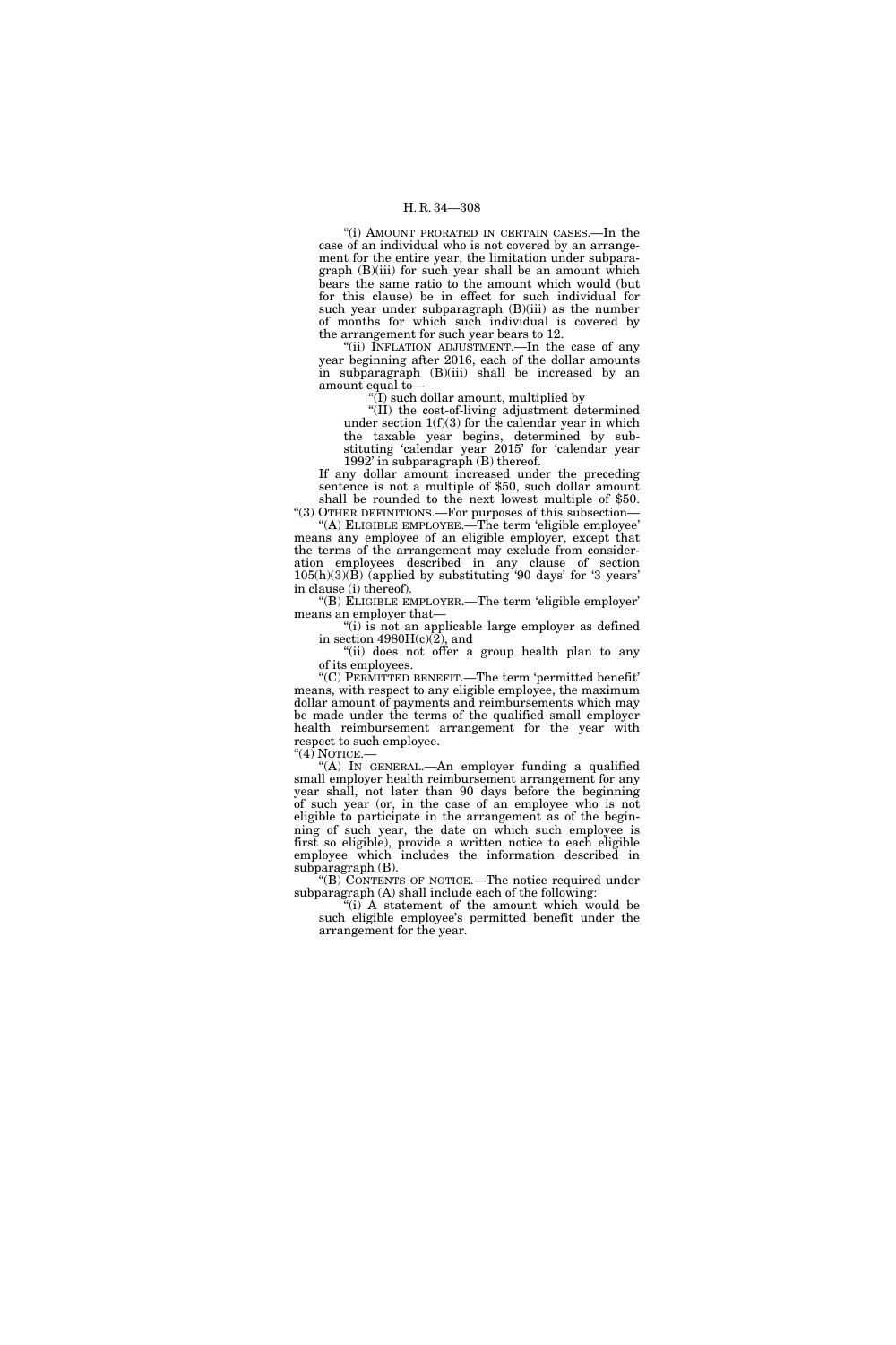"(i) AMOUNT PRORATED IN CERTAIN CASES.—In the case of an individual who is not covered by an arrangement for the entire year, the limitation under subparagraph (B)(iii) for such year shall be an amount which bears the same ratio to the amount which would (but for this clause) be in effect for such individual for such year under subparagraph (B)(iii) as the number of months for which such individual is covered by the arrangement for such year bears to 12.

"(ii) INFLATION ADJUSTMENT.—In the case of any year beginning after 2016, each of the dollar amounts in subparagraph (B)(iii) shall be increased by an amount equal to—

"(I) such dollar amount, multiplied by

"(II) the cost-of-living adjustment determined under section 1(f)(3) for the calendar year in which the taxable year begins, determined by substituting 'calendar year 2015' for 'calendar year 1992' in subparagraph (B) thereof.

If any dollar amount increased under the preceding sentence is not a multiple of $50, such dollar amount shall be rounded to the next lowest multiple of $50.

"(3) OTHER DEFINITIONS.—For purposes of this subsection—

"(A) ELIGIBLE EMPLOYEE.—The term 'eligible employee' means any employee of an eligible employer, except that the terms of the arrangement may exclude from consideration employees described in any clause of section 105(h)(3)(B) (applied by substituting '90 days' for '3 years' in clause (i) thereof).

"(B) ELIGIBLE EMPLOYER.—The term 'eligible employer' means an employer that—

"(i) is not an applicable large employer as defined in section 4980H(c)(2), and

"(ii) does not offer a group health plan to any of its employees.

"(C) PERMITTED BENEFIT.—The term 'permitted benefit' means, with respect to any eligible employee, the maximum dollar amount of payments and reimbursements which may be made under the terms of the qualified small employer health reimbursement arrangement for the year with respect to such employee.

"(4) NOTICE.—

"(A) IN GENERAL.—An employer funding a qualified small employer health reimbursement arrangement for any year shall, not later than 90 days before the beginning of such year (or, in the case of an employee who is not eligible to participate in the arrangement as of the beginning of such year, the date on which such employee is first so eligible), provide a written notice to each eligible employee which includes the information described in subparagraph (B).

"(B) CONTENTS OF NOTICE.—The notice required under subparagraph (A) shall include each of the following:

"(i) A statement of the amount which would be such eligible employee's permitted benefit under the arrangement for the year.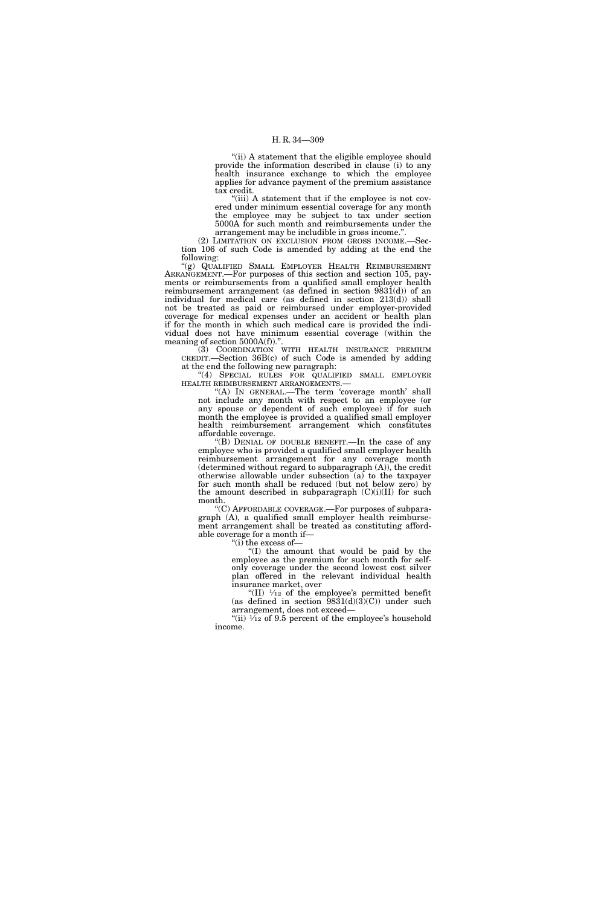"(ii) A statement that the eligible employee should provide the information described in clause (i) to any health insurance exchange to which the employee applies for advance payment of the premium assistance tax credit.

"(iii) A statement that if the employee is not covered under minimum essential coverage for any month the employee may be subject to tax under section 5000A for such month and reimbursements under the arrangement may be includible in gross income.".

(2) LIMITATION ON EXCLUSION FROM GROSS INCOME.—Section 106 of such Code is amended by adding at the end the following:

"(g) QUALIFIED SMALL EMPLOYER HEALTH REIMBURSEMENT ARRANGEMENT.—For purposes of this section and section 105, payments or reimbursements from a qualified small employer health reimbursement arrangement (as defined in section 9831(d)) of an individual for medical care (as defined in section 213(d)) shall not be treated as paid or reimbursed under employer-provided coverage for medical expenses under an accident or health plan if for the month in which such medical care is provided the individual does not have minimum essential coverage (within the meaning of section 5000A(f)).".

(3) COORDINATION WITH HEALTH INSURANCE PREMIUM CREDIT.—Section 36B(c) of such Code is amended by adding at the end the following new paragraph:

"(4) SPECIAL RULES FOR QUALIFIED SMALL EMPLOYER HEALTH REIMBURSEMENT ARRANGEMENTS.—

"(A) IN GENERAL.—The term 'coverage month' shall not include any month with respect to an employee (or any spouse or dependent of such employee) if for such month the employee is provided a qualified small employer health reimbursement arrangement which constitutes affordable coverage.

"(B) DENIAL OF DOUBLE BENEFIT.—In the case of any employee who is provided a qualified small employer health reimbursement arrangement for any coverage month (determined without regard to subparagraph (A)), the credit otherwise allowable under subsection (a) to the taxpayer for such month shall be reduced (but not below zero) by the amount described in subparagraph (C)(i)(II) for such month.

"(C) AFFORDABLE COVERAGE.—For purposes of subparagraph (A), a qualified small employer health reimbursement arrangement shall be treated as constituting affordable coverage for a month if—

"(i) the excess of—

"(I) the amount that would be paid by the employee as the premium for such month for self-only coverage under the second lowest cost silver plan offered in the relevant individual health insurance market, over

"(II) $\frac{1}{12}$ of the employee's permitted benefit (as defined in section 9831(d)(3)(C)) under such arrangement, does not exceed—

"(ii) $\frac{1}{12}$ of 9.5 percent of the employee's household income.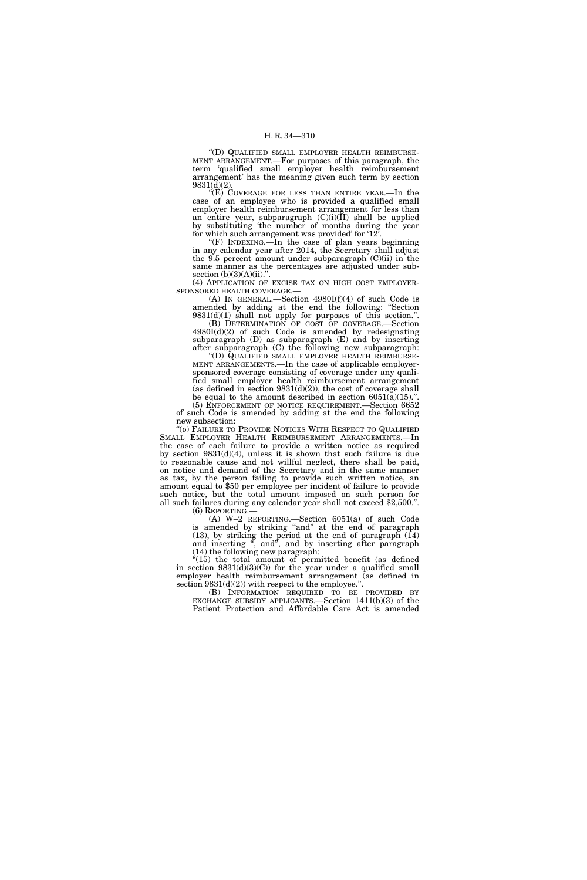"(D) QUALIFIED SMALL EMPLOYER HEALTH REIMBURSEMENT ARRANGEMENT.—For purposes of this paragraph, the term 'qualified small employer health reimbursement arrangement' has the meaning given such term by section 9831(d)(2).

"(E) COVERAGE FOR LESS THAN ENTIRE YEAR.—In the case of an employee who is provided a qualified small employer health reimbursement arrangement for less than an entire year, subparagraph (C)(i)(II) shall be applied by substituting 'the number of months during the year for which such arrangement was provided' for '12'.

"(F) INDEXING.—In the case of plan years beginning in any calendar year after 2014, the Secretary shall adjust the 9.5 percent amount under subparagraph (C)(ii) in the same manner as the percentages are adjusted under subsection (b)(3)(A)(ii).".

(4) APPLICATION OF EXCISE TAX ON HIGH COST EMPLOYER-SPONSORED HEALTH COVERAGE.—

(A) IN GENERAL.—Section 4980I(f)(4) of such Code is amended by adding at the end the following: "Section 9831(d)(1) shall not apply for purposes of this section.".

(B) DETERMINATION OF COST OF COVERAGE.—Section 4980I(d)(2) of such Code is amended by redesignating subparagraph (D) as subparagraph (E) and by inserting after subparagraph (C) the following new subparagraph:

"(D) QUALIFIED SMALL EMPLOYER HEALTH REIMBURSEMENT ARRANGEMENTS.—In the case of applicable employer-sponsored coverage consisting of coverage under any qualified small employer health reimbursement arrangement (as defined in section 9831(d)(2)), the cost of coverage shall be equal to the amount described in section 6051(a)(15).".

(5) ENFORCEMENT OF NOTICE REQUIREMENT.—Section 6652 of such Code is amended by adding at the end the following new subsection:

"(o) FAILURE TO PROVIDE NOTICES WITH RESPECT TO QUALIFIED SMALL EMPLOYER HEALTH REIMBURSEMENT ARRANGEMENTS.—In the case of each failure to provide a written notice as required by section 9831(d)(4), unless it is shown that such failure is due to reasonable cause and not willful neglect, there shall be paid, on notice and demand of the Secretary and in the same manner as tax, by the person failing to provide such written notice, an amount equal to $50 per employee per incident of failure to provide such notice, but the total amount imposed on such person for all such failures during any calendar year shall not exceed $2,500.".

(6) REPORTING.—

(A) W–2 REPORTING.—Section 6051(a) of such Code is amended by striking "and" at the end of paragraph (13), by striking the period at the end of paragraph (14) and inserting ", and", and by inserting after paragraph (14) the following new paragraph:

"(15) the total amount of permitted benefit (as defined in section 9831(d)(3)(C)) for the year under a qualified small employer health reimbursement arrangement (as defined in section 9831(d)(2)) with respect to the employee.".

(B) INFORMATION REQUIRED TO BE PROVIDED BY EXCHANGE SUBSIDY APPLICANTS.—Section 1411(b)(3) of the Patient Protection and Affordable Care Act is amended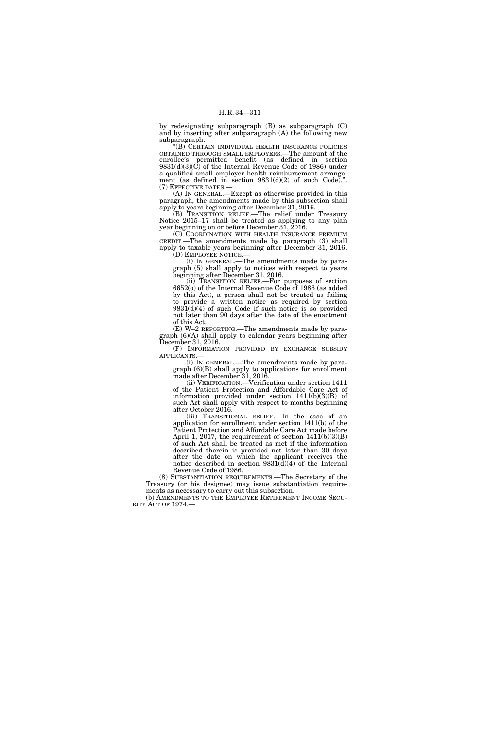by redesignating subparagraph (B) as subparagraph (C) and by inserting after subparagraph (A) the following new subparagraph:

"(B) CERTAIN INDIVIDUAL HEALTH INSURANCE POLICIES OBTAINED THROUGH SMALL EMPLOYERS.—The amount of the enrollee's permitted benefit (as defined in section 9831(d)(3)(C) of the Internal Revenue Code of 1986) under a qualified small employer health reimbursement arrangement (as defined in section 9831(d)(2) of such Code).".

(7) EFFECTIVE DATES.—

(A) IN GENERAL.—Except as otherwise provided in this paragraph, the amendments made by this subsection shall apply to years beginning after December 31, 2016.

(B) TRANSITION RELIEF.—The relief under Treasury Notice 2015–17 shall be treated as applying to any plan year beginning on or before December 31, 2016.

(C) COORDINATION WITH HEALTH INSURANCE PREMIUM CREDIT.—The amendments made by paragraph (3) shall apply to taxable years beginning after December 31, 2016.

(D) EMPLOYEE NOTICE.—

(i) IN GENERAL.—The amendments made by paragraph (5) shall apply to notices with respect to years beginning after December 31, 2016.

(ii) TRANSITION RELIEF.—For purposes of section 6652(o) of the Internal Revenue Code of 1986 (as added by this Act), a person shall not be treated as failing to provide a written notice as required by section 9831(d)(4) of such Code if such notice is so provided not later than 90 days after the date of the enactment of this Act.

(E) W–2 REPORTING.—The amendments made by paragraph (6)(A) shall apply to calendar years beginning after December 31, 2016.

(F) INFORMATION PROVIDED BY EXCHANGE SUBSIDY APPLICANTS.—

(i) IN GENERAL.—The amendments made by paragraph (6)(B) shall apply to applications for enrollment made after December 31, 2016.

(ii) VERIFICATION.—Verification under section 1411 of the Patient Protection and Affordable Care Act of information provided under section 1411(b)(3)(B) of such Act shall apply with respect to months beginning after October 2016.

(iii) TRANSITIONAL RELIEF.—In the case of an application for enrollment under section 1411(b) of the Patient Protection and Affordable Care Act made before April 1, 2017, the requirement of section 1411(b)(3)(B) of such Act shall be treated as met if the information described therein is provided not later than 30 days after the date on which the applicant receives the notice described in section 9831(d)(4) of the Internal Revenue Code of 1986.

(8) SUBSTANTIATION REQUIREMENTS.—The Secretary of the Treasury (or his designee) may issue substantiation requirements as necessary to carry out this subsection.

(b) AMENDMENTS TO THE EMPLOYEE RETIREMENT INCOME SECURITY ACT OF 1974.—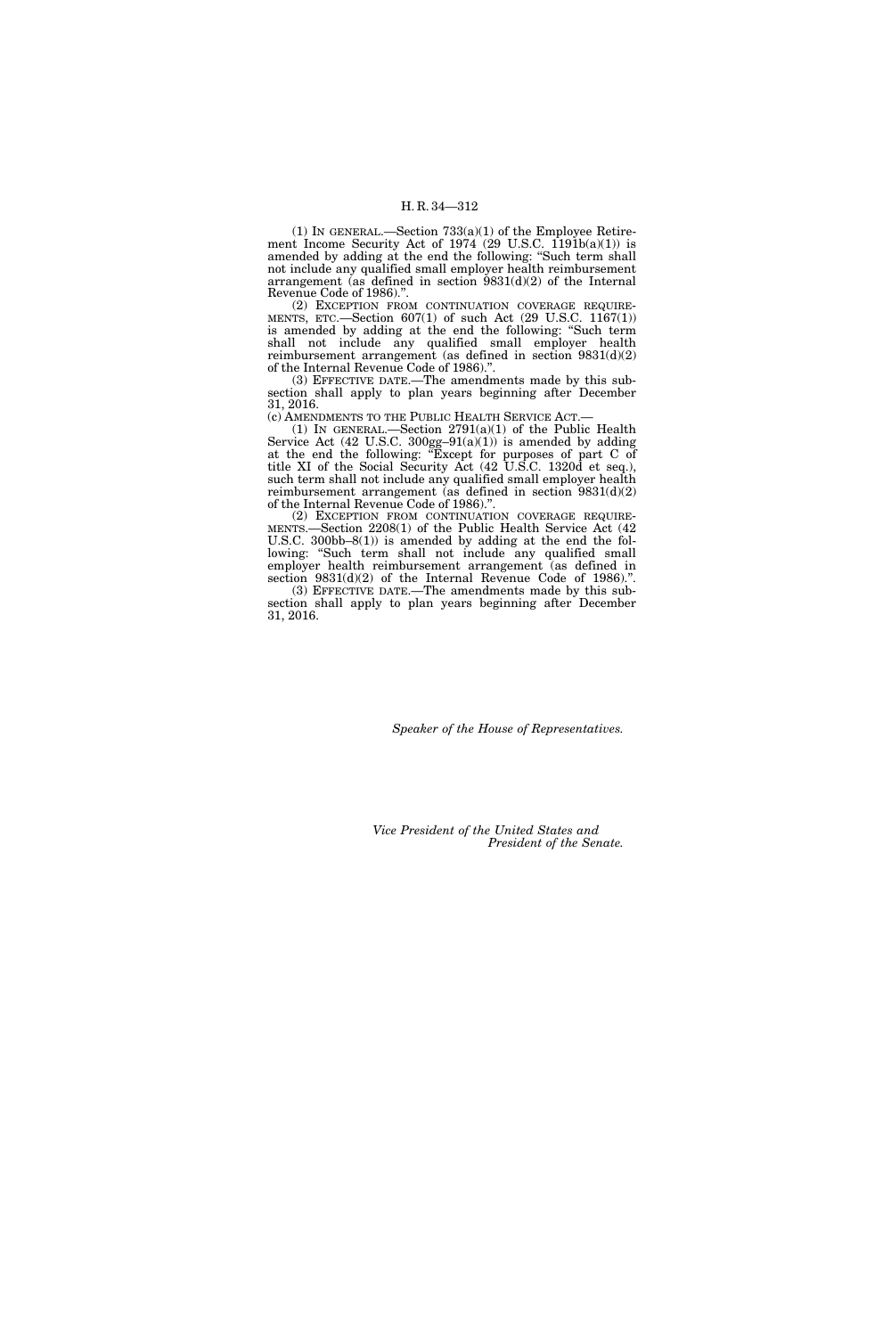(1) IN GENERAL.—Section 733(a)(1) of the Employee Retirement Income Security Act of 1974 (29 U.S.C. 1191b(a)(1)) is amended by adding at the end the following: "Such term shall not include any qualified small employer health reimbursement arrangement (as defined in section 9831(d)(2) of the Internal Revenue Code of 1986).".

(2) EXCEPTION FROM CONTINUATION COVERAGE REQUIREMENTS, ETC.—Section 607(1) of such Act (29 U.S.C. 1167(1)) is amended by adding at the end the following: "Such term shall not include any qualified small employer health reimbursement arrangement (as defined in section 9831(d)(2) of the Internal Revenue Code of 1986).".

(3) EFFECTIVE DATE.—The amendments made by this subsection shall apply to plan years beginning after December 31, 2016.

(c) AMENDMENTS TO THE PUBLIC HEALTH SERVICE ACT.—

(1) IN GENERAL.—Section 2791(a)(1) of the Public Health Service Act (42 U.S.C. 300gg–91(a)(1)) is amended by adding at the end the following: "Except for purposes of part C of title XI of the Social Security Act (42 U.S.C. 1320d et seq.), such term shall not include any qualified small employer health reimbursement arrangement (as defined in section 9831(d)(2) of the Internal Revenue Code of 1986).".

(2) EXCEPTION FROM CONTINUATION COVERAGE REQUIREMENTS.—Section 2208(1) of the Public Health Service Act (42 U.S.C. 300bb–8(1)) is amended by adding at the end the following: "Such term shall not include any qualified small employer health reimbursement arrangement (as defined in section 9831(d)(2) of the Internal Revenue Code of 1986).".

(3) EFFECTIVE DATE.—The amendments made by this subsection shall apply to plan years beginning after December 31, 2016.

*Speaker of the House of Representatives.*

*Vice President of the United States and President of the Senate.*